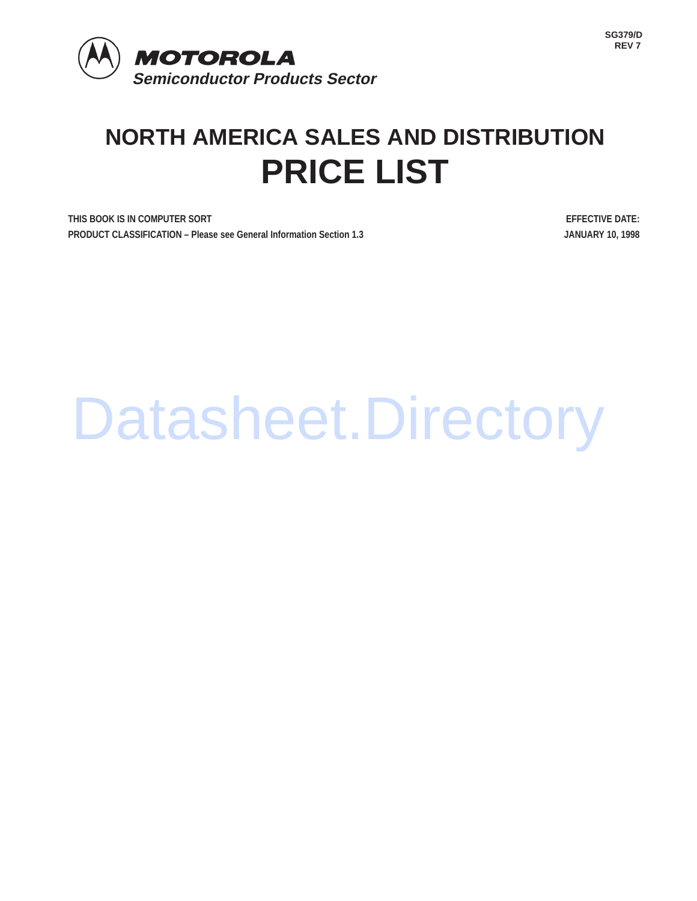SG379/D
REV 7

**MOTOROLA**
*Semiconductor Products Sector*

# NORTH AMERICA SALES AND DISTRIBUTION
# PRICE LIST

**THIS BOOK IS IN COMPUTER SORT**
**PRODUCT CLASSIFICATION – Please see General Information Section 1.3**

**EFFECTIVE DATE:**
**JANUARY 10, 1998**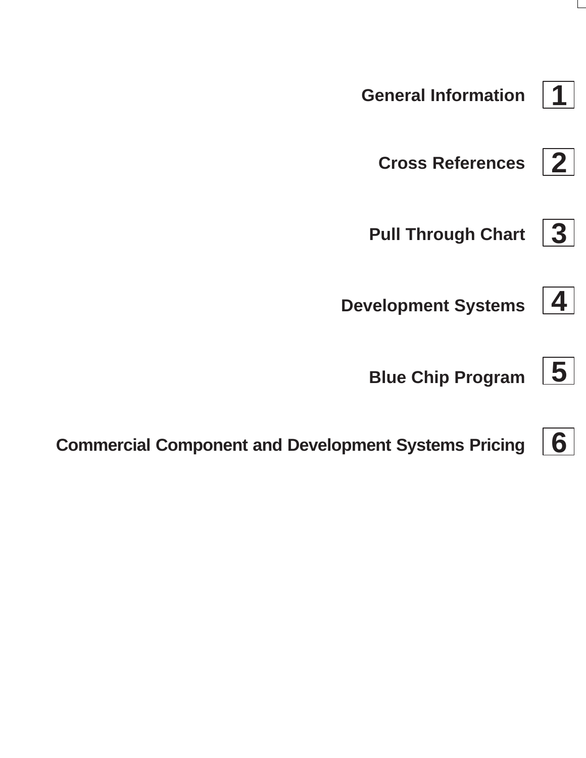General Information **1**

Cross References **2**

Pull Through Chart **3**

Development Systems **4**

Blue Chip Program **5**

Commercial Component and Development Systems Pricing **6**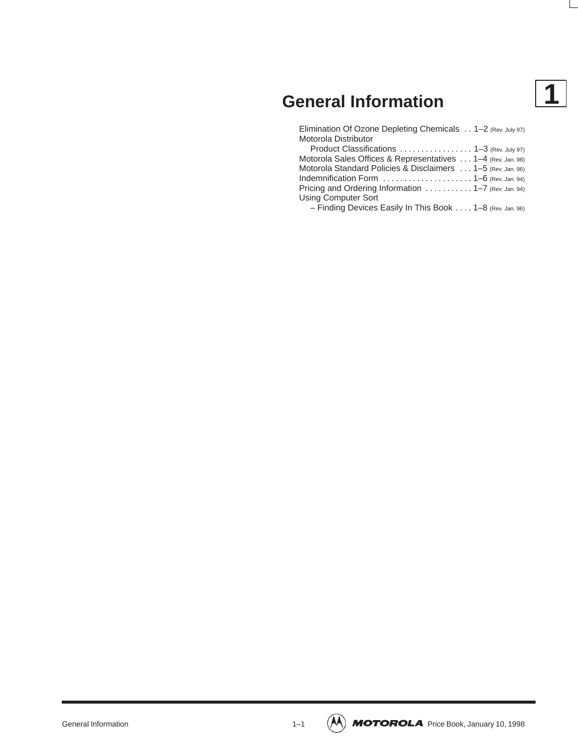# General Information

1

Elimination Of Ozone Depleting Chemicals . . 1–2 (Rev. July 97)
Motorola Distributor
  Product Classifications . . . . . . . . . . . . . . . . . 1–3 (Rev. July 97)
Motorola Sales Offices & Representatives . . . 1–4 (Rev. Jan. 98)
Motorola Standard Policies & Disclaimers . . . 1–5 (Rev. Jan. 96)
Indemnification Form . . . . . . . . . . . . . . . . . . . . . 1–6 (Rev. Jan. 94)
Pricing and Ordering Information . . . . . . . . . . . 1–7 (Rev. Jan. 94)
Using Computer Sort
  – Finding Devices Easily In This Book . . . . 1–8 (Rev. Jan. 96)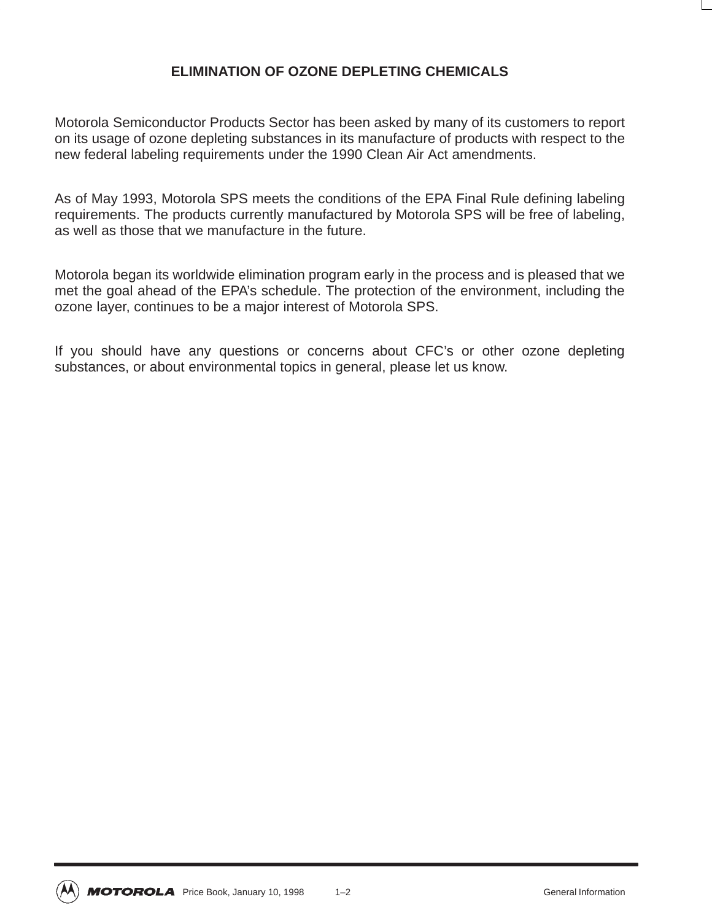# ELIMINATION OF OZONE DEPLETING CHEMICALS

Motorola Semiconductor Products Sector has been asked by many of its customers to report on its usage of ozone depleting substances in its manufacture of products with respect to the new federal labeling requirements under the 1990 Clean Air Act amendments.

As of May 1993, Motorola SPS meets the conditions of the EPA Final Rule defining labeling requirements. The products currently manufactured by Motorola SPS will be free of labeling, as well as those that we manufacture in the future.

Motorola began its worldwide elimination program early in the process and is pleased that we met the goal ahead of the EPA's schedule. The protection of the environment, including the ozone layer, continues to be a major interest of Motorola SPS.

If you should have any questions or concerns about CFC's or other ozone depleting substances, or about environmental topics in general, please let us know.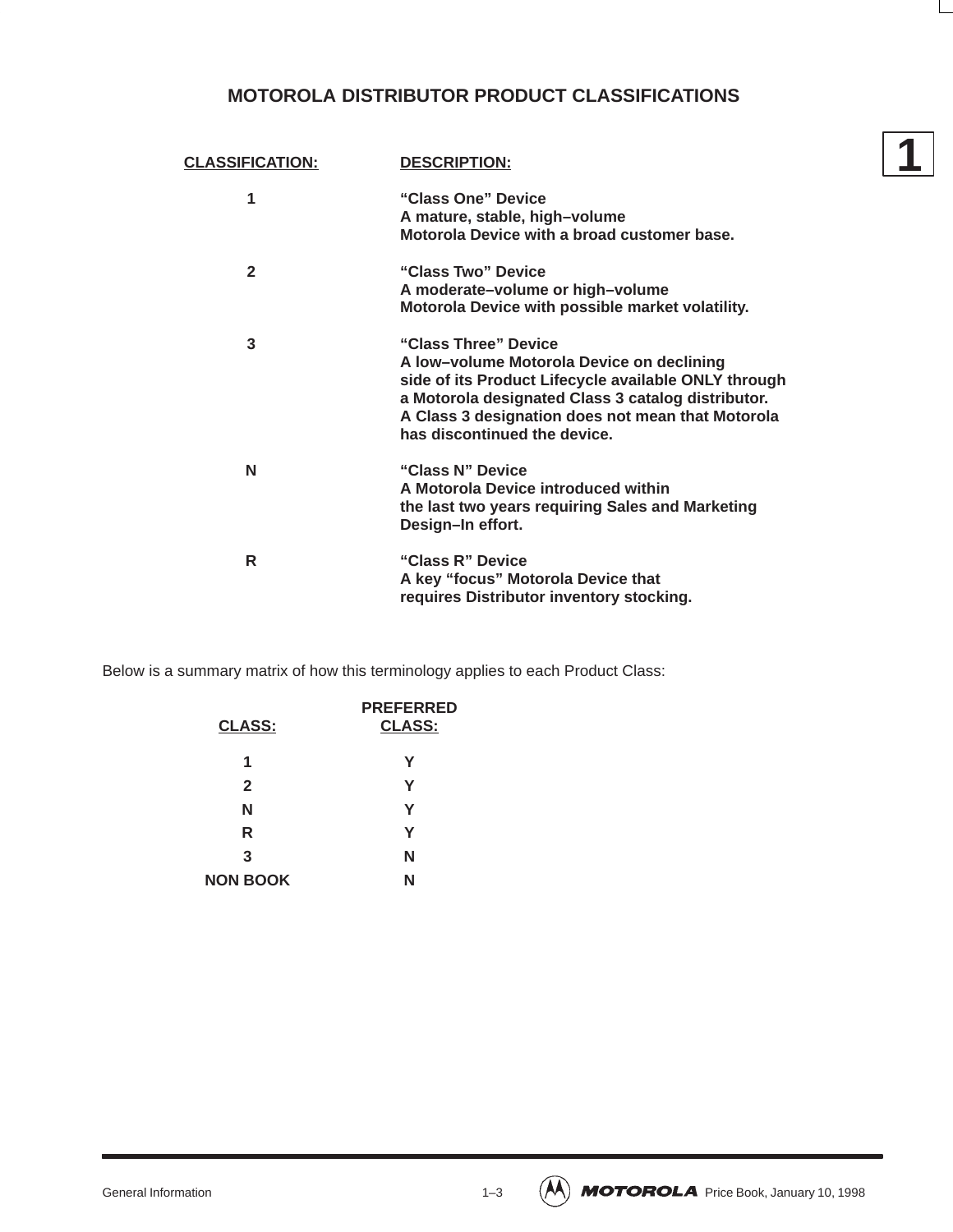## MOTOROLA DISTRIBUTOR PRODUCT CLASSIFICATIONS

| CLASSIFICATION: | DESCRIPTION: |
|---|---|
| 1 | **"Class One" Device** A mature, stable, high–volume Motorola Device with a broad customer base. |
| 2 | **"Class Two" Device** A moderate–volume or high–volume Motorola Device with possible market volatility. |
| 3 | **"Class Three" Device** A low–volume Motorola Device on declining side of its Product Lifecycle available ONLY through a Motorola designated Class 3 catalog distributor. A Class 3 designation does not mean that Motorola has discontinued the device. |
| N | **"Class N" Device** A Motorola Device introduced within the last two years requiring Sales and Marketing Design–In effort. |
| R | **"Class R" Device** A key "focus" Motorola Device that requires Distributor inventory stocking. |

Below is a summary matrix of how this terminology applies to each Product Class:

| CLASS: | PREFERRED CLASS: |
|---|---|
| 1 | Y |
| 2 | Y |
| N | Y |
| R | Y |
| 3 | N |
| NON BOOK | N |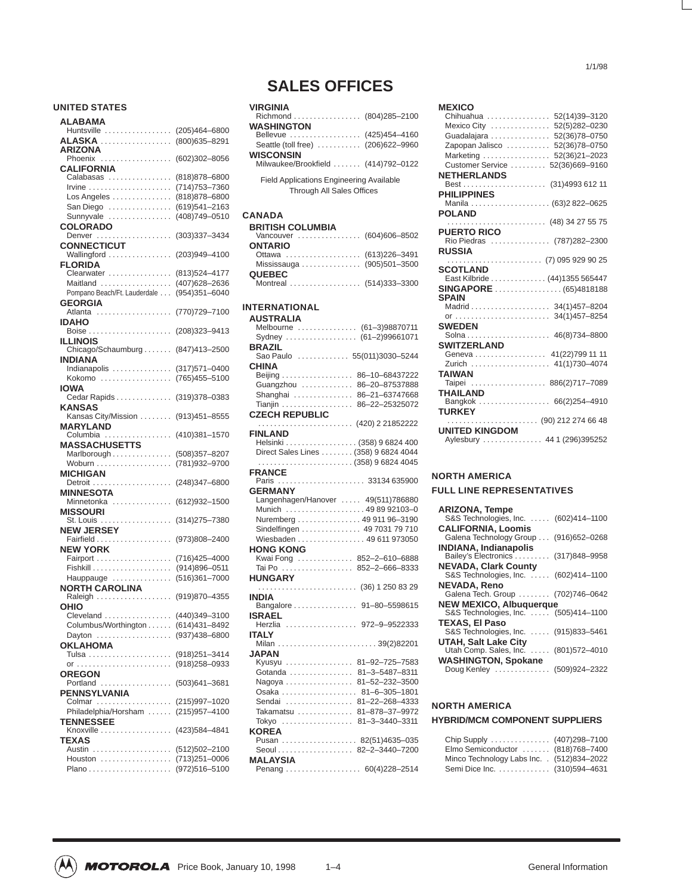1/1/98

# SALES OFFICES

## UNITED STATES

**ALABAMA**
Huntsville ................. (205)464–6800

**ALASKA** .................. (800)635–8291

**ARIZONA**
Phoenix .................. (602)302–8056

**CALIFORNIA**
Calabasas ................ (818)878–6800
Irvine ..................... (714)753–7360
Los Angeles ............... (818)878–6800
San Diego ................ (619)541–2163
Sunnyvale ................ (408)749–0510

**COLORADO**
Denver ................... (303)337–3434

**CONNECTICUT**
Wallingford ................ (203)949–4100

**FLORIDA**
Clearwater ................ (813)524–4177
Maitland .................. (407)628–2636
Pompano Beach/Ft. Lauderdale ... (954)351–6040

**GEORGIA**
Atlanta ................... (770)729–7100

**IDAHO**
Boise ..................... (208)323–9413

**ILLINOIS**
Chicago/Schaumburg ....... (847)413–2500

**INDIANA**
Indianapolis ............... (317)571–0400
Kokomo .................. (765)455–5100

**IOWA**
Cedar Rapids .............. (319)378–0383

**KANSAS**
Kansas City/Mission ........ (913)451–8555

**MARYLAND**
Columbia ................. (410)381–1570

**MASSACHUSETTS**
Marlborough ............... (508)357–8207
Woburn ................... (781)932–9700

**MICHIGAN**
Detroit .................... (248)347–6800

**MINNESOTA**
Minnetonka ............... (612)932–1500

**MISSOURI**
St. Louis .................. (314)275–7380

**NEW JERSEY**
Fairfield ................... (973)808–2400

**NEW YORK**
Fairport ................... (716)425–4000
Fishkill .................... (914)896–0511
Hauppauge ............... (516)361–7000

**NORTH CAROLINA**
Raleigh ................... (919)870–4355

**OHIO**
Cleveland ................. (440)349–3100
Columbus/Worthington ...... (614)431–8492
Dayton ................... (937)438–6800

**OKLAHOMA**
Tulsa ..................... (918)251–3414
or ........................ (918)258–0933

**OREGON**
Portland .................. (503)641–3681

**PENNSYLVANIA**
Colmar ................... (215)997–1020
Philadelphia/Horsham ...... (215)957–4100

**TENNESSEE**
Knoxville .................. (423)584–4841

**TEXAS**
Austin .................... (512)502–2100
Houston .................. (713)251–0006
Plano ..................... (972)516–5100

**VIRGINIA**
Richmond ................. (804)285–2100

**WASHINGTON**
Bellevue .................. (425)454–4160
Seattle (toll free) ........... (206)622–9960

**WISCONSIN**
Milwaukee/Brookfield ....... (414)792–0122

Field Applications Engineering Available Through All Sales Offices

## CANADA

**BRITISH COLUMBIA**
Vancouver ................ (604)606–8502

**ONTARIO**
Ottawa ................... (613)226–3491
Mississauga ............... (905)501–3500

**QUEBEC**
Montreal .................. (514)333–3300

## INTERNATIONAL

**AUSTRALIA**
Melbourne ............... (61–3)98870711
Sydney .................. (61–2)99661071

**BRAZIL**
Sao Paulo ............. 55(011)3030–5244

**CHINA**
Beijing .................. 86–10–68437222
Guangzhou ............. 86–20–87537888
Shanghai ............... 86–21–63747668
Tianjin .................. 86–22–25325072

**CZECH REPUBLIC**
........................ (420) 2 21852222

**FINLAND**
Helsinki .................. (358) 9 6824 400
Direct Sales Lines ........ (358) 9 6824 4044
........................ (358) 9 6824 4045

**FRANCE**
Paris ...................... 33134 635900

**GERMANY**
Langenhagen/Hanover ..... 49(511)786880
Munich .................... 49 89 92103–0
Nuremberg ................ 49 911 96–3190
Sindelfingen ............... 49 7031 79 710
Wiesbaden ................. 49 611 973050

**HONG KONG**
Kwai Fong .............. 852–2–610–6888
Tai Po .................. 852–2–666–8333

**HUNGARY**
........................ (36) 1 250 83 29

**INDIA**
Bangalore ................ 91–80–5598615

**ISRAEL**
Herzlia .................. 972–9–9522333

**ITALY**
Milan ......................... 39(2)82201

**JAPAN**
Kyusyu ................. 81–92–725–7583
Gotanda ................ 81–3–5487–8311
Nagoya ................. 81–52–232–3500
Osaka ................... 81–6–305–1801
Sendai ................. 81–22–268–4333
Takamatsu .............. 81–878–37–9972
Tokyo .................. 81–3–3440–3311

**KOREA**
Pusan ................... 82(51)4635–035
Seoul ................... 82–2–3440–7200

**MALAYSIA**
Penang ................... 60(4)228–2514

**MEXICO**
Chihuahua ................ 52(14)39–3120
Mexico City .............. 52(5)282–0230
Guadalajara .............. 52(36)78–0750
Zapopan Jalisco ........... 52(36)78–0750
Marketing ................. 52(36)21–2023
Customer Service ......... 52(36)669–9160

**NETHERLANDS**
Best ..................... (31)4993 612 11

**PHILIPPINES**
Manila .................... (63)2 822–0625

**POLAND**
........................ (48) 34 27 55 75

**PUERTO RICO**
Rio Piedras .............. (787)282–2300

**RUSSIA**
........................ (7) 095 929 90 25

**SCOTLAND**
East Kilbride ............. (44)1355 565447

**SINGAPORE** ................. (65)4818188

**SPAIN**
Madrid .................... 34(1)457–8204
or ........................ 34(1)457–8254

**SWEDEN**
Solna ..................... 46(8)734–8800

**SWITZERLAND**
Geneva .................. 41(22)799 11 11
Zurich .................... 41(1)730–4074

**TAIWAN**
Taipei ................... 886(2)717–7089

**THAILAND**
Bangkok ................. 66(2)254–4910

**TURKEY**
....................... (90) 212 274 66 48

**UNITED KINGDOM**
Aylesbury ............... 44 1 (296)395252

## NORTH AMERICA

## FULL LINE REPRESENTATIVES

**ARIZONA, Tempe**
S&S Technologies, Inc. ..... (602)414–1100

**CALIFORNIA, Loomis**
Galena Technology Group ... (916)652–0268

**INDIANA, Indianapolis**
Bailey's Electronics ......... (317)848–9958

**NEVADA, Clark County**
S&S Technologies, Inc. ..... (602)414–1100

**NEVADA, Reno**
Galena Tech. Group ........ (702)746–0642

**NEW MEXICO, Albuquerque**
S&S Technologies, Inc. ..... (505)414–1100

**TEXAS, El Paso**
S&S Technologies, Inc. ..... (915)833–5461

**UTAH, Salt Lake City**
Utah Comp. Sales, Inc. ..... (801)572–4010

**WASHINGTON, Spokane**
Doug Kenley .............. (509)924–2322

## NORTH AMERICA

## HYBRID/MCM COMPONENT SUPPLIERS

Chip Supply .............. (407)298–7100
Elmo Semiconductor ....... (818)768–7400
Minco Technology Labs Inc. . (512)834–2022
Semi Dice Inc. ............. (310)594–4631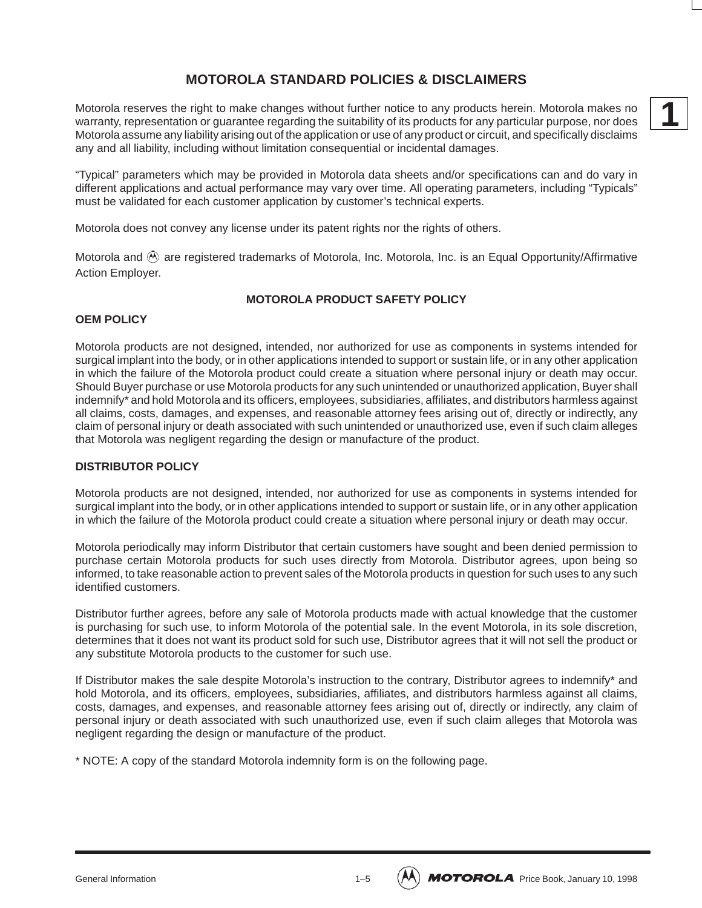# MOTOROLA STANDARD POLICIES & DISCLAIMERS

Motorola reserves the right to make changes without further notice to any products herein. Motorola makes no warranty, representation or guarantee regarding the suitability of its products for any particular purpose, nor does Motorola assume any liability arising out of the application or use of any product or circuit, and specifically disclaims any and all liability, including without limitation consequential or incidental damages.

"Typical" parameters which may be provided in Motorola data sheets and/or specifications can and do vary in different applications and actual performance may vary over time. All operating parameters, including "Typicals" must be validated for each customer application by customer's technical experts.

Motorola does not convey any license under its patent rights nor the rights of others.

Motorola and Ⓜ are registered trademarks of Motorola, Inc. Motorola, Inc. is an Equal Opportunity/Affirmative Action Employer.

## MOTOROLA PRODUCT SAFETY POLICY

### OEM POLICY

Motorola products are not designed, intended, nor authorized for use as components in systems intended for surgical implant into the body, or in other applications intended to support or sustain life, or in any other application in which the failure of the Motorola product could create a situation where personal injury or death may occur. Should Buyer purchase or use Motorola products for any such unintended or unauthorized application, Buyer shall indemnify* and hold Motorola and its officers, employees, subsidiaries, affiliates, and distributors harmless against all claims, costs, damages, and expenses, and reasonable attorney fees arising out of, directly or indirectly, any claim of personal injury or death associated with such unintended or unauthorized use, even if such claim alleges that Motorola was negligent regarding the design or manufacture of the product.

### DISTRIBUTOR POLICY

Motorola products are not designed, intended, nor authorized for use as components in systems intended for surgical implant into the body, or in other applications intended to support or sustain life, or in any other application in which the failure of the Motorola product could create a situation where personal injury or death may occur.

Motorola periodically may inform Distributor that certain customers have sought and been denied permission to purchase certain Motorola products for such uses directly from Motorola. Distributor agrees, upon being so informed, to take reasonable action to prevent sales of the Motorola products in question for such uses to any such identified customers.

Distributor further agrees, before any sale of Motorola products made with actual knowledge that the customer is purchasing for such use, to inform Motorola of the potential sale. In the event Motorola, in its sole discretion, determines that it does not want its product sold for such use, Distributor agrees that it will not sell the product or any substitute Motorola products to the customer for such use.

If Distributor makes the sale despite Motorola's instruction to the contrary, Distributor agrees to indemnify* and hold Motorola, and its officers, employees, subsidiaries, affiliates, and distributors harmless against all claims, costs, damages, and expenses, and reasonable attorney fees arising out of, directly or indirectly, any claim of personal injury or death associated with such unauthorized use, even if such claim alleges that Motorola was negligent regarding the design or manufacture of the product.

* NOTE: A copy of the standard Motorola indemnity form is on the following page.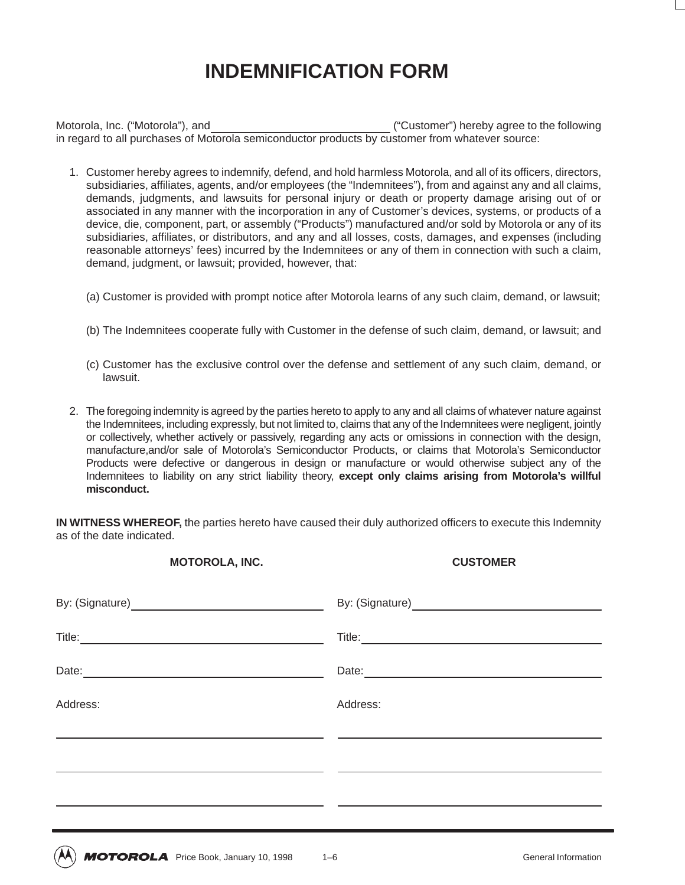# INDEMNIFICATION FORM

Motorola, Inc. (“Motorola”), and \_\_\_\_\_\_\_\_\_\_\_\_\_\_\_\_\_\_\_\_\_\_\_\_\_\_\_\_\_\_ (“Customer”) hereby agree to the following in regard to all purchases of Motorola semiconductor products by customer from whatever source:

1. Customer hereby agrees to indemnify, defend, and hold harmless Motorola, and all of its officers, directors, subsidiaries, affiliates, agents, and/or employees (the “Indemnitees”), from and against any and all claims, demands, judgments, and lawsuits for personal injury or death or property damage arising out of or associated in any manner with the incorporation in any of Customer’s devices, systems, or products of a device, die, component, part, or assembly (“Products”) manufactured and/or sold by Motorola or any of its subsidiaries, affiliates, or distributors, and any and all losses, costs, damages, and expenses (including reasonable attorneys’ fees) incurred by the Indemnitees or any of them in connection with such a claim, demand, judgment, or lawsuit; provided, however, that:

   (a) Customer is provided with prompt notice after Motorola learns of any such claim, demand, or lawsuit;

   (b) The Indemnitees cooperate fully with Customer in the defense of such claim, demand, or lawsuit; and

   (c) Customer has the exclusive control over the defense and settlement of any such claim, demand, or lawsuit.

2. The foregoing indemnity is agreed by the parties hereto to apply to any and all claims of whatever nature against the Indemnitees, including expressly, but not limited to, claims that any of the Indemnitees were negligent, jointly or collectively, whether actively or passively, regarding any acts or omissions in connection with the design, manufacture,and/or sale of Motorola’s Semiconductor Products, or claims that Motorola’s Semiconductor Products were defective or dangerous in design or manufacture or would otherwise subject any of the Indemnitees to liability on any strict liability theory, **except only claims arising from Motorola’s willful misconduct.**

**IN WITNESS WHEREOF,** the parties hereto have caused their duly authorized officers to execute this Indemnity as of the date indicated.

| **MOTOROLA, INC.** | **CUSTOMER** |
|---|---|
| By: (Signature) \_\_\_\_\_\_\_\_\_\_\_\_\_\_\_\_ | By: (Signature) \_\_\_\_\_\_\_\_\_\_\_\_\_\_\_\_ |
| Title: \_\_\_\_\_\_\_\_\_\_\_\_\_\_\_\_ | Title: \_\_\_\_\_\_\_\_\_\_\_\_\_\_\_\_ |
| Date: \_\_\_\_\_\_\_\_\_\_\_\_\_\_\_\_ | Date: \_\_\_\_\_\_\_\_\_\_\_\_\_\_\_\_ |
| Address: | Address: |
| \_\_\_\_\_\_\_\_\_\_\_\_\_\_\_\_ | \_\_\_\_\_\_\_\_\_\_\_\_\_\_\_\_ |
| \_\_\_\_\_\_\_\_\_\_\_\_\_\_\_\_ | \_\_\_\_\_\_\_\_\_\_\_\_\_\_\_\_ |
| \_\_\_\_\_\_\_\_\_\_\_\_\_\_\_\_ | \_\_\_\_\_\_\_\_\_\_\_\_\_\_\_\_ |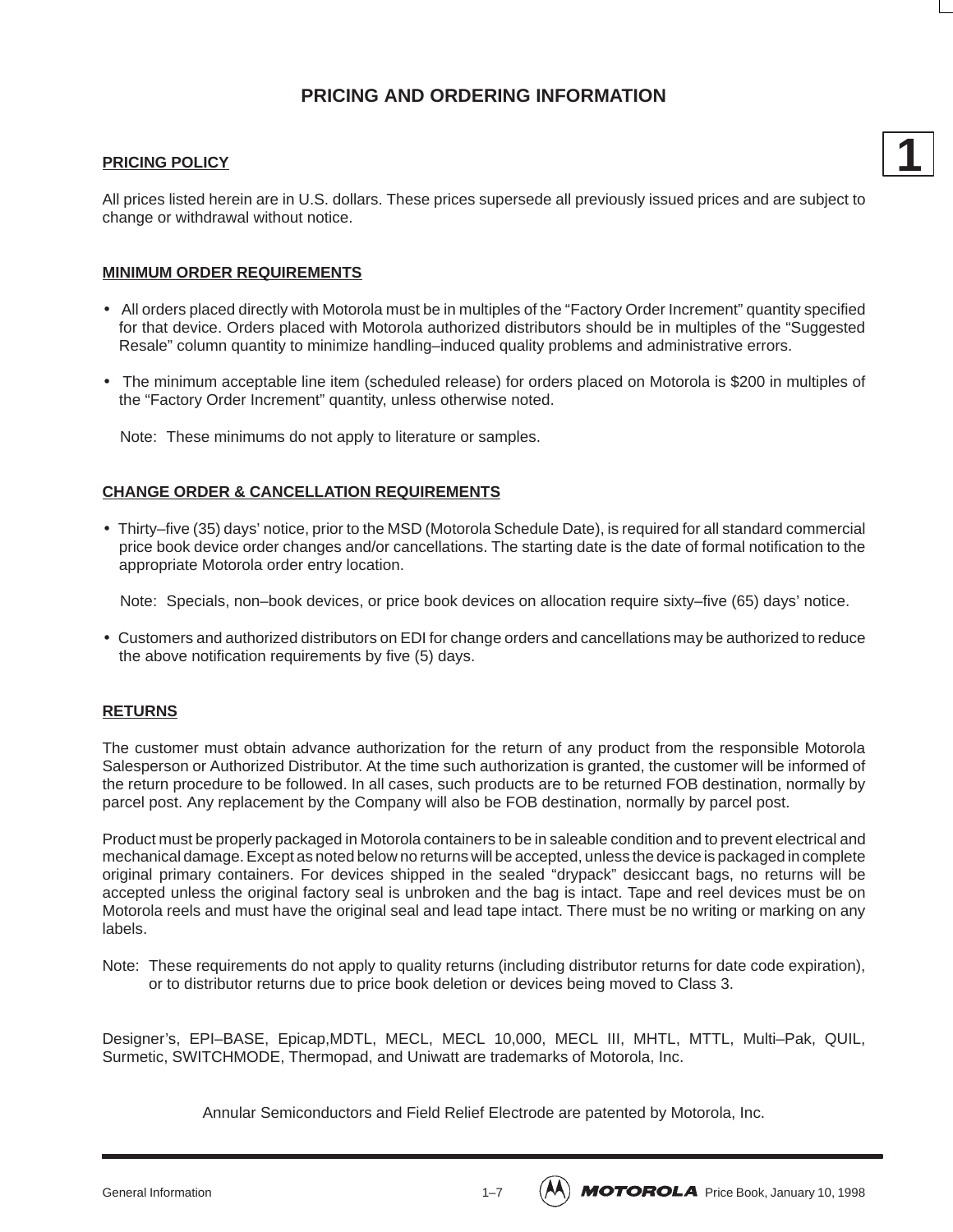# PRICING AND ORDERING INFORMATION

## PRICING POLICY

All prices listed herein are in U.S. dollars. These prices supersede all previously issued prices and are subject to change or withdrawal without notice.

## MINIMUM ORDER REQUIREMENTS

- All orders placed directly with Motorola must be in multiples of the “Factory Order Increment” quantity specified for that device. Orders placed with Motorola authorized distributors should be in multiples of the “Suggested Resale” column quantity to minimize handling–induced quality problems and administrative errors.
- The minimum acceptable line item (scheduled release) for orders placed on Motorola is $200 in multiples of the “Factory Order Increment” quantity, unless otherwise noted.

  Note: These minimums do not apply to literature or samples.

## CHANGE ORDER & CANCELLATION REQUIREMENTS

- Thirty–five (35) days’ notice, prior to the MSD (Motorola Schedule Date), is required for all standard commercial price book device order changes and/or cancellations. The starting date is the date of formal notification to the appropriate Motorola order entry location.

  Note: Specials, non–book devices, or price book devices on allocation require sixty–five (65) days’ notice.

- Customers and authorized distributors on EDI for change orders and cancellations may be authorized to reduce the above notification requirements by five (5) days.

## RETURNS

The customer must obtain advance authorization for the return of any product from the responsible Motorola Salesperson or Authorized Distributor. At the time such authorization is granted, the customer will be informed of the return procedure to be followed. In all cases, such products are to be returned FOB destination, normally by parcel post. Any replacement by the Company will also be FOB destination, normally by parcel post.

Product must be properly packaged in Motorola containers to be in saleable condition and to prevent electrical and mechanical damage. Except as noted below no returns will be accepted, unless the device is packaged in complete original primary containers. For devices shipped in the sealed “drypack” desiccant bags, no returns will be accepted unless the original factory seal is unbroken and the bag is intact. Tape and reel devices must be on Motorola reels and must have the original seal and lead tape intact. There must be no writing or marking on any labels.

Note: These requirements do not apply to quality returns (including distributor returns for date code expiration), or to distributor returns due to price book deletion or devices being moved to Class 3.

Designer’s, EPI–BASE, Epicap,MDTL, MECL, MECL 10,000, MECL III, MHTL, MTTL, Multi–Pak, QUIL, Surmetic, SWITCHMODE, Thermopad, and Uniwatt are trademarks of Motorola, Inc.

Annular Semiconductors and Field Relief Electrode are patented by Motorola, Inc.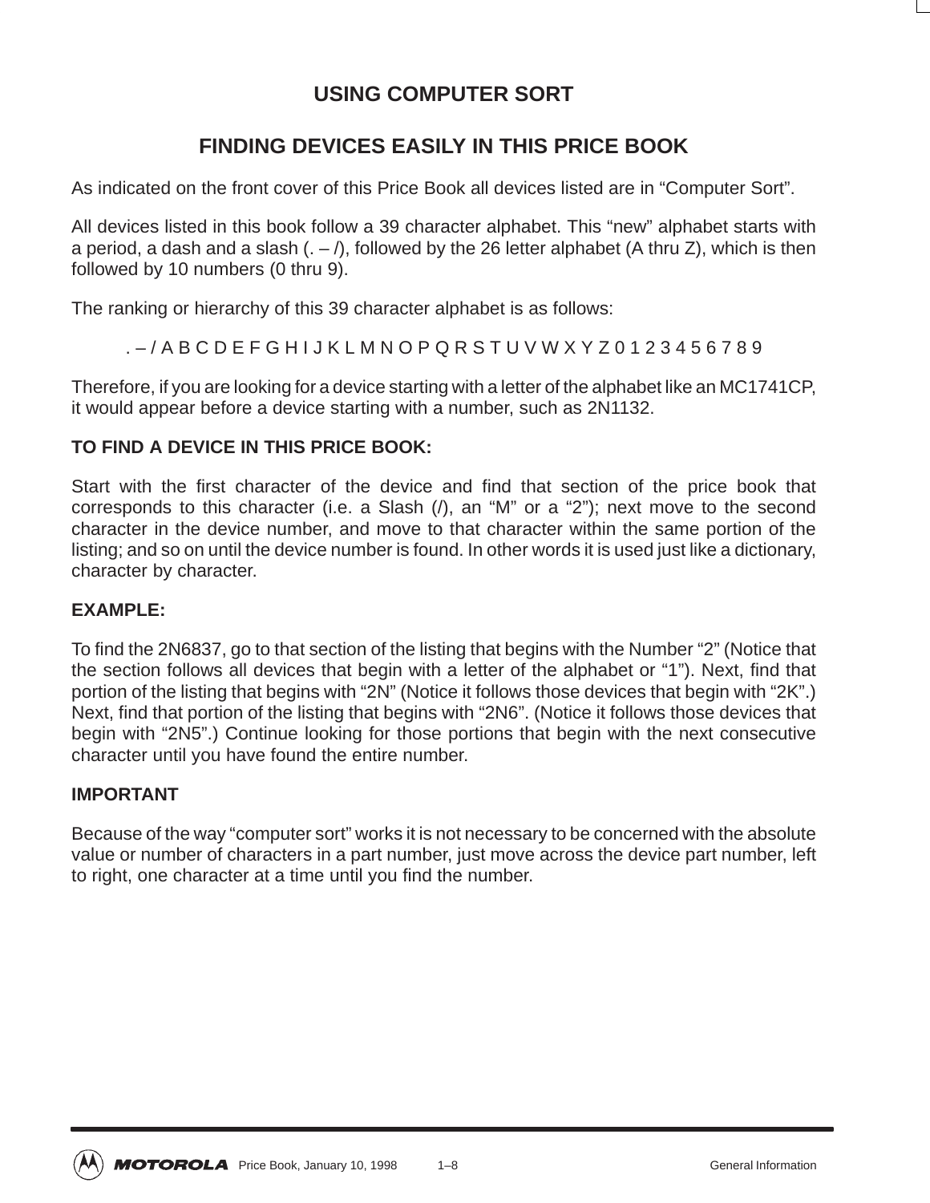# USING COMPUTER SORT

## FINDING DEVICES EASILY IN THIS PRICE BOOK

As indicated on the front cover of this Price Book all devices listed are in “Computer Sort”.

All devices listed in this book follow a 39 character alphabet. This “new” alphabet starts with a period, a dash and a slash (. – /), followed by the 26 letter alphabet (A thru Z), which is then followed by 10 numbers (0 thru 9).

The ranking or hierarchy of this 39 character alphabet is as follows:

. – / A B C D E F G H I J K L M N O P Q R S T U V W X Y Z 0 1 2 3 4 5 6 7 8 9

Therefore, if you are looking for a device starting with a letter of the alphabet like an MC1741CP, it would appear before a device starting with a number, such as 2N1132.

**TO FIND A DEVICE IN THIS PRICE BOOK:**

Start with the first character of the device and find that section of the price book that corresponds to this character (i.e. a Slash (/), an “M” or a “2”); next move to the second character in the device number, and move to that character within the same portion of the listing; and so on until the device number is found. In other words it is used just like a dictionary, character by character.

**EXAMPLE:**

To find the 2N6837, go to that section of the listing that begins with the Number “2” (Notice that the section follows all devices that begin with a letter of the alphabet or “1”). Next, find that portion of the listing that begins with “2N” (Notice it follows those devices that begin with “2K”.) Next, find that portion of the listing that begins with “2N6”. (Notice it follows those devices that begin with “2N5”.) Continue looking for those portions that begin with the next consecutive character until you have found the entire number.

**IMPORTANT**

Because of the way “computer sort” works it is not necessary to be concerned with the absolute value or number of characters in a part number, just move across the device part number, left to right, one character at a time until you find the number.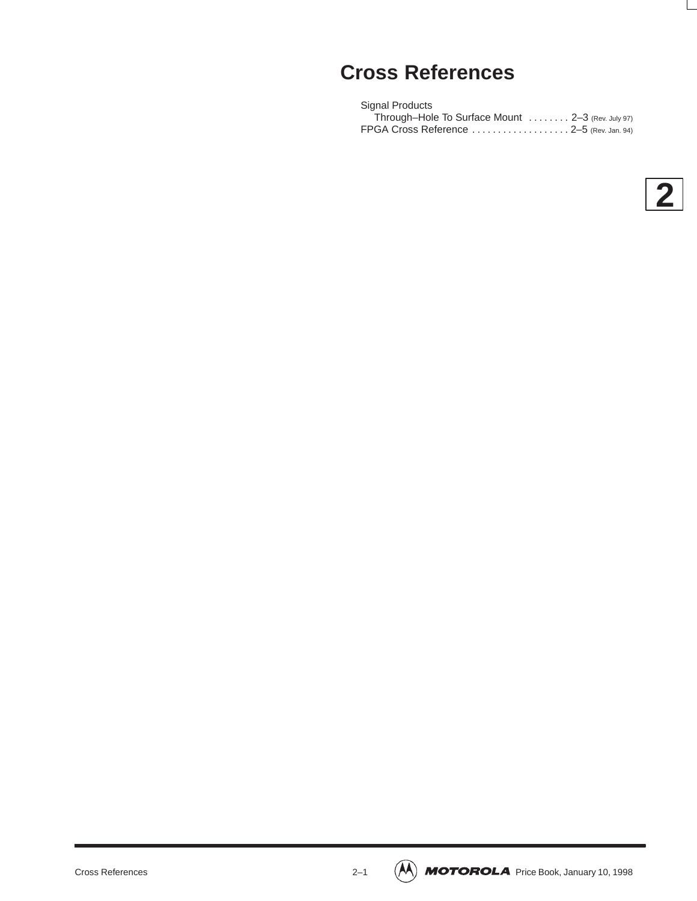# Cross References

Signal Products
  Through–Hole To Surface Mount . . . . . . . . 2–3 (Rev. July 97)
FPGA Cross Reference . . . . . . . . . . . . . . . . . . . 2–5 (Rev. Jan. 94)

2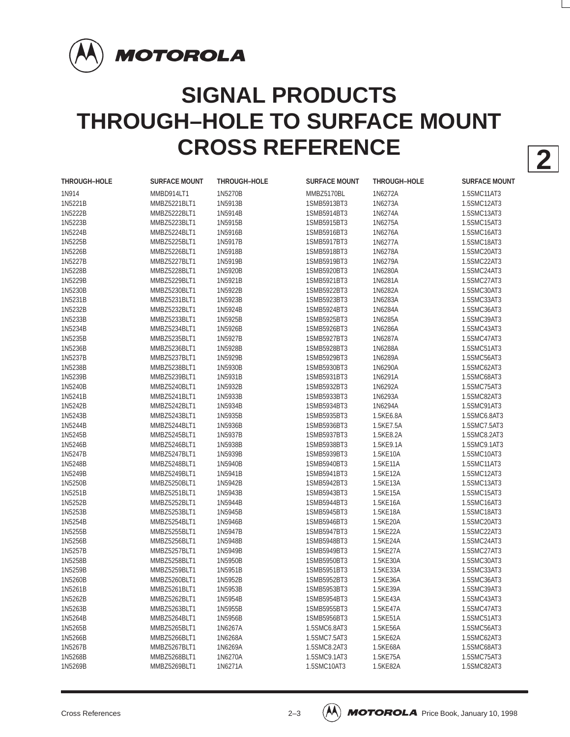# SIGNAL PRODUCTS THROUGH–HOLE TO SURFACE MOUNT CROSS REFERENCE

| THROUGH–HOLE | SURFACE MOUNT | THROUGH–HOLE | SURFACE MOUNT | THROUGH–HOLE | SURFACE MOUNT |
|---|---|---|---|---|---|
| 1N914 | MMBD914LT1 | 1N5270B | MMBZ5170BL | 1N6272A | 1.5SMC11AT3 |
| 1N5221B | MMBZ5221BLT1 | 1N5913B | 1SMB5913BT3 | 1N6273A | 1.5SMC12AT3 |
| 1N5222B | MMBZ5222BLT1 | 1N5914B | 1SMB5914BT3 | 1N6274A | 1.5SMC13AT3 |
| 1N5223B | MMBZ5223BLT1 | 1N5915B | 1SMB5915BT3 | 1N6275A | 1.5SMC15AT3 |
| 1N5224B | MMBZ5224BLT1 | 1N5916B | 1SMB5916BT3 | 1N6276A | 1.5SMC16AT3 |
| 1N5225B | MMBZ5225BLT1 | 1N5917B | 1SMB5917BT3 | 1N6277A | 1.5SMC18AT3 |
| 1N5226B | MMBZ5226BLT1 | 1N5918B | 1SMB5918BT3 | 1N6278A | 1.5SMC20AT3 |
| 1N5227B | MMBZ5227BLT1 | 1N5919B | 1SMB5919BT3 | 1N6279A | 1.5SMC22AT3 |
| 1N5228B | MMBZ5228BLT1 | 1N5920B | 1SMB5920BT3 | 1N6280A | 1.5SMC24AT3 |
| 1N5229B | MMBZ5229BLT1 | 1N5921B | 1SMB5921BT3 | 1N6281A | 1.5SMC27AT3 |
| 1N5230B | MMBZ5230BLT1 | 1N5922B | 1SMB5922BT3 | 1N6282A | 1.5SMC30AT3 |
| 1N5231B | MMBZ5231BLT1 | 1N5923B | 1SMB5923BT3 | 1N6283A | 1.5SMC33AT3 |
| 1N5232B | MMBZ5232BLT1 | 1N5924B | 1SMB5924BT3 | 1N6284A | 1.5SMC36AT3 |
| 1N5233B | MMBZ5233BLT1 | 1N5925B | 1SMB5925BT3 | 1N6285A | 1.5SMC39AT3 |
| 1N5234B | MMBZ5234BLT1 | 1N5926B | 1SMB5926BT3 | 1N6286A | 1.5SMC43AT3 |
| 1N5235B | MMBZ5235BLT1 | 1N5927B | 1SMB5927BT3 | 1N6287A | 1.5SMC47AT3 |
| 1N5236B | MMBZ5236BLT1 | 1N5928B | 1SMB5928BT3 | 1N6288A | 1.5SMC51AT3 |
| 1N5237B | MMBZ5237BLT1 | 1N5929B | 1SMB5929BT3 | 1N6289A | 1.5SMC56AT3 |
| 1N5238B | MMBZ5238BLT1 | 1N5930B | 1SMB5930BT3 | 1N6290A | 1.5SMC62AT3 |
| 1N5239B | MMBZ5239BLT1 | 1N5931B | 1SMB5931BT3 | 1N6291A | 1.5SMC68AT3 |
| 1N5240B | MMBZ5240BLT1 | 1N5932B | 1SMB5932BT3 | 1N6292A | 1.5SMC75AT3 |
| 1N5241B | MMBZ5241BLT1 | 1N5933B | 1SMB5933BT3 | 1N6293A | 1.5SMC82AT3 |
| 1N5242B | MMBZ5242BLT1 | 1N5934B | 1SMB5934BT3 | 1N6294A | 1.5SMC91AT3 |
| 1N5243B | MMBZ5243BLT1 | 1N5935B | 1SMB5935BT3 | 1.5KE6.8A | 1.5SMC6.8AT3 |
| 1N5244B | MMBZ5244BLT1 | 1N5936B | 1SMB5936BT3 | 1.5KE7.5A | 1.5SMC7.5AT3 |
| 1N5245B | MMBZ5245BLT1 | 1N5937B | 1SMB5937BT3 | 1.5KE8.2A | 1.5SMC8.2AT3 |
| 1N5246B | MMBZ5246BLT1 | 1N5938B | 1SMB5938BT3 | 1.5KE9.1A | 1.5SMC9.1AT3 |
| 1N5247B | MMBZ5247BLT1 | 1N5939B | 1SMB5939BT3 | 1.5KE10A | 1.5SMC10AT3 |
| 1N5248B | MMBZ5248BLT1 | 1N5940B | 1SMB5940BT3 | 1.5KE11A | 1.5SMC11AT3 |
| 1N5249B | MMBZ5249BLT1 | 1N5941B | 1SMB5941BT3 | 1.5KE12A | 1.5SMC12AT3 |
| 1N5250B | MMBZ5250BLT1 | 1N5942B | 1SMB5942BT3 | 1.5KE13A | 1.5SMC13AT3 |
| 1N5251B | MMBZ5251BLT1 | 1N5943B | 1SMB5943BT3 | 1.5KE15A | 1.5SMC15AT3 |
| 1N5252B | MMBZ5252BLT1 | 1N5944B | 1SMB5944BT3 | 1.5KE16A | 1.5SMC16AT3 |
| 1N5253B | MMBZ5253BLT1 | 1N5945B | 1SMB5945BT3 | 1.5KE18A | 1.5SMC18AT3 |
| 1N5254B | MMBZ5254BLT1 | 1N5946B | 1SMB5946BT3 | 1.5KE20A | 1.5SMC20AT3 |
| 1N5255B | MMBZ5255BLT1 | 1N5947B | 1SMB5947BT3 | 1.5KE22A | 1.5SMC22AT3 |
| 1N5256B | MMBZ5256BLT1 | 1N5948B | 1SMB5948BT3 | 1.5KE24A | 1.5SMC24AT3 |
| 1N5257B | MMBZ5257BLT1 | 1N5949B | 1SMB5949BT3 | 1.5KE27A | 1.5SMC27AT3 |
| 1N5258B | MMBZ5258BLT1 | 1N5950B | 1SMB5950BT3 | 1.5KE30A | 1.5SMC30AT3 |
| 1N5259B | MMBZ5259BLT1 | 1N5951B | 1SMB5951BT3 | 1.5KE33A | 1.5SMC33AT3 |
| 1N5260B | MMBZ5260BLT1 | 1N5952B | 1SMB5952BT3 | 1.5KE36A | 1.5SMC36AT3 |
| 1N5261B | MMBZ5261BLT1 | 1N5953B | 1SMB5953BT3 | 1.5KE39A | 1.5SMC39AT3 |
| 1N5262B | MMBZ5262BLT1 | 1N5954B | 1SMB5954BT3 | 1.5KE43A | 1.5SMC43AT3 |
| 1N5263B | MMBZ5263BLT1 | 1N5955B | 1SMB5955BT3 | 1.5KE47A | 1.5SMC47AT3 |
| 1N5264B | MMBZ5264BLT1 | 1N5956B | 1SMB5956BT3 | 1.5KE51A | 1.5SMC51AT3 |
| 1N5265B | MMBZ5265BLT1 | 1N6267A | 1.5SMC6.8AT3 | 1.5KE56A | 1.5SMC56AT3 |
| 1N5266B | MMBZ5266BLT1 | 1N6268A | 1.5SMC7.5AT3 | 1.5KE62A | 1.5SMC62AT3 |
| 1N5267B | MMBZ5267BLT1 | 1N6269A | 1.5SMC8.2AT3 | 1.5KE68A | 1.5SMC68AT3 |
| 1N5268B | MMBZ5268BLT1 | 1N6270A | 1.5SMC9.1AT3 | 1.5KE75A | 1.5SMC75AT3 |
| 1N5269B | MMBZ5269BLT1 | 1N6271A | 1.5SMC10AT3 | 1.5KE82A | 1.5SMC82AT3 |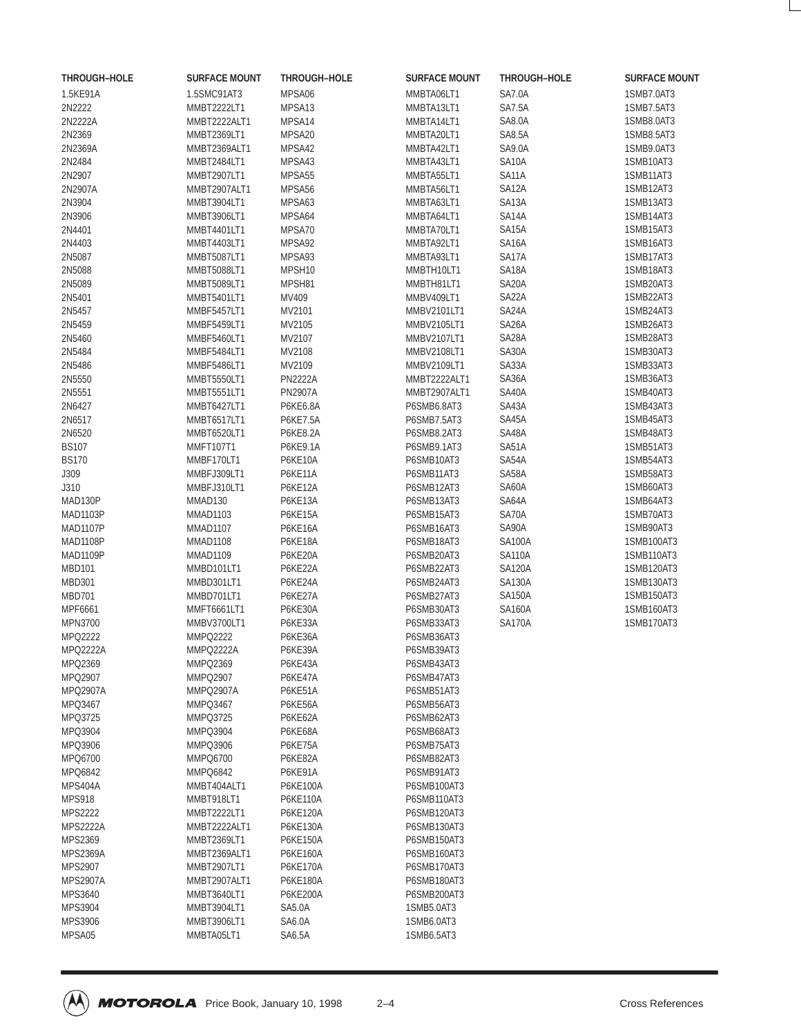| THROUGH–HOLE | SURFACE MOUNT | THROUGH–HOLE | SURFACE MOUNT | THROUGH–HOLE | SURFACE MOUNT |
|---|---|---|---|---|---|
| 1.5KE91A | 1.5SMC91AT3 | MPSA06 | MMBTA06LT1 | SA7.0A | 1SMB7.0AT3 |
| 2N2222 | MMBT2222LT1 | MPSA13 | MMBTA13LT1 | SA7.5A | 1SMB7.5AT3 |
| 2N2222A | MMBT2222ALT1 | MPSA14 | MMBTA14LT1 | SA8.0A | 1SMB8.0AT3 |
| 2N2369 | MMBT2369LT1 | MPSA20 | MMBTA20LT1 | SA8.5A | 1SMB8.5AT3 |
| 2N2369A | MMBT2369ALT1 | MPSA42 | MMBTA42LT1 | SA9.0A | 1SMB9.0AT3 |
| 2N2484 | MMBT2484LT1 | MPSA43 | MMBTA43LT1 | SA10A | 1SMB10AT3 |
| 2N2907 | MMBT2907LT1 | MPSA55 | MMBTA55LT1 | SA11A | 1SMB11AT3 |
| 2N2907A | MMBT2907ALT1 | MPSA56 | MMBTA56LT1 | SA12A | 1SMB12AT3 |
| 2N3904 | MMBT3904LT1 | MPSA63 | MMBTA63LT1 | SA13A | 1SMB13AT3 |
| 2N3906 | MMBT3906LT1 | MPSA64 | MMBTA64LT1 | SA14A | 1SMB14AT3 |
| 2N4401 | MMBT4401LT1 | MPSA70 | MMBTA70LT1 | SA15A | 1SMB15AT3 |
| 2N4403 | MMBT4403LT1 | MPSA92 | MMBTA92LT1 | SA16A | 1SMB16AT3 |
| 2N5087 | MMBT5087LT1 | MPSA93 | MMBTA93LT1 | SA17A | 1SMB17AT3 |
| 2N5088 | MMBT5088LT1 | MPSH10 | MMBTH10LT1 | SA18A | 1SMB18AT3 |
| 2N5089 | MMBT5089LT1 | MPSH81 | MMBTH81LT1 | SA20A | 1SMB20AT3 |
| 2N5401 | MMBT5401LT1 | MV409 | MMBV409LT1 | SA22A | 1SMB22AT3 |
| 2N5457 | MMBF5457LT1 | MV2101 | MMBV2101LT1 | SA24A | 1SMB24AT3 |
| 2N5459 | MMBF5459LT1 | MV2105 | MMBV2105LT1 | SA26A | 1SMB26AT3 |
| 2N5460 | MMBF5460LT1 | MV2107 | MMBV2107LT1 | SA28A | 1SMB28AT3 |
| 2N5484 | MMBF5484LT1 | MV2108 | MMBV2108LT1 | SA30A | 1SMB30AT3 |
| 2N5486 | MMBF5486LT1 | MV2109 | MMBV2109LT1 | SA33A | 1SMB33AT3 |
| 2N5550 | MMBT5550LT1 | PN2222A | MMBT2222ALT1 | SA36A | 1SMB36AT3 |
| 2N5551 | MMBT5551LT1 | PN2907A | MMBT2907ALT1 | SA40A | 1SMB40AT3 |
| 2N6427 | MMBT6427LT1 | P6KE6.8A | P6SMB6.8AT3 | SA43A | 1SMB43AT3 |
| 2N6517 | MMBT6517LT1 | P6KE7.5A | P6SMB7.5AT3 | SA45A | 1SMB45AT3 |
| 2N6520 | MMBT6520LT1 | P6KE8.2A | P6SMB8.2AT3 | SA48A | 1SMB48AT3 |
| BS107 | MMFT107T1 | P6KE9.1A | P6SMB9.1AT3 | SA51A | 1SMB51AT3 |
| BS170 | MMBF170LT1 | P6KE10A | P6SMB10AT3 | SA54A | 1SMB54AT3 |
| J309 | MMBFJ309LT1 | P6KE11A | P6SMB11AT3 | SA58A | 1SMB58AT3 |
| J310 | MMBFJ310LT1 | P6KE12A | P6SMB12AT3 | SA60A | 1SMB60AT3 |
| MAD130P | MMAD130 | P6KE13A | P6SMB13AT3 | SA64A | 1SMB64AT3 |
| MAD1103P | MMAD1103 | P6KE15A | P6SMB15AT3 | SA70A | 1SMB70AT3 |
| MAD1107P | MMAD1107 | P6KE16A | P6SMB16AT3 | SA90A | 1SMB90AT3 |
| MAD1108P | MMAD1108 | P6KE18A | P6SMB18AT3 | SA100A | 1SMB100AT3 |
| MAD1109P | MMAD1109 | P6KE20A | P6SMB20AT3 | SA110A | 1SMB110AT3 |
| MBD101 | MMBD101LT1 | P6KE22A | P6SMB22AT3 | SA120A | 1SMB120AT3 |
| MBD301 | MMBD301LT1 | P6KE24A | P6SMB24AT3 | SA130A | 1SMB130AT3 |
| MBD701 | MMBD701LT1 | P6KE27A | P6SMB27AT3 | SA150A | 1SMB150AT3 |
| MPF6661 | MMFT6661LT1 | P6KE30A | P6SMB30AT3 | SA160A | 1SMB160AT3 |
| MPN3700 | MMBV3700LT1 | P6KE33A | P6SMB33AT3 | SA170A | 1SMB170AT3 |
| MPQ2222 | MMPQ2222 | P6KE36A | P6SMB36AT3 | | |
| MPQ2222A | MMPQ2222A | P6KE39A | P6SMB39AT3 | | |
| MPQ2369 | MMPQ2369 | P6KE43A | P6SMB43AT3 | | |
| MPQ2907 | MMPQ2907 | P6KE47A | P6SMB47AT3 | | |
| MPQ2907A | MMPQ2907A | P6KE51A | P6SMB51AT3 | | |
| MPQ3467 | MMPQ3467 | P6KE56A | P6SMB56AT3 | | |
| MPQ3725 | MMPQ3725 | P6KE62A | P6SMB62AT3 | | |
| MPQ3904 | MMPQ3904 | P6KE68A | P6SMB68AT3 | | |
| MPQ3906 | MMPQ3906 | P6KE75A | P6SMB75AT3 | | |
| MPQ6700 | MMPQ6700 | P6KE82A | P6SMB82AT3 | | |
| MPQ6842 | MMPQ6842 | P6KE91A | P6SMB91AT3 | | |
| MPS404A | MMBT404ALT1 | P6KE100A | P6SMB100AT3 | | |
| MPS918 | MMBT918LT1 | P6KE110A | P6SMB110AT3 | | |
| MPS2222 | MMBT2222LT1 | P6KE120A | P6SMB120AT3 | | |
| MPS2222A | MMBT2222ALT1 | P6KE130A | P6SMB130AT3 | | |
| MPS2369 | MMBT2369LT1 | P6KE150A | P6SMB150AT3 | | |
| MPS2369A | MMBT2369ALT1 | P6KE160A | P6SMB160AT3 | | |
| MPS2907 | MMBT2907LT1 | P6KE170A | P6SMB170AT3 | | |
| MPS2907A | MMBT2907ALT1 | P6KE180A | P6SMB180AT3 | | |
| MPS3640 | MMBT3640LT1 | P6KE200A | P6SMB200AT3 | | |
| MPS3904 | MMBT3904LT1 | SA5.0A | 1SMB5.0AT3 | | |
| MPS3906 | MMBT3906LT1 | SA6.0A | 1SMB6.0AT3 | | |
| MPSA05 | MMBTA05LT1 | SA6.5A | 1SMB6.5AT3 | | |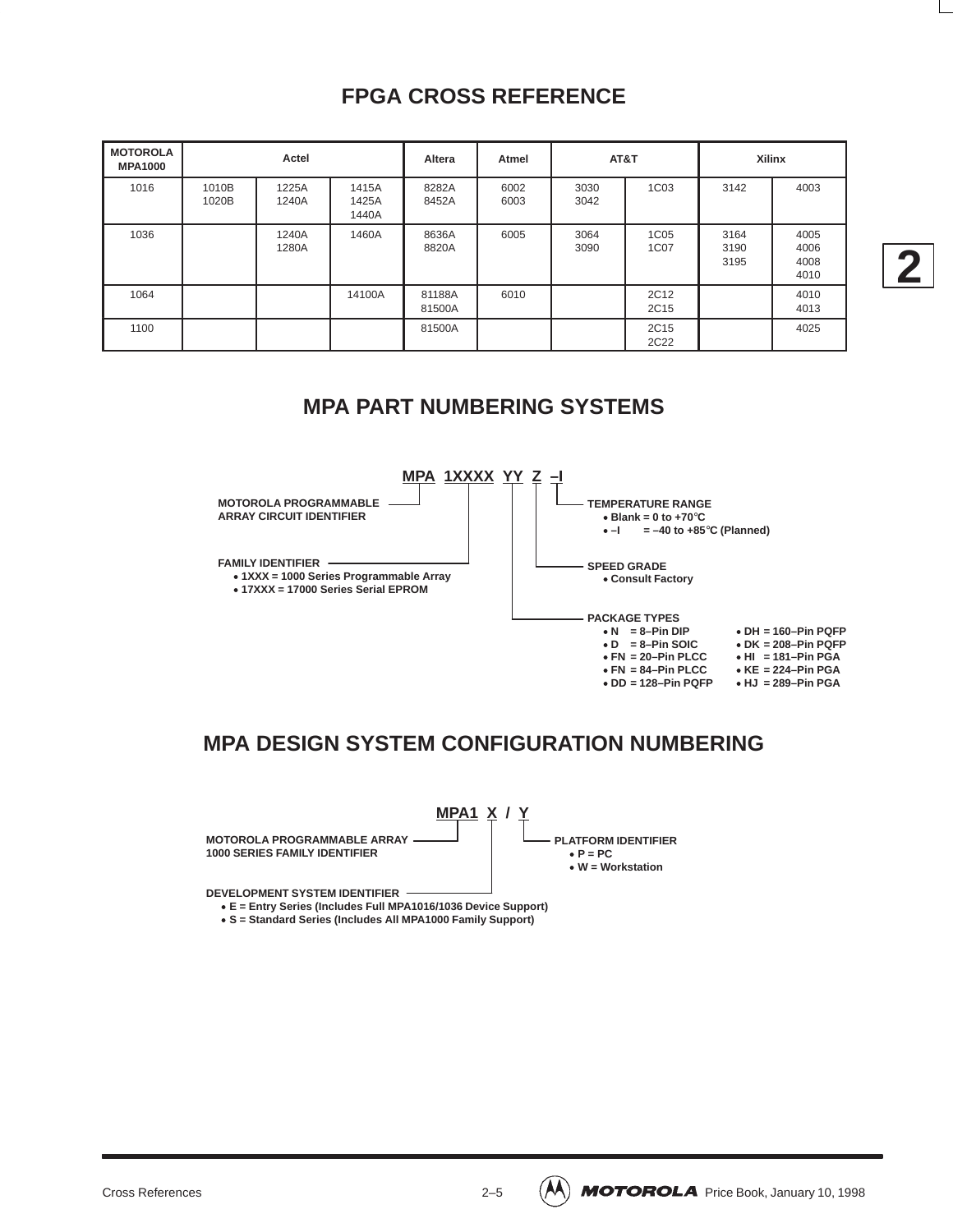# FPGA CROSS REFERENCE

| MOTOROLA MPA1000 | Actel | | | Altera | Atmel | AT&T | | Xilinx | |
|---|---|---|---|---|---|---|---|---|---|
| 1016 | 1010B 1020B | 1225A 1240A | 1415A 1425A 1440A | 8282A 8452A | 6002 6003 | 3030 3042 | 1C03 | 3142 | 4003 |
| 1036 | | 1240A 1280A | 1460A | 8636A 8820A | 6005 | 3064 3090 | 1C05 1C07 | 3164 3190 3195 | 4005 4006 4008 4010 |
| 1064 | | | 14100A | 81188A 81500A | 6010 | | 2C12 2C15 | | 4010 4013 |
| 1100 | | | | 81500A | | | 2C15 2C22 | | 4025 |

# MPA PART NUMBERING SYSTEMS

**MPA 1XXXX YY Z –I**

- **MOTOROLA PROGRAMMABLE ARRAY CIRCUIT IDENTIFIER** — MPA
- **FAMILY IDENTIFIER** — 1XXXX
  - 1XXX = 1000 Series Programmable Array
  - 17XXX = 17000 Series Serial EPROM
- **PACKAGE TYPES** — YY
  - N = 8–Pin DIP
  - D = 8–Pin SOIC
  - FN = 20–Pin PLCC
  - FN = 84–Pin PLCC
  - DD = 128–Pin PQFP
  - DH = 160–Pin PQFP
  - DK = 208–Pin PQFP
  - HI = 181–Pin PGA
  - KE = 224–Pin PGA
  - HJ = 289–Pin PGA
- **SPEED GRADE** — Z
  - Consult Factory
- **TEMPERATURE RANGE** — –I
  - Blank = 0 to +70°C
  - –I = –40 to +85°C (Planned)

# MPA DESIGN SYSTEM CONFIGURATION NUMBERING

**MPA1 X / Y**

- **MOTOROLA PROGRAMMABLE ARRAY 1000 SERIES FAMILY IDENTIFIER** — MPA1
- **DEVELOPMENT SYSTEM IDENTIFIER** — X
  - E = Entry Series (Includes Full MPA1016/1036 Device Support)
  - S = Standard Series (Includes All MPA1000 Family Support)
- **PLATFORM IDENTIFIER** — Y
  - P = PC
  - W = Workstation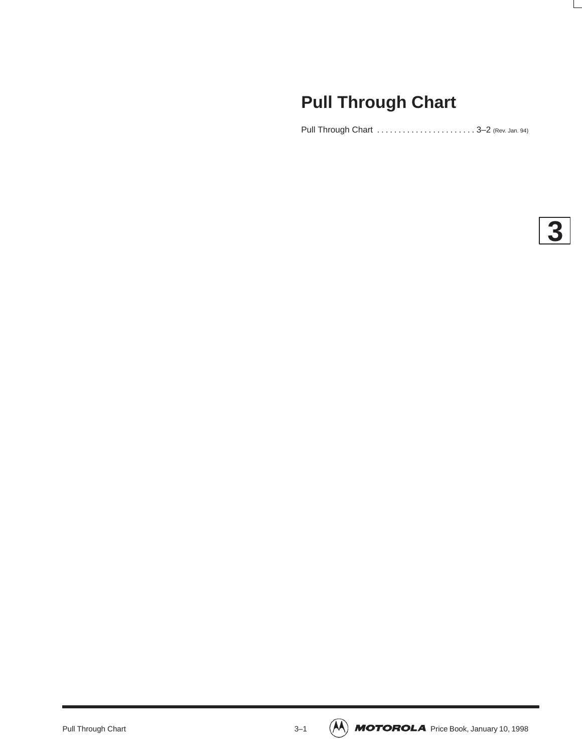# Pull Through Chart

Pull Through Chart . . . . . . . . . . . . . . . . . . . . . . . 3–2 (Rev. Jan. 94)

3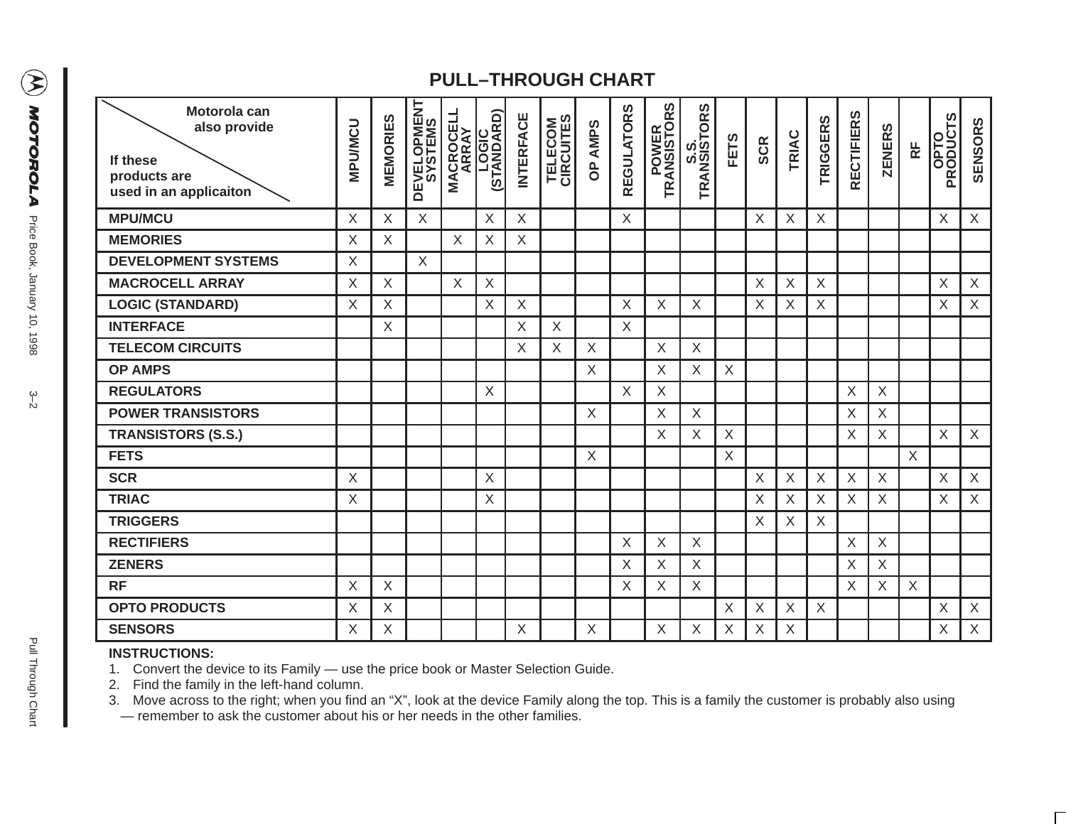# PULL–THROUGH CHART

| Motorola can also provide → / If these products are used in an applicaiton ↓ | MPU/MCU | MEMORIES | DEVELOPMENT SYSTEMS | MACROCELL ARRAY | LOGIC (STANDARD) | INTERFACE | TELECOM CIRCUITES | OP AMPS | REGULATORS | POWER TRANSISTORS | S.S. TRANSISTORS | FETS | SCR | TRIAC | TRIGGERS | RECTIFIERS | ZENERS | RF | OPTO PRODUCTS | SENSORS |
|---|---|---|---|---|---|---|---|---|---|---|---|---|---|---|---|---|---|---|---|---|
| **MPU/MCU** | X | X | X | | X | X | | | X | | | | X | X | X | | | | X | X |
| **MEMORIES** | X | X | | X | X | X | | | | | | | | | | | | | | |
| **DEVELOPMENT SYSTEMS** | X | | X | | | | | | | | | | | | | | | | | |
| **MACROCELL ARRAY** | X | X | | X | X | | | | | | | | X | X | X | | | | X | X |
| **LOGIC (STANDARD)** | X | X | | | X | X | | | X | X | X | | X | X | X | | | | X | X |
| **INTERFACE** | | X | | | | X | X | | X | | | | | | | | | | | |
| **TELECOM CIRCUITS** | | | | | | X | X | X | | X | X | | | | | | | | | |
| **OP AMPS** | | | | | | | | X | | X | X | X | | | | | | | | |
| **REGULATORS** | | | | | X | | | | X | X | | | | | | X | X | | | |
| **POWER TRANSISTORS** | | | | | | | | X | | X | X | | | | | X | X | | | |
| **TRANSISTORS (S.S.)** | | | | | | | | | | X | X | X | | | | X | X | | X | X |
| **FETS** | | | | | | | | X | | | | X | | | | | | X | | |
| **SCR** | X | | | | X | | | | | | | | X | X | X | X | X | | X | X |
| **TRIAC** | X | | | | X | | | | | | | | X | X | X | X | X | | X | X |
| **TRIGGERS** | | | | | | | | | | | | | X | X | X | | | | | |
| **RECTIFIERS** | | | | | | | | | X | X | X | | | | | X | X | | | |
| **ZENERS** | | | | | | | | | X | X | X | | | | | X | X | | | |
| **RF** | X | X | | | | | | | X | X | X | | | | | X | X | X | | |
| **OPTO PRODUCTS** | X | X | | | | | | | | | | X | X | X | X | | | | X | X |
| **SENSORS** | X | X | | | | X | | X | | X | X | X | X | X | | | | | X | X |

**INSTRUCTIONS:**

1. Convert the device to its Family — use the price book or Master Selection Guide.
2. Find the family in the left-hand column.
3. Move across to the right; when you find an "X", look at the device Family along the top. This is a family the customer is probably also using — remember to ask the customer about his or her needs in the other families.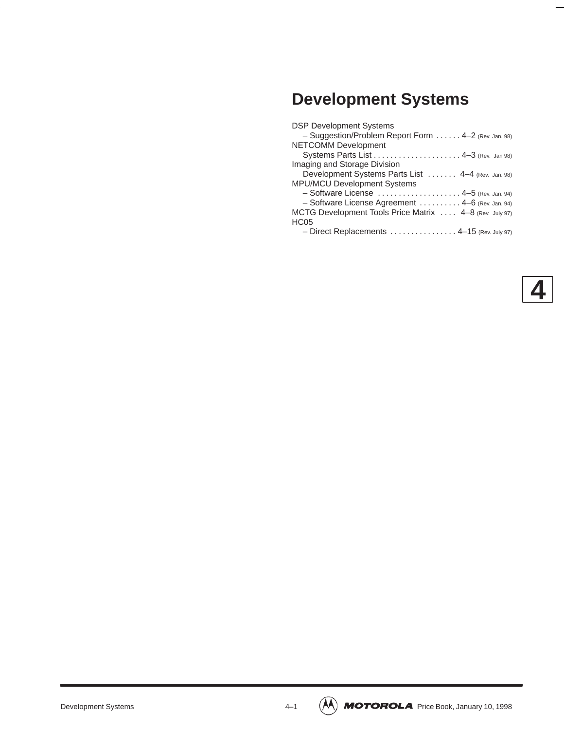# Development Systems

DSP Development Systems
- – Suggestion/Problem Report Form . . . . . . 4–2 (Rev. Jan. 98)

NETCOMM Development
- Systems Parts List . . . . . . . . . . . . . . . . . . . . . 4–3 (Rev. Jan 98)

Imaging and Storage Division
- Development Systems Parts List . . . . . . . 4–4 (Rev. Jan. 98)

MPU/MCU Development Systems
- – Software License . . . . . . . . . . . . . . . . . . . . 4–5 (Rev. Jan. 94)
- – Software License Agreement . . . . . . . . . . 4–6 (Rev. Jan. 94)

MCTG Development Tools Price Matrix . . . . 4–8 (Rev. July 97)

HC05
- – Direct Replacements . . . . . . . . . . . . . . . . 4–15 (Rev. July 97)

**4**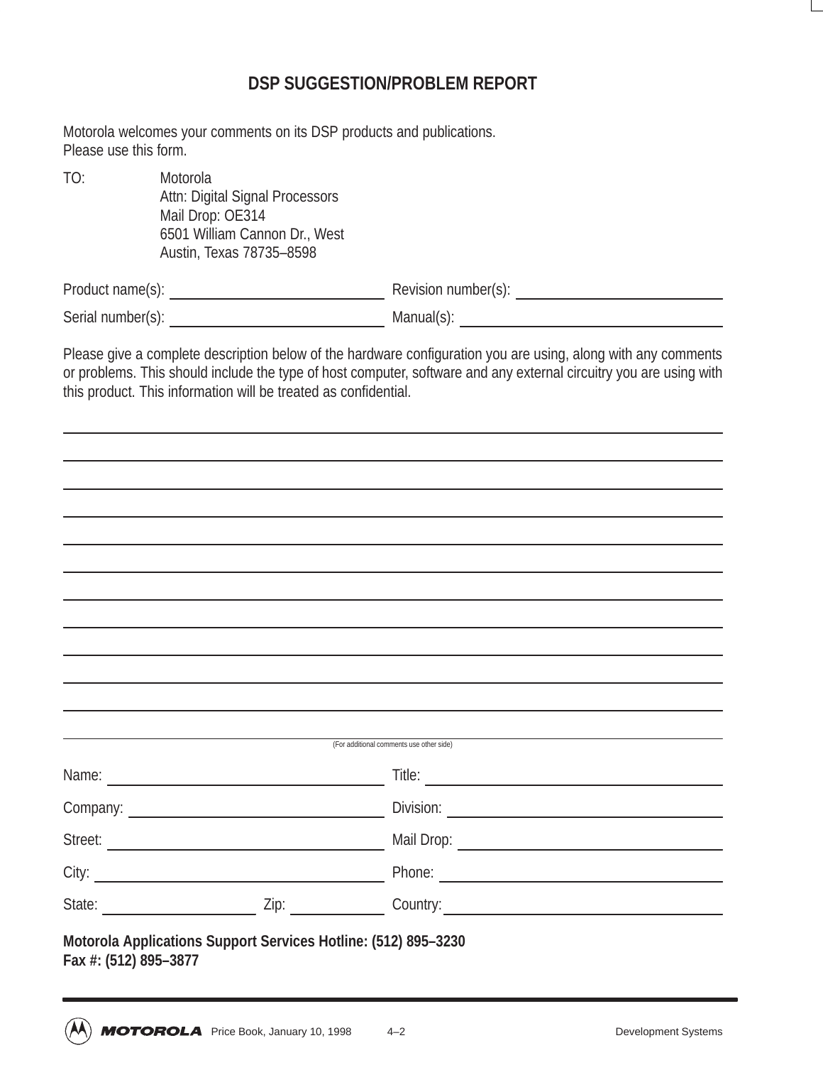# DSP SUGGESTION/PROBLEM REPORT

Motorola welcomes your comments on its DSP products and publications.
Please use this form.

TO: Motorola
Attn: Digital Signal Processors
Mail Drop: OE314
6501 William Cannon Dr., West
Austin, Texas 78735–8598

Product name(s): ______________________ Revision number(s): ______________________

Serial number(s): ______________________ Manual(s): ______________________

Please give a complete description below of the hardware configuration you are using, along with any comments or problems. This should include the type of host computer, software and any external circuitry you are using with this product. This information will be treated as confidential.

______________________________________________________________________________

______________________________________________________________________________

______________________________________________________________________________

______________________________________________________________________________

______________________________________________________________________________

______________________________________________________________________________

______________________________________________________________________________

______________________________________________________________________________

______________________________________________________________________________

______________________________________________________________________________

______________________________________________________________________________

______________________________________________________________________________

(For additional comments use other side)

Name: ______________________ Title: ______________________

Company: ______________________ Division: ______________________

Street: ______________________ Mail Drop: ______________________

City: ______________________ Phone: ______________________

State: ______________ Zip: ____________ Country: ______________________

**Motorola Applications Support Services Hotline: (512) 895–3230**
**Fax #: (512) 895–3877**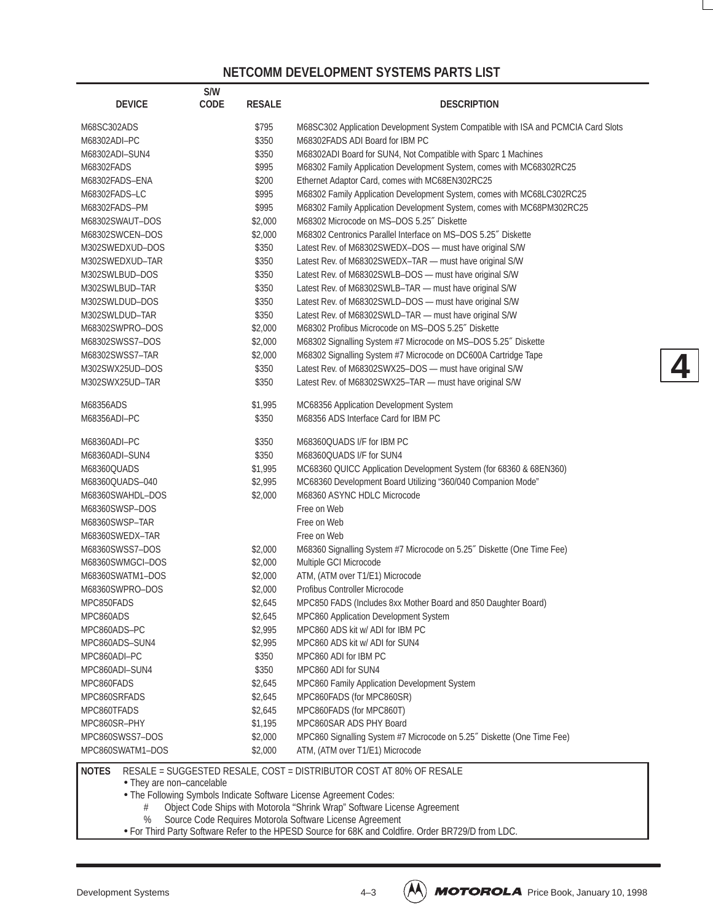## NETCOMM DEVELOPMENT SYSTEMS PARTS LIST

| DEVICE | S/W CODE | RESALE | DESCRIPTION |
|---|---|---|---|
| M68SC302ADS | | $795 | M68SC302 Application Development System Compatible with ISA and PCMCIA Card Slots |
| M68302ADI–PC | | $350 | M68302FADS ADI Board for IBM PC |
| M68302ADI–SUN4 | | $350 | M68302ADI Board for SUN4, Not Compatible with Sparc 1 Machines |
| M68302FADS | | $995 | M68302 Family Application Development System, comes with MC68302RC25 |
| M68302FADS–ENA | | $200 | Ethernet Adaptor Card, comes with MC68EN302RC25 |
| M68302FADS–LC | | $995 | M68302 Family Application Development System, comes with MC68LC302RC25 |
| M68302FADS–PM | | $995 | M68302 Family Application Development System, comes with MC68PM302RC25 |
| M68302SWAUT–DOS | | $2,000 | M68302 Microcode on MS–DOS 5.25″ Diskette |
| M68302SWCEN–DOS | | $2,000 | M68302 Centronics Parallel Interface on MS–DOS 5.25″ Diskette |
| M302SWEDXUD–DOS | | $350 | Latest Rev. of M68302SWEDX–DOS — must have original S/W |
| M302SWEDXUD–TAR | | $350 | Latest Rev. of M68302SWEDX–TAR — must have original S/W |
| M302SWLBUD–DOS | | $350 | Latest Rev. of M68302SWLB–DOS — must have original S/W |
| M302SWLBUD–TAR | | $350 | Latest Rev. of M68302SWLB–TAR — must have original S/W |
| M302SWLDUD–DOS | | $350 | Latest Rev. of M68302SWLD–DOS — must have original S/W |
| M302SWLDUD–TAR | | $350 | Latest Rev. of M68302SWLD–TAR — must have original S/W |
| M68302SWPRO–DOS | | $2,000 | M68302 Profibus Microcode on MS–DOS 5.25″ Diskette |
| M68302SWSS7–DOS | | $2,000 | M68302 Signalling System #7 Microcode on MS–DOS 5.25″ Diskette |
| M68302SWSS7–TAR | | $2,000 | M68302 Signalling System #7 Microcode on DC600A Cartridge Tape |
| M302SWX25UD–DOS | | $350 | Latest Rev. of M68302SWX25–DOS — must have original S/W |
| M302SWX25UD–TAR | | $350 | Latest Rev. of M68302SWX25–TAR — must have original S/W |
| M68356ADS | | $1,995 | MC68356 Application Development System |
| M68356ADI–PC | | $350 | M68356 ADS Interface Card for IBM PC |
| M68360ADI–PC | | $350 | M68360QUADS I/F for IBM PC |
| M68360ADI–SUN4 | | $350 | M68360QUADS I/F for SUN4 |
| M68360QUADS | | $1,995 | MC68360 QUICC Application Development System (for 68360 & 68EN360) |
| M68360QUADS–040 | | $2,995 | MC68360 Development Board Utilizing “360/040 Companion Mode” |
| M68360SWAHDL–DOS | | $2,000 | M68360 ASYNC HDLC Microcode |
| M68360SWSP–DOS | | | Free on Web |
| M68360SWSP–TAR | | | Free on Web |
| M68360SWEDX–TAR | | | Free on Web |
| M68360SWSS7–DOS | | $2,000 | M68360 Signalling System #7 Microcode on 5.25″ Diskette (One Time Fee) |
| M68360SWMGCI–DOS | | $2,000 | Multiple GCI Microcode |
| M68360SWATM1–DOS | | $2,000 | ATM, (ATM over T1/E1) Microcode |
| M68360SWPRO–DOS | | $2,000 | Profibus Controller Microcode |
| MPC850FADS | | $2,645 | MPC850 FADS (Includes 8xx Mother Board and 850 Daughter Board) |
| MPC860ADS | | $2,645 | MPC860 Application Development System |
| MPC860ADS–PC | | $2,995 | MPC860 ADS kit w/ ADI for IBM PC |
| MPC860ADS–SUN4 | | $2,995 | MPC860 ADS kit w/ ADI for SUN4 |
| MPC860ADI–PC | | $350 | MPC860 ADI for IBM PC |
| MPC860ADI–SUN4 | | $350 | MPC860 ADI for SUN4 |
| MPC860FADS | | $2,645 | MPC860 Family Application Development System |
| MPC860SRFADS | | $2,645 | MPC860FADS (for MPC860SR) |
| MPC860TFADS | | $2,645 | MPC860FADS (for MPC860T) |
| MPC860SR–PHY | | $1,195 | MPC860SAR ADS PHY Board |
| MPC860SWSS7–DOS | | $2,000 | MPC860 Signalling System #7 Microcode on 5.25″ Diskette (One Time Fee) |
| MPC860SWATM1–DOS | | $2,000 | ATM, (ATM over T1/E1) Microcode |

**NOTES** RESALE = SUGGESTED RESALE, COST = DISTRIBUTOR COST AT 80% OF RESALE

- They are non–cancelable
- The Following Symbols Indicate Software License Agreement Codes:
  - # Object Code Ships with Motorola “Shrink Wrap” Software License Agreement
  - % Source Code Requires Motorola Software License Agreement
- For Third Party Software Refer to the HPESD Source for 68K and Coldfire. Order BR729/D from LDC.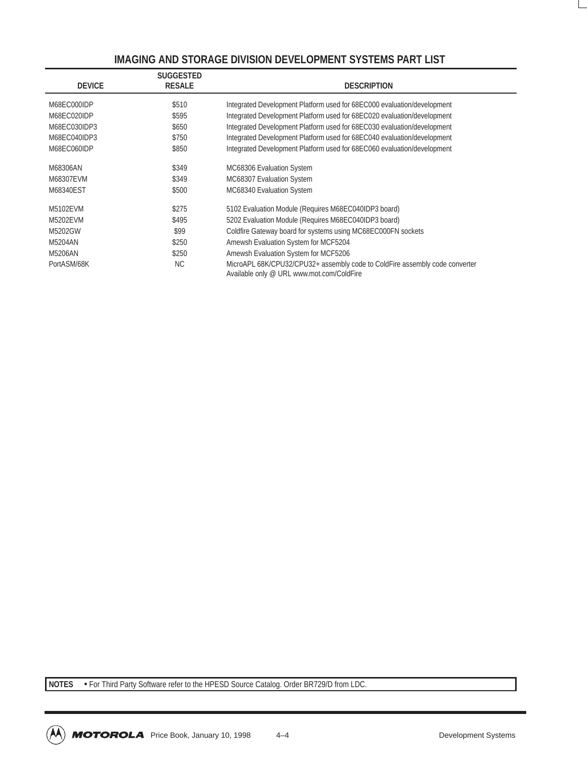## IMAGING AND STORAGE DIVISION DEVELOPMENT SYSTEMS PART LIST

| DEVICE | SUGGESTED RESALE | DESCRIPTION |
|---|---|---|
| M68EC000IDP | $510 | Integrated Development Platform used for 68EC000 evaluation/development |
| M68EC020IDP | $595 | Integrated Development Platform used for 68EC020 evaluation/development |
| M68EC030IDP3 | $650 | Integrated Development Platform used for 68EC030 evaluation/development |
| M68EC040IDP3 | $750 | Integrated Development Platform used for 68EC040 evaluation/development |
| M68EC060IDP | $850 | Integrated Development Platform used for 68EC060 evaluation/development |
| M68306AN | $349 | MC68306 Evaluation System |
| M68307EVM | $349 | MC68307 Evaluation System |
| M68340EST | $500 | MC68340 Evaluation System |
| M5102EVM | $275 | 5102 Evaluation Module (Requires M68EC040IDP3 board) |
| M5202EVM | $495 | 5202 Evaluation Module (Requires M68EC040IDP3 board) |
| M5202GW | $99 | Coldfire Gateway board for systems using MC68EC000FN sockets |
| M5204AN | $250 | Amewsh Evaluation System for MCF5204 |
| M5206AN | $250 | Amewsh Evaluation System for MCF5206 |
| PortASM/68K | NC | MicroAPL 68K/CPU32/CPU32+ assembly code to ColdFire assembly code converter Available only @ URL www.mot.com/ColdFire |

**NOTES** • For Third Party Software refer to the HPESD Source Catalog. Order BR729/D from LDC.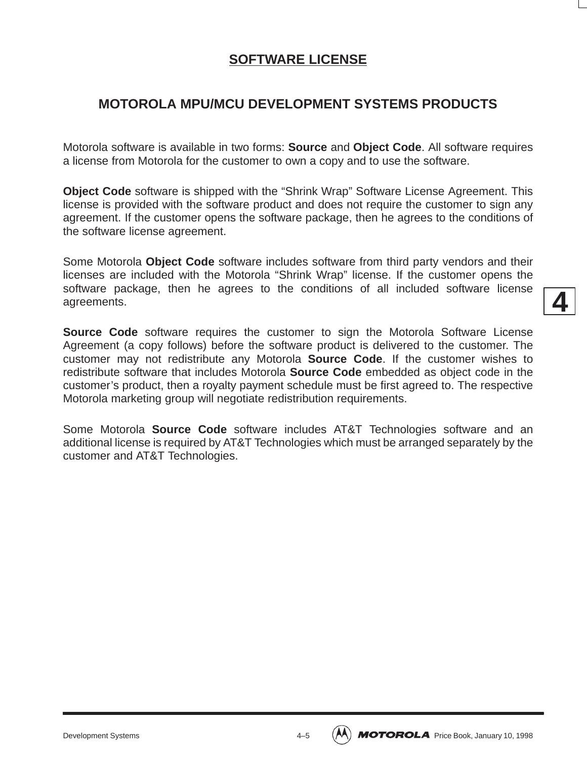# SOFTWARE LICENSE

## MOTOROLA MPU/MCU DEVELOPMENT SYSTEMS PRODUCTS

Motorola software is available in two forms: **Source** and **Object Code**. All software requires a license from Motorola for the customer to own a copy and to use the software.

**Object Code** software is shipped with the “Shrink Wrap” Software License Agreement. This license is provided with the software product and does not require the customer to sign any agreement. If the customer opens the software package, then he agrees to the conditions of the software license agreement.

Some Motorola **Object Code** software includes software from third party vendors and their licenses are included with the Motorola “Shrink Wrap” license. If the customer opens the software package, then he agrees to the conditions of all included software license agreements.

**Source Code** software requires the customer to sign the Motorola Software License Agreement (a copy follows) before the software product is delivered to the customer. The customer may not redistribute any Motorola **Source Code**. If the customer wishes to redistribute software that includes Motorola **Source Code** embedded as object code in the customer’s product, then a royalty payment schedule must be first agreed to. The respective Motorola marketing group will negotiate redistribution requirements.

Some Motorola **Source Code** software includes AT&T Technologies software and an additional license is required by AT&T Technologies which must be arranged separately by the customer and AT&T Technologies.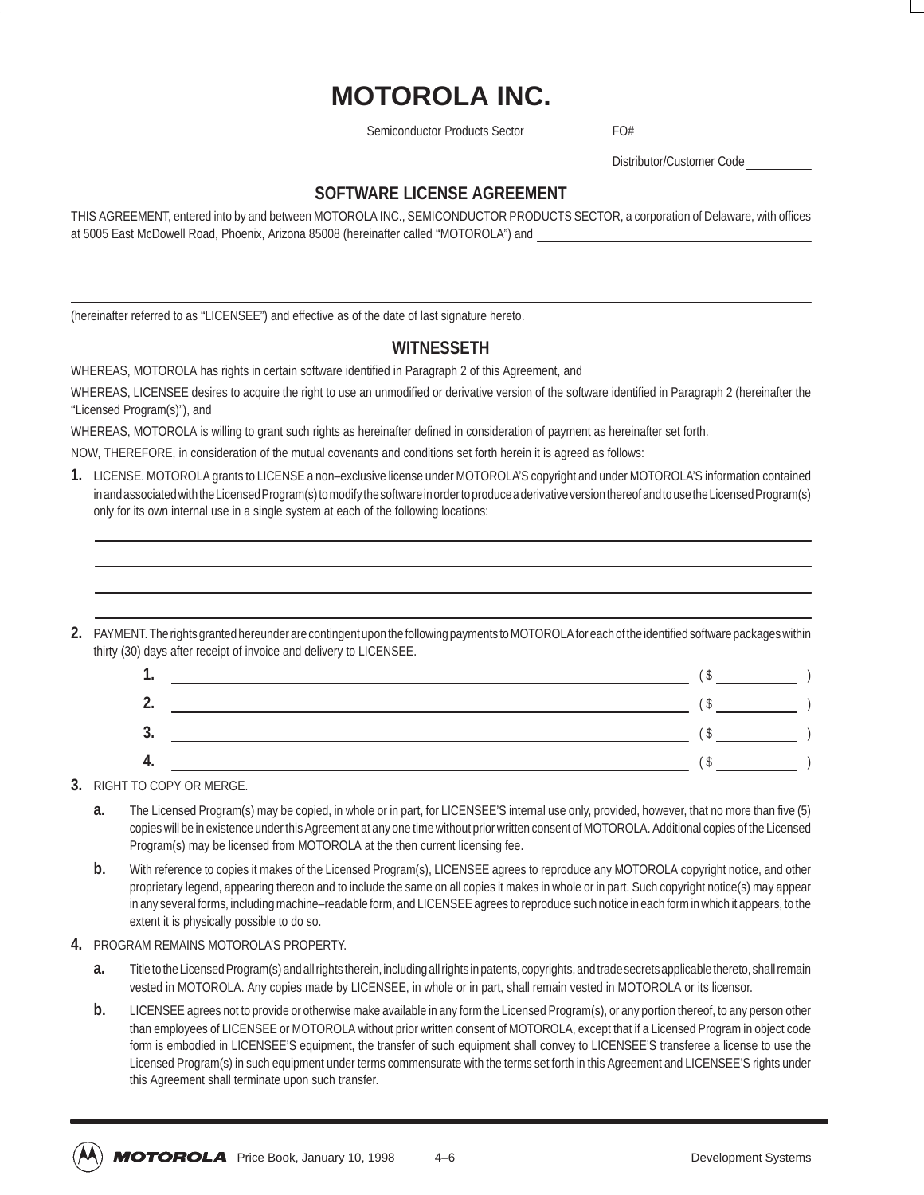# MOTOROLA INC.

Semiconductor Products Sector

FO# ____________________

Distributor/Customer Code __________

## SOFTWARE LICENSE AGREEMENT

THIS AGREEMENT, entered into by and between MOTOROLA INC., SEMICONDUCTOR PRODUCTS SECTOR, a corporation of Delaware, with offices at 5005 East McDowell Road, Phoenix, Arizona 85008 (hereinafter called "MOTOROLA") and ______________________________

______________________________________________________________________

______________________________________________________________________

(hereinafter referred to as "LICENSEE") and effective as of the date of last signature hereto.

## WITNESSETH

WHEREAS, MOTOROLA has rights in certain software identified in Paragraph 2 of this Agreement, and

WHEREAS, LICENSEE desires to acquire the right to use an unmodified or derivative version of the software identified in Paragraph 2 (hereinafter the "Licensed Program(s)"), and

WHEREAS, MOTOROLA is willing to grant such rights as hereinafter defined in consideration of payment as hereinafter set forth.

NOW, THEREFORE, in consideration of the mutual covenants and conditions set forth herein it is agreed as follows:

**1.** LICENSE. MOTOROLA grants to LICENSE a non–exclusive license under MOTOROLA'S copyright and under MOTOROLA'S information contained in and associated with the Licensed Program(s) to modify the software in order to produce a derivative version thereof and to use the Licensed Program(s) only for its own internal use in a single system at each of the following locations:

______________________________________________________________________

______________________________________________________________________

______________________________________________________________________

______________________________________________________________________

**2.** PAYMENT. The rights granted hereunder are contingent upon the following payments to MOTOROLA for each of the identified software packages within thirty (30) days after receipt of invoice and delivery to LICENSEE.

**1.** ________________________________________ ( $ __________ )

**2.** ________________________________________ ( $ __________ )

**3.** ________________________________________ ( $ __________ )

**4.** ________________________________________ ( $ __________ )

**3.** RIGHT TO COPY OR MERGE.

**a.** The Licensed Program(s) may be copied, in whole or in part, for LICENSEE'S internal use only, provided, however, that no more than five (5) copies will be in existence under this Agreement at any one time without prior written consent of MOTOROLA. Additional copies of the Licensed Program(s) may be licensed from MOTOROLA at the then current licensing fee.

**b.** With reference to copies it makes of the Licensed Program(s), LICENSEE agrees to reproduce any MOTOROLA copyright notice, and other proprietary legend, appearing thereon and to include the same on all copies it makes in whole or in part. Such copyright notice(s) may appear in any several forms, including machine–readable form, and LICENSEE agrees to reproduce such notice in each form in which it appears, to the extent it is physically possible to do so.

**4.** PROGRAM REMAINS MOTOROLA'S PROPERTY.

**a.** Title to the Licensed Program(s) and all rights therein, including all rights in patents, copyrights, and trade secrets applicable thereto, shall remain vested in MOTOROLA. Any copies made by LICENSEE, in whole or in part, shall remain vested in MOTOROLA or its licensor.

**b.** LICENSEE agrees not to provide or otherwise make available in any form the Licensed Program(s), or any portion thereof, to any person other than employees of LICENSEE or MOTOROLA without prior written consent of MOTOROLA, except that if a Licensed Program in object code form is embodied in LICENSEE'S equipment, the transfer of such equipment shall convey to LICENSEE'S transferee a license to use the Licensed Program(s) in such equipment under terms commensurate with the terms set forth in this Agreement and LICENSEE'S rights under this Agreement shall terminate upon such transfer.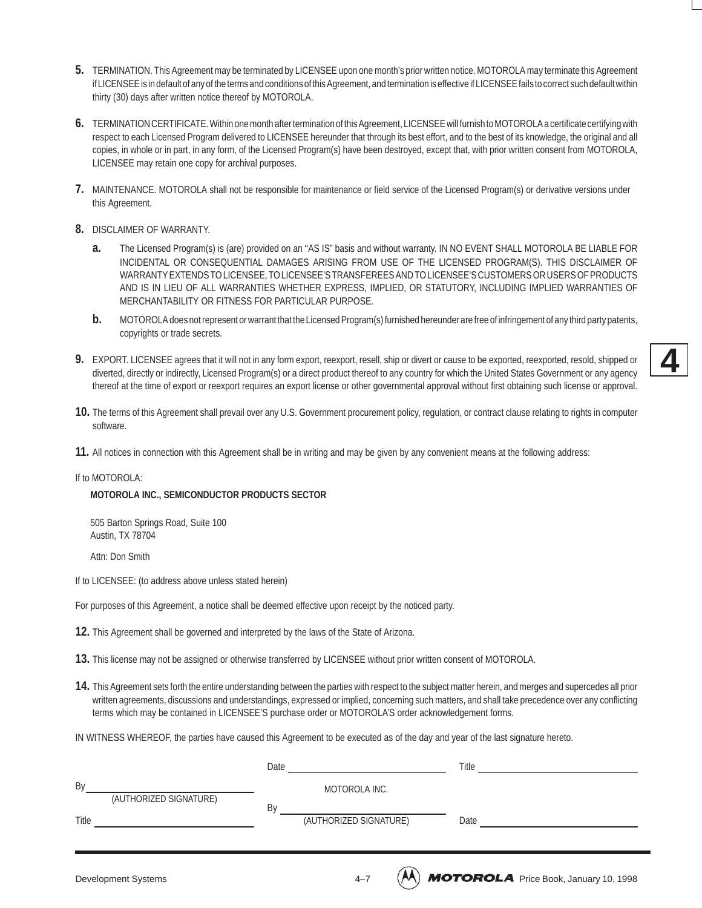**5.** TERMINATION. This Agreement may be terminated by LICENSEE upon one month's prior written notice. MOTOROLA may terminate this Agreement if LICENSEE is in default of any of the terms and conditions of this Agreement, and termination is effective if LICENSEE fails to correct such default within thirty (30) days after written notice thereof by MOTOROLA.

**6.** TERMINATION CERTIFICATE. Within one month after termination of this Agreement, LICENSEE will furnish to MOTOROLA a certificate certifying with respect to each Licensed Program delivered to LICENSEE hereunder that through its best effort, and to the best of its knowledge, the original and all copies, in whole or in part, in any form, of the Licensed Program(s) have been destroyed, except that, with prior written consent from MOTOROLA, LICENSEE may retain one copy for archival purposes.

**7.** MAINTENANCE. MOTOROLA shall not be responsible for maintenance or field service of the Licensed Program(s) or derivative versions under this Agreement.

**8.** DISCLAIMER OF WARRANTY.

**a.** The Licensed Program(s) is (are) provided on an "AS IS" basis and without warranty. IN NO EVENT SHALL MOTOROLA BE LIABLE FOR INCIDENTAL OR CONSEQUENTIAL DAMAGES ARISING FROM USE OF THE LICENSED PROGRAM(S). THIS DISCLAIMER OF WARRANTY EXTENDS TO LICENSEE, TO LICENSEE'S TRANSFEREES AND TO LICENSEE'S CUSTOMERS OR USERS OF PRODUCTS AND IS IN LIEU OF ALL WARRANTIES WHETHER EXPRESS, IMPLIED, OR STATUTORY, INCLUDING IMPLIED WARRANTIES OF MERCHANTABILITY OR FITNESS FOR PARTICULAR PURPOSE.

**b.** MOTOROLA does not represent or warrant that the Licensed Program(s) furnished hereunder are free of infringement of any third party patents, copyrights or trade secrets.

**9.** EXPORT. LICENSEE agrees that it will not in any form export, reexport, resell, ship or divert or cause to be exported, reexported, resold, shipped or diverted, directly or indirectly, Licensed Program(s) or a direct product thereof to any country for which the United States Government or any agency thereof at the time of export or reexport requires an export license or other governmental approval without first obtaining such license or approval.

**10.** The terms of this Agreement shall prevail over any U.S. Government procurement policy, regulation, or contract clause relating to rights in computer software.

**11.** All notices in connection with this Agreement shall be in writing and may be given by any convenient means at the following address:

If to MOTOROLA:

**MOTOROLA INC., SEMICONDUCTOR PRODUCTS SECTOR**

505 Barton Springs Road, Suite 100
Austin, TX 78704

Attn: Don Smith

If to LICENSEE: (to address above unless stated herein)

For purposes of this Agreement, a notice shall be deemed effective upon receipt by the noticed party.

**12.** This Agreement shall be governed and interpreted by the laws of the State of Arizona.

**13.** This license may not be assigned or otherwise transferred by LICENSEE without prior written consent of MOTOROLA.

**14.** This Agreement sets forth the entire understanding between the parties with respect to the subject matter herein, and merges and supercedes all prior written agreements, discussions and understandings, expressed or implied, concerning such matters, and shall take precedence over any conflicting terms which may be contained in LICENSEE'S purchase order or MOTOROLA'S order acknowledgement forms.

IN WITNESS WHEREOF, the parties have caused this Agreement to be executed as of the day and year of the last signature hereto.

| | | |
|---|---|---|
| | Date ______________ | Title ______________ |
| By ______________ (AUTHORIZED SIGNATURE) | MOTOROLA INC. | |
| Title ______________ | By ______________ (AUTHORIZED SIGNATURE) | Date ______________ |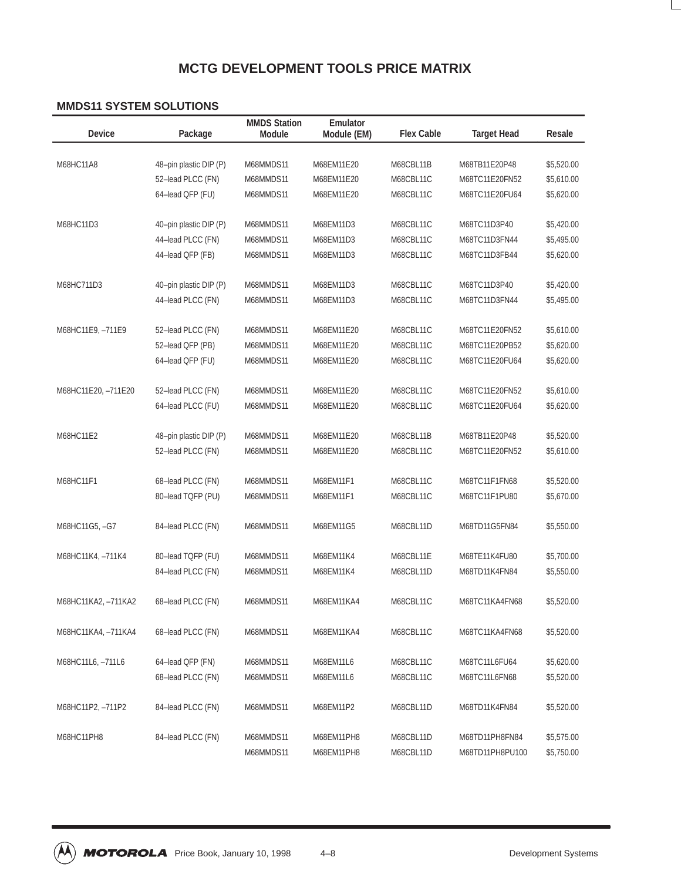# MCTG DEVELOPMENT TOOLS PRICE MATRIX

## MMDS11 SYSTEM SOLUTIONS

| Device | Package | MMDS Station Module | Emulator Module (EM) | Flex Cable | Target Head | Resale |
|---|---|---|---|---|---|---|
| M68HC11A8 | 48–pin plastic DIP (P) | M68MMDS11 | M68EM11E20 | M68CBL11B | M68TB11E20P48 | $5,520.00 |
| | 52–lead PLCC (FN) | M68MMDS11 | M68EM11E20 | M68CBL11C | M68TC11E20FN52 | $5,610.00 |
| | 64–lead QFP (FU) | M68MMDS11 | M68EM11E20 | M68CBL11C | M68TC11E20FU64 | $5,620.00 |
| M68HC11D3 | 40–pin plastic DIP (P) | M68MMDS11 | M68EM11D3 | M68CBL11C | M68TC11D3P40 | $5,420.00 |
| | 44–lead PLCC (FN) | M68MMDS11 | M68EM11D3 | M68CBL11C | M68TC11D3FN44 | $5,495.00 |
| | 44–lead QFP (FB) | M68MMDS11 | M68EM11D3 | M68CBL11C | M68TC11D3FB44 | $5,620.00 |
| M68HC711D3 | 40–pin plastic DIP (P) | M68MMDS11 | M68EM11D3 | M68CBL11C | M68TC11D3P40 | $5,420.00 |
| | 44–lead PLCC (FN) | M68MMDS11 | M68EM11D3 | M68CBL11C | M68TC11D3FN44 | $5,495.00 |
| M68HC11E9, –711E9 | 52–lead PLCC (FN) | M68MMDS11 | M68EM11E20 | M68CBL11C | M68TC11E20FN52 | $5,610.00 |
| | 52–lead QFP (PB) | M68MMDS11 | M68EM11E20 | M68CBL11C | M68TC11E20PB52 | $5,620.00 |
| | 64–lead QFP (FU) | M68MMDS11 | M68EM11E20 | M68CBL11C | M68TC11E20FU64 | $5,620.00 |
| M68HC11E20, –711E20 | 52–lead PLCC (FN) | M68MMDS11 | M68EM11E20 | M68CBL11C | M68TC11E20FN52 | $5,610.00 |
| | 64–lead PLCC (FU) | M68MMDS11 | M68EM11E20 | M68CBL11C | M68TC11E20FU64 | $5,620.00 |
| M68HC11E2 | 48–pin plastic DIP (P) | M68MMDS11 | M68EM11E20 | M68CBL11B | M68TB11E20P48 | $5,520.00 |
| | 52–lead PLCC (FN) | M68MMDS11 | M68EM11E20 | M68CBL11C | M68TC11E20FN52 | $5,610.00 |
| M68HC11F1 | 68–lead PLCC (FN) | M68MMDS11 | M68EM11F1 | M68CBL11C | M68TC11F1FN68 | $5,520.00 |
| | 80–lead TQFP (PU) | M68MMDS11 | M68EM11F1 | M68CBL11C | M68TC11F1PU80 | $5,670.00 |
| M68HC11G5, –G7 | 84–lead PLCC (FN) | M68MMDS11 | M68EM11G5 | M68CBL11D | M68TD11G5FN84 | $5,550.00 |
| M68HC11K4, –711K4 | 80–lead TQFP (FU) | M68MMDS11 | M68EM11K4 | M68CBL11E | M68TE11K4FU80 | $5,700.00 |
| | 84–lead PLCC (FN) | M68MMDS11 | M68EM11K4 | M68CBL11D | M68TD11K4FN84 | $5,550.00 |
| M68HC11KA2, –711KA2 | 68–lead PLCC (FN) | M68MMDS11 | M68EM11KA4 | M68CBL11C | M68TC11KA4FN68 | $5,520.00 |
| M68HC11KA4, –711KA4 | 68–lead PLCC (FN) | M68MMDS11 | M68EM11KA4 | M68CBL11C | M68TC11KA4FN68 | $5,520.00 |
| M68HC11L6, –711L6 | 64–lead QFP (FN) | M68MMDS11 | M68EM11L6 | M68CBL11C | M68TC11L6FU64 | $5,620.00 |
| | 68–lead PLCC (FN) | M68MMDS11 | M68EM11L6 | M68CBL11C | M68TC11L6FN68 | $5,520.00 |
| M68HC11P2, –711P2 | 84–lead PLCC (FN) | M68MMDS11 | M68EM11P2 | M68CBL11D | M68TD11K4FN84 | $5,520.00 |
| M68HC11PH8 | 84–lead PLCC (FN) | M68MMDS11 | M68EM11PH8 | M68CBL11D | M68TD11PH8FN84 | $5,575.00 |
| | | M68MMDS11 | M68EM11PH8 | M68CBL11D | M68TD11PH8PU100 | $5,750.00 |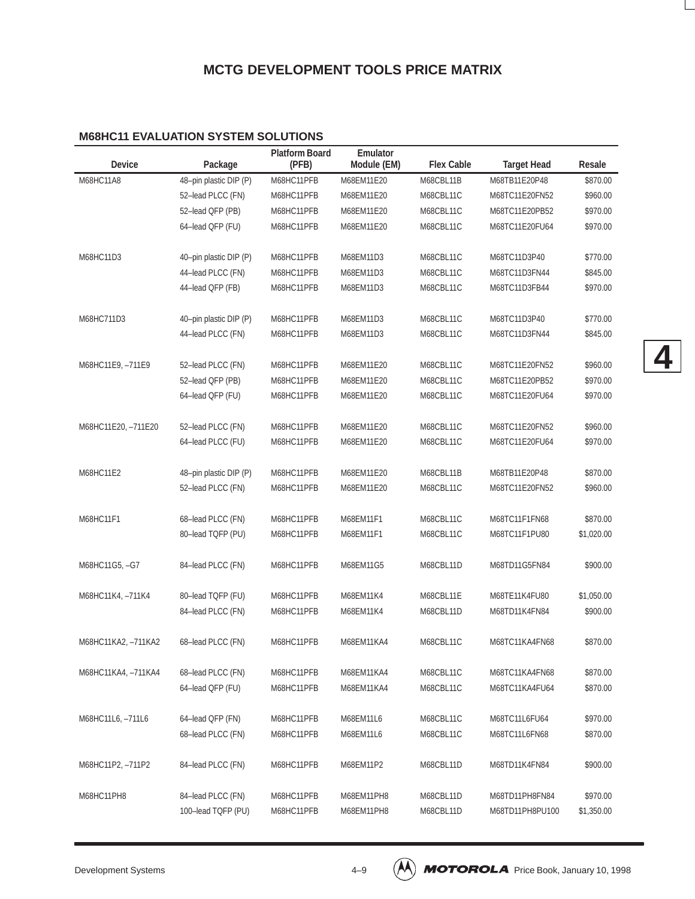# MCTG DEVELOPMENT TOOLS PRICE MATRIX

## M68HC11 EVALUATION SYSTEM SOLUTIONS

| Device | Package | Platform Board (PFB) | Emulator Module (EM) | Flex Cable | Target Head | Resale |
|---|---|---|---|---|---|---|
| M68HC11A8 | 48–pin plastic DIP (P) | M68HC11PFB | M68EM11E20 | M68CBL11B | M68TB11E20P48 | $870.00 |
| | 52–lead PLCC (FN) | M68HC11PFB | M68EM11E20 | M68CBL11C | M68TC11E20FN52 | $960.00 |
| | 52–lead QFP (PB) | M68HC11PFB | M68EM11E20 | M68CBL11C | M68TC11E20PB52 | $970.00 |
| | 64–lead QFP (FU) | M68HC11PFB | M68EM11E20 | M68CBL11C | M68TC11E20FU64 | $970.00 |
| M68HC11D3 | 40–pin plastic DIP (P) | M68HC11PFB | M68EM11D3 | M68CBL11C | M68TC11D3P40 | $770.00 |
| | 44–lead PLCC (FN) | M68HC11PFB | M68EM11D3 | M68CBL11C | M68TC11D3FN44 | $845.00 |
| | 44–lead QFP (FB) | M68HC11PFB | M68EM11D3 | M68CBL11C | M68TC11D3FB44 | $970.00 |
| M68HC711D3 | 40–pin plastic DIP (P) | M68HC11PFB | M68EM11D3 | M68CBL11C | M68TC11D3P40 | $770.00 |
| | 44–lead PLCC (FN) | M68HC11PFB | M68EM11D3 | M68CBL11C | M68TC11D3FN44 | $845.00 |
| M68HC11E9, –711E9 | 52–lead PLCC (FN) | M68HC11PFB | M68EM11E20 | M68CBL11C | M68TC11E20FN52 | $960.00 |
| | 52–lead QFP (PB) | M68HC11PFB | M68EM11E20 | M68CBL11C | M68TC11E20PB52 | $970.00 |
| | 64–lead QFP (FU) | M68HC11PFB | M68EM11E20 | M68CBL11C | M68TC11E20FU64 | $970.00 |
| M68HC11E20, –711E20 | 52–lead PLCC (FN) | M68HC11PFB | M68EM11E20 | M68CBL11C | M68TC11E20FN52 | $960.00 |
| | 64–lead PLCC (FU) | M68HC11PFB | M68EM11E20 | M68CBL11C | M68TC11E20FU64 | $970.00 |
| M68HC11E2 | 48–pin plastic DIP (P) | M68HC11PFB | M68EM11E20 | M68CBL11B | M68TB11E20P48 | $870.00 |
| | 52–lead PLCC (FN) | M68HC11PFB | M68EM11E20 | M68CBL11C | M68TC11E20FN52 | $960.00 |
| M68HC11F1 | 68–lead PLCC (FN) | M68HC11PFB | M68EM11F1 | M68CBL11C | M68TC11F1FN68 | $870.00 |
| | 80–lead TQFP (PU) | M68HC11PFB | M68EM11F1 | M68CBL11C | M68TC11F1PU80 | $1,020.00 |
| M68HC11G5, –G7 | 84–lead PLCC (FN) | M68HC11PFB | M68EM11G5 | M68CBL11D | M68TD11G5FN84 | $900.00 |
| M68HC11K4, –711K4 | 80–lead TQFP (FU) | M68HC11PFB | M68EM11K4 | M68CBL11E | M68TE11K4FU80 | $1,050.00 |
| | 84–lead PLCC (FN) | M68HC11PFB | M68EM11K4 | M68CBL11D | M68TD11K4FN84 | $900.00 |
| M68HC11KA2, –711KA2 | 68–lead PLCC (FN) | M68HC11PFB | M68EM11KA4 | M68CBL11C | M68TC11KA4FN68 | $870.00 |
| M68HC11KA4, –711KA4 | 68–lead PLCC (FN) | M68HC11PFB | M68EM11KA4 | M68CBL11C | M68TC11KA4FN68 | $870.00 |
| | 64–lead QFP (FU) | M68HC11PFB | M68EM11KA4 | M68CBL11C | M68TC11KA4FU64 | $870.00 |
| M68HC11L6, –711L6 | 64–lead QFP (FN) | M68HC11PFB | M68EM11L6 | M68CBL11C | M68TC11L6FU64 | $970.00 |
| | 68–lead PLCC (FN) | M68HC11PFB | M68EM11L6 | M68CBL11C | M68TC11L6FN68 | $870.00 |
| M68HC11P2, –711P2 | 84–lead PLCC (FN) | M68HC11PFB | M68EM11P2 | M68CBL11D | M68TD11K4FN84 | $900.00 |
| M68HC11PH8 | 84–lead PLCC (FN) | M68HC11PFB | M68EM11PH8 | M68CBL11D | M68TD11PH8FN84 | $970.00 |
| | 100–lead TQFP (PU) | M68HC11PFB | M68EM11PH8 | M68CBL11D | M68TD11PH8PU100 | $1,350.00 |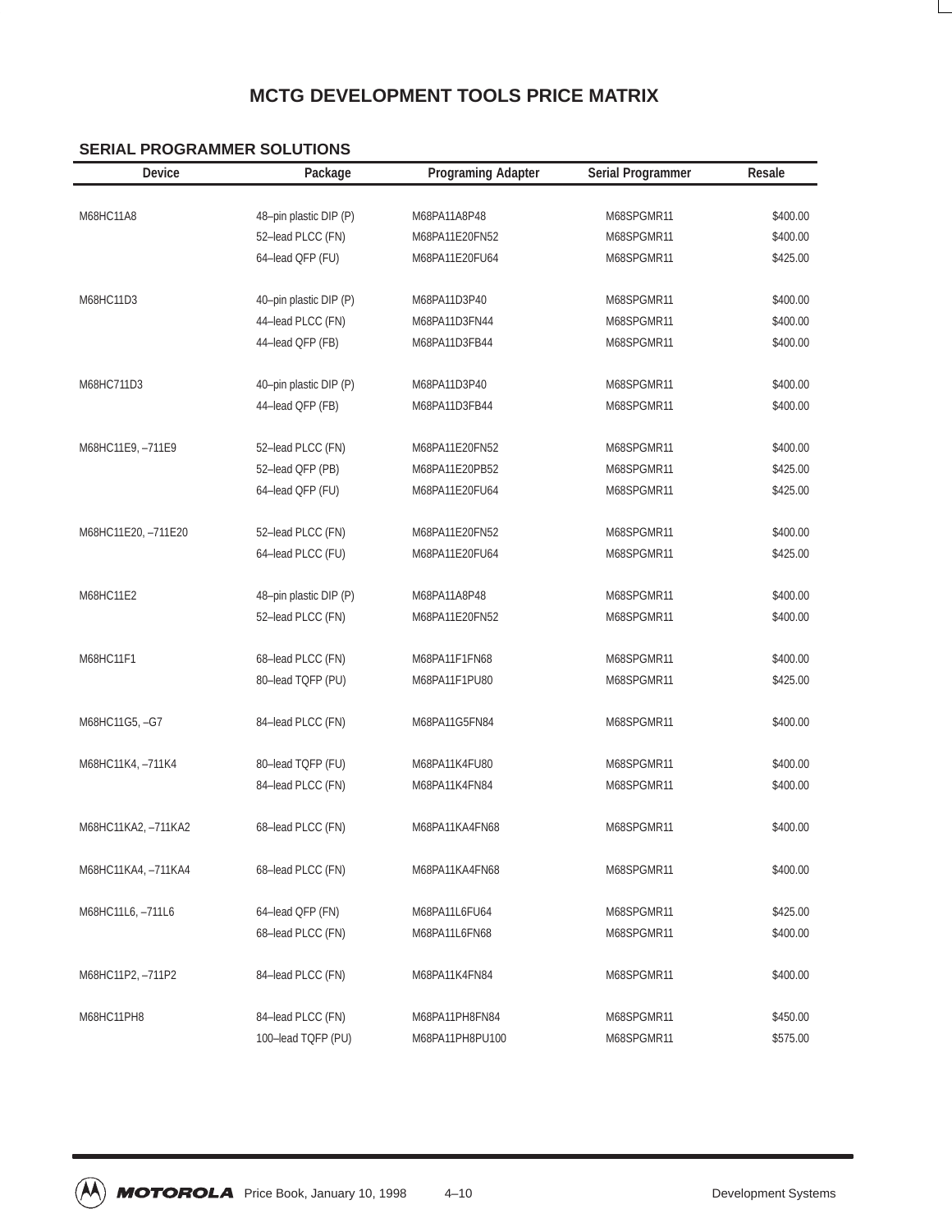# MCTG DEVELOPMENT TOOLS PRICE MATRIX

## SERIAL PROGRAMMER SOLUTIONS

| Device | Package | Programing Adapter | Serial Programmer | Resale |
|---|---|---|---|---|
| M68HC11A8 | 48–pin plastic DIP (P) | M68PA11A8P48 | M68SPGMR11 | $400.00 |
| | 52–lead PLCC (FN) | M68PA11E20FN52 | M68SPGMR11 | $400.00 |
| | 64–lead QFP (FU) | M68PA11E20FU64 | M68SPGMR11 | $425.00 |
| M68HC11D3 | 40–pin plastic DIP (P) | M68PA11D3P40 | M68SPGMR11 | $400.00 |
| | 44–lead PLCC (FN) | M68PA11D3FN44 | M68SPGMR11 | $400.00 |
| | 44–lead QFP (FB) | M68PA11D3FB44 | M68SPGMR11 | $400.00 |
| M68HC711D3 | 40–pin plastic DIP (P) | M68PA11D3P40 | M68SPGMR11 | $400.00 |
| | 44–lead QFP (FB) | M68PA11D3FB44 | M68SPGMR11 | $400.00 |
| M68HC11E9, –711E9 | 52–lead PLCC (FN) | M68PA11E20FN52 | M68SPGMR11 | $400.00 |
| | 52–lead QFP (PB) | M68PA11E20PB52 | M68SPGMR11 | $425.00 |
| | 64–lead QFP (FU) | M68PA11E20FU64 | M68SPGMR11 | $425.00 |
| M68HC11E20, –711E20 | 52–lead PLCC (FN) | M68PA11E20FN52 | M68SPGMR11 | $400.00 |
| | 64–lead PLCC (FU) | M68PA11E20FU64 | M68SPGMR11 | $425.00 |
| M68HC11E2 | 48–pin plastic DIP (P) | M68PA11A8P48 | M68SPGMR11 | $400.00 |
| | 52–lead PLCC (FN) | M68PA11E20FN52 | M68SPGMR11 | $400.00 |
| M68HC11F1 | 68–lead PLCC (FN) | M68PA11F1FN68 | M68SPGMR11 | $400.00 |
| | 80–lead TQFP (PU) | M68PA11F1PU80 | M68SPGMR11 | $425.00 |
| M68HC11G5, –G7 | 84–lead PLCC (FN) | M68PA11G5FN84 | M68SPGMR11 | $400.00 |
| M68HC11K4, –711K4 | 80–lead TQFP (FU) | M68PA11K4FU80 | M68SPGMR11 | $400.00 |
| | 84–lead PLCC (FN) | M68PA11K4FN84 | M68SPGMR11 | $400.00 |
| M68HC11KA2, –711KA2 | 68–lead PLCC (FN) | M68PA11KA4FN68 | M68SPGMR11 | $400.00 |
| M68HC11KA4, –711KA4 | 68–lead PLCC (FN) | M68PA11KA4FN68 | M68SPGMR11 | $400.00 |
| M68HC11L6, –711L6 | 64–lead QFP (FN) | M68PA11L6FU64 | M68SPGMR11 | $425.00 |
| | 68–lead PLCC (FN) | M68PA11L6FN68 | M68SPGMR11 | $400.00 |
| M68HC11P2, –711P2 | 84–lead PLCC (FN) | M68PA11K4FN84 | M68SPGMR11 | $400.00 |
| M68HC11PH8 | 84–lead PLCC (FN) | M68PA11PH8FN84 | M68SPGMR11 | $450.00 |
| | 100–lead TQFP (PU) | M68PA11PH8PU100 | M68SPGMR11 | $575.00 |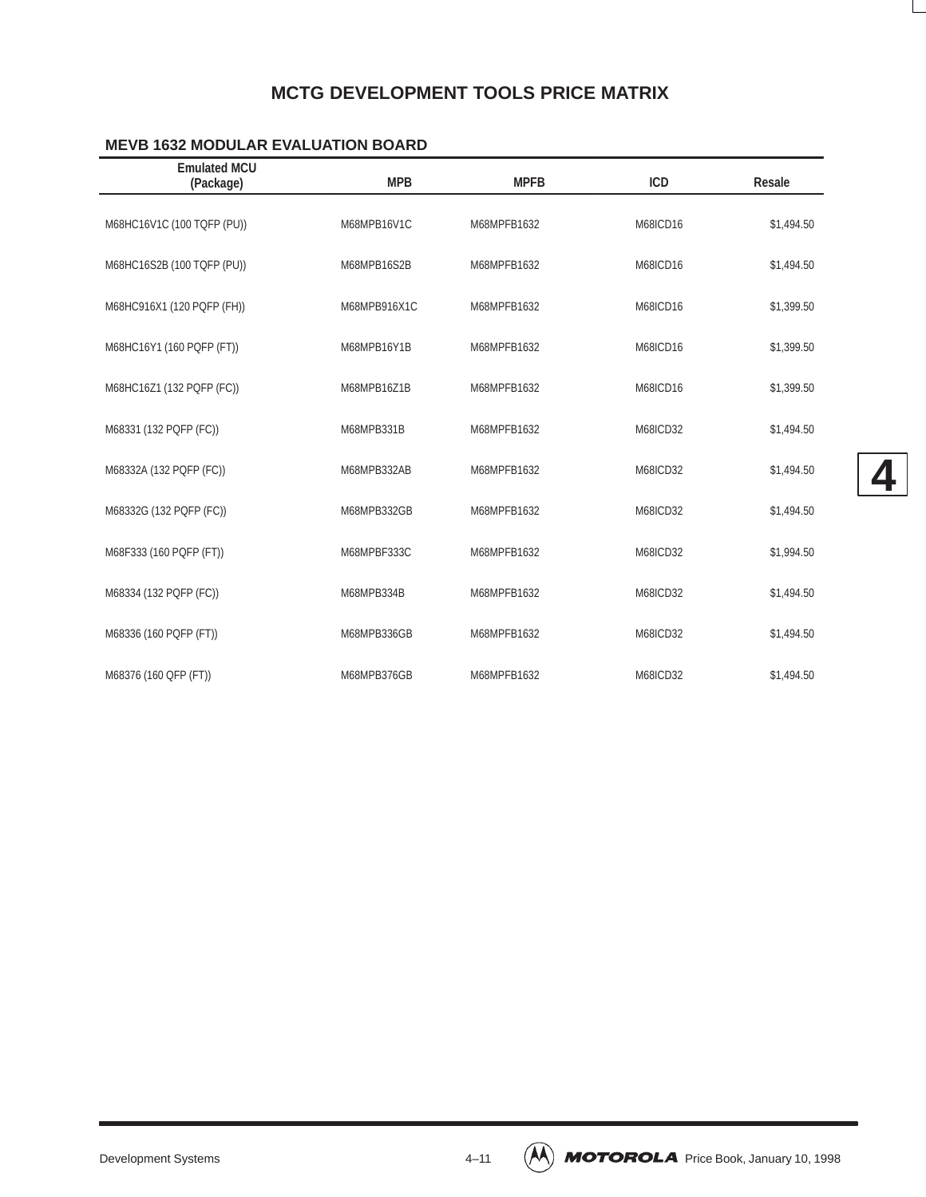# MCTG DEVELOPMENT TOOLS PRICE MATRIX

## MEVB 1632 MODULAR EVALUATION BOARD

| Emulated MCU (Package) | MPB | MPFB | ICD | Resale |
|---|---|---|---|---|
| M68HC16V1C (100 TQFP (PU)) | M68MPB16V1C | M68MPFB1632 | M68ICD16 | $1,494.50 |
| M68HC16S2B (100 TQFP (PU)) | M68MPB16S2B | M68MPFB1632 | M68ICD16 | $1,494.50 |
| M68HC916X1 (120 PQFP (FH)) | M68MPB916X1C | M68MPFB1632 | M68ICD16 | $1,399.50 |
| M68HC16Y1 (160 PQFP (FT)) | M68MPB16Y1B | M68MPFB1632 | M68ICD16 | $1,399.50 |
| M68HC16Z1 (132 PQFP (FC)) | M68MPB16Z1B | M68MPFB1632 | M68ICD16 | $1,399.50 |
| M68331 (132 PQFP (FC)) | M68MPB331B | M68MPFB1632 | M68ICD32 | $1,494.50 |
| M68332A (132 PQFP (FC)) | M68MPB332AB | M68MPFB1632 | M68ICD32 | $1,494.50 |
| M68332G (132 PQFP (FC)) | M68MPB332GB | M68MPFB1632 | M68ICD32 | $1,494.50 |
| M68F333 (160 PQFP (FT)) | M68MPBF333C | M68MPFB1632 | M68ICD32 | $1,994.50 |
| M68334 (132 PQFP (FC)) | M68MPB334B | M68MPFB1632 | M68ICD32 | $1,494.50 |
| M68336 (160 PQFP (FT)) | M68MPB336GB | M68MPFB1632 | M68ICD32 | $1,494.50 |
| M68376 (160 QFP (FT)) | M68MPB376GB | M68MPFB1632 | M68ICD32 | $1,494.50 |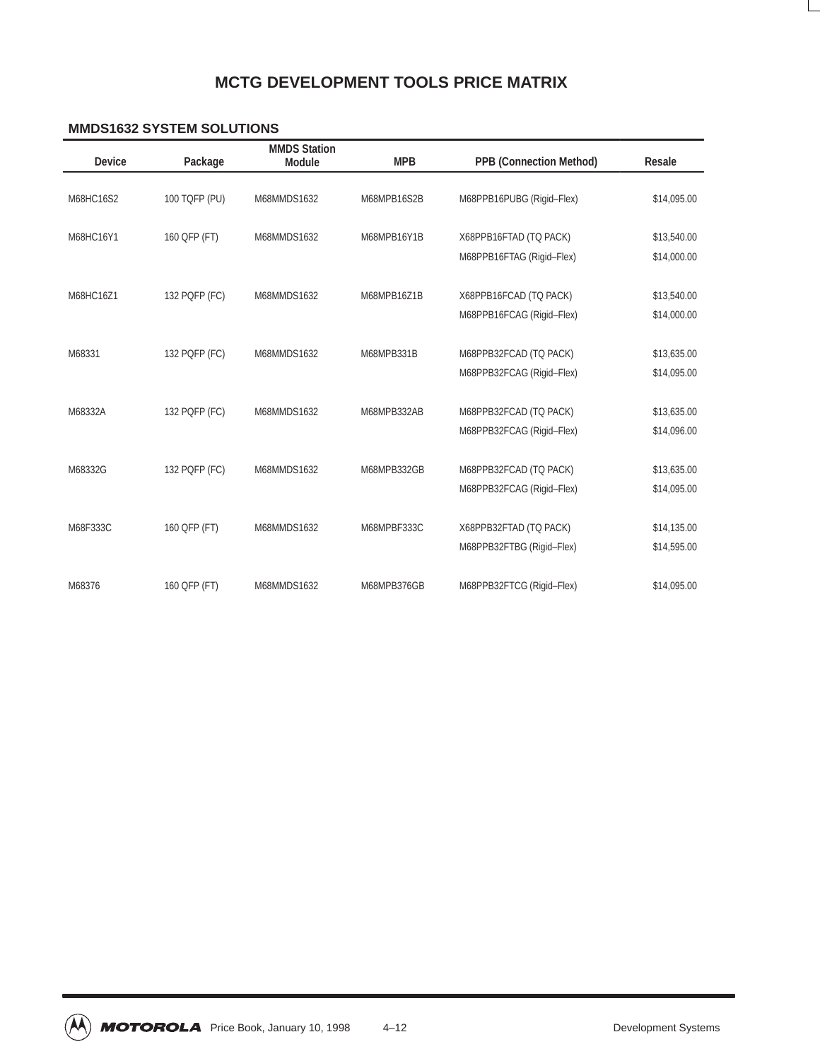# MCTG DEVELOPMENT TOOLS PRICE MATRIX

## MMDS1632 SYSTEM SOLUTIONS

| Device | Package | MMDS Station Module | MPB | PPB (Connection Method) | Resale |
|---|---|---|---|---|---|
| M68HC16S2 | 100 TQFP (PU) | M68MMDS1632 | M68MPB16S2B | M68PPB16PUBG (Rigid–Flex) | $14,095.00 |
| M68HC16Y1 | 160 QFP (FT) | M68MMDS1632 | M68MPB16Y1B | X68PPB16FTAD (TQ PACK) | $13,540.00 |
| | | | | M68PPB16FTAG (Rigid–Flex) | $14,000.00 |
| M68HC16Z1 | 132 PQFP (FC) | M68MMDS1632 | M68MPB16Z1B | X68PPB16FCAD (TQ PACK) | $13,540.00 |
| | | | | M68PPB16FCAG (Rigid–Flex) | $14,000.00 |
| M68331 | 132 PQFP (FC) | M68MMDS1632 | M68MPB331B | M68PPB32FCAD (TQ PACK) | $13,635.00 |
| | | | | M68PPB32FCAG (Rigid–Flex) | $14,095.00 |
| M68332A | 132 PQFP (FC) | M68MMDS1632 | M68MPB332AB | M68PPB32FCAD (TQ PACK) | $13,635.00 |
| | | | | M68PPB32FCAG (Rigid–Flex) | $14,096.00 |
| M68332G | 132 PQFP (FC) | M68MMDS1632 | M68MPB332GB | M68PPB32FCAD (TQ PACK) | $13,635.00 |
| | | | | M68PPB32FCAG (Rigid–Flex) | $14,095.00 |
| M68F333C | 160 QFP (FT) | M68MMDS1632 | M68MPBF333C | X68PPB32FTAD (TQ PACK) | $14,135.00 |
| | | | | M68PPB32FTBG (Rigid–Flex) | $14,595.00 |
| M68376 | 160 QFP (FT) | M68MMDS1632 | M68MPB376GB | M68PPB32FTCG (Rigid–Flex) | $14,095.00 |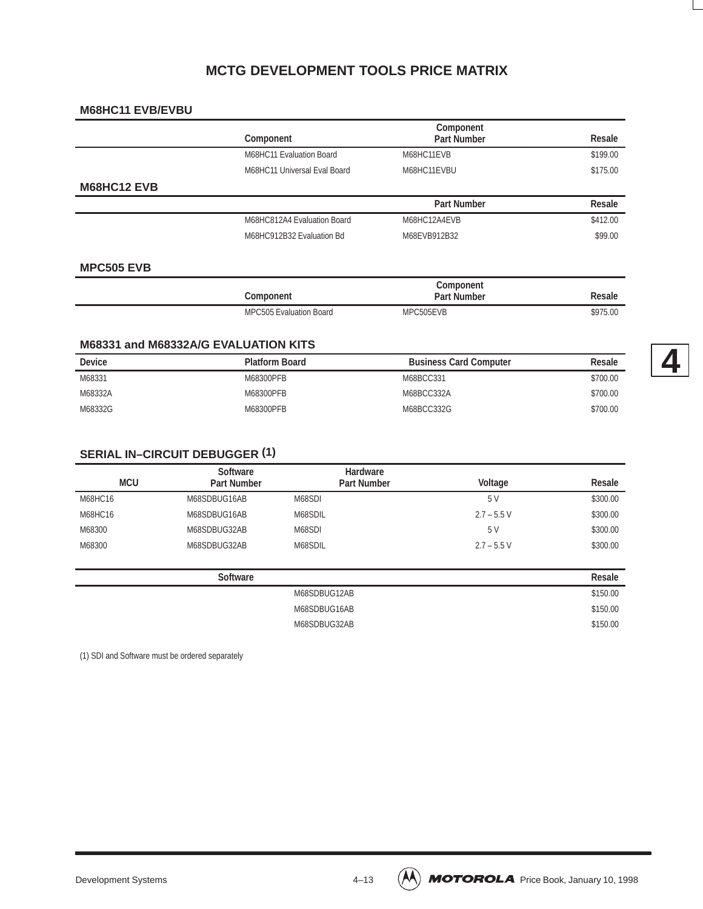# MCTG DEVELOPMENT TOOLS PRICE MATRIX

## M68HC11 EVB/EVBU

| Component | Component Part Number | Resale |
|---|---|---|
| M68HC11 Evaluation Board | M68HC11EVB | $199.00 |
| M68HC11 Universal Eval Board | M68HC11EVBU | $175.00 |

## M68HC12 EVB

| | Part Number | Resale |
|---|---|---|
| M68HC812A4 Evaluation Board | M68HC12A4EVB | $412.00 |
| M68HC912B32 Evaluation Bd | M68EVB912B32 | $99.00 |

## MPC505 EVB

| Component | Component Part Number | Resale |
|---|---|---|
| MPC505 Evaluation Board | MPC505EVB | $975.00 |

## M68331 and M68332A/G EVALUATION KITS

| Device | Platform Board | Business Card Computer | Resale |
|---|---|---|---|
| M68331 | M68300PFB | M68BCC331 | $700.00 |
| M68332A | M68300PFB | M68BCC332A | $700.00 |
| M68332G | M68300PFB | M68BCC332G | $700.00 |

## SERIAL IN–CIRCUIT DEBUGGER (1)

| MCU | Software Part Number | Hardware Part Number | Voltage | Resale |
|---|---|---|---|---|
| M68HC16 | M68SDBUG16AB | M68SDI | 5 V | $300.00 |
| M68HC16 | M68SDBUG16AB | M68SDIL | 2.7 – 5.5 V | $300.00 |
| M68300 | M68SDBUG32AB | M68SDI | 5 V | $300.00 |
| M68300 | M68SDBUG32AB | M68SDIL | 2.7 – 5.5 V | $300.00 |

| Software | Resale |
|---|---|
| M68SDBUG12AB | $150.00 |
| M68SDBUG16AB | $150.00 |
| M68SDBUG32AB | $150.00 |

(1) SDI and Software must be ordered separately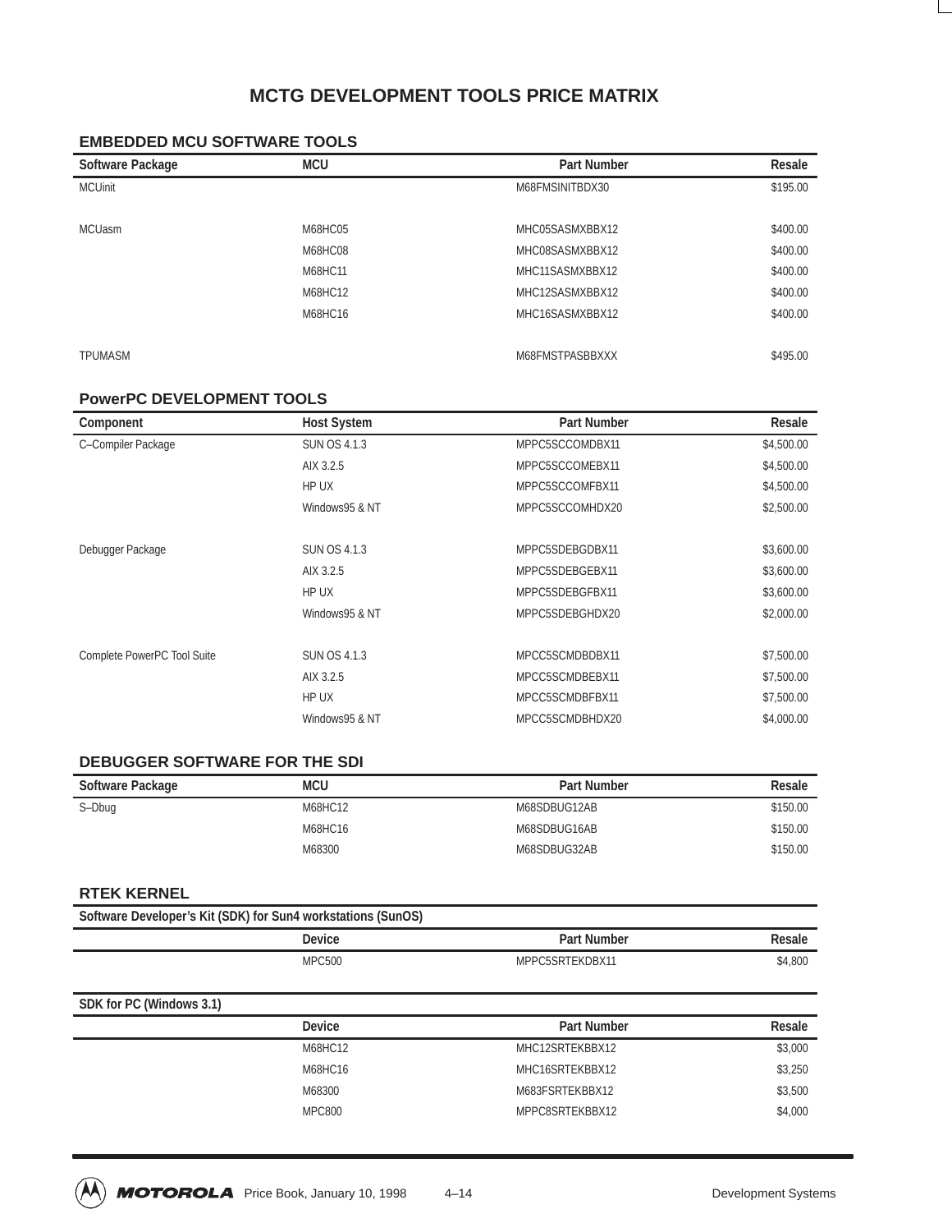# MCTG DEVELOPMENT TOOLS PRICE MATRIX

## EMBEDDED MCU SOFTWARE TOOLS

| Software Package | MCU | Part Number | Resale |
|---|---|---|---|
| MCUinit | | M68FMSINITBDX30 | $195.00 |
| MCUasm | M68HC05 | MHC05SASMXBBX12 | $400.00 |
| | M68HC08 | MHC08SASMXBBX12 | $400.00 |
| | M68HC11 | MHC11SASMXBBX12 | $400.00 |
| | M68HC12 | MHC12SASMXBBX12 | $400.00 |
| | M68HC16 | MHC16SASMXBBX12 | $400.00 |
| TPUMASM | | M68FMSTPASBBXXX | $495.00 |

## PowerPC DEVELOPMENT TOOLS

| Component | Host System | Part Number | Resale |
|---|---|---|---|
| C–Compiler Package | SUN OS 4.1.3 | MPPC5SCCOMDBX11 | $4,500.00 |
| | AIX 3.2.5 | MPPC5SCCOMEBX11 | $4,500.00 |
| | HP UX | MPPC5SCCOMFBX11 | $4,500.00 |
| | Windows95 & NT | MPPC5SCCOMHDX20 | $2,500.00 |
| Debugger Package | SUN OS 4.1.3 | MPPC5SDEBGDBX11 | $3,600.00 |
| | AIX 3.2.5 | MPPC5SDEBGEBX11 | $3,600.00 |
| | HP UX | MPPC5SDEBGFBX11 | $3,600.00 |
| | Windows95 & NT | MPPC5SDEBGHDX20 | $2,000.00 |
| Complete PowerPC Tool Suite | SUN OS 4.1.3 | MPCC5SCMDBDBX11 | $7,500.00 |
| | AIX 3.2.5 | MPCC5SCMDBEBX11 | $7,500.00 |
| | HP UX | MPCC5SCMDBFBX11 | $7,500.00 |
| | Windows95 & NT | MPCC5SCMDBHDX20 | $4,000.00 |

## DEBUGGER SOFTWARE FOR THE SDI

| Software Package | MCU | Part Number | Resale |
|---|---|---|---|
| S–Dbug | M68HC12 | M68SDBUG12AB | $150.00 |
| | M68HC16 | M68SDBUG16AB | $150.00 |
| | M68300 | M68SDBUG32AB | $150.00 |

## RTEK KERNEL

**Software Developer's Kit (SDK) for Sun4 workstations (SunOS)**

| | Device | Part Number | Resale |
|---|---|---|---|
| | MPC500 | MPPC5SRTEKDBX11 | $4,800 |

**SDK for PC (Windows 3.1)**

| | Device | Part Number | Resale |
|---|---|---|---|
| | M68HC12 | MHC12SRTEKBBX12 | $3,000 |
| | M68HC16 | MHC16SRTEKBBX12 | $3,250 |
| | M68300 | M683FSRTEKBBX12 | $3,500 |
| | MPC800 | MPPC8SRTEKBBX12 | $4,000 |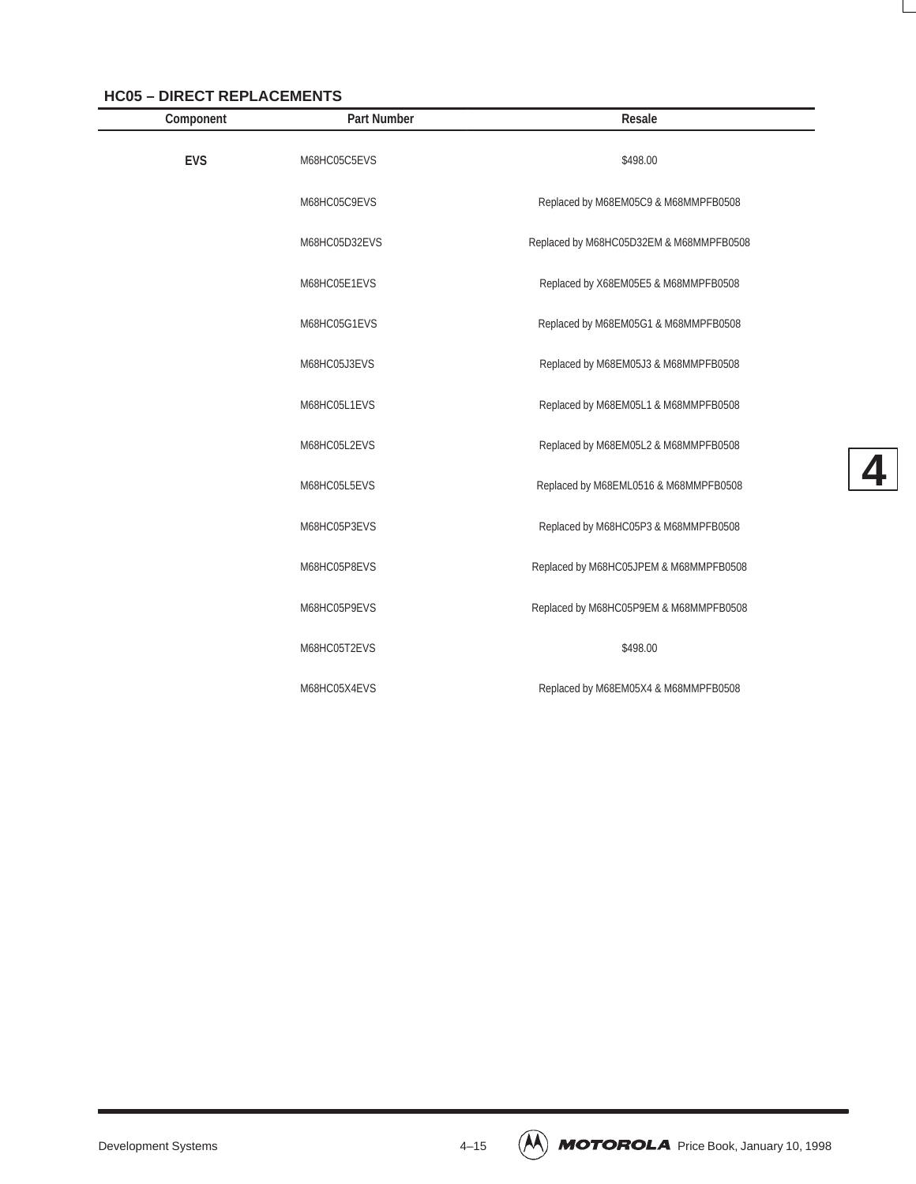## HC05 – DIRECT REPLACEMENTS

| Component | Part Number | Resale |
|---|---|---|
| EVS | M68HC05C5EVS | $498.00 |
| | M68HC05C9EVS | Replaced by M68EM05C9 & M68MMPFB0508 |
| | M68HC05D32EVS | Replaced by M68HC05D32EM & M68MMPFB0508 |
| | M68HC05E1EVS | Replaced by X68EM05E5 & M68MMPFB0508 |
| | M68HC05G1EVS | Replaced by M68EM05G1 & M68MMPFB0508 |
| | M68HC05J3EVS | Replaced by M68EM05J3 & M68MMPFB0508 |
| | M68HC05L1EVS | Replaced by M68EM05L1 & M68MMPFB0508 |
| | M68HC05L2EVS | Replaced by M68EM05L2 & M68MMPFB0508 |
| | M68HC05L5EVS | Replaced by M68EML0516 & M68MMPFB0508 |
| | M68HC05P3EVS | Replaced by M68HC05P3 & M68MMPFB0508 |
| | M68HC05P8EVS | Replaced by M68HC05JPEM & M68MMPFB0508 |
| | M68HC05P9EVS | Replaced by M68HC05P9EM & M68MMPFB0508 |
| | M68HC05T2EVS | $498.00 |
| | M68HC05X4EVS | Replaced by M68EM05X4 & M68MMPFB0508 |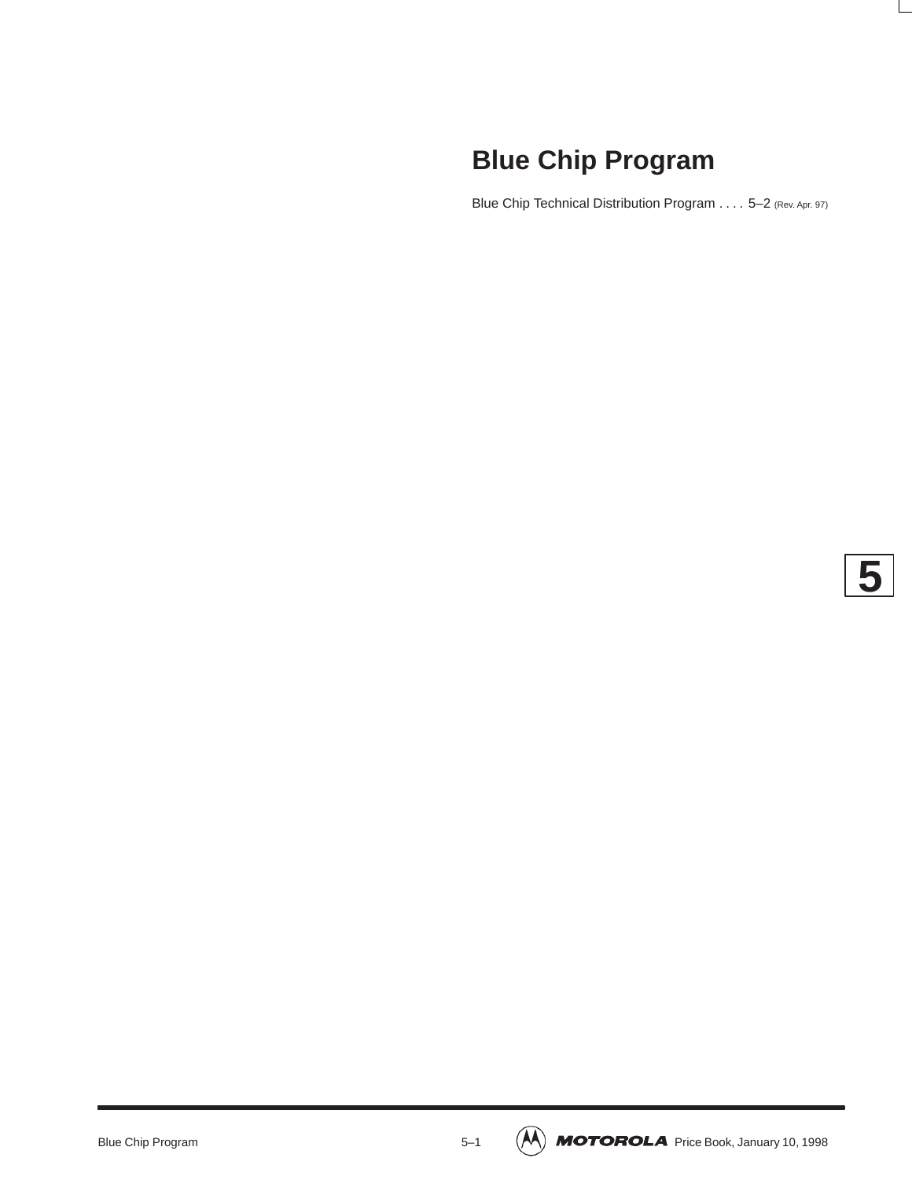# Blue Chip Program

Blue Chip Technical Distribution Program . . . . 5–2 (Rev. Apr. 97)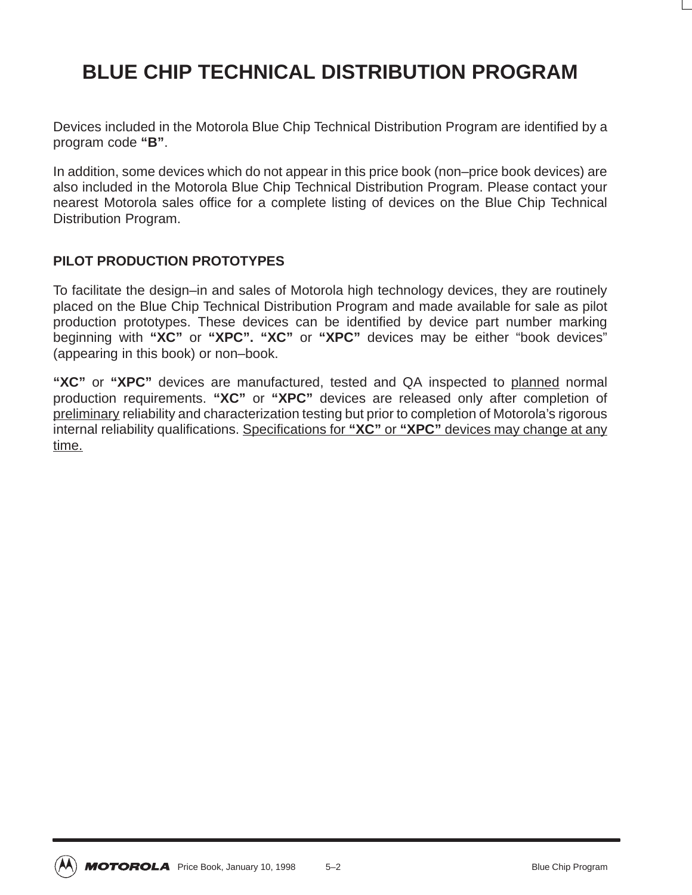# BLUE CHIP TECHNICAL DISTRIBUTION PROGRAM

Devices included in the Motorola Blue Chip Technical Distribution Program are identified by a program code **"B"**.

In addition, some devices which do not appear in this price book (non–price book devices) are also included in the Motorola Blue Chip Technical Distribution Program. Please contact your nearest Motorola sales office for a complete listing of devices on the Blue Chip Technical Distribution Program.

## PILOT PRODUCTION PROTOTYPES

To facilitate the design–in and sales of Motorola high technology devices, they are routinely placed on the Blue Chip Technical Distribution Program and made available for sale as pilot production prototypes. These devices can be identified by device part number marking beginning with **"XC"** or **"XPC". "XC"** or **"XPC"** devices may be either "book devices" (appearing in this book) or non–book.

**"XC"** or **"XPC"** devices are manufactured, tested and QA inspected to <u>planned</u> normal production requirements. **"XC"** or **"XPC"** devices are released only after completion of <u>preliminary</u> reliability and characterization testing but prior to completion of Motorola's rigorous internal reliability qualifications. <u>Specifications for **"XC"** or **"XPC"** devices may change at any time.</u>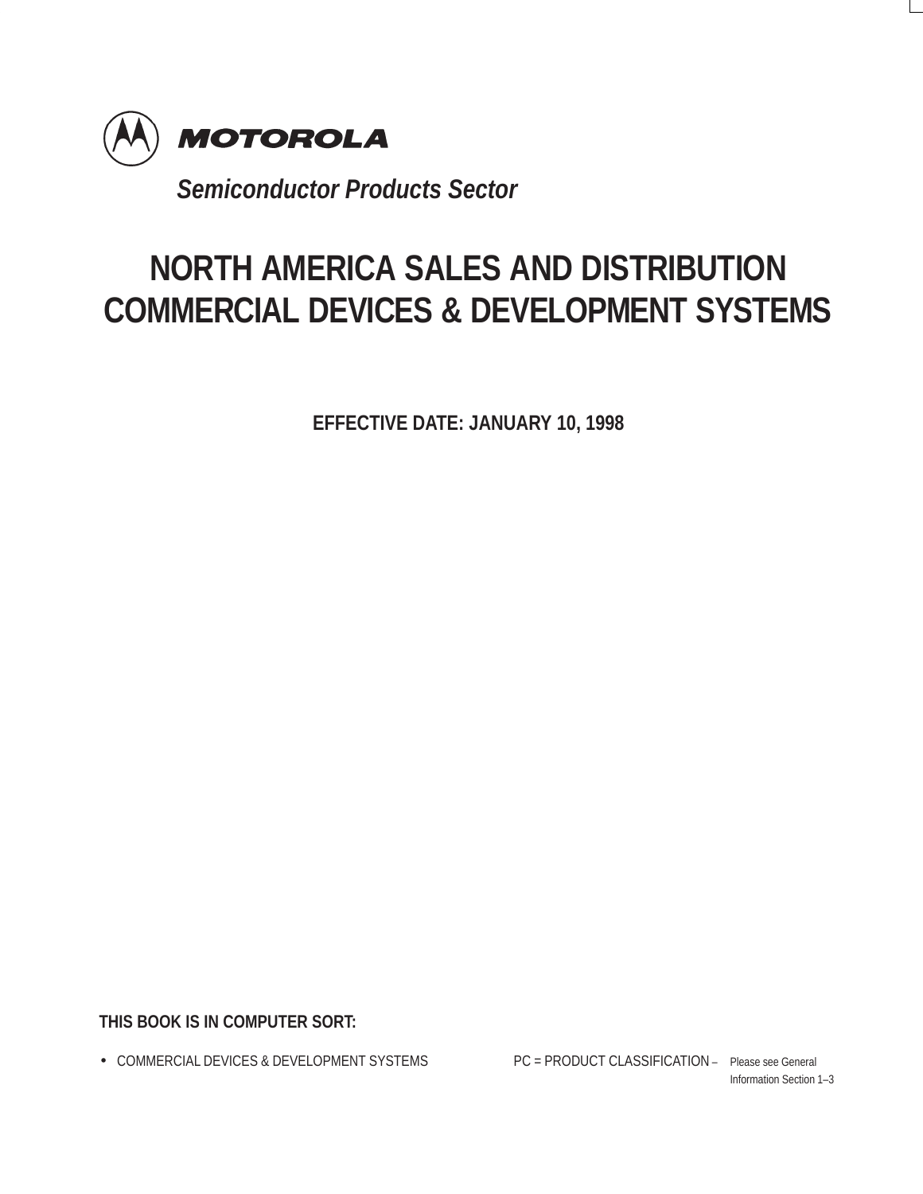**MOTOROLA**

***Semiconductor Products Sector***

# NORTH AMERICA SALES AND DISTRIBUTION COMMERCIAL DEVICES & DEVELOPMENT SYSTEMS

**EFFECTIVE DATE: JANUARY 10, 1998**

**THIS BOOK IS IN COMPUTER SORT:**

- COMMERCIAL DEVICES & DEVELOPMENT SYSTEMS

PC = PRODUCT CLASSIFICATION – Please see General Information Section 1–3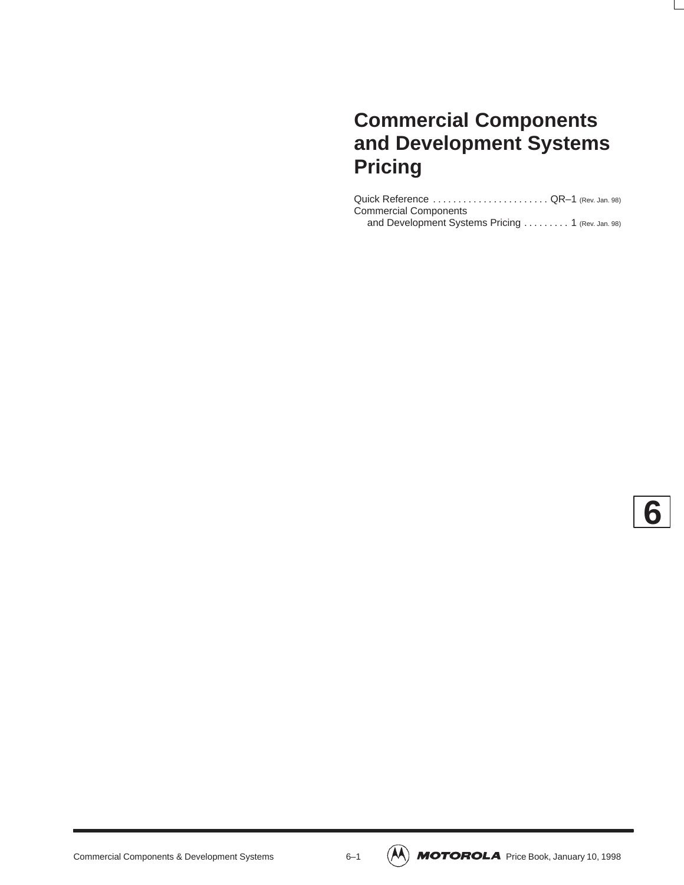# Commercial Components and Development Systems Pricing

Quick Reference . . . . . . . . . . . . . . . . . . . . . . . QR–1 (Rev. Jan. 98)
Commercial Components
  and Development Systems Pricing . . . . . . . . . 1 (Rev. Jan. 98)

6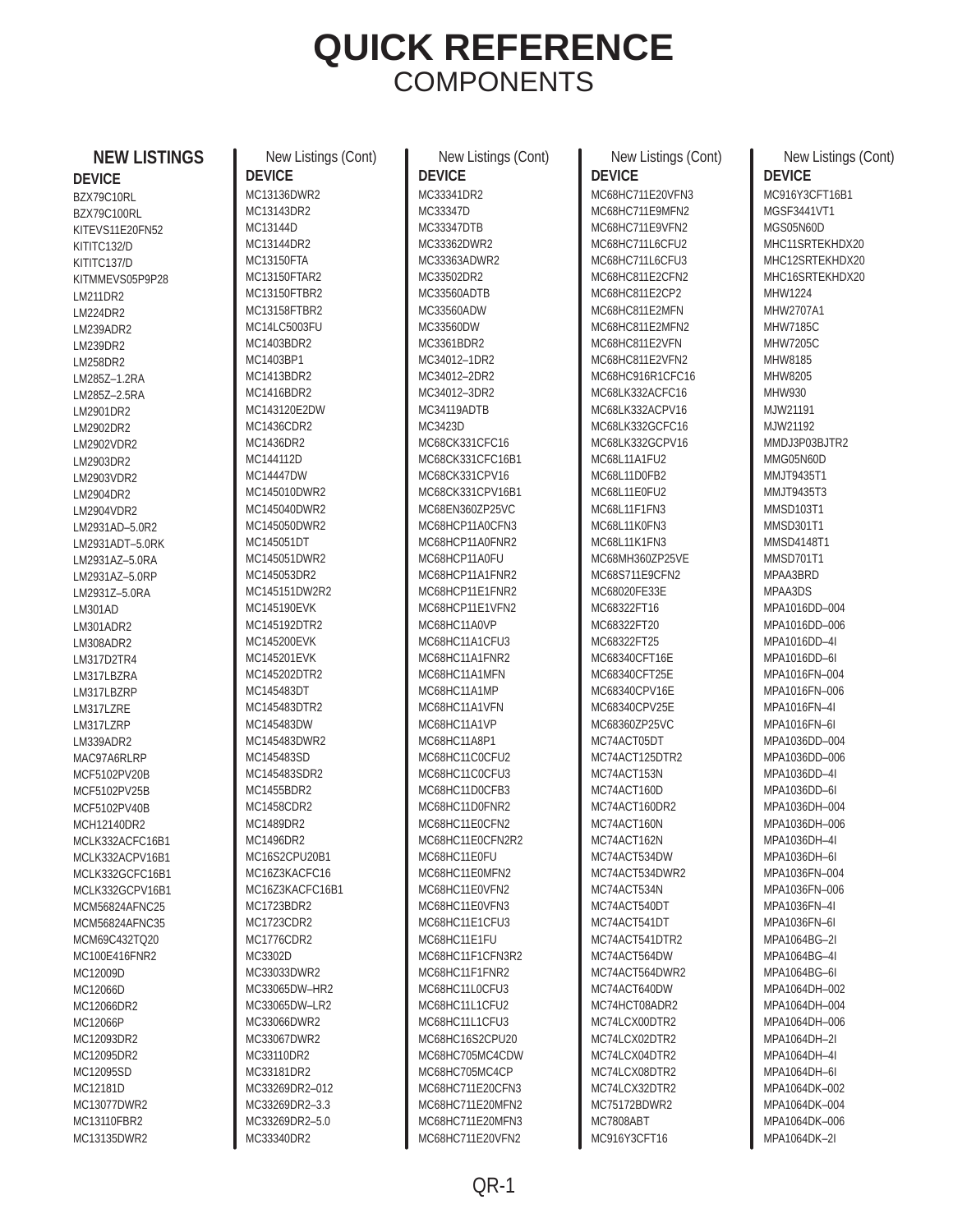# QUICK REFERENCE
## COMPONENTS

### NEW LISTINGS

**DEVICE**

BZX79C10RL
BZX79C100RL
KITEVS11E20FN52
KITITC132/D
KITITC137/D
KITMMEVS05P9P28
LM211DR2
LM224DR2
LM239ADR2
LM239DR2
LM258DR2
LM285Z–1.2RA
LM285Z–2.5RA
LM2901DR2
LM2902DR2
LM2902VDR2
LM2903DR2
LM2903VDR2
LM2904DR2
LM2904VDR2
LM2931AD–5.0R2
LM2931ADT–5.0RK
LM2931AZ–5.0RA
LM2931AZ–5.0RP
LM2931Z–5.0RA
LM301AD
LM301ADR2
LM308ADR2
LM317D2TR4
LM317LBZRA
LM317LBZRP
LM317LZRE
LM317LZRP
LM339ADR2
MAC97A6RLRP
MCF5102PV20B
MCF5102PV25B
MCF5102PV40B
MCH12140DR2
MCLK332ACFC16B1
MCLK332ACPV16B1
MCLK332GCFC16B1
MCLK332GCPV16B1
MCM56824AFNC25
MCM56824AFNC35
MCM69C432TQ20
MC100E416FNR2
MC12009D
MC12066D
MC12066DR2
MC12066P
MC12093DR2
MC12095DR2
MC12095SD
MC12181D
MC13077DWR2
MC13110FBR2
MC13135DWR2

New Listings (Cont)

**DEVICE**

MC13136DWR2
MC13143DR2
MC13144D
MC13144DR2
MC13150FTA
MC13150FTAR2
MC13150FTBR2
MC13158FTBR2
MC14LC5003FU
MC1403BDR2
MC1403BP1
MC1413BDR2
MC1416BDR2
MC143120E2DW
MC1436CDR2
MC1436DR2
MC144112D
MC14447DW
MC145010DWR2
MC145040DWR2
MC145050DWR2
MC145051DT
MC145051DWR2
MC145053DR2
MC145151DW2R2
MC145190EVK
MC145192DTR2
MC145200EVK
MC145201EVK
MC145202DTR2
MC145483DT
MC145483DTR2
MC145483DW
MC145483DWR2
MC145483SD
MC145483SDR2
MC1455BDR2
MC1458CDR2
MC1489DR2
MC1496DR2
MC16S2CPU20B1
MC16Z3KACFC16
MC16Z3KACFC16B1
MC1723BDR2
MC1723CDR2
MC1776CDR2
MC3302D
MC33033DWR2
MC33065DW–HR2
MC33065DW–LR2
MC33066DWR2
MC33067DWR2
MC33110DR2
MC33181DR2
MC33269DR2–012
MC33269DR2–3.3
MC33269DR2–5.0
MC33340DR2

New Listings (Cont)

**DEVICE**

MC33341DR2
MC33347D
MC33347DTB
MC33362DWR2
MC33363ADWR2
MC33502DR2
MC33560ADTB
MC33560ADW
MC33560DW
MC3361BDR2
MC34012–1DR2
MC34012–2DR2
MC34012–3DR2
MC34119ADTB
MC3423D
MC68CK331CFC16
MC68CK331CFC16B1
MC68CK331CPV16
MC68CK331CPV16B1
MC68EN360ZP25VC
MC68HCP11A0CFN3
MC68HCP11A0FNR2
MC68HCP11A0FU
MC68HCP11A1FNR2
MC68HCP11E1FNR2
MC68HCP11E1VFN2
MC68HC11A0VP
MC68HC11A1CFU3
MC68HC11A1FNR2
MC68HC11A1MFN
MC68HC11A1MP
MC68HC11A1VFN
MC68HC11A1VP
MC68HC11A8P1
MC68HC11C0CFU2
MC68HC11C0CFU3
MC68HC11D0CFB3
MC68HC11D0FNR2
MC68HC11E0CFN2
MC68HC11E0CFN2R2
MC68HC11E0FU
MC68HC11E0MFN2
MC68HC11E0VFN2
MC68HC11E0VFN3
MC68HC11E1CFU3
MC68HC11E1FU
MC68HC11F1CFN3R2
MC68HC11F1FNR2
MC68HC11L0CFU3
MC68HC11L1CFU2
MC68HC11L1CFU3
MC68HC16S2CPU20
MC68HC705MC4CDW
MC68HC705MC4CP
MC68HC711E20CFN3
MC68HC711E20MFN2
MC68HC711E20MFN3
MC68HC711E20VFN2

New Listings (Cont)

**DEVICE**

MC68HC711E20VFN3
MC68HC711E9MFN2
MC68HC711E9VFN2
MC68HC711L6CFU2
MC68HC711L6CFU3
MC68HC811E2CFN2
MC68HC811E2CP2
MC68HC811E2MFN
MC68HC811E2MFN2
MC68HC811E2VFN
MC68HC811E2VFN2
MC68HC916R1CFC16
MC68LK332ACFC16
MC68LK332ACPV16
MC68LK332GCFC16
MC68LK332GCPV16
MC68L11A1FU2
MC68L11D0FB2
MC68L11E0FU2
MC68L11F1FN3
MC68L11K0FN3
MC68L11K1FN3
MC68MH360ZP25VE
MC68S711E9CFN2
MC68020FE33E
MC68322FT16
MC68322FT20
MC68322FT25
MC68340CFT16E
MC68340CFT25E
MC68340CPV16E
MC68340CPV25E
MC68360ZP25VC
MC74ACT05DT
MC74ACT125DTR2
MC74ACT153N
MC74ACT160D
MC74ACT160DR2
MC74ACT160N
MC74ACT162N
MC74ACT534DW
MC74ACT534DWR2
MC74ACT534N
MC74ACT540DT
MC74ACT541DT
MC74ACT541DTR2
MC74ACT564DW
MC74ACT564DWR2
MC74ACT640DW
MC74HCT08ADR2
MC74LCX00DTR2
MC74LCX02DTR2
MC74LCX04DTR2
MC74LCX08DTR2
MC74LCX32DTR2
MC75172BDWR2
MC7808ABT
MC916Y3CFT16

New Listings (Cont)

**DEVICE**

MC916Y3CFT16B1
MGSF3441VT1
MGS05N60D
MHC11SRTEKHDX20
MHC12SRTEKHDX20
MHC16SRTEKHDX20
MHW1224
MHW2707A1
MHW7185C
MHW7205C
MHW8185
MHW8205
MHW930
MJW21191
MJW21192
MMDJ3P03BJTR2
MMG05N60D
MMJT9435T1
MMJT9435T3
MMSD103T1
MMSD301T1
MMSD4148T1
MMSD701T1
MPAA3BRD
MPAA3DS
MPA1016DD–004
MPA1016DD–006
MPA1016DD–4I
MPA1016DD–6I
MPA1016FN–004
MPA1016FN–006
MPA1016FN–4I
MPA1016FN–6I
MPA1036DD–004
MPA1036DD–006
MPA1036DD–4I
MPA1036DD–6I
MPA1036DH–004
MPA1036DH–006
MPA1036DH–4I
MPA1036DH–6I
MPA1036FN–004
MPA1036FN–006
MPA1036FN–4I
MPA1036FN–6I
MPA1064BG–2I
MPA1064BG–4I
MPA1064BG–6I
MPA1064DH–002
MPA1064DH–004
MPA1064DH–006
MPA1064DH–2I
MPA1064DH–4I
MPA1064DH–6I
MPA1064DK–002
MPA1064DK–004
MPA1064DK–006
MPA1064DK–2I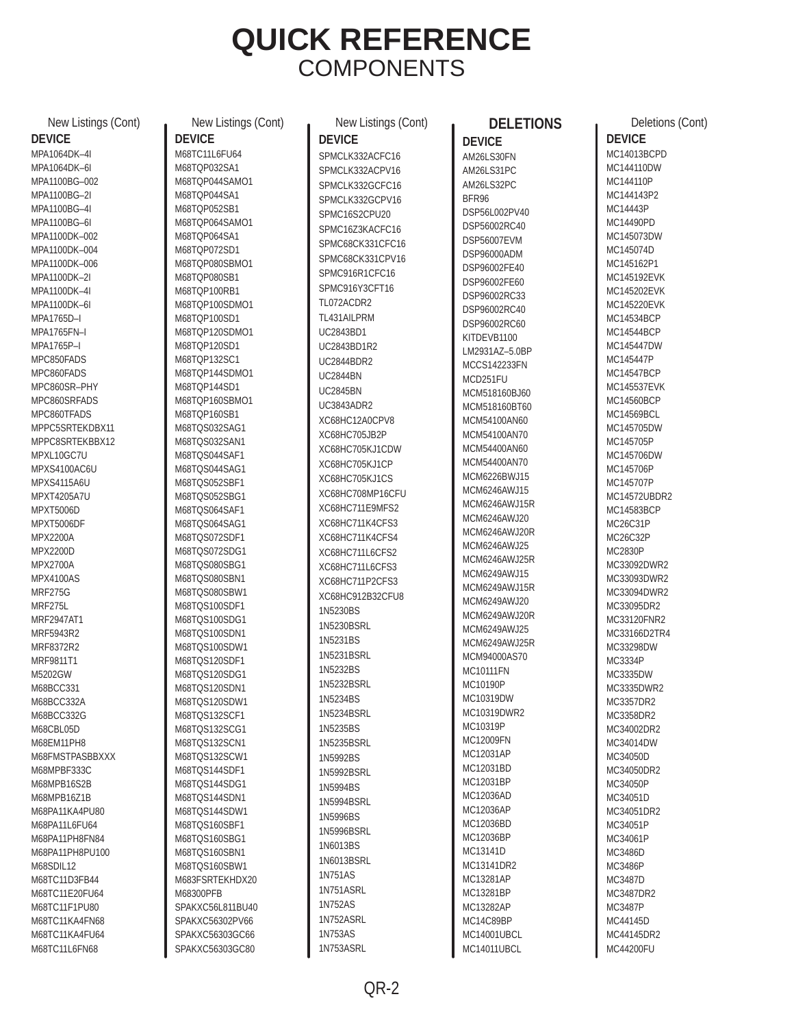# QUICK REFERENCE
## COMPONENTS

New Listings (Cont)

**DEVICE**

MPA1064DK–4I
MPA1064DK–6I
MPA1100BG–002
MPA1100BG–2I
MPA1100BG–4I
MPA1100BG–6I
MPA1100DK–002
MPA1100DK–004
MPA1100DK–006
MPA1100DK–2I
MPA1100DK–4I
MPA1100DK–6I
MPA1765D–I
MPA1765FN–I
MPA1765P–I
MPC850FADS
MPC860FADS
MPC860SR–PHY
MPC860SRFADS
MPC860TFADS
MPPC5SRTEKDBX11
MPPC8SRTEKBBX12
MPXL10GC7U
MPXS4100AC6U
MPXS4115A6U
MPXT4205A7U
MPXT5006D
MPXT5006DF
MPX2200A
MPX2200D
MPX2700A
MPX4100AS
MRF275G
MRF275L
MRF2947AT1
MRF5943R2
MRF8372R2
MRF9811T1
M5202GW
M68BCC331
M68BCC332A
M68BCC332G
M68CBL05D
M68EM11PH8
M68FMSTPASBBXXX
M68MPBF333C
M68MPB16S2B
M68MPB16Z1B
M68PA11KA4PU80
M68PA11L6FU64
M68PA11PH8FN84
M68PA11PH8PU100
M68SDIL12
M68TC11D3FB44
M68TC11E20FU64
M68TC11F1PU80
M68TC11KA4FN68
M68TC11KA4FU64
M68TC11L6FN68

New Listings (Cont)

**DEVICE**

M68TC11L6FU64
M68TQP032SA1
M68TQP044SAMO1
M68TQP044SA1
M68TQP052SB1
M68TQP064SAMO1
M68TQP064SA1
M68TQP072SD1
M68TQP080SBMO1
M68TQP080SB1
M68TQP100RB1
M68TQP100SDMO1
M68TQP100SD1
M68TQP120SDMO1
M68TQP120SD1
M68TQP132SC1
M68TQP144SDMO1
M68TQP144SD1
M68TQP160SBMO1
M68TQP160SB1
M68TQS032SAG1
M68TQS032SAN1
M68TQS044SAF1
M68TQS044SAG1
M68TQS052SBF1
M68TQS052SBG1
M68TQS064SAF1
M68TQS064SAG1
M68TQS072SDF1
M68TQS072SDG1
M68TQS080SBG1
M68TQS080SBN1
M68TQS080SBW1
M68TQS100SDF1
M68TQS100SDG1
M68TQS100SDN1
M68TQS100SDW1
M68TQS120SDF1
M68TQS120SDG1
M68TQS120SDN1
M68TQS120SDW1
M68TQS132SCF1
M68TQS132SCG1
M68TQS132SCN1
M68TQS132SCW1
M68TQS144SDF1
M68TQS144SDG1
M68TQS144SDN1
M68TQS144SDW1
M68TQS160SBF1
M68TQS160SBG1
M68TQS160SBN1
M68TQS160SBW1
M683FSRTEKHDX20
M68300PFB
SPAKXC56L811BU40
SPAKXC56302PV66
SPAKXC56303GC66
SPAKXC56303GC80

New Listings (Cont)

**DEVICE**

SPMCLK332ACFC16
SPMCLK332ACPV16
SPMCLK332GCFC16
SPMCLK332GCPV16
SPMC16S2CPU20
SPMC16Z3KACFC16
SPMC68CK331CFC16
SPMC68CK331CPV16
SPMC916R1CFC16
SPMC916Y3CFT16
TL072ACDR2
TL431AILPRM
UC2843BD1
UC2843BD1R2
UC2844BDR2
UC2844BN
UC2845BN
UC3843ADR2
XC68HC12A0CPV8
XC68HC705JB2P
XC68HC705KJ1CDW
XC68HC705KJ1CP
XC68HC705KJ1CS
XC68HC708MP16CFU
XC68HC711E9MFS2
XC68HC711K4CFS3
XC68HC711K4CFS4
XC68HC711L6CFS2
XC68HC711L6CFS3
XC68HC711P2CFS3
XC68HC912B32CFU8
1N5230BS
1N5230BSRL
1N5231BS
1N5231BSRL
1N5232BS
1N5232BSRL
1N5234BS
1N5234BSRL
1N5235BS
1N5235BSRL
1N5992BS
1N5992BSRL
1N5994BS
1N5994BSRL
1N5996BS
1N5996BSRL
1N6013BS
1N6013BSRL
1N751AS
1N751ASRL
1N752AS
1N752ASRL
1N753AS
1N753ASRL

## DELETIONS

**DEVICE**

AM26LS30FN
AM26LS31PC
AM26LS32PC
BFR96
DSP56L002PV40
DSP56002RC40
DSP56007EVM
DSP96000ADM
DSP96002FE40
DSP96002FE60
DSP96002RC33
DSP96002RC40
DSP96002RC60
KITDEVB1100
LM2931AZ–5.0BP
MCCS142233FN
MCD251FU
MCM518160BJ60
MCM518160BT60
MCM54100AN60
MCM54100AN70
MCM54400AN60
MCM54400AN70
MCM6226BWJ15
MCM6246AWJ15
MCM6246AWJ15R
MCM6246AWJ20
MCM6246AWJ20R
MCM6246AWJ25
MCM6246AWJ25R
MCM6249AWJ15
MCM6249AWJ15R
MCM6249AWJ20
MCM6249AWJ20R
MCM6249AWJ25
MCM6249AWJ25R
MCM94000AS70
MC10111FN
MC10190P
MC10319DW
MC10319DWR2
MC10319P
MC12009FN
MC12031AP
MC12031BD
MC12031BP
MC12036AD
MC12036AP
MC12036BD
MC12036BP
MC13141D
MC13141DR2
MC13281AP
MC13281BP
MC13282AP
MC14C89BP
MC14001UBCL
MC14011UBCL

Deletions (Cont)

**DEVICE**

MC14013BCPD
MC144110DW
MC144110P
MC144143P2
MC14443P
MC14490PD
MC145073DW
MC145074D
MC145162P1
MC145192EVK
MC145202EVK
MC145220EVK
MC14534BCP
MC14544BCP
MC145447DW
MC145447P
MC14547BCP
MC145537EVK
MC14560BCP
MC14569BCL
MC145705DW
MC145705P
MC145706DW
MC145706P
MC145707P
MC14572UBDR2
MC14583BCP
MC26C31P
MC26C32P
MC2830P
MC33092DWR2
MC33093DWR2
MC33094DWR2
MC33095DR2
MC33120FNR2
MC33166D2TR4
MC33298DW
MC3334P
MC3335DW
MC3335DWR2
MC3357DR2
MC3358DR2
MC34002DR2
MC34014DW
MC34050D
MC34050DR2
MC34050P
MC34051D
MC34051DR2
MC34051P
MC34061P
MC3486D
MC3486P
MC3487D
MC3487DR2
MC3487P
MC44145D
MC44145DR2
MC44200FU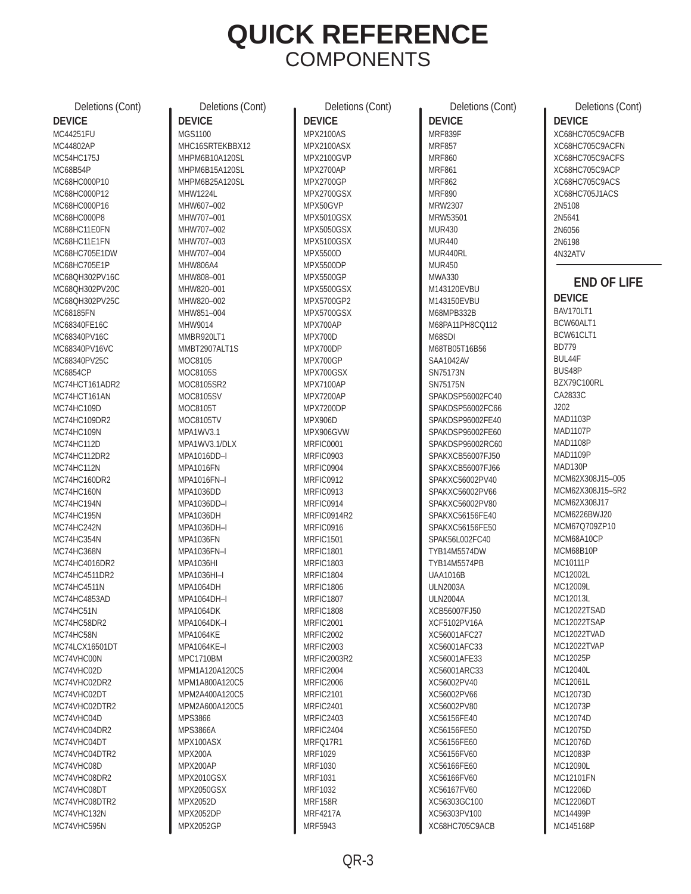# QUICK REFERENCE
## COMPONENTS

Deletions (Cont)

**DEVICE**

MC44251FU
MC44802AP
MC54HC175J
MC68B54P
MC68HC000P10
MC68HC000P12
MC68HC000P16
MC68HC000P8
MC68HC11E0FN
MC68HC11E1FN
MC68HC705E1DW
MC68HC705E1P
MC68QH302PV16C
MC68QH302PV20C
MC68QH302PV25C
MC68185FN
MC68340FE16C
MC68340PV16C
MC68340PV16VC
MC68340PV25C
MC6854CP
MC74HCT161ADR2
MC74HCT161AN
MC74HC109D
MC74HC109DR2
MC74HC109N
MC74HC112D
MC74HC112DR2
MC74HC112N
MC74HC160DR2
MC74HC160N
MC74HC194N
MC74HC195N
MC74HC242N
MC74HC354N
MC74HC368N
MC74HC4016DR2
MC74HC4511DR2
MC74HC4511N
MC74HC4853AD
MC74HC51N
MC74HC58DR2
MC74HC58N
MC74LCX16501DT
MC74VHC00N
MC74VHC02D
MC74VHC02DR2
MC74VHC02DT
MC74VHC02DTR2
MC74VHC04D
MC74VHC04DR2
MC74VHC04DT
MC74VHC04DTR2
MC74VHC08D
MC74VHC08DR2
MC74VHC08DT
MC74VHC08DTR2
MC74VHC132N
MC74VHC595N

Deletions (Cont)

**DEVICE**

MGS1100
MHC16SRTEKBBX12
MHPM6B10A120SL
MHPM6B15A120SL
MHPM6B25A120SL
MHW1224L
MHW607–002
MHW707–001
MHW707–002
MHW707–003
MHW707–004
MHW806A4
MHW808–001
MHW820–001
MHW820–002
MHW851–004
MHW9014
MMBR920LT1
MMBT2907ALT1S
MOC8105
MOC8105S
MOC8105SR2
MOC8105SV
MOC8105T
MOC8105TV
MPA1WV3.1
MPA1WV3.1/DLX
MPA1016DD–I
MPA1016FN
MPA1016FN–I
MPA1036DD
MPA1036DD–I
MPA1036DH
MPA1036DH–I
MPA1036FN
MPA1036FN–I
MPA1036HI
MPA1036HI–I
MPA1064DH
MPA1064DH–I
MPA1064DK
MPA1064DK–I
MPA1064KE
MPA1064KE–I
MPC1710BM
MPM1A120A120C5
MPM1A800A120C5
MPM2A400A120C5
MPM2A600A120C5
MPS3866
MPS3866A
MPX100ASX
MPX200A
MPX200AP
MPX2010GSX
MPX2050GSX
MPX2052D
MPX2052DP
MPX2052GP

Deletions (Cont)

**DEVICE**

MPX2100AS
MPX2100ASX
MPX2100GVP
MPX2700AP
MPX2700GP
MPX2700GSX
MPX50GVP
MPX5010GSX
MPX5050GSX
MPX5100GSX
MPX5500D
MPX5500DP
MPX5500GP
MPX5500GSX
MPX5700GP2
MPX5700GSX
MPX700AP
MPX700D
MPX700DP
MPX700GP
MPX700GSX
MPX7100AP
MPX7200AP
MPX7200DP
MPX906D
MPX906GVW
MRFIC0001
MRFIC0903
MRFIC0904
MRFIC0912
MRFIC0913
MRFIC0914
MRFIC0914R2
MRFIC0916
MRFIC1501
MRFIC1801
MRFIC1803
MRFIC1804
MRFIC1806
MRFIC1807
MRFIC1808
MRFIC2001
MRFIC2002
MRFIC2003
MRFIC2003R2
MRFIC2004
MRFIC2006
MRFIC2101
MRFIC2401
MRFIC2403
MRFIC2404
MRFQ17R1
MRF1029
MRF1030
MRF1031
MRF1032
MRF158R
MRF4217A
MRF5943

Deletions (Cont)

**DEVICE**

MRF839F
MRF857
MRF860
MRF861
MRF862
MRF890
MRW2307
MRW53501
MUR430
MUR440
MUR440RL
MUR450
MWA330
M143120EVBU
M143150EVBU
M68MPB332B
M68PA11PH8CQ112
M68SDI
M68TB05T16B56
SAA1042AV
SN75173N
SN75175N
SPAKDSP56002FC40
SPAKDSP56002FC66
SPAKDSP96002FE40
SPAKDSP96002FE60
SPAKDSP96002RC60
SPAKXCB56007FJ50
SPAKXCB56007FJ66
SPAKXC56002PV40
SPAKXC56002PV66
SPAKXC56002PV80
SPAKXC56156FE40
SPAKXC56156FE50
SPAK56L002FC40
TYB14M5574DW
TYB14M5574PB
UAA1016B
ULN2003A
ULN2004A
XCB56007FJ50
XCF5102PV16A
XC56001AFC27
XC56001AFC33
XC56001AFE33
XC56001ARC33
XC56002PV40
XC56002PV66
XC56002PV80
XC56156FE40
XC56156FE50
XC56156FE60
XC56156FV60
XC56166FE60
XC56166FV60
XC56167FV60
XC56303GC100
XC56303PV100
XC68HC705C9ACB

Deletions (Cont)

**DEVICE**

XC68HC705C9ACFB
XC68HC705C9ACFN
XC68HC705C9ACFS
XC68HC705C9ACP
XC68HC705C9ACS
XC68HC705J1ACS
2N5108
2N5641
2N6056
2N6198
4N32ATV

## END OF LIFE

**DEVICE**

BAV170LT1
BCW60ALT1
BCW61CLT1
BD779
BUL44F
BUS48P
BZX79C100RL
CA2833C
J202
MAD1103P
MAD1107P
MAD1108P
MAD1109P
MAD130P
MCM62X308J15–005
MCM62X308J15–5R2
MCM62X308J17
MCM6226BWJ20
MCM67Q709ZP10
MCM68A10CP
MCM68B10P
MC10111P
MC12002L
MC12009L
MC12013L
MC12022TSAD
MC12022TSAP
MC12022TVAD
MC12022TVAP
MC12025P
MC12040L
MC12061L
MC12073D
MC12073P
MC12074D
MC12075D
MC12076D
MC12083P
MC12090L
MC12101FN
MC12206D
MC12206DT
MC14499P
MC145168P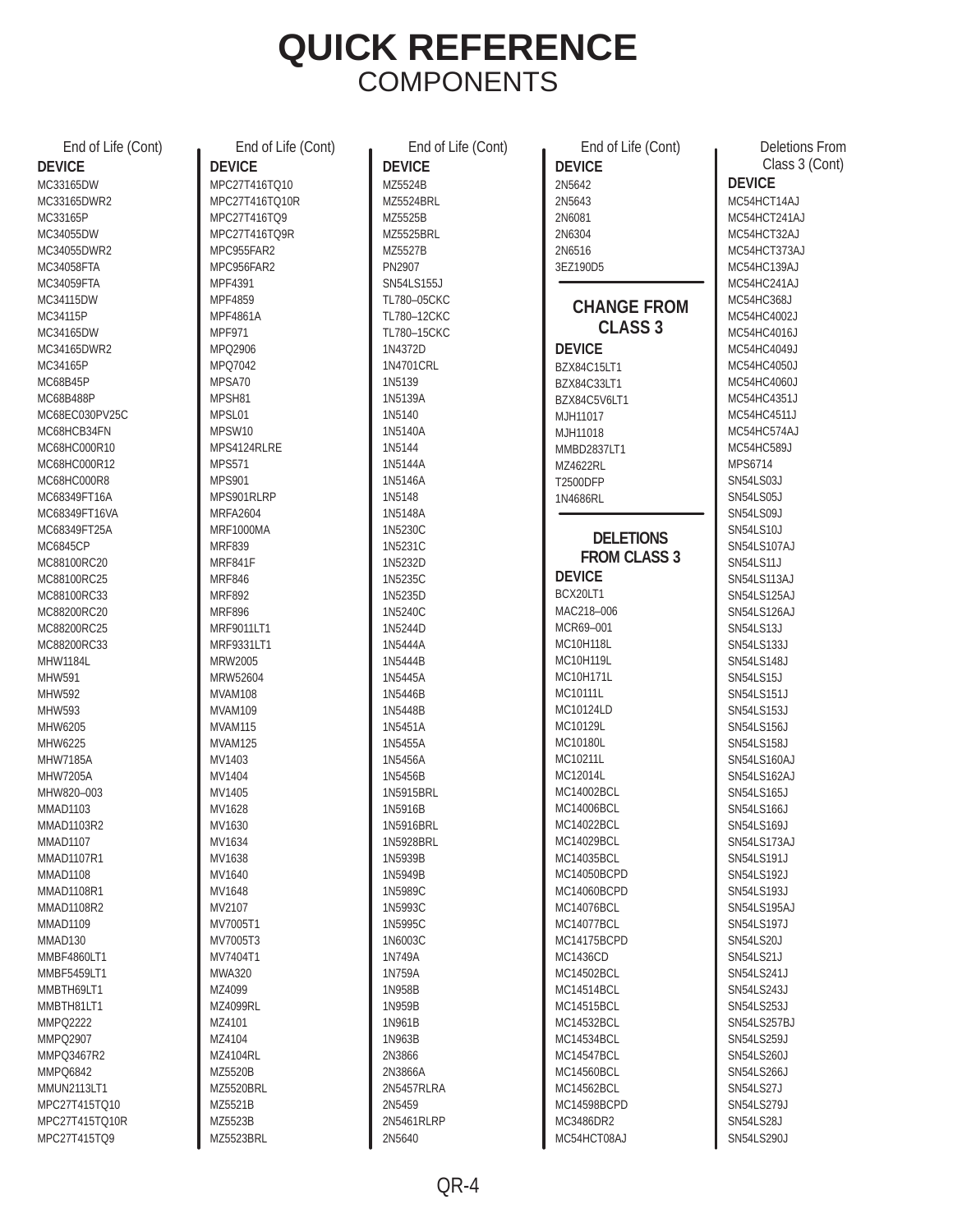# QUICK REFERENCE
## COMPONENTS

End of Life (Cont)

**DEVICE**

MC33165DW
MC33165DWR2
MC33165P
MC34055DW
MC34055DWR2
MC34058FTA
MC34059FTA
MC34115DW
MC34115P
MC34165DW
MC34165DWR2
MC34165P
MC68B45P
MC68B488P
MC68EC030PV25C
MC68HCB34FN
MC68HC000R10
MC68HC000R12
MC68HC000R8
MC68349FT16A
MC68349FT16VA
MC68349FT25A
MC6845CP
MC88100RC20
MC88100RC25
MC88100RC33
MC88200RC20
MC88200RC25
MC88200RC33
MHW1184L
MHW591
MHW592
MHW593
MHW6205
MHW6225
MHW7185A
MHW7205A
MHW820–003
MMAD1103
MMAD1103R2
MMAD1107
MMAD1107R1
MMAD1108
MMAD1108R1
MMAD1108R2
MMAD1109
MMAD130
MMBF4860LT1
MMBF5459LT1
MMBTH69LT1
MMBTH81LT1
MMPQ2222
MMPQ2907
MMPQ3467R2
MMPQ6842
MMUN2113LT1
MPC27T415TQ10
MPC27T415TQ10R
MPC27T415TQ9

End of Life (Cont)

**DEVICE**

MPC27T416TQ10
MPC27T416TQ10R
MPC27T416TQ9
MPC27T416TQ9R
MPC955FAR2
MPC956FAR2
MPF4391
MPF4859
MPF4861A
MPF971
MPQ2906
MPQ7042
MPSA70
MPSH81
MPSL01
MPSW10
MPS4124RLRE
MPS571
MPS901
MPS901RLRP
MRFA2604
MRF1000MA
MRF839
MRF841F
MRF846
MRF892
MRF896
MRF9011LT1
MRF9331LT1
MRW2005
MRW52604
MVAM108
MVAM109
MVAM115
MVAM125
MV1403
MV1404
MV1405
MV1628
MV1630
MV1634
MV1638
MV1640
MV1648
MV2107
MV7005T1
MV7005T3
MV7404T1
MWA320
MZ4099
MZ4099RL
MZ4101
MZ4104
MZ4104RL
MZ5520B
MZ5520BRL
MZ5521B
MZ5523B
MZ5523BRL

End of Life (Cont)

**DEVICE**

MZ5524B
MZ5524BRL
MZ5525B
MZ5525BRL
MZ5527B
PN2907
SN54LS155J
TL780–05CKC
TL780–12CKC
TL780–15CKC
1N4372D
1N4701CRL
1N5139
1N5139A
1N5140
1N5140A
1N5144
1N5144A
1N5146A
1N5148
1N5148A
1N5230C
1N5231C
1N5232D
1N5235C
1N5235D
1N5240C
1N5244D
1N5444A
1N5444B
1N5445A
1N5446B
1N5448B
1N5451A
1N5455A
1N5456A
1N5456B
1N5915BRL
1N5916B
1N5916BRL
1N5928BRL
1N5939B
1N5949B
1N5989C
1N5993C
1N5995C
1N6003C
1N749A
1N759A
1N958B
1N959B
1N961B
1N963B
2N3866
2N3866A
2N5457RLRA
2N5459
2N5461RLRP
2N5640

End of Life (Cont)

**DEVICE**

2N5642
2N5643
2N6081
2N6304
2N6516
3EZ190D5

## CHANGE FROM CLASS 3

**DEVICE**

BZX84C15LT1
BZX84C33LT1
BZX84C5V6LT1
MJH11017
MJH11018
MMBD2837LT1
MZ4622RL
T2500DFP
1N4686RL

## DELETIONS FROM CLASS 3

**DEVICE**

BCX20LT1
MAC218–006
MCR69–001
MC10H118L
MC10H119L
MC10H171L
MC10111L
MC10124LD
MC10129L
MC10180L
MC10211L
MC12014L
MC14002BCL
MC14006BCL
MC14022BCL
MC14029BCL
MC14035BCL
MC14050BCPD
MC14060BCPD
MC14076BCL
MC14077BCL
MC14175BCPD
MC1436CD
MC14502BCL
MC14514BCL
MC14515BCL
MC14532BCL
MC14534BCL
MC14547BCL
MC14560BCL
MC14562BCL
MC14598BCPD
MC3486DR2
MC54HCT08AJ

Deletions From Class 3 (Cont)

**DEVICE**

MC54HCT14AJ
MC54HCT241AJ
MC54HCT32AJ
MC54HCT373AJ
MC54HC139AJ
MC54HC241AJ
MC54HC368J
MC54HC4002J
MC54HC4016J
MC54HC4049J
MC54HC4050J
MC54HC4060J
MC54HC4351J
MC54HC4511J
MC54HC574AJ
MC54HC589J
MPS6714
SN54LS03J
SN54LS05J
SN54LS09J
SN54LS10J
SN54LS107AJ
SN54LS11J
SN54LS113AJ
SN54LS125AJ
SN54LS126AJ
SN54LS13J
SN54LS133J
SN54LS148J
SN54LS15J
SN54LS151J
SN54LS153J
SN54LS156J
SN54LS158J
SN54LS160AJ
SN54LS162AJ
SN54LS165J
SN54LS166J
SN54LS169J
SN54LS173AJ
SN54LS191J
SN54LS192J
SN54LS193J
SN54LS195AJ
SN54LS197J
SN54LS20J
SN54LS21J
SN54LS241J
SN54LS243J
SN54LS253J
SN54LS257BJ
SN54LS259J
SN54LS260J
SN54LS266J
SN54LS27J
SN54LS279J
SN54LS28J
SN54LS290J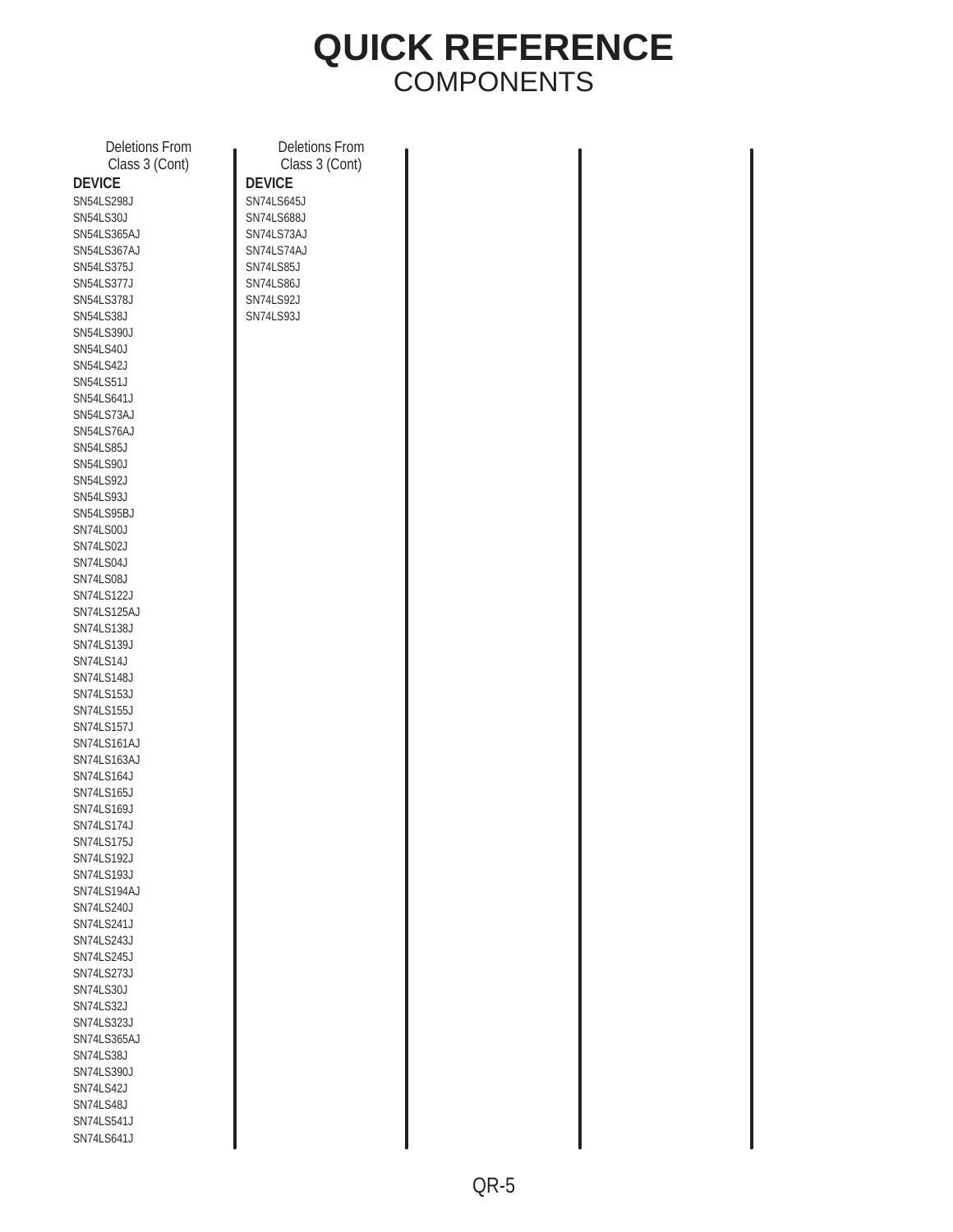# QUICK REFERENCE
## COMPONENTS

Deletions From Class 3 (Cont)

| DEVICE |
|---|
| SN54LS298J |
| SN54LS30J |
| SN54LS365AJ |
| SN54LS367AJ |
| SN54LS375J |
| SN54LS377J |
| SN54LS378J |
| SN54LS38J |
| SN54LS390J |
| SN54LS40J |
| SN54LS42J |
| SN54LS51J |
| SN54LS641J |
| SN54LS73AJ |
| SN54LS76AJ |
| SN54LS85J |
| SN54LS90J |
| SN54LS92J |
| SN54LS93J |
| SN54LS95BJ |
| SN74LS00J |
| SN74LS02J |
| SN74LS04J |
| SN74LS08J |
| SN74LS122J |
| SN74LS125AJ |
| SN74LS138J |
| SN74LS139J |
| SN74LS14J |
| SN74LS148J |
| SN74LS153J |
| SN74LS155J |
| SN74LS157J |
| SN74LS161AJ |
| SN74LS163AJ |
| SN74LS164J |
| SN74LS165J |
| SN74LS169J |
| SN74LS174J |
| SN74LS175J |
| SN74LS192J |
| SN74LS193J |
| SN74LS194AJ |
| SN74LS240J |
| SN74LS241J |
| SN74LS243J |
| SN74LS245J |
| SN74LS273J |
| SN74LS30J |
| SN74LS32J |
| SN74LS323J |
| SN74LS365AJ |
| SN74LS38J |
| SN74LS390J |
| SN74LS42J |
| SN74LS48J |
| SN74LS541J |
| SN74LS641J |

Deletions From Class 3 (Cont)

| DEVICE |
|---|
| SN74LS645J |
| SN74LS688J |
| SN74LS73AJ |
| SN74LS74AJ |
| SN74LS85J |
| SN74LS86J |
| SN74LS92J |
| SN74LS93J |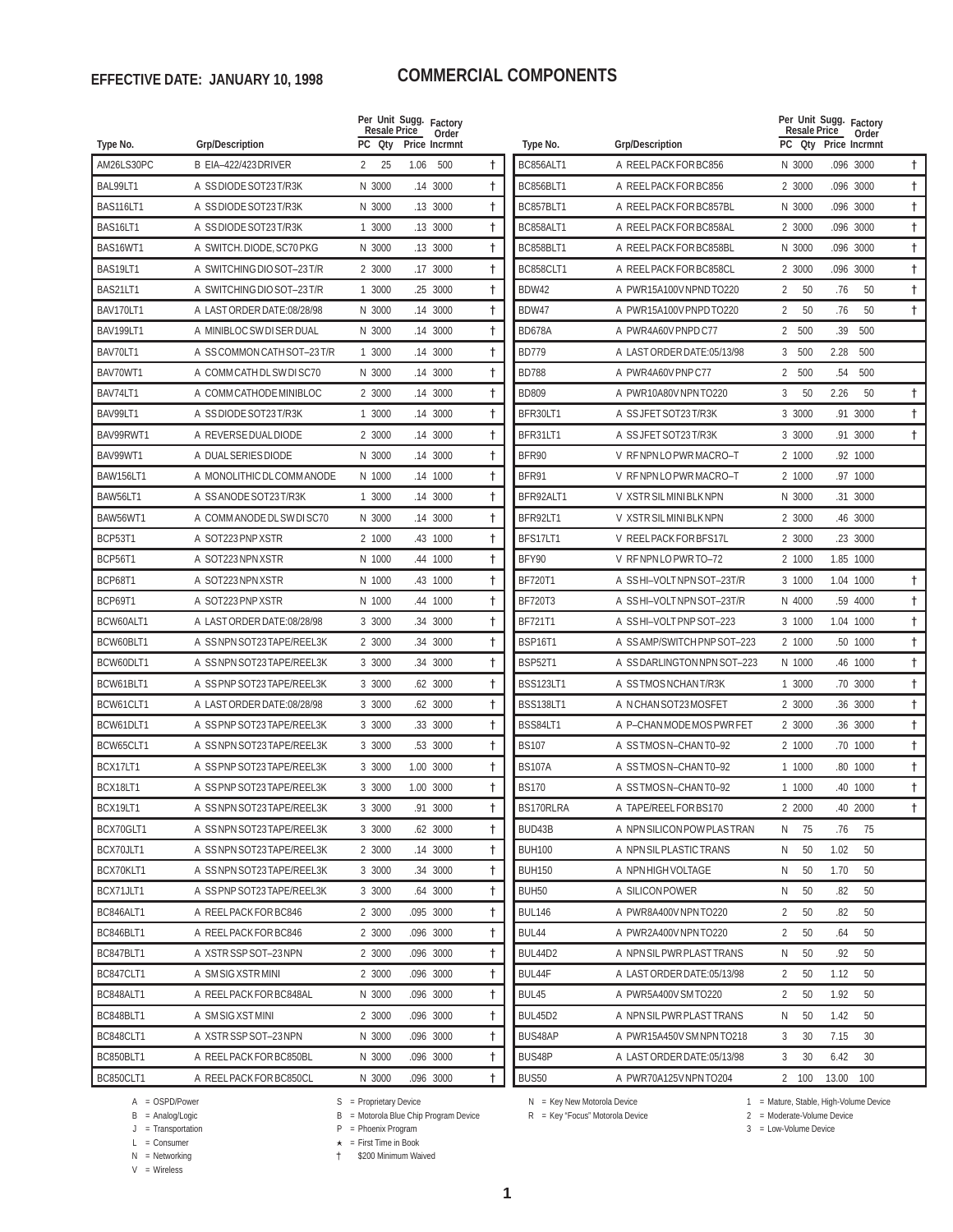**EFFECTIVE DATE: JANUARY 10, 1998**

# COMMERCIAL COMPONENTS

| Type No. | Grp/Description | PC | Qty | Per Unit Sugg. Resale Price | Factory Order Incrmnt | |
|---|---|---|---|---|---|---|
| AM26LS30PC | B EIA–422/423 DRIVER | 2 | 25 | 1.06 | 500 | † |
| BAL99LT1 | A SS DIODE SOT23 T/R3K | N | 3000 | .14 | 3000 | † |
| BAS116LT1 | A SS DIODE SOT23 T/R3K | N | 3000 | .13 | 3000 | † |
| BAS16LT1 | A SS DIODE SOT23 T/R3K | 1 | 3000 | .13 | 3000 | † |
| BAS16WT1 | A SWITCH. DIODE, SC70 PKG | N | 3000 | .13 | 3000 | † |
| BAS19LT1 | A SWITCHING DIO SOT–23 T/R | 2 | 3000 | .17 | 3000 | † |
| BAS21LT1 | A SWITCHING DIO SOT–23 T/R | 1 | 3000 | .25 | 3000 | † |
| BAV170LT1 | A LAST ORDER DATE:08/28/98 | N | 3000 | .14 | 3000 | † |
| BAV199LT1 | A MINIBLOC SW DI SER DUAL | N | 3000 | .14 | 3000 | † |
| BAV70LT1 | A SS COMMON CATH SOT–23 T/R | 1 | 3000 | .14 | 3000 | † |
| BAV70WT1 | A COMM CATH DL SW DI SC70 | N | 3000 | .14 | 3000 | † |
| BAV74LT1 | A COMM CATHODE MINIBLOC | 2 | 3000 | .14 | 3000 | † |
| BAV99LT1 | A SS DIODE SOT23 T/R3K | 1 | 3000 | .14 | 3000 | † |
| BAV99RWT1 | A REVERSE DUAL DIODE | 2 | 3000 | .14 | 3000 | † |
| BAV99WT1 | A DUAL SERIES DIODE | N | 3000 | .14 | 3000 | † |
| BAW156LT1 | A MONOLITHIC DL COMM ANODE | N | 1000 | .14 | 1000 | † |
| BAW56LT1 | A SS ANODE SOT23 T/R3K | 1 | 3000 | .14 | 3000 | † |
| BAW56WT1 | A COMM ANODE DL SW DI SC70 | N | 3000 | .14 | 3000 | † |
| BCP53T1 | A SOT223 PNP XSTR | 2 | 1000 | .43 | 1000 | † |
| BCP56T1 | A SOT223 NPN XSTR | N | 1000 | .44 | 1000 | † |
| BCP68T1 | A SOT223 NPN XSTR | N | 1000 | .43 | 1000 | † |
| BCP69T1 | A SOT223 PNP XSTR | N | 1000 | .44 | 1000 | † |
| BCW60ALT1 | A LAST ORDER DATE:08/28/98 | 3 | 3000 | .34 | 3000 | † |
| BCW60BLT1 | A SS NPN SOT23 TAPE/REEL3K | 2 | 3000 | .34 | 3000 | † |
| BCW60DLT1 | A SS NPN SOT23 TAPE/REEL3K | 3 | 3000 | .34 | 3000 | † |
| BCW61BLT1 | A SS PNP SOT23 TAPE/REEL3K | 3 | 3000 | .62 | 3000 | † |
| BCW61CLT1 | A LAST ORDER DATE:08/28/98 | 3 | 3000 | .62 | 3000 | † |
| BCW61DLT1 | A SS PNP SOT23 TAPE/REEL3K | 3 | 3000 | .33 | 3000 | † |
| BCW65CLT1 | A SS NPN SOT23 TAPE/REEL3K | 3 | 3000 | .53 | 3000 | † |
| BCX17LT1 | A SS PNP SOT23 TAPE/REEL3K | 3 | 3000 | 1.00 | 3000 | † |
| BCX18LT1 | A SS PNP SOT23 TAPE/REEL3K | 3 | 3000 | 1.00 | 3000 | † |
| BCX19LT1 | A SS NPN SOT23 TAPE/REEL3K | 3 | 3000 | .91 | 3000 | † |
| BCX70GLT1 | A SS NPN SOT23 TAPE/REEL3K | 3 | 3000 | .62 | 3000 | † |
| BCX70JLT1 | A SS NPN SOT23 TAPE/REEL3K | 2 | 3000 | .14 | 3000 | † |
| BCX70KLT1 | A SS NPN SOT23 TAPE/REEL3K | 3 | 3000 | .34 | 3000 | † |
| BCX71JLT1 | A SS PNP SOT23 TAPE/REEL3K | 3 | 3000 | .64 | 3000 | † |
| BC846ALT1 | A REEL PACK FOR BC846 | 2 | 3000 | .095 | 3000 | † |
| BC846BLT1 | A REEL PACK FOR BC846 | 2 | 3000 | .096 | 3000 | † |
| BC847BLT1 | A XSTR SSP SOT–23 NPN | 2 | 3000 | .096 | 3000 | † |
| BC847CLT1 | A SM SIG XSTR MINI | 2 | 3000 | .096 | 3000 | † |
| BC848ALT1 | A REEL PACK FOR BC848AL | N | 3000 | .096 | 3000 | † |
| BC848BLT1 | A SM SIG XST MINI | 2 | 3000 | .096 | 3000 | † |
| BC848CLT1 | A XSTR SSP SOT–23 NPN | N | 3000 | .096 | 3000 | † |
| BC850BLT1 | A REEL PACK FOR BC850BL | N | 3000 | .096 | 3000 | † |
| BC850CLT1 | A REEL PACK FOR BC850CL | N | 3000 | .096 | 3000 | † |
| BC856ALT1 | A REEL PACK FOR BC856 | N | 3000 | .096 | 3000 | † |
| BC856BLT1 | A REEL PACK FOR BC856 | 2 | 3000 | .096 | 3000 | † |
| BC857BLT1 | A REEL PACK FOR BC857BL | N | 3000 | .096 | 3000 | † |
| BC858ALT1 | A REEL PACK FOR BC858AL | 2 | 3000 | .096 | 3000 | † |
| BC858BLT1 | A REEL PACK FOR BC858BL | N | 3000 | .096 | 3000 | † |
| BC858CLT1 | A REEL PACK FOR BC858CL | 2 | 3000 | .096 | 3000 | † |
| BDW42 | A PWR15A100V NPND TO220 | 2 | 50 | .76 | 50 | † |
| BDW47 | A PWR15A100V PNPD TO220 | 2 | 50 | .76 | 50 | † |
| BD678A | A PWR4A60V PNPD C77 | 2 | 500 | .39 | 500 | |
| BD779 | A LAST ORDER DATE:05/13/98 | 3 | 500 | 2.28 | 500 | |
| BD788 | A PWR4A60V PNP C77 | 2 | 500 | .54 | 500 | |
| BD809 | A PWR10A80V NPN TO220 | 3 | 50 | 2.26 | 50 | † |
| BFR30LT1 | A SS JFET SOT23 T/R3K | 3 | 3000 | .91 | 3000 | † |
| BFR31LT1 | A SS JFET SOT23 T/R3K | 3 | 3000 | .91 | 3000 | † |
| BFR90 | V RF NPN LO PWR MACRO–T | 2 | 1000 | .92 | 1000 | |
| BFR91 | V RF NPN LO PWR MACRO–T | 2 | 1000 | .97 | 1000 | |
| BFR92ALT1 | V XSTR SIL MINI BLK NPN | N | 3000 | .31 | 3000 | |
| BFR92LT1 | V XSTR SIL MINI BLK NPN | 2 | 3000 | .46 | 3000 | |
| BFS17LT1 | V REEL PACK FOR BFS17L | 2 | 3000 | .23 | 3000 | |
| BFY90 | V RF NPN LO PWR TO–72 | 2 | 1000 | 1.85 | 1000 | |
| BF720T1 | A SS HI–VOLT NPN SOT–23T/R | 3 | 1000 | 1.04 | 1000 | † |
| BF720T3 | A SS HI–VOLT NPN SOT–23T/R | N | 4000 | .59 | 4000 | † |
| BF721T1 | A SS HI–VOLT PNP SOT–223 | 3 | 1000 | 1.04 | 1000 | † |
| BSP16T1 | A SS AMP/SWITCH PNP SOT–223 | 2 | 1000 | .50 | 1000 | † |
| BSP52T1 | A SS DARLINGTON NPN SOT–223 | N | 1000 | .46 | 1000 | † |
| BSS123LT1 | A SS TMOS NCHAN T/R3K | 1 | 3000 | .70 | 3000 | † |
| BSS138LT1 | A N CHAN SOT23 MOSFET | 2 | 3000 | .36 | 3000 | † |
| BSS84LT1 | A P–CHAN MODE MOS PWR FET | 2 | 3000 | .36 | 3000 | † |
| BS107 | A SS TMOS N–CHAN T0–92 | 2 | 1000 | .70 | 1000 | † |
| BS107A | A SS TMOS N–CHAN T0–92 | 1 | 1000 | .80 | 1000 | † |
| BS170 | A SS TMOS N–CHAN T0–92 | 1 | 1000 | .40 | 1000 | † |
| BS170RLRA | A TAPE/REEL FOR BS170 | 2 | 2000 | .40 | 2000 | † |
| BUD43B | A NPN SILICON POW PLAS TRAN | N | 75 | .76 | 75 | |
| BUH100 | A NPN SIL PLASTIC TRANS | N | 50 | 1.02 | 50 | |
| BUH150 | A NPN HIGH VOLTAGE | N | 50 | 1.70 | 50 | |
| BUH50 | A SILICON POWER | N | 50 | .82 | 50 | |
| BUL146 | A PWR8A400V NPN TO220 | 2 | 50 | .82 | 50 | |
| BUL44 | A PWR2A400V NPN TO220 | 2 | 50 | .64 | 50 | |
| BUL44D2 | A NPN SIL PWR PLAST TRANS | N | 50 | .92 | 50 | |
| BUL44F | A LAST ORDER DATE:05/13/98 | 2 | 50 | 1.12 | 50 | |
| BUL45 | A PWR5A400V SM TO220 | 2 | 50 | 1.92 | 50 | |
| BUL45D2 | A NPN SIL PWR PLAST TRANS | N | 50 | 1.42 | 50 | |
| BUS48AP | A PWR15A450V SM NPN TO218 | 3 | 30 | 7.15 | 30 | |
| BUS48P | A LAST ORDER DATE:05/13/98 | 3 | 30 | 6.42 | 30 | |
| BUS50 | A PWR70A125V NPN TO204 | 2 | 100 | 13.00 | 100 | |

A = OSPD/Power
B = Analog/Logic
J = Transportation
L = Consumer
N = Networking
V = Wireless

S = Proprietary Device
B = Motorola Blue Chip Program Device
P = Phoenix Program
★ = First Time in Book
† $200 Minimum Waived

N = Key New Motorola Device
R = Key "Focus" Motorola Device

1 = Mature, Stable, High-Volume Device
2 = Moderate-Volume Device
3 = Low-Volume Device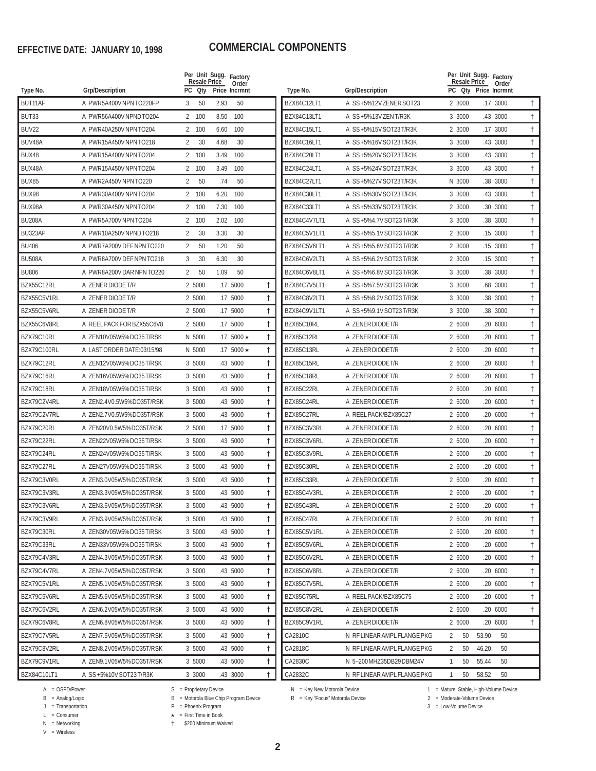**EFFECTIVE DATE: JANUARY 10, 1998**

# COMMERCIAL COMPONENTS

| Type No. | Grp/Description | PC | Per Unit Qty | Sugg. Resale Price | Factory Order Incrmnt | |
|---|---|---|---|---|---|---|
| BUT11AF | A PWR5A400V NPN TO220FP | 3 | 50 | 2.93 | 50 | |
| BUT33 | A PWR56A400V NPND TO204 | 2 | 100 | 8.50 | 100 | |
| BUV22 | A PWR40A250V NPN TO204 | 2 | 100 | 6.60 | 100 | |
| BUV48A | A PWR15A450V NPN TO218 | 2 | 30 | 4.68 | 30 | |
| BUX48 | A PWR15A400V NPN TO204 | 2 | 100 | 3.49 | 100 | |
| BUX48A | A PWR15A450V NPN TO204 | 2 | 100 | 3.49 | 100 | |
| BUX85 | A PWR2A450V NPN TO220 | 2 | 50 | .74 | 50 | |
| BUX98 | A PWR30A400V NPN TO204 | 2 | 100 | 6.20 | 100 | |
| BUX98A | A PWR30A450V NPN TO204 | 2 | 100 | 7.30 | 100 | |
| BU208A | A PWR5A700V NPN TO204 | 2 | 100 | 2.02 | 100 | |
| BU323AP | A PWR10A250V NPND TO218 | 2 | 30 | 3.30 | 30 | |
| BU406 | A PWR7A200V DEF NPN TO220 | 2 | 50 | 1.20 | 50 | |
| BU508A | A PWR8A700V DEF NPN TO218 | 3 | 30 | 6.30 | 30 | |
| BU806 | A PWR8A200V DAR NPN TO220 | 2 | 50 | 1.09 | 50 | |
| BZX55C12RL | A ZENER DIODE T/R | 2 | 5000 | .17 | 5000 | † |
| BZX55C5V1RL | A ZENER DIODE T/R | 2 | 5000 | .17 | 5000 | † |
| BZX55C5V6RL | A ZENER DIODE T/R | 2 | 5000 | .17 | 5000 | † |
| BZX55C6V8RL | A REEL PACK FOR BZX55C6V8 | 2 | 5000 | .17 | 5000 | † |
| BZX79C10RL | A ZEN10V05W5% DO35 T/RSK | N | 5000 | .17 | 5000 ★ | † |
| BZX79C100RL | A LAST ORDER DATE:03/15/98 | N | 5000 | .17 | 5000 ★ | † |
| BZX79C12RL | A ZEN12V05W5% DO35 T/RSK | 3 | 5000 | .43 | 5000 | † |
| BZX79C16RL | A ZEN16V05W5% DO35 T/RSK | 3 | 5000 | .43 | 5000 | † |
| BZX79C18RL | A ZEN18V05W5% DO35 T/RSK | 3 | 5000 | .43 | 5000 | † |
| BZX79C2V4RL | A ZEN2.4V0.5W5%DO35T/RSK | 3 | 5000 | .43 | 5000 | † |
| BZX79C2V7RL | A ZEN2.7V0.5W5%DO35T/RSK | 3 | 5000 | .43 | 5000 | † |
| BZX79C20RL | A ZEN20V0.5W5% DO35T/RSK | 2 | 5000 | .17 | 5000 | † |
| BZX79C22RL | A ZEN22V05W5% DO35 T/RSK | 3 | 5000 | .43 | 5000 | † |
| BZX79C24RL | A ZEN24V05W5% DO35 T/RSK | 3 | 5000 | .43 | 5000 | † |
| BZX79C27RL | A ZEN27V05W5% DO35 T/RSK | 3 | 5000 | .43 | 5000 | † |
| BZX79C3V0RL | A ZEN3.0V05W5%DO35T/RSK | 3 | 5000 | .43 | 5000 | † |
| BZX79C3V3RL | A ZEN3.3V05W5%DO35T/RSK | 3 | 5000 | .43 | 5000 | † |
| BZX79C3V6RL | A ZEN3.6V05W5%DO35T/RSK | 3 | 5000 | .43 | 5000 | † |
| BZX79C3V9RL | A ZEN3.9V05W5%DO35T/RSK | 3 | 5000 | .43 | 5000 | † |
| BZX79C30RL | A ZEN30V05W5% DO35 T/RSK | 3 | 5000 | .43 | 5000 | † |
| BZX79C33RL | A ZEN33V05W5% DO35 T/RSK | 3 | 5000 | .43 | 5000 | † |
| BZX79C4V3RL | A ZEN4.3V05W5%DO35T/RSK | 3 | 5000 | .43 | 5000 | † |
| BZX79C4V7RL | A ZEN4.7V05W5%DO35T/RSK | 3 | 5000 | .43 | 5000 | † |
| BZX79C5V1RL | A ZEN5.1V05W5%DO35T/RSK | 3 | 5000 | .43 | 5000 | † |
| BZX79C5V6RL | A ZEN5.6V05W5%DO35T/RSK | 3 | 5000 | .43 | 5000 | † |
| BZX79C6V2RL | A ZEN6.2V05W5%DO35T/RSK | 3 | 5000 | .43 | 5000 | † |
| BZX79C6V8RL | A ZEN6.8V05W5%DO35T/RSK | 3 | 5000 | .43 | 5000 | † |
| BZX79C7V5RL | A ZEN7.5V05W5%DO35T/RSK | 3 | 5000 | .43 | 5000 | † |
| BZX79C8V2RL | A ZEN8.2V05W5%DO35T/RSK | 3 | 5000 | .43 | 5000 | † |
| BZX79C9V1RL | A ZEN9.1V05W5%DO35T/RSK | 3 | 5000 | .43 | 5000 | † |
| BZX84C10LT1 | A SS+5%10V SOT23 T/R3K | 3 | 3000 | .43 | 3000 | † |
| BZX84C12LT1 | A SS+5%12V ZENER SOT23 | 2 | 3000 | .17 | 3000 | † |
| BZX84C13LT1 | A SS+5%13V ZEN T/R3K | 3 | 3000 | .43 | 3000 | † |
| BZX84C15LT1 | A SS+5%15V SOT23 T/R3K | 2 | 3000 | .17 | 3000 | † |
| BZX84C16LT1 | A SS+5%16V SOT23 T/R3K | 3 | 3000 | .43 | 3000 | † |
| BZX84C20LT1 | A SS+5%20V SOT23 T/R3K | 3 | 3000 | .43 | 3000 | † |
| BZX84C24LT1 | A SS+5%24V SOT23 T/R3K | 3 | 3000 | .43 | 3000 | † |
| BZX84C27LT1 | A SS+5%27V SOT23 T/R3K | N | 3000 | .38 | 3000 | † |
| BZX84C30LT1 | A SS+5%30V SOT23 T/R3K | 3 | 3000 | .43 | 3000 | † |
| BZX84C33LT1 | A SS+5%33V SOT23 T/R3K | 2 | 3000 | .30 | 3000 | † |
| BZX84C4V7LT1 | A SS+5%4.7V SOT23 T/R3K | 3 | 3000 | .38 | 3000 | † |
| BZX84C5V1LT1 | A SS+5%5.1V SOT23 T/R3K | 2 | 3000 | .15 | 3000 | † |
| BZX84C5V6LT1 | A SS+5%5.6V SOT23 T/R3K | 2 | 3000 | .15 | 3000 | † |
| BZX84C6V2LT1 | A SS+5%6.2V SOT23 T/R3K | 2 | 3000 | .15 | 3000 | † |
| BZX84C6V8LT1 | A SS+5%6.8V SOT23 T/R3K | 3 | 3000 | .38 | 3000 | † |
| BZX84C7V5LT1 | A SS+5%7.5V SOT23 T/R3K | 3 | 3000 | .68 | 3000 | † |
| BZX84C8V2LT1 | A SS+5%8.2V SOT23 T/R3K | 3 | 3000 | .38 | 3000 | † |
| BZX84C9V1LT1 | A SS+5%9.1V SOT23 T/R3K | 3 | 3000 | .38 | 3000 | † |
| BZX85C10RL | A ZENER DIODE T/R | 2 | 6000 | .20 | 6000 | † |
| BZX85C12RL | A ZENER DIODE T/R | 2 | 6000 | .20 | 6000 | † |
| BZX85C13RL | A ZENER DIODE T/R | 2 | 6000 | .20 | 6000 | † |
| BZX85C15RL | A ZENER DIODE T/R | 2 | 6000 | .20 | 6000 | † |
| BZX85C18RL | A ZENER DIODE T/R | 2 | 6000 | .20 | 6000 | † |
| BZX85C22RL | A ZENER DIODE T/R | 2 | 6000 | .20 | 6000 | † |
| BZX85C24RL | A ZENER DIODE T/R | 2 | 6000 | .20 | 6000 | † |
| BZX85C27RL | A REEL PACK/BZX85C27 | 2 | 6000 | .20 | 6000 | † |
| BZX85C3V3RL | A ZENER DIODE T/R | 2 | 6000 | .20 | 6000 | † |
| BZX85C3V6RL | A ZENER DIODE T/R | 2 | 6000 | .20 | 6000 | † |
| BZX85C3V9RL | A ZENER DIODE T/R | 2 | 6000 | .20 | 6000 | † |
| BZX85C30RL | A ZENER DIODE T/R | 2 | 6000 | .20 | 6000 | † |
| BZX85C33RL | A ZENER DIODE T/R | 2 | 6000 | .20 | 6000 | † |
| BZX85C4V3RL | A ZENER DIODE T/R | 2 | 6000 | .20 | 6000 | † |
| BZX85C43RL | A ZENER DIODE T/R | 2 | 6000 | .20 | 6000 | † |
| BZX85C47RL | A ZENER DIODE T/R | 2 | 6000 | .20 | 6000 | † |
| BZX85C5V1RL | A ZENER DIODE T/R | 2 | 6000 | .20 | 6000 | † |
| BZX85C5V6RL | A ZENER DIODE T/R | 2 | 6000 | .20 | 6000 | † |
| BZX85C6V2RL | A ZENER DIODE T/R | 2 | 6000 | .20 | 6000 | † |
| BZX85C6V8RL | A ZENER DIODE T/R | 2 | 6000 | .20 | 6000 | † |
| BZX85C7V5RL | A ZENER DIODE T/R | 2 | 6000 | .20 | 6000 | † |
| BZX85C75RL | A REEL PACK/BZX85C75 | 2 | 6000 | .20 | 6000 | † |
| BZX85C8V2RL | A ZENER DIODE T/R | 2 | 6000 | .20 | 6000 | † |
| BZX85C9V1RL | A ZENER DIODE T/R | 2 | 6000 | .20 | 6000 | † |
| CA2810C | N RF LINEAR AMPL FLANGE PKG | 2 | 50 | 53.90 | 50 | |
| CA2818C | N RF LINEAR AMPL FLANGE PKG | 2 | 50 | 46.20 | 50 | |
| CA2830C | N 5–200 MHZ35DB29 DBM24V | 1 | 50 | 55.44 | 50 | |
| CA2832C | N RF LINEAR AMPL FLANGE PKG | 1 | 50 | 58.52 | 50 | |

A = OSPD/Power
B = Analog/Logic
J = Transportation
L = Consumer
N = Networking
V = Wireless

S = Proprietary Device
B = Motorola Blue Chip Program Device
P = Phoenix Program
★ = First Time in Book
† $200 Minimum Waived

N = Key New Motorola Device
R = Key "Focus" Motorola Device

1 = Mature, Stable, High-Volume Device
2 = Moderate-Volume Device
3 = Low-Volume Device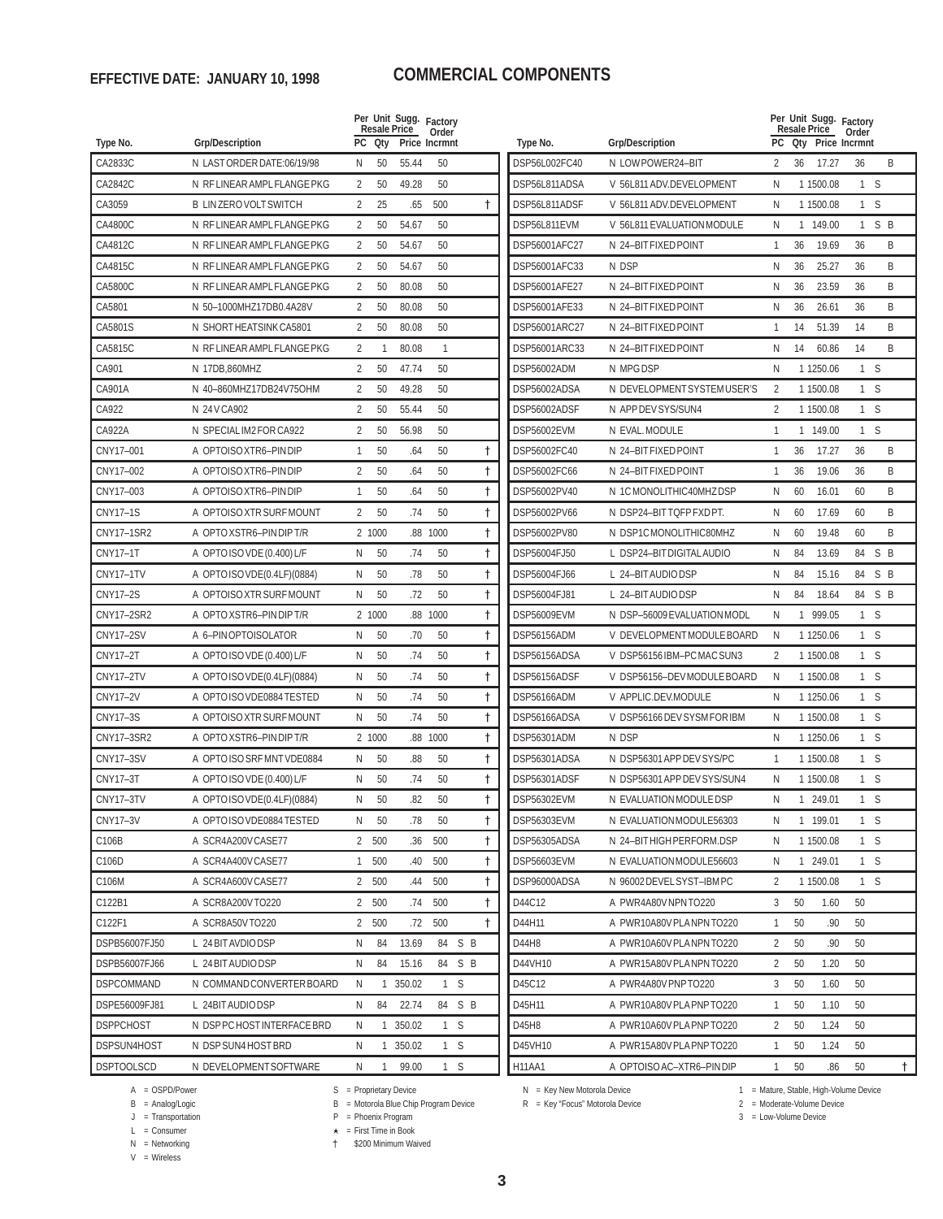**EFFECTIVE DATE: JANUARY 10, 1998**

# COMMERCIAL COMPONENTS

| Type No. | Grp/Description | PC | Per Unit Qty | Sugg. Resale Price | Factory Order Incrmnt | | |
|---|---|---|---|---|---|---|---|
| CA2833C | N LAST ORDER DATE:06/19/98 | N | 50 | 55.44 | 50 | | |
| CA2842C | N RF LINEAR AMPL FLANGE PKG | 2 | 50 | 49.28 | 50 | | |
| CA3059 | B LIN ZERO VOLT SWITCH | 2 | 25 | .65 | 500 | | † |
| CA4800C | N RF LINEAR AMPL FLANGE PKG | 2 | 50 | 54.67 | 50 | | |
| CA4812C | N RF LINEAR AMPL FLANGE PKG | 2 | 50 | 54.67 | 50 | | |
| CA4815C | N RF LINEAR AMPL FLANGE PKG | 2 | 50 | 54.67 | 50 | | |
| CA5800C | N RF LINEAR AMPL FLANGE PKG | 2 | 50 | 80.08 | 50 | | |
| CA5801 | N 50–1000MHZ17DB0.4A28V | 2 | 50 | 80.08 | 50 | | |
| CA5801S | N SHORT HEATSINK CA5801 | 2 | 50 | 80.08 | 50 | | |
| CA5815C | N RF LINEAR AMPL FLANGE PKG | 2 | 1 | 80.08 | 1 | | |
| CA901 | N 17DB,860MHZ | 2 | 50 | 47.74 | 50 | | |
| CA901A | N 40–860MHZ17DB24V75OHM | 2 | 50 | 49.28 | 50 | | |
| CA922 | N 24 V CA902 | 2 | 50 | 55.44 | 50 | | |
| CA922A | N SPECIAL IM2 FOR CA922 | 2 | 50 | 56.98 | 50 | | |
| CNY17–001 | A OPTOISO XTR6–PIN DIP | 1 | 50 | .64 | 50 | | † |
| CNY17–002 | A OPTOISO XTR6–PIN DIP | 2 | 50 | .64 | 50 | | † |
| CNY17–003 | A OPTOISO XTR6–PIN DIP | 1 | 50 | .64 | 50 | | † |
| CNY17–1S | A OPTOISO XTR SURF MOUNT | 2 | 50 | .74 | 50 | | † |
| CNY17–1SR2 | A OPTO XSTR6–PIN DIP T/R | 2 | 1000 | .88 | 1000 | | † |
| CNY17–1T | A OPTO ISO VDE (0.400) L/F | N | 50 | .74 | 50 | | † |
| CNY17–1TV | A OPTO ISO VDE(0.4LF)(0884) | N | 50 | .78 | 50 | | † |
| CNY17–2S | A OPTOISO XTR SURF MOUNT | N | 50 | .72 | 50 | | † |
| CNY17–2SR2 | A OPTO XSTR6–PIN DIP T/R | 2 | 1000 | .88 | 1000 | | † |
| CNY17–2SV | A 6–PIN OPTOISOLATOR | N | 50 | .70 | 50 | | † |
| CNY17–2T | A OPTO ISO VDE (0.400) L/F | N | 50 | .74 | 50 | | † |
| CNY17–2TV | A OPTO ISO VDE(0.4LF)(0884) | N | 50 | .74 | 50 | | † |
| CNY17–2V | A OPTO ISO VDE0884 TESTED | N | 50 | .74 | 50 | | † |
| CNY17–3S | A OPTOISO XTR SURF MOUNT | N | 50 | .74 | 50 | | † |
| CNY17–3SR2 | A OPTO XSTR6–PIN DIP T/R | 2 | 1000 | .88 | 1000 | | † |
| CNY17–3SV | A OPTO ISO SRF MNT VDE0884 | N | 50 | .88 | 50 | | † |
| CNY17–3T | A OPTO ISO VDE (0.400) L/F | N | 50 | .74 | 50 | | † |
| CNY17–3TV | A OPTO ISO VDE(0.4LF)(0884) | N | 50 | .82 | 50 | | † |
| CNY17–3V | A OPTO ISO VDE0884 TESTED | N | 50 | .78 | 50 | | † |
| C106B | A SCR4A200V CASE77 | 2 | 500 | .36 | 500 | | † |
| C106D | A SCR4A400V CASE77 | 1 | 500 | .40 | 500 | | † |
| C106M | A SCR4A600V CASE77 | 2 | 500 | .44 | 500 | | † |
| C122B1 | A SCR8A200V TO220 | 2 | 500 | .74 | 500 | | † |
| C122F1 | A SCR8A50V TO220 | 2 | 500 | .72 | 500 | | † |
| DSPB56007FJ50 | L 24 BIT AVDIO DSP | N | 84 | 13.69 | 84 | S B | |
| DSPB56007FJ66 | L 24 BIT AUDIO DSP | N | 84 | 15.16 | 84 | S B | |
| DSPCOMMAND | N COMMAND CONVERTER BOARD | N | 1 | 350.02 | 1 | S | |
| DSPE56009FJ81 | L 24BIT AUDIO DSP | N | 84 | 22.74 | 84 | S B | |
| DSPPCHOST | N DSP PC HOST INTERFACE BRD | N | 1 | 350.02 | 1 | S | |
| DSPSUN4HOST | N DSP SUN4 HOST BRD | N | 1 | 350.02 | 1 | S | |
| DSPTOOLSCD | N DEVELOPMENT SOFTWARE | N | 1 | 99.00 | 1 | S | |
| DSP56L002FC40 | N LOW POWER24–BIT | 2 | 36 | 17.27 | 36 | B | |
| DSP56L811ADSA | V 56L811 ADV.DEVELOPMENT | N | 1 | 1500.08 | 1 | S | |
| DSP56L811ADSF | V 56L811 ADV.DEVELOPMENT | N | 1 | 1500.08 | 1 | S | |
| DSP56L811EVM | V 56L811 EVALUATION MODULE | N | 1 | 149.00 | 1 | S B | |
| DSP56001AFC27 | N 24–BIT FIXED POINT | 1 | 36 | 19.69 | 36 | B | |
| DSP56001AFC33 | N DSP | N | 36 | 25.27 | 36 | B | |
| DSP56001AFE27 | N 24–BIT FIXED POINT | N | 36 | 23.59 | 36 | B | |
| DSP56001AFE33 | N 24–BIT FIXED POINT | N | 36 | 26.61 | 36 | B | |
| DSP56001ARC27 | N 24–BIT FIXED POINT | 1 | 14 | 51.39 | 14 | B | |
| DSP56001ARC33 | N 24–BIT FIXED POINT | N | 14 | 60.86 | 14 | B | |
| DSP56002ADM | N MPG DSP | N | 1 | 1250.06 | 1 | S | |
| DSP56002ADSA | N DEVELOPMENT SYSTEM USER'S | 2 | 1 | 1500.08 | 1 | S | |
| DSP56002ADSF | N APP DEV SYS/SUN4 | 2 | 1 | 1500.08 | 1 | S | |
| DSP56002EVM | N EVAL. MODULE | 1 | 1 | 149.00 | 1 | S | |
| DSP56002FC40 | N 24–BIT FIXED POINT | 1 | 36 | 17.27 | 36 | B | |
| DSP56002FC66 | N 24–BIT FIXED POINT | 1 | 36 | 19.06 | 36 | B | |
| DSP56002PV40 | N 1C MONOLITHIC40MHZ DSP | N | 60 | 16.01 | 60 | B | |
| DSP56002PV66 | N DSP24–BIT TQFP FXD PT. | N | 60 | 17.69 | 60 | B | |
| DSP56002PV80 | N DSP1C MONOLITHIC80MHZ | N | 60 | 19.48 | 60 | B | |
| DSP56004FJ50 | L DSP24–BIT DIGITAL AUDIO | N | 84 | 13.69 | 84 | S B | |
| DSP56004FJ66 | L 24–BIT AUDIO DSP | N | 84 | 15.16 | 84 | S B | |
| DSP56004FJ81 | L 24–BIT AUDIO DSP | N | 84 | 18.64 | 84 | S B | |
| DSP56009EVM | N DSP–56009 EVALUATION MODL | N | 1 | 999.05 | 1 | S | |
| DSP56156ADM | V DEVELOPMENT MODULE BOARD | N | 1 | 1250.06 | 1 | S | |
| DSP56156ADSA | V DSP56156 IBM–PC MAC SUN3 | 2 | 1 | 1500.08 | 1 | S | |
| DSP56156ADSF | V DSP56156–DEV MODULE BOARD | N | 1 | 1500.08 | 1 | S | |
| DSP56166ADM | V APPLIC.DEV.MODULE | N | 1 | 1250.06 | 1 | S | |
| DSP56166ADSA | V DSP56166 DEV SYSM FOR IBM | N | 1 | 1500.08 | 1 | S | |
| DSP56301ADM | N DSP | N | 1 | 1250.06 | 1 | S | |
| DSP56301ADSA | N DSP56301 APP DEV SYS/PC | 1 | 1 | 1500.08 | 1 | S | |
| DSP56301ADSF | N DSP56301 APP DEV SYS/SUN4 | N | 1 | 1500.08 | 1 | S | |
| DSP56302EVM | N EVALUATION MODULE DSP | N | 1 | 249.01 | 1 | S | |
| DSP56303EVM | N EVALUATION MODULE56303 | N | 1 | 199.01 | 1 | S | |
| DSP56305ADSA | N 24–BIT HIGH PERFORM.DSP | N | 1 | 1500.08 | 1 | S | |
| DSP56603EVM | N EVALUATION MODULE56603 | N | 1 | 249.01 | 1 | S | |
| DSP96000ADSA | N 96002 DEVEL SYST–IBM PC | 2 | 1 | 1500.08 | 1 | S | |
| D44C12 | A PWR4A80V NPN TO220 | 3 | 50 | 1.60 | 50 | | |
| D44H11 | A PWR10A80V PLA NPN TO220 | 1 | 50 | .90 | 50 | | |
| D44H8 | A PWR10A60V PLA NPN TO220 | 2 | 50 | .90 | 50 | | |
| D44VH10 | A PWR15A80V PLA NPN TO220 | 2 | 50 | 1.20 | 50 | | |
| D45C12 | A PWR4A80V PNP TO220 | 3 | 50 | 1.60 | 50 | | |
| D45H11 | A PWR10A80V PLA PNP TO220 | 1 | 50 | 1.10 | 50 | | |
| D45H8 | A PWR10A60V PLA PNP TO220 | 2 | 50 | 1.24 | 50 | | |
| D45VH10 | A PWR15A80V PLA PNP TO220 | 1 | 50 | 1.24 | 50 | | |
| H11AA1 | A OPTOISO AC–XTR6–PIN DIP | 1 | 50 | .86 | 50 | | † |

A = OSPD/Power
B = Analog/Logic
J = Transportation
L = Consumer
N = Networking
V = Wireless

S = Proprietary Device
B = Motorola Blue Chip Program Device
P = Phoenix Program
★ = First Time in Book
† $200 Minimum Waived

N = Key New Motorola Device
R = Key "Focus" Motorola Device

1 = Mature, Stable, High-Volume Device
2 = Moderate-Volume Device
3 = Low-Volume Device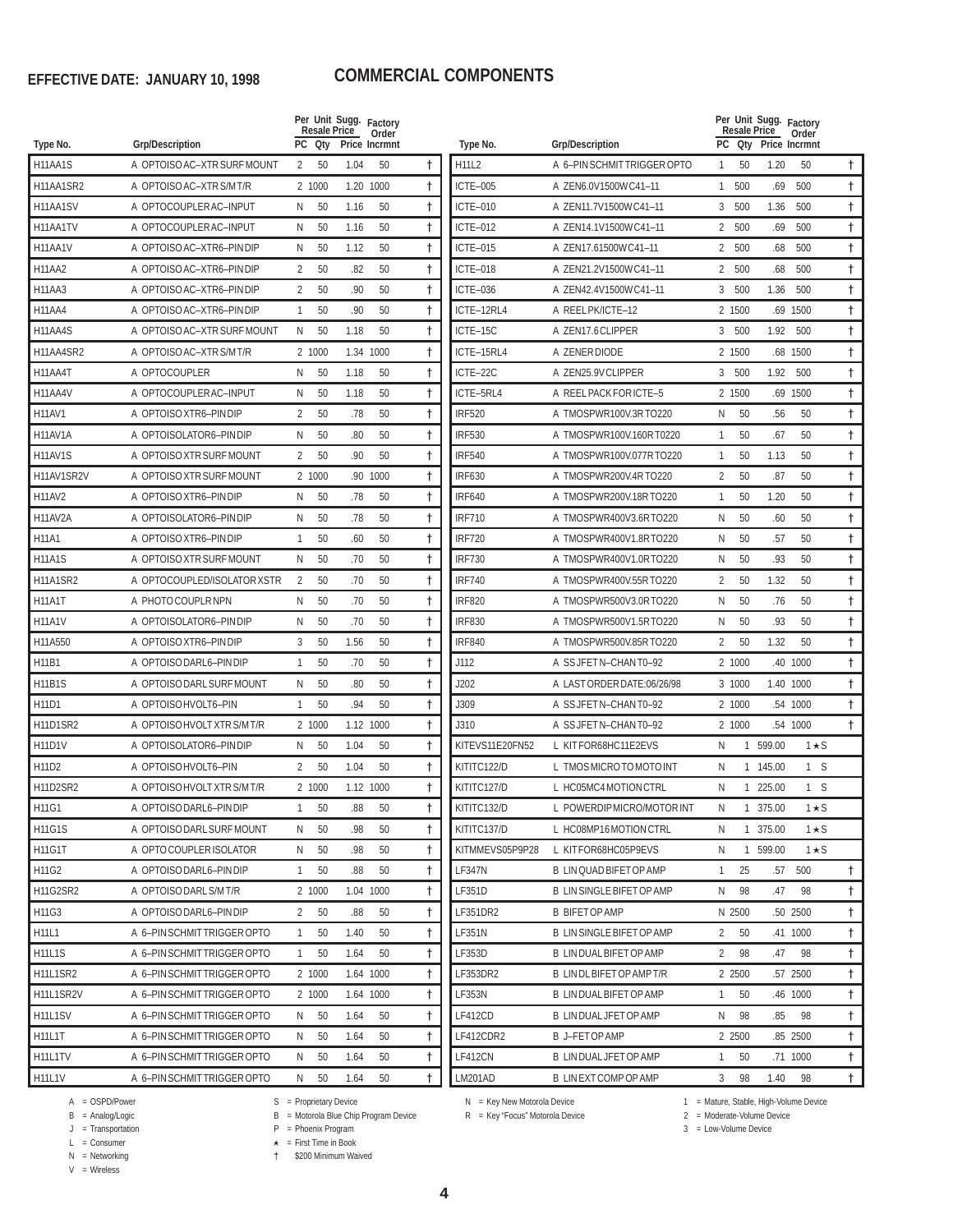**EFFECTIVE DATE: JANUARY 10, 1998**

# COMMERCIAL COMPONENTS

| Type No. | Grp/Description | PC | Per Unit Qty | Sugg. Resale Price | Factory Order Incrmnt | |
|---|---|---|---|---|---|---|
| H11AA1S | A OPTOISO AC–XTR SURF MOUNT | 2 | 50 | 1.04 | 50 | † |
| H11AA1SR2 | A OPTOISO AC–XTR S/M T/R | 2 | 1000 | 1.20 | 1000 | † |
| H11AA1SV | A OPTOCOUPLER AC–INPUT | N | 50 | 1.16 | 50 | † |
| H11AA1TV | A OPTOCOUPLER AC–INPUT | N | 50 | 1.16 | 50 | † |
| H11AA1V | A OPTOISO AC–XTR6–PIN DIP | N | 50 | 1.12 | 50 | † |
| H11AA2 | A OPTOISO AC–XTR6–PIN DIP | 2 | 50 | .82 | 50 | † |
| H11AA3 | A OPTOISO AC–XTR6–PIN DIP | 2 | 50 | .90 | 50 | † |
| H11AA4 | A OPTOISO AC–XTR6–PIN DIP | 1 | 50 | .90 | 50 | † |
| H11AA4S | A OPTOISO AC–XTR SURF MOUNT | N | 50 | 1.18 | 50 | † |
| H11AA4SR2 | A OPTOISO AC–XTR S/M T/R | 2 | 1000 | 1.34 | 1000 | † |
| H11AA4T | A OPTOCOUPLER | N | 50 | 1.18 | 50 | † |
| H11AA4V | A OPTOCOUPLER AC–INPUT | N | 50 | 1.18 | 50 | † |
| H11AV1 | A OPTOISO XTR6–PIN DIP | 2 | 50 | .78 | 50 | † |
| H11AV1A | A OPTOISOLATOR6–PIN DIP | N | 50 | .80 | 50 | † |
| H11AV1S | A OPTOISO XTR SURF MOUNT | 2 | 50 | .90 | 50 | † |
| H11AV1SR2V | A OPTOISO XTR SURF MOUNT | 2 | 1000 | .90 | 1000 | † |
| H11AV2 | A OPTOISO XTR6–PIN DIP | N | 50 | .78 | 50 | † |
| H11AV2A | A OPTOISOLATOR6–PIN DIP | N | 50 | .78 | 50 | † |
| H11A1 | A OPTOISO XTR6–PIN DIP | 1 | 50 | .60 | 50 | † |
| H11A1S | A OPTOISO XTR SURF MOUNT | N | 50 | .70 | 50 | † |
| H11A1SR2 | A OPTOCOUPLED/ISOLATOR XSTR | 2 | 50 | .70 | 50 | † |
| H11A1T | A PHOTO COUPLR NPN | N | 50 | .70 | 50 | † |
| H11A1V | A OPTOISOLATOR6–PIN DIP | N | 50 | .70 | 50 | † |
| H11A550 | A OPTOISO XTR6–PIN DIP | 3 | 50 | 1.56 | 50 | † |
| H11B1 | A OPTOISO DARL6–PIN DIP | 1 | 50 | .70 | 50 | † |
| H11B1S | A OPTOISO DARL SURF MOUNT | N | 50 | .80 | 50 | † |
| H11D1 | A OPTOISO HVOLT6–PIN | 1 | 50 | .94 | 50 | † |
| H11D1SR2 | A OPTOISO HVOLT XTR S/M T/R | 2 | 1000 | 1.12 | 1000 | † |
| H11D1V | A OPTOISOLATOR6–PIN DIP | N | 50 | 1.04 | 50 | † |
| H11D2 | A OPTOISO HVOLT6–PIN | 2 | 50 | 1.04 | 50 | † |
| H11D2SR2 | A OPTOISO HVOLT XTR S/M T/R | 2 | 1000 | 1.12 | 1000 | † |
| H11G1 | A OPTOISO DARL6–PIN DIP | 1 | 50 | .88 | 50 | † |
| H11G1S | A OPTOISO DARL SURF MOUNT | N | 50 | .98 | 50 | † |
| H11G1T | A OPTO COUPLER ISOLATOR | N | 50 | .98 | 50 | † |
| H11G2 | A OPTOISO DARL6–PIN DIP | 1 | 50 | .88 | 50 | † |
| H11G2SR2 | A OPTOISO DARL S/M T/R | 2 | 1000 | 1.04 | 1000 | † |
| H11G3 | A OPTOISO DARL6–PIN DIP | 2 | 50 | .88 | 50 | † |
| H11L1 | A 6–PIN SCHMIT TRIGGER OPTO | 1 | 50 | 1.40 | 50 | † |
| H11L1S | A 6–PIN SCHMIT TRIGGER OPTO | 1 | 50 | 1.64 | 50 | † |
| H11L1SR2 | A 6–PIN SCHMIT TRIGGER OPTO | 2 | 1000 | 1.64 | 1000 | † |
| H11L1SR2V | A 6–PIN SCHMIT TRIGGER OPTO | 2 | 1000 | 1.64 | 1000 | † |
| H11L1SV | A 6–PIN SCHMIT TRIGGER OPTO | N | 50 | 1.64 | 50 | † |
| H11L1T | A 6–PIN SCHMIT TRIGGER OPTO | N | 50 | 1.64 | 50 | † |
| H11L1TV | A 6–PIN SCHMIT TRIGGER OPTO | N | 50 | 1.64 | 50 | † |
| H11L1V | A 6–PIN SCHMIT TRIGGER OPTO | N | 50 | 1.64 | 50 | † |
| H11L2 | A 6–PIN SCHMIT TRIGGER OPTO | 1 | 50 | 1.20 | 50 | † |
| ICTE–005 | A ZEN6.0V1500W C41–11 | 1 | 500 | .69 | 500 | † |
| ICTE–010 | A ZEN11.7V1500W C41–11 | 3 | 500 | 1.36 | 500 | † |
| ICTE–012 | A ZEN14.1V1500W C41–11 | 2 | 500 | .69 | 500 | † |
| ICTE–015 | A ZEN17.61500W C41–11 | 2 | 500 | .68 | 500 | † |
| ICTE–018 | A ZEN21.2V1500W C41–11 | 2 | 500 | .68 | 500 | † |
| ICTE–036 | A ZEN42.4V1500W C41–11 | 3 | 500 | 1.36 | 500 | † |
| ICTE–12RL4 | A REEL PK/ICTE–12 | 2 | 1500 | .69 | 1500 | † |
| ICTE–15C | A ZEN17.6 CLIPPER | 3 | 500 | 1.92 | 500 | † |
| ICTE–15RL4 | A ZENER DIODE | 2 | 1500 | .68 | 1500 | † |
| ICTE–22C | A ZEN25.9V CLIPPER | 3 | 500 | 1.92 | 500 | † |
| ICTE–5RL4 | A REEL PACK FOR ICTE–5 | 2 | 1500 | .69 | 1500 | † |
| IRF520 | A TMOSPWR100V.3R TO220 | N | 50 | .56 | 50 | † |
| IRF530 | A TMOSPWR100V.160R T0220 | 1 | 50 | .67 | 50 | † |
| IRF540 | A TMOSPWR100V.077R TO220 | 1 | 50 | 1.13 | 50 | † |
| IRF630 | A TMOSPWR200V.4R TO220 | 2 | 50 | .87 | 50 | † |
| IRF640 | A TMOSPWR200V.18R TO220 | 1 | 50 | 1.20 | 50 | † |
| IRF710 | A TMOSPWR400V3.6R TO220 | N | 50 | .60 | 50 | † |
| IRF720 | A TMOSPWR400V1.8R TO220 | N | 50 | .57 | 50 | † |
| IRF730 | A TMOSPWR400V1.0R TO220 | N | 50 | .93 | 50 | † |
| IRF740 | A TMOSPWR400V.55R TO220 | 2 | 50 | 1.32 | 50 | † |
| IRF820 | A TMOSPWR500V3.0R TO220 | N | 50 | .76 | 50 | † |
| IRF830 | A TMOSPWR500V1.5R TO220 | N | 50 | .93 | 50 | † |
| IRF840 | A TMOSPWR500V.85R TO220 | 2 | 50 | 1.32 | 50 | † |
| J112 | A SS JFET N–CHAN T0–92 | 2 | 1000 | .40 | 1000 | † |
| J202 | A LAST ORDER DATE:06/26/98 | 3 | 1000 | 1.40 | 1000 | † |
| J309 | A SS JFET N–CHAN T0–92 | 2 | 1000 | .54 | 1000 | † |
| J310 | A SS JFET N–CHAN T0–92 | 2 | 1000 | .54 | 1000 | † |
| KITEVS11E20FN52 | L KIT FOR68HC11E2EVS | N | 1 | 599.00 | 1 ★ S | |
| KITITC122/D | L TMOS MICRO TO MOTO INT | N | 1 | 145.00 | 1 S | |
| KITITC127/D | L HC05MC4 MOTION CTRL | N | 1 | 225.00 | 1 S | |
| KITITC132/D | L POWERDIP MICRO/MOTOR INT | N | 1 | 375.00 | 1 ★ S | |
| KITITC137/D | L HC08MP16 MOTION CTRL | N | 1 | 375.00 | 1 ★ S | |
| KITMMEVS05P9P28 | L KIT FOR68HC05P9EVS | N | 1 | 599.00 | 1 ★ S | |
| LF347N | B LIN QUAD BIFET OP AMP | 1 | 25 | .57 | 500 | † |
| LF351D | B LIN SINGLE BIFET OP AMP | N | 98 | .47 | 98 | † |
| LF351DR2 | B BIFET OP AMP | N | 2500 | .50 | 2500 | † |
| LF351N | B LIN SINGLE BIFET OP AMP | 2 | 50 | .41 | 1000 | † |
| LF353D | B LIN DUAL BIFET OP AMP | 2 | 98 | .47 | 98 | † |
| LF353DR2 | B LIN DL BIFET OP AMP T/R | 2 | 2500 | .57 | 2500 | † |
| LF353N | B LIN DUAL BIFET OP AMP | 1 | 50 | .46 | 1000 | † |
| LF412CD | B LIN DUAL JFET OP AMP | N | 98 | .85 | 98 | † |
| LF412CDR2 | B J–FET OP AMP | 2 | 2500 | .85 | 2500 | † |
| LF412CN | B LIN DUAL JFET OP AMP | 1 | 50 | .71 | 1000 | † |
| LM201AD | B LIN EXT COMP OP AMP | 3 | 98 | 1.40 | 98 | † |

A = OSPD/Power
B = Analog/Logic
J = Transportation
L = Consumer
N = Networking
V = Wireless

S = Proprietary Device
B = Motorola Blue Chip Program Device
P = Phoenix Program
★ = First Time in Book
† $200 Minimum Waived

N = Key New Motorola Device
R = Key "Focus" Motorola Device

1 = Mature, Stable, High-Volume Device
2 = Moderate-Volume Device
3 = Low-Volume Device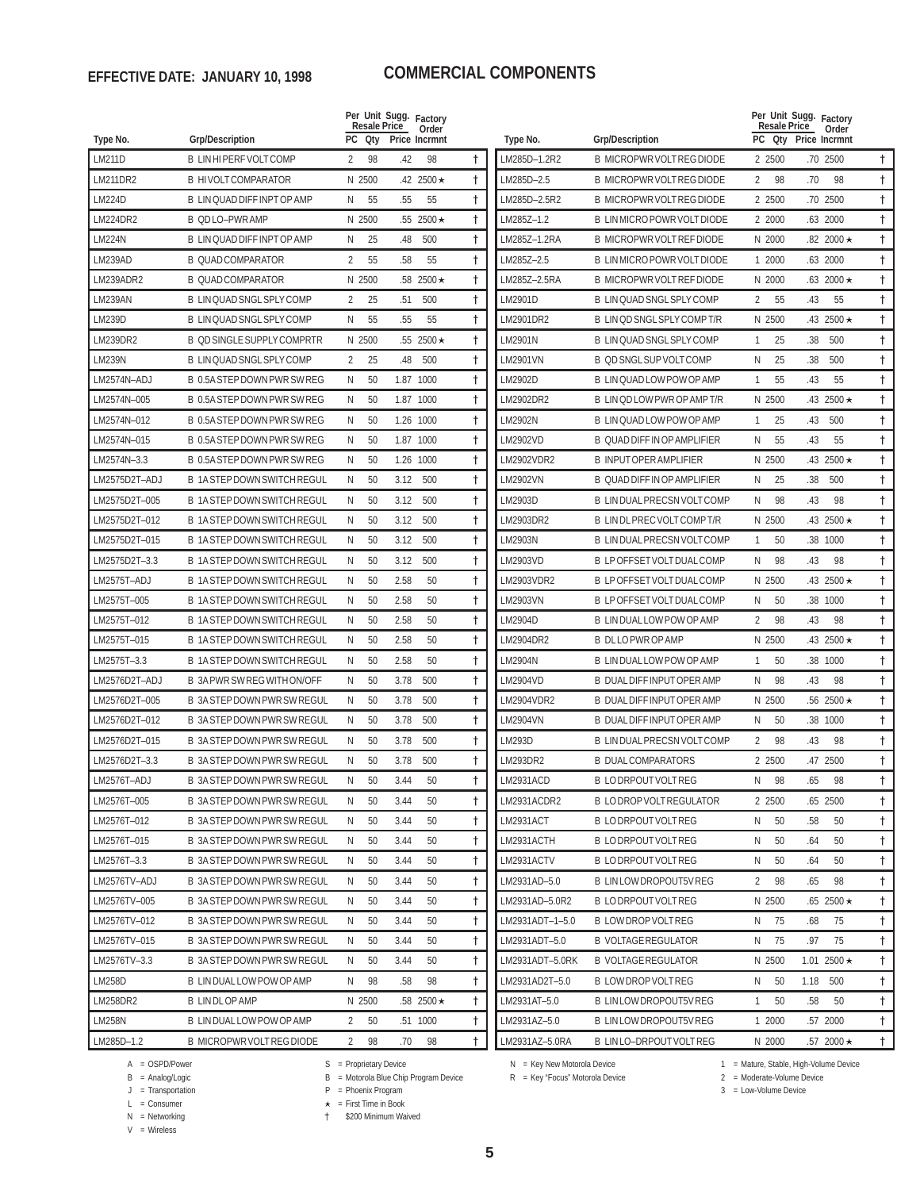**EFFECTIVE DATE: JANUARY 10, 1998**

# COMMERCIAL COMPONENTS

| Type No. | Grp/Description | Per Unit Resale PC | Qty | Sugg. Price | Factory Order Incrmnt | |
|---|---|---|---|---|---|---|
| LM211D | B LIN HI PERF VOLT COMP | 2 | 98 | .42 | 98 | † |
| LM211DR2 | B HI VOLT COMPARATOR | N | 2500 | .42 | 2500 ★ | † |
| LM224D | B LIN QUAD DIFF INPT OP AMP | N | 55 | .55 | 55 | † |
| LM224DR2 | B QD LO–PWR AMP | N | 2500 | .55 | 2500 ★ | † |
| LM224N | B LIN QUAD DIFF INPT OP AMP | N | 25 | .48 | 500 | † |
| LM239AD | B QUAD COMPARATOR | 2 | 55 | .58 | 55 | † |
| LM239ADR2 | B QUAD COMPARATOR | N | 2500 | .58 | 2500 ★ | † |
| LM239AN | B LIN QUAD SNGL SPLY COMP | 2 | 25 | .51 | 500 | † |
| LM239D | B LIN QUAD SNGL SPLY COMP | N | 55 | .55 | 55 | † |
| LM239DR2 | B QD SINGLE SUPPLY COMPRTR | N | 2500 | .55 | 2500 ★ | † |
| LM239N | B LIN QUAD SNGL SPLY COMP | 2 | 25 | .48 | 500 | † |
| LM2574N–ADJ | B 0.5A STEP DOWN PWR SW REG | N | 50 | 1.87 | 1000 | † |
| LM2574N–005 | B 0.5A STEP DOWN PWR SW REG | N | 50 | 1.87 | 1000 | † |
| LM2574N–012 | B 0.5A STEP DOWN PWR SW REG | N | 50 | 1.26 | 1000 | † |
| LM2574N–015 | B 0.5A STEP DOWN PWR SW REG | N | 50 | 1.87 | 1000 | † |
| LM2574N–3.3 | B 0.5A STEP DOWN PWR SW REG | N | 50 | 1.26 | 1000 | † |
| LM2575D2T–ADJ | B 1A STEP DOWN SWITCH REGUL | N | 50 | 3.12 | 500 | † |
| LM2575D2T–005 | B 1A STEP DOWN SWITCH REGUL | N | 50 | 3.12 | 500 | † |
| LM2575D2T–012 | B 1A STEP DOWN SWITCH REGUL | N | 50 | 3.12 | 500 | † |
| LM2575D2T–015 | B 1A STEP DOWN SWITCH REGUL | N | 50 | 3.12 | 500 | † |
| LM2575D2T–3.3 | B 1A STEP DOWN SWITCH REGUL | N | 50 | 3.12 | 500 | † |
| LM2575T–ADJ | B 1A STEP DOWN SWITCH REGUL | N | 50 | 2.58 | 50 | † |
| LM2575T–005 | B 1A STEP DOWN SWITCH REGUL | N | 50 | 2.58 | 50 | † |
| LM2575T–012 | B 1A STEP DOWN SWITCH REGUL | N | 50 | 2.58 | 50 | † |
| LM2575T–015 | B 1A STEP DOWN SWITCH REGUL | N | 50 | 2.58 | 50 | † |
| LM2575T–3.3 | B 1A STEP DOWN SWITCH REGUL | N | 50 | 2.58 | 50 | † |
| LM2576D2T–ADJ | B 3A PWR SW REG WITH ON/OFF | N | 50 | 3.78 | 500 | † |
| LM2576D2T–005 | B 3A STEP DOWN PWR SW REGUL | N | 50 | 3.78 | 500 | † |
| LM2576D2T–012 | B 3A STEP DOWN PWR SW REGUL | N | 50 | 3.78 | 500 | † |
| LM2576D2T–015 | B 3A STEP DOWN PWR SW REGUL | N | 50 | 3.78 | 500 | † |
| LM2576D2T–3.3 | B 3A STEP DOWN PWR SW REGUL | N | 50 | 3.78 | 500 | † |
| LM2576T–ADJ | B 3A STEP DOWN PWR SW REGUL | N | 50 | 3.44 | 50 | † |
| LM2576T–005 | B 3A STEP DOWN PWR SW REGUL | N | 50 | 3.44 | 50 | † |
| LM2576T–012 | B 3A STEP DOWN PWR SW REGUL | N | 50 | 3.44 | 50 | † |
| LM2576T–015 | B 3A STEP DOWN PWR SW REGUL | N | 50 | 3.44 | 50 | † |
| LM2576T–3.3 | B 3A STEP DOWN PWR SW REGUL | N | 50 | 3.44 | 50 | † |
| LM2576TV–ADJ | B 3A STEP DOWN PWR SW REGUL | N | 50 | 3.44 | 50 | † |
| LM2576TV–005 | B 3A STEP DOWN PWR SW REGUL | N | 50 | 3.44 | 50 | † |
| LM2576TV–012 | B 3A STEP DOWN PWR SW REGUL | N | 50 | 3.44 | 50 | † |
| LM2576TV–015 | B 3A STEP DOWN PWR SW REGUL | N | 50 | 3.44 | 50 | † |
| LM2576TV–3.3 | B 3A STEP DOWN PWR SW REGUL | N | 50 | 3.44 | 50 | † |
| LM258D | B LIN DUAL LOW POW OP AMP | N | 98 | .58 | 98 | † |
| LM258DR2 | B LIN DL OP AMP | N | 2500 | .58 | 2500 ★ | † |
| LM258N | B LIN DUAL LOW POW OP AMP | 2 | 50 | .51 | 1000 | † |
| LM285D–1.2 | B MICROPWR VOLT REG DIODE | 2 | 98 | .70 | 98 | † |
| LM285D–1.2R2 | B MICROPWR VOLT REG DIODE | 2 | 2500 | .70 | 2500 | † |
| LM285D–2.5 | B MICROPWR VOLT REG DIODE | 2 | 98 | .70 | 98 | † |
| LM285D–2.5R2 | B MICROPWR VOLT REG DIODE | 2 | 2500 | .70 | 2500 | † |
| LM285Z–1.2 | B LIN MICRO POWR VOLT DIODE | 2 | 2000 | .63 | 2000 | † |
| LM285Z–1.2RA | B MICROPWR VOLT REF DIODE | N | 2000 | .82 | 2000 ★ | † |
| LM285Z–2.5 | B LIN MICRO POWR VOLT DIODE | 1 | 2000 | .63 | 2000 | † |
| LM285Z–2.5RA | B MICROPWR VOLT REF DIODE | N | 2000 | .63 | 2000 ★ | † |
| LM2901D | B LIN QUAD SNGL SPLY COMP | 2 | 55 | .43 | 55 | † |
| LM2901DR2 | B LIN QD SNGL SPLY COMP T/R | N | 2500 | .43 | 2500 ★ | † |
| LM2901N | B LIN QUAD SNGL SPLY COMP | 1 | 25 | .38 | 500 | † |
| LM2901VN | B QD SNGL SUP VOLT COMP | N | 25 | .38 | 500 | † |
| LM2902D | B LIN QUAD LOW POW OP AMP | 1 | 55 | .43 | 55 | † |
| LM2902DR2 | B LIN QD LOW PWR OP AMP T/R | N | 2500 | .43 | 2500 ★ | † |
| LM2902N | B LIN QUAD LOW POW OP AMP | 1 | 25 | .43 | 500 | † |
| LM2902VD | B QUAD DIFF IN OP AMPLIFIER | N | 55 | .43 | 55 | † |
| LM2902VDR2 | B INPUT OPER AMPLIFIER | N | 2500 | .43 | 2500 ★ | † |
| LM2902VN | B QUAD DIFF IN OP AMPLIFIER | N | 25 | .38 | 500 | † |
| LM2903D | B LIN DUAL PRECSN VOLT COMP | N | 98 | .43 | 98 | † |
| LM2903DR2 | B LIN DL PREC VOLT COMP T/R | N | 2500 | .43 | 2500 ★ | † |
| LM2903N | B LIN DUAL PRECSN VOLT COMP | 1 | 50 | .38 | 1000 | † |
| LM2903VD | B LP OFFSET VOLT DUAL COMP | N | 98 | .43 | 98 | † |
| LM2903VDR2 | B LP OFFSET VOLT DUAL COMP | N | 2500 | .43 | 2500 ★ | † |
| LM2903VN | B LP OFFSET VOLT DUAL COMP | N | 50 | .38 | 1000 | † |
| LM2904D | B LIN DUAL LOW POW OP AMP | 2 | 98 | .43 | 98 | † |
| LM2904DR2 | B DL LO PWR OP AMP | N | 2500 | .43 | 2500 ★ | † |
| LM2904N | B LIN DUAL LOW POW OP AMP | 1 | 50 | .38 | 1000 | † |
| LM2904VD | B DUAL DIFF INPUT OPER AMP | N | 98 | .43 | 98 | † |
| LM2904VDR2 | B DUAL DIFF INPUT OPER AMP | N | 2500 | .56 | 2500 ★ | † |
| LM2904VN | B DUAL DIFF INPUT OPER AMP | N | 50 | .38 | 1000 | † |
| LM293D | B LIN DUAL PRECSN VOLT COMP | 2 | 98 | .43 | 98 | † |
| LM293DR2 | B DUAL COMPARATORS | 2 | 2500 | .47 | 2500 | † |
| LM2931ACD | B LO DRPOUT VOLT REG | N | 98 | .65 | 98 | † |
| LM2931ACDR2 | B LO DROP VOLT REGULATOR | 2 | 2500 | .65 | 2500 | † |
| LM2931ACT | B LO DRPOUT VOLT REG | N | 50 | .58 | 50 | † |
| LM2931ACTH | B LO DRPOUT VOLT REG | N | 50 | .64 | 50 | † |
| LM2931ACTV | B LO DRPOUT VOLT REG | N | 50 | .64 | 50 | † |
| LM2931AD–5.0 | B LIN LOW DROPOUT5V REG | 2 | 98 | .65 | 98 | † |
| LM2931AD–5.0R2 | B LO DRPOUT VOLT REG | N | 2500 | .65 | 2500 ★ | † |
| LM2931ADT–1–5.0 | B LOW DROP VOLT REG | N | 75 | .68 | 75 | † |
| LM2931ADT–5.0 | B VOLTAGE REGULATOR | N | 75 | .97 | 75 | † |
| LM2931ADT–5.0RK | B VOLTAGE REGULATOR | N | 2500 | 1.01 | 2500 ★ | † |
| LM2931AD2T–5.0 | B LOW DROP VOLT REG | N | 50 | 1.18 | 500 | † |
| LM2931AT–5.0 | B LIN LOW DROPOUT5V REG | 1 | 50 | .58 | 50 | † |
| LM2931AZ–5.0 | B LIN LOW DROPOUT5V REG | 1 | 2000 | .57 | 2000 | † |
| LM2931AZ–5.0RA | B LIN LO–DRPOUT VOLT REG | N | 2000 | .57 | 2000 ★ | † |

A = OSPD/Power
B = Analog/Logic
J = Transportation
L = Consumer
N = Networking
V = Wireless

S = Proprietary Device
B = Motorola Blue Chip Program Device
P = Phoenix Program
★ = First Time in Book
† $200 Minimum Waived

N = Key New Motorola Device
R = Key "Focus" Motorola Device

1 = Mature, Stable, High-Volume Device
2 = Moderate-Volume Device
3 = Low-Volume Device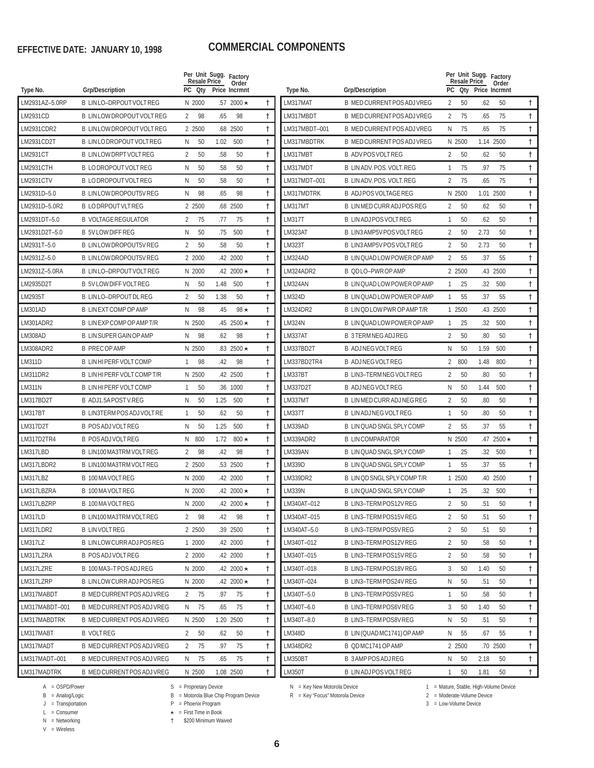**EFFECTIVE DATE: JANUARY 10, 1998**

# COMMERCIAL COMPONENTS

| Type No. | Grp/Description | PC | Per Unit Sugg. Resale Price Qty | Price | Factory Order Incrmnt | |
|---|---|---|---|---|---|---|
| LM2931AZ–5.0RP | B LIN LO–DRPOUT VOLT REG | N | 2000 | .57 | 2000 ★ | † |
| LM2931CD | B LIN LOW DROPOUT VOLT REG | 2 | 98 | .65 | 98 | † |
| LM2931CDR2 | B LIN LOW DROPOUT VOLT REG | 2 | 2500 | .68 | 2500 | † |
| LM2931CD2T | B LIN LO DROPOUT VOLT REG | N | 50 | 1.02 | 500 | † |
| LM2931CT | B LIN LOW DRPT VOLT REG | 2 | 50 | .58 | 50 | † |
| LM2931CTH | B LO DROPOUT VOLT REG | N | 50 | .58 | 50 | † |
| LM2931CTV | B LO DROPOUT VOLT REG | N | 50 | .58 | 50 | † |
| LM2931D–5.0 | B LIN LOW DROPOUT5V REG | N | 98 | .65 | 98 | † |
| LM2931D–5.0R2 | B LO DRPOUT VLT REG | 2 | 2500 | .68 | 2500 | † |
| LM2931DT–5.0 | B VOLTAGE REGULATOR | 2 | 75 | .77 | 75 | † |
| LM2931D2T–5.0 | B 5V LOW DIFF REG | N | 50 | .75 | 500 | † |
| LM2931T–5.0 | B LIN LOW DROPOUT5V REG | 2 | 50 | .58 | 50 | † |
| LM2931Z–5.0 | B LIN LOW DROPOUT5V REG | 2 | 2000 | .42 | 2000 | † |
| LM2931Z–5.0RA | B LIN LO–DRPOUT VOLT REG | N | 2000 | .42 | 2000 ★ | † |
| LM2935D2T | B 5V LOW DIFF VOLT REG | N | 50 | 1.48 | 500 | † |
| LM2935T | B LIN LO–DRPOUT DL REG | 2 | 50 | 1.38 | 50 | † |
| LM301AD | B LIN EXT COMP OP AMP | N | 98 | .45 | 98 ★ | † |
| LM301ADR2 | B LIN EXP COMP OP AMP T/R | N | 2500 | .45 | 2500 ★ | † |
| LM308AD | B LIN SUPER GAIN OP AMP | N | 98 | .62 | 98 | † |
| LM308ADR2 | B PREC OP AMP | N | 2500 | .83 | 2500 ★ | † |
| LM311D | B LIN HI PERF VOLT COMP | 1 | 98 | .42 | 98 | † |
| LM311DR2 | B LIN HI PERF VOLT COMP T/R | N | 2500 | .42 | 2500 | † |
| LM311N | B LIN HI PERF VOLT COMP | 1 | 50 | .36 | 1000 | † |
| LM317BD2T | B ADJ1.5A POST V.REG | N | 50 | 1.25 | 500 | † |
| LM317BT | B LIN3TERM POS ADJ VOLT RE | 1 | 50 | .62 | 50 | † |
| LM317D2T | B POS ADJ VOLT REG | N | 50 | 1.25 | 500 | † |
| LM317D2TR4 | B POS ADJ VOLT REG | N | 800 | 1.72 | 800 ★ | † |
| LM317LBD | B LIN100 MA3TRM VOLT REG | 2 | 98 | .42 | 98 | † |
| LM317LBDR2 | B LIN100 MA3TRM VOLT REG | 2 | 2500 | .53 | 2500 | † |
| LM317LBZ | B 100 MA VOLT REG | N | 2000 | .42 | 2000 | † |
| LM317LBZRA | B 100 MA VOLT REG | N | 2000 | .42 | 2000 ★ | † |
| LM317LBZRP | B 100 MA VOLT REG | N | 2000 | .42 | 2000 ★ | † |
| LM317LD | B LIN100 MA3TRM VOLT REG | 2 | 98 | .42 | 98 | † |
| LM317LDR2 | B LIN VOLT REG | 2 | 2500 | .39 | 2500 | † |
| LM317LZ | B LIN LOW CURR ADJ POS REG | 1 | 2000 | .42 | 2000 | † |
| LM317LZRA | B POS ADJ VOLT REG | 2 | 2000 | .42 | 2000 | † |
| LM317LZRE | B 100 MA3–T POS ADJ REG | N | 2000 | .42 | 2000 ★ | † |
| LM317LZRP | B LIN LOW CURR ADJ POS REG | N | 2000 | .42 | 2000 ★ | † |
| LM317MABDT | B MED CURRENT POS ADJ VREG | 2 | 75 | .97 | 75 | † |
| LM317MABDT–001 | B MED CURRENT POS ADJ VREG | N | 75 | .65 | 75 | † |
| LM317MABDTRK | B MED CURRENT POS ADJ VREG | N | 2500 | 1.20 | 2500 | † |
| LM317MABT | B VOLT REG | 2 | 50 | .62 | 50 | † |
| LM317MADT | B MED CURRENT POS ADJ VREG | 2 | 75 | .97 | 75 | † |
| LM317MADT–001 | B MED CURRENT POS ADJ VREG | N | 75 | .65 | 75 | † |
| LM317MADTRK | B MED CURRENT POS ADJ VREG | N | 2500 | 1.08 | 2500 | † |
| LM317MAT | B MED CURRENT POS ADJ VREG | 2 | 50 | .62 | 50 | † |
| LM317MBDT | B MED CURRENT POS ADJ VREG | 2 | 75 | .65 | 75 | † |
| LM317MBDT–001 | B MED CURRENT POS ADJ VREG | N | 75 | .65 | 75 | † |
| LM317MBDTRK | B MED CURRENT POS ADJ VREG | N | 2500 | 1.14 | 2500 | † |
| LM317MBT | B ADV POS VOLT REG | 2 | 50 | .62 | 50 | † |
| LM317MDT | B LIN ADV. POS. VOLT. REG | 1 | 75 | .97 | 75 | † |
| LM317MDT–001 | B LIN ADV. POS. VOLT. REG | 2 | 75 | .65 | 75 | † |
| LM317MDTRK | B ADJ POS VOLTAGE REG | N | 2500 | 1.01 | 2500 | † |
| LM317MT | B LIN MED CURR ADJ POS REG | 2 | 50 | .62 | 50 | † |
| LM317T | B LIN ADJ POS VOLT REG | 1 | 50 | .62 | 50 | † |
| LM323AT | B LIN3 AMP5V POS VOLT REG | 2 | 50 | 2.73 | 50 | † |
| LM323T | B LIN3 AMP5V POS VOLT REG | 2 | 50 | 2.73 | 50 | † |
| LM324AD | B LIN QUAD LOW POWER OP AMP | 2 | 55 | .37 | 55 | † |
| LM324ADR2 | B QD LO–PWR OP AMP | 2 | 2500 | .43 | 2500 | † |
| LM324AN | B LIN QUAD LOW POWER OP AMP | 1 | 25 | .32 | 500 | † |
| LM324D | B LIN QUAD LOW POWER OP AMP | 1 | 55 | .37 | 55 | † |
| LM324DR2 | B LIN QD LOW PWR OP AMP T/R | 1 | 2500 | .43 | 2500 | † |
| LM324N | B LIN QUAD LOW POWER OP AMP | 1 | 25 | .32 | 500 | † |
| LM337AT | B 3 TERM NEG ADJ REG | 2 | 50 | .80 | 50 | † |
| LM337BD2T | B ADJ NEG VOLT REG | N | 50 | 1.59 | 500 | † |
| LM337BD2TR4 | B ADJ NEG VOLT REG | 2 | 800 | 1.48 | 800 | † |
| LM337BT | B LIN3–TERM NEG VOLT REG | 2 | 50 | .80 | 50 | † |
| LM337D2T | B ADJ NEG VOLT REG | N | 50 | 1.44 | 500 | † |
| LM337MT | B LIN MED CURR ADJ NEG REG | 2 | 50 | .80 | 50 | † |
| LM337T | B LIN ADJ NEG VOLT REG | 1 | 50 | .80 | 50 | † |
| LM339AD | B LIN QUAD SNGL SPLY COMP | 2 | 55 | .37 | 55 | † |
| LM339ADR2 | B LIN COMPARATOR | N | 2500 | .47 | 2500 ★ | † |
| LM339AN | B LIN QUAD SNGL SPLY COMP | 1 | 25 | .32 | 500 | † |
| LM339D | B LIN QUAD SNGL SPLY COMP | 1 | 55 | .37 | 55 | † |
| LM339DR2 | B LIN QD SNGL SPLY COMP T/R | 1 | 2500 | .40 | 2500 | † |
| LM339N | B LIN QUAD SNGL SPLY COMP | 1 | 25 | .32 | 500 | † |
| LM340AT–012 | B LIN3–TERM POS12V REG | 2 | 50 | .51 | 50 | † |
| LM340AT–015 | B LIN3–TERM POS15V REG | 2 | 50 | .51 | 50 | † |
| LM340AT–5.0 | B LIN3–TERM POS5V REG | 2 | 50 | .51 | 50 | † |
| LM340T–012 | B LIN3–TERM POS12V REG | 2 | 50 | .58 | 50 | † |
| LM340T–015 | B LIN3–TERM POS15V REG | 2 | 50 | .58 | 50 | † |
| LM340T–018 | B LIN3–TERM POS18V REG | 3 | 50 | 1.40 | 50 | † |
| LM340T–024 | B LIN3–TERM POS24V REG | N | 50 | .51 | 50 | † |
| LM340T–5.0 | B LIN3–TERM POS5V REG | 1 | 50 | .58 | 50 | † |
| LM340T–6.0 | B LIN3–TERM POS6V REG | 3 | 50 | 1.40 | 50 | † |
| LM340T–8.0 | B LIN3–TERM POS8V REG | N | 50 | .51 | 50 | † |
| LM348D | B LIN (QUAD MC1741) OP AMP | N | 55 | .67 | 55 | † |
| LM348DR2 | B QD MC1741 OP AMP | 2 | 2500 | .70 | 2500 | † |
| LM350BT | B 3 AMP POS ADJ REG | N | 50 | 2.18 | 50 | † |
| LM350T | B LIN ADJ POS VOLT REG | 1 | 50 | 1.81 | 50 | † |

A = OSPD/Power
B = Analog/Logic
J = Transportation
L = Consumer
N = Networking
V = Wireless

S = Proprietary Device
B = Motorola Blue Chip Program Device
P = Phoenix Program
★ = First Time in Book
† $200 Minimum Waived

N = Key New Motorola Device
R = Key "Focus" Motorola Device

1 = Mature, Stable, High-Volume Device
2 = Moderate-Volume Device
3 = Low-Volume Device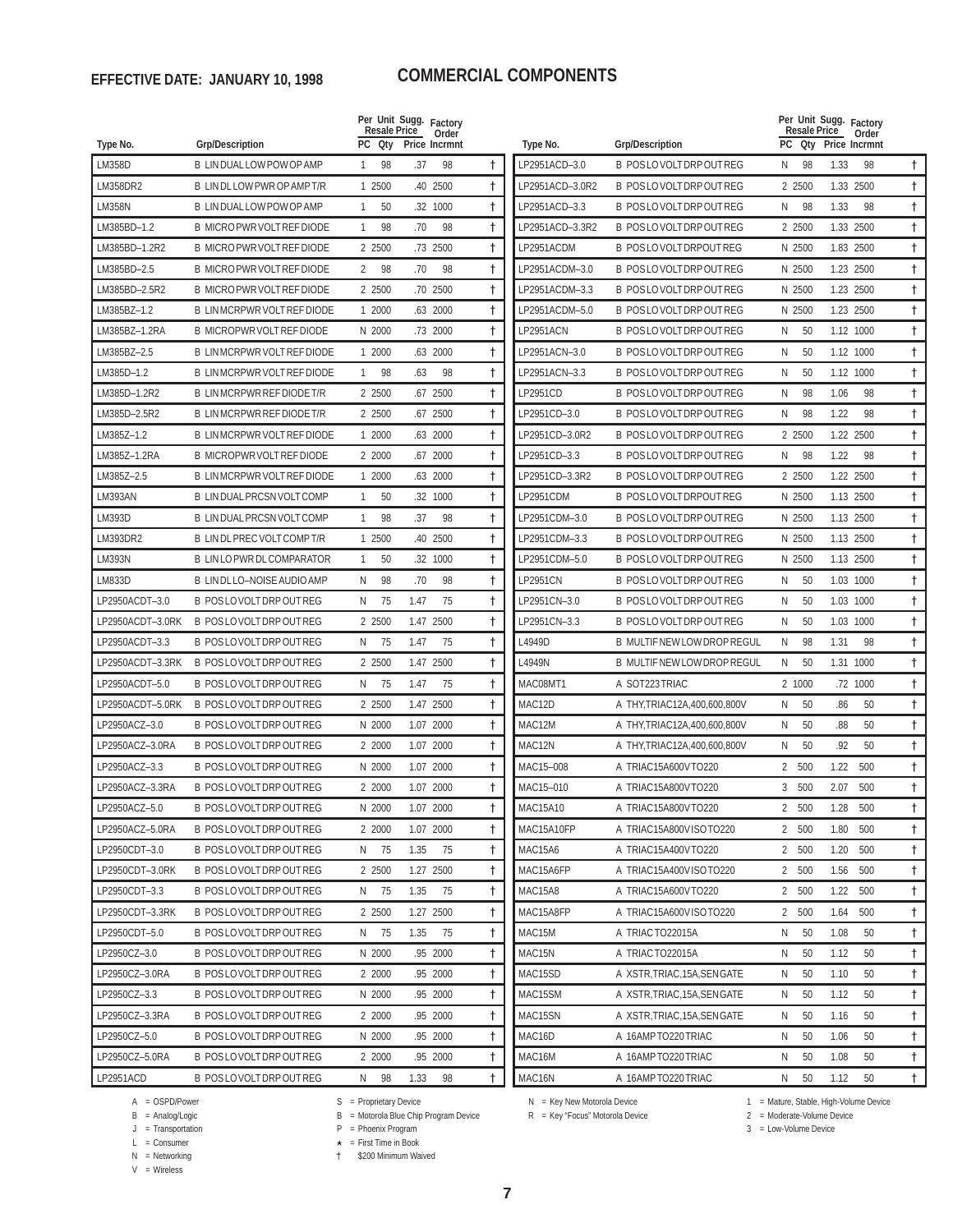EFFECTIVE DATE: JANUARY 10, 1998

# COMMERCIAL COMPONENTS

| Type No. | Grp/Description | PC | Qty | Price | Factory Order Incrmnt | |
|---|---|---|---|---|---|---|
| LM358D | B LIN DUAL LOW POW OP AMP | 1 | 98 | .37 | 98 | † |
| LM358DR2 | B LIN DL LOW PWR OP AMP T/R | 1 | 2500 | .40 | 2500 | † |
| LM358N | B LIN DUAL LOW POW OP AMP | 1 | 50 | .32 | 1000 | † |
| LM385BD–1.2 | B MICRO PWR VOLT REF DIODE | 1 | 98 | .70 | 98 | † |
| LM385BD–1.2R2 | B MICRO PWR VOLT REF DIODE | 2 | 2500 | .73 | 2500 | † |
| LM385BD–2.5 | B MICRO PWR VOLT REF DIODE | 2 | 98 | .70 | 98 | † |
| LM385BD–2.5R2 | B MICRO PWR VOLT REF DIODE | 2 | 2500 | .70 | 2500 | † |
| LM385BZ–1.2 | B LIN MCRPWR VOLT REF DIODE | 1 | 2000 | .63 | 2000 | † |
| LM385BZ–1.2RA | B MICROPWR VOLT REF DIODE | N | 2000 | .73 | 2000 | † |
| LM385BZ–2.5 | B LIN MCRPWR VOLT REF DIODE | 1 | 2000 | .63 | 2000 | † |
| LM385D–1.2 | B LIN MCRPWR VOLT REF DIODE | 1 | 98 | .63 | 98 | † |
| LM385D–1.2R2 | B LIN MCRPWR REF DIODE T/R | 2 | 2500 | .67 | 2500 | † |
| LM385D–2.5R2 | B LIN MCRPWR REF DIODE T/R | 2 | 2500 | .67 | 2500 | † |
| LM385Z–1.2 | B LIN MCRPWR VOLT REF DIODE | 1 | 2000 | .63 | 2000 | † |
| LM385Z–1.2RA | B MICROPWR VOLT REF DIODE | 2 | 2000 | .67 | 2000 | † |
| LM385Z–2.5 | B LIN MCRPWR VOLT REF DIODE | 1 | 2000 | .63 | 2000 | † |
| LM393AN | B LIN DUAL PRCSN VOLT COMP | 1 | 50 | .32 | 1000 | † |
| LM393D | B LIN DUAL PRCSN VOLT COMP | 1 | 98 | .37 | 98 | † |
| LM393DR2 | B LIN DL PREC VOLT COMP T/R | 1 | 2500 | .40 | 2500 | † |
| LM393N | B LIN LO PWR DL COMPARATOR | 1 | 50 | .32 | 1000 | † |
| LM833D | B LIN DL LO–NOISE AUDIO AMP | N | 98 | .70 | 98 | † |
| LP2950ACDT–3.0 | B POS LO VOLT DRP OUT REG | N | 75 | 1.47 | 75 | † |
| LP2950ACDT–3.0RK | B POS LO VOLT DRP OUT REG | 2 | 2500 | 1.47 | 2500 | † |
| LP2950ACDT–3.3 | B POS LO VOLT DRP OUT REG | N | 75 | 1.47 | 75 | † |
| LP2950ACDT–3.3RK | B POS LO VOLT DRP OUT REG | 2 | 2500 | 1.47 | 2500 | † |
| LP2950ACDT–5.0 | B POS LO VOLT DRP OUT REG | N | 75 | 1.47 | 75 | † |
| LP2950ACDT–5.0RK | B POS LO VOLT DRP OUT REG | 2 | 2500 | 1.47 | 2500 | † |
| LP2950ACZ–3.0 | B POS LO VOLT DRP OUT REG | N | 2000 | 1.07 | 2000 | † |
| LP2950ACZ–3.0RA | B POS LO VOLT DRP OUT REG | 2 | 2000 | 1.07 | 2000 | † |
| LP2950ACZ–3.3 | B POS LO VOLT DRP OUT REG | N | 2000 | 1.07 | 2000 | † |
| LP2950ACZ–3.3RA | B POS LO VOLT DRP OUT REG | 2 | 2000 | 1.07 | 2000 | † |
| LP2950ACZ–5.0 | B POS LO VOLT DRP OUT REG | N | 2000 | 1.07 | 2000 | † |
| LP2950ACZ–5.0RA | B POS LO VOLT DRP OUT REG | 2 | 2000 | 1.07 | 2000 | † |
| LP2950CDT–3.0 | B POS LO VOLT DRP OUT REG | N | 75 | 1.35 | 75 | † |
| LP2950CDT–3.0RK | B POS LO VOLT DRP OUT REG | 2 | 2500 | 1.27 | 2500 | † |
| LP2950CDT–3.3 | B POS LO VOLT DRP OUT REG | N | 75 | 1.35 | 75 | † |
| LP2950CDT–3.3RK | B POS LO VOLT DRP OUT REG | 2 | 2500 | 1.27 | 2500 | † |
| LP2950CDT–5.0 | B POS LO VOLT DRP OUT REG | N | 75 | 1.35 | 75 | † |
| LP2950CZ–3.0 | B POS LO VOLT DRP OUT REG | N | 2000 | .95 | 2000 | † |
| LP2950CZ–3.0RA | B POS LO VOLT DRP OUT REG | 2 | 2000 | .95 | 2000 | † |
| LP2950CZ–3.3 | B POS LO VOLT DRP OUT REG | N | 2000 | .95 | 2000 | † |
| LP2950CZ–3.3RA | B POS LO VOLT DRP OUT REG | 2 | 2000 | .95 | 2000 | † |
| LP2950CZ–5.0 | B POS LO VOLT DRP OUT REG | N | 2000 | .95 | 2000 | † |
| LP2950CZ–5.0RA | B POS LO VOLT DRP OUT REG | 2 | 2000 | .95 | 2000 | † |
| LP2951ACD | B POS LO VOLT DRP OUT REG | N | 98 | 1.33 | 98 | † |
| LP2951ACD–3.0 | B POS LO VOLT DRP OUT REG | N | 98 | 1.33 | 98 | † |
| LP2951ACD–3.0R2 | B POS LO VOLT DRP OUT REG | 2 | 2500 | 1.33 | 2500 | † |
| LP2951ACD–3.3 | B POS LO VOLT DRP OUT REG | N | 98 | 1.33 | 98 | † |
| LP2951ACD–3.3R2 | B POS LO VOLT DRP OUT REG | 2 | 2500 | 1.33 | 2500 | † |
| LP2951ACDM | B POS LO VOLT DRPOUT REG | N | 2500 | 1.83 | 2500 | † |
| LP2951ACDM–3.0 | B POS LO VOLT DRP OUT REG | N | 2500 | 1.23 | 2500 | † |
| LP2951ACDM–3.3 | B POS LO VOLT DRP OUT REG | N | 2500 | 1.23 | 2500 | † |
| LP2951ACDM–5.0 | B POS LO VOLT DRP OUT REG | N | 2500 | 1.23 | 2500 | † |
| LP2951ACN | B POS LO VOLT DRP OUT REG | N | 50 | 1.12 | 1000 | † |
| LP2951ACN–3.0 | B POS LO VOLT DRP OUT REG | N | 50 | 1.12 | 1000 | † |
| LP2951ACN–3.3 | B POS LO VOLT DRP OUT REG | N | 50 | 1.12 | 1000 | † |
| LP2951CD | B POS LO VOLT DRP OUT REG | N | 98 | 1.06 | 98 | † |
| LP2951CD–3.0 | B POS LO VOLT DRP OUT REG | N | 98 | 1.22 | 98 | † |
| LP2951CD–3.0R2 | B POS LO VOLT DRP OUT REG | 2 | 2500 | 1.22 | 2500 | † |
| LP2951CD–3.3 | B POS LO VOLT DRP OUT REG | N | 98 | 1.22 | 98 | † |
| LP2951CD–3.3R2 | B POS LO VOLT DRP OUT REG | 2 | 2500 | 1.22 | 2500 | † |
| LP2951CDM | B POS LO VOLT DRPOUT REG | N | 2500 | 1.13 | 2500 | † |
| LP2951CDM–3.0 | B POS LO VOLT DRP OUT REG | N | 2500 | 1.13 | 2500 | † |
| LP2951CDM–3.3 | B POS LO VOLT DRP OUT REG | N | 2500 | 1.13 | 2500 | † |
| LP2951CDM–5.0 | B POS LO VOLT DRP OUT REG | N | 2500 | 1.13 | 2500 | † |
| LP2951CN | B POS LO VOLT DRP OUT REG | N | 50 | 1.03 | 1000 | † |
| LP2951CN–3.0 | B POS LO VOLT DRP OUT REG | N | 50 | 1.03 | 1000 | † |
| LP2951CN–3.3 | B POS LO VOLT DRP OUT REG | N | 50 | 1.03 | 1000 | † |
| L4949D | B MULTIF NEW LOW DROP REGUL | N | 98 | 1.31 | 98 | † |
| L4949N | B MULTIF NEW LOW DROP REGUL | N | 50 | 1.31 | 1000 | † |
| MAC08MT1 | A SOT223 TRIAC | 2 | 1000 | .72 | 1000 | † |
| MAC12D | A THY,TRIAC12A,400,600,800V | N | 50 | .86 | 50 | † |
| MAC12M | A THY,TRIAC12A,400,600,800V | N | 50 | .88 | 50 | † |
| MAC12N | A THY,TRIAC12A,400,600,800V | N | 50 | .92 | 50 | † |
| MAC15–008 | A TRIAC15A600V TO220 | 2 | 500 | 1.22 | 500 | † |
| MAC15–010 | A TRIAC15A800V TO220 | 3 | 500 | 2.07 | 500 | † |
| MAC15A10 | A TRIAC15A800V TO220 | 2 | 500 | 1.28 | 500 | † |
| MAC15A10FP | A TRIAC15A800V ISO TO220 | 2 | 500 | 1.80 | 500 | † |
| MAC15A6 | A TRIAC15A400V TO220 | 2 | 500 | 1.20 | 500 | † |
| MAC15A6FP | A TRIAC15A400V ISO TO220 | 2 | 500 | 1.56 | 500 | † |
| MAC15A8 | A TRIAC15A600V TO220 | 2 | 500 | 1.22 | 500 | † |
| MAC15A8FP | A TRIAC15A600V ISO TO220 | 2 | 500 | 1.64 | 500 | † |
| MAC15M | A TRIAC TO22015A | N | 50 | 1.08 | 50 | † |
| MAC15N | A TRIAC TO22015A | N | 50 | 1.12 | 50 | † |
| MAC15SD | A XSTR,TRIAC,15A,SEN GATE | N | 50 | 1.10 | 50 | † |
| MAC15SM | A XSTR,TRIAC,15A,SEN GATE | N | 50 | 1.12 | 50 | † |
| MAC15SN | A XSTR,TRIAC,15A,SEN GATE | N | 50 | 1.16 | 50 | † |
| MAC16D | A 16AMP TO220 TRIAC | N | 50 | 1.06 | 50 | † |
| MAC16M | A 16AMP TO220 TRIAC | N | 50 | 1.08 | 50 | † |
| MAC16N | A 16AMP TO220 TRIAC | N | 50 | 1.12 | 50 | † |

Per Unit Sugg. Resale Price: PC, Qty, Price

A = OSPD/Power
B = Analog/Logic
J = Transportation
L = Consumer
N = Networking
V = Wireless

S = Proprietary Device
B = Motorola Blue Chip Program Device
P = Phoenix Program
★ = First Time in Book
† $200 Minimum Waived

N = Key New Motorola Device
R = Key "Focus" Motorola Device

1 = Mature, Stable, High-Volume Device
2 = Moderate-Volume Device
3 = Low-Volume Device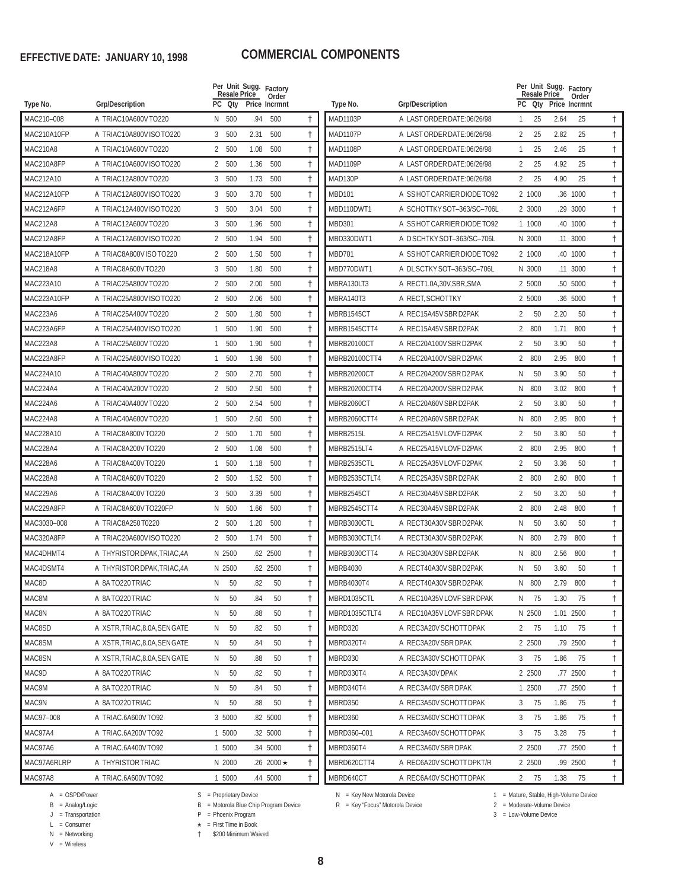**EFFECTIVE DATE: JANUARY 10, 1998**

# COMMERCIAL COMPONENTS

| Type No. | Grp/Description | PC | Qty | Sugg. Resale Price | Factory Order Incrmnt | |
|---|---|---|---|---|---|---|
| MAC210–008 | A TRIAC10A600V TO220 | N | 500 | .94 | 500 | † |
| MAC210A10FP | A TRIAC10A800V ISO TO220 | 3 | 500 | 2.31 | 500 | † |
| MAC210A8 | A TRIAC10A600V TO220 | 2 | 500 | 1.08 | 500 | † |
| MAC210A8FP | A TRIAC10A600V ISO TO220 | 2 | 500 | 1.36 | 500 | † |
| MAC212A10 | A TRIAC12A800V TO220 | 3 | 500 | 1.73 | 500 | † |
| MAC212A10FP | A TRIAC12A800V ISO TO220 | 3 | 500 | 3.70 | 500 | † |
| MAC212A6FP | A TRIAC12A400V ISO TO220 | 3 | 500 | 3.04 | 500 | † |
| MAC212A8 | A TRIAC12A600V TO220 | 3 | 500 | 1.96 | 500 | † |
| MAC212A8FP | A TRIAC12A600V ISO TO220 | 2 | 500 | 1.94 | 500 | † |
| MAC218A10FP | A TRIAC8A800V ISO TO220 | 2 | 500 | 1.50 | 500 | † |
| MAC218A8 | A TRIAC8A600V TO220 | 3 | 500 | 1.80 | 500 | † |
| MAC223A10 | A TRIAC25A800V TO220 | 2 | 500 | 2.00 | 500 | † |
| MAC223A10FP | A TRIAC25A800V ISO TO220 | 2 | 500 | 2.06 | 500 | † |
| MAC223A6 | A TRIAC25A400V TO220 | 2 | 500 | 1.80 | 500 | † |
| MAC223A6FP | A TRIAC25A400V ISO TO220 | 1 | 500 | 1.90 | 500 | † |
| MAC223A8 | A TRIAC25A600V TO220 | 1 | 500 | 1.90 | 500 | † |
| MAC223A8FP | A TRIAC25A600V ISO TO220 | 1 | 500 | 1.98 | 500 | † |
| MAC224A10 | A TRIAC40A800V TO220 | 2 | 500 | 2.70 | 500 | † |
| MAC224A4 | A TRIAC40A200V TO220 | 2 | 500 | 2.50 | 500 | † |
| MAC224A6 | A TRIAC40A400V TO220 | 2 | 500 | 2.54 | 500 | † |
| MAC224A8 | A TRIAC40A600V TO220 | 1 | 500 | 2.60 | 500 | † |
| MAC228A10 | A TRIAC8A800V TO220 | 2 | 500 | 1.70 | 500 | † |
| MAC228A4 | A TRIAC8A200V TO220 | 2 | 500 | 1.08 | 500 | † |
| MAC228A6 | A TRIAC8A400V TO220 | 1 | 500 | 1.18 | 500 | † |
| MAC228A8 | A TRIAC8A600V TO220 | 2 | 500 | 1.52 | 500 | † |
| MAC229A6 | A TRIAC8A400V TO220 | 3 | 500 | 3.39 | 500 | † |
| MAC229A8FP | A TRIAC8A600V TO220FP | N | 500 | 1.66 | 500 | † |
| MAC3030–008 | A TRIAC8A250 T0220 | 2 | 500 | 1.20 | 500 | † |
| MAC320A8FP | A TRIAC20A600V ISO TO220 | 2 | 500 | 1.74 | 500 | † |
| MAC4DHMT4 | A THYRISTOR DPAK,TRIAC,4A | N | 2500 | .62 | 2500 | † |
| MAC4DSMT4 | A THYRISTOR DPAK,TRIAC,4A | N | 2500 | .62 | 2500 | † |
| MAC8D | A 8A TO220 TRIAC | N | 50 | .82 | 50 | † |
| MAC8M | A 8A TO220 TRIAC | N | 50 | .84 | 50 | † |
| MAC8N | A 8A TO220 TRIAC | N | 50 | .88 | 50 | † |
| MAC8SD | A XSTR,TRIAC,8.0A,SEN GATE | N | 50 | .82 | 50 | † |
| MAC8SM | A XSTR,TRIAC,8.0A,SEN GATE | N | 50 | .84 | 50 | † |
| MAC8SN | A XSTR,TRIAC,8.0A,SEN GATE | N | 50 | .88 | 50 | † |
| MAC9D | A 8A TO220 TRIAC | N | 50 | .82 | 50 | † |
| MAC9M | A 8A TO220 TRIAC | N | 50 | .84 | 50 | † |
| MAC9N | A 8A TO220 TRIAC | N | 50 | .88 | 50 | † |
| MAC97–008 | A TRIAC.6A600V TO92 | 3 | 5000 | .82 | 5000 | † |
| MAC97A4 | A TRIAC.6A200V TO92 | 1 | 5000 | .32 | 5000 | † |
| MAC97A6 | A TRIAC.6A400V TO92 | 1 | 5000 | .34 | 5000 | † |
| MAC97A6RLRP | A THYRISTOR TRIAC | N | 2000 | .26 | 2000 ★ | † |
| MAC97A8 | A TRIAC.6A600V TO92 | 1 | 5000 | .44 | 5000 | † |
| MAD1103P | A LAST ORDER DATE:06/26/98 | 1 | 25 | 2.64 | 25 | † |
| MAD1107P | A LAST ORDER DATE:06/26/98 | 2 | 25 | 2.82 | 25 | † |
| MAD1108P | A LAST ORDER DATE:06/26/98 | 1 | 25 | 2.46 | 25 | † |
| MAD1109P | A LAST ORDER DATE:06/26/98 | 2 | 25 | 4.92 | 25 | † |
| MAD130P | A LAST ORDER DATE:06/26/98 | 2 | 25 | 4.90 | 25 | † |
| MBD101 | A SS HOT CARRIER DIODE TO92 | 2 | 1000 | .36 | 1000 | † |
| MBD110DWT1 | A SCHOTTKY SOT–363/SC–706L | 2 | 3000 | .29 | 3000 | † |
| MBD301 | A SS HOT CARRIER DIODE TO92 | 1 | 1000 | .40 | 1000 | † |
| MBD330DWT1 | A D SCHTKY SOT–363/SC–706L | N | 3000 | .11 | 3000 | † |
| MBD701 | A SS HOT CARRIER DIODE TO92 | 2 | 1000 | .40 | 1000 | † |
| MBD770DWT1 | A DL SCTKY SOT–363/SC–706L | N | 3000 | .11 | 3000 | † |
| MBRA130LT3 | A RECT1.0A,30V,SBR,SMA | 2 | 5000 | .50 | 5000 | † |
| MBRA140T3 | A RECT, SCHOTTKY | 2 | 5000 | .36 | 5000 | † |
| MBRB1545CT | A REC15A45V SBR D2PAK | 2 | 50 | 2.20 | 50 | † |
| MBRB1545CTT4 | A REC15A45V SBR D2PAK | 2 | 800 | 1.71 | 800 | † |
| MBRB20100CT | A REC20A100V SBR D2PAK | 2 | 50 | 3.90 | 50 | † |
| MBRB20100CTT4 | A REC20A100V SBR D2PAK | 2 | 800 | 2.95 | 800 | † |
| MBRB20200CT | A REC20A200V SBR D2 PAK | N | 50 | 3.90 | 50 | † |
| MBRB20200CTT4 | A REC20A200V SBR D2 PAK | N | 800 | 3.02 | 800 | † |
| MBRB2060CT | A REC20A60V SBR D2PAK | 2 | 50 | 3.80 | 50 | † |
| MBRB2060CTT4 | A REC20A60V SBR D2PAK | N | 800 | 2.95 | 800 | † |
| MBRB2515L | A REC25A15V LOVF D2PAK | 2 | 50 | 3.80 | 50 | † |
| MBRB2515LT4 | A REC25A15V LOVF D2PAK | 2 | 800 | 2.95 | 800 | † |
| MBRB2535CTL | A REC25A35V LOVF D2PAK | 2 | 50 | 3.36 | 50 | † |
| MBRB2535CTLT4 | A REC25A35V SBR D2PAK | 2 | 800 | 2.60 | 800 | † |
| MBRB2545CT | A REC30A45V SBR D2PAK | 2 | 50 | 3.20 | 50 | † |
| MBRB2545CTT4 | A REC30A45V SBR D2PAK | 2 | 800 | 2.48 | 800 | † |
| MBRB3030CTL | A RECT30A30V SBR D2PAK | N | 50 | 3.60 | 50 | † |
| MBRB3030CTLT4 | A RECT30A30V SBR D2PAK | N | 800 | 2.79 | 800 | † |
| MBRB3030CTT4 | A REC30A30V SBR D2PAK | N | 800 | 2.56 | 800 | † |
| MBRB4030 | A RECT40A30V SBR D2PAK | N | 50 | 3.60 | 50 | † |
| MBRB4030T4 | A RECT40A30V SBR D2PAK | N | 800 | 2.79 | 800 | † |
| MBRD1035CTL | A REC10A35V LOVF SBR DPAK | N | 75 | 1.30 | 75 | † |
| MBRD1035CTLT4 | A REC10A35V LOVF SBR DPAK | N | 2500 | 1.01 | 2500 | † |
| MBRD320 | A REC3A20V SCHOTT DPAK | 2 | 75 | 1.10 | 75 | † |
| MBRD320T4 | A REC3A20V SBR DPAK | 2 | 2500 | .79 | 2500 | † |
| MBRD330 | A REC3A30V SCHOTT DPAK | 3 | 75 | 1.86 | 75 | † |
| MBRD330T4 | A REC3A30V DPAK | 2 | 2500 | .77 | 2500 | † |
| MBRD340T4 | A REC3A40V SBR DPAK | 1 | 2500 | .77 | 2500 | † |
| MBRD350 | A REC3A50V SCHOTT DPAK | 3 | 75 | 1.86 | 75 | † |
| MBRD360 | A REC3A60V SCHOTT DPAK | 3 | 75 | 1.86 | 75 | † |
| MBRD360–001 | A REC3A60V SCHOTT DPAK | 3 | 75 | 3.28 | 75 | † |
| MBRD360T4 | A REC3A60V SBR DPAK | 2 | 2500 | .77 | 2500 | † |
| MBRD620CTT4 | A REC6A20V SCHOTT DPKT/R | 2 | 2500 | .99 | 2500 | † |
| MBRD640CT | A REC6A40V SCHOTT DPAK | 2 | 75 | 1.38 | 75 | † |

A = OSPD/Power
B = Analog/Logic
J = Transportation
L = Consumer
N = Networking
V = Wireless

S = Proprietary Device
B = Motorola Blue Chip Program Device
P = Phoenix Program
★ = First Time in Book
† $200 Minimum Waived

N = Key New Motorola Device
R = Key "Focus" Motorola Device

1 = Mature, Stable, High-Volume Device
2 = Moderate-Volume Device
3 = Low-Volume Device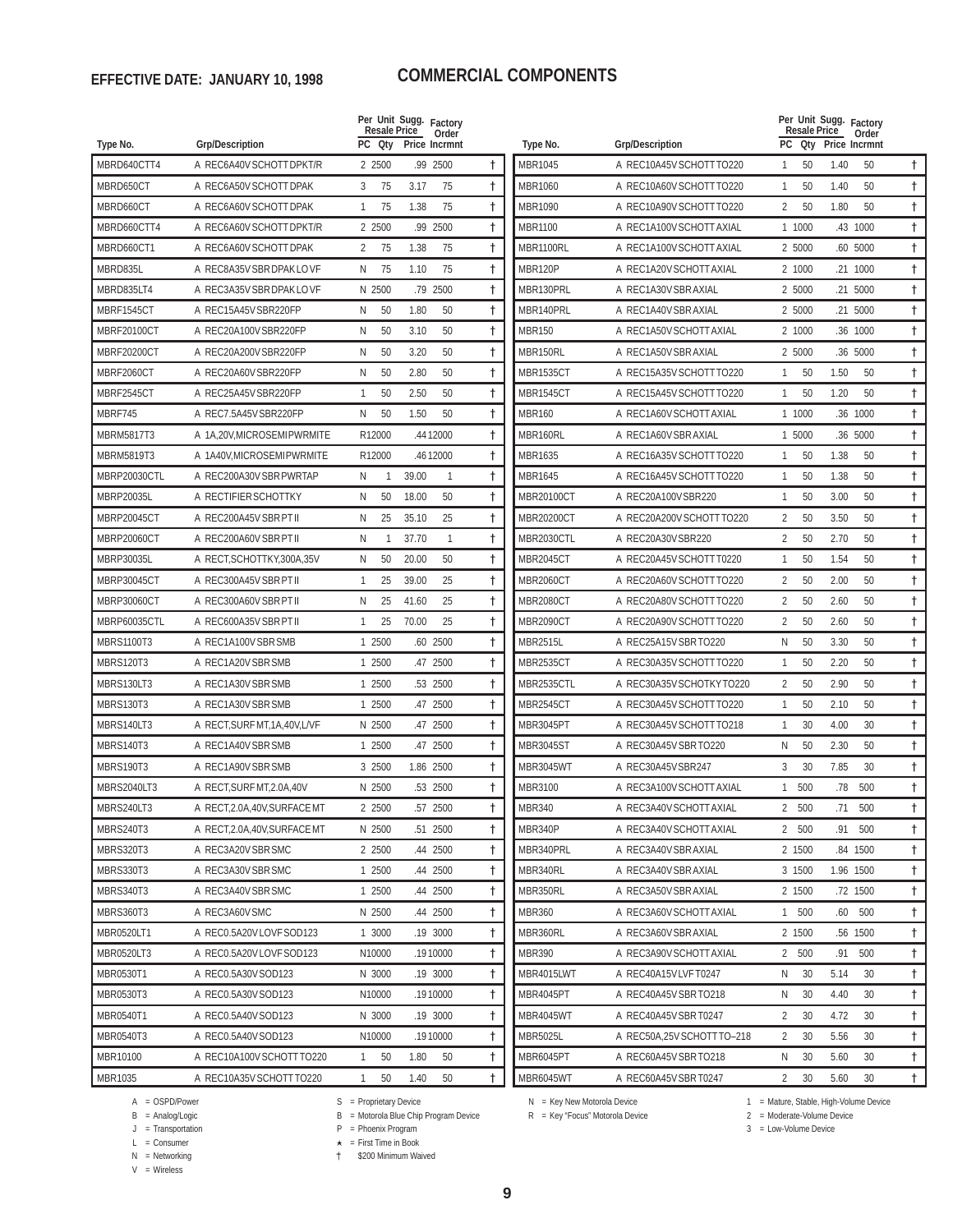**EFFECTIVE DATE: JANUARY 10, 1998**

# COMMERCIAL COMPONENTS

| Type No. | Grp/Description | PC | Qty | Per Unit Sugg. Resale Price | Factory Order Incrmnt | |
|---|---|---|---|---|---|---|
| MBRD640CTT4 | A REC6A40V SCHOTT DPKT/R | 2 | 2500 | .99 | 2500 | † |
| MBRD650CT | A REC6A50V SCHOTT DPAK | 3 | 75 | 3.17 | 75 | † |
| MBRD660CT | A REC6A60V SCHOTT DPAK | 1 | 75 | 1.38 | 75 | † |
| MBRD660CTT4 | A REC6A60V SCHOTT DPKT/R | 2 | 2500 | .99 | 2500 | † |
| MBRD660CT1 | A REC6A60V SCHOTT DPAK | 2 | 75 | 1.38 | 75 | † |
| MBRD835L | A REC8A35V SBR DPAK LO VF | N | 75 | 1.10 | 75 | † |
| MBRD835LT4 | A REC3A35V SBR DPAK LO VF | N | 2500 | .79 | 2500 | † |
| MBRF1545CT | A REC15A45V SBR220FP | N | 50 | 1.80 | 50 | † |
| MBRF20100CT | A REC20A100V SBR220FP | N | 50 | 3.10 | 50 | † |
| MBRF20200CT | A REC20A200V SBR220FP | N | 50 | 3.20 | 50 | † |
| MBRF2060CT | A REC20A60V SBR220FP | N | 50 | 2.80 | 50 | † |
| MBRF2545CT | A REC25A45V SBR220FP | 1 | 50 | 2.50 | 50 | † |
| MBRF745 | A REC7.5A45V SBR220FP | N | 50 | 1.50 | 50 | † |
| MBRM5817T3 | A 1A,20V,MICROSEMI PWRMITE | R | 12000 | .44 | 12000 | † |
| MBRM5819T3 | A 1A40V,MICROSEMI PWRMITE | R | 12000 | .46 | 12000 | † |
| MBRP20030CTL | A REC200A30V SBR PWRTAP | N | 1 | 39.00 | 1 | † |
| MBRP20035L | A RECTIFIER SCHOTTKY | N | 50 | 18.00 | 50 | † |
| MBRP20045CT | A REC200A45V SBR PT II | N | 25 | 35.10 | 25 | † |
| MBRP20060CT | A REC200A60V SBR PT II | N | 1 | 37.70 | 1 | † |
| MBRP30035L | A RECT,SCHOTTKY,300A,35V | N | 50 | 20.00 | 50 | † |
| MBRP30045CT | A REC300A45V SBR PT II | 1 | 25 | 39.00 | 25 | † |
| MBRP30060CT | A REC300A60V SBR PT II | N | 25 | 41.60 | 25 | † |
| MBRP60035CTL | A REC600A35V SBR PT II | 1 | 25 | 70.00 | 25 | † |
| MBRS1100T3 | A REC1A100V SBR SMB | 1 | 2500 | .60 | 2500 | † |
| MBRS120T3 | A REC1A20V SBR SMB | 1 | 2500 | .47 | 2500 | † |
| MBRS130LT3 | A REC1A30V SBR SMB | 1 | 2500 | .53 | 2500 | † |
| MBRS130T3 | A REC1A30V SBR SMB | 1 | 2500 | .47 | 2500 | † |
| MBRS140LT3 | A RECT,SURF MT,1A,40V,L/VF | N | 2500 | .47 | 2500 | † |
| MBRS140T3 | A REC1A40V SBR SMB | 1 | 2500 | .47 | 2500 | † |
| MBRS190T3 | A REC1A90V SBR SMB | 3 | 2500 | 1.86 | 2500 | † |
| MBRS2040LT3 | A RECT,SURF MT,2.0A,40V | N | 2500 | .53 | 2500 | † |
| MBRS240LT3 | A RECT,2.0A,40V,SURFACE MT | 2 | 2500 | .57 | 2500 | † |
| MBRS240T3 | A RECT,2.0A,40V,SURFACE MT | N | 2500 | .51 | 2500 | † |
| MBRS320T3 | A REC3A20V SBR SMC | 2 | 2500 | .44 | 2500 | † |
| MBRS330T3 | A REC3A30V SBR SMC | 1 | 2500 | .44 | 2500 | † |
| MBRS340T3 | A REC3A40V SBR SMC | 1 | 2500 | .44 | 2500 | † |
| MBRS360T3 | A REC3A60V SMC | N | 2500 | .44 | 2500 | † |
| MBR0520LT1 | A REC0.5A20V LOVF SOD123 | 1 | 3000 | .19 | 3000 | † |
| MBR0520LT3 | A REC0.5A20V LOVF SOD123 | N | 10000 | .19 | 10000 | † |
| MBR0530T1 | A REC0.5A30V SOD123 | N | 3000 | .19 | 3000 | † |
| MBR0530T3 | A REC0.5A30V SOD123 | N | 10000 | .19 | 10000 | † |
| MBR0540T1 | A REC0.5A40V SOD123 | N | 3000 | .19 | 3000 | † |
| MBR0540T3 | A REC0.5A40V SOD123 | N | 10000 | .19 | 10000 | † |
| MBR10100 | A REC10A100V SCHOTT TO220 | 1 | 50 | 1.80 | 50 | † |
| MBR1035 | A REC10A35V SCHOTT TO220 | 1 | 50 | 1.40 | 50 | † |
| MBR1045 | A REC10A45V SCHOTT TO220 | 1 | 50 | 1.40 | 50 | † |
| MBR1060 | A REC10A60V SCHOTT TO220 | 1 | 50 | 1.40 | 50 | † |
| MBR1090 | A REC10A90V SCHOTT TO220 | 2 | 50 | 1.80 | 50 | † |
| MBR1100 | A REC1A100V SCHOTT AXIAL | 1 | 1000 | .43 | 1000 | † |
| MBR1100RL | A REC1A100V SCHOTT AXIAL | 2 | 5000 | .60 | 5000 | † |
| MBR120P | A REC1A20V SCHOTT AXIAL | 2 | 1000 | .21 | 1000 | † |
| MBR130PRL | A REC1A30V SBR AXIAL | 2 | 5000 | .21 | 5000 | † |
| MBR140PRL | A REC1A40V SBR AXIAL | 2 | 5000 | .21 | 5000 | † |
| MBR150 | A REC1A50V SCHOTT AXIAL | 2 | 1000 | .36 | 1000 | † |
| MBR150RL | A REC1A50V SBR AXIAL | 2 | 5000 | .36 | 5000 | † |
| MBR1535CT | A REC15A35V SCHOTT TO220 | 1 | 50 | 1.50 | 50 | † |
| MBR1545CT | A REC15A45V SCHOTT TO220 | 1 | 50 | 1.20 | 50 | † |
| MBR160 | A REC1A60V SCHOTT AXIAL | 1 | 1000 | .36 | 1000 | † |
| MBR160RL | A REC1A60V SBR AXIAL | 1 | 5000 | .36 | 5000 | † |
| MBR1635 | A REC16A35V SCHOTT TO220 | 1 | 50 | 1.38 | 50 | † |
| MBR1645 | A REC16A45V SCHOTT TO220 | 1 | 50 | 1.38 | 50 | † |
| MBR20100CT | A REC20A100V SBR220 | 1 | 50 | 3.00 | 50 | † |
| MBR20200CT | A REC20A200V SCHOTT TO220 | 2 | 50 | 3.50 | 50 | † |
| MBR2030CTL | A REC20A30V SBR220 | 2 | 50 | 2.70 | 50 | † |
| MBR2045CT | A REC20A45V SCHOTT T0220 | 1 | 50 | 1.54 | 50 | † |
| MBR2060CT | A REC20A60V SCHOTT TO220 | 2 | 50 | 2.00 | 50 | † |
| MBR2080CT | A REC20A80V SCHOTT TO220 | 2 | 50 | 2.60 | 50 | † |
| MBR2090CT | A REC20A90V SCHOTT TO220 | 2 | 50 | 2.60 | 50 | † |
| MBR2515L | A REC25A15V SBR TO220 | N | 50 | 3.30 | 50 | † |
| MBR2535CT | A REC30A35V SCHOTT TO220 | 1 | 50 | 2.20 | 50 | † |
| MBR2535CTL | A REC30A35V SCHOTKY TO220 | 2 | 50 | 2.90 | 50 | † |
| MBR2545CT | A REC30A45V SCHOTT TO220 | 1 | 50 | 2.10 | 50 | † |
| MBR3045PT | A REC30A45V SCHOTT TO218 | 1 | 30 | 4.00 | 30 | † |
| MBR3045ST | A REC30A45V SBR TO220 | N | 50 | 2.30 | 50 | † |
| MBR3045WT | A REC30A45V SBR247 | 3 | 30 | 7.85 | 30 | † |
| MBR3100 | A REC3A100V SCHOTT AXIAL | 1 | 500 | .78 | 500 | † |
| MBR340 | A REC3A40V SCHOTT AXIAL | 2 | 500 | .71 | 500 | † |
| MBR340P | A REC3A40V SCHOTT AXIAL | 2 | 500 | .91 | 500 | † |
| MBR340PRL | A REC3A40V SBR AXIAL | 2 | 1500 | .84 | 1500 | † |
| MBR340RL | A REC3A40V SBR AXIAL | 3 | 1500 | 1.96 | 1500 | † |
| MBR350RL | A REC3A50V SBR AXIAL | 2 | 1500 | .72 | 1500 | † |
| MBR360 | A REC3A60V SCHOTT AXIAL | 1 | 500 | .60 | 500 | † |
| MBR360RL | A REC3A60V SBR AXIAL | 2 | 1500 | .56 | 1500 | † |
| MBR390 | A REC3A90V SCHOTT AXIAL | 2 | 500 | .91 | 500 | † |
| MBR4015LWT | A REC40A15V LVF T0247 | N | 30 | 5.14 | 30 | † |
| MBR4045PT | A REC40A45V SBR TO218 | N | 30 | 4.40 | 30 | † |
| MBR4045WT | A REC40A45V SBR T0247 | 2 | 30 | 4.72 | 30 | † |
| MBR5025L | A REC50A,25V SCHOTT TO–218 | 2 | 30 | 5.56 | 30 | † |
| MBR6045PT | A REC60A45V SBR TO218 | N | 30 | 5.60 | 30 | † |
| MBR6045WT | A REC60A45V SBR T0247 | 2 | 30 | 5.60 | 30 | † |

A = OSPD/Power
B = Analog/Logic
J = Transportation
L = Consumer
N = Networking
V = Wireless

S = Proprietary Device
B = Motorola Blue Chip Program Device
P = Phoenix Program
★ = First Time in Book
† $200 Minimum Waived

N = Key New Motorola Device
R = Key "Focus" Motorola Device

1 = Mature, Stable, High-Volume Device
2 = Moderate-Volume Device
3 = Low-Volume Device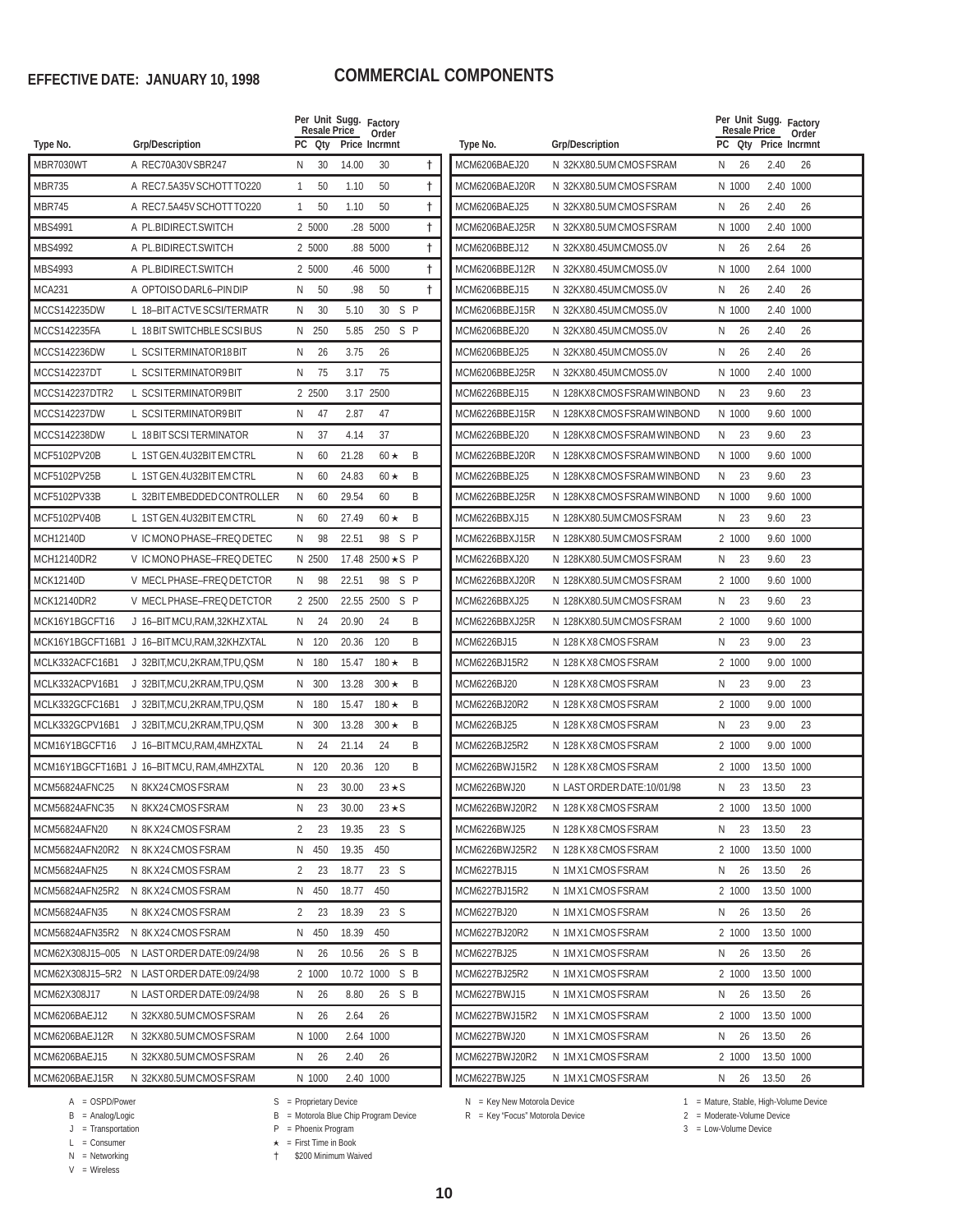**EFFECTIVE DATE: JANUARY 10, 1998**

# COMMERCIAL COMPONENTS

| Type No. | Grp/Description | PC | Per Unit Qty | Sugg. Resale Price | Factory Order Incrmnt | |
|---|---|---|---|---|---|---|
| MBR7030WT | A REC70A30V SBR247 | N | 30 | 14.00 | 30 | † |
| MBR735 | A REC7.5A35V SCHOTT TO220 | 1 | 50 | 1.10 | 50 | † |
| MBR745 | A REC7.5A45V SCHOTT TO220 | 1 | 50 | 1.10 | 50 | † |
| MBS4991 | A PL.BIDIRECT.SWITCH | 2 | 5000 | .28 | 5000 | † |
| MBS4992 | A PL.BIDIRECT.SWITCH | 2 | 5000 | .88 | 5000 | † |
| MBS4993 | A PL.BIDIRECT.SWITCH | 2 | 5000 | .46 | 5000 | † |
| MCA231 | A OPTOISO DARL6–PIN DIP | N | 50 | .98 | 50 | † |
| MCCS142235DW | L 18–BIT ACTVE SCSI/TERMATR | N | 30 | 5.10 | 30 | S P |
| MCCS142235FA | L 18 BIT SWITCHBLE SCSI BUS | N | 250 | 5.85 | 250 | S P |
| MCCS142236DW | L SCSI TERMINATOR18 BIT | N | 26 | 3.75 | 26 | |
| MCCS142237DT | L SCSI TERMINATOR9 BIT | N | 75 | 3.17 | 75 | |
| MCCS142237DTR2 | L SCSI TERMINATOR9 BIT | 2 | 2500 | 3.17 | 2500 | |
| MCCS142237DW | L SCSI TERMINATOR9 BIT | N | 47 | 2.87 | 47 | |
| MCCS142238DW | L 18 BIT SCSI TERMINATOR | N | 37 | 4.14 | 37 | |
| MCF5102PV20B | L 1ST GEN.4U32BIT EM CTRL | N | 60 | 21.28 | 60 ★ | B |
| MCF5102PV25B | L 1ST GEN.4U32BIT EM CTRL | N | 60 | 24.83 | 60 ★ | B |
| MCF5102PV33B | L 32BIT EMBEDDED CONTROLLER | N | 60 | 29.54 | 60 | B |
| MCF5102PV40B | L 1ST GEN.4U32BIT EM CTRL | N | 60 | 27.49 | 60 ★ | B |
| MCH12140D | V IC MONO PHASE–FREQ DETEC | N | 98 | 22.51 | 98 | S P |
| MCH12140DR2 | V IC MONO PHASE–FREQ DETEC | N | 2500 | 17.48 | 2500 ★ | S P |
| MCK12140D | V MECL PHASE–FREQ DETCTOR | N | 98 | 22.51 | 98 | S P |
| MCK12140DR2 | V MECL PHASE–FREQ DETCTOR | 2 | 2500 | 22.55 | 2500 | S P |
| MCK16Y1BGCFT16 | J 16–BIT MCU,RAM,32KHZ XTAL | N | 24 | 20.90 | 24 | B |
| MCK16Y1BGCFT16B1 | J 16–BIT MCU,RAM,32KHZXTAL | N | 120 | 20.36 | 120 | B |
| MCLK332ACFC16B1 | J 32BIT,MCU,2KRAM,TPU,QSM | N | 180 | 15.47 | 180 ★ | B |
| MCLK332ACPV16B1 | J 32BIT,MCU,2KRAM,TPU,QSM | N | 300 | 13.28 | 300 ★ | B |
| MCLK332GCFC16B1 | J 32BIT,MCU,2KRAM,TPU,QSM | N | 180 | 15.47 | 180 ★ | B |
| MCLK332GCPV16B1 | J 32BIT,MCU,2KRAM,TPU,QSM | N | 300 | 13.28 | 300 ★ | B |
| MCM16Y1BGCFT16 | J 16–BIT MCU,RAM,4MHZXTAL | N | 24 | 21.14 | 24 | B |
| MCM16Y1BGCFT16B1 | J 16–BIT MCU, RAM,4MHZXTAL | N | 120 | 20.36 | 120 | B |
| MCM56824AFNC25 | N 8KX24 CMOS FSRAM | N | 23 | 30.00 | 23 ★ | S |
| MCM56824AFNC35 | N 8KX24 CMOS FSRAM | N | 23 | 30.00 | 23 ★ | S |
| MCM56824AFN20 | N 8K X24 CMOS FSRAM | 2 | 23 | 19.35 | 23 | S |
| MCM56824AFN20R2 | N 8K X24 CMOS FSRAM | N | 450 | 19.35 | 450 | |
| MCM56824AFN25 | N 8K X24 CMOS FSRAM | 2 | 23 | 18.77 | 23 | S |
| MCM56824AFN25R2 | N 8K X24 CMOS FSRAM | N | 450 | 18.77 | 450 | |
| MCM56824AFN35 | N 8K X24 CMOS FSRAM | 2 | 23 | 18.39 | 23 | S |
| MCM56824AFN35R2 | N 8K X24 CMOS FSRAM | N | 450 | 18.39 | 450 | |
| MCM62X308J15–005 | N LAST ORDER DATE:09/24/98 | N | 26 | 10.56 | 26 | S B |
| MCM62X308J15–5R2 | N LAST ORDER DATE:09/24/98 | 2 | 1000 | 10.72 | 1000 | S B |
| MCM62X308J17 | N LAST ORDER DATE:09/24/98 | N | 26 | 8.80 | 26 | S B |
| MCM6206BAEJ12 | N 32KX80.5UM CMOS FSRAM | N | 26 | 2.64 | 26 | |
| MCM6206BAEJ12R | N 32KX80.5UM CMOS FSRAM | N | 1000 | 2.64 | 1000 | |
| MCM6206BAEJ15 | N 32KX80.5UM CMOS FSRAM | N | 26 | 2.40 | 26 | |
| MCM6206BAEJ15R | N 32KX80.5UM CMOS FSRAM | N | 1000 | 2.40 | 1000 | |
| MCM6206BAEJ20 | N 32KX80.5UM CMOS FSRAM | N | 26 | 2.40 | 26 | |
| MCM6206BAEJ20R | N 32KX80.5UM CMOS FSRAM | N | 1000 | 2.40 | 1000 | |
| MCM6206BAEJ25 | N 32KX80.5UM CMOS FSRAM | N | 26 | 2.40 | 26 | |
| MCM6206BAEJ25R | N 32KX80.5UM CMOS FSRAM | N | 1000 | 2.40 | 1000 | |
| MCM6206BBEJ12 | N 32KX80.45UM CMOS5.0V | N | 26 | 2.64 | 26 | |
| MCM6206BBEJ12R | N 32KX80.45UM CMOS5.0V | N | 1000 | 2.64 | 1000 | |
| MCM6206BBEJ15 | N 32KX80.45UM CMOS5.0V | N | 26 | 2.40 | 26 | |
| MCM6206BBEJ15R | N 32KX80.45UM CMOS5.0V | N | 1000 | 2.40 | 1000 | |
| MCM6206BBEJ20 | N 32KX80.45UM CMOS5.0V | N | 26 | 2.40 | 26 | |
| MCM6206BBEJ25 | N 32KX80.45UM CMOS5.0V | N | 26 | 2.40 | 26 | |
| MCM6206BBEJ25R | N 32KX80.45UM CMOS5.0V | N | 1000 | 2.40 | 1000 | |
| MCM6226BBEJ15 | N 128KX8 CMOS FSRAM WINBOND | N | 23 | 9.60 | 23 | |
| MCM6226BBEJ15R | N 128KX8 CMOS FSRAM WINBOND | N | 1000 | 9.60 | 1000 | |
| MCM6226BBEJ20 | N 128KX8 CMOS FSRAM WINBOND | N | 23 | 9.60 | 23 | |
| MCM6226BBEJ20R | N 128KX8 CMOS FSRAM WINBOND | N | 1000 | 9.60 | 1000 | |
| MCM6226BBEJ25 | N 128KX8 CMOS FSRAM WINBOND | N | 23 | 9.60 | 23 | |
| MCM6226BBEJ25R | N 128KX8 CMOS FSRAM WINBOND | N | 1000 | 9.60 | 1000 | |
| MCM6226BBXJ15 | N 128KX80.5UM CMOS FSRAM | N | 23 | 9.60 | 23 | |
| MCM6226BBXJ15R | N 128KX80.5UM CMOS FSRAM | 2 | 1000 | 9.60 | 1000 | |
| MCM6226BBXJ20 | N 128KX80.5UM CMOS FSRAM | N | 23 | 9.60 | 23 | |
| MCM6226BBXJ20R | N 128KX80.5UM CMOS FSRAM | 2 | 1000 | 9.60 | 1000 | |
| MCM6226BBXJ25 | N 128KX80.5UM CMOS FSRAM | N | 23 | 9.60 | 23 | |
| MCM6226BBXJ25R | N 128KX80.5UM CMOS FSRAM | 2 | 1000 | 9.60 | 1000 | |
| MCM6226BJ15 | N 128 K X8 CMOS FSRAM | N | 23 | 9.00 | 23 | |
| MCM6226BJ15R2 | N 128 K X8 CMOS FSRAM | 2 | 1000 | 9.00 | 1000 | |
| MCM6226BJ20 | N 128 K X8 CMOS FSRAM | N | 23 | 9.00 | 23 | |
| MCM6226BJ20R2 | N 128 K X8 CMOS FSRAM | 2 | 1000 | 9.00 | 1000 | |
| MCM6226BJ25 | N 128 K X8 CMOS FSRAM | N | 23 | 9.00 | 23 | |
| MCM6226BJ25R2 | N 128 K X8 CMOS FSRAM | 2 | 1000 | 9.00 | 1000 | |
| MCM6226BWJ15R2 | N 128 K X8 CMOS FSRAM | 2 | 1000 | 13.50 | 1000 | |
| MCM6226BWJ20 | N LAST ORDER DATE:10/01/98 | N | 23 | 13.50 | 23 | |
| MCM6226BWJ20R2 | N 128 K X8 CMOS FSRAM | 2 | 1000 | 13.50 | 1000 | |
| MCM6226BWJ25 | N 128 K X8 CMOS FSRAM | N | 23 | 13.50 | 23 | |
| MCM6226BWJ25R2 | N 128 K X8 CMOS FSRAM | 2 | 1000 | 13.50 | 1000 | |
| MCM6227BJ15 | N 1M X1 CMOS FSRAM | N | 26 | 13.50 | 26 | |
| MCM6227BJ15R2 | N 1M X1 CMOS FSRAM | 2 | 1000 | 13.50 | 1000 | |
| MCM6227BJ20 | N 1M X1 CMOS FSRAM | N | 26 | 13.50 | 26 | |
| MCM6227BJ20R2 | N 1M X1 CMOS FSRAM | 2 | 1000 | 13.50 | 1000 | |
| MCM6227BJ25 | N 1M X1 CMOS FSRAM | N | 26 | 13.50 | 26 | |
| MCM6227BJ25R2 | N 1M X1 CMOS FSRAM | 2 | 1000 | 13.50 | 1000 | |
| MCM6227BWJ15 | N 1M X1 CMOS FSRAM | N | 26 | 13.50 | 26 | |
| MCM6227BWJ15R2 | N 1M X1 CMOS FSRAM | 2 | 1000 | 13.50 | 1000 | |
| MCM6227BWJ20 | N 1M X1 CMOS FSRAM | N | 26 | 13.50 | 26 | |
| MCM6227BWJ20R2 | N 1M X1 CMOS FSRAM | 2 | 1000 | 13.50 | 1000 | |
| MCM6227BWJ25 | N 1M X1 CMOS FSRAM | N | 26 | 13.50 | 26 | |

A = OSPD/Power
B = Analog/Logic
J = Transportation
L = Consumer
N = Networking
V = Wireless

S = Proprietary Device
B = Motorola Blue Chip Program Device
P = Phoenix Program
★ = First Time in Book
† $200 Minimum Waived

N = Key New Motorola Device
R = Key "Focus" Motorola Device

1 = Mature, Stable, High-Volume Device
2 = Moderate-Volume Device
3 = Low-Volume Device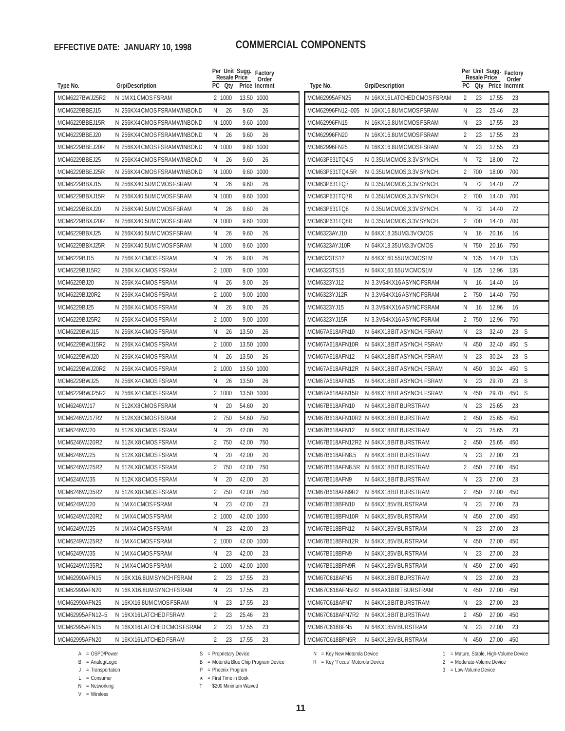**EFFECTIVE DATE: JANUARY 10, 1998**

# COMMERCIAL COMPONENTS

| Type No. | Grp/Description | PC | Per Unit Qty | Sugg. Resale Price | Factory Order Incrmnt |
|---|---|---|---|---|---|
| MCM6227BWJ25R2 | N 1M X 1 CMOS FSRAM | 2 | 1000 | 13.50 | 1000 |
| MCM6229BBEJ15 | N 256KX4 CMOS FSRAM WINBOND | N | 26 | 9.60 | 26 |
| MCM6229BBEJ15R | N 256KX4 CMOS FSRAM WINBOND | N | 1000 | 9.60 | 1000 |
| MCM6229BBEJ20 | N 256KX4 CMOS FSRAM WINBOND | N | 26 | 9.60 | 26 |
| MCM6229BBEJ20R | N 256KX4 CMOS FSRAM WINBOND | N | 1000 | 9.60 | 1000 |
| MCM6229BBEJ25 | N 256KX4 CMOS FSRAM WINBOND | N | 26 | 9.60 | 26 |
| MCM6229BBEJ25R | N 256KX4 CMOS FSRAM WINBOND | N | 1000 | 9.60 | 1000 |
| MCM6229BBXJ15 | N 256KX40.5UM CMOS FSRAM | N | 26 | 9.60 | 26 |
| MCM6229BBXJ15R | N 256KX40.5UM CMOS FSRAM | N | 1000 | 9.60 | 1000 |
| MCM6229BBXJ20 | N 256KX40.5UM CMOS FSRAM | N | 26 | 9.60 | 26 |
| MCM6229BBXJ20R | N 256KX40.5UM CMOS FSRAM | N | 1000 | 9.60 | 1000 |
| MCM6229BBXJ25 | N 256KX40.5UM CMOS FSRAM | N | 26 | 9.60 | 26 |
| MCM6229BBXJ25R | N 256KX40.5UM CMOS FSRAM | N | 1000 | 9.60 | 1000 |
| MCM6229BJ15 | N 256K X4 CMOS FSRAM | N | 26 | 9.00 | 26 |
| MCM6229BJ15R2 | N 256K X4 CMOS FSRAM | 2 | 1000 | 9.00 | 1000 |
| MCM6229BJ20 | N 256K X4 CMOS FSRAM | N | 26 | 9.00 | 26 |
| MCM6229BJ20R2 | N 256K X4 CMOS FSRAM | 2 | 1000 | 9.00 | 1000 |
| MCM6229BJ25 | N 256K X4 CMOS FSRAM | N | 26 | 9.00 | 26 |
| MCM6229BJ25R2 | N 256K X4 CMOS FSRAM | 2 | 1000 | 9.00 | 1000 |
| MCM6229BWJ15 | N 256K X4 CMOS FSRAM | N | 26 | 13.50 | 26 |
| MCM6229BWJ15R2 | N 256K X4 CMOS FSRAM | 2 | 1000 | 13.50 | 1000 |
| MCM6229BWJ20 | N 256K X4 CMOS FSRAM | N | 26 | 13.50 | 26 |
| MCM6229BWJ20R2 | N 256K X4 CMOS FSRAM | 2 | 1000 | 13.50 | 1000 |
| MCM6229BWJ25 | N 256K X4 CMOS FSRAM | N | 26 | 13.50 | 26 |
| MCM6229BWJ25R2 | N 256K X4 CMOS FSRAM | 2 | 1000 | 13.50 | 1000 |
| MCM6246WJ17 | N 512KX8 CMOS FSRAM | N | 20 | 54.60 | 20 |
| MCM6246WJ17R2 | N 512KX8 CMOS FSRAM | 2 | 750 | 54.60 | 750 |
| MCM6246WJ20 | N 512K X8 CMOS FSRAM | N | 20 | 42.00 | 20 |
| MCM6246WJ20R2 | N 512K X8 CMOS FSRAM | 2 | 750 | 42.00 | 750 |
| MCM6246WJ25 | N 512K X8 CMOS FSRAM | N | 20 | 42.00 | 20 |
| MCM6246WJ25R2 | N 512K X8 CMOS FSRAM | 2 | 750 | 42.00 | 750 |
| MCM6246WJ35 | N 512K X8 CMOS FSRAM | N | 20 | 42.00 | 20 |
| MCM6246WJ35R2 | N 512K X8 CMOS FSRAM | 2 | 750 | 42.00 | 750 |
| MCM6249WJ20 | N 1M X4 CMOS FSRAM | N | 23 | 42.00 | 23 |
| MCM6249WJ20R2 | N 1M X4 CMOS FSRAM | 2 | 1000 | 42.00 | 1000 |
| MCM6249WJ25 | N 1M X4 CMOS FSRAM | N | 23 | 42.00 | 23 |
| MCM6249WJ25R2 | N 1M X4 CMOS FSRAM | 2 | 1000 | 42.00 | 1000 |
| MCM6249WJ35 | N 1M X4 CMOS FSRAM | N | 23 | 42.00 | 23 |
| MCM6249WJ35R2 | N 1M X4 CMOS FSRAM | 2 | 1000 | 42.00 | 1000 |
| MCM62990AFN15 | N 16K X16.8UM SYNCH FSRAM | 2 | 23 | 17.55 | 23 |
| MCM62990AFN20 | N 16K X16.8UM SYNCH FSRAM | N | 23 | 17.55 | 23 |
| MCM62990AFN25 | N 16KX16.8UM CMOS FSRAM | N | 23 | 17.55 | 23 |
| MCM62995AFN12–5 | N 16KX16 LATCHED FSRAM | 2 | 23 | 25.46 | 23 |
| MCM62995AFN15 | N 16KX16 LATCHED CMOS FSRAM | 2 | 23 | 17.55 | 23 |
| MCM62995AFN20 | N 16KX16 LATCHED FSRAM | 2 | 23 | 17.55 | 23 |
| MCM62995AFN25 | N 16KX16 LATCHED CMOS FSRAM | 2 | 23 | 17.55 | 23 |
| MCM62996FN12–005 | N 16KX16.8UM CMOS FSRAM | N | 23 | 25.46 | 23 |
| MCM62996FN15 | N 16KX16.8UM CMOS FSRAM | N | 23 | 17.55 | 23 |
| MCM62996FN20 | N 16KX16.8UM CMOS FSRAM | 2 | 23 | 17.55 | 23 |
| MCM62996FN25 | N 16KX16.8UM CMOS FSRAM | N | 23 | 17.55 | 23 |
| MCM63P631TQ4.5 | N 0.35UM CMOS,3.3V SYNCH. | N | 72 | 18.00 | 72 |
| MCM63P631TQ4.5R | N 0.35UM CMOS,3.3V SYNCH. | 2 | 700 | 18.00 | 700 |
| MCM63P631TQ7 | N 0.35UM CMOS,3.3V SYNCH. | N | 72 | 14.40 | 72 |
| MCM63P631TQ7R | N 0.35UM CMOS,3.3V SYNCH. | 2 | 700 | 14.40 | 700 |
| MCM63P631TQ8 | N 0.35UM CMOS,3.3V SYNCH. | N | 72 | 14.40 | 72 |
| MCM63P631TQ8R | N 0.35UM CMOS,3.3V SYNCH. | 2 | 700 | 14.40 | 700 |
| MCM6323AYJ10 | N 64KX18.35UM3.3V CMOS | N | 16 | 20.16 | 16 |
| MCM6323AYJ10R | N 64KX18.35UM3.3V CMOS | N | 750 | 20.16 | 750 |
| MCM6323TS12 | N 64KX160.55UM CMOS1M | N | 135 | 14.40 | 135 |
| MCM6323TS15 | N 64KX160.55UM CMOS1M | N | 135 | 12.96 | 135 |
| MCM6323YJ12 | N 3.3V64KX16 ASYNC FSRAM | N | 16 | 14.40 | 16 |
| MCM6323YJ12R | N 3.3V64KX16 ASYNC FSRAM | 2 | 750 | 14.40 | 750 |
| MCM6323YJ15 | N 3.3V64KX16 ASYNC FSRAM | N | 16 | 12.96 | 16 |
| MCM6323YJ15R | N 3.3V64KX16 ASYNC FSRAM | 2 | 750 | 12.96 | 750 |
| MCM67A618AFN10 | N 64KX18 BIT ASYNCH. FSRAM | N | 23 | 32.40 | 23 S |
| MCM67A618AFN10R | N 64KX18 BIT ASYNCH. FSRAM | N | 450 | 32.40 | 450 S |
| MCM67A618AFN12 | N 64KX18 BIT ASYNCH. FSRAM | N | 23 | 30.24 | 23 S |
| MCM67A618AFN12R | N 64KX18 BIT ASYNCH. FSRAM | N | 450 | 30.24 | 450 S |
| MCM67A618AFN15 | N 64KX18 BIT ASYNCH. FSRAM | N | 23 | 29.70 | 23 S |
| MCM67A618AFN15R | N 64KX18 BIT ASYNCH. FSRAM | N | 450 | 29.70 | 450 S |
| MCM67B618AFN10 | N 64KX18 BIT BURSTRAM | N | 23 | 25.65 | 23 |
| MCM67B618AFN10R2 | N 64KX18 BIT BURSTRAM | 2 | 450 | 25.65 | 450 |
| MCM67B618AFN12 | N 64KX18 BIT BURSTRAM | N | 23 | 25.65 | 23 |
| MCM67B618AFN12R2 | N 64KX18 BIT BURSTRAM | 2 | 450 | 25.65 | 450 |
| MCM67B618AFN8.5 | N 64KX18 BIT BURSTRAM | N | 23 | 27.00 | 23 |
| MCM67B618AFN8.5R | N 64KX18 BIT BURSTRAM | 2 | 450 | 27.00 | 450 |
| MCM67B618AFN9 | N 64KX18 BIT BURSTRAM | N | 23 | 27.00 | 23 |
| MCM67B618AFN9R2 | N 64KX18 BIT BURSTRAM | 2 | 450 | 27.00 | 450 |
| MCM67B618BFN10 | N 64KX185V BURSTRAM | N | 23 | 27.00 | 23 |
| MCM67B618BFN10R | N 64KX185V BURSTRAM | N | 450 | 27.00 | 450 |
| MCM67B618BFN12 | N 64KX185V BURSTRAM | N | 23 | 27.00 | 23 |
| MCM67B618BFN12R | N 64KX185V BURSTRAM | N | 450 | 27.00 | 450 |
| MCM67B618BFN9 | N 64KX185V BURSTRAM | N | 23 | 27.00 | 23 |
| MCM67B618BFN9R | N 64KX185V BURSTRAM | N | 450 | 27.00 | 450 |
| MCM67C618AFN5 | N 64KX18 BIT BURSTRAM | N | 23 | 27.00 | 23 |
| MCM67C618AFN5R2 | N 64KAX18 BIT BURSTRAM | N | 450 | 27.00 | 450 |
| MCM67C618AFN7 | N 64KX18 BIT BURSTRAM | N | 23 | 27.00 | 23 |
| MCM67C618AFN7R2 | N 64KX18 BIT BURSTRAM | 2 | 450 | 27.00 | 450 |
| MCM67C618BFN5 | N 64KX185V BURSTRAM | N | 23 | 27.00 | 23 |
| MCM67C618BFN5R | N 64KX185V BURSTRAM | N | 450 | 27.00 | 450 |

A = OSPD/Power
B = Analog/Logic
J = Transportation
L = Consumer
N = Networking
V = Wireless

S = Proprietary Device
B = Motorola Blue Chip Program Device
P = Phoenix Program
★ = First Time in Book
† $200 Minimum Waived

N = Key New Motorola Device
R = Key "Focus" Motorola Device

1 = Mature, Stable, High-Volume Device
2 = Moderate-Volume Device
3 = Low-Volume Device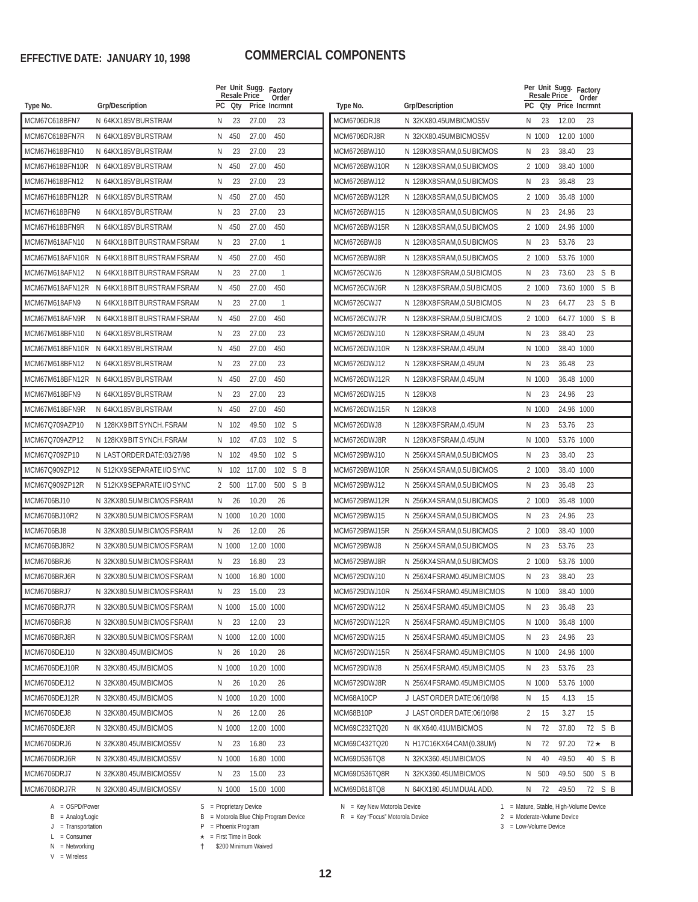**EFFECTIVE DATE: JANUARY 10, 1998**

# COMMERCIAL COMPONENTS

| Type No. | Grp/Description | PC | Per Unit Resale Qty | Sugg. Resale Price | Factory Order Incrmnt |
|---|---|---|---|---|---|
| MCM67C618BFN7 | N 64KX185V BURSTRAM | N | 23 | 27.00 | 23 |
| MCM67C618BFN7R | N 64KX185V BURSTRAM | N | 450 | 27.00 | 450 |
| MCM67H618BFN10 | N 64KX185V BURSTRAM | N | 23 | 27.00 | 23 |
| MCM67H618BFN10R | N 64KX185V BURSTRAM | N | 450 | 27.00 | 450 |
| MCM67H618BFN12 | N 64KX185V BURSTRAM | N | 23 | 27.00 | 23 |
| MCM67H618BFN12R | N 64KX185V BURSTRAM | N | 450 | 27.00 | 450 |
| MCM67H618BFN9 | N 64KX185V BURSTRAM | N | 23 | 27.00 | 23 |
| MCM67H618BFN9R | N 64KX185V BURSTRAM | N | 450 | 27.00 | 450 |
| MCM67M618AFN10 | N 64KX18 BIT BURSTRAM FSRAM | N | 23 | 27.00 | 1 |
| MCM67M618AFN10R | N 64KX18 BIT BURSTRAM FSRAM | N | 450 | 27.00 | 450 |
| MCM67M618AFN12 | N 64KX18 BIT BURSTRAM FSRAM | N | 23 | 27.00 | 1 |
| MCM67M618AFN12R | N 64KX18 BIT BURSTRAM FSRAM | N | 450 | 27.00 | 450 |
| MCM67M618AFN9 | N 64KX18 BIT BURSTRAM FSRAM | N | 23 | 27.00 | 1 |
| MCM67M618AFN9R | N 64KX18 BIT BURSTRAM FSRAM | N | 450 | 27.00 | 450 |
| MCM67M618BFN10 | N 64KX185V BURSTRAM | N | 23 | 27.00 | 23 |
| MCM67M618BFN10R | N 64KX185V BURSTRAM | N | 450 | 27.00 | 450 |
| MCM67M618BFN12 | N 64KX185V BURSTRAM | N | 23 | 27.00 | 23 |
| MCM67M618BFN12R | N 64KX185V BURSTRAM | N | 450 | 27.00 | 450 |
| MCM67M618BFN9 | N 64KX185V BURSTRAM | N | 23 | 27.00 | 23 |
| MCM67M618BFN9R | N 64KX185V BURSTRAM | N | 450 | 27.00 | 450 |
| MCM67Q709AZP10 | N 128KX9 BIT SYNCH. FSRAM | N | 102 | 49.50 | 102 S |
| MCM67Q709AZP12 | N 128KX9 BIT SYNCH. FSRAM | N | 102 | 47.03 | 102 S |
| MCM67Q709ZP10 | N LAST ORDER DATE:03/27/98 | N | 102 | 49.50 | 102 S |
| MCM67Q909ZP12 | N 512KX9 SEPARATE I/O SYNC | N | 102 | 117.00 | 102 S B |
| MCM67Q909ZP12R | N 512KX9 SEPARATE I/O SYNC | 2 | 500 | 117.00 | 500 S B |
| MCM6706BJ10 | N 32KX80.5UM BICMOS FSRAM | N | 26 | 10.20 | 26 |
| MCM6706BJ10R2 | N 32KX80.5UM BICMOS FSRAM | N | 1000 | 10.20 | 1000 |
| MCM6706BJ8 | N 32KX80.5UM BICMOS FSRAM | N | 26 | 12.00 | 26 |
| MCM6706BJ8R2 | N 32KX80.5UM BICMOS FSRAM | N | 1000 | 12.00 | 1000 |
| MCM6706BRJ6 | N 32KX80.5UM BICMOS FSRAM | N | 23 | 16.80 | 23 |
| MCM6706BRJ6R | N 32KX80.5UM BICMOS FSRAM | N | 1000 | 16.80 | 1000 |
| MCM6706BRJ7 | N 32KX80.5UM BICMOS FSRAM | N | 23 | 15.00 | 23 |
| MCM6706BRJ7R | N 32KX80.5UM BICMOS FSRAM | N | 1000 | 15.00 | 1000 |
| MCM6706BRJ8 | N 32KX80.5UM BICMOS FSRAM | N | 23 | 12.00 | 23 |
| MCM6706BRJ8R | N 32KX80.5UM BICMOS FSRAM | N | 1000 | 12.00 | 1000 |
| MCM6706DEJ10 | N 32KX80.45UM BICMOS | N | 26 | 10.20 | 26 |
| MCM6706DEJ10R | N 32KX80.45UM BICMOS | N | 1000 | 10.20 | 1000 |
| MCM6706DEJ12 | N 32KX80.45UM BICMOS | N | 26 | 10.20 | 26 |
| MCM6706DEJ12R | N 32KX80.45UM BICMOS | N | 1000 | 10.20 | 1000 |
| MCM6706DEJ8 | N 32KX80.45UM BICMOS | N | 26 | 12.00 | 26 |
| MCM6706DEJ8R | N 32KX80.45UM BICMOS | N | 1000 | 12.00 | 1000 |
| MCM6706DRJ6 | N 32KX80.45UM BICMOS5V | N | 23 | 16.80 | 23 |
| MCM6706DRJ6R | N 32KX80.45UM BICMOS5V | N | 1000 | 16.80 | 1000 |
| MCM6706DRJ7 | N 32KX80.45UM BICMOS5V | N | 23 | 15.00 | 23 |
| MCM6706DRJ7R | N 32KX80.45UM BICMOS5V | N | 1000 | 15.00 | 1000 |
| MCM6706DRJ8 | N 32KX80.45UM BICMOS5V | N | 23 | 12.00 | 23 |
| MCM6706DRJ8R | N 32KX80.45UM BICMOS5V | N | 1000 | 12.00 | 1000 |
| MCM6726BWJ10 | N 128KX8 SRAM,0.5U BICMOS | N | 23 | 38.40 | 23 |
| MCM6726BWJ10R | N 128KX8 SRAM,0.5U BICMOS | 2 | 1000 | 38.40 | 1000 |
| MCM6726BWJ12 | N 128KX8 SRAM,0.5U BICMOS | N | 23 | 36.48 | 23 |
| MCM6726BWJ12R | N 128KX8 SRAM,0.5U BICMOS | 2 | 1000 | 36.48 | 1000 |
| MCM6726BWJ15 | N 128KX8 SRAM,0.5U BICMOS | N | 23 | 24.96 | 23 |
| MCM6726BWJ15R | N 128KX8 SRAM,0.5U BICMOS | 2 | 1000 | 24.96 | 1000 |
| MCM6726BWJ8 | N 128KX8 SRAM,0.5U BICMOS | N | 23 | 53.76 | 23 |
| MCM6726BWJ8R | N 128KX8 SRAM,0.5U BICMOS | 2 | 1000 | 53.76 | 1000 |
| MCM6726CWJ6 | N 128KX8 FSRAM,0.5U BICMOS | N | 23 | 73.60 | 23 S B |
| MCM6726CWJ6R | N 128KX8 FSRAM,0.5U BICMOS | 2 | 1000 | 73.60 | 1000 S B |
| MCM6726CWJ7 | N 128KX8 FSRAM,0.5U BICMOS | N | 23 | 64.77 | 23 S B |
| MCM6726CWJ7R | N 128KX8 FSRAM,0.5U BICMOS | 2 | 1000 | 64.77 | 1000 S B |
| MCM6726DWJ10 | N 128KX8 FSRAM,0.45UM | N | 23 | 38.40 | 23 |
| MCM6726DWJ10R | N 128KX8 FSRAM,0.45UM | N | 1000 | 38.40 | 1000 |
| MCM6726DWJ12 | N 128KX8 FSRAM,0.45UM | N | 23 | 36.48 | 23 |
| MCM6726DWJ12R | N 128KX8 FSRAM,0.45UM | N | 1000 | 36.48 | 1000 |
| MCM6726DWJ15 | N 128KX8 | N | 23 | 24.96 | 23 |
| MCM6726DWJ15R | N 128KX8 | N | 1000 | 24.96 | 1000 |
| MCM6726DWJ8 | N 128KX8 FSRAM,0.45UM | N | 23 | 53.76 | 23 |
| MCM6726DWJ8R | N 128KX8 FSRAM,0.45UM | N | 1000 | 53.76 | 1000 |
| MCM6729BWJ10 | N 256KX4 SRAM,0.5U BICMOS | N | 23 | 38.40 | 23 |
| MCM6729BWJ10R | N 256KX4 SRAM,0.5U BICMOS | 2 | 1000 | 38.40 | 1000 |
| MCM6729BWJ12 | N 256KX4 SRAM,0.5U BICMOS | N | 23 | 36.48 | 23 |
| MCM6729BWJ12R | N 256KX4 SRAM,0.5U BICMOS | 2 | 1000 | 36.48 | 1000 |
| MCM6729BWJ15 | N 256KX4 SRAM,0.5U BICMOS | N | 23 | 24.96 | 23 |
| MCM6729BWJ15R | N 256KX4 SRAM,0.5U BICMOS | 2 | 1000 | 38.40 | 1000 |
| MCM6729BWJ8 | N 256KX4 SRAM,0.5U BICMOS | N | 23 | 53.76 | 23 |
| MCM6729BWJ8R | N 256KX4 SRAM,0.5U BICMOS | 2 | 1000 | 53.76 | 1000 |
| MCM6729DWJ10 | N 256X4 FSRAM0.45UM BICMOS | N | 23 | 38.40 | 23 |
| MCM6729DWJ10R | N 256X4 FSRAM0.45UM BICMOS | N | 1000 | 38.40 | 1000 |
| MCM6729DWJ12 | N 256X4 FSRAM0.45UM BICMOS | N | 23 | 36.48 | 23 |
| MCM6729DWJ12R | N 256X4 FSRAM0.45UM BICMOS | N | 1000 | 36.48 | 1000 |
| MCM6729DWJ15 | N 256X4 FSRAM0.45UM BICMOS | N | 23 | 24.96 | 23 |
| MCM6729DWJ15R | N 256X4 FSRAM0.45UM BICMOS | N | 1000 | 24.96 | 1000 |
| MCM6729DWJ8 | N 256X4 FSRAM0.45UM BICMOS | N | 23 | 53.76 | 23 |
| MCM6729DWJ8R | N 256X4 FSRAM0.45UM BICMOS | N | 1000 | 53.76 | 1000 |
| MCM68A10CP | J LAST ORDER DATE:06/10/98 | N | 15 | 4.13 | 15 |
| MCM68B10P | J LAST ORDER DATE:06/10/98 | 2 | 15 | 3.27 | 15 |
| MCM69C232TQ20 | N 4K X640.41UM BICMOS | N | 72 | 37.80 | 72 S B |
| MCM69C432TQ20 | N H17C16KX64 CAM (0.38UM) | N | 72 | 97.20 | 72 ★ B |
| MCM69D536TQ8 | N 32KX360.45UM BICMOS | N | 40 | 49.50 | 40 S B |
| MCM69D536TQ8R | N 32KX360.45UM BICMOS | N | 500 | 49.50 | 500 S B |
| MCM69D618TQ8 | N 64KX180.45UM DUAL ADD. | N | 72 | 49.50 | 72 S B |

A = OSPD/Power
B = Analog/Logic
J = Transportation
L = Consumer
N = Networking
V = Wireless

S = Proprietary Device
B = Motorola Blue Chip Program Device
P = Phoenix Program
★ = First Time in Book
† $200 Minimum Waived

N = Key New Motorola Device
R = Key "Focus" Motorola Device

1 = Mature, Stable, High-Volume Device
2 = Moderate-Volume Device
3 = Low-Volume Device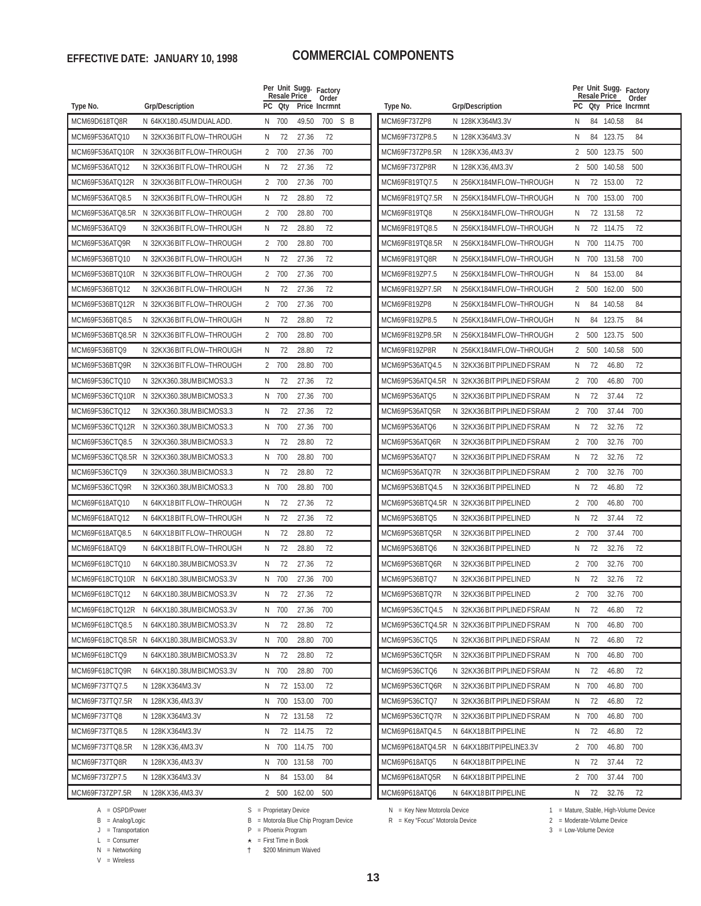**EFFECTIVE DATE: JANUARY 10, 1998**

# COMMERCIAL COMPONENTS

| Type No. | Grp/Description | PC | Qty | Per Unit Sugg. Resale Price | Factory Order Incrmnt | |
|---|---|---|---|---|---|---|
| MCM69D618TQ8R | N 64KX180.45UM DUAL ADD. | N | 700 | 49.50 | 700 | S B |
| MCM69F536ATQ10 | N 32KX36 BIT FLOW–THROUGH | N | 72 | 27.36 | 72 | |
| MCM69F536ATQ10R | N 32KX36 BIT FLOW–THROUGH | 2 | 700 | 27.36 | 700 | |
| MCM69F536ATQ12 | N 32KX36 BIT FLOW–THROUGH | N | 72 | 27.36 | 72 | |
| MCM69F536ATQ12R | N 32KX36 BIT FLOW–THROUGH | 2 | 700 | 27.36 | 700 | |
| MCM69F536ATQ8.5 | N 32KX36 BIT FLOW–THROUGH | N | 72 | 28.80 | 72 | |
| MCM69F536ATQ8.5R | N 32KX36 BIT FLOW–THROUGH | 2 | 700 | 28.80 | 700 | |
| MCM69F536ATQ9 | N 32KX36 BIT FLOW–THROUGH | N | 72 | 28.80 | 72 | |
| MCM69F536ATQ9R | N 32KX36 BIT FLOW–THROUGH | 2 | 700 | 28.80 | 700 | |
| MCM69F536BTQ10 | N 32KX36 BIT FLOW–THROUGH | N | 72 | 27.36 | 72 | |
| MCM69F536BTQ10R | N 32KX36 BIT FLOW–THROUGH | 2 | 700 | 27.36 | 700 | |
| MCM69F536BTQ12 | N 32KX36 BIT FLOW–THROUGH | N | 72 | 27.36 | 72 | |
| MCM69F536BTQ12R | N 32KX36 BIT FLOW–THROUGH | 2 | 700 | 27.36 | 700 | |
| MCM69F536BTQ8.5 | N 32KX36 BIT FLOW–THROUGH | N | 72 | 28.80 | 72 | |
| MCM69F536BTQ8.5R | N 32KX36 BIT FLOW–THROUGH | 2 | 700 | 28.80 | 700 | |
| MCM69F536BTQ9 | N 32KX36 BIT FLOW–THROUGH | N | 72 | 28.80 | 72 | |
| MCM69F536BTQ9R | N 32KX36 BIT FLOW–THROUGH | 2 | 700 | 28.80 | 700 | |
| MCM69F536CTQ10 | N 32KX360.38UM BICMOS3.3 | N | 72 | 27.36 | 72 | |
| MCM69F536CTQ10R | N 32KX360.38UM BICMOS3.3 | N | 700 | 27.36 | 700 | |
| MCM69F536CTQ12 | N 32KX360.38UM BICMOS3.3 | N | 72 | 27.36 | 72 | |
| MCM69F536CTQ12R | N 32KX360.38UM BICMOS3.3 | N | 700 | 27.36 | 700 | |
| MCM69F536CTQ8.5 | N 32KX360.38UM BICMOS3.3 | N | 72 | 28.80 | 72 | |
| MCM69F536CTQ8.5R | N 32KX360.38UM BICMOS3.3 | N | 700 | 28.80 | 700 | |
| MCM69F536CTQ9 | N 32KX360.38UM BICMOS3.3 | N | 72 | 28.80 | 72 | |
| MCM69F536CTQ9R | N 32KX360.38UM BICMOS3.3 | N | 700 | 28.80 | 700 | |
| MCM69F618ATQ10 | N 64KX18 BIT FLOW–THROUGH | N | 72 | 27.36 | 72 | |
| MCM69F618ATQ12 | N 64KX18 BIT FLOW–THROUGH | N | 72 | 27.36 | 72 | |
| MCM69F618ATQ8.5 | N 64KX18 BIT FLOW–THROUGH | N | 72 | 28.80 | 72 | |
| MCM69F618ATQ9 | N 64KX18 BIT FLOW–THROUGH | N | 72 | 28.80 | 72 | |
| MCM69F618CTQ10 | N 64KX180.38UM BICMOS3.3V | N | 72 | 27.36 | 72 | |
| MCM69F618CTQ10R | N 64KX180.38UM BICMOS3.3V | N | 700 | 27.36 | 700 | |
| MCM69F618CTQ12 | N 64KX180.38UM BICMOS3.3V | N | 72 | 27.36 | 72 | |
| MCM69F618CTQ12R | N 64KX180.38UM BICMOS3.3V | N | 700 | 27.36 | 700 | |
| MCM69F618CTQ8.5 | N 64KX180.38UM BICMOS3.3V | N | 72 | 28.80 | 72 | |
| MCM69F618CTQ8.5R | N 64KX180.38UM BICMOS3.3V | N | 700 | 28.80 | 700 | |
| MCM69F618CTQ9 | N 64KX180.38UM BICMOS3.3V | N | 72 | 28.80 | 72 | |
| MCM69F618CTQ9R | N 64KX180.38UM BICMOS3.3V | N | 700 | 28.80 | 700 | |
| MCM69F737TQ7.5 | N 128KX364M3.3V | N | 72 | 153.00 | 72 | |
| MCM69F737TQ7.5R | N 128KX36,4M3.3V | N | 700 | 153.00 | 700 | |
| MCM69F737TQ8 | N 128KX364M3.3V | N | 72 | 131.58 | 72 | |
| MCM69F737TQ8.5 | N 128KX364M3.3V | N | 72 | 114.75 | 72 | |
| MCM69F737TQ8.5R | N 128KX36,4M3.3V | N | 700 | 114.75 | 700 | |
| MCM69F737TQ8R | N 128KX36,4M3.3V | N | 700 | 131.58 | 700 | |
| MCM69F737ZP7.5 | N 128KX364M3.3V | N | 84 | 153.00 | 84 | |
| MCM69F737ZP7.5R | N 128KX36,4M3.3V | 2 | 500 | 162.00 | 500 | |
| MCM69F737ZP8 | N 128KX364M3.3V | N | 84 | 140.58 | 84 | |
| MCM69F737ZP8.5 | N 128KX364M3.3V | N | 84 | 123.75 | 84 | |
| MCM69F737ZP8.5R | N 128KX36,4M3.3V | 2 | 500 | 123.75 | 500 | |
| MCM69F737ZP8R | N 128KX36,4M3.3V | 2 | 500 | 140.58 | 500 | |
| MCM69F819TQ7.5 | N 256KX184M FLOW–THROUGH | N | 72 | 153.00 | 72 | |
| MCM69F819TQ7.5R | N 256KX184M FLOW–THROUGH | N | 700 | 153.00 | 700 | |
| MCM69F819TQ8 | N 256KX184M FLOW–THROUGH | N | 72 | 131.58 | 72 | |
| MCM69F819TQ8.5 | N 256KX184M FLOW–THROUGH | N | 72 | 114.75 | 72 | |
| MCM69F819TQ8.5R | N 256KX184M FLOW–THROUGH | N | 700 | 114.75 | 700 | |
| MCM69F819TQ8R | N 256KX184M FLOW–THROUGH | N | 700 | 131.58 | 700 | |
| MCM69F819ZP7.5 | N 256KX184M FLOW–THROUGH | N | 84 | 153.00 | 84 | |
| MCM69F819ZP7.5R | N 256KX184M FLOW–THROUGH | 2 | 500 | 162.00 | 500 | |
| MCM69F819ZP8 | N 256KX184M FLOW–THROUGH | N | 84 | 140.58 | 84 | |
| MCM69F819ZP8.5 | N 256KX184M FLOW–THROUGH | N | 84 | 123.75 | 84 | |
| MCM69F819ZP8.5R | N 256KX184M FLOW–THROUGH | 2 | 500 | 123.75 | 500 | |
| MCM69F819ZP8R | N 256KX184M FLOW–THROUGH | 2 | 500 | 140.58 | 500 | |
| MCM69P536ATQ4.5 | N 32KX36 BIT PIPLINED FSRAM | N | 72 | 46.80 | 72 | |
| MCM69P536ATQ4.5R | N 32KX36 BIT PIPLINED FSRAM | 2 | 700 | 46.80 | 700 | |
| MCM69P536ATQ5 | N 32KX36 BIT PIPLINED FSRAM | N | 72 | 37.44 | 72 | |
| MCM69P536ATQ5R | N 32KX36 BIT PIPLINED FSRAM | 2 | 700 | 37.44 | 700 | |
| MCM69P536ATQ6 | N 32KX36 BIT PIPLINED FSRAM | N | 72 | 32.76 | 72 | |
| MCM69P536ATQ6R | N 32KX36 BIT PIPLINED FSRAM | 2 | 700 | 32.76 | 700 | |
| MCM69P536ATQ7 | N 32KX36 BIT PIPLINED FSRAM | N | 72 | 32.76 | 72 | |
| MCM69P536ATQ7R | N 32KX36 BIT PIPLINED FSRAM | 2 | 700 | 32.76 | 700 | |
| MCM69P536BTQ4.5 | N 32KX36 BIT PIPELINED | N | 72 | 46.80 | 72 | |
| MCM69P536BTQ4.5R | N 32KX36 BIT PIPELINED | 2 | 700 | 46.80 | 700 | |
| MCM69P536BTQ5 | N 32KX36 BIT PIPELINED | N | 72 | 37.44 | 72 | |
| MCM69P536BTQ5R | N 32KX36 BIT PIPELINED | 2 | 700 | 37.44 | 700 | |
| MCM69P536BTQ6 | N 32KX36 BIT PIPELINED | N | 72 | 32.76 | 72 | |
| MCM69P536BTQ6R | N 32KX36 BIT PIPELINED | 2 | 700 | 32.76 | 700 | |
| MCM69P536BTQ7 | N 32KX36 BIT PIPELINED | N | 72 | 32.76 | 72 | |
| MCM69P536BTQ7R | N 32KX36 BIT PIPELINED | 2 | 700 | 32.76 | 700 | |
| MCM69P536CTQ4.5 | N 32KX36 BIT PIPLINED FSRAM | N | 72 | 46.80 | 72 | |
| MCM69P536CTQ4.5R | N 32KX36 BIT PIPLINED FSRAM | N | 700 | 46.80 | 700 | |
| MCM69P536CTQ5 | N 32KX36 BIT PIPLINED FSRAM | N | 72 | 46.80 | 72 | |
| MCM69P536CTQ5R | N 32KX36 BIT PIPLINED FSRAM | N | 700 | 46.80 | 700 | |
| MCM69P536CTQ6 | N 32KX36 BIT PIPLINED FSRAM | N | 72 | 46.80 | 72 | |
| MCM69P536CTQ6R | N 32KX36 BIT PIPLINED FSRAM | N | 700 | 46.80 | 700 | |
| MCM69P536CTQ7 | N 32KX36 BIT PIPLINED FSRAM | N | 72 | 46.80 | 72 | |
| MCM69P536CTQ7R | N 32KX36 BIT PIPLINED FSRAM | N | 700 | 46.80 | 700 | |
| MCM69P618ATQ4.5 | N 64KX18 BIT PIPELINE | N | 72 | 46.80 | 72 | |
| MCM69P618ATQ4.5R | N 64KX18BIT PIPELINE3.3V | 2 | 700 | 46.80 | 700 | |
| MCM69P618ATQ5 | N 64KX18 BIT PIPELINE | N | 72 | 37.44 | 72 | |
| MCM69P618ATQ5R | N 64KX18 BIT PIPELINE | 2 | 700 | 37.44 | 700 | |
| MCM69P618ATQ6 | N 64KX18 BIT PIPELINE | N | 72 | 32.76 | 72 | |

A = OSPD/Power
B = Analog/Logic
J = Transportation
L = Consumer
N = Networking
V = Wireless

S = Proprietary Device
B = Motorola Blue Chip Program Device
P = Phoenix Program
★ = First Time in Book
† $200 Minimum Waived

N = Key New Motorola Device
R = Key "Focus" Motorola Device

1 = Mature, Stable, High-Volume Device
2 = Moderate-Volume Device
3 = Low-Volume Device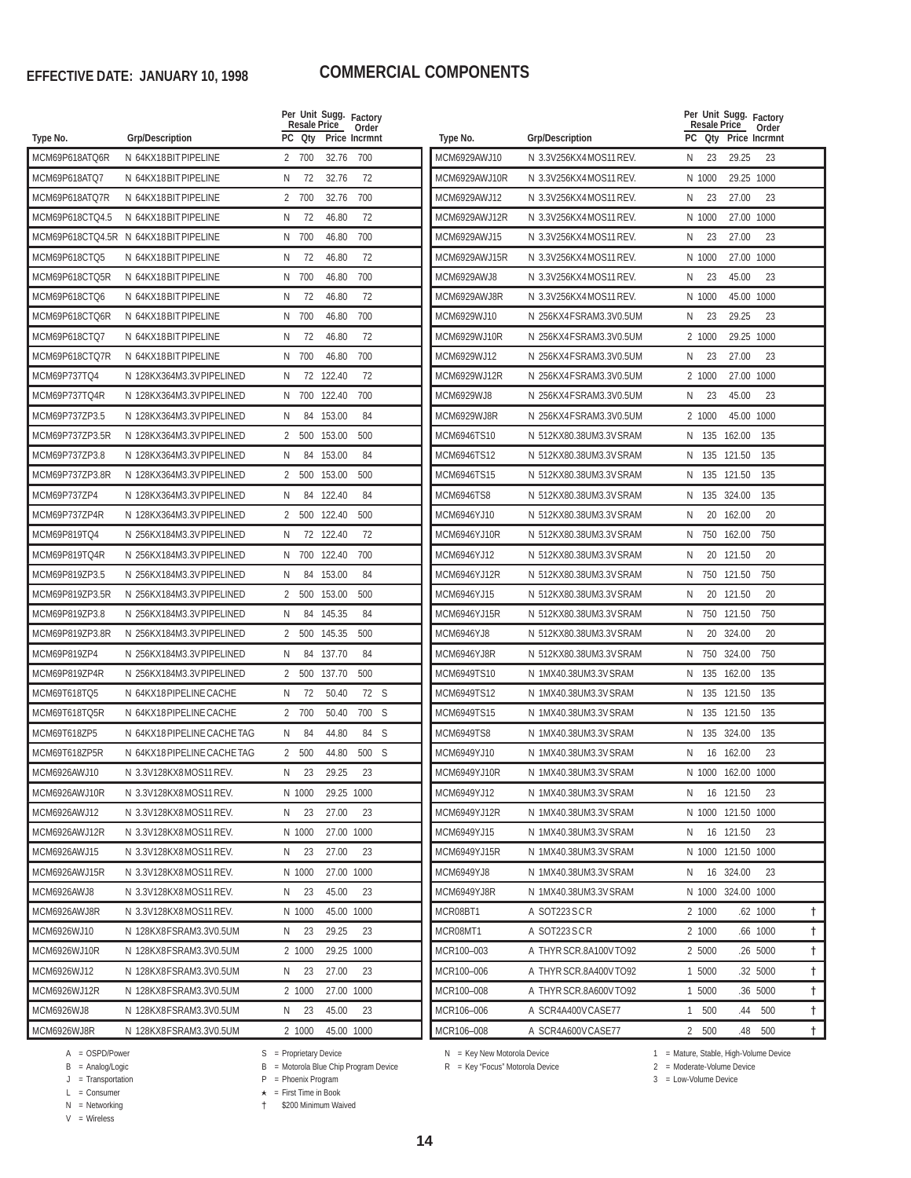**EFFECTIVE DATE: JANUARY 10, 1998**

# COMMERCIAL COMPONENTS

| Type No. | Grp/Description | PC | Qty | Per Unit Sugg. Resale Price | Factory Order Incrmnt | |
|---|---|---|---|---|---|---|
| MCM69P618ATQ6R | N 64KX18BIT PIPELINE | 2 | 700 | 32.76 | 700 | |
| MCM69P618ATQ7 | N 64KX18BIT PIPELINE | N | 72 | 32.76 | 72 | |
| MCM69P618ATQ7R | N 64KX18BIT PIPELINE | 2 | 700 | 32.76 | 700 | |
| MCM69P618CTQ4.5 | N 64KX18BIT PIPELINE | N | 72 | 46.80 | 72 | |
| MCM69P618CTQ4.5R | N 64KX18BIT PIPELINE | N | 700 | 46.80 | 700 | |
| MCM69P618CTQ5 | N 64KX18BIT PIPELINE | N | 72 | 46.80 | 72 | |
| MCM69P618CTQ5R | N 64KX18BIT PIPELINE | N | 700 | 46.80 | 700 | |
| MCM69P618CTQ6 | N 64KX18BIT PIPELINE | N | 72 | 46.80 | 72 | |
| MCM69P618CTQ6R | N 64KX18BIT PIPELINE | N | 700 | 46.80 | 700 | |
| MCM69P618CTQ7 | N 64KX18BIT PIPELINE | N | 72 | 46.80 | 72 | |
| MCM69P618CTQ7R | N 64KX18BIT PIPELINE | N | 700 | 46.80 | 700 | |
| MCM69P737TQ4 | N 128KX364M3.3V PIPELINED | N | 72 | 122.40 | 72 | |
| MCM69P737TQ4R | N 128KX364M3.3V PIPELINED | N | 700 | 122.40 | 700 | |
| MCM69P737ZP3.5 | N 128KX364M3.3V PIPELINED | N | 84 | 153.00 | 84 | |
| MCM69P737ZP3.5R | N 128KX364M3.3V PIPELINED | 2 | 500 | 153.00 | 500 | |
| MCM69P737ZP3.8 | N 128KX364M3.3V PIPELINED | N | 84 | 153.00 | 84 | |
| MCM69P737ZP3.8R | N 128KX364M3.3V PIPELINED | 2 | 500 | 153.00 | 500 | |
| MCM69P737ZP4 | N 128KX364M3.3V PIPELINED | N | 84 | 122.40 | 84 | |
| MCM69P737ZP4R | N 128KX364M3.3V PIPELINED | 2 | 500 | 122.40 | 500 | |
| MCM69P819TQ4 | N 256KX184M3.3V PIPELINED | N | 72 | 122.40 | 72 | |
| MCM69P819TQ4R | N 256KX184M3.3V PIPELINED | N | 700 | 122.40 | 700 | |
| MCM69P819ZP3.5 | N 256KX184M3.3V PIPELINED | N | 84 | 153.00 | 84 | |
| MCM69P819ZP3.5R | N 256KX184M3.3V PIPELINED | 2 | 500 | 153.00 | 500 | |
| MCM69P819ZP3.8 | N 256KX184M3.3V PIPELINED | N | 84 | 145.35 | 84 | |
| MCM69P819ZP3.8R | N 256KX184M3.3V PIPELINED | 2 | 500 | 145.35 | 500 | |
| MCM69P819ZP4 | N 256KX184M3.3V PIPELINED | N | 84 | 137.70 | 84 | |
| MCM69P819ZP4R | N 256KX184M3.3V PIPELINED | 2 | 500 | 137.70 | 500 | |
| MCM69T618TQ5 | N 64KX18 PIPELINE CACHE | N | 72 | 50.40 | 72 | S |
| MCM69T618TQ5R | N 64KX18 PIPELINE CACHE | 2 | 700 | 50.40 | 700 | S |
| MCM69T618ZP5 | N 64KX18 PIPELINE CACHE TAG | N | 84 | 44.80 | 84 | S |
| MCM69T618ZP5R | N 64KX18 PIPELINE CACHE TAG | 2 | 500 | 44.80 | 500 | S |
| MCM6926AWJ10 | N 3.3V128KX8 MOS11 REV. | N | 23 | 29.25 | 23 | |
| MCM6926AWJ10R | N 3.3V128KX8 MOS11 REV. | N | 1000 | 29.25 | 1000 | |
| MCM6926AWJ12 | N 3.3V128KX8 MOS11 REV. | N | 23 | 27.00 | 23 | |
| MCM6926AWJ12R | N 3.3V128KX8 MOS11 REV. | N | 1000 | 27.00 | 1000 | |
| MCM6926AWJ15 | N 3.3V128KX8 MOS11 REV. | N | 23 | 27.00 | 23 | |
| MCM6926AWJ15R | N 3.3V128KX8 MOS11 REV. | N | 1000 | 27.00 | 1000 | |
| MCM6926AWJ8 | N 3.3V128KX8 MOS11 REV. | N | 23 | 45.00 | 23 | |
| MCM6926AWJ8R | N 3.3V128KX8 MOS11 REV. | N | 1000 | 45.00 | 1000 | |
| MCM6926WJ10 | N 128KX8 FSRAM3.3V0.5UM | N | 23 | 29.25 | 23 | |
| MCM6926WJ10R | N 128KX8 FSRAM3.3V0.5UM | 2 | 1000 | 29.25 | 1000 | |
| MCM6926WJ12 | N 128KX8 FSRAM3.3V0.5UM | N | 23 | 27.00 | 23 | |
| MCM6926WJ12R | N 128KX8 FSRAM3.3V0.5UM | 2 | 1000 | 27.00 | 1000 | |
| MCM6926WJ8 | N 128KX8 FSRAM3.3V0.5UM | N | 23 | 45.00 | 23 | |
| MCM6926WJ8R | N 128KX8 FSRAM3.3V0.5UM | 2 | 1000 | 45.00 | 1000 | |
| MCM6929AWJ10 | N 3.3V256KX4 MOS11 REV. | N | 23 | 29.25 | 23 | |
| MCM6929AWJ10R | N 3.3V256KX4 MOS11 REV. | N | 1000 | 29.25 | 1000 | |
| MCM6929AWJ12 | N 3.3V256KX4 MOS11 REV. | N | 23 | 27.00 | 23 | |
| MCM6929AWJ12R | N 3.3V256KX4 MOS11 REV. | N | 1000 | 27.00 | 1000 | |
| MCM6929AWJ15 | N 3.3V256KX4 MOS11 REV. | N | 23 | 27.00 | 23 | |
| MCM6929AWJ15R | N 3.3V256KX4 MOS11 REV. | N | 1000 | 27.00 | 1000 | |
| MCM6929AWJ8 | N 3.3V256KX4 MOS11 REV. | N | 23 | 45.00 | 23 | |
| MCM6929AWJ8R | N 3.3V256KX4 MOS11 REV. | N | 1000 | 45.00 | 1000 | |
| MCM6929WJ10 | N 256KX4 FSRAM3.3V0.5UM | N | 23 | 29.25 | 23 | |
| MCM6929WJ10R | N 256KX4 FSRAM3.3V0.5UM | 2 | 1000 | 29.25 | 1000 | |
| MCM6929WJ12 | N 256KX4 FSRAM3.3V0.5UM | N | 23 | 27.00 | 23 | |
| MCM6929WJ12R | N 256KX4 FSRAM3.3V0.5UM | 2 | 1000 | 27.00 | 1000 | |
| MCM6929WJ8 | N 256KX4 FSRAM3.3V0.5UM | N | 23 | 45.00 | 23 | |
| MCM6929WJ8R | N 256KX4 FSRAM3.3V0.5UM | 2 | 1000 | 45.00 | 1000 | |
| MCM6946TS10 | N 512KX80.38UM3.3V SRAM | N | 135 | 162.00 | 135 | |
| MCM6946TS12 | N 512KX80.38UM3.3V SRAM | N | 135 | 121.50 | 135 | |
| MCM6946TS15 | N 512KX80.38UM3.3V SRAM | N | 135 | 121.50 | 135 | |
| MCM6946TS8 | N 512KX80.38UM3.3V SRAM | N | 135 | 324.00 | 135 | |
| MCM6946YJ10 | N 512KX80.38UM3.3V SRAM | N | 20 | 162.00 | 20 | |
| MCM6946YJ10R | N 512KX80.38UM3.3V SRAM | N | 750 | 162.00 | 750 | |
| MCM6946YJ12 | N 512KX80.38UM3.3V SRAM | N | 20 | 121.50 | 20 | |
| MCM6946YJ12R | N 512KX80.38UM3.3V SRAM | N | 750 | 121.50 | 750 | |
| MCM6946YJ15 | N 512KX80.38UM3.3V SRAM | N | 20 | 121.50 | 20 | |
| MCM6946YJ15R | N 512KX80.38UM3.3V SRAM | N | 750 | 121.50 | 750 | |
| MCM6946YJ8 | N 512KX80.38UM3.3V SRAM | N | 20 | 324.00 | 20 | |
| MCM6946YJ8R | N 512KX80.38UM3.3V SRAM | N | 750 | 324.00 | 750 | |
| MCM6949TS10 | N 1MX40.38UM3.3V SRAM | N | 135 | 162.00 | 135 | |
| MCM6949TS12 | N 1MX40.38UM3.3V SRAM | N | 135 | 121.50 | 135 | |
| MCM6949TS15 | N 1MX40.38UM3.3V SRAM | N | 135 | 121.50 | 135 | |
| MCM6949TS8 | N 1MX40.38UM3.3V SRAM | N | 135 | 324.00 | 135 | |
| MCM6949YJ10 | N 1MX40.38UM3.3V SRAM | N | 16 | 162.00 | 23 | |
| MCM6949YJ10R | N 1MX40.38UM3.3V SRAM | N | 1000 | 162.00 | 1000 | |
| MCM6949YJ12 | N 1MX40.38UM3.3V SRAM | N | 16 | 121.50 | 23 | |
| MCM6949YJ12R | N 1MX40.38UM3.3V SRAM | N | 1000 | 121.50 | 1000 | |
| MCM6949YJ15 | N 1MX40.38UM3.3V SRAM | N | 16 | 121.50 | 23 | |
| MCM6949YJ15R | N 1MX40.38UM3.3V SRAM | N | 1000 | 121.50 | 1000 | |
| MCM6949YJ8 | N 1MX40.38UM3.3V SRAM | N | 16 | 324.00 | 23 | |
| MCM6949YJ8R | N 1MX40.38UM3.3V SRAM | N | 1000 | 324.00 | 1000 | |
| MCR08BT1 | A SOT223 SCR | 2 | 1000 | .62 | 1000 | † |
| MCR08MT1 | A SOT223 SCR | 2 | 1000 | .66 | 1000 | † |
| MCR100–003 | A THYR SCR.8A100V TO92 | 2 | 5000 | .26 | 5000 | † |
| MCR100–006 | A THYR SCR.8A400V TO92 | 1 | 5000 | .32 | 5000 | † |
| MCR100–008 | A THYR SCR.8A600V TO92 | 1 | 5000 | .36 | 5000 | † |
| MCR106–006 | A SCR4A400V CASE77 | 1 | 500 | .44 | 500 | † |
| MCR106–008 | A SCR4A600V CASE77 | 2 | 500 | .48 | 500 | † |

A = OSPD/Power
B = Analog/Logic
J = Transportation
L = Consumer
N = Networking
V = Wireless

S = Proprietary Device
B = Motorola Blue Chip Program Device
P = Phoenix Program
★ = First Time in Book
† $200 Minimum Waived

N = Key New Motorola Device
R = Key "Focus" Motorola Device

1 = Mature, Stable, High-Volume Device
2 = Moderate-Volume Device
3 = Low-Volume Device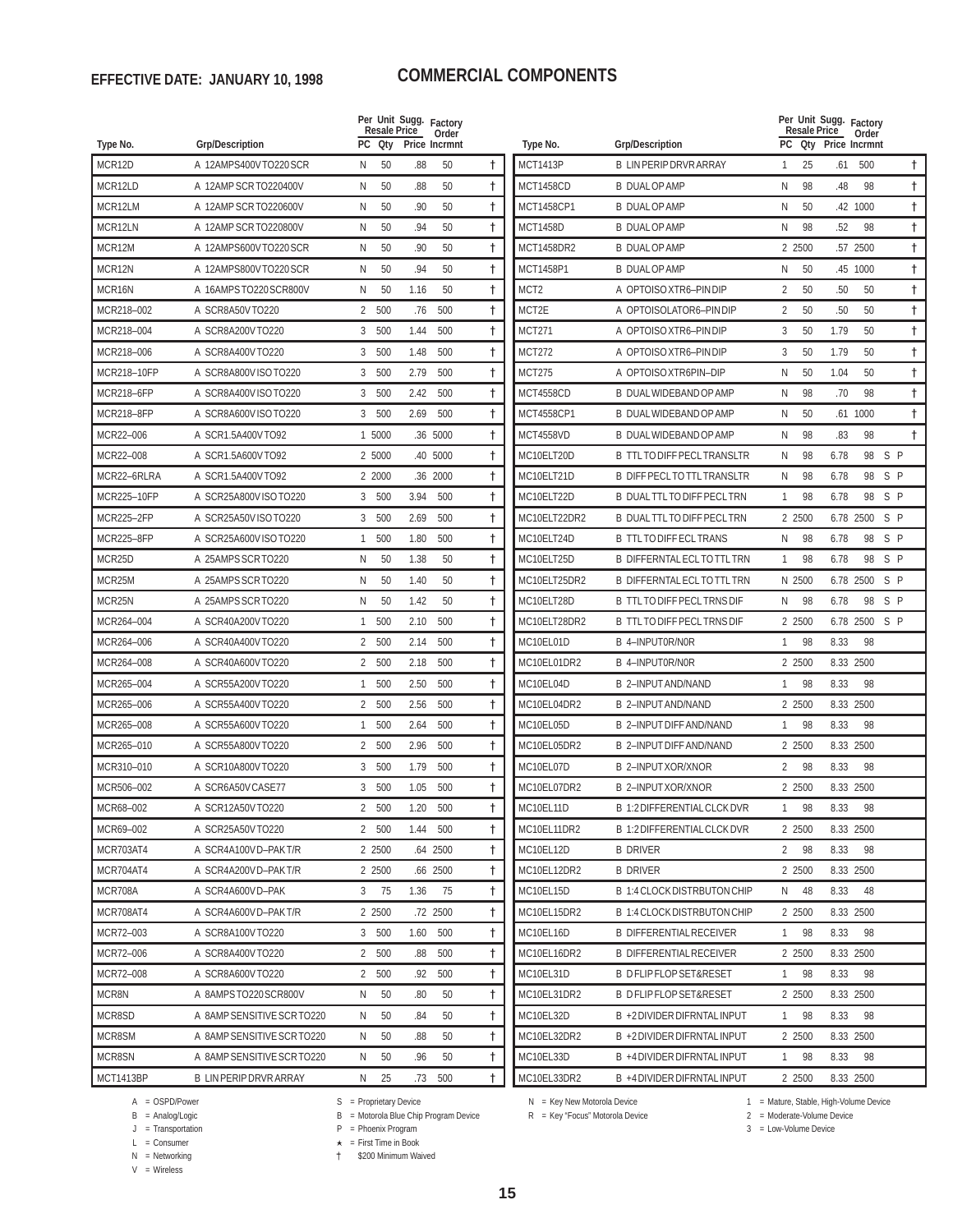**EFFECTIVE DATE: JANUARY 10, 1998**

# COMMERCIAL COMPONENTS

| Type No. | Grp/Description | PC | Per Unit Resale Qty | Sugg. Price | Factory Order Incrmnt | |
|---|---|---|---|---|---|---|
| MCR12D | A 12AMPS400V TO220 SCR | N | 50 | .88 | 50 | † |
| MCR12LD | A 12AMP SCR TO220400V | N | 50 | .88 | 50 | † |
| MCR12LM | A 12AMP SCR TO220600V | N | 50 | .90 | 50 | † |
| MCR12LN | A 12AMP SCR TO220800V | N | 50 | .94 | 50 | † |
| MCR12M | A 12AMPS600V TO220 SCR | N | 50 | .90 | 50 | † |
| MCR12N | A 12AMPS800V TO220 SCR | N | 50 | .94 | 50 | † |
| MCR16N | A 16AMPS TO220 SCR800V | N | 50 | 1.16 | 50 | † |
| MCR218–002 | A SCR8A50V TO220 | 2 | 500 | .76 | 500 | † |
| MCR218–004 | A SCR8A200V TO220 | 3 | 500 | 1.44 | 500 | † |
| MCR218–006 | A SCR8A400V TO220 | 3 | 500 | 1.48 | 500 | † |
| MCR218–10FP | A SCR8A800V ISO TO220 | 3 | 500 | 2.79 | 500 | † |
| MCR218–6FP | A SCR8A400V ISO TO220 | 3 | 500 | 2.42 | 500 | † |
| MCR218–8FP | A SCR8A600V ISO TO220 | 3 | 500 | 2.69 | 500 | † |
| MCR22–006 | A SCR1.5A400V TO92 | 1 | 5000 | .36 | 5000 | † |
| MCR22–008 | A SCR1.5A600V TO92 | 2 | 5000 | .40 | 5000 | † |
| MCR22–6RLRA | A SCR1.5A400V TO92 | 2 | 2000 | .36 | 2000 | † |
| MCR225–10FP | A SCR25A800V ISO TO220 | 3 | 500 | 3.94 | 500 | † |
| MCR225–2FP | A SCR25A50V ISO TO220 | 3 | 500 | 2.69 | 500 | † |
| MCR225–8FP | A SCR25A600V ISO TO220 | 1 | 500 | 1.80 | 500 | † |
| MCR25D | A 25AMPS SCR TO220 | N | 50 | 1.38 | 50 | † |
| MCR25M | A 25AMPS SCR TO220 | N | 50 | 1.40 | 50 | † |
| MCR25N | A 25AMPS SCR TO220 | N | 50 | 1.42 | 50 | † |
| MCR264–004 | A SCR40A200V TO220 | 1 | 500 | 2.10 | 500 | † |
| MCR264–006 | A SCR40A400V TO220 | 2 | 500 | 2.14 | 500 | † |
| MCR264–008 | A SCR40A600V TO220 | 2 | 500 | 2.18 | 500 | † |
| MCR265–004 | A SCR55A200V TO220 | 1 | 500 | 2.50 | 500 | † |
| MCR265–006 | A SCR55A400V TO220 | 2 | 500 | 2.56 | 500 | † |
| MCR265–008 | A SCR55A600V TO220 | 1 | 500 | 2.64 | 500 | † |
| MCR265–010 | A SCR55A800V TO220 | 2 | 500 | 2.96 | 500 | † |
| MCR310–010 | A SCR10A800V TO220 | 3 | 500 | 1.79 | 500 | † |
| MCR506–002 | A SCR6A50V CASE77 | 3 | 500 | 1.05 | 500 | † |
| MCR68–002 | A SCR12A50V TO220 | 2 | 500 | 1.20 | 500 | † |
| MCR69–002 | A SCR25A50V TO220 | 2 | 500 | 1.44 | 500 | † |
| MCR703AT4 | A SCR4A100V D–PAK T/R | 2 | 2500 | .64 | 2500 | † |
| MCR704AT4 | A SCR4A200V D–PAK T/R | 2 | 2500 | .66 | 2500 | † |
| MCR708A | A SCR4A600V D–PAK | 3 | 75 | 1.36 | 75 | † |
| MCR708AT4 | A SCR4A600V D–PAK T/R | 2 | 2500 | .72 | 2500 | † |
| MCR72–003 | A SCR8A100V TO220 | 3 | 500 | 1.60 | 500 | † |
| MCR72–006 | A SCR8A400V TO220 | 2 | 500 | .88 | 500 | † |
| MCR72–008 | A SCR8A600V TO220 | 2 | 500 | .92 | 500 | † |
| MCR8N | A 8AMPS TO220 SCR800V | N | 50 | .80 | 50 | † |
| MCR8SD | A 8AMP SENSITIVE SCR TO220 | N | 50 | .84 | 50 | † |
| MCR8SM | A 8AMP SENSITIVE SCR TO220 | N | 50 | .88 | 50 | † |
| MCR8SN | A 8AMP SENSITIVE SCR TO220 | N | 50 | .96 | 50 | † |
| MCT1413BP | B LIN PERIP DRVR ARRAY | N | 25 | .73 | 500 | † |
| MCT1413P | B LIN PERIP DRVR ARRAY | 1 | 25 | .61 | 500 | † |
| MCT1458CD | B DUAL OP AMP | N | 98 | .48 | 98 | † |
| MCT1458CP1 | B DUAL OP AMP | N | 50 | .42 | 1000 | † |
| MCT1458D | B DUAL OP AMP | N | 98 | .52 | 98 | † |
| MCT1458DR2 | B DUAL OP AMP | 2 | 2500 | .57 | 2500 | † |
| MCT1458P1 | B DUAL OP AMP | N | 50 | .45 | 1000 | † |
| MCT2 | A OPTOISO XTR6–PIN DIP | 2 | 50 | .50 | 50 | † |
| MCT2E | A OPTOISOLATOR6–PIN DIP | 2 | 50 | .50 | 50 | † |
| MCT271 | A OPTOISO XTR6–PIN DIP | 3 | 50 | 1.79 | 50 | † |
| MCT272 | A OPTOISO XTR6–PIN DIP | 3 | 50 | 1.79 | 50 | † |
| MCT275 | A OPTOISO XTR6PIN–DIP | N | 50 | 1.04 | 50 | † |
| MCT4558CD | B DUAL WIDEBAND OP AMP | N | 98 | .70 | 98 | † |
| MCT4558CP1 | B DUAL WIDEBAND OP AMP | N | 50 | .61 | 1000 | † |
| MCT4558VD | B DUAL WIDEBAND OP AMP | N | 98 | .83 | 98 | † |
| MC10ELT20D | B TTL TO DIFF PECL TRANSLTR | N | 98 | 6.78 | 98 | S P |
| MC10ELT21D | B DIFF PECL TO TTL TRANSLTR | N | 98 | 6.78 | 98 | S P |
| MC10ELT22D | B DUAL TTL TO DIFF PECL TRN | 1 | 98 | 6.78 | 98 | S P |
| MC10ELT22DR2 | B DUAL TTL TO DIFF PECL TRN | 2 | 2500 | 6.78 | 2500 | S P |
| MC10ELT24D | B TTL TO DIFF ECL TRANS | N | 98 | 6.78 | 98 | S P |
| MC10ELT25D | B DIFFERNTAL ECL TO TTL TRN | 1 | 98 | 6.78 | 98 | S P |
| MC10ELT25DR2 | B DIFFERNTAL ECL TO TTL TRN | N | 2500 | 6.78 | 2500 | S P |
| MC10ELT28D | B TTL TO DIFF PECL TRNS DIF | N | 98 | 6.78 | 98 | S P |
| MC10ELT28DR2 | B TTL TO DIFF PECL TRNS DIF | 2 | 2500 | 6.78 | 2500 | S P |
| MC10EL01D | B 4–INPUT0R/N0R | 1 | 98 | 8.33 | 98 | |
| MC10EL01DR2 | B 4–INPUT0R/N0R | 2 | 2500 | 8.33 | 2500 | |
| MC10EL04D | B 2–INPUT AND/NAND | 1 | 98 | 8.33 | 98 | |
| MC10EL04DR2 | B 2–INPUT AND/NAND | 2 | 2500 | 8.33 | 2500 | |
| MC10EL05D | B 2–INPUT DIFF AND/NAND | 1 | 98 | 8.33 | 98 | |
| MC10EL05DR2 | B 2–INPUT DIFF AND/NAND | 2 | 2500 | 8.33 | 2500 | |
| MC10EL07D | B 2–INPUT XOR/XNOR | 2 | 98 | 8.33 | 98 | |
| MC10EL07DR2 | B 2–INPUT XOR/XNOR | 2 | 2500 | 8.33 | 2500 | |
| MC10EL11D | B 1:2 DIFFERENTIAL CLCK DVR | 1 | 98 | 8.33 | 98 | |
| MC10EL11DR2 | B 1:2 DIFFERENTIAL CLCK DVR | 2 | 2500 | 8.33 | 2500 | |
| MC10EL12D | B DRIVER | 2 | 98 | 8.33 | 98 | |
| MC10EL12DR2 | B DRIVER | 2 | 2500 | 8.33 | 2500 | |
| MC10EL15D | B 1:4 CLOCK DISTRBUTON CHIP | N | 48 | 8.33 | 48 | |
| MC10EL15DR2 | B 1:4 CLOCK DISTRBUTON CHIP | 2 | 2500 | 8.33 | 2500 | |
| MC10EL16D | B DIFFERENTIAL RECEIVER | 1 | 98 | 8.33 | 98 | |
| MC10EL16DR2 | B DIFFERENTIAL RECEIVER | 2 | 2500 | 8.33 | 2500 | |
| MC10EL31D | B D FLIP FLOP SET&RESET | 1 | 98 | 8.33 | 98 | |
| MC10EL31DR2 | B D FLIP FLOP SET&RESET | 2 | 2500 | 8.33 | 2500 | |
| MC10EL32D | B +2 DIVIDER DIFRNTAL INPUT | 1 | 98 | 8.33 | 98 | |
| MC10EL32DR2 | B +2 DIVIDER DIFRNTAL INPUT | 2 | 2500 | 8.33 | 2500 | |
| MC10EL33D | B +4 DIVIDER DIFRNTAL INPUT | 1 | 98 | 8.33 | 98 | |
| MC10EL33DR2 | B +4 DIVIDER DIFRNTAL INPUT | 2 | 2500 | 8.33 | 2500 | |

A = OSPD/Power
B = Analog/Logic
J = Transportation
L = Consumer
N = Networking
V = Wireless

S = Proprietary Device
B = Motorola Blue Chip Program Device
P = Phoenix Program
★ = First Time in Book
† $200 Minimum Waived

N = Key New Motorola Device
R = Key "Focus" Motorola Device

1 = Mature, Stable, High-Volume Device
2 = Moderate-Volume Device
3 = Low-Volume Device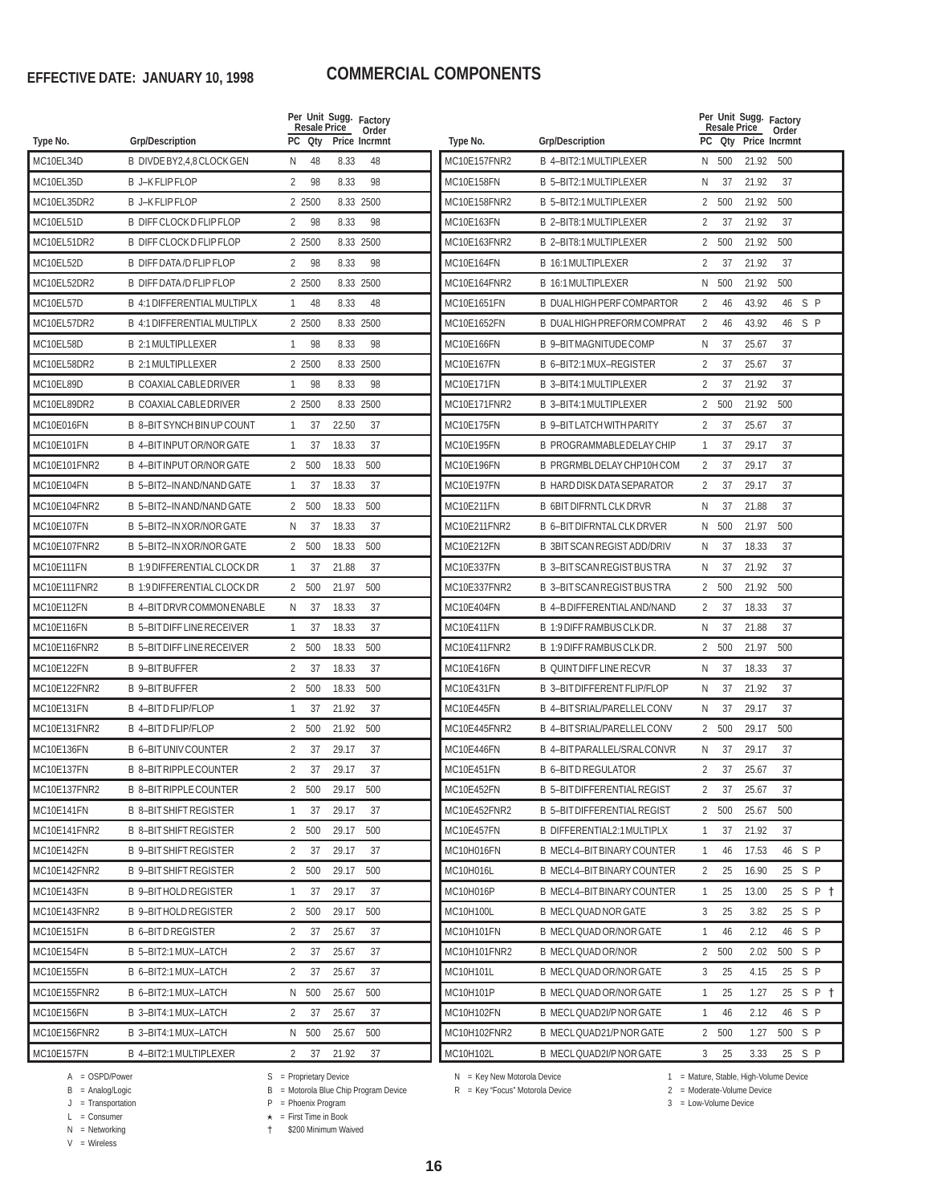**EFFECTIVE DATE: JANUARY 10, 1998**

# COMMERCIAL COMPONENTS

| Type No. | Grp/Description | PC | Per Unit Qty | Sugg. Resale Price | Factory Order Incrmnt | |
|---|---|---|---|---|---|---|
| MC10EL34D | B DIVDE BY2,4,8 CLOCK GEN | N | 48 | 8.33 | 48 | |
| MC10EL35D | B J–K FLIP FLOP | 2 | 98 | 8.33 | 98 | |
| MC10EL35DR2 | B J–K FLIP FLOP | 2 | 2500 | 8.33 | 2500 | |
| MC10EL51D | B DIFF CLOCK D FLIP FLOP | 2 | 98 | 8.33 | 98 | |
| MC10EL51DR2 | B DIFF CLOCK D FLIP FLOP | 2 | 2500 | 8.33 | 2500 | |
| MC10EL52D | B DIFF DATA /D FLIP FLOP | 2 | 98 | 8.33 | 98 | |
| MC10EL52DR2 | B DIFF DATA /D FLIP FLOP | 2 | 2500 | 8.33 | 2500 | |
| MC10EL57D | B 4:1 DIFFERENTIAL MULTIPLX | 1 | 48 | 8.33 | 48 | |
| MC10EL57DR2 | B 4:1 DIFFERENTIAL MULTIPLX | 2 | 2500 | 8.33 | 2500 | |
| MC10EL58D | B 2:1 MULTIPLLEXER | 1 | 98 | 8.33 | 98 | |
| MC10EL58DR2 | B 2:1 MULTIPLLEXER | 2 | 2500 | 8.33 | 2500 | |
| MC10EL89D | B COAXIAL CABLE DRIVER | 1 | 98 | 8.33 | 98 | |
| MC10EL89DR2 | B COAXIAL CABLE DRIVER | 2 | 2500 | 8.33 | 2500 | |
| MC10E016FN | B 8–BIT SYNCH BIN UP COUNT | 1 | 37 | 22.50 | 37 | |
| MC10E101FN | B 4–BIT INPUT OR/NOR GATE | 1 | 37 | 18.33 | 37 | |
| MC10E101FNR2 | B 4–BIT INPUT OR/NOR GATE | 2 | 500 | 18.33 | 500 | |
| MC10E104FN | B 5–BIT2–IN AND/NAND GATE | 1 | 37 | 18.33 | 37 | |
| MC10E104FNR2 | B 5–BIT2–IN AND/NAND GATE | 2 | 500 | 18.33 | 500 | |
| MC10E107FN | B 5–BIT2–IN XOR/NOR GATE | N | 37 | 18.33 | 37 | |
| MC10E107FNR2 | B 5–BIT2–IN XOR/NOR GATE | 2 | 500 | 18.33 | 500 | |
| MC10E111FN | B 1:9 DIFFERENTIAL CLOCK DR | 1 | 37 | 21.88 | 37 | |
| MC10E111FNR2 | B 1:9 DIFFERENTIAL CLOCK DR | 2 | 500 | 21.97 | 500 | |
| MC10E112FN | B 4–BIT DRVR COMMON ENABLE | N | 37 | 18.33 | 37 | |
| MC10E116FN | B 5–BIT DIFF LINE RECEIVER | 1 | 37 | 18.33 | 37 | |
| MC10E116FNR2 | B 5–BIT DIFF LINE RECEIVER | 2 | 500 | 18.33 | 500 | |
| MC10E122FN | B 9–BIT BUFFER | 2 | 37 | 18.33 | 37 | |
| MC10E122FNR2 | B 9–BIT BUFFER | 2 | 500 | 18.33 | 500 | |
| MC10E131FN | B 4–BIT D FLIP/FLOP | 1 | 37 | 21.92 | 37 | |
| MC10E131FNR2 | B 4–BIT D FLIP/FLOP | 2 | 500 | 21.92 | 500 | |
| MC10E136FN | B 6–BIT UNIV COUNTER | 2 | 37 | 29.17 | 37 | |
| MC10E137FN | B 8–BIT RIPPLE COUNTER | 2 | 37 | 29.17 | 37 | |
| MC10E137FNR2 | B 8–BIT RIPPLE COUNTER | 2 | 500 | 29.17 | 500 | |
| MC10E141FN | B 8–BIT SHIFT REGISTER | 1 | 37 | 29.17 | 37 | |
| MC10E141FNR2 | B 8–BIT SHIFT REGISTER | 2 | 500 | 29.17 | 500 | |
| MC10E142FN | B 9–BIT SHIFT REGISTER | 2 | 37 | 29.17 | 37 | |
| MC10E142FNR2 | B 9–BIT SHIFT REGISTER | 2 | 500 | 29.17 | 500 | |
| MC10E143FN | B 9–BIT HOLD REGISTER | 1 | 37 | 29.17 | 37 | |
| MC10E143FNR2 | B 9–BIT HOLD REGISTER | 2 | 500 | 29.17 | 500 | |
| MC10E151FN | B 6–BIT D REGISTER | 2 | 37 | 25.67 | 37 | |
| MC10E154FN | B 5–BIT2:1 MUX–LATCH | 2 | 37 | 25.67 | 37 | |
| MC10E155FN | B 6–BIT2:1 MUX–LATCH | 2 | 37 | 25.67 | 37 | |
| MC10E155FNR2 | B 6–BIT2:1 MUX–LATCH | N | 500 | 25.67 | 500 | |
| MC10E156FN | B 3–BIT4:1 MUX–LATCH | 2 | 37 | 25.67 | 37 | |
| MC10E156FNR2 | B 3–BIT4:1 MUX–LATCH | N | 500 | 25.67 | 500 | |
| MC10E157FN | B 4–BIT2:1 MULTIPLEXER | 2 | 37 | 21.92 | 37 | |
| MC10E157FNR2 | B 4–BIT2:1 MULTIPLEXER | N | 500 | 21.92 | 500 | |
| MC10E158FN | B 5–BIT2:1 MULTIPLEXER | N | 37 | 21.92 | 37 | |
| MC10E158FNR2 | B 5–BIT2:1 MULTIPLEXER | 2 | 500 | 21.92 | 500 | |
| MC10E163FN | B 2–BIT8:1 MULTIPLEXER | 2 | 37 | 21.92 | 37 | |
| MC10E163FNR2 | B 2–BIT8:1 MULTIPLEXER | 2 | 500 | 21.92 | 500 | |
| MC10E164FN | B 16:1 MULTIPLEXER | 2 | 37 | 21.92 | 37 | |
| MC10E164FNR2 | B 16:1 MULTIPLEXER | N | 500 | 21.92 | 500 | |
| MC10E1651FN | B DUAL HIGH PERF COMPARTOR | 2 | 46 | 43.92 | 46 | S P |
| MC10E1652FN | B DUAL HIGH PREFORM COMPRAT | 2 | 46 | 43.92 | 46 | S P |
| MC10E166FN | B 9–BIT MAGNITUDE COMP | N | 37 | 25.67 | 37 | |
| MC10E167FN | B 6–BIT2:1 MUX–REGISTER | 2 | 37 | 25.67 | 37 | |
| MC10E171FN | B 3–BIT4:1 MULTIPLEXER | 2 | 37 | 21.92 | 37 | |
| MC10E171FNR2 | B 3–BIT4:1 MULTIPLEXER | 2 | 500 | 21.92 | 500 | |
| MC10E175FN | B 9–BIT LATCH WITH PARITY | 2 | 37 | 25.67 | 37 | |
| MC10E195FN | B PROGRAMMABLE DELAY CHIP | 1 | 37 | 29.17 | 37 | |
| MC10E196FN | B PRGRMBL DELAY CHP10H COM | 2 | 37 | 29.17 | 37 | |
| MC10E197FN | B HARD DISK DATA SEPARATOR | 2 | 37 | 29.17 | 37 | |
| MC10E211FN | B 6BIT DIFRNTL CLK DRVR | N | 37 | 21.88 | 37 | |
| MC10E211FNR2 | B 6–BIT DIFRNTAL CLK DRVER | N | 500 | 21.97 | 500 | |
| MC10E212FN | B 3BIT SCAN REGIST ADD/DRIV | N | 37 | 18.33 | 37 | |
| MC10E337FN | B 3–BIT SCAN REGIST BUS TRA | N | 37 | 21.92 | 37 | |
| MC10E337FNR2 | B 3–BIT SCAN REGIST BUS TRA | 2 | 500 | 21.92 | 500 | |
| MC10E404FN | B 4–B DIFFERENTIAL AND/NAND | 2 | 37 | 18.33 | 37 | |
| MC10E411FN | B 1:9 DIFF RAMBUS CLK DR. | N | 37 | 21.88 | 37 | |
| MC10E411FNR2 | B 1:9 DIFF RAMBUS CLK DR. | 2 | 500 | 21.97 | 500 | |
| MC10E416FN | B QUINT DIFF LINE RECVR | N | 37 | 18.33 | 37 | |
| MC10E431FN | B 3–BIT DIFFERENT FLIP/FLOP | N | 37 | 21.92 | 37 | |
| MC10E445FN | B 4–BIT SRIAL/PARELLEL CONV | N | 37 | 29.17 | 37 | |
| MC10E445FNR2 | B 4–BIT SRIAL/PARELLEL CONV | 2 | 500 | 29.17 | 500 | |
| MC10E446FN | B 4–BIT PARALLEL/SRAL CONVR | N | 37 | 29.17 | 37 | |
| MC10E451FN | B 6–BIT D REGULATOR | 2 | 37 | 25.67 | 37 | |
| MC10E452FN | B 5–BIT DIFFERENTIAL REGIST | 2 | 37 | 25.67 | 37 | |
| MC10E452FNR2 | B 5–BIT DIFFERENTIAL REGIST | 2 | 500 | 25.67 | 500 | |
| MC10E457FN | B DIFFERENTIAL2:1 MULTIPLX | 1 | 37 | 21.92 | 37 | |
| MC10H016FN | B MECL4–BIT BINARY COUNTER | 1 | 46 | 17.53 | 46 | S P |
| MC10H016L | B MECL4–BIT BINARY COUNTER | 2 | 25 | 16.90 | 25 | S P |
| MC10H016P | B MECL4–BIT BINARY COUNTER | 1 | 25 | 13.00 | 25 | S P † |
| MC10H100L | B MECL QUAD NOR GATE | 3 | 25 | 3.82 | 25 | S P |
| MC10H101FN | B MECL QUAD OR/NOR GATE | 1 | 46 | 2.12 | 46 | S P |
| MC10H101FNR2 | B MECL QUAD OR/NOR | 2 | 500 | 2.02 | 500 | S P |
| MC10H101L | B MECL QUAD OR/NOR GATE | 3 | 25 | 4.15 | 25 | S P |
| MC10H101P | B MECL QUAD OR/NOR GATE | 1 | 25 | 1.27 | 25 | S P † |
| MC10H102FN | B MECL QUAD2I/P NOR GATE | 1 | 46 | 2.12 | 46 | S P |
| MC10H102FNR2 | B MECL QUAD21/P NOR GATE | 2 | 500 | 1.27 | 500 | S P |
| MC10H102L | B MECL QUAD2I/P NOR GATE | 3 | 25 | 3.33 | 25 | S P |

A = OSPD/Power
B = Analog/Logic
J = Transportation
L = Consumer
N = Networking
V = Wireless

S = Proprietary Device
B = Motorola Blue Chip Program Device
P = Phoenix Program
★ = First Time in Book
† $200 Minimum Waived

N = Key New Motorola Device
R = Key "Focus" Motorola Device

1 = Mature, Stable, High-Volume Device
2 = Moderate-Volume Device
3 = Low-Volume Device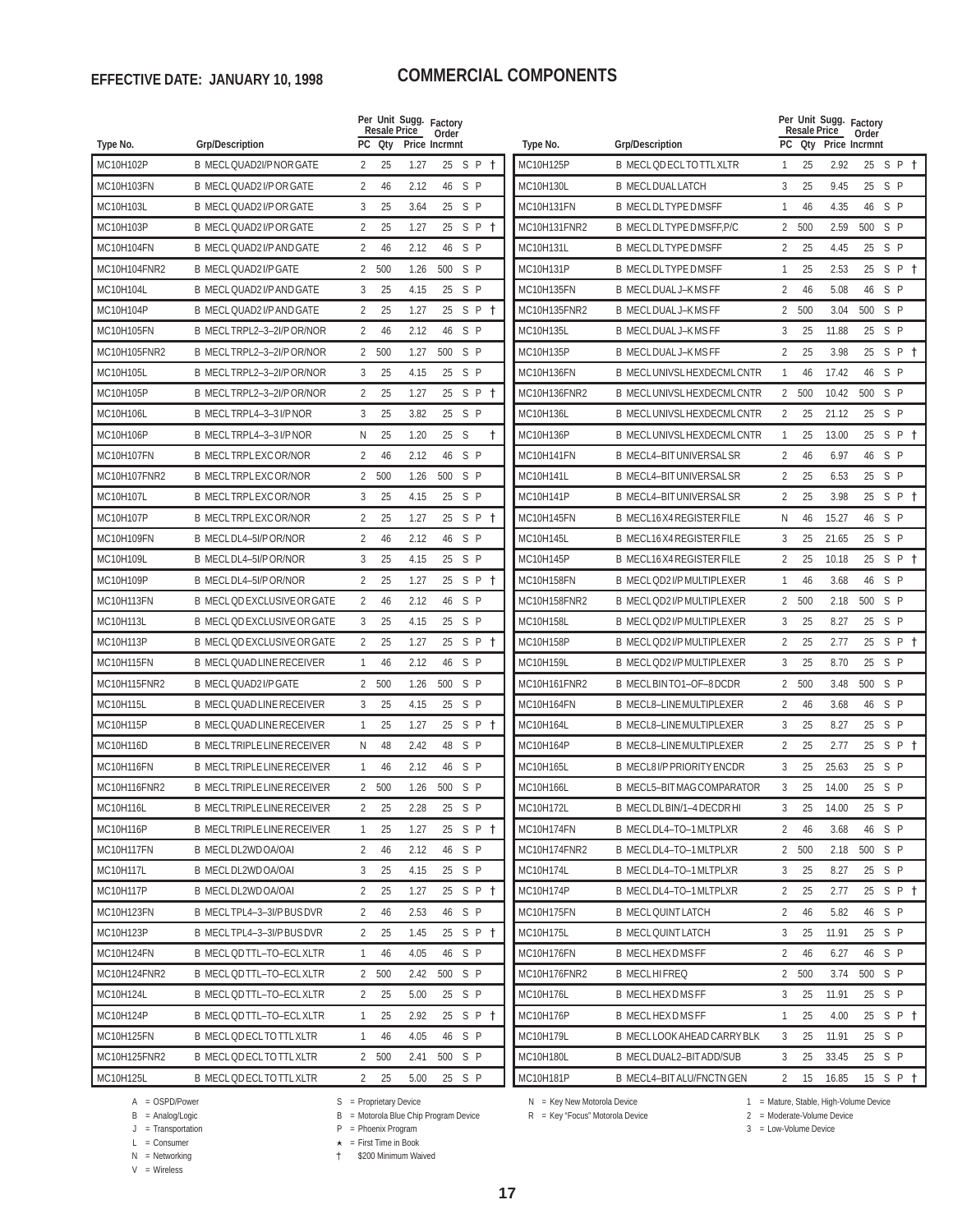**EFFECTIVE DATE: JANUARY 10, 1998**

# COMMERCIAL COMPONENTS

| Type No. | Grp/Description | PC | Per Unit Resale Qty | Sugg. Price | Factory Order Incrmnt | | | |
|---|---|---|---|---|---|---|---|---|
| MC10H102P | B MECL QUAD2I/P NOR GATE | 2 | 25 | 1.27 | 25 | S | P | † |
| MC10H103FN | B MECL QUAD2 I/P OR GATE | 2 | 46 | 2.12 | 46 | S | P | |
| MC10H103L | B MECL QUAD2 I/P OR GATE | 3 | 25 | 3.64 | 25 | S | P | |
| MC10H103P | B MECL QUAD2 I/P OR GATE | 2 | 25 | 1.27 | 25 | S | P | † |
| MC10H104FN | B MECL QUAD2 I/P AND GATE | 2 | 46 | 2.12 | 46 | S | P | |
| MC10H104FNR2 | B MECL QUAD2 I/P GATE | 2 | 500 | 1.26 | 500 | S | P | |
| MC10H104L | B MECL QUAD2 I/P AND GATE | 3 | 25 | 4.15 | 25 | S | P | |
| MC10H104P | B MECL QUAD2 I/P AND GATE | 2 | 25 | 1.27 | 25 | S | P | † |
| MC10H105FN | B MECL TRPL2–3–2I/P OR/NOR | 2 | 46 | 2.12 | 46 | S | P | |
| MC10H105FNR2 | B MECL TRPL2–3–2I/P OR/NOR | 2 | 500 | 1.27 | 500 | S | P | |
| MC10H105L | B MECL TRPL2–3–2I/P OR/NOR | 3 | 25 | 4.15 | 25 | S | P | |
| MC10H105P | B MECL TRPL2–3–2I/P OR/NOR | 2 | 25 | 1.27 | 25 | S | P | † |
| MC10H106L | B MECL TRPL4–3–3 I/P NOR | 3 | 25 | 3.82 | 25 | S | P | |
| MC10H106P | B MECL TRPL4–3–3 I/P NOR | N | 25 | 1.20 | 25 | S | | † |
| MC10H107FN | B MECL TRPL EXC OR/NOR | 2 | 46 | 2.12 | 46 | S | P | |
| MC10H107FNR2 | B MECL TRPL EXC OR/NOR | 2 | 500 | 1.26 | 500 | S | P | |
| MC10H107L | B MECL TRPL EXC OR/NOR | 3 | 25 | 4.15 | 25 | S | P | |
| MC10H107P | B MECL TRPL EXC OR/NOR | 2 | 25 | 1.27 | 25 | S | P | † |
| MC10H109FN | B MECL DL4–5I/P OR/NOR | 2 | 46 | 2.12 | 46 | S | P | |
| MC10H109L | B MECL DL4–5I/P OR/NOR | 3 | 25 | 4.15 | 25 | S | P | |
| MC10H109P | B MECL DL4–5I/P OR/NOR | 2 | 25 | 1.27 | 25 | S | P | † |
| MC10H113FN | B MECL QD EXCLUSIVE OR GATE | 2 | 46 | 2.12 | 46 | S | P | |
| MC10H113L | B MECL QD EXCLUSIVE OR GATE | 3 | 25 | 4.15 | 25 | S | P | |
| MC10H113P | B MECL QD EXCLUSIVE OR GATE | 2 | 25 | 1.27 | 25 | S | P | † |
| MC10H115FN | B MECL QUAD LINE RECEIVER | 1 | 46 | 2.12 | 46 | S | P | |
| MC10H115FNR2 | B MECL QUAD2 I/P GATE | 2 | 500 | 1.26 | 500 | S | P | |
| MC10H115L | B MECL QUAD LINE RECEIVER | 3 | 25 | 4.15 | 25 | S | P | |
| MC10H115P | B MECL QUAD LINE RECEIVER | 1 | 25 | 1.27 | 25 | S | P | † |
| MC10H116D | B MECL TRIPLE LINE RECEIVER | N | 48 | 2.42 | 48 | S | P | |
| MC10H116FN | B MECL TRIPLE LINE RECEIVER | 1 | 46 | 2.12 | 46 | S | P | |
| MC10H116FNR2 | B MECL TRIPLE LINE RECEIVER | 2 | 500 | 1.26 | 500 | S | P | |
| MC10H116L | B MECL TRIPLE LINE RECEIVER | 2 | 25 | 2.28 | 25 | S | P | |
| MC10H116P | B MECL TRIPLE LINE RECEIVER | 1 | 25 | 1.27 | 25 | S | P | † |
| MC10H117FN | B MECL DL2WD OA/OAI | 2 | 46 | 2.12 | 46 | S | P | |
| MC10H117L | B MECL DL2WD OA/OAI | 3 | 25 | 4.15 | 25 | S | P | |
| MC10H117P | B MECL DL2WD OA/OAI | 2 | 25 | 1.27 | 25 | S | P | † |
| MC10H123FN | B MECL TPL4–3–3I/P BUS DVR | 2 | 46 | 2.53 | 46 | S | P | |
| MC10H123P | B MECL TPL4–3–3I/P BUS DVR | 2 | 25 | 1.45 | 25 | S | P | † |
| MC10H124FN | B MECL QD TTL–TO–ECL XLTR | 1 | 46 | 4.05 | 46 | S | P | |
| MC10H124FNR2 | B MECL QD TTL–TO–ECL XLTR | 2 | 500 | 2.42 | 500 | S | P | |
| MC10H124L | B MECL QD TTL–TO–ECL XLTR | 2 | 25 | 5.00 | 25 | S | P | |
| MC10H124P | B MECL QD TTL–TO–ECL XLTR | 1 | 25 | 2.92 | 25 | S | P | † |
| MC10H125FN | B MECL QD ECL TO TTL XLTR | 1 | 46 | 4.05 | 46 | S | P | |
| MC10H125FNR2 | B MECL QD ECL TO TTL XLTR | 2 | 500 | 2.41 | 500 | S | P | |
| MC10H125L | B MECL QD ECL TO TTL XLTR | 2 | 25 | 5.00 | 25 | S | P | |
| MC10H125P | B MECL QD ECL TO TTL XLTR | 1 | 25 | 2.92 | 25 | S | P | † |
| MC10H130L | B MECL DUAL LATCH | 3 | 25 | 9.45 | 25 | S | P | |
| MC10H131FN | B MECL DL TYPE D MSFF | 1 | 46 | 4.35 | 46 | S | P | |
| MC10H131FNR2 | B MECL DL TYPE D MSFF,P/C | 2 | 500 | 2.59 | 500 | S | P | |
| MC10H131L | B MECL DL TYPE D MSFF | 2 | 25 | 4.45 | 25 | S | P | |
| MC10H131P | B MECL DL TYPE D MSFF | 1 | 25 | 2.53 | 25 | S | P | † |
| MC10H135FN | B MECL DUAL J–K MS FF | 2 | 46 | 5.08 | 46 | S | P | |
| MC10H135FNR2 | B MECL DUAL J–K MS FF | 2 | 500 | 3.04 | 500 | S | P | |
| MC10H135L | B MECL DUAL J–K MS FF | 3 | 25 | 11.88 | 25 | S | P | |
| MC10H135P | B MECL DUAL J–K MS FF | 2 | 25 | 3.98 | 25 | S | P | † |
| MC10H136FN | B MECL UNIVSL HEXDECML CNTR | 1 | 46 | 17.42 | 46 | S | P | |
| MC10H136FNR2 | B MECL UNIVSL HEXDECML CNTR | 2 | 500 | 10.42 | 500 | S | P | |
| MC10H136L | B MECL UNIVSL HEXDECML CNTR | 2 | 25 | 21.12 | 25 | S | P | |
| MC10H136P | B MECL UNIVSL HEXDECML CNTR | 1 | 25 | 13.00 | 25 | S | P | † |
| MC10H141FN | B MECL4–BIT UNIVERSAL SR | 2 | 46 | 6.97 | 46 | S | P | |
| MC10H141L | B MECL4–BIT UNIVERSAL SR | 2 | 25 | 6.53 | 25 | S | P | |
| MC10H141P | B MECL4–BIT UNIVERSAL SR | 2 | 25 | 3.98 | 25 | S | P | † |
| MC10H145FN | B MECL16 X4 REGISTER FILE | N | 46 | 15.27 | 46 | S | P | |
| MC10H145L | B MECL16 X4 REGISTER FILE | 3 | 25 | 21.65 | 25 | S | P | |
| MC10H145P | B MECL16 X4 REGISTER FILE | 2 | 25 | 10.18 | 25 | S | P | † |
| MC10H158FN | B MECL QD2 I/P MULTIPLEXER | 1 | 46 | 3.68 | 46 | S | P | |
| MC10H158FNR2 | B MECL QD2 I/P MULTIPLEXER | 2 | 500 | 2.18 | 500 | S | P | |
| MC10H158L | B MECL QD2 I/P MULTIPLEXER | 3 | 25 | 8.27 | 25 | S | P | |
| MC10H158P | B MECL QD2 I/P MULTIPLEXER | 2 | 25 | 2.77 | 25 | S | P | † |
| MC10H159L | B MECL QD2 I/P MULTIPLEXER | 3 | 25 | 8.70 | 25 | S | P | |
| MC10H161FNR2 | B MECL BIN TO1–OF–8 DCDR | 2 | 500 | 3.48 | 500 | S | P | |
| MC10H164FN | B MECL8–LINE MULTIPLEXER | 2 | 46 | 3.68 | 46 | S | P | |
| MC10H164L | B MECL8–LINE MULTIPLEXER | 3 | 25 | 8.27 | 25 | S | P | |
| MC10H164P | B MECL8–LINE MULTIPLEXER | 2 | 25 | 2.77 | 25 | S | P | † |
| MC10H165L | B MECL8 I/P PRIORITY ENCDR | 3 | 25 | 25.63 | 25 | S | P | |
| MC10H166L | B MECL5–BIT MAG COMPARATOR | 3 | 25 | 14.00 | 25 | S | P | |
| MC10H172L | B MECL DL BIN/1–4 DECDR HI | 3 | 25 | 14.00 | 25 | S | P | |
| MC10H174FN | B MECL DL4–TO–1 MLTPLXR | 2 | 46 | 3.68 | 46 | S | P | |
| MC10H174FNR2 | B MECL DL4–TO–1 MLTPLXR | 2 | 500 | 2.18 | 500 | S | P | |
| MC10H174L | B MECL DL4–TO–1 MLTPLXR | 3 | 25 | 8.27 | 25 | S | P | |
| MC10H174P | B MECL DL4–TO–1 MLTPLXR | 2 | 25 | 2.77 | 25 | S | P | † |
| MC10H175FN | B MECL QUINT LATCH | 2 | 46 | 5.82 | 46 | S | P | |
| MC10H175L | B MECL QUINT LATCH | 3 | 25 | 11.91 | 25 | S | P | |
| MC10H176FN | B MECL HEX D MS FF | 2 | 46 | 6.27 | 46 | S | P | |
| MC10H176FNR2 | B MECL HI FREQ | 2 | 500 | 3.74 | 500 | S | P | |
| MC10H176L | B MECL HEX D MS FF | 3 | 25 | 11.91 | 25 | S | P | |
| MC10H176P | B MECL HEX D MS FF | 1 | 25 | 4.00 | 25 | S | P | † |
| MC10H179L | B MECL LOOK AHEAD CARRY BLK | 3 | 25 | 11.91 | 25 | S | P | |
| MC10H180L | B MECL DUAL2–BIT ADD/SUB | 3 | 25 | 33.45 | 25 | S | P | |
| MC10H181P | B MECL4–BIT ALU/FNCTN GEN | 2 | 15 | 16.85 | 15 | S | P | † |

A = OSPD/Power
B = Analog/Logic
J = Transportation
L = Consumer
N = Networking
V = Wireless

S = Proprietary Device
B = Motorola Blue Chip Program Device
P = Phoenix Program
★ = First Time in Book
† $200 Minimum Waived

N = Key New Motorola Device
R = Key "Focus" Motorola Device

1 = Mature, Stable, High-Volume Device
2 = Moderate-Volume Device
3 = Low-Volume Device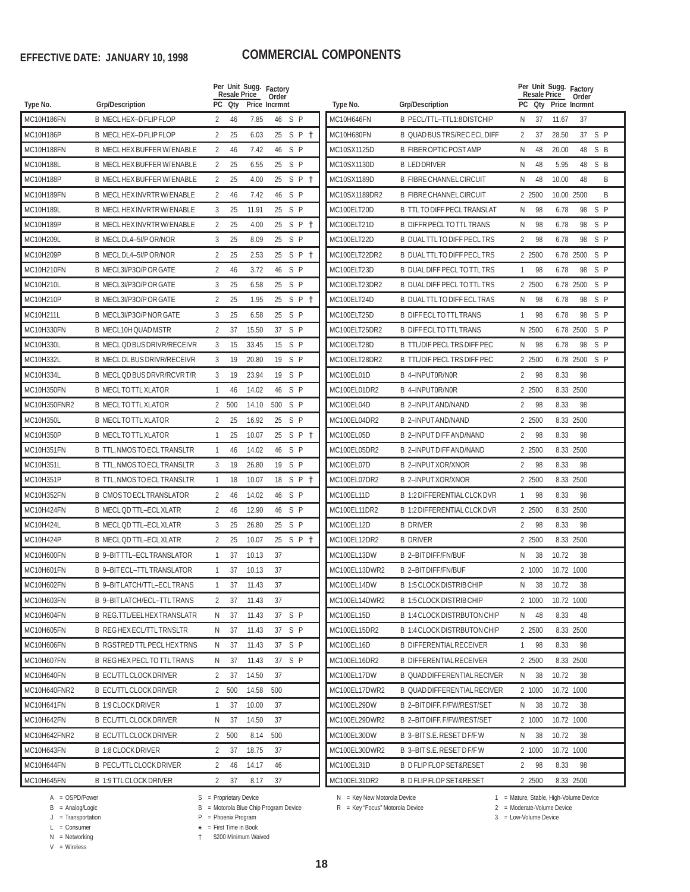**EFFECTIVE DATE: JANUARY 10, 1998**

# COMMERCIAL COMPONENTS

| Type No. | Grp/Description | PC | Per Unit Resale Qty | Sugg. Resale Price | Factory Order Incrmnt | |
|---|---|---|---|---|---|---|
| MC10H186FN | B MECL HEX–D FLIP FLOP | 2 | 46 | 7.85 | 46 | S P |
| MC10H186P | B MECL HEX–D FLIP FLOP | 2 | 25 | 6.03 | 25 | S P † |
| MC10H188FN | B MECL HEX BUFFER W/ENABLE | 2 | 46 | 7.42 | 46 | S P |
| MC10H188L | B MECL HEX BUFFER W/ENABLE | 2 | 25 | 6.55 | 25 | S P |
| MC10H188P | B MECL HEX BUFFER W/ENABLE | 2 | 25 | 4.00 | 25 | S P † |
| MC10H189FN | B MECL HEX INVRTR W/ENABLE | 2 | 46 | 7.42 | 46 | S P |
| MC10H189L | B MECL HEX INVRTR W/ENABLE | 3 | 25 | 11.91 | 25 | S P |
| MC10H189P | B MECL HEX INVRTR W/ENABLE | 2 | 25 | 4.00 | 25 | S P † |
| MC10H209L | B MECL DL4–5I/P OR/NOR | 3 | 25 | 8.09 | 25 | S P |
| MC10H209P | B MECL DL4–5I/P OR/NOR | 2 | 25 | 2.53 | 25 | S P † |
| MC10H210FN | B MECL3I/P3O/P OR GATE | 2 | 46 | 3.72 | 46 | S P |
| MC10H210L | B MECL3I/P3O/P OR GATE | 3 | 25 | 6.58 | 25 | S P |
| MC10H210P | B MECL3I/P3O/P OR GATE | 2 | 25 | 1.95 | 25 | S P † |
| MC10H211L | B MECL3I/P3O/P NOR GATE | 3 | 25 | 6.58 | 25 | S P |
| MC10H330FN | B MECL10H QUAD MSTR | 2 | 37 | 15.50 | 37 | S P |
| MC10H330L | B MECL QD BUS DRIVR/RECEIVR | 3 | 15 | 33.45 | 15 | S P |
| MC10H332L | B MECL DL BUS DRIVR/RECEIVR | 3 | 19 | 20.80 | 19 | S P |
| MC10H334L | B MECL QD BUS DRVR/RCVR T/R | 3 | 19 | 23.94 | 19 | S P |
| MC10H350FN | B MECL TO TTL XLATOR | 1 | 46 | 14.02 | 46 | S P |
| MC10H350FNR2 | B MECL TO TTL XLATOR | 2 | 500 | 14.10 | 500 | S P |
| MC10H350L | B MECL TO TTL XLATOR | 2 | 25 | 16.92 | 25 | S P |
| MC10H350P | B MECL TO TTL XLATOR | 1 | 25 | 10.07 | 25 | S P † |
| MC10H351FN | B TTL, NMOS TO ECL TRANSLTR | 1 | 46 | 14.02 | 46 | S P |
| MC10H351L | B TTL, NMOS TO ECL TRANSLTR | 3 | 19 | 26.80 | 19 | S P |
| MC10H351P | B TTL, NMOS TO ECL TRANSLTR | 1 | 18 | 10.07 | 18 | S P † |
| MC10H352FN | B CMOS TO ECL TRANSLATOR | 2 | 46 | 14.02 | 46 | S P |
| MC10H424FN | B MECL QD TTL–ECL XLATR | 2 | 46 | 12.90 | 46 | S P |
| MC10H424L | B MECL QD TTL–ECL XLATR | 3 | 25 | 26.80 | 25 | S P |
| MC10H424P | B MECL QD TTL–ECL XLATR | 2 | 25 | 10.07 | 25 | S P † |
| MC10H600FN | B 9–BIT TTL–ECL TRANSLATOR | 1 | 37 | 10.13 | 37 | |
| MC10H601FN | B 9–BIT ECL–TTL TRANSLATOR | 1 | 37 | 10.13 | 37 | |
| MC10H602FN | B 9–BIT LATCH/TTL–ECL TRANS | 1 | 37 | 11.43 | 37 | |
| MC10H603FN | B 9–BIT LATCH/ECL–TTL TRANS | 2 | 37 | 11.43 | 37 | |
| MC10H604FN | B REG.TTL/EEL HEX TRANSLATR | N | 37 | 11.43 | 37 | S P |
| MC10H605FN | B REG HEX ECL/TTL TRNSLTR | N | 37 | 11.43 | 37 | S P |
| MC10H606FN | B RGSTRED TTL PECL HEX TRNS | N | 37 | 11.43 | 37 | S P |
| MC10H607FN | B REG HEX PECL TO TTL TRANS | N | 37 | 11.43 | 37 | S P |
| MC10H640FN | B ECL/TTL CLOCK DRIVER | 2 | 37 | 14.50 | 37 | |
| MC10H640FNR2 | B ECL/TTL CLOCK DRIVER | 2 | 500 | 14.58 | 500 | |
| MC10H641FN | B 1:9 CLOCK DRIVER | 1 | 37 | 10.00 | 37 | |
| MC10H642FN | B ECL/TTL CLOCK DRIVER | N | 37 | 14.50 | 37 | |
| MC10H642FNR2 | B ECL/TTL CLOCK DRIVER | 2 | 500 | 8.14 | 500 | |
| MC10H643FN | B 1:8 CLOCK DRIVER | 2 | 37 | 18.75 | 37 | |
| MC10H644FN | B PECL/TTL CLOCK DRIVER | 2 | 46 | 14.17 | 46 | |
| MC10H645FN | B 1:9 TTL CLOCK DRIVER | 2 | 37 | 8.17 | 37 | |
| MC10H646FN | B PECL/TTL–TTL1:8 DISTCHIP | N | 37 | 11.67 | 37 | |
| MC10H680FN | B QUAD BUS TRS/REC ECL DIFF | 2 | 37 | 28.50 | 37 | S P |
| MC10SX1125D | B FIBER OPTIC POST AMP | N | 48 | 20.00 | 48 | S B |
| MC10SX1130D | B LED DRIVER | N | 48 | 5.95 | 48 | S B |
| MC10SX1189D | B FIBRE CHANNEL CIRCUIT | N | 48 | 10.00 | 48 | B |
| MC10SX1189DR2 | B FIBRE CHANNEL CIRCUIT | 2 | 2500 | 10.00 | 2500 | B |
| MC100ELT20D | B TTL TO DIFF PECL TRANSLAT | N | 98 | 6.78 | 98 | S P |
| MC100ELT21D | B DIFFR PECL TO TTL TRANS | N | 98 | 6.78 | 98 | S P |
| MC100ELT22D | B DUAL TTL TO DIFF PECL TRS | 2 | 98 | 6.78 | 98 | S P |
| MC100ELT22DR2 | B DUAL TTL TO DIFF PECL TRS | 2 | 2500 | 6.78 | 2500 | S P |
| MC100ELT23D | B DUAL DIFF PECL TO TTL TRS | 1 | 98 | 6.78 | 98 | S P |
| MC100ELT23DR2 | B DUAL DIFF PECL TO TTL TRS | 2 | 2500 | 6.78 | 2500 | S P |
| MC100ELT24D | B DUAL TTL TO DIFF ECL TRAS | N | 98 | 6.78 | 98 | S P |
| MC100ELT25D | B DIFF ECL TO TTL TRANS | 1 | 98 | 6.78 | 98 | S P |
| MC100ELT25DR2 | B DIFF ECL TO TTL TRANS | N | 2500 | 6.78 | 2500 | S P |
| MC100ELT28D | B TTL/DIF PECL TRS DIFF PEC | N | 98 | 6.78 | 98 | S P |
| MC100ELT28DR2 | B TTL/DIF PECL TRS DIFF PEC | 2 | 2500 | 6.78 | 2500 | S P |
| MC100EL01D | B 4–INPUT0R/N0R | 2 | 98 | 8.33 | 98 | |
| MC100EL01DR2 | B 4–INPUT0R/N0R | 2 | 2500 | 8.33 | 2500 | |
| MC100EL04D | B 2–INPUT AND/NAND | 2 | 98 | 8.33 | 98 | |
| MC100EL04DR2 | B 2–INPUT AND/NAND | 2 | 2500 | 8.33 | 2500 | |
| MC100EL05D | B 2–INPUT DIFF AND/NAND | 2 | 98 | 8.33 | 98 | |
| MC100EL05DR2 | B 2–INPUT DIFF AND/NAND | 2 | 2500 | 8.33 | 2500 | |
| MC100EL07D | B 2–INPUT XOR/XNOR | 2 | 98 | 8.33 | 98 | |
| MC100EL07DR2 | B 2–INPUT XOR/XNOR | 2 | 2500 | 8.33 | 2500 | |
| MC100EL11D | B 1:2 DIFFERENTIAL CLCK DVR | 1 | 98 | 8.33 | 98 | |
| MC100EL11DR2 | B 1:2 DIFFERENTIAL CLCK DVR | 2 | 2500 | 8.33 | 2500 | |
| MC100EL12D | B DRIVER | 2 | 98 | 8.33 | 98 | |
| MC100EL12DR2 | B DRIVER | 2 | 2500 | 8.33 | 2500 | |
| MC100EL13DW | B 2–BIT DIFF/FN/BUF | N | 38 | 10.72 | 38 | |
| MC100EL13DWR2 | B 2–BIT DIFF/FN/BUF | 2 | 1000 | 10.72 | 1000 | |
| MC100EL14DW | B 1:5 CLOCK DISTRIB CHIP | N | 38 | 10.72 | 38 | |
| MC100EL14DWR2 | B 1:5 CLOCK DISTRIB CHIP | 2 | 1000 | 10.72 | 1000 | |
| MC100EL15D | B 1:4 CLOCK DISTRBUTON CHIP | N | 48 | 8.33 | 48 | |
| MC100EL15DR2 | B 1:4 CLOCK DISTRBUTON CHIP | 2 | 2500 | 8.33 | 2500 | |
| MC100EL16D | B DIFFERENTIAL RECEIVER | 1 | 98 | 8.33 | 98 | |
| MC100EL16DR2 | B DIFFERENTIAL RECEIVER | 2 | 2500 | 8.33 | 2500 | |
| MC100EL17DW | B QUAD DIFFERENTIAL RECIVER | N | 38 | 10.72 | 38 | |
| MC100EL17DWR2 | B QUAD DIFFERENTIAL RECIVER | 2 | 1000 | 10.72 | 1000 | |
| MC100EL29DW | B 2–BIT DIFF. F/FW/REST/SET | N | 38 | 10.72 | 38 | |
| MC100EL29DWR2 | B 2–BIT DIFF. F/FW/REST/SET | 2 | 1000 | 10.72 | 1000 | |
| MC100EL30DW | B 3–BIT S.E. RESET D F/F W | N | 38 | 10.72 | 38 | |
| MC100EL30DWR2 | B 3–BIT S.E. RESET D F/F W | 2 | 1000 | 10.72 | 1000 | |
| MC100EL31D | B D FLIP FLOP SET&RESET | 2 | 98 | 8.33 | 98 | |
| MC100EL31DR2 | B D FLIP FLOP SET&RESET | 2 | 2500 | 8.33 | 2500 | |

A = OSPD/Power
B = Analog/Logic
J = Transportation
L = Consumer
N = Networking
V = Wireless

S = Proprietary Device
B = Motorola Blue Chip Program Device
P = Phoenix Program
★ = First Time in Book
† $200 Minimum Waived

N = Key New Motorola Device
R = Key "Focus" Motorola Device

1 = Mature, Stable, High-Volume Device
2 = Moderate-Volume Device
3 = Low-Volume Device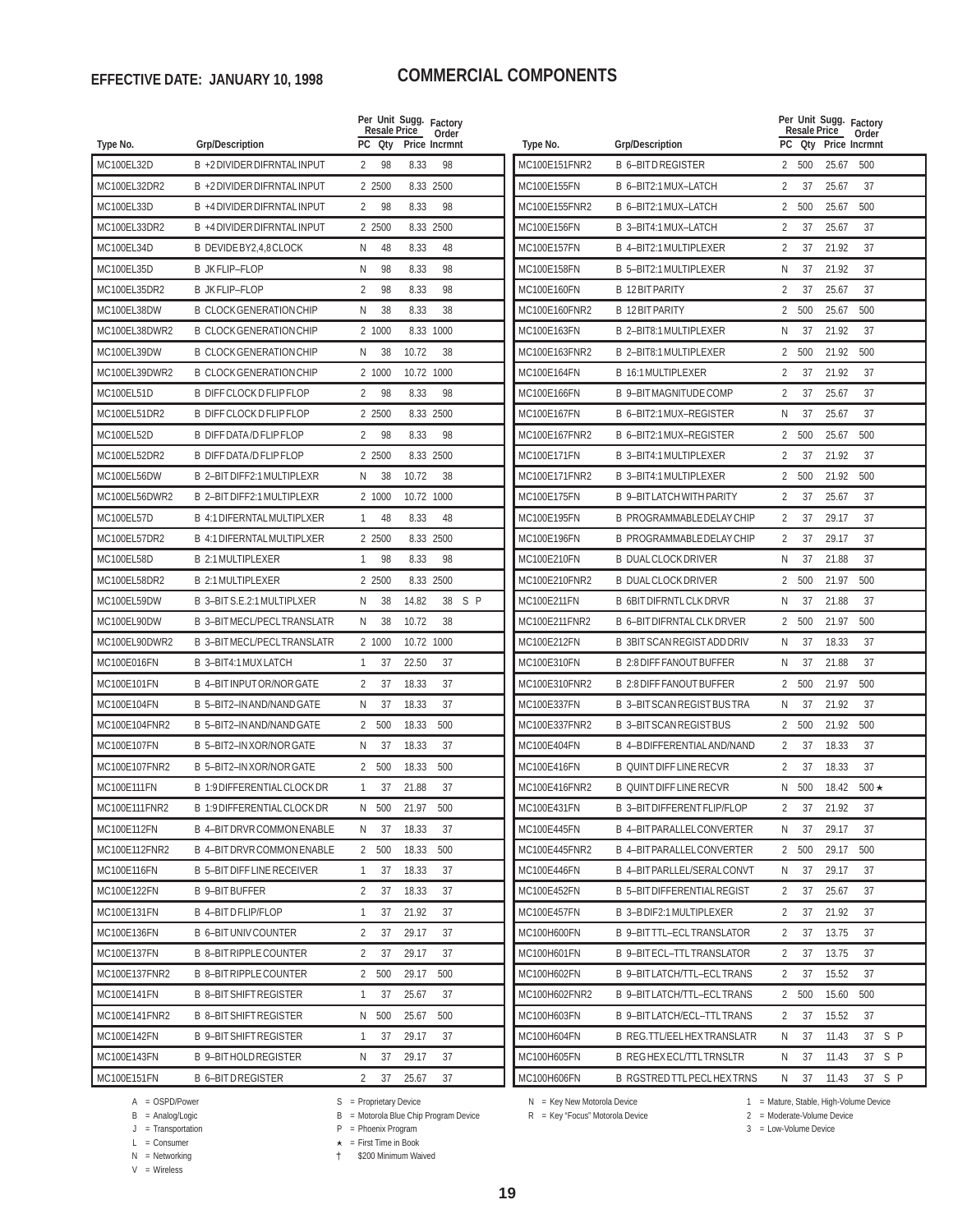**EFFECTIVE DATE: JANUARY 10, 1998**

# COMMERCIAL COMPONENTS

| Type No. | Grp/Description | PC | Per Unit Resale Qty | Sugg. Price | Factory Order Incrmnt | |
|---|---|---|---|---|---|---|
| MC100EL32D | B +2 DIVIDER DIFRNTAL INPUT | 2 | 98 | 8.33 | 98 | |
| MC100EL32DR2 | B +2 DIVIDER DIFRNTAL INPUT | 2 | 2500 | 8.33 | 2500 | |
| MC100EL33D | B +4 DIVIDER DIFRNTAL INPUT | 2 | 98 | 8.33 | 98 | |
| MC100EL33DR2 | B +4 DIVIDER DIFRNTAL INPUT | 2 | 2500 | 8.33 | 2500 | |
| MC100EL34D | B DEVIDE BY 2,4,8 CLOCK | N | 48 | 8.33 | 48 | |
| MC100EL35D | B JK FLIP–FLOP | N | 98 | 8.33 | 98 | |
| MC100EL35DR2 | B JK FLIP–FLOP | 2 | 98 | 8.33 | 98 | |
| MC100EL38DW | B CLOCK GENERATION CHIP | N | 38 | 8.33 | 38 | |
| MC100EL38DWR2 | B CLOCK GENERATION CHIP | 2 | 1000 | 8.33 | 1000 | |
| MC100EL39DW | B CLOCK GENERATION CHIP | N | 38 | 10.72 | 38 | |
| MC100EL39DWR2 | B CLOCK GENERATION CHIP | 2 | 1000 | 10.72 | 1000 | |
| MC100EL51D | B DIFF CLOCK D FLIP FLOP | 2 | 98 | 8.33 | 98 | |
| MC100EL51DR2 | B DIFF CLOCK D FLIP FLOP | 2 | 2500 | 8.33 | 2500 | |
| MC100EL52D | B DIFF DATA /D FLIP FLOP | 2 | 98 | 8.33 | 98 | |
| MC100EL52DR2 | B DIFF DATA /D FLIP FLOP | 2 | 2500 | 8.33 | 2500 | |
| MC100EL56DW | B 2–BIT DIFF2:1 MULTIPLEXR | N | 38 | 10.72 | 38 | |
| MC100EL56DWR2 | B 2–BIT DIFF2:1 MULTIPLEXR | 2 | 1000 | 10.72 | 1000 | |
| MC100EL57D | B 4:1 DIFERNTAL MULTIPLXER | 1 | 48 | 8.33 | 48 | |
| MC100EL57DR2 | B 4:1 DIFERNTAL MULTIPLXER | 2 | 2500 | 8.33 | 2500 | |
| MC100EL58D | B 2:1 MULTIPLEXER | 1 | 98 | 8.33 | 98 | |
| MC100EL58DR2 | B 2:1 MULTIPLEXER | 2 | 2500 | 8.33 | 2500 | |
| MC100EL59DW | B 3–BIT S.E.2:1 MULTIPLXER | N | 38 | 14.82 | 38 | S P |
| MC100EL90DW | B 3–BIT MECL/PECL TRANSLATR | N | 38 | 10.72 | 38 | |
| MC100EL90DWR2 | B 3–BIT MECL/PECL TRANSLATR | 2 | 1000 | 10.72 | 1000 | |
| MC100E016FN | B 3–BIT4:1 MUX LATCH | 1 | 37 | 22.50 | 37 | |
| MC100E101FN | B 4–BIT INPUT OR/NOR GATE | 2 | 37 | 18.33 | 37 | |
| MC100E104FN | B 5–BIT2–IN AND/NAND GATE | N | 37 | 18.33 | 37 | |
| MC100E104FNR2 | B 5–BIT2–IN AND/NAND GATE | 2 | 500 | 18.33 | 500 | |
| MC100E107FN | B 5–BIT2–IN XOR/NOR GATE | N | 37 | 18.33 | 37 | |
| MC100E107FNR2 | B 5–BIT2–IN XOR/NOR GATE | 2 | 500 | 18.33 | 500 | |
| MC100E111FN | B 1:9 DIFFERENTIAL CLOCK DR | 1 | 37 | 21.88 | 37 | |
| MC100E111FNR2 | B 1:9 DIFFERENTIAL CLOCK DR | N | 500 | 21.97 | 500 | |
| MC100E112FN | B 4–BIT DRVR COMMON ENABLE | N | 37 | 18.33 | 37 | |
| MC100E112FNR2 | B 4–BIT DRVR COMMON ENABLE | 2 | 500 | 18.33 | 500 | |
| MC100E116FN | B 5–BIT DIFF LINE RECEIVER | 1 | 37 | 18.33 | 37 | |
| MC100E122FN | B 9–BIT BUFFER | 2 | 37 | 18.33 | 37 | |
| MC100E131FN | B 4–BIT D FLIP/FLOP | 1 | 37 | 21.92 | 37 | |
| MC100E136FN | B 6–BIT UNIV COUNTER | 2 | 37 | 29.17 | 37 | |
| MC100E137FN | B 8–BIT RIPPLE COUNTER | 2 | 37 | 29.17 | 37 | |
| MC100E137FNR2 | B 8–BIT RIPPLE COUNTER | 2 | 500 | 29.17 | 500 | |
| MC100E141FN | B 8–BIT SHIFT REGISTER | 1 | 37 | 25.67 | 37 | |
| MC100E141FNR2 | B 8–BIT SHIFT REGISTER | N | 500 | 25.67 | 500 | |
| MC100E142FN | B 9–BIT SHIFT REGISTER | 1 | 37 | 29.17 | 37 | |
| MC100E143FN | B 9–BIT HOLD REGISTER | N | 37 | 29.17 | 37 | |
| MC100E151FN | B 6–BIT D REGISTER | 2 | 37 | 25.67 | 37 | |
| MC100E151FNR2 | B 6–BIT D REGISTER | 2 | 500 | 25.67 | 500 | |
| MC100E155FN | B 6–BIT2:1 MUX–LATCH | 2 | 37 | 25.67 | 37 | |
| MC100E155FNR2 | B 6–BIT2:1 MUX–LATCH | 2 | 500 | 25.67 | 500 | |
| MC100E156FN | B 3–BIT4:1 MUX–LATCH | 2 | 37 | 25.67 | 37 | |
| MC100E157FN | B 4–BIT2:1 MULTIPLEXER | 2 | 37 | 21.92 | 37 | |
| MC100E158FN | B 5–BIT2:1 MULTIPLEXER | N | 37 | 21.92 | 37 | |
| MC100E160FN | B 12 BIT PARITY | 2 | 37 | 25.67 | 37 | |
| MC100E160FNR2 | B 12 BIT PARITY | 2 | 500 | 25.67 | 500 | |
| MC100E163FN | B 2–BIT8:1 MULTIPLEXER | N | 37 | 21.92 | 37 | |
| MC100E163FNR2 | B 2–BIT8:1 MULTIPLEXER | 2 | 500 | 21.92 | 500 | |
| MC100E164FN | B 16:1 MULTIPLEXER | 2 | 37 | 21.92 | 37 | |
| MC100E166FN | B 9–BIT MAGNITUDE COMP | 2 | 37 | 25.67 | 37 | |
| MC100E167FN | B 6–BIT2:1 MUX–REGISTER | N | 37 | 25.67 | 37 | |
| MC100E167FNR2 | B 6–BIT2:1 MUX–REGISTER | 2 | 500 | 25.67 | 500 | |
| MC100E171FN | B 3–BIT4:1 MULTIPLEXER | 2 | 37 | 21.92 | 37 | |
| MC100E171FNR2 | B 3–BIT4:1 MULTIPLEXER | 2 | 500 | 21.92 | 500 | |
| MC100E175FN | B 9–BIT LATCH WITH PARITY | 2 | 37 | 25.67 | 37 | |
| MC100E195FN | B PROGRAMMABLE DELAY CHIP | 2 | 37 | 29.17 | 37 | |
| MC100E196FN | B PROGRAMMABLE DELAY CHIP | 2 | 37 | 29.17 | 37 | |
| MC100E210FN | B DUAL CLOCK DRIVER | N | 37 | 21.88 | 37 | |
| MC100E210FNR2 | B DUAL CLOCK DRIVER | 2 | 500 | 21.97 | 500 | |
| MC100E211FN | B 6BIT DIFRNTL CLK DRVR | N | 37 | 21.88 | 37 | |
| MC100E211FNR2 | B 6–BIT DIFRNTAL CLK DRVER | 2 | 500 | 21.97 | 500 | |
| MC100E212FN | B 3BIT SCAN REGIST ADD DRIV | N | 37 | 18.33 | 37 | |
| MC100E310FN | B 2:8 DIFF FANOUT BUFFER | N | 37 | 21.88 | 37 | |
| MC100E310FNR2 | B 2:8 DIFF FANOUT BUFFER | 2 | 500 | 21.97 | 500 | |
| MC100E337FN | B 3–BIT SCAN REGIST BUS TRA | N | 37 | 21.92 | 37 | |
| MC100E337FNR2 | B 3–BIT SCAN REGIST BUS | 2 | 500 | 21.92 | 500 | |
| MC100E404FN | B 4–B DIFFERENTIAL AND/NAND | 2 | 37 | 18.33 | 37 | |
| MC100E416FN | B QUINT DIFF LINE RECVR | 2 | 37 | 18.33 | 37 | |
| MC100E416FNR2 | B QUINT DIFF LINE RECVR | N | 500 | 18.42 | 500 ★ | |
| MC100E431FN | B 3–BIT DIFFERENT FLIP/FLOP | 2 | 37 | 21.92 | 37 | |
| MC100E445FN | B 4–BIT PARALLEL CONVERTER | N | 37 | 29.17 | 37 | |
| MC100E445FNR2 | B 4–BIT PARALLEL CONVERTER | 2 | 500 | 29.17 | 500 | |
| MC100E446FN | B 4–BIT PARLLEL/SERAL CONVT | N | 37 | 29.17 | 37 | |
| MC100E452FN | B 5–BIT DIFFERENTIAL REGIST | 2 | 37 | 25.67 | 37 | |
| MC100E457FN | B 3–B DIF2:1 MULTIPLEXER | 2 | 37 | 21.92 | 37 | |
| MC100H600FN | B 9–BIT TTL–ECL TRANSLATOR | 2 | 37 | 13.75 | 37 | |
| MC100H601FN | B 9–BIT ECL–TTL TRANSLATOR | 2 | 37 | 13.75 | 37 | |
| MC100H602FN | B 9–BIT LATCH/TTL–ECL TRANS | 2 | 37 | 15.52 | 37 | |
| MC100H602FNR2 | B 9–BIT LATCH/TTL–ECL TRANS | 2 | 500 | 15.60 | 500 | |
| MC100H603FN | B 9–BIT LATCH/ECL–TTL TRANS | 2 | 37 | 15.52 | 37 | |
| MC100H604FN | B REG.TTL/EEL HEX TRANSLATR | N | 37 | 11.43 | 37 | S P |
| MC100H605FN | B REG HEX ECL/TTL TRNSLTR | N | 37 | 11.43 | 37 | S P |
| MC100H606FN | B RGSTRED TTL PECL HEX TRNS | N | 37 | 11.43 | 37 | S P |

A = OSPD/Power
B = Analog/Logic
J = Transportation
L = Consumer
N = Networking
V = Wireless

S = Proprietary Device
B = Motorola Blue Chip Program Device
P = Phoenix Program
★ = First Time in Book
† $200 Minimum Waived

N = Key New Motorola Device
R = Key "Focus" Motorola Device

1 = Mature, Stable, High-Volume Device
2 = Moderate-Volume Device
3 = Low-Volume Device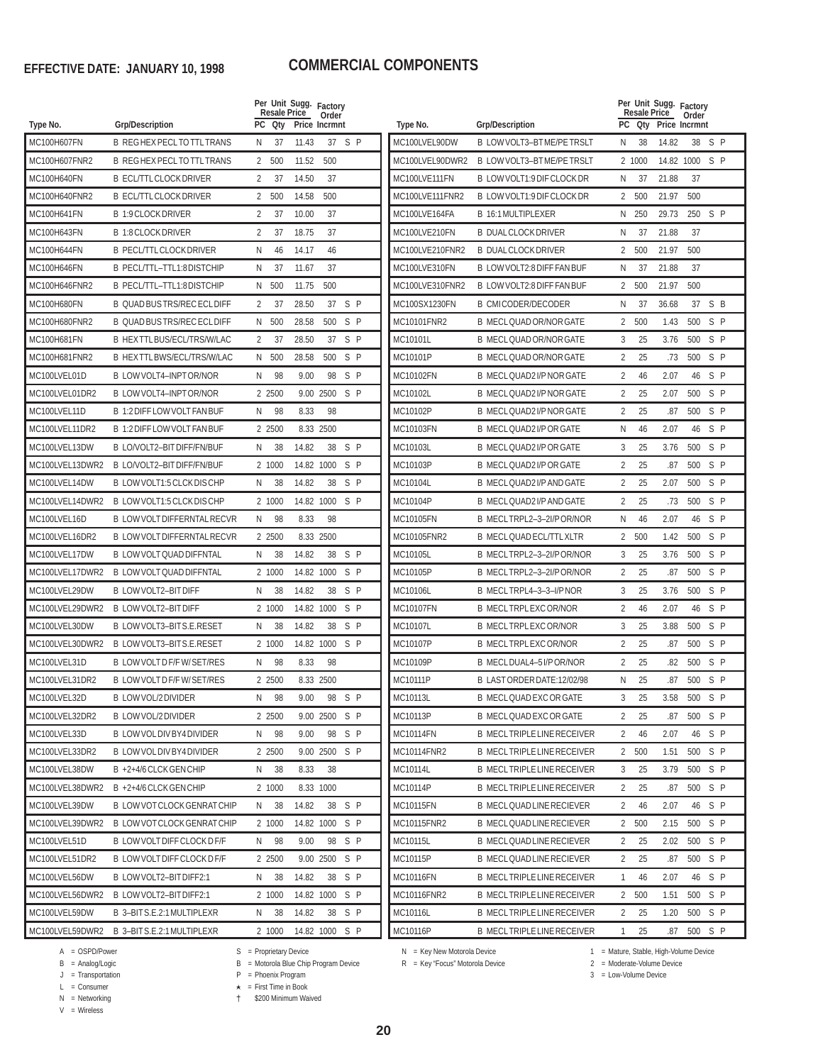**EFFECTIVE DATE: JANUARY 10, 1998**

# COMMERCIAL COMPONENTS

| Type No. | Grp/Description | PC | Per Unit Resale Qty | Sugg. Resale Price | Factory Order Incrmnt | | |
|---|---|---|---|---|---|---|---|
| MC100H607FN | B REG HEX PECL TO TTL TRANS | N | 37 | 11.43 | 37 | S | P |
| MC100H607FNR2 | B REG HEX PECL TO TTL TRANS | 2 | 500 | 11.52 | 500 | | |
| MC100H640FN | B ECL/TTL CLOCK DRIVER | 2 | 37 | 14.50 | 37 | | |
| MC100H640FNR2 | B ECL/TTL CLOCK DRIVER | 2 | 500 | 14.58 | 500 | | |
| MC100H641FN | B 1:9 CLOCK DRIVER | 2 | 37 | 10.00 | 37 | | |
| MC100H643FN | B 1:8 CLOCK DRIVER | 2 | 37 | 18.75 | 37 | | |
| MC100H644FN | B PECL/TTL CLOCK DRIVER | N | 46 | 14.17 | 46 | | |
| MC100H646FN | B PECL/TTL–TTL1:8 DISTCHIP | N | 37 | 11.67 | 37 | | |
| MC100H646FNR2 | B PECL/TTL–TTL1:8 DISTCHIP | N | 500 | 11.75 | 500 | | |
| MC100H680FN | B QUAD BUS TRS/REC ECL DIFF | 2 | 37 | 28.50 | 37 | S | P |
| MC100H680FNR2 | B QUAD BUS TRS/REC ECL DIFF | N | 500 | 28.58 | 500 | S | P |
| MC100H681FN | B HEX TTL BUS/ECL/TRS/W/LAC | 2 | 37 | 28.50 | 37 | S | P |
| MC100H681FNR2 | B HEX TTL BWS/ECL/TRS/W/LAC | N | 500 | 28.58 | 500 | S | P |
| MC100LVEL01D | B LOW VOLT4–INPT OR/NOR | N | 98 | 9.00 | 98 | S | P |
| MC100LVEL01DR2 | B LOW VOLT4–INPT OR/NOR | 2 | 2500 | 9.00 | 2500 | S | P |
| MC100LVEL11D | B 1:2 DIFF LOW VOLT FAN BUF | N | 98 | 8.33 | 98 | | |
| MC100LVEL11DR2 | B 1:2 DIFF LOW VOLT FAN BUF | 2 | 2500 | 8.33 | 2500 | | |
| MC100LVEL13DW | B LO/VOLT2–BIT DIFF/FN/BUF | N | 38 | 14.82 | 38 | S | P |
| MC100LVEL13DWR2 | B LO/VOLT2–BIT DIFF/FN/BUF | 2 | 1000 | 14.82 | 1000 | S | P |
| MC100LVEL14DW | B LOW VOLT1:5 CLCK DIS CHP | N | 38 | 14.82 | 38 | S | P |
| MC100LVEL14DWR2 | B LOW VOLT1:5 CLCK DIS CHP | 2 | 1000 | 14.82 | 1000 | S | P |
| MC100LVEL16D | B LOW VOLT DIFFERNTAL RECVR | N | 98 | 8.33 | 98 | | |
| MC100LVEL16DR2 | B LOW VOLT DIFFERNTAL RECVR | 2 | 2500 | 8.33 | 2500 | | |
| MC100LVEL17DW | B LOW VOLT QUAD DIFFNTAL | N | 38 | 14.82 | 38 | S | P |
| MC100LVEL17DWR2 | B LOW VOLT QUAD DIFFNTAL | 2 | 1000 | 14.82 | 1000 | S | P |
| MC100LVEL29DW | B LOW VOLT2–BIT DIFF | N | 38 | 14.82 | 38 | S | P |
| MC100LVEL29DWR2 | B LOW VOLT2–BIT DIFF | 2 | 1000 | 14.82 | 1000 | S | P |
| MC100LVEL30DW | B LOW VOLT3–BIT S.E.RESET | N | 38 | 14.82 | 38 | S | P |
| MC100LVEL30DWR2 | B LOW VOLT3–BIT S.E.RESET | 2 | 1000 | 14.82 | 1000 | S | P |
| MC100LVEL31D | B LOW VOLT D F/F W/ SET/RES | N | 98 | 8.33 | 98 | | |
| MC100LVEL31DR2 | B LOW VOLT D F/F W/ SET/RES | 2 | 2500 | 8.33 | 2500 | | |
| MC100LVEL32D | B LOW VOL/2 DIVIDER | N | 98 | 9.00 | 98 | S | P |
| MC100LVEL32DR2 | B LOW VOL/2 DIVIDER | 2 | 2500 | 9.00 | 2500 | S | P |
| MC100LVEL33D | B LOW VOL DIV BY4 DIVIDER | N | 98 | 9.00 | 98 | S | P |
| MC100LVEL33DR2 | B LOW VOL DIV BY4 DIVIDER | 2 | 2500 | 9.00 | 2500 | S | P |
| MC100LVEL38DW | B +2+4/6 CLCK GEN CHIP | N | 38 | 8.33 | 38 | | |
| MC100LVEL38DWR2 | B +2+4/6 CLCK GEN CHIP | 2 | 1000 | 8.33 | 1000 | | |
| MC100LVEL39DW | B LOW VOT CLOCK GENRAT CHIP | N | 38 | 14.82 | 38 | S | P |
| MC100LVEL39DWR2 | B LOW VOT CLOCK GENRAT CHIP | 2 | 1000 | 14.82 | 1000 | S | P |
| MC100LVEL51D | B LOW VOLT DIFF CLOCK D F/F | N | 98 | 9.00 | 98 | S | P |
| MC100LVEL51DR2 | B LOW VOLT DIFF CLOCK D F/F | 2 | 2500 | 9.00 | 2500 | S | P |
| MC100LVEL56DW | B LOW VOLT2–BIT DIFF2:1 | N | 38 | 14.82 | 38 | S | P |
| MC100LVEL56DWR2 | B LOW VOLT2–BIT DIFF2:1 | 2 | 1000 | 14.82 | 1000 | S | P |
| MC100LVEL59DW | B 3–BIT S.E.2:1 MULTIPLEXR | N | 38 | 14.82 | 38 | S | P |
| MC100LVEL59DWR2 | B 3–BIT S.E.2:1 MULTIPLEXR | 2 | 1000 | 14.82 | 1000 | S | P |
| MC100LVEL90DW | B LOW VOLT3–BT ME/PE TRSLT | N | 38 | 14.82 | 38 | S | P |
| MC100LVEL90DWR2 | B LOW VOLT3–BT ME/PE TRSLT | 2 | 1000 | 14.82 | 1000 | S | P |
| MC100LVE111FN | B LOW VOLT1:9 DIF CLOCK DR | N | 37 | 21.88 | 37 | | |
| MC100LVE111FNR2 | B LOW VOLT1:9 DIF CLOCK DR | 2 | 500 | 21.97 | 500 | | |
| MC100LVE164FA | B 16:1 MULTIPLEXER | N | 250 | 29.73 | 250 | S | P |
| MC100LVE210FN | B DUAL CLOCK DRIVER | N | 37 | 21.88 | 37 | | |
| MC100LVE210FNR2 | B DUAL CLOCK DRIVER | 2 | 500 | 21.97 | 500 | | |
| MC100LVE310FN | B LOW VOLT2:8 DIFF FAN BUF | N | 37 | 21.88 | 37 | | |
| MC100LVE310FNR2 | B LOW VOLT2:8 DIFF FAN BUF | 2 | 500 | 21.97 | 500 | | |
| MC100SX1230FN | B CMI CODER/DECODER | N | 37 | 36.68 | 37 | S | B |
| MC10101FNR2 | B MECL QUAD OR/NOR GATE | 2 | 500 | 1.43 | 500 | S | P |
| MC10101L | B MECL QUAD OR/NOR GATE | 3 | 25 | 3.76 | 500 | S | P |
| MC10101P | B MECL QUAD OR/NOR GATE | 2 | 25 | .73 | 500 | S | P |
| MC10102FN | B MECL QUAD2 I/P NOR GATE | 2 | 46 | 2.07 | 46 | S | P |
| MC10102L | B MECL QUAD2 I/P NOR GATE | 2 | 25 | 2.07 | 500 | S | P |
| MC10102P | B MECL QUAD2 I/P NOR GATE | 2 | 25 | .87 | 500 | S | P |
| MC10103FN | B MECL QUAD2 I/P OR GATE | N | 46 | 2.07 | 46 | S | P |
| MC10103L | B MECL QUAD2 I/P OR GATE | 3 | 25 | 3.76 | 500 | S | P |
| MC10103P | B MECL QUAD2 I/P OR GATE | 2 | 25 | .87 | 500 | S | P |
| MC10104L | B MECL QUAD2 I/P AND GATE | 2 | 25 | 2.07 | 500 | S | P |
| MC10104P | B MECL QUAD2 I/P AND GATE | 2 | 25 | .73 | 500 | S | P |
| MC10105FN | B MECL TRPL2–3–2I/P OR/NOR | N | 46 | 2.07 | 46 | S | P |
| MC10105FNR2 | B MECL QUAD ECL/TTL XLTR | 2 | 500 | 1.42 | 500 | S | P |
| MC10105L | B MECL TRPL2–3–2I/P OR/NOR | 3 | 25 | 3.76 | 500 | S | P |
| MC10105P | B MECL TRPL2–3–2I/P OR/NOR | 2 | 25 | .87 | 500 | S | P |
| MC10106L | B MECL TRPL4–3–3–I/P NOR | 3 | 25 | 3.76 | 500 | S | P |
| MC10107FN | B MECL TRPL EXC OR/NOR | 2 | 46 | 2.07 | 46 | S | P |
| MC10107L | B MECL TRPL EXC OR/NOR | 3 | 25 | 3.88 | 500 | S | P |
| MC10107P | B MECL TRPL EXC OR/NOR | 2 | 25 | .87 | 500 | S | P |
| MC10109P | B MECL DUAL4–5 I/P OR/NOR | 2 | 25 | .82 | 500 | S | P |
| MC10111P | B LAST ORDER DATE:12/02/98 | N | 25 | .87 | 500 | S | P |
| MC10113L | B MECL QUAD EXC OR GATE | 3 | 25 | 3.58 | 500 | S | P |
| MC10113P | B MECL QUAD EXC OR GATE | 2 | 25 | .87 | 500 | S | P |
| MC10114FN | B MECL TRIPLE LINE RECEIVER | 2 | 46 | 2.07 | 46 | S | P |
| MC10114FNR2 | B MECL TRIPLE LINE RECEIVER | 2 | 500 | 1.51 | 500 | S | P |
| MC10114L | B MECL TRIPLE LINE RECEIVER | 3 | 25 | 3.79 | 500 | S | P |
| MC10114P | B MECL TRIPLE LINE RECEIVER | 2 | 25 | .87 | 500 | S | P |
| MC10115FN | B MECL QUAD LINE RECIEVER | 2 | 46 | 2.07 | 46 | S | P |
| MC10115FNR2 | B MECL QUAD LINE RECIEVER | 2 | 500 | 2.15 | 500 | S | P |
| MC10115L | B MECL QUAD LINE RECIEVER | 2 | 25 | 2.02 | 500 | S | P |
| MC10115P | B MECL QUAD LINE RECIEVER | 2 | 25 | .87 | 500 | S | P |
| MC10116FN | B MECL TRIPLE LINE RECEIVER | 1 | 46 | 2.07 | 46 | S | P |
| MC10116FNR2 | B MECL TRIPLE LINE RECEIVER | 2 | 500 | 1.51 | 500 | S | P |
| MC10116L | B MECL TRIPLE LINE RECEIVER | 2 | 25 | 1.20 | 500 | S | P |
| MC10116P | B MECL TRIPLE LINE RECEIVER | 1 | 25 | .87 | 500 | S | P |

A = OSPD/Power
B = Analog/Logic
J = Transportation
L = Consumer
N = Networking
V = Wireless

S = Proprietary Device
B = Motorola Blue Chip Program Device
P = Phoenix Program
★ = First Time in Book
† $200 Minimum Waived

N = Key New Motorola Device
R = Key "Focus" Motorola Device

1 = Mature, Stable, High-Volume Device
2 = Moderate-Volume Device
3 = Low-Volume Device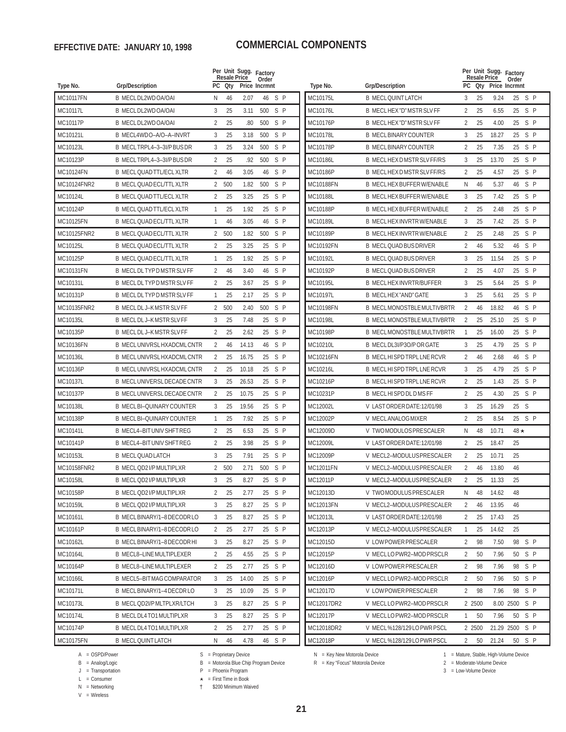**EFFECTIVE DATE: JANUARY 10, 1998**

# COMMERCIAL COMPONENTS

| Type No. | Grp/Description | PC | Per Unit Resale Qty | Sugg. Resale Price | Factory Order Incrmnt | | |
|---|---|---|---|---|---|---|---|
| MC10117FN | B MECL DL2WD OA/OAI | N | 46 | 2.07 | 46 | S | P |
| MC10117L | B MECL DL2WD OA/OAI | 3 | 25 | 3.11 | 500 | S | P |
| MC10117P | B MECL DL2WD OA/OAI | 2 | 25 | .80 | 500 | S | P |
| MC10121L | B MECL4WD O–A/O–A–INVRT | 3 | 25 | 3.18 | 500 | S | P |
| MC10123L | B MECL TRPL4–3–3I/P BUS DR | 3 | 25 | 3.24 | 500 | S | P |
| MC10123P | B MECL TRPL4–3–3I/P BUS DR | 2 | 25 | .92 | 500 | S | P |
| MC10124FN | B MECL QUAD TTL/ECL XLTR | 2 | 46 | 3.05 | 46 | S | P |
| MC10124FNR2 | B MECL QUAD ECL/TTL XLTR | 2 | 500 | 1.82 | 500 | S | P |
| MC10124L | B MECL QUAD TTL/ECL XLTR | 2 | 25 | 3.25 | 25 | S | P |
| MC10124P | B MECL QUAD TTL/ECL XLTR | 1 | 25 | 1.92 | 25 | S | P |
| MC10125FN | B MECL QUAD ECL/TTL XLTR | 1 | 46 | 3.05 | 46 | S | P |
| MC10125FNR2 | B MECL QUAD ECL/TTL XLTR | 2 | 500 | 1.82 | 500 | S | P |
| MC10125L | B MECL QUAD ECL/TTL XLTR | 2 | 25 | 3.25 | 25 | S | P |
| MC10125P | B MECL QUAD ECL/TTL XLTR | 1 | 25 | 1.92 | 25 | S | P |
| MC10131FN | B MECL DL TYP D MSTR SLV FF | 2 | 46 | 3.40 | 46 | S | P |
| MC10131L | B MECL DL TYP D MSTR SLV FF | 2 | 25 | 3.67 | 25 | S | P |
| MC10131P | B MECL DL TYP D MSTR SLV FF | 1 | 25 | 2.17 | 25 | S | P |
| MC10135FNR2 | B MECL DL J–K MSTR SLV FF | 2 | 500 | 2.40 | 500 | S | P |
| MC10135L | B MECL DL J–K MSTR SLV FF | 3 | 25 | 7.48 | 25 | S | P |
| MC10135P | B MECL DL J–K MSTR SLV FF | 2 | 25 | 2.62 | 25 | S | P |
| MC10136FN | B MECL UNIVRSL HXADCML CNTR | 2 | 46 | 14.13 | 46 | S | P |
| MC10136L | B MECL UNIVRSL HXADCML CNTR | 2 | 25 | 16.75 | 25 | S | P |
| MC10136P | B MECL UNIVRSL HXADCML CNTR | 2 | 25 | 10.18 | 25 | S | P |
| MC10137L | B MECL UNIVERSL DECADE CNTR | 3 | 25 | 26.53 | 25 | S | P |
| MC10137P | B MECL UNIVERSL DECADE CNTR | 2 | 25 | 10.75 | 25 | S | P |
| MC10138L | B MECL BI–QUINARY COUNTER | 3 | 25 | 19.56 | 25 | S | P |
| MC10138P | B MECL BI–QUINARY COUNTER | 1 | 25 | 7.92 | 25 | S | P |
| MC10141L | B MECL4–BIT UNIV SHFT REG | 2 | 25 | 6.53 | 25 | S | P |
| MC10141P | B MECL4–BIT UNIV SHFT REG | 2 | 25 | 3.98 | 25 | S | P |
| MC10153L | B MECL QUAD LATCH | 3 | 25 | 7.91 | 25 | S | P |
| MC10158FNR2 | B MECL QD2 I/P MULTIPLXR | 2 | 500 | 2.71 | 500 | S | P |
| MC10158L | B MECL QD2 I/P MULTIPLXR | 3 | 25 | 8.27 | 25 | S | P |
| MC10158P | B MECL QD2 I/P MULTIPLXR | 2 | 25 | 2.77 | 25 | S | P |
| MC10159L | B MECL QD2 I/P MULTIPLXR | 3 | 25 | 8.27 | 25 | S | P |
| MC10161L | B MECL BINARY/1–8 DECODR LO | 3 | 25 | 8.27 | 25 | S | P |
| MC10161P | B MECL BINARY/1–8 DECODR LO | 2 | 25 | 2.77 | 25 | S | P |
| MC10162L | B MECL BINARY/1–8 DECODR HI | 3 | 25 | 8.27 | 25 | S | P |
| MC10164L | B MECL8–LINE MULTIPLEXER | 2 | 25 | 4.55 | 25 | S | P |
| MC10164P | B MECL8–LINE MULTIPLEXER | 2 | 25 | 2.77 | 25 | S | P |
| MC10166L | B MECL5–BIT MAG COMPARATOR | 3 | 25 | 14.00 | 25 | S | P |
| MC10171L | B MECL BINARY/1–4 DECDR LO | 3 | 25 | 10.09 | 25 | S | P |
| MC10173L | B MECL QD2I/P MLTPLXR/LTCH | 3 | 25 | 8.27 | 25 | S | P |
| MC10174L | B MECL DL4 TO1 MULTIPLXR | 3 | 25 | 8.27 | 25 | S | P |
| MC10174P | B MECL DL4 TO1 MULTIPLXR | 2 | 25 | 2.77 | 25 | S | P |
| MC10175FN | B MECL QUINT LATCH | N | 46 | 4.78 | 46 | S | P |
| MC10175L | B MECL QUINT LATCH | 3 | 25 | 9.24 | 25 | S | P |
| MC10176L | B MECL HEX "D" MSTR SLV FF | 2 | 25 | 6.55 | 25 | S | P |
| MC10176P | B MECL HEX "D" MSTR SLV FF | 2 | 25 | 4.00 | 25 | S | P |
| MC10178L | B MECL BINARY COUNTER | 3 | 25 | 18.27 | 25 | S | P |
| MC10178P | B MECL BINARY COUNTER | 2 | 25 | 7.35 | 25 | S | P |
| MC10186L | B MECL HEX D MSTR SLV FF/RS | 3 | 25 | 13.70 | 25 | S | P |
| MC10186P | B MECL HEX D MSTR SLV FF/RS | 2 | 25 | 4.57 | 25 | S | P |
| MC10188FN | B MECL HEX BUFFER W/ENABLE | N | 46 | 5.37 | 46 | S | P |
| MC10188L | B MECL HEX BUFFER W/ENABLE | 3 | 25 | 7.42 | 25 | S | P |
| MC10188P | B MECL HEX BUFFER W/ENABLE | 2 | 25 | 2.48 | 25 | S | P |
| MC10189L | B MECL HEX INVRTR W/ENABLE | 3 | 25 | 7.42 | 25 | S | P |
| MC10189P | B MECL HEX INVRTR W/ENABLE | 2 | 25 | 2.48 | 25 | S | P |
| MC10192FN | B MECL QUAD BUS DRIVER | 2 | 46 | 5.32 | 46 | S | P |
| MC10192L | B MECL QUAD BUS DRIVER | 3 | 25 | 11.54 | 25 | S | P |
| MC10192P | B MECL QUAD BUS DRIVER | 2 | 25 | 4.07 | 25 | S | P |
| MC10195L | B MECL HEX INVRTR/BUFFER | 3 | 25 | 5.64 | 25 | S | P |
| MC10197L | B MECL HEX "AND" GATE | 3 | 25 | 5.61 | 25 | S | P |
| MC10198FN | B MECL MONOSTBLE MULTIVBRTR | 2 | 46 | 18.82 | 46 | S | P |
| MC10198L | B MECL MONOSTBLE MULTIVBRTR | 2 | 25 | 25.10 | 25 | S | P |
| MC10198P | B MECL MONOSTBLE MULTIVBRTR | 1 | 25 | 16.00 | 25 | S | P |
| MC10210L | B MECL DL3I/P3O/P OR GATE | 3 | 25 | 4.79 | 25 | S | P |
| MC10216FN | B MECL HI SPD TRPL LNE RCVR | 2 | 46 | 2.68 | 46 | S | P |
| MC10216L | B MECL HI SPD TRPL LNE RCVR | 3 | 25 | 4.79 | 25 | S | P |
| MC10216P | B MECL HI SPD TRPL LNE RCVR | 2 | 25 | 1.43 | 25 | S | P |
| MC10231P | B MECL HI SPD DL D MS FF | 2 | 25 | 4.30 | 25 | S | P |
| MC12002L | V LAST ORDER DATE:12/01/98 | 3 | 25 | 16.29 | 25 | S | |
| MC12002P | V MECL ANALOG MIXER | 2 | 25 | 8.54 | 25 | S | P |
| MC12009D | V TWO MODULOS PRESCALER | N | 48 | 10.71 | 48 ★ | | |
| MC12009L | V LAST ORDER DATE:12/01/98 | 2 | 25 | 18.47 | 25 | | |
| MC12009P | V MECL2–MODULUS PRESCALER | 2 | 25 | 10.71 | 25 | | |
| MC12011FN | V MECL2–MODULUS PRESCALER | 2 | 46 | 13.80 | 46 | | |
| MC12011P | V MECL2–MODULUS PRESCALER | 2 | 25 | 11.33 | 25 | | |
| MC12013D | V TWO MODULUS PRESCALER | N | 48 | 14.62 | 48 | | |
| MC12013FN | V MECL2–MODULUS PRESCALER | 2 | 46 | 13.95 | 46 | | |
| MC12013L | V LAST ORDER DATE:12/01/98 | 2 | 25 | 17.43 | 25 | | |
| MC12013P | V MECL2–MODULUS PRESCALER | 1 | 25 | 14.62 | 25 | | |
| MC12015D | V LOW POWER PRESCALER | 2 | 98 | 7.50 | 98 | S | P |
| MC12015P | V MECL LO PWR2–MOD PRSCLR | 2 | 50 | 7.96 | 50 | S | P |
| MC12016D | V LOW POWER PRESCALER | 2 | 98 | 7.96 | 98 | S | P |
| MC12016P | V MECL LO PWR2–MOD PRSCLR | 2 | 50 | 7.96 | 50 | S | P |
| MC12017D | V LOW POWER PRESCALER | 2 | 98 | 7.96 | 98 | S | P |
| MC12017DR2 | V MECL LO PWR2–MOD PRSCLR | 2 | 2500 | 8.00 | 2500 | S | P |
| MC12017P | V MECL LO PWR2–MOD PRSCLR | 1 | 50 | 7.96 | 50 | S | P |
| MC12018DR2 | V MECL %128/129 LO PWR PSCL | 2 | 2500 | 21.29 | 2500 | S | P |
| MC12018P | V MECL %128/129 LO PWR PSCL | 2 | 50 | 21.24 | 50 | S | P |

A = OSPD/Power
B = Analog/Logic
J = Transportation
L = Consumer
N = Networking
V = Wireless

S = Proprietary Device
B = Motorola Blue Chip Program Device
P = Phoenix Program
★ = First Time in Book
† $200 Minimum Waived

N = Key New Motorola Device
R = Key "Focus" Motorola Device

1 = Mature, Stable, High-Volume Device
2 = Moderate-Volume Device
3 = Low-Volume Device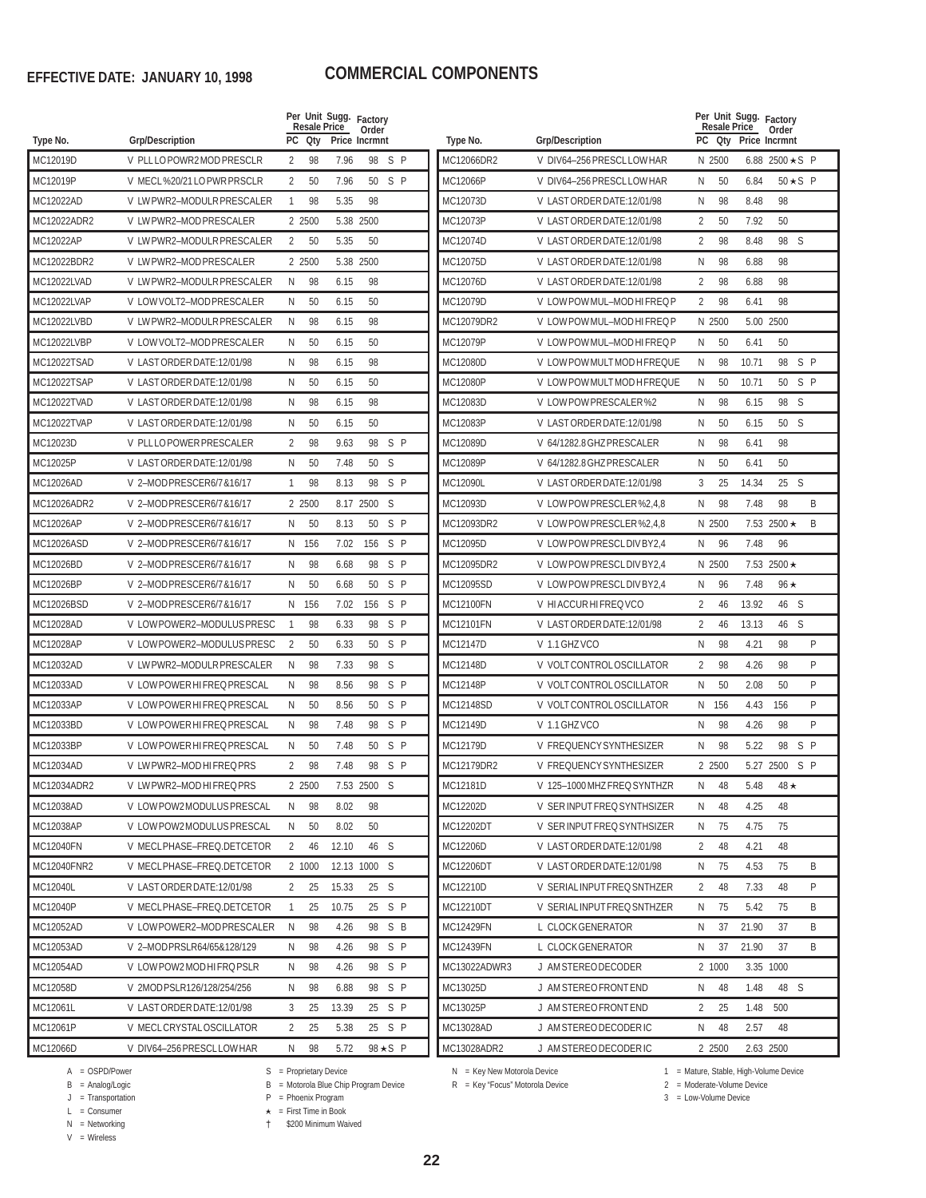**EFFECTIVE DATE: JANUARY 10, 1998**

# COMMERCIAL COMPONENTS

| Type No. | Grp/Description | PC | Per Unit Resale Qty | Sugg. Resale Price | Factory Order Incrmnt | | |
|---|---|---|---|---|---|---|---|
| MC12019D | V PLL LO POWR2 MOD PRESCLR | 2 | 98 | 7.96 | 98 | S | P |
| MC12019P | V MECL %20/21 LO PWR PRSCLR | 2 | 50 | 7.96 | 50 | S | P |
| MC12022AD | V LW PWR2–MODULR PRESCALER | 1 | 98 | 5.35 | 98 | | |
| MC12022ADR2 | V LW PWR2–MOD PRESCALER | 2 | 2500 | 5.38 | 2500 | | |
| MC12022AP | V LW PWR2–MODULR PRESCALER | 2 | 50 | 5.35 | 50 | | |
| MC12022BDR2 | V LW PWR2–MOD PRESCALER | 2 | 2500 | 5.38 | 2500 | | |
| MC12022LVAD | V LW PWR2–MODULR PRESCALER | N | 98 | 6.15 | 98 | | |
| MC12022LVAP | V LOW VOLT2–MOD PRESCALER | N | 50 | 6.15 | 50 | | |
| MC12022LVBD | V LW PWR2–MODULR PRESCALER | N | 98 | 6.15 | 98 | | |
| MC12022LVBP | V LOW VOLT2–MOD PRESCALER | N | 50 | 6.15 | 50 | | |
| MC12022TSAD | V LAST ORDER DATE:12/01/98 | N | 98 | 6.15 | 98 | | |
| MC12022TSAP | V LAST ORDER DATE:12/01/98 | N | 50 | 6.15 | 50 | | |
| MC12022TVAD | V LAST ORDER DATE:12/01/98 | N | 98 | 6.15 | 98 | | |
| MC12022TVAP | V LAST ORDER DATE:12/01/98 | N | 50 | 6.15 | 50 | | |
| MC12023D | V PLL LO POWER PRESCALER | 2 | 98 | 9.63 | 98 | S | P |
| MC12025P | V LAST ORDER DATE:12/01/98 | N | 50 | 7.48 | 50 | S | |
| MC12026AD | V 2–MOD PRESCER6/7&16/17 | 1 | 98 | 8.13 | 98 | S | P |
| MC12026ADR2 | V 2–MOD PRESCER6/7&16/17 | 2 | 2500 | 8.17 | 2500 | S | |
| MC12026AP | V 2–MOD PRESCER6/7&16/17 | N | 50 | 8.13 | 50 | S | P |
| MC12026ASD | V 2–MOD PRESCER6/7&16/17 | N | 156 | 7.02 | 156 | S | P |
| MC12026BD | V 2–MOD PRESCER6/7&16/17 | N | 98 | 6.68 | 98 | S | P |
| MC12026BP | V 2–MOD PRESCER6/7&16/17 | N | 50 | 6.68 | 50 | S | P |
| MC12026BSD | V 2–MOD PRESCER6/7&16/17 | N | 156 | 7.02 | 156 | S | P |
| MC12028AD | V LOW POWER2–MODULUS PRESC | 1 | 98 | 6.33 | 98 | S | P |
| MC12028AP | V LOW POWER2–MODULUS PRESC | 2 | 50 | 6.33 | 50 | S | P |
| MC12032AD | V LW PWR2–MODULR PRESCALER | N | 98 | 7.33 | 98 | S | |
| MC12033AD | V LOW POWER HI FREQ PRESCAL | N | 98 | 8.56 | 98 | S | P |
| MC12033AP | V LOW POWER HI FREQ PRESCAL | N | 50 | 8.56 | 50 | S | P |
| MC12033BD | V LOW POWER HI FREQ PRESCAL | N | 98 | 7.48 | 98 | S | P |
| MC12033BP | V LOW POWER HI FREQ PRESCAL | N | 50 | 7.48 | 50 | S | P |
| MC12034AD | V LW PWR2–MOD HI FREQ PRS | 2 | 98 | 7.48 | 98 | S | P |
| MC12034ADR2 | V LW PWR2–MOD HI FREQ PRS | 2 | 2500 | 7.53 | 2500 | S | |
| MC12038AD | V LOW POW2 MODULUS PRESCAL | N | 98 | 8.02 | 98 | | |
| MC12038AP | V LOW POW2 MODULUS PRESCAL | N | 50 | 8.02 | 50 | | |
| MC12040FN | V MECL PHASE–FREQ.DETCETOR | 2 | 46 | 12.10 | 46 | S | |
| MC12040FNR2 | V MECL PHASE–FREQ.DETCETOR | 2 | 1000 | 12.13 | 1000 | S | |
| MC12040L | V LAST ORDER DATE:12/01/98 | 2 | 25 | 15.33 | 25 | S | |
| MC12040P | V MECL PHASE–FREQ.DETCETOR | 1 | 25 | 10.75 | 25 | S | P |
| MC12052AD | V LOW POWER2–MOD PRESCALER | N | 98 | 4.26 | 98 | S | B |
| MC12053AD | V 2–MOD PRSLR64/65&128/129 | N | 98 | 4.26 | 98 | S | P |
| MC12054AD | V LOW POW2 MOD HI FRQ PSLR | N | 98 | 4.26 | 98 | S | P |
| MC12058D | V 2MOD PSLR126/128/254/256 | N | 98 | 6.88 | 98 | S | P |
| MC12061L | V LAST ORDER DATE:12/01/98 | 3 | 25 | 13.39 | 25 | S | P |
| MC12061P | V MECL CRYSTAL OSCILLATOR | 2 | 25 | 5.38 | 25 | S | P |
| MC12066D | V DIV64–256 PRESCL LOW HAR | N | 98 | 5.72 | 98 ★ | S | P |
| MC12066DR2 | V DIV64–256 PRESCL LOW HAR | N | 2500 | 6.88 | 2500 ★ | S | P |
| MC12066P | V DIV64–256 PRESCL LOW HAR | N | 50 | 6.84 | 50 ★ | S | P |
| MC12073D | V LAST ORDER DATE:12/01/98 | N | 98 | 8.48 | 98 | | |
| MC12073P | V LAST ORDER DATE:12/01/98 | 2 | 50 | 7.92 | 50 | | |
| MC12074D | V LAST ORDER DATE:12/01/98 | 2 | 98 | 8.48 | 98 | S | |
| MC12075D | V LAST ORDER DATE:12/01/98 | N | 98 | 6.88 | 98 | | |
| MC12076D | V LAST ORDER DATE:12/01/98 | 2 | 98 | 6.88 | 98 | | |
| MC12079D | V LOW POW MUL–MOD HI FREQ P | 2 | 98 | 6.41 | 98 | | |
| MC12079DR2 | V LOW POW MUL–MOD HI FREQ P | N | 2500 | 5.00 | 2500 | | |
| MC12079P | V LOW POW MUL–MOD HI FREQ P | N | 50 | 6.41 | 50 | | |
| MC12080D | V LOW POW MULT MOD H FREQUE | N | 98 | 10.71 | 98 | S | P |
| MC12080P | V LOW POW MULT MOD H FREQUE | N | 50 | 10.71 | 50 | S | P |
| MC12083D | V LOW POW PRESCALER %2 | N | 98 | 6.15 | 98 | S | |
| MC12083P | V LAST ORDER DATE:12/01/98 | N | 50 | 6.15 | 50 | S | |
| MC12089D | V 64/1282.8 GHZ PRESCALER | N | 98 | 6.41 | 98 | | |
| MC12089P | V 64/1282.8 GHZ PRESCALER | N | 50 | 6.41 | 50 | | |
| MC12090L | V LAST ORDER DATE:12/01/98 | 3 | 25 | 14.34 | 25 | S | |
| MC12093D | V LOW POW PRESCLER %2,4,8 | N | 98 | 7.48 | 98 | | B |
| MC12093DR2 | V LOW POW PRESCLER %2,4,8 | N | 2500 | 7.53 | 2500 ★ | | B |
| MC12095D | V LOW POW PRESCL DIV BY2,4 | N | 96 | 7.48 | 96 | | |
| MC12095DR2 | V LOW POW PRESCL DIV BY2,4 | N | 2500 | 7.53 | 2500 ★ | | |
| MC12095SD | V LOW POW PRESCL DIV BY2,4 | N | 96 | 7.48 | 96 ★ | | |
| MC12100FN | V HI ACCUR HI FREQ VCO | 2 | 46 | 13.92 | 46 | S | |
| MC12101FN | V LAST ORDER DATE:12/01/98 | 2 | 46 | 13.13 | 46 | S | |
| MC12147D | V 1.1 GHZ VCO | N | 98 | 4.21 | 98 | | P |
| MC12148D | V VOLT CONTROL OSCILLATOR | 2 | 98 | 4.26 | 98 | | P |
| MC12148P | V VOLT CONTROL OSCILLATOR | N | 50 | 2.08 | 50 | | P |
| MC12148SD | V VOLT CONTROL OSCILLATOR | N | 156 | 4.43 | 156 | | P |
| MC12149D | V 1.1 GHZ VCO | N | 98 | 4.26 | 98 | | P |
| MC12179D | V FREQUENCY SYNTHESIZER | N | 98 | 5.22 | 98 | S | P |
| MC12179DR2 | V FREQUENCY SYNTHESIZER | 2 | 2500 | 5.27 | 2500 | S | P |
| MC12181D | V 125–1000 MHZ FREQ SYNTHZR | N | 48 | 5.48 | 48 ★ | | |
| MC12202D | V SER INPUT FREQ SYNTHSIZER | N | 48 | 4.25 | 48 | | |
| MC12202DT | V SER INPUT FREQ SYNTHSIZER | N | 75 | 4.75 | 75 | | |
| MC12206D | V LAST ORDER DATE:12/01/98 | 2 | 48 | 4.21 | 48 | | |
| MC12206DT | V LAST ORDER DATE:12/01/98 | N | 75 | 4.53 | 75 | | B |
| MC12210D | V SERIAL INPUT FREQ SNTHZER | 2 | 48 | 7.33 | 48 | | P |
| MC12210DT | V SERIAL INPUT FREQ SNTHZER | N | 75 | 5.42 | 75 | | B |
| MC12429FN | L CLOCK GENERATOR | N | 37 | 21.90 | 37 | | B |
| MC12439FN | L CLOCK GENERATOR | N | 37 | 21.90 | 37 | | B |
| MC13022ADWR3 | J AM STEREO DECODER | 2 | 1000 | 3.35 | 1000 | | |
| MC13025D | J AM STEREO FRONT END | N | 48 | 1.48 | 48 | S | |
| MC13025P | J AM STEREO FRONT END | 2 | 25 | 1.48 | 500 | | |
| MC13028AD | J AM STEREO DECODER IC | N | 48 | 2.57 | 48 | | |
| MC13028ADR2 | J AM STEREO DECODER IC | 2 | 2500 | 2.63 | 2500 | | |

A = OSPD/Power
B = Analog/Logic
J = Transportation
L = Consumer
N = Networking
V = Wireless

S = Proprietary Device
B = Motorola Blue Chip Program Device
P = Phoenix Program
★ = First Time in Book
† $200 Minimum Waived

N = Key New Motorola Device
R = Key "Focus" Motorola Device

1 = Mature, Stable, High-Volume Device
2 = Moderate-Volume Device
3 = Low-Volume Device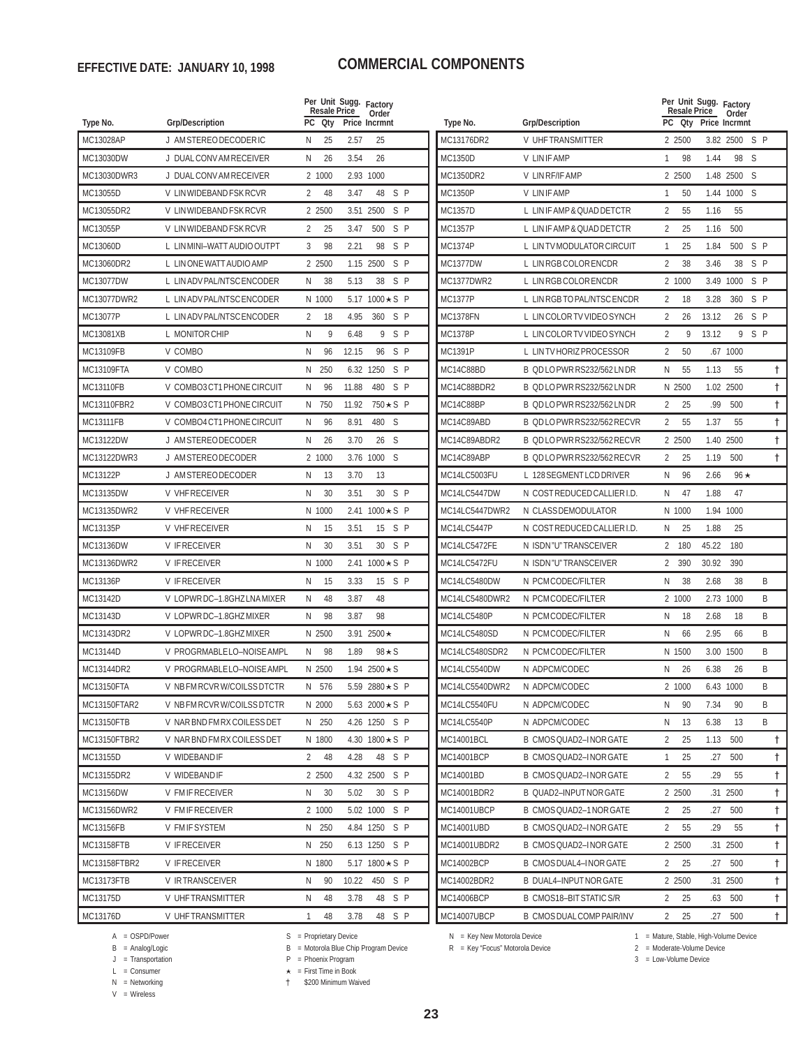**EFFECTIVE DATE: JANUARY 10, 1998**

# COMMERCIAL COMPONENTS

| Type No. | Grp/Description | PC | Per Unit Resale Qty | Sugg. Price | Factory Order Incrmnt | | |
|---|---|---|---|---|---|---|---|
| MC13028AP | J AM STEREO DECODER IC | N | 25 | 2.57 | 25 | | |
| MC13030DW | J DUAL CONV AM RECEIVER | N | 26 | 3.54 | 26 | | |
| MC13030DWR3 | J DUAL CONV AM RECEIVER | 2 | 1000 | 2.93 | 1000 | | |
| MC13055D | V LIN WIDEBAND FSK RCVR | 2 | 48 | 3.47 | 48 | S | P |
| MC13055DR2 | V LIN WIDEBAND FSK RCVR | 2 | 2500 | 3.51 | 2500 | S | P |
| MC13055P | V LIN WIDEBAND FSK RCVR | 2 | 25 | 3.47 | 500 | S | P |
| MC13060D | L LIN MINI–WATT AUDIO OUTPT | 3 | 98 | 2.21 | 98 | S | P |
| MC13060DR2 | L LIN ONE WATT AUDIO AMP | 2 | 2500 | 1.15 | 2500 | S | P |
| MC13077DW | L LIN ADV PAL/NTSC ENCODER | N | 38 | 5.13 | 38 | S | P |
| MC13077DWR2 | L LIN ADV PAL/NTSC ENCODER | N | 1000 | 5.17 | 1000 ★ | S | P |
| MC13077P | L LIN ADV PAL/NTSC ENCODER | 2 | 18 | 4.95 | 360 | S | P |
| MC13081XB | L MONITOR CHIP | N | 9 | 6.48 | 9 | S | P |
| MC13109FB | V COMBO | N | 96 | 12.15 | 96 | S | P |
| MC13109FTA | V COMBO | N | 250 | 6.32 | 1250 | S | P |
| MC13110FB | V COMBO3 CT1 PHONE CIRCUIT | N | 96 | 11.88 | 480 | S | P |
| MC13110FBR2 | V COMBO3 CT1 PHONE CIRCUIT | N | 750 | 11.92 | 750 ★ | S | P |
| MC13111FB | V COMBO4 CT1 PHONE CIRCUIT | N | 96 | 8.91 | 480 | S | |
| MC13122DW | J AM STEREO DECODER | N | 26 | 3.70 | 26 | S | |
| MC13122DWR3 | J AM STEREO DECODER | 2 | 1000 | 3.76 | 1000 | S | |
| MC13122P | J AM STEREO DECODER | N | 13 | 3.70 | 13 | | |
| MC13135DW | V VHF RECEIVER | N | 30 | 3.51 | 30 | S | P |
| MC13135DWR2 | V VHF RECEIVER | N | 1000 | 2.41 | 1000 ★ | S | P |
| MC13135P | V VHF RECEIVER | N | 15 | 3.51 | 15 | S | P |
| MC13136DW | V IF RECEIVER | N | 30 | 3.51 | 30 | S | P |
| MC13136DWR2 | V IF RECEIVER | N | 1000 | 2.41 | 1000 ★ | S | P |
| MC13136P | V IF RECEIVER | N | 15 | 3.33 | 15 | S | P |
| MC13142D | V LOPWR DC–1.8GHZ LNA MIXER | N | 48 | 3.87 | 48 | | |
| MC13143D | V LOPWR DC–1.8GHZ MIXER | N | 98 | 3.87 | 98 | | |
| MC13143DR2 | V LOPWR DC–1.8GHZ MIXER | N | 2500 | 3.91 | 2500 ★ | | |
| MC13144D | V PROGRMABLE LO–NOISE AMPL | N | 98 | 1.89 | 98 ★ | S | |
| MC13144DR2 | V PROGRMABLE LO–NOISE AMPL | N | 2500 | 1.94 | 2500 ★ | S | |
| MC13150FTA | V NB FM RCVR W/COILS S DTCTR | N | 576 | 5.59 | 2880 ★ | S | P |
| MC13150FTAR2 | V NB FM RCVR W/COILS S DTCTR | N | 2000 | 5.63 | 2000 ★ | S | P |
| MC13150FTB | V NAR BND FM RX COILESS DET | N | 250 | 4.26 | 1250 | S | P |
| MC13150FTBR2 | V NAR BND FM RX COILESS DET | N | 1800 | 4.30 | 1800 ★ | S | P |
| MC13155D | V WIDEBAND IF | 2 | 48 | 4.28 | 48 | S | P |
| MC13155DR2 | V WIDEBAND IF | 2 | 2500 | 4.32 | 2500 | S | P |
| MC13156DW | V FM IF RECEIVER | N | 30 | 5.02 | 30 | S | P |
| MC13156DWR2 | V FM IF RECEIVER | 2 | 1000 | 5.02 | 1000 | S | P |
| MC13156FB | V FM IF SYSTEM | N | 250 | 4.84 | 1250 | S | P |
| MC13158FTB | V IF RECEIVER | N | 250 | 6.13 | 1250 | S | P |
| MC13158FTBR2 | V IF RECEIVER | N | 1800 | 5.17 | 1800 ★ | S | P |
| MC13173FTB | V IR TRANSCEIVER | N | 90 | 10.22 | 450 | S | P |
| MC13175D | V UHF TRANSMITTER | N | 48 | 3.78 | 48 | S | P |
| MC13176D | V UHF TRANSMITTER | 1 | 48 | 3.78 | 48 | S | P |
| MC13176DR2 | V UHF TRANSMITTER | 2 | 2500 | 3.82 | 2500 | S | P |
| MC1350D | V LIN IF AMP | 1 | 98 | 1.44 | 98 | S | |
| MC1350DR2 | V LIN RF/IF AMP | 2 | 2500 | 1.48 | 2500 | S | |
| MC1350P | V LIN IF AMP | 1 | 50 | 1.44 | 1000 | S | |
| MC1357D | L LIN IF AMP & QUAD DETCTR | 2 | 55 | 1.16 | 55 | | |
| MC1357P | L LIN IF AMP & QUAD DETCTR | 2 | 25 | 1.16 | 500 | | |
| MC1374P | L LIN TV MODULATOR CIRCUIT | 1 | 25 | 1.84 | 500 | S | P |
| MC1377DW | L LIN RGB COLOR ENCDR | 2 | 38 | 3.46 | 38 | S | P |
| MC1377DWR2 | L LIN RGB COLOR ENCDR | 2 | 1000 | 3.49 | 1000 | S | P |
| MC1377P | L LIN RGB TO PAL/NTSC ENCDR | 2 | 18 | 3.28 | 360 | S | P |
| MC1378FN | L LIN COLOR TV VIDEO SYNCH | 2 | 26 | 13.12 | 26 | S | P |
| MC1378P | L LIN COLOR TV VIDEO SYNCH | 2 | 9 | 13.12 | 9 | S | P |
| MC1391P | L LIN TV HORIZ PROCESSOR | 2 | 50 | .67 | 1000 | | |
| MC14C88BD | B QD LO PWR RS232/562 LN DR | N | 55 | 1.13 | 55 | | † |
| MC14C88BDR2 | B QD LO PWR RS232/562 LN DR | N | 2500 | 1.02 | 2500 | | † |
| MC14C88BP | B QD LO PWR RS232/562 LN DR | 2 | 25 | .99 | 500 | | † |
| MC14C89ABD | B QD LO PWR RS232/562 RECVR | 2 | 55 | 1.37 | 55 | | † |
| MC14C89ABDR2 | B QD LO PWR RS232/562 RECVR | 2 | 2500 | 1.40 | 2500 | | † |
| MC14C89ABP | B QD LO PWR RS232/562 RECVR | 2 | 25 | 1.19 | 500 | | † |
| MC14LC5003FU | L 128 SEGMENT LCD DRIVER | N | 96 | 2.66 | 96 ★ | | |
| MC14LC5447DW | N COST REDUCED CALLIER I.D. | N | 47 | 1.88 | 47 | | |
| MC14LC5447DWR2 | N CLASS DEMODULATOR | N | 1000 | 1.94 | 1000 | | |
| MC14LC5447P | N COST REDUCED CALLIER I.D. | N | 25 | 1.88 | 25 | | |
| MC14LC5472FE | N ISDN "U" TRANSCEIVER | 2 | 180 | 45.22 | 180 | | |
| MC14LC5472FU | N ISDN "U" TRANSCEIVER | 2 | 390 | 30.92 | 390 | | |
| MC14LC5480DW | N PCM CODEC/FILTER | N | 38 | 2.68 | 38 | B | |
| MC14LC5480DWR2 | N PCM CODEC/FILTER | 2 | 1000 | 2.73 | 1000 | B | |
| MC14LC5480P | N PCM CODEC/FILTER | N | 18 | 2.68 | 18 | B | |
| MC14LC5480SD | N PCM CODEC/FILTER | N | 66 | 2.95 | 66 | B | |
| MC14LC5480SDR2 | N PCM CODEC/FILTER | N | 1500 | 3.00 | 1500 | B | |
| MC14LC5540DW | N ADPCM/CODEC | N | 26 | 6.38 | 26 | B | |
| MC14LC5540DWR2 | N ADPCM/CODEC | 2 | 1000 | 6.43 | 1000 | B | |
| MC14LC5540FU | N ADPCM/CODEC | N | 90 | 7.34 | 90 | B | |
| MC14LC5540P | N ADPCM/CODEC | N | 13 | 6.38 | 13 | B | |
| MC14001BCL | B CMOS QUAD2–INOR GATE | 2 | 25 | 1.13 | 500 | | † |
| MC14001BCP | B CMOS QUAD2–INOR GATE | 1 | 25 | .27 | 500 | | † |
| MC14001BD | B CMOS QUAD2–INOR GATE | 2 | 55 | .29 | 55 | | † |
| MC14001BDR2 | B QUAD2–INPUT NOR GATE | 2 | 2500 | .31 | 2500 | | † |
| MC14001UBCP | B CMOS QUAD2–1 NOR GATE | 2 | 25 | .27 | 500 | | † |
| MC14001UBD | B CMOS QUAD2–INOR GATE | 2 | 55 | .29 | 55 | | † |
| MC14001UBDR2 | B CMOS QUAD2–INOR GATE | 2 | 2500 | .31 | 2500 | | † |
| MC14002BCP | B CMOS DUAL4–INOR GATE | 2 | 25 | .27 | 500 | | † |
| MC14002BDR2 | B DUAL4–INPUT NOR GATE | 2 | 2500 | .31 | 2500 | | † |
| MC14006BCP | B CMOS18–BIT STATIC S/R | 2 | 25 | .63 | 500 | | † |
| MC14007UBCP | B CMOS DUAL COMP PAIR/INV | 2 | 25 | .27 | 500 | | † |

A = OSPD/Power
B = Analog/Logic
J = Transportation
L = Consumer
N = Networking
V = Wireless

S = Proprietary Device
B = Motorola Blue Chip Program Device
P = Phoenix Program
★ = First Time in Book
† $200 Minimum Waived

N = Key New Motorola Device
R = Key "Focus" Motorola Device

1 = Mature, Stable, High-Volume Device
2 = Moderate-Volume Device
3 = Low-Volume Device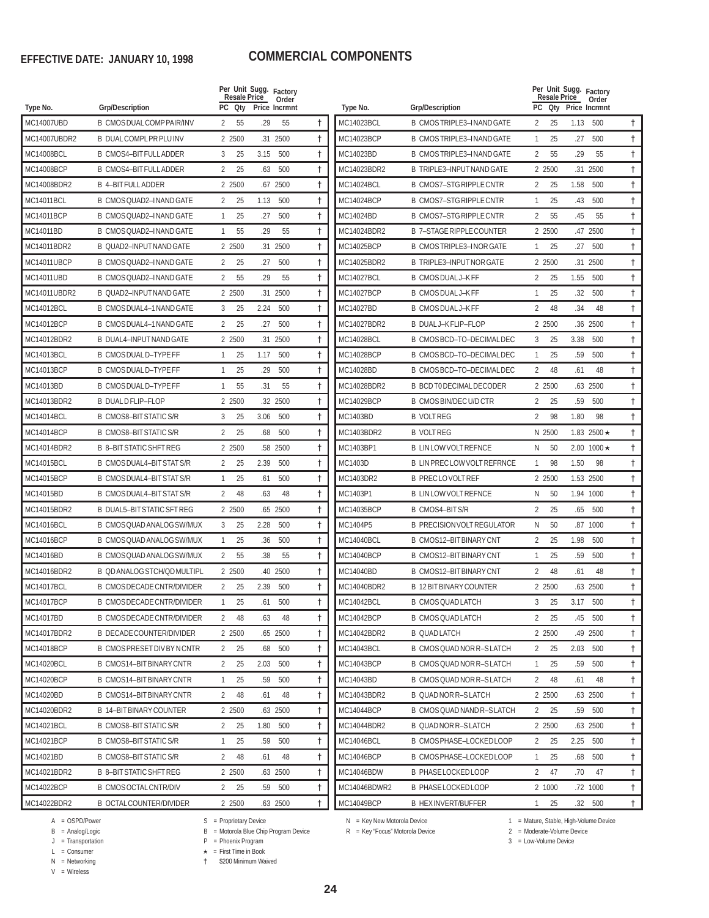**EFFECTIVE DATE: JANUARY 10, 1998**

# COMMERCIAL COMPONENTS

| Type No. | Grp/Description | PC | Per Unit Resale Qty | Sugg. Resale Price | Factory Order Incrmnt | |
|---|---|---|---|---|---|---|
| MC14007UBD | B CMOS DUAL COMP PAIR/INV | 2 | 55 | .29 | 55 | † |
| MC14007UBDR2 | B DUAL COMPL PR PLU INV | 2 | 2500 | .31 | 2500 | † |
| MC14008BCL | B CMOS4–BIT FULL ADDER | 3 | 25 | 3.15 | 500 | † |
| MC14008BCP | B CMOS4–BIT FULL ADDER | 2 | 25 | .63 | 500 | † |
| MC14008BDR2 | B 4–BIT FULL ADDER | 2 | 2500 | .67 | 2500 | † |
| MC14011BCL | B CMOS QUAD2–I NAND GATE | 2 | 25 | 1.13 | 500 | † |
| MC14011BCP | B CMOS QUAD2–I NAND GATE | 1 | 25 | .27 | 500 | † |
| MC14011BD | B CMOS QUAD2–I NAND GATE | 1 | 55 | .29 | 55 | † |
| MC14011BDR2 | B QUAD2–INPUT NAND GATE | 2 | 2500 | .31 | 2500 | † |
| MC14011UBCP | B CMOS QUAD2–I NAND GATE | 2 | 25 | .27 | 500 | † |
| MC14011UBD | B CMOS QUAD2–I NAND GATE | 2 | 55 | .29 | 55 | † |
| MC14011UBDR2 | B QUAD2–INPUT NAND GATE | 2 | 2500 | .31 | 2500 | † |
| MC14012BCL | B CMOS DUAL4–1 NAND GATE | 3 | 25 | 2.24 | 500 | † |
| MC14012BCP | B CMOS DUAL4–1 NAND GATE | 2 | 25 | .27 | 500 | † |
| MC14012BDR2 | B DUAL4–INPUT NAND GATE | 2 | 2500 | .31 | 2500 | † |
| MC14013BCL | B CMOS DUAL D–TYPE FF | 1 | 25 | 1.17 | 500 | † |
| MC14013BCP | B CMOS DUAL D–TYPE FF | 1 | 25 | .29 | 500 | † |
| MC14013BD | B CMOS DUAL D–TYPE FF | 1 | 55 | .31 | 55 | † |
| MC14013BDR2 | B DUAL D FLIP–FLOP | 2 | 2500 | .32 | 2500 | † |
| MC14014BCL | B CMOS8–BIT STATIC S/R | 3 | 25 | 3.06 | 500 | † |
| MC14014BCP | B CMOS8–BIT STATIC S/R | 2 | 25 | .68 | 500 | † |
| MC14014BDR2 | B 8–BIT STATIC SHFT REG | 2 | 2500 | .58 | 2500 | † |
| MC14015BCL | B CMOS DUAL4–BIT STAT S/R | 2 | 25 | 2.39 | 500 | † |
| MC14015BCP | B CMOS DUAL4–BIT STAT S/R | 1 | 25 | .61 | 500 | † |
| MC14015BD | B CMOS DUAL4–BIT STAT S/R | 2 | 48 | .63 | 48 | † |
| MC14015BDR2 | B DUAL5–BIT STATIC SFT REG | 2 | 2500 | .65 | 2500 | † |
| MC14016BCL | B CMOS QUAD ANALOG SW/MUX | 3 | 25 | 2.28 | 500 | † |
| MC14016BCP | B CMOS QUAD ANALOG SW/MUX | 1 | 25 | .36 | 500 | † |
| MC14016BD | B CMOS QUAD ANALOG SW/MUX | 2 | 55 | .38 | 55 | † |
| MC14016BDR2 | B QD ANALOG STCH/QD MULTIPL | 2 | 2500 | .40 | 2500 | † |
| MC14017BCL | B CMOS DECADE CNTR/DIVIDER | 2 | 25 | 2.39 | 500 | † |
| MC14017BCP | B CMOS DECADE CNTR/DIVIDER | 1 | 25 | .61 | 500 | † |
| MC14017BD | B CMOS DECADE CNTR/DIVIDER | 2 | 48 | .63 | 48 | † |
| MC14017BDR2 | B DECADE COUNTER/DIVIDER | 2 | 2500 | .65 | 2500 | † |
| MC14018BCP | B CMOS PRESET DIV BY N CNTR | 2 | 25 | .68 | 500 | † |
| MC14020BCL | B CMOS14–BIT BINARY CNTR | 2 | 25 | 2.03 | 500 | † |
| MC14020BCP | B CMOS14–BIT BINARY CNTR | 1 | 25 | .59 | 500 | † |
| MC14020BD | B CMOS14–BIT BINARY CNTR | 2 | 48 | .61 | 48 | † |
| MC14020BDR2 | B 14–BIT BINARY COUNTER | 2 | 2500 | .63 | 2500 | † |
| MC14021BCL | B CMOS8–BIT STATIC S/R | 2 | 25 | 1.80 | 500 | † |
| MC14021BCP | B CMOS8–BIT STATIC S/R | 1 | 25 | .59 | 500 | † |
| MC14021BD | B CMOS8–BIT STATIC S/R | 2 | 48 | .61 | 48 | † |
| MC14021BDR2 | B 8–BIT STATIC SHFT REG | 2 | 2500 | .63 | 2500 | † |
| MC14022BCP | B CMOS OCTAL CNTR/DIV | 2 | 25 | .59 | 500 | † |
| MC14022BDR2 | B OCTAL COUNTER/DIVIDER | 2 | 2500 | .63 | 2500 | † |
| MC14023BCL | B CMOS TRIPLE3–I NAND GATE | 2 | 25 | 1.13 | 500 | † |
| MC14023BCP | B CMOS TRIPLE3–I NAND GATE | 1 | 25 | .27 | 500 | † |
| MC14023BD | B CMOS TRIPLE3–I NAND GATE | 2 | 55 | .29 | 55 | † |
| MC14023BDR2 | B TRIPLE3–INPUT NAND GATE | 2 | 2500 | .31 | 2500 | † |
| MC14024BCL | B CMOS7–STG RIPPLE CNTR | 2 | 25 | 1.58 | 500 | † |
| MC14024BCP | B CMOS7–STG RIPPLE CNTR | 1 | 25 | .43 | 500 | † |
| MC14024BD | B CMOS7–STG RIPPLE CNTR | 2 | 55 | .45 | 55 | † |
| MC14024BDR2 | B 7–STAGE RIPPLE COUNTER | 2 | 2500 | .47 | 2500 | † |
| MC14025BCP | B CMOS TRIPLE3–I NOR GATE | 1 | 25 | .27 | 500 | † |
| MC14025BDR2 | B TRIPLE3–INPUT NOR GATE | 2 | 2500 | .31 | 2500 | † |
| MC14027BCL | B CMOS DUAL J–K FF | 2 | 25 | 1.55 | 500 | † |
| MC14027BCP | B CMOS DUAL J–K FF | 1 | 25 | .32 | 500 | † |
| MC14027BD | B CMOS DUAL J–K FF | 2 | 48 | .34 | 48 | † |
| MC14027BDR2 | B DUAL J–K FLIP–FLOP | 2 | 2500 | .36 | 2500 | † |
| MC14028BCL | B CMOS BCD–TO–DECIMAL DEC | 3 | 25 | 3.38 | 500 | † |
| MC14028BCP | B CMOS BCD–TO–DECIMAL DEC | 1 | 25 | .59 | 500 | † |
| MC14028BD | B CMOS BCD–TO–DECIMAL DEC | 2 | 48 | .61 | 48 | † |
| MC14028BDR2 | B BCD T0 DECIMAL DECODER | 2 | 2500 | .63 | 2500 | † |
| MC14029BCP | B CMOS BIN/DEC U/D CTR | 2 | 25 | .59 | 500 | † |
| MC1403BD | B VOLT REG | 2 | 98 | 1.80 | 98 | † |
| MC1403BDR2 | B VOLT REG | N | 2500 | 1.83 | 2500 ★ | † |
| MC1403BP1 | B LIN LOW VOLT REFNCE | N | 50 | 2.00 | 1000 ★ | † |
| MC1403D | B LIN PREC LOW VOLT REFRNCE | 1 | 98 | 1.50 | 98 | † |
| MC1403DR2 | B PREC LO VOLT REF | 2 | 2500 | 1.53 | 2500 | † |
| MC1403P1 | B LIN LOW VOLT REFNCE | N | 50 | 1.94 | 1000 | † |
| MC14035BCP | B CMOS4–BIT S/R | 2 | 25 | .65 | 500 | † |
| MC1404P5 | B PRECISION VOLT REGULATOR | N | 50 | .87 | 1000 | † |
| MC14040BCL | B CMOS12–BIT BINARY CNT | 2 | 25 | 1.98 | 500 | † |
| MC14040BCP | B CMOS12–BIT BINARY CNT | 1 | 25 | .59 | 500 | † |
| MC14040BD | B CMOS12–BIT BINARY CNT | 2 | 48 | .61 | 48 | † |
| MC14040BDR2 | B 12 BIT BINARY COUNTER | 2 | 2500 | .63 | 2500 | † |
| MC14042BCL | B CMOS QUAD LATCH | 3 | 25 | 3.17 | 500 | † |
| MC14042BCP | B CMOS QUAD LATCH | 2 | 25 | .45 | 500 | † |
| MC14042BDR2 | B QUAD LATCH | 2 | 2500 | .49 | 2500 | † |
| MC14043BCL | B CMOS QUAD NOR R–S LATCH | 2 | 25 | 2.03 | 500 | † |
| MC14043BCP | B CMOS QUAD NOR R–S LATCH | 1 | 25 | .59 | 500 | † |
| MC14043BD | B CMOS QUAD NOR R–S LATCH | 2 | 48 | .61 | 48 | † |
| MC14043BDR2 | B QUAD NOR R–S LATCH | 2 | 2500 | .63 | 2500 | † |
| MC14044BCP | B CMOS QUAD NAND R–S LATCH | 2 | 25 | .59 | 500 | † |
| MC14044BDR2 | B QUAD NOR R–S LATCH | 2 | 2500 | .63 | 2500 | † |
| MC14046BCL | B CMOS PHASE–LOCKED LOOP | 2 | 25 | 2.25 | 500 | † |
| MC14046BCP | B CMOS PHASE–LOCKED LOOP | 1 | 25 | .68 | 500 | † |
| MC14046BDW | B PHASE LOCKED LOOP | 2 | 47 | .70 | 47 | † |
| MC14046BDWR2 | B PHASE LOCKED LOOP | 2 | 1000 | .72 | 1000 | † |
| MC14049BCP | B HEX INVERT/BUFFER | 1 | 25 | .32 | 500 | † |

A = OSPD/Power
B = Analog/Logic
J = Transportation
L = Consumer
N = Networking
V = Wireless

S = Proprietary Device
B = Motorola Blue Chip Program Device
P = Phoenix Program
★ = First Time in Book
† $200 Minimum Waived

N = Key New Motorola Device
R = Key "Focus" Motorola Device

1 = Mature, Stable, High-Volume Device
2 = Moderate-Volume Device
3 = Low-Volume Device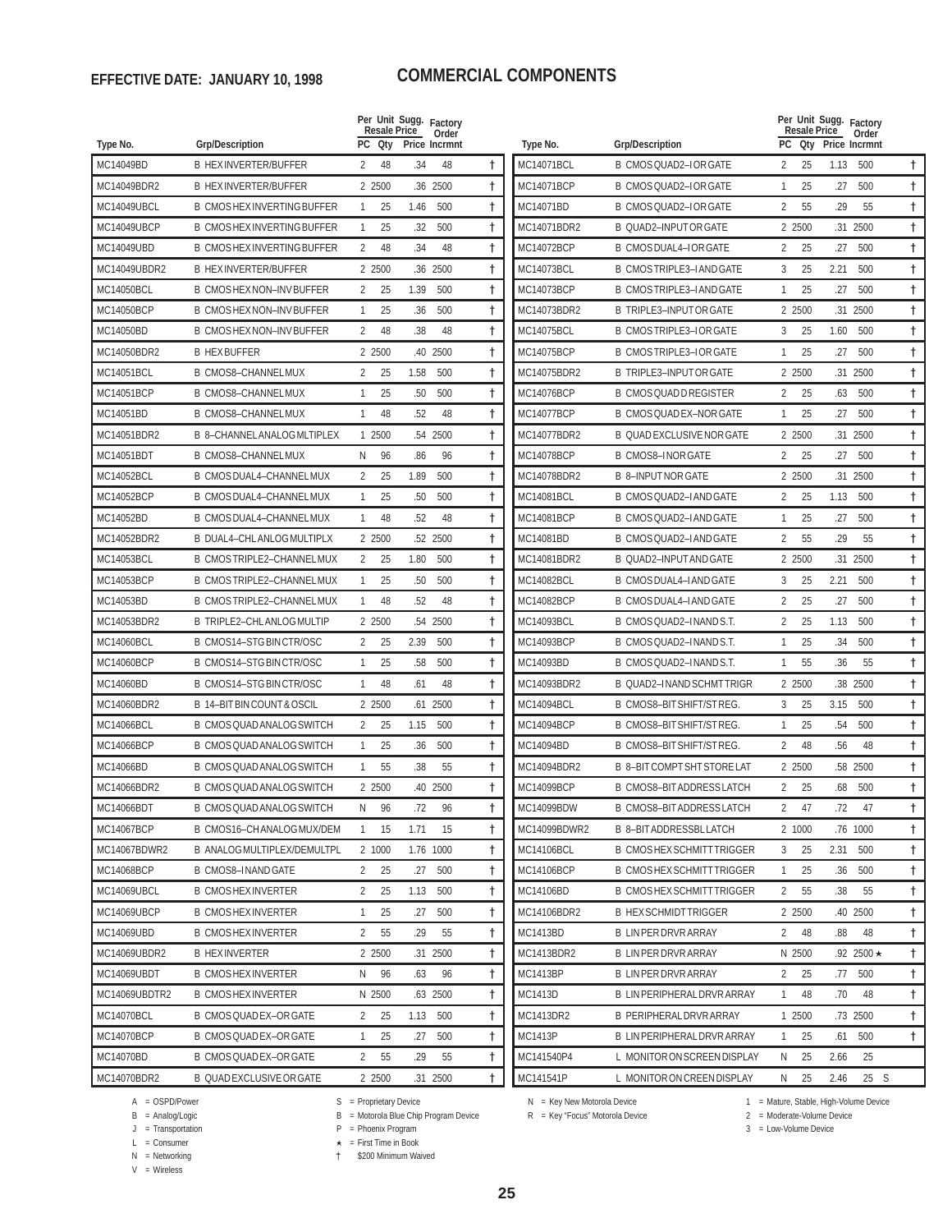**EFFECTIVE DATE: JANUARY 10, 1998**

# COMMERCIAL COMPONENTS

| Type No. | Grp/Description | PC | Per Unit Resale Qty | Sugg. Resale Price | Factory Order Incrmnt | |
|---|---|---|---|---|---|---|
| MC14049BD | B HEX INVERTER/BUFFER | 2 | 48 | .34 | 48 | † |
| MC14049BDR2 | B HEX INVERTER/BUFFER | 2 | 2500 | .36 | 2500 | † |
| MC14049UBCL | B CMOS HEX INVERTING BUFFER | 1 | 25 | 1.46 | 500 | † |
| MC14049UBCP | B CMOS HEX INVERTING BUFFER | 1 | 25 | .32 | 500 | † |
| MC14049UBD | B CMOS HEX INVERTING BUFFER | 2 | 48 | .34 | 48 | † |
| MC14049UBDR2 | B HEX INVERTER/BUFFER | 2 | 2500 | .36 | 2500 | † |
| MC14050BCL | B CMOS HEX NON–INV BUFFER | 2 | 25 | 1.39 | 500 | † |
| MC14050BCP | B CMOS HEX NON–INV BUFFER | 1 | 25 | .36 | 500 | † |
| MC14050BD | B CMOS HEX NON–INV BUFFER | 2 | 48 | .38 | 48 | † |
| MC14050BDR2 | B HEX BUFFER | 2 | 2500 | .40 | 2500 | † |
| MC14051BCL | B CMOS8–CHANNEL MUX | 2 | 25 | 1.58 | 500 | † |
| MC14051BCP | B CMOS8–CHANNEL MUX | 1 | 25 | .50 | 500 | † |
| MC14051BD | B CMOS8–CHANNEL MUX | 1 | 48 | .52 | 48 | † |
| MC14051BDR2 | B 8–CHANNEL ANALOG MLTIPLEX | 1 | 2500 | .54 | 2500 | † |
| MC14051BDT | B CMOS8–CHANNEL MUX | N | 96 | .86 | 96 | † |
| MC14052BCL | B CMOS DUAL4–CHANNEL MUX | 2 | 25 | 1.89 | 500 | † |
| MC14052BCP | B CMOS DUAL4–CHANNEL MUX | 1 | 25 | .50 | 500 | † |
| MC14052BD | B CMOS DUAL4–CHANNEL MUX | 1 | 48 | .52 | 48 | † |
| MC14052BDR2 | B DUAL4–CHL ANLOG MULTIPLX | 2 | 2500 | .52 | 2500 | † |
| MC14053BCL | B CMOS TRIPLE2–CHANNEL MUX | 2 | 25 | 1.80 | 500 | † |
| MC14053BCP | B CMOS TRIPLE2–CHANNEL MUX | 1 | 25 | .50 | 500 | † |
| MC14053BD | B CMOS TRIPLE2–CHANNEL MUX | 1 | 48 | .52 | 48 | † |
| MC14053BDR2 | B TRIPLE2–CHL ANLOG MULTIP | 2 | 2500 | .54 | 2500 | † |
| MC14060BCL | B CMOS14–STG BIN CTR/OSC | 2 | 25 | 2.39 | 500 | † |
| MC14060BCP | B CMOS14–STG BIN CTR/OSC | 1 | 25 | .58 | 500 | † |
| MC14060BD | B CMOS14–STG BIN CTR/OSC | 1 | 48 | .61 | 48 | † |
| MC14060BDR2 | B 14–BIT BIN COUNT & OSCIL | 2 | 2500 | .61 | 2500 | † |
| MC14066BCL | B CMOS QUAD ANALOG SWITCH | 2 | 25 | 1.15 | 500 | † |
| MC14066BCP | B CMOS QUAD ANALOG SWITCH | 1 | 25 | .36 | 500 | † |
| MC14066BD | B CMOS QUAD ANALOG SWITCH | 1 | 55 | .38 | 55 | † |
| MC14066BDR2 | B CMOS QUAD ANALOG SWITCH | 2 | 2500 | .40 | 2500 | † |
| MC14066BDT | B CMOS QUAD ANALOG SWITCH | N | 96 | .72 | 96 | † |
| MC14067BCP | B CMOS16–CH ANALOG MUX/DEM | 1 | 15 | 1.71 | 15 | † |
| MC14067BDWR2 | B ANALOG MULTIPLEX/DEMULTPL | 2 | 1000 | 1.76 | 1000 | † |
| MC14068BCP | B CMOS8–I NAND GATE | 2 | 25 | .27 | 500 | † |
| MC14069UBCL | B CMOS HEX INVERTER | 2 | 25 | 1.13 | 500 | † |
| MC14069UBCP | B CMOS HEX INVERTER | 1 | 25 | .27 | 500 | † |
| MC14069UBD | B CMOS HEX INVERTER | 2 | 55 | .29 | 55 | † |
| MC14069UBDR2 | B HEX INVERTER | 2 | 2500 | .31 | 2500 | † |
| MC14069UBDT | B CMOS HEX INVERTER | N | 96 | .63 | 96 | † |
| MC14069UBDTR2 | B CMOS HEX INVERTER | N | 2500 | .63 | 2500 | † |
| MC14070BCL | B CMOS QUAD EX–OR GATE | 2 | 25 | 1.13 | 500 | † |
| MC14070BCP | B CMOS QUAD EX–OR GATE | 1 | 25 | .27 | 500 | † |
| MC14070BD | B CMOS QUAD EX–OR GATE | 2 | 55 | .29 | 55 | † |
| MC14070BDR2 | B QUAD EXCLUSIVE OR GATE | 2 | 2500 | .31 | 2500 | † |
| MC14071BCL | B CMOS QUAD2–I OR GATE | 2 | 25 | 1.13 | 500 | † |
| MC14071BCP | B CMOS QUAD2–I OR GATE | 1 | 25 | .27 | 500 | † |
| MC14071BD | B CMOS QUAD2–I OR GATE | 2 | 55 | .29 | 55 | † |
| MC14071BDR2 | B QUAD2–INPUT OR GATE | 2 | 2500 | .31 | 2500 | † |
| MC14072BCP | B CMOS DUAL4–I OR GATE | 2 | 25 | .27 | 500 | † |
| MC14073BCL | B CMOS TRIPLE3–I AND GATE | 3 | 25 | 2.21 | 500 | † |
| MC14073BCP | B CMOS TRIPLE3–I AND GATE | 1 | 25 | .27 | 500 | † |
| MC14073BDR2 | B TRIPLE3–INPUT OR GATE | 2 | 2500 | .31 | 2500 | † |
| MC14075BCL | B CMOS TRIPLE3–I OR GATE | 3 | 25 | 1.60 | 500 | † |
| MC14075BCP | B CMOS TRIPLE3–I OR GATE | 1 | 25 | .27 | 500 | † |
| MC14075BDR2 | B TRIPLE3–INPUT OR GATE | 2 | 2500 | .31 | 2500 | † |
| MC14076BCP | B CMOS QUAD D REGISTER | 2 | 25 | .63 | 500 | † |
| MC14077BCP | B CMOS QUAD EX–NOR GATE | 1 | 25 | .27 | 500 | † |
| MC14077BDR2 | B QUAD EXCLUSIVE NOR GATE | 2 | 2500 | .31 | 2500 | † |
| MC14078BCP | B CMOS8–I NOR GATE | 2 | 25 | .27 | 500 | † |
| MC14078BDR2 | B 8–INPUT NOR GATE | 2 | 2500 | .31 | 2500 | † |
| MC14081BCL | B CMOS QUAD2–I AND GATE | 2 | 25 | 1.13 | 500 | † |
| MC14081BCP | B CMOS QUAD2–I AND GATE | 1 | 25 | .27 | 500 | † |
| MC14081BD | B CMOS QUAD2–I AND GATE | 2 | 55 | .29 | 55 | † |
| MC14081BDR2 | B QUAD2–INPUT AND GATE | 2 | 2500 | .31 | 2500 | † |
| MC14082BCL | B CMOS DUAL4–I AND GATE | 3 | 25 | 2.21 | 500 | † |
| MC14082BCP | B CMOS DUAL4–I AND GATE | 2 | 25 | .27 | 500 | † |
| MC14093BCL | B CMOS QUAD2–I NAND S.T. | 2 | 25 | 1.13 | 500 | † |
| MC14093BCP | B CMOS QUAD2–I NAND S.T. | 1 | 25 | .34 | 500 | † |
| MC14093BD | B CMOS QUAD2–I NAND S.T. | 1 | 55 | .36 | 55 | † |
| MC14093BDR2 | B QUAD2–I NAND SCHMT TRIGR | 2 | 2500 | .38 | 2500 | † |
| MC14094BCL | B CMOS8–BIT SHIFT/ST REG. | 3 | 25 | 3.15 | 500 | † |
| MC14094BCP | B CMOS8–BIT SHIFT/ST REG. | 1 | 25 | .54 | 500 | † |
| MC14094BD | B CMOS8–BIT SHIFT/ST REG. | 2 | 48 | .56 | 48 | † |
| MC14094BDR2 | B 8–BIT COMPT SHT STORE LAT | 2 | 2500 | .58 | 2500 | † |
| MC14099BCP | B CMOS8–BIT ADDRESS LATCH | 2 | 25 | .68 | 500 | † |
| MC14099BDW | B CMOS8–BIT ADDRESS LATCH | 2 | 47 | .72 | 47 | † |
| MC14099BDWR2 | B 8–BIT ADDRESSBL LATCH | 2 | 1000 | .76 | 1000 | † |
| MC14106BCL | B CMOS HEX SCHMITT TRIGGER | 3 | 25 | 2.31 | 500 | † |
| MC14106BCP | B CMOS HEX SCHMITT TRIGGER | 1 | 25 | .36 | 500 | † |
| MC14106BD | B CMOS HEX SCHMITT TRIGGER | 2 | 55 | .38 | 55 | † |
| MC14106BDR2 | B HEX SCHMIDT TRIGGER | 2 | 2500 | .40 | 2500 | † |
| MC1413BD | B LIN PER DRVR ARRAY | 2 | 48 | .88 | 48 | † |
| MC1413BDR2 | B LIN PER DRVR ARRAY | N | 2500 | .92 | 2500 ★ | † |
| MC1413BP | B LIN PER DRVR ARRAY | 2 | 25 | .77 | 500 | † |
| MC1413D | B LIN PERIPHERAL DRVR ARRAY | 1 | 48 | .70 | 48 | † |
| MC1413DR2 | B PERIPHERAL DRVR ARRAY | 1 | 2500 | .73 | 2500 | † |
| MC1413P | B LIN PERIPHERAL DRVR ARRAY | 1 | 25 | .61 | 500 | † |
| MC141540P4 | L MONITOR ON SCREEN DISPLAY | N | 25 | 2.66 | 25 | |
| MC141541P | L MONITOR ON CREEN DISPLAY | N | 25 | 2.46 | 25 S | |

A = OSPD/Power
B = Analog/Logic
J = Transportation
L = Consumer
N = Networking
V = Wireless

S = Proprietary Device
B = Motorola Blue Chip Program Device
P = Phoenix Program
★ = First Time in Book
† $200 Minimum Waived

N = Key New Motorola Device
R = Key "Focus" Motorola Device

1 = Mature, Stable, High-Volume Device
2 = Moderate-Volume Device
3 = Low-Volume Device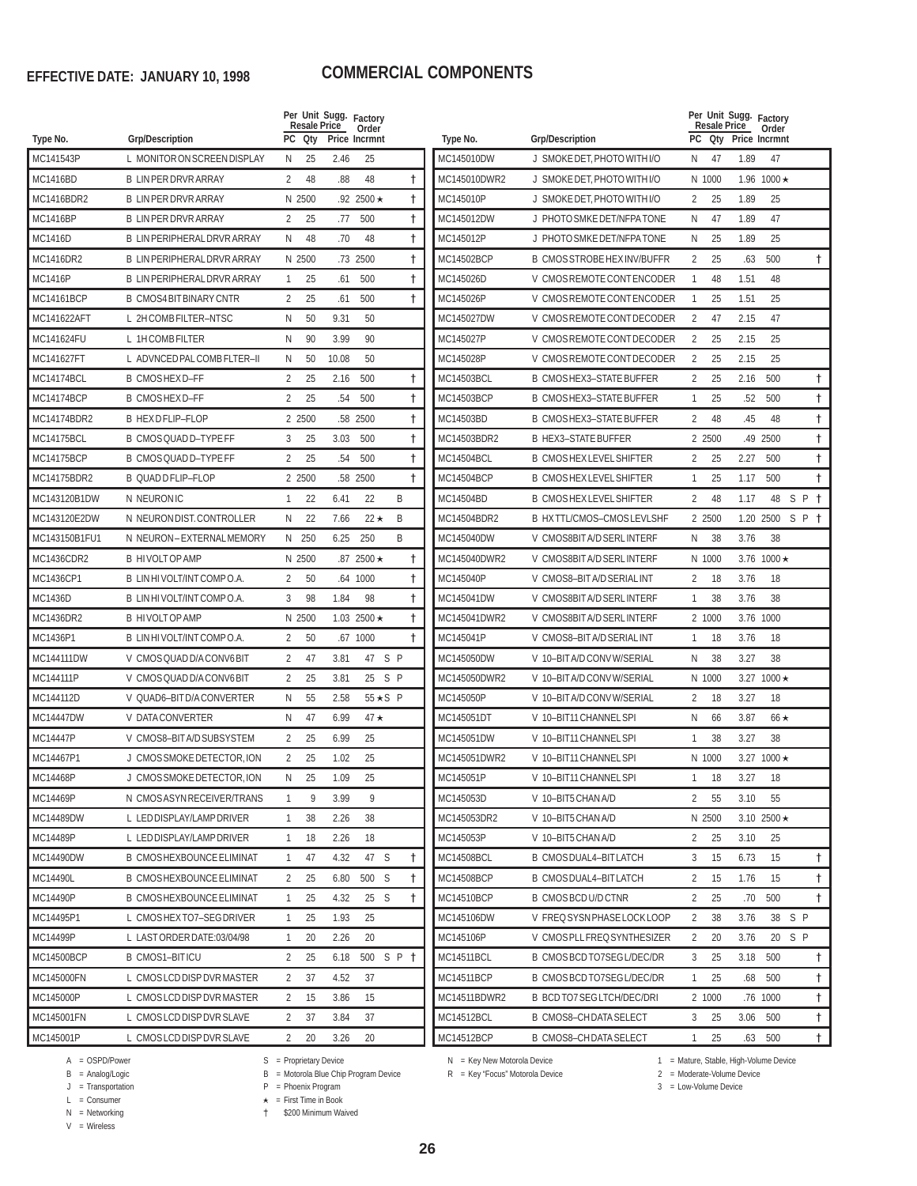**EFFECTIVE DATE: JANUARY 10, 1998**

# COMMERCIAL COMPONENTS

| Type No. | Grp/Description | PC | Per Unit Qty | Sugg. Resale Price | Factory Order Incrmnt | | |
|---|---|---|---|---|---|---|---|
| MC141543P | L MONITOR ON SCREEN DISPLAY | N | 25 | 2.46 | 25 | | |
| MC1416BD | B LIN PER DRVR ARRAY | 2 | 48 | .88 | 48 | | † |
| MC1416BDR2 | B LIN PER DRVR ARRAY | N | 2500 | .92 | 2500 ★ | | † |
| MC1416BP | B LIN PER DRVR ARRAY | 2 | 25 | .77 | 500 | | † |
| MC1416D | B LIN PERIPHERAL DRVR ARRAY | N | 48 | .70 | 48 | | † |
| MC1416DR2 | B LIN PERIPHERAL DRVR ARRAY | N | 2500 | .73 | 2500 | | † |
| MC1416P | B LIN PERIPHERAL DRVR ARRAY | 1 | 25 | .61 | 500 | | † |
| MC14161BCP | B CMOS 4 BIT BINARY CNTR | 2 | 25 | .61 | 500 | | † |
| MC141622AFT | L 2H COMB FILTER–NTSC | N | 50 | 9.31 | 50 | | |
| MC141624FU | L 1H COMB FILTER | N | 90 | 3.99 | 90 | | |
| MC141627FT | L ADVNCED PAL COMB FLTER–II | N | 50 | 10.08 | 50 | | |
| MC14174BCL | B CMOS HEX D–FF | 2 | 25 | 2.16 | 500 | | † |
| MC14174BCP | B CMOS HEX D–FF | 2 | 25 | .54 | 500 | | † |
| MC14174BDR2 | B HEX D FLIP–FLOP | 2 | 2500 | .58 | 2500 | | † |
| MC14175BCL | B CMOS QUAD D–TYPE FF | 3 | 25 | 3.03 | 500 | | † |
| MC14175BCP | B CMOS QUAD D–TYPE FF | 2 | 25 | .54 | 500 | | † |
| MC14175BDR2 | B QUAD D FLIP–FLOP | 2 | 2500 | .58 | 2500 | | † |
| MC143120B1DW | N NEURON IC | 1 | 22 | 6.41 | 22 | B | |
| MC143120E2DW | N NEURON DIST. CONTROLLER | N | 22 | 7.66 | 22 ★ | B | |
| MC143150B1FU1 | N NEURON – EXTERNAL MEMORY | N | 250 | 6.25 | 250 | B | |
| MC1436CDR2 | B HI VOLT OP AMP | N | 2500 | .87 | 2500 ★ | | † |
| MC1436CP1 | B LIN HI VOLT/INT COMP O.A. | 2 | 50 | .64 | 1000 | | † |
| MC1436D | B LIN HI VOLT/INT COMP O.A. | 3 | 98 | 1.84 | 98 | | † |
| MC1436DR2 | B HI VOLT OP AMP | N | 2500 | 1.03 | 2500 ★ | | † |
| MC1436P1 | B LIN HI VOLT/INT COMP O.A. | 2 | 50 | .67 | 1000 | | † |
| MC144111DW | V CMOS QUAD D/A CONV 6 BIT | 2 | 47 | 3.81 | 47 | S P | |
| MC144111P | V CMOS QUAD D/A CONV 6 BIT | 2 | 25 | 3.81 | 25 | S P | |
| MC144112D | V QUAD 6–BIT D/A CONVERTER | N | 55 | 2.58 | 55 ★ | S P | |
| MC14447DW | V DATA CONVERTER | N | 47 | 6.99 | 47 ★ | | |
| MC14447P | V CMOS 8–BIT A/D SUBSYSTEM | 2 | 25 | 6.99 | 25 | | |
| MC14467P1 | J CMOS SMOKE DETECTOR, ION | 2 | 25 | 1.02 | 25 | | |
| MC14468P | J CMOS SMOKE DETECTOR, ION | N | 25 | 1.09 | 25 | | |
| MC14469P | N CMOS ASYN RECEIVER/TRANS | 1 | 9 | 3.99 | 9 | | |
| MC14489DW | L LED DISPLAY/LAMP DRIVER | 1 | 38 | 2.26 | 38 | | |
| MC14489P | L LED DISPLAY/LAMP DRIVER | 1 | 18 | 2.26 | 18 | | |
| MC14490DW | B CMOS HEX BOUNCE ELIMINAT | 1 | 47 | 4.32 | 47 | S | † |
| MC14490L | B CMOS HEX BOUNCE ELIMINAT | 2 | 25 | 6.80 | 500 | S | † |
| MC14490P | B CMOS HEX BOUNCE ELIMINAT | 1 | 25 | 4.32 | 25 | S | † |
| MC14495P1 | L CMOS HEX TO 7–SEG DRIVER | 1 | 25 | 1.93 | 25 | | |
| MC14499P | L LAST ORDER DATE:03/04/98 | 1 | 20 | 2.26 | 20 | | |
| MC14500BCP | B CMOS 1–BIT ICU | 2 | 25 | 6.18 | 500 | S P | † |
| MC145000FN | L CMOS LCD DISP DVR MASTER | 2 | 37 | 4.52 | 37 | | |
| MC145000P | L CMOS LCD DISP DVR MASTER | 2 | 15 | 3.86 | 15 | | |
| MC145001FN | L CMOS LCD DISP DVR SLAVE | 2 | 37 | 3.84 | 37 | | |
| MC145001P | L CMOS LCD DISP DVR SLAVE | 2 | 20 | 3.26 | 20 | | |
| MC145010DW | J SMOKE DET, PHOTO WITH I/O | N | 47 | 1.89 | 47 | | |
| MC145010DWR2 | J SMOKE DET, PHOTO WITH I/O | N | 1000 | 1.96 | 1000 ★ | | |
| MC145010P | J SMOKE DET, PHOTO WITH I/O | 2 | 25 | 1.89 | 25 | | |
| MC145012DW | J PHOTO SMKE DET/NFPA TONE | N | 47 | 1.89 | 47 | | |
| MC145012P | J PHOTO SMKE DET/NFPA TONE | N | 25 | 1.89 | 25 | | |
| MC14502BCP | B CMOS STROBE HEX INV/BUFFR | 2 | 25 | .63 | 500 | | † |
| MC145026D | V CMOS REMOTE CONT ENCODER | 1 | 48 | 1.51 | 48 | | |
| MC145026P | V CMOS REMOTE CONT ENCODER | 1 | 25 | 1.51 | 25 | | |
| MC145027DW | V CMOS REMOTE CONT DECODER | 2 | 47 | 2.15 | 47 | | |
| MC145027P | V CMOS REMOTE CONT DECODER | 2 | 25 | 2.15 | 25 | | |
| MC145028P | V CMOS REMOTE CONT DECODER | 2 | 25 | 2.15 | 25 | | |
| MC14503BCL | B CMOS HEX 3–STATE BUFFER | 2 | 25 | 2.16 | 500 | | † |
| MC14503BCP | B CMOS HEX 3–STATE BUFFER | 1 | 25 | .52 | 500 | | † |
| MC14503BD | B CMOS HEX 3–STATE BUFFER | 2 | 48 | .45 | 48 | | † |
| MC14503BDR2 | B HEX 3–STATE BUFFER | 2 | 2500 | .49 | 2500 | | † |
| MC14504BCL | B CMOS HEX LEVEL SHIFTER | 2 | 25 | 2.27 | 500 | | † |
| MC14504BCP | B CMOS HEX LEVEL SHIFTER | 1 | 25 | 1.17 | 500 | | † |
| MC14504BD | B CMOS HEX LEVEL SHIFTER | 2 | 48 | 1.17 | 48 | S P | † |
| MC14504BDR2 | B HX TTL/CMOS–CMOS LEVLSHF | 2 | 2500 | 1.20 | 2500 | S P | † |
| MC145040DW | V CMOS 8BIT A/D SERL INTERF | N | 38 | 3.76 | 38 | | |
| MC145040DWR2 | V CMOS 8BIT A/D SERL INTERF | N | 1000 | 3.76 | 1000 ★ | | |
| MC145040P | V CMOS 8–BIT A/D SERIAL INT | 2 | 18 | 3.76 | 18 | | |
| MC145041DW | V CMOS 8BIT A/D SERL INTERF | 1 | 38 | 3.76 | 38 | | |
| MC145041DWR2 | V CMOS 8BIT A/D SERL INTERF | 2 | 1000 | 3.76 | 1000 | | |
| MC145041P | V CMOS 8–BIT A/D SERIAL INT | 1 | 18 | 3.76 | 18 | | |
| MC145050DW | V 10–BIT A/D CONV W/SERIAL | N | 38 | 3.27 | 38 | | |
| MC145050DWR2 | V 10–BIT A/D CONV W/SERIAL | N | 1000 | 3.27 | 1000 ★ | | |
| MC145050P | V 10–BIT A/D CONV W/SERIAL | 2 | 18 | 3.27 | 18 | | |
| MC145051DT | V 10–BIT 11 CHANNEL SPI | N | 66 | 3.87 | 66 ★ | | |
| MC145051DW | V 10–BIT 11 CHANNEL SPI | 1 | 38 | 3.27 | 38 | | |
| MC145051DWR2 | V 10–BIT 11 CHANNEL SPI | N | 1000 | 3.27 | 1000 ★ | | |
| MC145051P | V 10–BIT 11 CHANNEL SPI | 1 | 18 | 3.27 | 18 | | |
| MC145053D | V 10–BIT 5 CHAN A/D | 2 | 55 | 3.10 | 55 | | |
| MC145053DR2 | V 10–BIT 5 CHAN A/D | N | 2500 | 3.10 | 2500 ★ | | |
| MC145053P | V 10–BIT 5 CHAN A/D | 2 | 25 | 3.10 | 25 | | |
| MC14508BCL | B CMOS DUAL 4–BIT LATCH | 3 | 15 | 6.73 | 15 | | † |
| MC14508BCP | B CMOS DUAL 4–BIT LATCH | 2 | 15 | 1.76 | 15 | | † |
| MC14510BCP | B CMOS BCD U/D CTNR | 2 | 25 | .70 | 500 | | † |
| MC145106DW | V FREQ SYSN PHASE LOCK LOOP | 2 | 38 | 3.76 | 38 | S P | |
| MC145106P | V CMOS PLL FREQ SYNTHESIZER | 2 | 20 | 3.76 | 20 | S P | |
| MC14511BCL | B CMOS BCD TO 7SEG L/DEC/DR | 3 | 25 | 3.18 | 500 | | † |
| MC14511BCP | B CMOS BCD TO 7SEG L/DEC/DR | 1 | 25 | .68 | 500 | | † |
| MC14511BDWR2 | B BCD TO 7 SEG LTCH/DEC/DRI | 2 | 1000 | .76 | 1000 | | † |
| MC14512BCL | B CMOS 8–CH DATA SELECT | 3 | 25 | 3.06 | 500 | | † |
| MC14512BCP | B CMOS 8–CH DATA SELECT | 1 | 25 | .63 | 500 | | † |

A = OSPD/Power
B = Analog/Logic
J = Transportation
L = Consumer
N = Networking
V = Wireless

S = Proprietary Device
B = Motorola Blue Chip Program Device
P = Phoenix Program
★ = First Time in Book
† $200 Minimum Waived

N = Key New Motorola Device
R = Key "Focus" Motorola Device

1 = Mature, Stable, High-Volume Device
2 = Moderate-Volume Device
3 = Low-Volume Device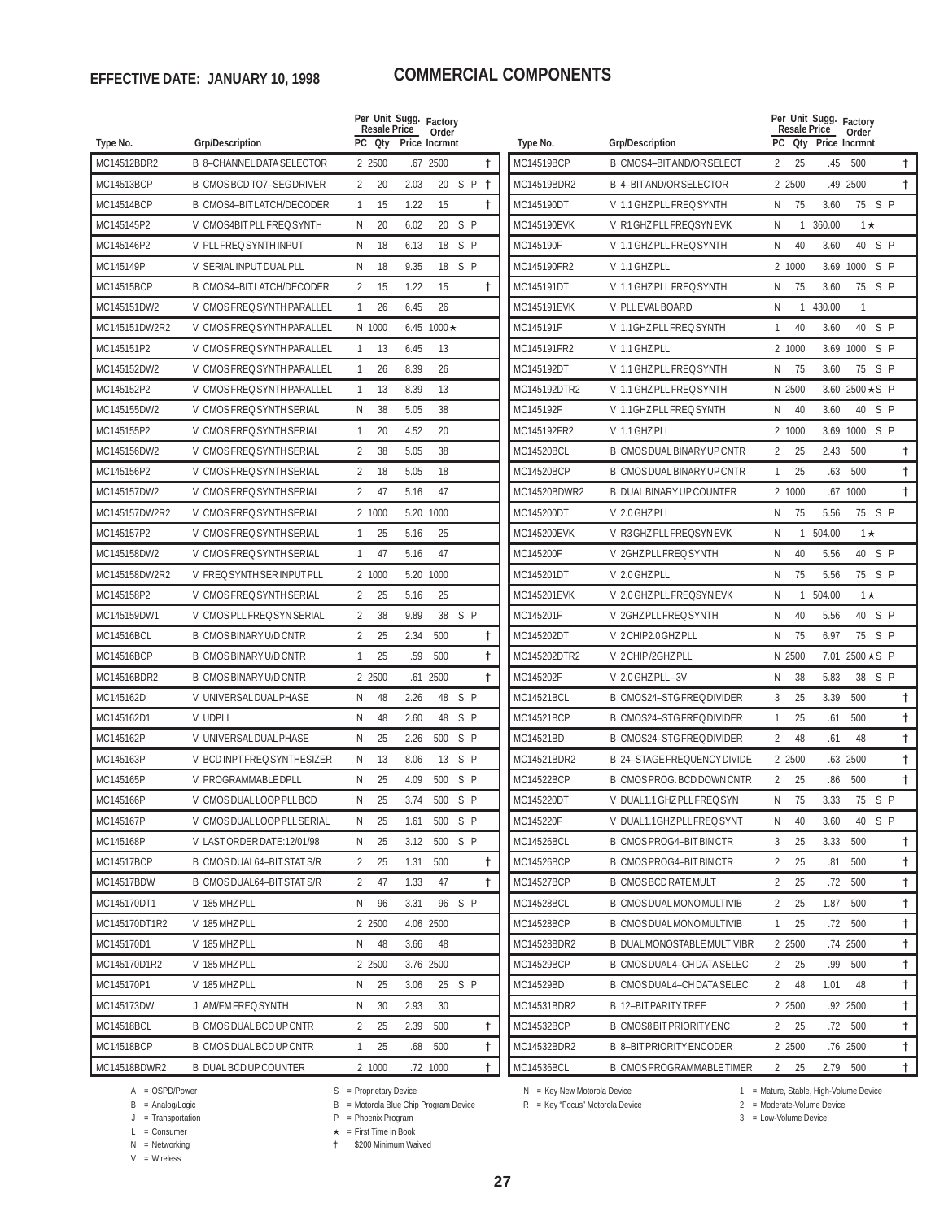**EFFECTIVE DATE: JANUARY 10, 1998**

# COMMERCIAL COMPONENTS

| Type No. | Grp/Description | PC | Resale Price Qty | Per Unit Sugg. Resale Price | Factory Order Incrmnt | | |
|---|---|---|---|---|---|---|---|
| MC14512BDR2 | B 8–CHANNEL DATA SELECTOR | 2 | 2500 | .67 | 2500 | | † |
| MC14513BCP | B CMOS BCD TO7–SEG DRIVER | 2 | 20 | 2.03 | 20 | S P | † |
| MC14514BCP | B CMOS4–BIT LATCH/DECODER | 1 | 15 | 1.22 | 15 | | † |
| MC145145P2 | V CMOS4BIT PLL FREQ SYNTH | N | 20 | 6.02 | 20 | S P | |
| MC145146P2 | V PLL FREQ SYNTH INPUT | N | 18 | 6.13 | 18 | S P | |
| MC145149P | V SERIAL INPUT DUAL PLL | N | 18 | 9.35 | 18 | S P | |
| MC14515BCP | B CMOS4–BIT LATCH/DECODER | 2 | 15 | 1.22 | 15 | | † |
| MC145151DW2 | V CMOS FREQ SYNTH PARALLEL | 1 | 26 | 6.45 | 26 | | |
| MC145151DW2R2 | V CMOS FREQ SYNTH PARALLEL | N | 1000 | 6.45 | 1000 ★ | | |
| MC145151P2 | V CMOS FREQ SYNTH PARALLEL | 1 | 13 | 6.45 | 13 | | |
| MC145152DW2 | V CMOS FREQ SYNTH PARALLEL | 1 | 26 | 8.39 | 26 | | |
| MC145152P2 | V CMOS FREQ SYNTH PARALLEL | 1 | 13 | 8.39 | 13 | | |
| MC145155DW2 | V CMOS FREQ SYNTH SERIAL | N | 38 | 5.05 | 38 | | |
| MC145155P2 | V CMOS FREQ SYNTH SERIAL | 1 | 20 | 4.52 | 20 | | |
| MC145156DW2 | V CMOS FREQ SYNTH SERIAL | 2 | 38 | 5.05 | 38 | | |
| MC145156P2 | V CMOS FREQ SYNTH SERIAL | 2 | 18 | 5.05 | 18 | | |
| MC145157DW2 | V CMOS FREQ SYNTH SERIAL | 2 | 47 | 5.16 | 47 | | |
| MC145157DW2R2 | V CMOS FREQ SYNTH SERIAL | 2 | 1000 | 5.20 | 1000 | | |
| MC145157P2 | V CMOS FREQ SYNTH SERIAL | 1 | 25 | 5.16 | 25 | | |
| MC145158DW2 | V CMOS FREQ SYNTH SERIAL | 1 | 47 | 5.16 | 47 | | |
| MC145158DW2R2 | V FREQ SYNTH SER INPUT PLL | 2 | 1000 | 5.20 | 1000 | | |
| MC145158P2 | V CMOS FREQ SYNTH SERIAL | 2 | 25 | 5.16 | 25 | | |
| MC145159DW1 | V CMOS PLL FREQ SYN SERIAL | 2 | 38 | 9.89 | 38 | S P | |
| MC14516BCL | B CMOS BINARY U/D CNTR | 2 | 25 | 2.34 | 500 | | † |
| MC14516BCP | B CMOS BINARY U/D CNTR | 1 | 25 | .59 | 500 | | † |
| MC14516BDR2 | B CMOS BINARY U/D CNTR | 2 | 2500 | .61 | 2500 | | † |
| MC145162D | V UNIVERSAL DUAL PHASE | N | 48 | 2.26 | 48 | S P | |
| MC145162D1 | V UDPLL | N | 48 | 2.60 | 48 | S P | |
| MC145162P | V UNIVERSAL DUAL PHASE | N | 25 | 2.26 | 500 | S P | |
| MC145163P | V BCD INPT FREQ SYNTHESIZER | N | 13 | 8.06 | 13 | S P | |
| MC145165P | V PROGRAMMABLE DPLL | N | 25 | 4.09 | 500 | S P | |
| MC145166P | V CMOS DUAL LOOP PLL BCD | N | 25 | 3.74 | 500 | S P | |
| MC145167P | V CMOS DUAL LOOP PLL SERIAL | N | 25 | 1.61 | 500 | S P | |
| MC145168P | V LAST ORDER DATE:12/01/98 | N | 25 | 3.12 | 500 | S P | |
| MC14517BCP | B CMOS DUAL64–BIT STAT S/R | 2 | 25 | 1.31 | 500 | | † |
| MC14517BDW | B CMOS DUAL64–BIT STAT S/R | 2 | 47 | 1.33 | 47 | | † |
| MC145170DT1 | V 185 MHZ PLL | N | 96 | 3.31 | 96 | S P | |
| MC145170DT1R2 | V 185 MHZ PLL | 2 | 2500 | 4.06 | 2500 | | |
| MC145170D1 | V 185 MHZ PLL | N | 48 | 3.66 | 48 | | |
| MC145170D1R2 | V 185 MHZ PLL | 2 | 2500 | 3.76 | 2500 | | |
| MC145170P1 | V 185 MHZ PLL | N | 25 | 3.06 | 25 | S P | |
| MC145173DW | J AM/FM FREQ SYNTH | N | 30 | 2.93 | 30 | | |
| MC14518BCL | B CMOS DUAL BCD UP CNTR | 2 | 25 | 2.39 | 500 | | † |
| MC14518BCP | B CMOS DUAL BCD UP CNTR | 1 | 25 | .68 | 500 | | † |
| MC14518BDWR2 | B DUAL BCD UP COUNTER | 2 | 1000 | .72 | 1000 | | † |
| MC14519BCP | B CMOS4–BIT AND/OR SELECT | 2 | 25 | .45 | 500 | | † |
| MC14519BDR2 | B 4–BIT AND/OR SELECTOR | 2 | 2500 | .49 | 2500 | | † |
| MC145190DT | V 1.1 GHZ PLL FREQ SYNTH | N | 75 | 3.60 | 75 | S P | |
| MC145190EVK | V R1 GHZ PLL FREQSYN EVK | N | 1 | 360.00 | 1 ★ | | |
| MC145190F | V 1.1 GHZ PLL FREQ SYNTH | N | 40 | 3.60 | 40 | S P | |
| MC145190FR2 | V 1.1 GHZ PLL | 2 | 1000 | 3.69 | 1000 | S P | |
| MC145191DT | V 1.1 GHZ PLL FREQ SYNTH | N | 75 | 3.60 | 75 | S P | |
| MC145191EVK | V PLL EVAL BOARD | N | 1 | 430.00 | 1 | | |
| MC145191F | V 1.1GHZ PLL FREQ SYNTH | 1 | 40 | 3.60 | 40 | S P | |
| MC145191FR2 | V 1.1 GHZ PLL | 2 | 1000 | 3.69 | 1000 | S P | |
| MC145192DT | V 1.1 GHZ PLL FREQ SYNTH | N | 75 | 3.60 | 75 | S P | |
| MC145192DTR2 | V 1.1 GHZ PLL FREQ SYNTH | N | 2500 | 3.60 | 2500 ★ | S P | |
| MC145192F | V 1.1GHZ PLL FREQ SYNTH | N | 40 | 3.60 | 40 | S P | |
| MC145192FR2 | V 1.1 GHZ PLL | 2 | 1000 | 3.69 | 1000 | S P | |
| MC14520BCL | B CMOS DUAL BINARY UP CNTR | 2 | 25 | 2.43 | 500 | | † |
| MC14520BCP | B CMOS DUAL BINARY UP CNTR | 1 | 25 | .63 | 500 | | † |
| MC14520BDWR2 | B DUAL BINARY UP COUNTER | 2 | 1000 | .67 | 1000 | | † |
| MC145200DT | V 2.0 GHZ PLL | N | 75 | 5.56 | 75 | S P | |
| MC145200EVK | V R3 GHZ PLL FREQSYN EVK | N | 1 | 504.00 | 1 ★ | | |
| MC145200F | V 2GHZ PLL FREQ SYNTH | N | 40 | 5.56 | 40 | S P | |
| MC145201DT | V 2.0 GHZ PLL | N | 75 | 5.56 | 75 | S P | |
| MC145201EVK | V 2.0 GHZ PLL FREQSYN EVK | N | 1 | 504.00 | 1 ★ | | |
| MC145201F | V 2GHZ PLL FREQ SYNTH | N | 40 | 5.56 | 40 | S P | |
| MC145202DT | V 2 CHIP2.0 GHZ PLL | N | 75 | 6.97 | 75 | S P | |
| MC145202DTR2 | V 2 CHIP /2GHZ PLL | N | 2500 | 7.01 | 2500 ★ | S P | |
| MC145202F | V 2.0 GHZ PLL –3V | N | 38 | 5.83 | 38 | S P | |
| MC14521BCL | B CMOS24–STG FREQ DIVIDER | 3 | 25 | 3.39 | 500 | | † |
| MC14521BCP | B CMOS24–STG FREQ DIVIDER | 1 | 25 | .61 | 500 | | † |
| MC14521BD | B CMOS24–STG FREQ DIVIDER | 2 | 48 | .61 | 48 | | † |
| MC14521BDR2 | B 24–STAGE FREQUENCY DIVIDE | 2 | 2500 | .63 | 2500 | | † |
| MC14522BCP | B CMOS PROG. BCD DOWN CNTR | 2 | 25 | .86 | 500 | | † |
| MC145220DT | V DUAL1.1 GHZ PLL FREQ SYN | N | 75 | 3.33 | 75 | S P | |
| MC145220F | V DUAL1.1GHZ PLL FREQ SYNT | N | 40 | 3.60 | 40 | S P | |
| MC14526BCL | B CMOS PROG4–BIT BIN CTR | 3 | 25 | 3.33 | 500 | | † |
| MC14526BCP | B CMOS PROG4–BIT BIN CTR | 2 | 25 | .81 | 500 | | † |
| MC14527BCP | B CMOS BCD RATE MULT | 2 | 25 | .72 | 500 | | † |
| MC14528BCL | B CMOS DUAL MONO MULTIVIB | 2 | 25 | 1.87 | 500 | | † |
| MC14528BCP | B CMOS DUAL MONO MULTIVIB | 1 | 25 | .72 | 500 | | † |
| MC14528BDR2 | B DUAL MONOSTABLE MULTIVIBR | 2 | 2500 | .74 | 2500 | | † |
| MC14529BCP | B CMOS DUAL4–CH DATA SELEC | 2 | 25 | .99 | 500 | | † |
| MC14529BD | B CMOS DUAL4–CH DATA SELEC | 2 | 48 | 1.01 | 48 | | † |
| MC14531BDR2 | B 12–BIT PARITY TREE | 2 | 2500 | .92 | 2500 | | † |
| MC14532BCP | B CMOS8 BIT PRIORITY ENC | 2 | 25 | .72 | 500 | | † |
| MC14532BDR2 | B 8–BIT PRIORITY ENCODER | 2 | 2500 | .76 | 2500 | | † |
| MC14536BCL | B CMOS PROGRAMMABLE TIMER | 2 | 25 | 2.79 | 500 | | † |

A = OSPD/Power
B = Analog/Logic
J = Transportation
L = Consumer
N = Networking
V = Wireless

S = Proprietary Device
B = Motorola Blue Chip Program Device
P = Phoenix Program
★ = First Time in Book
† $200 Minimum Waived

N = Key New Motorola Device
R = Key "Focus" Motorola Device

1 = Mature, Stable, High-Volume Device
2 = Moderate-Volume Device
3 = Low-Volume Device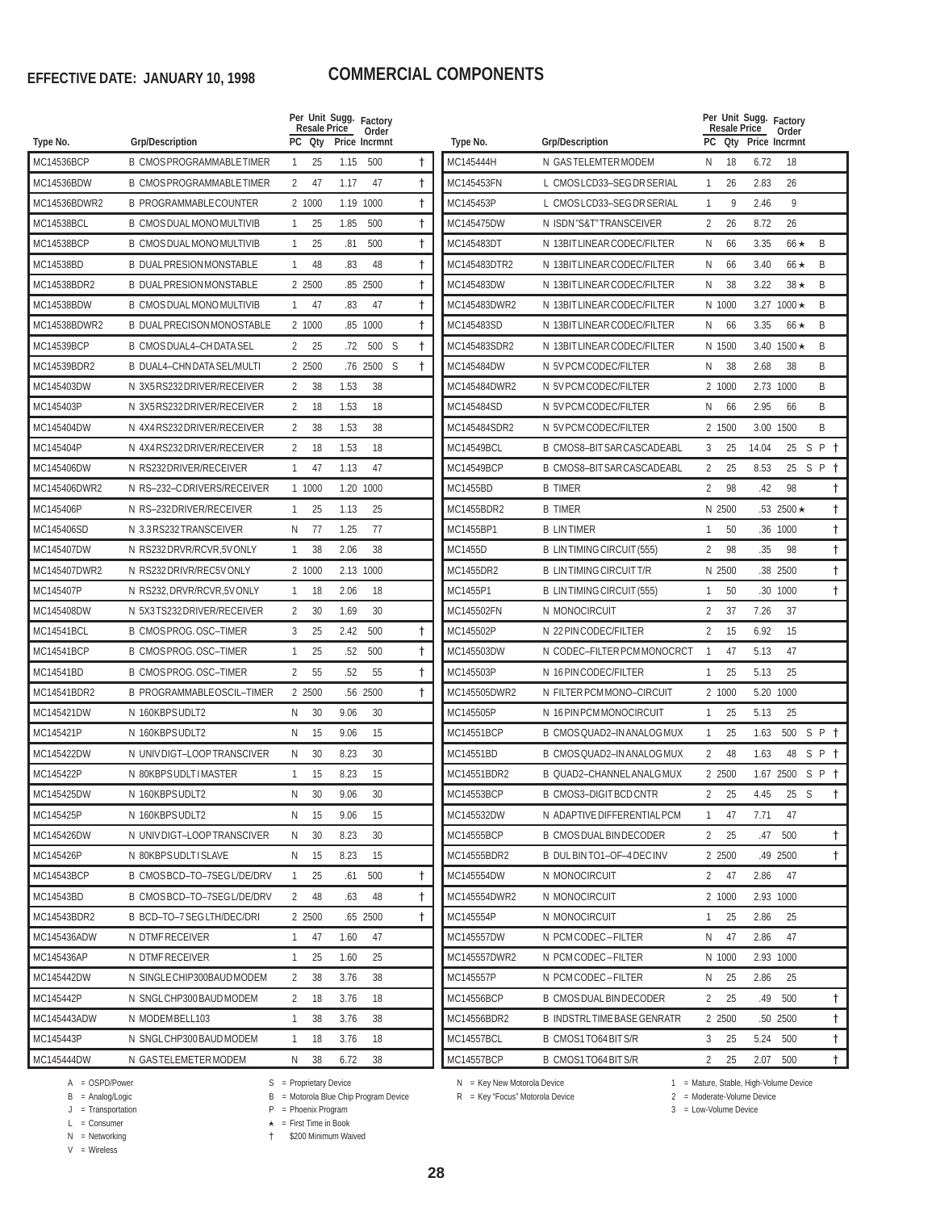**EFFECTIVE DATE: JANUARY 10, 1998**

# COMMERCIAL COMPONENTS

| Type No. | Grp/Description | PC | Per Unit Sugg. Resale Price Qty | Price | Factory Order Incrmnt | |
|---|---|---|---|---|---|---|
| MC14536BCP | B CMOS PROGRAMMABLE TIMER | 1 | 25 | 1.15 | 500 | † |
| MC14536BDW | B CMOS PROGRAMMABLE TIMER | 2 | 47 | 1.17 | 47 | † |
| MC14536BDWR2 | B PROGRAMMABLE COUNTER | 2 | 1000 | 1.19 | 1000 | † |
| MC14538BCL | B CMOS DUAL MONO MULTIVIB | 1 | 25 | 1.85 | 500 | † |
| MC14538BCP | B CMOS DUAL MONO MULTIVIB | 1 | 25 | .81 | 500 | † |
| MC14538BD | B DUAL PRESION MONSTABLE | 1 | 48 | .83 | 48 | † |
| MC14538BDR2 | B DUAL PRESION MONSTABLE | 2 | 2500 | .85 | 2500 | † |
| MC14538BDW | B CMOS DUAL MONO MULTIVIB | 1 | 47 | .83 | 47 | † |
| MC14538BDWR2 | B DUAL PRECISON MONOSTABLE | 2 | 1000 | .85 | 1000 | † |
| MC14539BCP | B CMOS DUAL4–CH DATA SEL | 2 | 25 | .72 | 500 S | † |
| MC14539BDR2 | B DUAL4–CHN DATA SEL/MULTI | 2 | 2500 | .76 | 2500 S | † |
| MC145403DW | N 3X5 RS232 DRIVER/RECEIVER | 2 | 38 | 1.53 | 38 | |
| MC145403P | N 3X5 RS232 DRIVER/RECEIVER | 2 | 18 | 1.53 | 18 | |
| MC145404DW | N 4X4 RS232 DRIVER/RECEIVER | 2 | 38 | 1.53 | 38 | |
| MC145404P | N 4X4 RS232 DRIVER/RECEIVER | 2 | 18 | 1.53 | 18 | |
| MC145406DW | N RS232 DRIVER/RECEIVER | 1 | 47 | 1.13 | 47 | |
| MC145406DWR2 | N RS–232–C DRIVERS/RECEIVER | 1 | 1000 | 1.20 | 1000 | |
| MC145406P | N RS–232 DRIVER/RECEIVER | 1 | 25 | 1.13 | 25 | |
| MC145406SD | N 3.3 RS232 TRANSCEIVER | N | 77 | 1.25 | 77 | |
| MC145407DW | N RS232 DRVR/RCVR,5V ONLY | 1 | 38 | 2.06 | 38 | |
| MC145407DWR2 | N RS232 DRIVR/REC5V ONLY | 2 | 1000 | 2.13 | 1000 | |
| MC145407P | N RS232, DRVR/RCVR,5V ONLY | 1 | 18 | 2.06 | 18 | |
| MC145408DW | N 5X3 TS232 DRIVER/RECEIVER | 2 | 30 | 1.69 | 30 | |
| MC14541BCL | B CMOS PROG. OSC–TIMER | 3 | 25 | 2.42 | 500 | † |
| MC14541BCP | B CMOS PROG. OSC–TIMER | 1 | 25 | .52 | 500 | † |
| MC14541BD | B CMOS PROG. OSC–TIMER | 2 | 55 | .52 | 55 | † |
| MC14541BDR2 | B PROGRAMMABLE OSCIL–TIMER | 2 | 2500 | .56 | 2500 | † |
| MC145421DW | N 160KBPS UDLT2 | N | 30 | 9.06 | 30 | |
| MC145421P | N 160KBPS UDLT2 | N | 15 | 9.06 | 15 | |
| MC145422DW | N UNIV DIGT–LOOP TRANSCIVER | N | 30 | 8.23 | 30 | |
| MC145422P | N 80KBPS UDLT I MASTER | 1 | 15 | 8.23 | 15 | |
| MC145425DW | N 160KBPS UDLT2 | N | 30 | 9.06 | 30 | |
| MC145425P | N 160KBPS UDLT2 | N | 15 | 9.06 | 15 | |
| MC145426DW | N UNIV DIGT–LOOP TRANSCIVER | N | 30 | 8.23 | 30 | |
| MC145426P | N 80KBPS UDLT I SLAVE | N | 15 | 8.23 | 15 | |
| MC14543BCP | B CMOS BCD–TO–7SEG L/DE/DRV | 1 | 25 | .61 | 500 | † |
| MC14543BD | B CMOS BCD–TO–7SEG L/DE/DRV | 2 | 48 | .63 | 48 | † |
| MC14543BDR2 | B BCD–TO–7 SEG LTH/DEC/DRI | 2 | 2500 | .65 | 2500 | † |
| MC145436ADW | N DTMF RECEIVER | 1 | 47 | 1.60 | 47 | |
| MC145436AP | N DTMF RECEIVER | 1 | 25 | 1.60 | 25 | |
| MC145442DW | N SINGLE CHIP 300BAUD MODEM | 2 | 38 | 3.76 | 38 | |
| MC145442P | N SNGL CHP300 BAUD MODEM | 2 | 18 | 3.76 | 18 | |
| MC145443ADW | N MODEM BELL103 | 1 | 38 | 3.76 | 38 | |
| MC145443P | N SNGL CHP300 BAUD MODEM | 1 | 18 | 3.76 | 18 | |
| MC145444DW | N GAS TELEMETER MODEM | N | 38 | 6.72 | 38 | |
| MC145444H | N GAS TELEMTER MODEM | N | 18 | 6.72 | 18 | |
| MC145453FN | L CMOS LCD33–SEG DR SERIAL | 1 | 26 | 2.83 | 26 | |
| MC145453P | L CMOS LCD33–SEG DR SERIAL | 1 | 9 | 2.46 | 9 | |
| MC145475DW | N ISDN "S&T" TRANSCEIVER | 2 | 26 | 8.72 | 26 | |
| MC145483DT | N 13BIT LINEAR CODEC/FILTER | N | 66 | 3.35 | 66 ★ | B |
| MC145483DTR2 | N 13BIT LINEAR CODEC/FILTER | N | 66 | 3.40 | 66 ★ | B |
| MC145483DW | N 13BIT LINEAR CODEC/FILTER | N | 38 | 3.22 | 38 ★ | B |
| MC145483DWR2 | N 13BIT LINEAR CODEC/FILTER | N | 1000 | 3.27 | 1000 ★ | B |
| MC145483SD | N 13BIT LINEAR CODEC/FILTER | N | 66 | 3.35 | 66 ★ | B |
| MC145483SDR2 | N 13BIT LINEAR CODEC/FILTER | N | 1500 | 3.40 | 1500 ★ | B |
| MC145484DW | N 5V PCM CODEC/FILTER | N | 38 | 2.68 | 38 | B |
| MC145484DWR2 | N 5V PCM CODEC/FILTER | 2 | 1000 | 2.73 | 1000 | B |
| MC145484SD | N 5V PCM CODEC/FILTER | N | 66 | 2.95 | 66 | B |
| MC145484SDR2 | N 5V PCM CODEC/FILTER | 2 | 1500 | 3.00 | 1500 | B |
| MC14549BCL | B CMOS8–BIT SAR CASCADEABL | 3 | 25 | 14.04 | 25 S P | † |
| MC14549BCP | B CMOS8–BIT SAR CASCADEABL | 2 | 25 | 8.53 | 25 S P | † |
| MC1455BD | B TIMER | 2 | 98 | .42 | 98 | † |
| MC1455BDR2 | B TIMER | N | 2500 | .53 | 2500 ★ | † |
| MC1455BP1 | B LIN TIMER | 1 | 50 | .36 | 1000 | † |
| MC1455D | B LIN TIMING CIRCUIT (555) | 2 | 98 | .35 | 98 | † |
| MC1455DR2 | B LIN TIMING CIRCUIT T/R | N | 2500 | .38 | 2500 | † |
| MC1455P1 | B LIN TIMING CIRCUIT (555) | 1 | 50 | .30 | 1000 | † |
| MC145502FN | N MONOCIRCUIT | 2 | 37 | 7.26 | 37 | |
| MC145502P | N 22 PIN CODEC/FILTER | 2 | 15 | 6.92 | 15 | |
| MC145503DW | N CODEC–FILTER PCM MONOCRCT | 1 | 47 | 5.13 | 47 | |
| MC145503P | N 16 PIN CODEC/FILTER | 1 | 25 | 5.13 | 25 | |
| MC145505DWR2 | N FILTER PCM MONO–CIRCUIT | 2 | 1000 | 5.20 | 1000 | |
| MC145505P | N 16 PIN PCM MONOCIRCUIT | 1 | 25 | 5.13 | 25 | |
| MC14551BCP | B CMOS QUAD2–IN ANALOG MUX | 1 | 25 | 1.63 | 500 S P | † |
| MC14551BD | B CMOS QUAD2–IN ANALOG MUX | 2 | 48 | 1.63 | 48 S P | † |
| MC14551BDR2 | B QUAD2–CHANNEL ANALG MUX | 2 | 2500 | 1.67 | 2500 S P | † |
| MC14553BCP | B CMOS3–DIGIT BCD CNTR | 2 | 25 | 4.45 | 25 S | † |
| MC145532DW | N ADAPTIVE DIFFERENTIAL PCM | 1 | 47 | 7.71 | 47 | |
| MC14555BCP | B CMOS DUAL BIN DECODER | 2 | 25 | .47 | 500 | † |
| MC14555BDR2 | B DUL BIN TO1–OF–4 DEC INV | 2 | 2500 | .49 | 2500 | † |
| MC145554DW | N MONOCIRCUIT | 2 | 47 | 2.86 | 47 | |
| MC145554DWR2 | N MONOCIRCUIT | 2 | 1000 | 2.93 | 1000 | |
| MC145554P | N MONOCIRCUIT | 1 | 25 | 2.86 | 25 | |
| MC145557DW | N PCM CODEC–FILTER | N | 47 | 2.86 | 47 | |
| MC145557DWR2 | N PCM CODEC–FILTER | N | 1000 | 2.93 | 1000 | |
| MC145557P | N PCM CODEC–FILTER | N | 25 | 2.86 | 25 | |
| MC14556BCP | B CMOS DUAL BIN DECODER | 2 | 25 | .49 | 500 | † |
| MC14556BDR2 | B INDSTRL TIME BASE GENRATR | 2 | 2500 | .50 | 2500 | † |
| MC14557BCL | B CMOS1 TO64 BIT S/R | 3 | 25 | 5.24 | 500 | † |
| MC14557BCP | B CMOS1 TO64 BIT S/R | 2 | 25 | 2.07 | 500 | † |

A = OSPD/Power
B = Analog/Logic
J = Transportation
L = Consumer
N = Networking
V = Wireless

S = Proprietary Device
B = Motorola Blue Chip Program Device
P = Phoenix Program
★ = First Time in Book
† $200 Minimum Waived

N = Key New Motorola Device
R = Key "Focus" Motorola Device

1 = Mature, Stable, High-Volume Device
2 = Moderate-Volume Device
3 = Low-Volume Device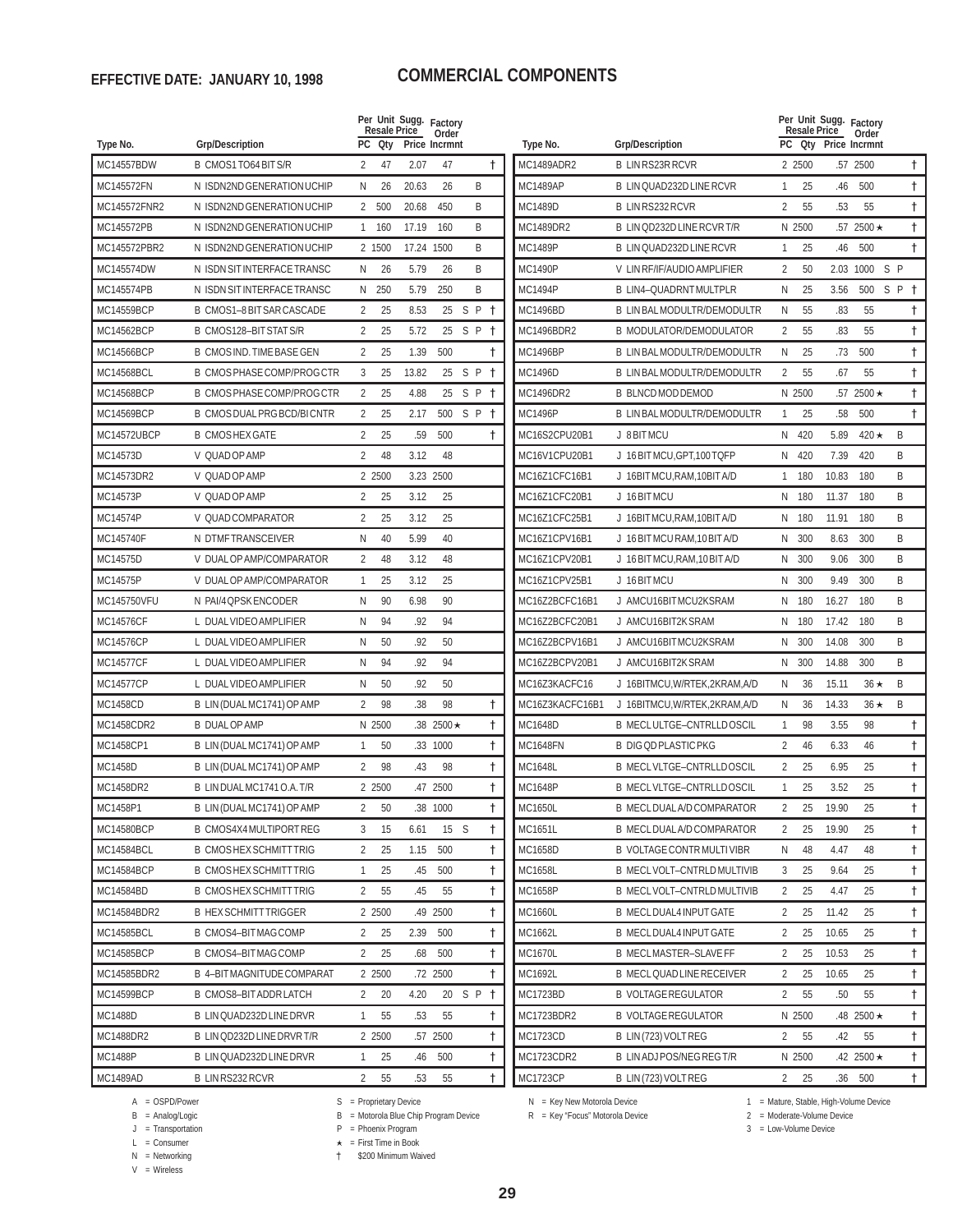**EFFECTIVE DATE: JANUARY 10, 1998**

# COMMERCIAL COMPONENTS

| Type No. | Grp/Description | Per Unit PC | Resale Qty | Sugg. Resale Price | Factory Order Incrmnt | | | |
|---|---|---|---|---|---|---|---|---|
| MC14557BDW | B CMOS1 TO64 BIT S/R | 2 | 47 | 2.07 | 47 | | | † |
| MC145572FN | N ISDN2ND GENERATION UCHIP | N | 26 | 20.63 | 26 | B | | |
| MC145572FNR2 | N ISDN2ND GENERATION UCHIP | 2 | 500 | 20.68 | 450 | B | | |
| MC145572PB | N ISDN2ND GENERATION UCHIP | 1 | 160 | 17.19 | 160 | B | | |
| MC145572PBR2 | N ISDN2ND GENERATION UCHIP | 2 | 1500 | 17.24 | 1500 | B | | |
| MC145574DW | N ISDN SIT INTERFACE TRANSC | N | 26 | 5.79 | 26 | B | | |
| MC145574PB | N ISDN SIT INTERFACE TRANSC | N | 250 | 5.79 | 250 | B | | |
| MC14559BCP | B CMOS1–8 BIT SAR CASCADE | 2 | 25 | 8.53 | 25 | S | P | † |
| MC14562BCP | B CMOS128–BIT STAT S/R | 2 | 25 | 5.72 | 25 | S | P | † |
| MC14566BCP | B CMOS IND. TIME BASE GEN | 2 | 25 | 1.39 | 500 | | | † |
| MC14568BCL | B CMOS PHASE COMP/PROG CTR | 3 | 25 | 13.82 | 25 | S | P | † |
| MC14568BCP | B CMOS PHASE COMP/PROG CTR | 2 | 25 | 4.88 | 25 | S | P | † |
| MC14569BCP | B CMOS DUAL PRG BCD/BI CNTR | 2 | 25 | 2.17 | 500 | S | P | † |
| MC14572UBCP | B CMOS HEX GATE | 2 | 25 | .59 | 500 | | | † |
| MC14573D | V QUAD OP AMP | 2 | 48 | 3.12 | 48 | | | |
| MC14573DR2 | V QUAD OP AMP | 2 | 2500 | 3.23 | 2500 | | | |
| MC14573P | V QUAD OP AMP | 2 | 25 | 3.12 | 25 | | | |
| MC14574P | V QUAD COMPARATOR | 2 | 25 | 3.12 | 25 | | | |
| MC145740F | N DTMF TRANSCEIVER | N | 40 | 5.99 | 40 | | | |
| MC14575D | V DUAL OP AMP/COMPARATOR | 2 | 48 | 3.12 | 48 | | | |
| MC14575P | V DUAL OP AMP/COMPARATOR | 1 | 25 | 3.12 | 25 | | | |
| MC145750VFU | N PAI/4 QPSK ENCODER | N | 90 | 6.98 | 90 | | | |
| MC14576CF | L DUAL VIDEO AMPLIFIER | N | 94 | .92 | 94 | | | |
| MC14576CP | L DUAL VIDEO AMPLIFIER | N | 50 | .92 | 50 | | | |
| MC14577CF | L DUAL VIDEO AMPLIFIER | N | 94 | .92 | 94 | | | |
| MC14577CP | L DUAL VIDEO AMPLIFIER | N | 50 | .92 | 50 | | | |
| MC1458CD | B LIN (DUAL MC1741) OP AMP | 2 | 98 | .38 | 98 | | | † |
| MC1458CDR2 | B DUAL OP AMP | N | 2500 | .38 | 2500 ★ | | | † |
| MC1458CP1 | B LIN (DUAL MC1741) OP AMP | 1 | 50 | .33 | 1000 | | | † |
| MC1458D | B LIN (DUAL MC1741) OP AMP | 2 | 98 | .43 | 98 | | | † |
| MC1458DR2 | B LIN DUAL MC1741 O.A. T/R | 2 | 2500 | .47 | 2500 | | | † |
| MC1458P1 | B LIN (DUAL MC1741) OP AMP | 2 | 50 | .38 | 1000 | | | † |
| MC14580BCP | B CMOS4X4 MULTIPORT REG | 3 | 15 | 6.61 | 15 | S | | † |
| MC14584BCL | B CMOS HEX SCHMITT TRIG | 2 | 25 | 1.15 | 500 | | | † |
| MC14584BCP | B CMOS HEX SCHMITT TRIG | 1 | 25 | .45 | 500 | | | † |
| MC14584BD | B CMOS HEX SCHMITT TRIG | 2 | 55 | .45 | 55 | | | † |
| MC14584BDR2 | B HEX SCHMITT TRIGGER | 2 | 2500 | .49 | 2500 | | | † |
| MC14585BCL | B CMOS4–BIT MAG COMP | 2 | 25 | 2.39 | 500 | | | † |
| MC14585BCP | B CMOS4–BIT MAG COMP | 2 | 25 | .68 | 500 | | | † |
| MC14585BDR2 | B 4–BIT MAGNITUDE COMPARAT | 2 | 2500 | .72 | 2500 | | | † |
| MC14599BCP | B CMOS8–BIT ADDR LATCH | 2 | 20 | 4.20 | 20 | S | P | † |
| MC1488D | B LIN QUAD232D LINE DRVR | 1 | 55 | .53 | 55 | | | † |
| MC1488DR2 | B LIN QD232D LINE DRVR T/R | 2 | 2500 | .57 | 2500 | | | † |
| MC1488P | B LIN QUAD232D LINE DRVR | 1 | 25 | .46 | 500 | | | † |
| MC1489AD | B LIN RS232 RCVR | 2 | 55 | .53 | 55 | | | † |
| MC1489ADR2 | B LIN RS23R RCVR | 2 | 2500 | .57 | 2500 | | | † |
| MC1489AP | B LIN QUAD232D LINE RCVR | 1 | 25 | .46 | 500 | | | † |
| MC1489D | B LIN RS232 RCVR | 2 | 55 | .53 | 55 | | | † |
| MC1489DR2 | B LIN QD232D LINE RCVR T/R | N | 2500 | .57 | 2500 ★ | | | † |
| MC1489P | B LIN QUAD232D LINE RCVR | 1 | 25 | .46 | 500 | | | † |
| MC1490P | V LIN RF/IF/AUDIO AMPLIFIER | 2 | 50 | 2.03 | 1000 | S | P | |
| MC1494P | B LIN4–QUADRNT MULTPLR | N | 25 | 3.56 | 500 | S | P | † |
| MC1496BD | B LIN BAL MODULTR/DEMODULTR | N | 55 | .83 | 55 | | | † |
| MC1496BDR2 | B MODULATOR/DEMODULATOR | 2 | 55 | .83 | 55 | | | † |
| MC1496BP | B LIN BAL MODULTR/DEMODULTR | N | 25 | .73 | 500 | | | † |
| MC1496D | B LIN BAL MODULTR/DEMODULTR | 2 | 55 | .67 | 55 | | | † |
| MC1496DR2 | B BLNCD MOD DEMOD | N | 2500 | .57 | 2500 ★ | | | † |
| MC1496P | B LIN BAL MODULTR/DEMODULTR | 1 | 25 | .58 | 500 | | | † |
| MC16S2CPU20B1 | J 8 BIT MCU | N | 420 | 5.89 | 420 ★ | B | | |
| MC16V1CPU20B1 | J 16 BIT MCU,GPT,100 TQFP | N | 420 | 7.39 | 420 | B | | |
| MC16Z1CFC16B1 | J 16BIT MCU,RAM,10BIT A/D | 1 | 180 | 10.83 | 180 | B | | |
| MC16Z1CFC20B1 | J 16 BIT MCU | N | 180 | 11.37 | 180 | B | | |
| MC16Z1CFC25B1 | J 16BIT MCU,RAM,10BIT A/D | N | 180 | 11.91 | 180 | B | | |
| MC16Z1CPV16B1 | J 16 BIT MCU RAM,10 BIT A/D | N | 300 | 8.63 | 300 | B | | |
| MC16Z1CPV20B1 | J 16 BIT MCU,RAM,10 BIT A/D | N | 300 | 9.06 | 300 | B | | |
| MC16Z1CPV25B1 | J 16 BIT MCU | N | 300 | 9.49 | 300 | B | | |
| MC16Z2BCFC16B1 | J AMCU16BIT MCU2KSRAM | N | 180 | 16.27 | 180 | B | | |
| MC16Z2BCFC20B1 | J AMCU16BIT2K SRAM | N | 180 | 17.42 | 180 | B | | |
| MC16Z2BCPV16B1 | J AMCU16BIT MCU2KSRAM | N | 300 | 14.08 | 300 | B | | |
| MC16Z2BCPV20B1 | J AMCU16BIT2K SRAM | N | 300 | 14.88 | 300 | B | | |
| MC16Z3KACFC16 | J 16BITMCU,W/RTEK,2KRAM,A/D | N | 36 | 15.11 | 36 ★ | B | | |
| MC16Z3KACFC16B1 | J 16BITMCU,W/RTEK,2KRAM,A/D | N | 36 | 14.33 | 36 ★ | B | | |
| MC1648D | B MECL ULTGE–CNTRLLD OSCIL | 1 | 98 | 3.55 | 98 | | | † |
| MC1648FN | B DIG QD PLASTIC PKG | 2 | 46 | 6.33 | 46 | | | † |
| MC1648L | B MECL VLTGE–CNTRLLD OSCIL | 2 | 25 | 6.95 | 25 | | | † |
| MC1648P | B MECL VLTGE–CNTRLLD OSCIL | 1 | 25 | 3.52 | 25 | | | † |
| MC1650L | B MECL DUAL A/D COMPARATOR | 2 | 25 | 19.90 | 25 | | | † |
| MC1651L | B MECL DUAL A/D COMPARATOR | 2 | 25 | 19.90 | 25 | | | † |
| MC1658D | B VOLTAGE CONTR MULTI VIBR | N | 48 | 4.47 | 48 | | | † |
| MC1658L | B MECL VOLT–CNTRLD MULTIVIB | 3 | 25 | 9.64 | 25 | | | † |
| MC1658P | B MECL VOLT–CNTRLD MULTIVIB | 2 | 25 | 4.47 | 25 | | | † |
| MC1660L | B MECL DUAL4 INPUT GATE | 2 | 25 | 11.42 | 25 | | | † |
| MC1662L | B MECL DUAL4 INPUT GATE | 2 | 25 | 10.65 | 25 | | | † |
| MC1670L | B MECL MASTER–SLAVE FF | 2 | 25 | 10.53 | 25 | | | † |
| MC1692L | B MECL QUAD LINE RECEIVER | 2 | 25 | 10.65 | 25 | | | † |
| MC1723BD | B VOLTAGE REGULATOR | 2 | 55 | .50 | 55 | | | † |
| MC1723BDR2 | B VOLTAGE REGULATOR | N | 2500 | .48 | 2500 ★ | | | † |
| MC1723CD | B LIN (723) VOLT REG | 2 | 55 | .42 | 55 | | | † |
| MC1723CDR2 | B LIN ADJ POS/NEG REG T/R | N | 2500 | .42 | 2500 ★ | | | † |
| MC1723CP | B LIN (723) VOLT REG | 2 | 25 | .36 | 500 | | | † |

A = OSPD/Power
B = Analog/Logic
J = Transportation
L = Consumer
N = Networking
V = Wireless

S = Proprietary Device
B = Motorola Blue Chip Program Device
P = Phoenix Program
★ = First Time in Book
† $200 Minimum Waived

N = Key New Motorola Device
R = Key "Focus" Motorola Device

1 = Mature, Stable, High-Volume Device
2 = Moderate-Volume Device
3 = Low-Volume Device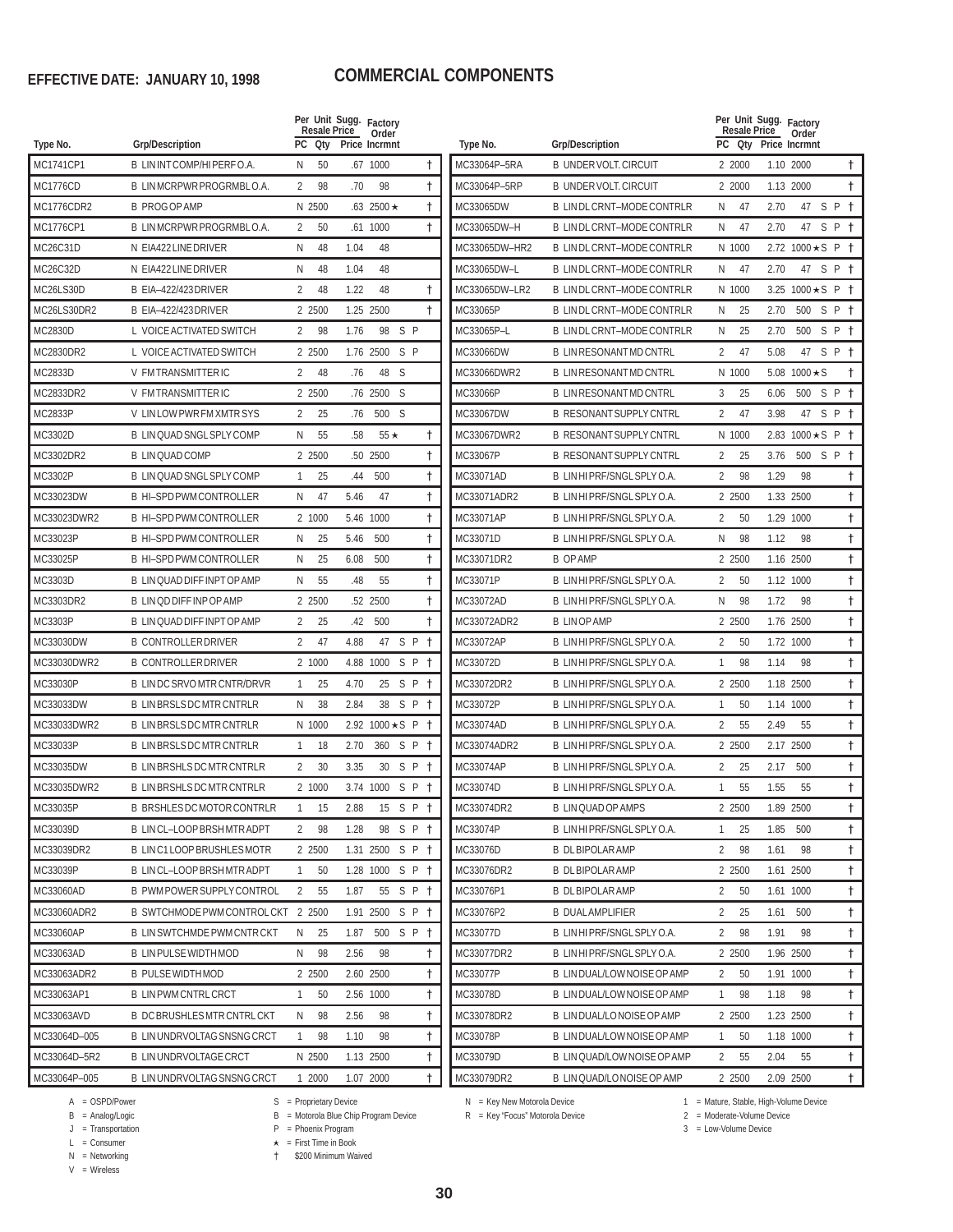**EFFECTIVE DATE: JANUARY 10, 1998**

# COMMERCIAL COMPONENTS

| Type No. | Grp/Description | PC | Per Unit Resale Qty | Sugg. Price | Factory Order Incrmnt | | | |
|---|---|---|---|---|---|---|---|---|
| MC1741CP1 | B LIN INT COMP/HI PERF O.A. | N | 50 | .67 | 1000 | | | † |
| MC1776CD | B LIN MCRPWR PROGRMBL O.A. | 2 | 98 | .70 | 98 | | | † |
| MC1776CDR2 | B PROG OP AMP | N | 2500 | .63 | 2500 ★ | | | † |
| MC1776CP1 | B LIN MCRPWR PROGRMBL O.A. | 2 | 50 | .61 | 1000 | | | † |
| MC26C31D | N EIA422 LINE DRIVER | N | 48 | 1.04 | 48 | | | |
| MC26C32D | N EIA422 LINE DRIVER | N | 48 | 1.04 | 48 | | | |
| MC26LS30D | B EIA–422/423 DRIVER | 2 | 48 | 1.22 | 48 | | | † |
| MC26LS30DR2 | B EIA–422/423 DRIVER | 2 | 2500 | 1.25 | 2500 | | | † |
| MC2830D | L VOICE ACTIVATED SWITCH | 2 | 98 | 1.76 | 98 | S | P | |
| MC2830DR2 | L VOICE ACTIVATED SWITCH | 2 | 2500 | 1.76 | 2500 | S | P | |
| MC2833D | V FM TRANSMITTER IC | 2 | 48 | .76 | 48 | S | | |
| MC2833DR2 | V FM TRANSMITTER IC | 2 | 2500 | .76 | 2500 | S | | |
| MC2833P | V LIN LOW PWR FM XMTR SYS | 2 | 25 | .76 | 500 | S | | |
| MC3302D | B LIN QUAD SNGL SPLY COMP | N | 55 | .58 | 55 ★ | | | † |
| MC3302DR2 | B LIN QUAD COMP | 2 | 2500 | .50 | 2500 | | | † |
| MC3302P | B LIN QUAD SNGL SPLY COMP | 1 | 25 | .44 | 500 | | | † |
| MC33023DW | B HI–SPD PWM CONTROLLER | N | 47 | 5.46 | 47 | | | † |
| MC33023DWR2 | B HI–SPD PWM CONTROLLER | 2 | 1000 | 5.46 | 1000 | | | † |
| MC33023P | B HI–SPD PWM CONTROLLER | N | 25 | 5.46 | 500 | | | † |
| MC33025P | B HI–SPD PWM CONTROLLER | N | 25 | 6.08 | 500 | | | † |
| MC3303D | B LIN QUAD DIFF INPT OP AMP | N | 55 | .48 | 55 | | | † |
| MC3303DR2 | B LIN QD DIFF INP OP AMP | 2 | 2500 | .52 | 2500 | | | † |
| MC3303P | B LIN QUAD DIFF INPT OP AMP | 2 | 25 | .42 | 500 | | | † |
| MC33030DW | B CONTROLLER DRIVER | 2 | 47 | 4.88 | 47 | S | P | † |
| MC33030DWR2 | B CONTROLLER DRIVER | 2 | 1000 | 4.88 | 1000 | S | P | † |
| MC33030P | B LIN DC SRVO MTR CNTR/DRVR | 1 | 25 | 4.70 | 25 | S | P | † |
| MC33033DW | B LIN BRSLS DC MTR CNTRLR | N | 38 | 2.84 | 38 | S | P | † |
| MC33033DWR2 | B LIN BRSLS DC MTR CNTRLR | N | 1000 | 2.92 | 1000 ★ | S | P | † |
| MC33033P | B LIN BRSLS DC MTR CNTRLR | 1 | 18 | 2.70 | 360 | S | P | † |
| MC33035DW | B LIN BRSHLS DC MTR CNTRLR | 2 | 30 | 3.35 | 30 | S | P | † |
| MC33035DWR2 | B LIN BRSHLS DC MTR CNTRLR | 2 | 1000 | 3.74 | 1000 | S | P | † |
| MC33035P | B BRSHLES DC MOTOR CONTRLR | 1 | 15 | 2.88 | 15 | S | P | † |
| MC33039D | B LIN CL–LOOP BRSH MTR ADPT | 2 | 98 | 1.28 | 98 | S | P | † |
| MC33039DR2 | B LIN C1 LOOP BRUSHLES MOTR | 2 | 2500 | 1.31 | 2500 | S | P | † |
| MC33039P | B LIN CL–LOOP BRSH MTR ADPT | 1 | 50 | 1.28 | 1000 | S | P | † |
| MC33060AD | B PWM POWER SUPPLY CONTROL | 2 | 55 | 1.87 | 55 | S | P | † |
| MC33060ADR2 | B SWTCHMODE PWM CONTROL CKT | 2 | 2500 | 1.91 | 2500 | S | P | † |
| MC33060AP | B LIN SWTCHMDE PWM CNTR CKT | N | 25 | 1.87 | 500 | S | P | † |
| MC33063AD | B LIN PULSE WIDTH MOD | N | 98 | 2.56 | 98 | | | † |
| MC33063ADR2 | B PULSE WIDTH MOD | 2 | 2500 | 2.60 | 2500 | | | † |
| MC33063AP1 | B LIN PWM CNTRL CRCT | 1 | 50 | 2.56 | 1000 | | | † |
| MC33063AVD | B DC BRUSHLES MTR CNTRL CKT | N | 98 | 2.56 | 98 | | | † |
| MC33064D–005 | B LIN UNDRVOLTAG SNSNG CRCT | 1 | 98 | 1.10 | 98 | | | † |
| MC33064D–5R2 | B LIN UNDRVOLTAGE CRCT | N | 2500 | 1.13 | 2500 | | | † |
| MC33064P–005 | B LIN UNDRVOLTAG SNSNG CRCT | 1 | 2000 | 1.07 | 2000 | | | † |
| MC33064P–5RA | B UNDER VOLT. CIRCUIT | 2 | 2000 | 1.10 | 2000 | | | † |
| MC33064P–5RP | B UNDER VOLT. CIRCUIT | 2 | 2000 | 1.13 | 2000 | | | † |
| MC33065DW | B LIN DL CRNT–MODE CONTRLR | N | 47 | 2.70 | 47 | S | P | † |
| MC33065DW–H | B LIN DL CRNT–MODE CONTRLR | N | 47 | 2.70 | 47 | S | P | † |
| MC33065DW–HR2 | B LIN DL CRNT–MODE CONTRLR | N | 1000 | 2.72 | 1000 ★ | S | P | † |
| MC33065DW–L | B LIN DL CRNT–MODE CONTRLR | N | 47 | 2.70 | 47 | S | P | † |
| MC33065DW–LR2 | B LIN DL CRNT–MODE CONTRLR | N | 1000 | 3.25 | 1000 ★ | S | P | † |
| MC33065P | B LIN DL CRNT–MODE CONTRLR | N | 25 | 2.70 | 500 | S | P | † |
| MC33065P–L | B LIN DL CRNT–MODE CONTRLR | N | 25 | 2.70 | 500 | S | P | † |
| MC33066DW | B LIN RESONANT MD CNTRL | 2 | 47 | 5.08 | 47 | S | P | † |
| MC33066DWR2 | B LIN RESONANT MD CNTRL | N | 1000 | 5.08 | 1000 ★ | S | | † |
| MC33066P | B LIN RESONANT MD CNTRL | 3 | 25 | 6.06 | 500 | S | P | † |
| MC33067DW | B RESONANT SUPPLY CNTRL | 2 | 47 | 3.98 | 47 | S | P | † |
| MC33067DWR2 | B RESONANT SUPPLY CNTRL | N | 1000 | 2.83 | 1000 ★ | S | P | † |
| MC33067P | B RESONANT SUPPLY CNTRL | 2 | 25 | 3.76 | 500 | S | P | † |
| MC33071AD | B LIN HI PRF/SNGL SPLY O.A. | 2 | 98 | 1.29 | 98 | | | † |
| MC33071ADR2 | B LIN HI PRF/SNGL SPLY O.A. | 2 | 2500 | 1.33 | 2500 | | | † |
| MC33071AP | B LIN HI PRF/SNGL SPLY O.A. | 2 | 50 | 1.29 | 1000 | | | † |
| MC33071D | B LIN HI PRF/SNGL SPLY O.A. | N | 98 | 1.12 | 98 | | | † |
| MC33071DR2 | B OP AMP | 2 | 2500 | 1.16 | 2500 | | | † |
| MC33071P | B LIN HI PRF/SNGL SPLY O.A. | 2 | 50 | 1.12 | 1000 | | | † |
| MC33072AD | B LIN HI PRF/SNGL SPLY O.A. | N | 98 | 1.72 | 98 | | | † |
| MC33072ADR2 | B LIN OP AMP | 2 | 2500 | 1.76 | 2500 | | | † |
| MC33072AP | B LIN HI PRF/SNGL SPLY O.A. | 2 | 50 | 1.72 | 1000 | | | † |
| MC33072D | B LIN HI PRF/SNGL SPLY O.A. | 1 | 98 | 1.14 | 98 | | | † |
| MC33072DR2 | B LIN HI PRF/SNGL SPLY O.A. | 2 | 2500 | 1.18 | 2500 | | | † |
| MC33072P | B LIN HI PRF/SNGL SPLY O.A. | 1 | 50 | 1.14 | 1000 | | | † |
| MC33074AD | B LIN HI PRF/SNGL SPLY O.A. | 2 | 55 | 2.49 | 55 | | | † |
| MC33074ADR2 | B LIN HI PRF/SNGL SPLY O.A. | 2 | 2500 | 2.17 | 2500 | | | † |
| MC33074AP | B LIN HI PRF/SNGL SPLY O.A. | 2 | 25 | 2.17 | 500 | | | † |
| MC33074D | B LIN HI PRF/SNGL SPLY O.A. | 1 | 55 | 1.55 | 55 | | | † |
| MC33074DR2 | B LIN QUAD OP AMPS | 2 | 2500 | 1.89 | 2500 | | | † |
| MC33074P | B LIN HI PRF/SNGL SPLY O.A. | 1 | 25 | 1.85 | 500 | | | † |
| MC33076D | B DL BIPOLAR AMP | 2 | 98 | 1.61 | 98 | | | † |
| MC33076DR2 | B DL BIPOLAR AMP | 2 | 2500 | 1.61 | 2500 | | | † |
| MC33076P1 | B DL BIPOLAR AMP | 2 | 50 | 1.61 | 1000 | | | † |
| MC33076P2 | B DUAL AMPLIFIER | 2 | 25 | 1.61 | 500 | | | † |
| MC33077D | B LIN HI PRF/SNGL SPLY O.A. | 2 | 98 | 1.91 | 98 | | | † |
| MC33077DR2 | B LIN HI PRF/SNGL SPLY O.A. | 2 | 2500 | 1.96 | 2500 | | | † |
| MC33077P | B LIN DUAL/LOW NOISE OP AMP | 2 | 50 | 1.91 | 1000 | | | † |
| MC33078D | B LIN DUAL/LOW NOISE OP AMP | 1 | 98 | 1.18 | 98 | | | † |
| MC33078DR2 | B LIN DUAL/LO NOISE OP AMP | 2 | 2500 | 1.23 | 2500 | | | † |
| MC33078P | B LIN DUAL/LOW NOISE OP AMP | 1 | 50 | 1.18 | 1000 | | | † |
| MC33079D | B LIN QUAD/LOW NOISE OP AMP | 2 | 55 | 2.04 | 55 | | | † |
| MC33079DR2 | B LIN QUAD/LO NOISE OP AMP | 2 | 2500 | 2.09 | 2500 | | | † |

A = OSPD/Power
B = Analog/Logic
J = Transportation
L = Consumer
N = Networking
V = Wireless

S = Proprietary Device
B = Motorola Blue Chip Program Device
P = Phoenix Program
★ = First Time in Book
† $200 Minimum Waived

N = Key New Motorola Device
R = Key "Focus" Motorola Device

1 = Mature, Stable, High-Volume Device
2 = Moderate-Volume Device
3 = Low-Volume Device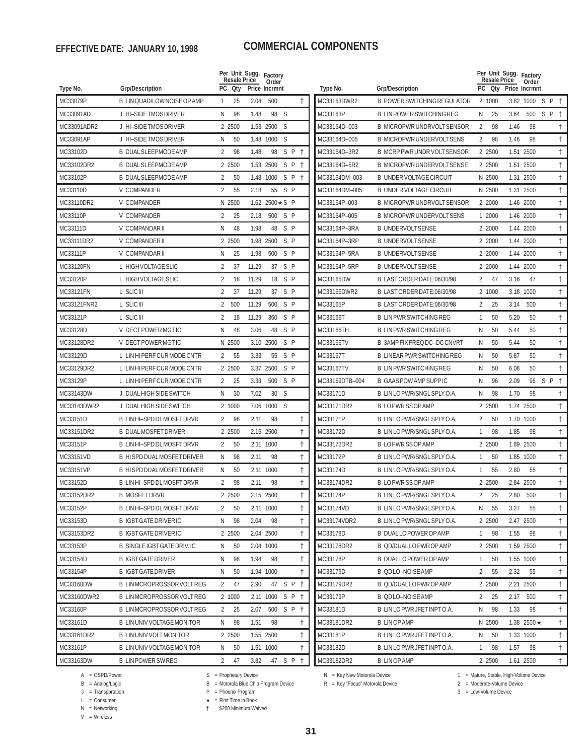**EFFECTIVE DATE: JANUARY 10, 1998**

# COMMERCIAL COMPONENTS

| Type No. | Grp/Description | PC | Per Unit Resale Qty | Sugg. Resale Price | Factory Order Incrmnt | | | |
|---|---|---|---|---|---|---|---|---|
| MC33079P | B LIN QUAD/LOW NOISE OP AMP | 1 | 25 | 2.04 | 500 | | | † |
| MC33091AD | J HI–SIDE TMOS DRIVER | N | 98 | 1.48 | 98 | S | | |
| MC33091ADR2 | J HI–SIDE TMOS DRIVER | 2 | 2500 | 1.53 | 2500 | S | | |
| MC33091AP | J HI–SIDE TMOS DRIVER | N | 50 | 1.48 | 1000 | S | | |
| MC33102D | B DUAL SLEEPMODE AMP | 2 | 98 | 1.48 | 98 | S | P | † |
| MC33102DR2 | B DUAL SLEEPMODE AMP | 2 | 2500 | 1.53 | 2500 | S | P | † |
| MC33102P | B DUAL SLEEPMODE AMP | 2 | 50 | 1.48 | 1000 | S | P | † |
| MC33110D | V COMPANDER | 2 | 55 | 2.18 | 55 | S | P | |
| MC33110DR2 | V COMPANDER | N | 2500 | 1.62 | 2500★ | S | P | |
| MC33110P | V COMPANDER | 2 | 25 | 2.18 | 500 | S | P | |
| MC33111D | V COMPANDAR II | N | 48 | 1.98 | 48 | S | P | |
| MC33111DR2 | V COMPANDER II | 2 | 2500 | 1.98 | 2500 | S | P | |
| MC33111P | V COMPANDAR II | N | 25 | 1.98 | 500 | S | P | |
| MC33120FN | L HIGH VOLTAGE SLIC | 2 | 37 | 11.29 | 37 | S | P | |
| MC33120P | L HIGH VOLTAGE SLIC | 2 | 18 | 11.29 | 18 | S | P | |
| MC33121FN | L SLIC III | 2 | 37 | 11.29 | 37 | S | P | |
| MC33121FNR2 | L SLIC III | 2 | 500 | 11.29 | 500 | S | P | |
| MC33121P | L SLIC III | 2 | 18 | 11.29 | 360 | S | P | |
| MC33128D | V DECT POWER MGT IC | N | 48 | 3.06 | 48 | S | P | |
| MC33128DR2 | V DECT POWER MGT IC | N | 2500 | 3.10 | 2500 | S | P | |
| MC33129D | L LIN HI PERF CUR MODE CNTR | 2 | 55 | 3.33 | 55 | S | P | |
| MC33129DR2 | L LIN HI PERF CUR MODE CNTR | 2 | 2500 | 3.37 | 2500 | S | P | |
| MC33129P | L LIN HI PERF CUR MODE CNTR | 2 | 25 | 3.33 | 500 | S | P | |
| MC33143DW | J DUAL HIGH SIDE SWITCH | N | 30 | 7.02 | 30 | S | | |
| MC33143DWR2 | J DUAL HIGH SIDE SWITCH | 2 | 1000 | 7.06 | 1000 | S | | |
| MC33151D | B LIN HI–SPD DL MOSFT DRVR | 2 | 98 | 2.11 | 98 | | | † |
| MC33151DR2 | B DUAL MOSFET DRIVER | 2 | 2500 | 2.15 | 2500 | | | † |
| MC33151P | B LIN HI–SPD DL MOSFT DRVR | 2 | 50 | 2.11 | 1000 | | | † |
| MC33151VD | B HI SPD DUAL MOSFET DRIVER | N | 98 | 2.11 | 98 | | | † |
| MC33151VP | B HI SPD DUAL MOSFET DRIVER | N | 50 | 2.11 | 1000 | | | † |
| MC33152D | B LIN HI–SPD DL MOSFT DRVR | 2 | 98 | 2.11 | 98 | | | † |
| MC33152DR2 | B MOSFET DRVR | 2 | 2500 | 2.15 | 2500 | | | † |
| MC33152P | B LIN HI–SPD DL MOSFT DRVR | 2 | 50 | 2.11 | 1000 | | | † |
| MC33153D | B IGBT GATE DRIVER IC | N | 98 | 2.04 | 98 | | | † |
| MC33153DR2 | B IGBT GATE DRIVER IC | 2 | 2500 | 2.04 | 2500 | | | † |
| MC33153P | B SINGLE IGBT GATE DRIV. IC | N | 50 | 2.04 | 1000 | | | † |
| MC33154D | B IGBT GATE DRIVER | N | 98 | 1.94 | 98 | | | † |
| MC33154P | B IGBT GATE DRIVER | N | 50 | 1.94 | 1000 | | | † |
| MC33160DW | B LIN MCROPROSSOR VOLT REG | 2 | 47 | 2.90 | 47 | S | P | † |
| MC33160DWR2 | B LIN MCROPROSSOR VOLT REG | 2 | 1000 | 2.11 | 1000 | S | P | † |
| MC33160P | B LIN MCROPROSSOR VOLT REG | 2 | 25 | 2.07 | 500 | S | P | † |
| MC33161D | B LIN UNIV VOLTAGE MONITOR | N | 98 | 1.51 | 98 | | | † |
| MC33161DR2 | B LIN UNIV VOLT MONITOR | 2 | 2500 | 1.55 | 2500 | | | † |
| MC33161P | B LIN UNIV VOLTAGE MONITOR | N | 50 | 1.51 | 1000 | | | † |
| MC33163DW | B LIN POWER SW REG | 2 | 47 | 3.82 | 47 | S | P | † |
| MC33163DWR2 | B POWER SWITCHING REGULATOR | 2 | 1000 | 3.82 | 1000 | S | P | † |
| MC33163P | B LIN POWER SWITCHING REG | N | 25 | 3.64 | 500 | S | P | † |
| MC33164D–003 | B MICROPWR UNDRVOLT SENSOR | 2 | 98 | 1.46 | 98 | | | † |
| MC33164D–005 | B MICROPWR UNDERVOLT SENS | 2 | 98 | 1.46 | 98 | | | † |
| MC33164D–3R2 | B MCRP PWR UNDR VOLT SENSOR | 2 | 2500 | 1.51 | 2500 | | | † |
| MC33164D–5R2 | B MICROPWR UNDERVOLT SENSE | 2 | 2500 | 1.51 | 2500 | | | † |
| MC33164DM–003 | B UNDER VOLTAGE CIRCUIT | N | 2500 | 1.31 | 2500 | | | † |
| MC33164DM–005 | B UNDER VOLTAGE CIRCUIT | N | 2500 | 1.31 | 2500 | | | † |
| MC33164P–003 | B MICROPWR UNDRVOLT SENSOR | 2 | 2000 | 1.46 | 2000 | | | † |
| MC33164P–005 | B MICROPWR UNDERVOLT SENS | 1 | 2000 | 1.46 | 2000 | | | † |
| MC33164P–3RA | B UNDERVOLT SENSE | 2 | 2000 | 1.44 | 2000 | | | † |
| MC33164P–3RP | B UNDERVOLT SENSE | 2 | 2000 | 1.44 | 2000 | | | † |
| MC33164P–5RA | B UNDERVOLT SENSE | 2 | 2000 | 1.44 | 2000 | | | † |
| MC33164P–5RP | B UNDERVOLT SENSE | 2 | 2000 | 1.44 | 2000 | | | † |
| MC33165DW | B LAST ORDER DATE:06/30/98 | 2 | 47 | 3.16 | 47 | | | † |
| MC33165DWR2 | B LAST ORDER DATE:06/30/98 | 2 | 1000 | 3.18 | 1000 | | | † |
| MC33165P | B LAST ORDER DATE:06/30/98 | 2 | 25 | 3.14 | 500 | | | † |
| MC33166T | B LIN PWR SWITCHING REG | 1 | 50 | 5.20 | 50 | | | † |
| MC33166TH | B LIN PWR SWITCHING REG | N | 50 | 5.44 | 50 | | | † |
| MC33166TV | B 3AMP FIX FREQ DC–DC CNVRT | N | 50 | 5.44 | 50 | | | † |
| MC33167T | B LINEAR PWR SWITCHING REG | N | 50 | 5.87 | 50 | | | † |
| MC33167TV | B LIN PWR SWITCHING REG | N | 50 | 6.08 | 50 | | | † |
| MC33169DTB–004 | B GAAS POW AMP SUPP IC | N | 96 | 2.09 | 96 | S | P | † |
| MC33171D | B LIN LO PWR/SNGL SPLY O.A. | N | 98 | 1.70 | 98 | | | † |
| MC33171DR2 | B LO PWR SS OP AMP | 2 | 2500 | 1.74 | 2500 | | | † |
| MC33171P | B LIN LO PWR/SNGL SPLY O.A. | 2 | 50 | 1.70 | 1000 | | | † |
| MC33172D | B LIN LO PWR/SNGL SPLY O.A. | 1 | 98 | 1.85 | 98 | | | † |
| MC33172DR2 | B LO PWR SS OP AMP | 2 | 2500 | 1.89 | 2500 | | | † |
| MC33172P | B LIN LO PWR/SNGL SPLY O.A. | 1 | 50 | 1.85 | 1000 | | | † |
| MC33174D | B LIN LO PWR/SNGL SPLY O.A. | 1 | 55 | 2.80 | 55 | | | † |
| MC33174DR2 | B LO PWR SS OP AMP | 2 | 2500 | 2.84 | 2500 | | | † |
| MC33174P | B LIN LO PWR/SNGL SPLY O.A. | 2 | 25 | 2.80 | 500 | | | † |
| MC33174VD | B LIN LO PWR/SNGL SPLY O.A. | N | 55 | 3.27 | 55 | | | † |
| MC33174VDR2 | B LIN LO PWR/SNGL SPLY O.A. | 2 | 2500 | 2.47 | 2500 | | | † |
| MC33178D | B DUAL LO POWER OP AMP | 1 | 98 | 1.55 | 98 | | | † |
| MC33178DR2 | B QD/DUAL LO PWR OP AMP | 2 | 2500 | 1.59 | 2500 | | | † |
| MC33178P | B DUAL LO POWER OP AMP | 1 | 50 | 1.55 | 1000 | | | † |
| MC33179D | B QD LO–NOISE AMP | 2 | 55 | 2.32 | 55 | | | † |
| MC33179DR2 | B QD/DUAL LO PWR OP AMP | 2 | 2500 | 2.21 | 2500 | | | † |
| MC33179P | B QD LO–NOISE AMP | 2 | 25 | 2.17 | 500 | | | † |
| MC33181D | B LIN LO PWR JFET INPT O.A. | N | 98 | 1.33 | 98 | | | † |
| MC33181DR2 | B LIN OP AMP | N | 2500 | 1.38 | 2500★ | | | † |
| MC33181P | B LIN LO PWR JFET INPT O.A. | N | 50 | 1.33 | 1000 | | | † |
| MC33182D | B LIN LO PWR JFET INPT O.A. | 1 | 98 | 1.57 | 98 | | | † |
| MC33182DR2 | B LIN OP AMP | 2 | 2500 | 1.61 | 2500 | | | † |

A = OSPD/Power
B = Analog/Logic
J = Transportation
L = Consumer
N = Networking
V = Wireless

S = Proprietary Device
B = Motorola Blue Chip Program Device
P = Phoenix Program
★ = First Time in Book
† $200 Minimum Waived

N = Key New Motorola Device
R = Key "Focus" Motorola Device

1 = Mature, Stable, High-Volume Device
2 = Moderate-Volume Device
3 = Low-Volume Device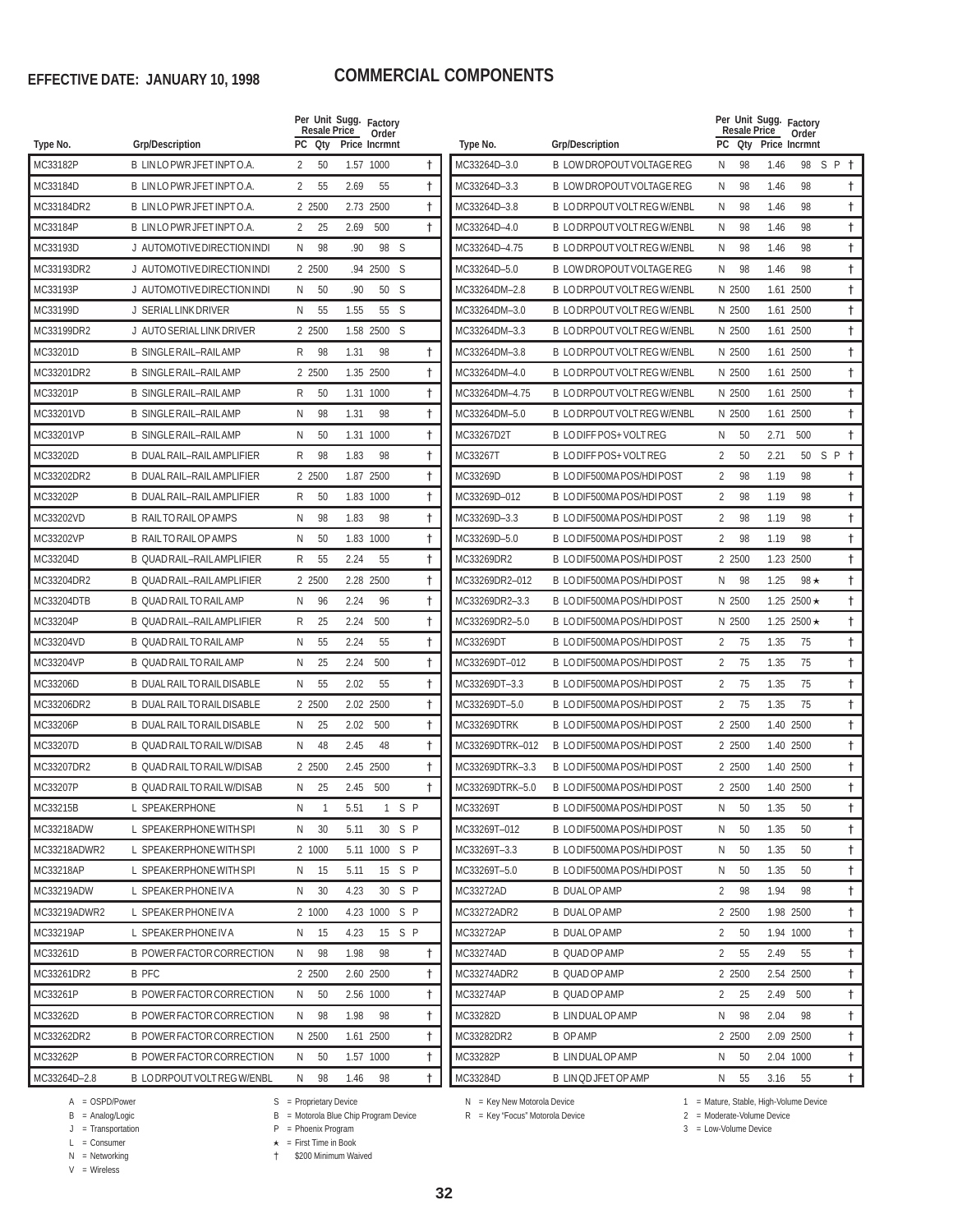**EFFECTIVE DATE: JANUARY 10, 1998**

# COMMERCIAL COMPONENTS

| Type No. | Grp/Description | PC | Per Unit Qty | Sugg. Resale Price | Factory Order Incrmnt | | |
|---|---|---|---|---|---|---|---|
| MC33182P | B LIN LO PWR JFET INPT O.A. | 2 | 50 | 1.57 | 1000 | | † |
| MC33184D | B LIN LO PWR JFET INPT O.A. | 2 | 55 | 2.69 | 55 | | † |
| MC33184DR2 | B LIN LO PWR JFET INPT O.A. | 2 | 2500 | 2.73 | 2500 | | † |
| MC33184P | B LIN LO PWR JFET INPT O.A. | 2 | 25 | 2.69 | 500 | | † |
| MC33193D | J AUTOMOTIVE DIRECTION INDI | N | 98 | .90 | 98 | S | |
| MC33193DR2 | J AUTOMOTIVE DIRECTION INDI | 2 | 2500 | .94 | 2500 | S | |
| MC33193P | J AUTOMOTIVE DIRECTION INDI | N | 50 | .90 | 50 | S | |
| MC33199D | J SERIAL LINK DRIVER | N | 55 | 1.55 | 55 | S | |
| MC33199DR2 | J AUTO SERIAL LINK DRIVER | 2 | 2500 | 1.58 | 2500 | S | |
| MC33201D | B SINGLE RAIL–RAIL AMP | R | 98 | 1.31 | 98 | | † |
| MC33201DR2 | B SINGLE RAIL–RAIL AMP | 2 | 2500 | 1.35 | 2500 | | † |
| MC33201P | B SINGLE RAIL–RAIL AMP | R | 50 | 1.31 | 1000 | | † |
| MC33201VD | B SINGLE RAIL–RAIL AMP | N | 98 | 1.31 | 98 | | † |
| MC33201VP | B SINGLE RAIL–RAIL AMP | N | 50 | 1.31 | 1000 | | † |
| MC33202D | B DUAL RAIL–RAIL AMPLIFIER | R | 98 | 1.83 | 98 | | † |
| MC33202DR2 | B DUAL RAIL–RAIL AMPLIFIER | 2 | 2500 | 1.87 | 2500 | | † |
| MC33202P | B DUAL RAIL–RAIL AMPLIFIER | R | 50 | 1.83 | 1000 | | † |
| MC33202VD | B RAIL TO RAIL OP AMPS | N | 98 | 1.83 | 98 | | † |
| MC33202VP | B RAIL TO RAIL OP AMPS | N | 50 | 1.83 | 1000 | | † |
| MC33204D | B QUAD RAIL–RAIL AMPLIFIER | R | 55 | 2.24 | 55 | | † |
| MC33204DR2 | B QUAD RAIL–RAIL AMPLIFIER | 2 | 2500 | 2.28 | 2500 | | † |
| MC33204DTB | B QUAD RAIL TO RAIL AMP | N | 96 | 2.24 | 96 | | † |
| MC33204P | B QUAD RAIL–RAIL AMPLIFIER | R | 25 | 2.24 | 500 | | † |
| MC33204VD | B QUAD RAIL TO RAIL AMP | N | 55 | 2.24 | 55 | | † |
| MC33204VP | B QUAD RAIL TO RAIL AMP | N | 25 | 2.24 | 500 | | † |
| MC33206D | B DUAL RAIL TO RAIL DISABLE | N | 55 | 2.02 | 55 | | † |
| MC33206DR2 | B DUAL RAIL TO RAIL DISABLE | 2 | 2500 | 2.02 | 2500 | | † |
| MC33206P | B DUAL RAIL TO RAIL DISABLE | N | 25 | 2.02 | 500 | | † |
| MC33207D | B QUAD RAIL TO RAIL W/DISAB | N | 48 | 2.45 | 48 | | † |
| MC33207DR2 | B QUAD RAIL TO RAIL W/DISAB | 2 | 2500 | 2.45 | 2500 | | † |
| MC33207P | B QUAD RAIL TO RAIL W/DISAB | N | 25 | 2.45 | 500 | | † |
| MC33215B | L SPEAKERPHONE | N | 1 | 5.51 | 1 | S P | |
| MC33218ADW | L SPEAKERPHONE WITH SPI | N | 30 | 5.11 | 30 | S P | |
| MC33218ADWR2 | L SPEAKERPHONE WITH SPI | 2 | 1000 | 5.11 | 1000 | S P | |
| MC33218AP | L SPEAKERPHONE WITH SPI | N | 15 | 5.11 | 15 | S P | |
| MC33219ADW | L SPEAKER PHONE IV A | N | 30 | 4.23 | 30 | S P | |
| MC33219ADWR2 | L SPEAKER PHONE IV A | 2 | 1000 | 4.23 | 1000 | S P | |
| MC33219AP | L SPEAKER PHONE IV A | N | 15 | 4.23 | 15 | S P | |
| MC33261D | B POWER FACTOR CORRECTION | N | 98 | 1.98 | 98 | | † |
| MC33261DR2 | B PFC | 2 | 2500 | 2.60 | 2500 | | † |
| MC33261P | B POWER FACTOR CORRECTION | N | 50 | 2.56 | 1000 | | † |
| MC33262D | B POWER FACTOR CORRECTION | N | 98 | 1.98 | 98 | | † |
| MC33262DR2 | B POWER FACTOR CORRECTION | N | 2500 | 1.61 | 2500 | | † |
| MC33262P | B POWER FACTOR CORRECTION | N | 50 | 1.57 | 1000 | | † |
| MC33264D–2.8 | B LO DRPOUT VOLT REG W/ENBL | N | 98 | 1.46 | 98 | | † |
| MC33264D–3.0 | B LOW DROPOUT VOLTAGE REG | N | 98 | 1.46 | 98 | S P | † |
| MC33264D–3.3 | B LOW DROPOUT VOLTAGE REG | N | 98 | 1.46 | 98 | | † |
| MC33264D–3.8 | B LO DRPOUT VOLT REG W/ENBL | N | 98 | 1.46 | 98 | | † |
| MC33264D–4.0 | B LO DRPOUT VOLT REG W/ENBL | N | 98 | 1.46 | 98 | | † |
| MC33264D–4.75 | B LO DRPOUT VOLT REG W/ENBL | N | 98 | 1.46 | 98 | | † |
| MC33264D–5.0 | B LOW DROPOUT VOLTAGE REG | N | 98 | 1.46 | 98 | | † |
| MC33264DM–2.8 | B LO DRPOUT VOLT REG W/ENBL | N | 2500 | 1.61 | 2500 | | † |
| MC33264DM–3.0 | B LO DRPOUT VOLT REG W/ENBL | N | 2500 | 1.61 | 2500 | | † |
| MC33264DM–3.3 | B LO DRPOUT VOLT REG W/ENBL | N | 2500 | 1.61 | 2500 | | † |
| MC33264DM–3.8 | B LO DRPOUT VOLT REG W/ENBL | N | 2500 | 1.61 | 2500 | | † |
| MC33264DM–4.0 | B LO DRPOUT VOLT REG W/ENBL | N | 2500 | 1.61 | 2500 | | † |
| MC33264DM–4.75 | B LO DRPOUT VOLT REG W/ENBL | N | 2500 | 1.61 | 2500 | | † |
| MC33264DM–5.0 | B LO DRPOUT VOLT REG W/ENBL | N | 2500 | 1.61 | 2500 | | † |
| MC33267D2T | B LO DIFF POS+ VOLT REG | N | 50 | 2.71 | 500 | | † |
| MC33267T | B LO DIFF POS+ VOLT REG | 2 | 50 | 2.21 | 50 | S P | † |
| MC33269D | B LO DIF500MA POS/HDI POST | 2 | 98 | 1.19 | 98 | | † |
| MC33269D–012 | B LO DIF500MA POS/HDI POST | 2 | 98 | 1.19 | 98 | | † |
| MC33269D–3.3 | B LO DIF500MA POS/HDI POST | 2 | 98 | 1.19 | 98 | | † |
| MC33269D–5.0 | B LO DIF500MA POS/HDI POST | 2 | 98 | 1.19 | 98 | | † |
| MC33269DR2 | B LO DIF500MA POS/HDI POST | 2 | 2500 | 1.23 | 2500 | | † |
| MC33269DR2–012 | B LO DIF500MA POS/HDI POST | N | 98 | 1.25 | 98 ★ | | † |
| MC33269DR2–3.3 | B LO DIF500MA POS/HDI POST | N | 2500 | 1.25 | 2500 ★ | | † |
| MC33269DR2–5.0 | B LO DIF500MA POS/HDI POST | N | 2500 | 1.25 | 2500 ★ | | † |
| MC33269DT | B LO DIF500MA POS/HDI POST | 2 | 75 | 1.35 | 75 | | † |
| MC33269DT–012 | B LO DIF500MA POS/HDI POST | 2 | 75 | 1.35 | 75 | | † |
| MC33269DT–3.3 | B LO DIF500MA POS/HDI POST | 2 | 75 | 1.35 | 75 | | † |
| MC33269DT–5.0 | B LO DIF500MA POS/HDI POST | 2 | 75 | 1.35 | 75 | | † |
| MC33269DTRK | B LO DIF500MA POS/HDI POST | 2 | 2500 | 1.40 | 2500 | | † |
| MC33269DTRK–012 | B LO DIF500MA POS/HDI POST | 2 | 2500 | 1.40 | 2500 | | † |
| MC33269DTRK–3.3 | B LO DIF500MA POS/HDI POST | 2 | 2500 | 1.40 | 2500 | | † |
| MC33269DTRK–5.0 | B LO DIF500MA POS/HDI POST | 2 | 2500 | 1.40 | 2500 | | † |
| MC33269T | B LO DIF500MA POS/HDI POST | N | 50 | 1.35 | 50 | | † |
| MC33269T–012 | B LO DIF500MA POS/HDI POST | N | 50 | 1.35 | 50 | | † |
| MC33269T–3.3 | B LO DIF500MA POS/HDI POST | N | 50 | 1.35 | 50 | | † |
| MC33269T–5.0 | B LO DIF500MA POS/HDI POST | N | 50 | 1.35 | 50 | | † |
| MC33272AD | B DUAL OP AMP | 2 | 98 | 1.94 | 98 | | † |
| MC33272ADR2 | B DUAL OP AMP | 2 | 2500 | 1.98 | 2500 | | † |
| MC33272AP | B DUAL OP AMP | 2 | 50 | 1.94 | 1000 | | † |
| MC33274AD | B QUAD OP AMP | 2 | 55 | 2.49 | 55 | | † |
| MC33274ADR2 | B QUAD OP AMP | 2 | 2500 | 2.54 | 2500 | | † |
| MC33274AP | B QUAD OP AMP | 2 | 25 | 2.49 | 500 | | † |
| MC33282D | B LIN DUAL OP AMP | N | 98 | 2.04 | 98 | | † |
| MC33282DR2 | B OP AMP | 2 | 2500 | 2.09 | 2500 | | † |
| MC33282P | B LIN DUAL OP AMP | N | 50 | 2.04 | 1000 | | † |
| MC33284D | B LIN QD JFET OP AMP | N | 55 | 3.16 | 55 | | † |

A = OSPD/Power
B = Analog/Logic
J = Transportation
L = Consumer
N = Networking
V = Wireless

S = Proprietary Device
B = Motorola Blue Chip Program Device
P = Phoenix Program
★ = First Time in Book
† $200 Minimum Waived

N = Key New Motorola Device
R = Key "Focus" Motorola Device

1 = Mature, Stable, High-Volume Device
2 = Moderate-Volume Device
3 = Low-Volume Device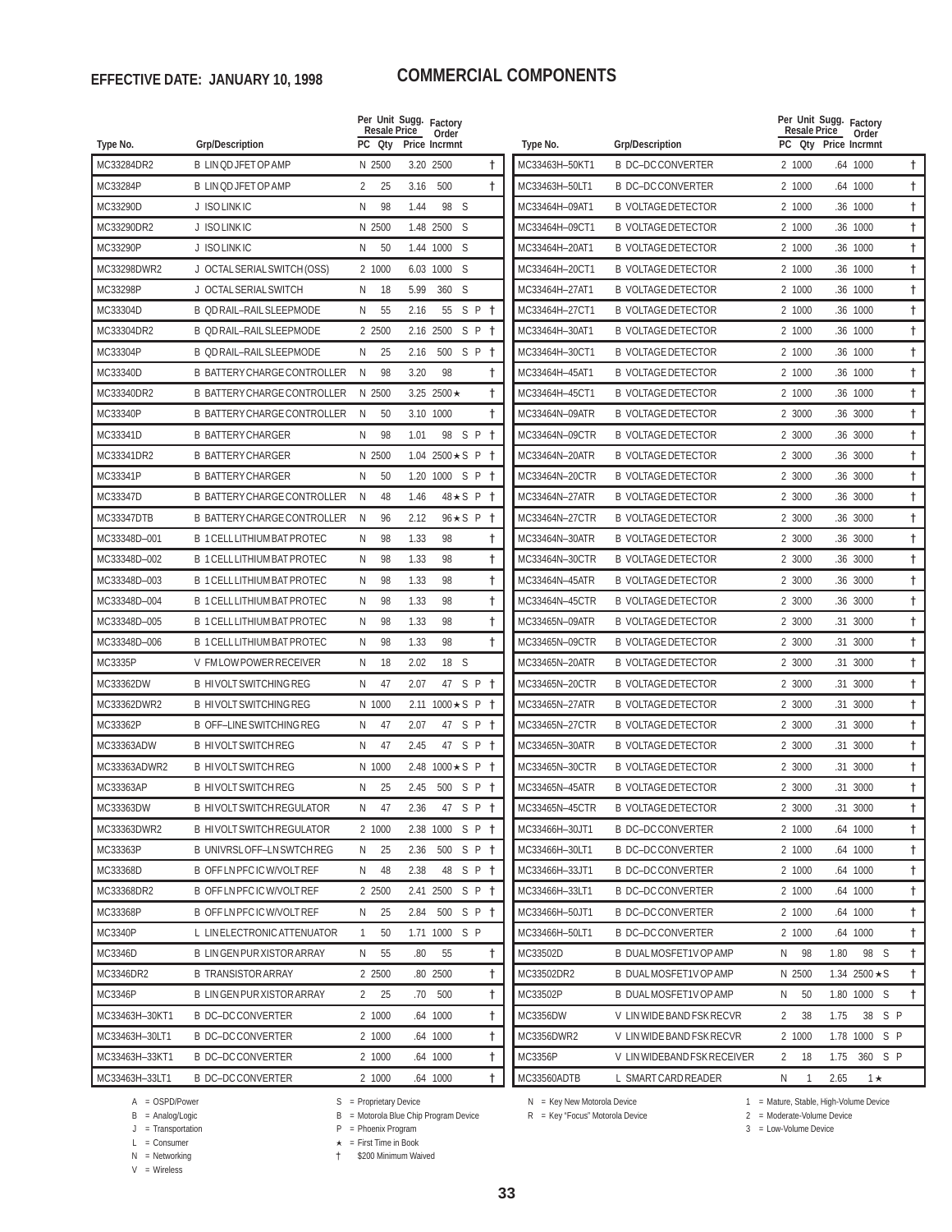**EFFECTIVE DATE: JANUARY 10, 1998**

# COMMERCIAL COMPONENTS

| Type No. | Grp/Description | Per Unit Resale Price PC | Qty | Sugg. Price | Factory Order Incrmnt | | | |
|---|---|---|---|---|---|---|---|---|
| MC33284DR2 | B LIN QD JFET OP AMP | N | 2500 | 3.20 | 2500 | | | † |
| MC33284P | B LIN QD JFET OP AMP | 2 | 25 | 3.16 | 500 | | | † |
| MC33290D | J ISO LINK IC | N | 98 | 1.44 | 98 | S | | |
| MC33290DR2 | J ISO LINK IC | N | 2500 | 1.48 | 2500 | S | | |
| MC33290P | J ISO LINK IC | N | 50 | 1.44 | 1000 | S | | |
| MC33298DWR2 | J OCTAL SERIAL SWITCH (OSS) | 2 | 1000 | 6.03 | 1000 | S | | |
| MC33298P | J OCTAL SERIAL SWITCH | N | 18 | 5.99 | 360 | S | | |
| MC33304D | B QD RAIL–RAIL SLEEPMODE | N | 55 | 2.16 | 55 | S | P | † |
| MC33304DR2 | B QD RAIL–RAIL SLEEPMODE | 2 | 2500 | 2.16 | 2500 | S | P | † |
| MC33304P | B QD RAIL–RAIL SLEEPMODE | N | 25 | 2.16 | 500 | S | P | † |
| MC33340D | B BATTERY CHARGE CONTROLLER | N | 98 | 3.20 | 98 | | | † |
| MC33340DR2 | B BATTERY CHARGE CONTROLLER | N | 2500 | 3.25 | 2500★ | | | † |
| MC33340P | B BATTERY CHARGE CONTROLLER | N | 50 | 3.10 | 1000 | | | † |
| MC33341D | B BATTERY CHARGER | N | 98 | 1.01 | 98 | S | P | † |
| MC33341DR2 | B BATTERY CHARGER | N | 2500 | 1.04 | 2500★ | S | P | † |
| MC33341P | B BATTERY CHARGER | N | 50 | 1.20 | 1000 | S | P | † |
| MC33347D | B BATTERY CHARGE CONTROLLER | N | 48 | 1.46 | 48★ | S | P | † |
| MC33347DTB | B BATTERY CHARGE CONTROLLER | N | 96 | 2.12 | 96★ | S | P | † |
| MC33348D–001 | B 1 CELL LITHIUM BAT PROTEC | N | 98 | 1.33 | 98 | | | † |
| MC33348D–002 | B 1 CELL LITHIUM BAT PROTEC | N | 98 | 1.33 | 98 | | | † |
| MC33348D–003 | B 1 CELL LITHIUM BAT PROTEC | N | 98 | 1.33 | 98 | | | † |
| MC33348D–004 | B 1 CELL LITHIUM BAT PROTEC | N | 98 | 1.33 | 98 | | | † |
| MC33348D–005 | B 1 CELL LITHIUM BAT PROTEC | N | 98 | 1.33 | 98 | | | † |
| MC33348D–006 | B 1 CELL LITHIUM BAT PROTEC | N | 98 | 1.33 | 98 | | | † |
| MC3335P | V FM LOW POWER RECEIVER | N | 18 | 2.02 | 18 | S | | |
| MC33362DW | B HI VOLT SWITCHING REG | N | 47 | 2.07 | 47 | S | P | † |
| MC33362DWR2 | B HI VOLT SWITCHING REG | N | 1000 | 2.11 | 1000★ | S | P | † |
| MC33362P | B OFF–LINE SWITCHING REG | N | 47 | 2.07 | 47 | S | P | † |
| MC33363ADW | B HI VOLT SWITCH REG | N | 47 | 2.45 | 47 | S | P | † |
| MC33363ADWR2 | B HI VOLT SWITCH REG | N | 1000 | 2.48 | 1000★ | S | P | † |
| MC33363AP | B HI VOLT SWITCH REG | N | 25 | 2.45 | 500 | S | P | † |
| MC33363DW | B HI VOLT SWITCH REGULATOR | N | 47 | 2.36 | 47 | S | P | † |
| MC33363DWR2 | B HI VOLT SWITCH REGULATOR | 2 | 1000 | 2.38 | 1000 | S | P | † |
| MC33363P | B UNIVRSL OFF–LN SWTCH REG | N | 25 | 2.36 | 500 | S | P | † |
| MC33368D | B OFF LN PFC IC W/VOLT REF | N | 48 | 2.38 | 48 | S | P | † |
| MC33368DR2 | B OFF LN PFC IC W/VOLT REF | 2 | 2500 | 2.41 | 2500 | S | P | † |
| MC33368P | B OFF LN PFC IC W/VOLT REF | N | 25 | 2.84 | 500 | S | P | † |
| MC3340P | L LIN ELECTRONIC ATTENUATOR | 1 | 50 | 1.71 | 1000 | S | P | |
| MC3346D | B LIN GEN PUR XISTOR ARRAY | N | 55 | .80 | 55 | | | † |
| MC3346DR2 | B TRANSISTOR ARRAY | 2 | 2500 | .80 | 2500 | | | † |
| MC3346P | B LIN GEN PUR XISTOR ARRAY | 2 | 25 | .70 | 500 | | | † |
| MC33463H–30KT1 | B DC–DC CONVERTER | 2 | 1000 | .64 | 1000 | | | † |
| MC33463H–30LT1 | B DC–DC CONVERTER | 2 | 1000 | .64 | 1000 | | | † |
| MC33463H–33KT1 | B DC–DC CONVERTER | 2 | 1000 | .64 | 1000 | | | † |
| MC33463H–33LT1 | B DC–DC CONVERTER | 2 | 1000 | .64 | 1000 | | | † |
| MC33463H–50KT1 | B DC–DC CONVERTER | 2 | 1000 | .64 | 1000 | | | † |
| MC33463H–50LT1 | B DC–DC CONVERTER | 2 | 1000 | .64 | 1000 | | | † |
| MC33464H–09AT1 | B VOLTAGE DETECTOR | 2 | 1000 | .36 | 1000 | | | † |
| MC33464H–09CT1 | B VOLTAGE DETECTOR | 2 | 1000 | .36 | 1000 | | | † |
| MC33464H–20AT1 | B VOLTAGE DETECTOR | 2 | 1000 | .36 | 1000 | | | † |
| MC33464H–20CT1 | B VOLTAGE DETECTOR | 2 | 1000 | .36 | 1000 | | | † |
| MC33464H–27AT1 | B VOLTAGE DETECTOR | 2 | 1000 | .36 | 1000 | | | † |
| MC33464H–27CT1 | B VOLTAGE DETECTOR | 2 | 1000 | .36 | 1000 | | | † |
| MC33464H–30AT1 | B VOLTAGE DETECTOR | 2 | 1000 | .36 | 1000 | | | † |
| MC33464H–30CT1 | B VOLTAGE DETECTOR | 2 | 1000 | .36 | 1000 | | | † |
| MC33464H–45AT1 | B VOLTAGE DETECTOR | 2 | 1000 | .36 | 1000 | | | † |
| MC33464H–45CT1 | B VOLTAGE DETECTOR | 2 | 1000 | .36 | 1000 | | | † |
| MC33464N–09ATR | B VOLTAGE DETECTOR | 2 | 3000 | .36 | 3000 | | | † |
| MC33464N–09CTR | B VOLTAGE DETECTOR | 2 | 3000 | .36 | 3000 | | | † |
| MC33464N–20ATR | B VOLTAGE DETECTOR | 2 | 3000 | .36 | 3000 | | | † |
| MC33464N–20CTR | B VOLTAGE DETECTOR | 2 | 3000 | .36 | 3000 | | | † |
| MC33464N–27ATR | B VOLTAGE DETECTOR | 2 | 3000 | .36 | 3000 | | | † |
| MC33464N–27CTR | B VOLTAGE DETECTOR | 2 | 3000 | .36 | 3000 | | | † |
| MC33464N–30ATR | B VOLTAGE DETECTOR | 2 | 3000 | .36 | 3000 | | | † |
| MC33464N–30CTR | B VOLTAGE DETECTOR | 2 | 3000 | .36 | 3000 | | | † |
| MC33464N–45ATR | B VOLTAGE DETECTOR | 2 | 3000 | .36 | 3000 | | | † |
| MC33464N–45CTR | B VOLTAGE DETECTOR | 2 | 3000 | .36 | 3000 | | | † |
| MC33465N–09ATR | B VOLTAGE DETECTOR | 2 | 3000 | .31 | 3000 | | | † |
| MC33465N–09CTR | B VOLTAGE DETECTOR | 2 | 3000 | .31 | 3000 | | | † |
| MC33465N–20ATR | B VOLTAGE DETECTOR | 2 | 3000 | .31 | 3000 | | | † |
| MC33465N–20CTR | B VOLTAGE DETECTOR | 2 | 3000 | .31 | 3000 | | | † |
| MC33465N–27ATR | B VOLTAGE DETECTOR | 2 | 3000 | .31 | 3000 | | | † |
| MC33465N–27CTR | B VOLTAGE DETECTOR | 2 | 3000 | .31 | 3000 | | | † |
| MC33465N–30ATR | B VOLTAGE DETECTOR | 2 | 3000 | .31 | 3000 | | | † |
| MC33465N–30CTR | B VOLTAGE DETECTOR | 2 | 3000 | .31 | 3000 | | | † |
| MC33465N–45ATR | B VOLTAGE DETECTOR | 2 | 3000 | .31 | 3000 | | | † |
| MC33465N–45CTR | B VOLTAGE DETECTOR | 2 | 3000 | .31 | 3000 | | | † |
| MC33466H–30JT1 | B DC–DC CONVERTER | 2 | 1000 | .64 | 1000 | | | † |
| MC33466H–30LT1 | B DC–DC CONVERTER | 2 | 1000 | .64 | 1000 | | | † |
| MC33466H–33JT1 | B DC–DC CONVERTER | 2 | 1000 | .64 | 1000 | | | † |
| MC33466H–33LT1 | B DC–DC CONVERTER | 2 | 1000 | .64 | 1000 | | | † |
| MC33466H–50JT1 | B DC–DC CONVERTER | 2 | 1000 | .64 | 1000 | | | † |
| MC33466H–50LT1 | B DC–DC CONVERTER | 2 | 1000 | .64 | 1000 | | | † |
| MC33502D | B DUAL MOSFET 1V OP AMP | N | 98 | 1.80 | 98 | S | | † |
| MC33502DR2 | B DUAL MOSFET 1V OP AMP | N | 2500 | 1.34 | 2500★ | S | | † |
| MC33502P | B DUAL MOSFET 1V OP AMP | N | 50 | 1.80 | 1000 | S | | † |
| MC3356DW | V LIN WIDE BAND FSK RECVR | 2 | 38 | 1.75 | 38 | S | P | |
| MC3356DWR2 | V LIN WIDE BAND FSK RECVR | 2 | 1000 | 1.78 | 1000 | S | P | |
| MC3356P | V LIN WIDEBAND FSK RECEIVER | 2 | 18 | 1.75 | 360 | S | P | |
| MC33560ADTB | L SMART CARD READER | N | 1 | 2.65 | 1★ | | | |

A = OSPD/Power
B = Analog/Logic
J = Transportation
L = Consumer
N = Networking
V = Wireless

S = Proprietary Device
B = Motorola Blue Chip Program Device
P = Phoenix Program
★ = First Time in Book
† $200 Minimum Waived

N = Key New Motorola Device
R = Key "Focus" Motorola Device

1 = Mature, Stable, High-Volume Device
2 = Moderate-Volume Device
3 = Low-Volume Device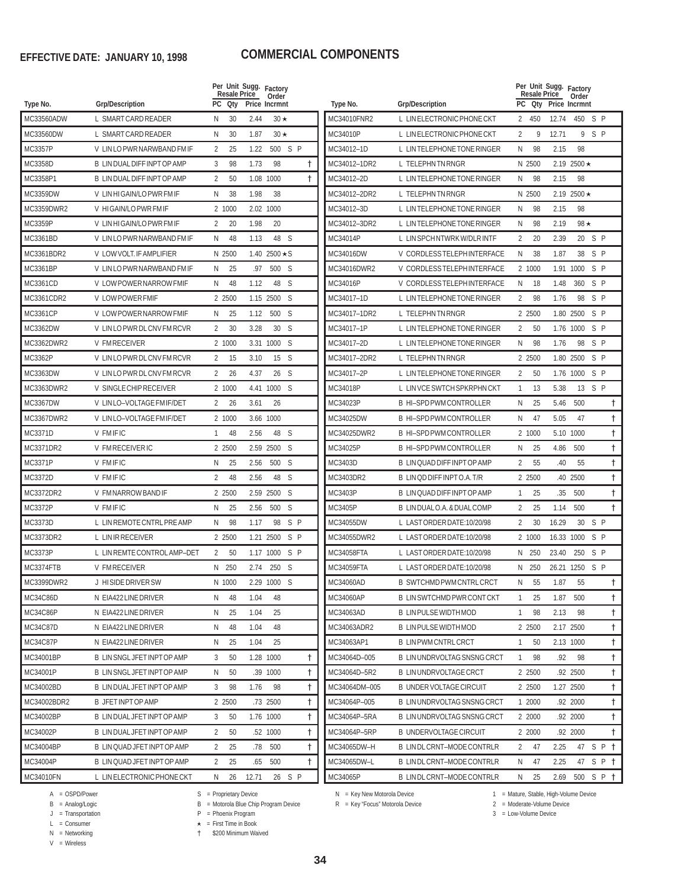**EFFECTIVE DATE: JANUARY 10, 1998**

# COMMERCIAL COMPONENTS

| Type No. | Grp/Description | PC | Per Unit Qty | Sugg. Resale Price | Factory Order Incrmnt | | | |
|---|---|---|---|---|---|---|---|---|
| MC33560ADW | L SMART CARD READER | N | 30 | 2.44 | 30 ★ | | | |
| MC33560DW | L SMART CARD READER | N | 30 | 1.87 | 30 ★ | | | |
| MC3357P | V LIN LO PWR NARWBAND FM IF | 2 | 25 | 1.22 | 500 | S | P | |
| MC3358D | B LIN DUAL DIFF INPT OP AMP | 3 | 98 | 1.73 | 98 | | | † |
| MC3358P1 | B LIN DUAL DIFF INPT OP AMP | 2 | 50 | 1.08 | 1000 | | | † |
| MC3359DW | V LIN HI GAIN/LO PWR FM IF | N | 38 | 1.98 | 38 | | | |
| MC3359DWR2 | V HI GAIN/LO PWR FM IF | 2 | 1000 | 2.02 | 1000 | | | |
| MC3359P | V LIN HI GAIN/LO PWR FM IF | 2 | 20 | 1.98 | 20 | | | |
| MC3361BD | V LIN LO PWR NARWBAND FM IF | N | 48 | 1.13 | 48 | S | | |
| MC3361BDR2 | V LOW VOLT. IF AMPLIFIER | N | 2500 | 1.40 | 2500 ★ | S | | |
| MC3361BP | V LIN LO PWR NARWBAND FM IF | N | 25 | .97 | 500 | S | | |
| MC3361CD | V LOW POWER NARROW FMIF | N | 48 | 1.12 | 48 | S | | |
| MC3361CDR2 | V LOW POWER FMIF | 2 | 2500 | 1.15 | 2500 | S | | |
| MC3361CP | V LOW POWER NARROW FMIF | N | 25 | 1.12 | 500 | S | | |
| MC3362DW | V LIN LO PWR DL CNV FM RCVR | 2 | 30 | 3.28 | 30 | S | | |
| MC3362DWR2 | V FM RECEIVER | 2 | 1000 | 3.31 | 1000 | S | | |
| MC3362P | V LIN LO PWR DL CNV FM RCVR | 2 | 15 | 3.10 | 15 | S | | |
| MC3363DW | V LIN LO PWR DL CNV FM RCVR | 2 | 26 | 4.37 | 26 | S | | |
| MC3363DWR2 | V SINGLE CHIP RECEIVER | 2 | 1000 | 4.41 | 1000 | S | | |
| MC3367DW | V LIN LO–VOLTAGE FM IF/DET | 2 | 26 | 3.61 | 26 | | | |
| MC3367DWR2 | V LIN LO–VOLTAGE FM IF/DET | 2 | 1000 | 3.66 | 1000 | | | |
| MC3371D | V FM IF IC | 1 | 48 | 2.56 | 48 | S | | |
| MC3371DR2 | V FM RECEIVER IC | 2 | 2500 | 2.59 | 2500 | S | | |
| MC3371P | V FM IF IC | N | 25 | 2.56 | 500 | S | | |
| MC3372D | V FM IF IC | 2 | 48 | 2.56 | 48 | S | | |
| MC3372DR2 | V FM NARROW BAND IF | 2 | 2500 | 2.59 | 2500 | S | | |
| MC3372P | V FM IF IC | N | 25 | 2.56 | 500 | S | | |
| MC3373D | L LIN REMOTE CNTRL PRE AMP | N | 98 | 1.17 | 98 | S | P | |
| MC3373DR2 | L LIN IR RECEIVER | 2 | 2500 | 1.21 | 2500 | S | P | |
| MC3373P | L LIN REMTE CONTROL AMP–DET | 2 | 50 | 1.17 | 1000 | S | P | |
| MC3374FTB | V FM RECEIVER | N | 250 | 2.74 | 250 | S | | |
| MC3399DWR2 | J HI SIDE DRIVER SW | N | 1000 | 2.29 | 1000 | S | | |
| MC34C86D | N EIA422 LINE DRIVER | N | 48 | 1.04 | 48 | | | |
| MC34C86P | N EIA422 LINE DRIVER | N | 25 | 1.04 | 25 | | | |
| MC34C87D | N EIA422 LINE DRIVER | N | 48 | 1.04 | 48 | | | |
| MC34C87P | N EIA422 LINE DRIVER | N | 25 | 1.04 | 25 | | | |
| MC34001BP | B LIN SNGL JFET INPT OP AMP | 3 | 50 | 1.28 | 1000 | | | † |
| MC34001P | B LIN SNGL JFET INPT OP AMP | N | 50 | .39 | 1000 | | | † |
| MC34002BD | B LIN DUAL JFET INPT OP AMP | 3 | 98 | 1.76 | 98 | | | † |
| MC34002BDR2 | B JFET INPT OP AMP | 2 | 2500 | .73 | 2500 | | | † |
| MC34002BP | B LIN DUAL JFET INPT OP AMP | 3 | 50 | 1.76 | 1000 | | | † |
| MC34002P | B LIN DUAL JFET INPT OP AMP | 2 | 50 | .52 | 1000 | | | † |
| MC34004BP | B LIN QUAD JFET INPT OP AMP | 2 | 25 | .78 | 500 | | | † |
| MC34004P | B LIN QUAD JFET INPT OP AMP | 2 | 25 | .65 | 500 | | | † |
| MC34010FN | L LIN ELECTRONIC PHONE CKT | N | 26 | 12.71 | 26 | S | P | |
| MC34010FNR2 | L LIN ELECTRONIC PHONE CKT | 2 | 450 | 12.74 | 450 | S | P | |
| MC34010P | L LIN ELECTRONIC PHONE CKT | 2 | 9 | 12.71 | 9 | S | P | |
| MC34012–1D | L LIN TELEPHONE TONE RINGER | N | 98 | 2.15 | 98 | | | |
| MC34012–1DR2 | L TELEPHN TN RNGR | N | 2500 | 2.19 | 2500 ★ | | | |
| MC34012–2D | L LIN TELEPHONE TONE RINGER | N | 98 | 2.15 | 98 | | | |
| MC34012–2DR2 | L TELEPHN TN RNGR | N | 2500 | 2.19 | 2500 ★ | | | |
| MC34012–3D | L LIN TELEPHONE TONE RINGER | N | 98 | 2.15 | 98 | | | |
| MC34012–3DR2 | L LIN TELEPHONE TONE RINGER | N | 98 | 2.19 | 98 ★ | | | |
| MC34014P | L LIN SPCH NTWRK W/DLR INTF | 2 | 20 | 2.39 | 20 | S | P | |
| MC34016DW | V CORDLESS TELEPH INTERFACE | N | 38 | 1.87 | 38 | S | P | |
| MC34016DWR2 | V CORDLESS TELEPH INTERFACE | 2 | 1000 | 1.91 | 1000 | S | P | |
| MC34016P | V CORDLESS TELEPH INTERFACE | N | 18 | 1.48 | 360 | S | P | |
| MC34017–1D | L LIN TELEPHONE TONE RINGER | 2 | 98 | 1.76 | 98 | S | P | |
| MC34017–1DR2 | L TELEPHN TN RNGR | 2 | 2500 | 1.80 | 2500 | S | P | |
| MC34017–1P | L LIN TELEPHONE TONE RINGER | 2 | 50 | 1.76 | 1000 | S | P | |
| MC34017–2D | L LIN TELEPHONE TONE RINGER | N | 98 | 1.76 | 98 | S | P | |
| MC34017–2DR2 | L TELEPHN TN RNGR | 2 | 2500 | 1.80 | 2500 | S | P | |
| MC34017–2P | L LIN TELEPHONE TONE RINGER | 2 | 50 | 1.76 | 1000 | S | P | |
| MC34018P | L LIN VCE SWTCH SPKRPHN CKT | 1 | 13 | 5.38 | 13 | S | P | |
| MC34023P | B HI–SPD PWM CONTROLLER | N | 25 | 5.46 | 500 | | | † |
| MC34025DW | B HI–SPD PWM CONTROLLER | N | 47 | 5.05 | 47 | | | † |
| MC34025DWR2 | B HI–SPD PWM CONTROLLER | 2 | 1000 | 5.10 | 1000 | | | † |
| MC34025P | B HI–SPD PWM CONTROLLER | N | 25 | 4.86 | 500 | | | † |
| MC3403D | B LIN QUAD DIFF INPT OP AMP | 2 | 55 | .40 | 55 | | | † |
| MC3403DR2 | B LIN QD DIFF INPT O.A. T/R | 2 | 2500 | .40 | 2500 | | | † |
| MC3403P | B LIN QUAD DIFF INPT OP AMP | 1 | 25 | .35 | 500 | | | † |
| MC3405P | B LIN DUAL O.A. & DUAL COMP | 2 | 25 | 1.14 | 500 | | | † |
| MC34055DW | L LAST ORDER DATE:10/20/98 | 2 | 30 | 16.29 | 30 | S | P | |
| MC34055DWR2 | L LAST ORDER DATE:10/20/98 | 2 | 1000 | 16.33 | 1000 | S | P | |
| MC34058FTA | L LAST ORDER DATE:10/20/98 | N | 250 | 23.40 | 250 | S | P | |
| MC34059FTA | L LAST ORDER DATE:10/20/98 | N | 250 | 26.21 | 1250 | S | P | |
| MC34060AD | B SWTCHMD PWM CNTRL CRCT | N | 55 | 1.87 | 55 | | | † |
| MC34060AP | B LIN SWTCHMD PWR CONT CKT | 1 | 25 | 1.87 | 500 | | | † |
| MC34063AD | B LIN PULSE WIDTH MOD | 1 | 98 | 2.13 | 98 | | | † |
| MC34063ADR2 | B LIN PULSE WIDTH MOD | 2 | 2500 | 2.17 | 2500 | | | † |
| MC34063AP1 | B LIN PWM CNTRL CRCT | 1 | 50 | 2.13 | 1000 | | | † |
| MC34064D–005 | B LIN UNDRVOLTAG SNSNG CRCT | 1 | 98 | .92 | 98 | | | † |
| MC34064D–5R2 | B LIN UNDRVOLTAGE CRCT | 2 | 2500 | .92 | 2500 | | | † |
| MC34064DM–005 | B UNDER VOLTAGE CIRCUIT | 2 | 2500 | 1.27 | 2500 | | | † |
| MC34064P–005 | B LIN UNDRVOLTAG SNSNG CRCT | 1 | 2000 | .92 | 2000 | | | † |
| MC34064P–5RA | B LIN UNDRVOLTAG SNSNG CRCT | 2 | 2000 | .92 | 2000 | | | † |
| MC34064P–5RP | B UNDERVOLTAGE CIRCUIT | 2 | 2000 | .92 | 2000 | | | † |
| MC34065DW–H | B LIN DL CRNT–MODE CONTRLR | 2 | 47 | 2.25 | 47 | S | P | † |
| MC34065DW–L | B LIN DL CRNT–MODE CONTRLR | N | 47 | 2.25 | 47 | S | P | † |
| MC34065P | B LIN DL CRNT–MODE CONTRLR | N | 25 | 2.69 | 500 | S | P | † |

A = OSPD/Power
B = Analog/Logic
J = Transportation
L = Consumer
N = Networking
V = Wireless

S = Proprietary Device
B = Motorola Blue Chip Program Device
P = Phoenix Program
★ = First Time in Book
† $200 Minimum Waived

N = Key New Motorola Device
R = Key "Focus" Motorola Device

1 = Mature, Stable, High-Volume Device
2 = Moderate-Volume Device
3 = Low-Volume Device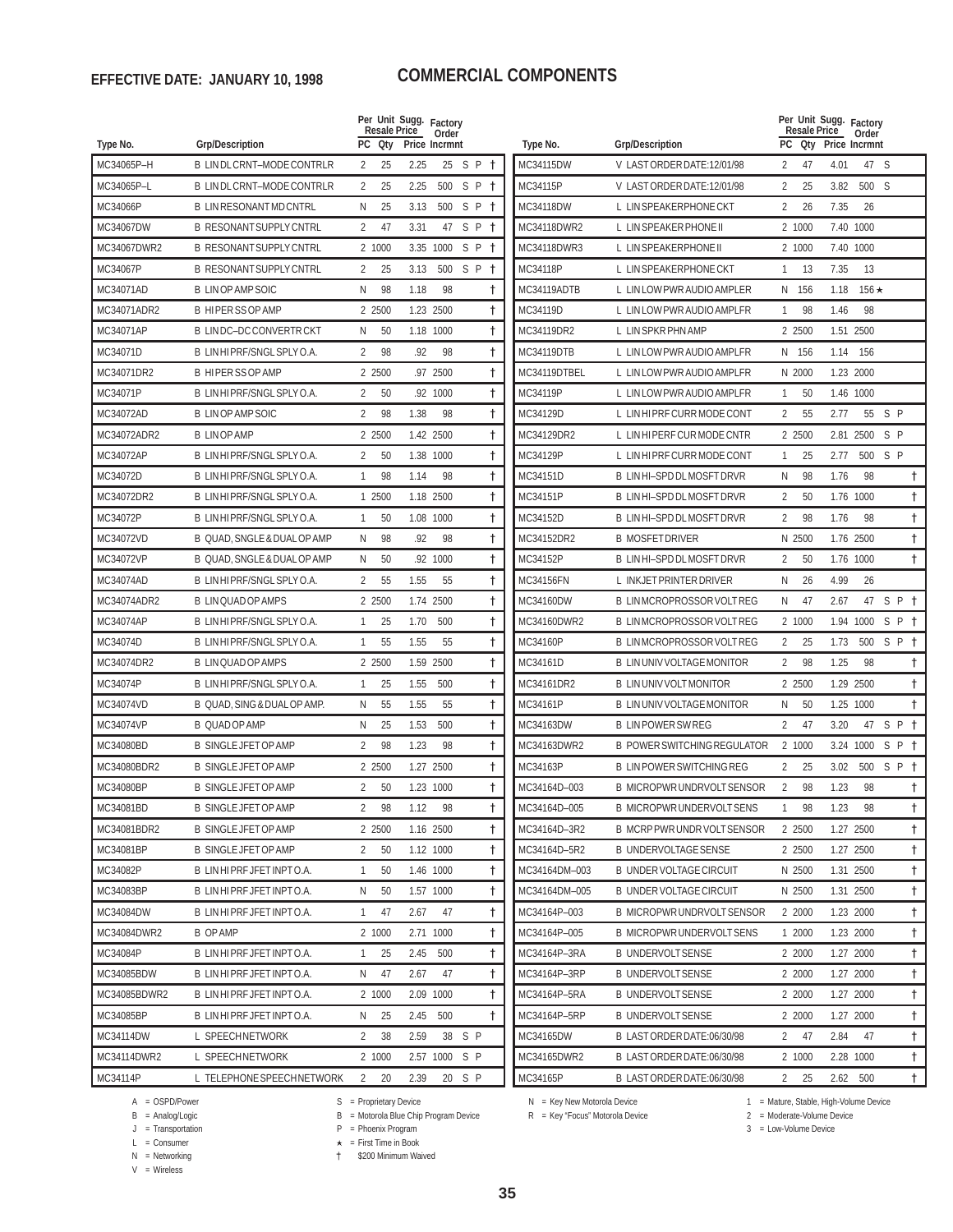**EFFECTIVE DATE: JANUARY 10, 1998**

# COMMERCIAL COMPONENTS

| Type No. | Grp/Description | PC | Per Unit Qty | Sugg. Resale Price | Factory Order Incrmnt | | | |
|---|---|---|---|---|---|---|---|---|
| MC34065P–H | B LIN DL CRNT–MODE CONTRLR | 2 | 25 | 2.25 | 25 | S | P | † |
| MC34065P–L | B LIN DL CRNT–MODE CONTRLR | 2 | 25 | 2.25 | 500 | S | P | † |
| MC34066P | B LIN RESONANT MD CNTRL | N | 25 | 3.13 | 500 | S | P | † |
| MC34067DW | B RESONANT SUPPLY CNTRL | 2 | 47 | 3.31 | 47 | S | P | † |
| MC34067DWR2 | B RESONANT SUPPLY CNTRL | 2 | 1000 | 3.35 | 1000 | S | P | † |
| MC34067P | B RESONANT SUPPLY CNTRL | 2 | 25 | 3.13 | 500 | S | P | † |
| MC34071AD | B LIN OP AMP SOIC | N | 98 | 1.18 | 98 | | | † |
| MC34071ADR2 | B HI PER SS OP AMP | 2 | 2500 | 1.23 | 2500 | | | † |
| MC34071AP | B LIN DC–DC CONVERTR CKT | N | 50 | 1.18 | 1000 | | | † |
| MC34071D | B LIN HI PRF/SNGL SPLY O.A. | 2 | 98 | .92 | 98 | | | † |
| MC34071DR2 | B HI PER SS OP AMP | 2 | 2500 | .97 | 2500 | | | † |
| MC34071P | B LIN HI PRF/SNGL SPLY O.A. | 2 | 50 | .92 | 1000 | | | † |
| MC34072AD | B LIN OP AMP SOIC | 2 | 98 | 1.38 | 98 | | | † |
| MC34072ADR2 | B LIN OP AMP | 2 | 2500 | 1.42 | 2500 | | | † |
| MC34072AP | B LIN HI PRF/SNGL SPLY O.A. | 2 | 50 | 1.38 | 1000 | | | † |
| MC34072D | B LIN HI PRF/SNGL SPLY O.A. | 1 | 98 | 1.14 | 98 | | | † |
| MC34072DR2 | B LIN HI PRF/SNGL SPLY O.A. | 1 | 2500 | 1.18 | 2500 | | | † |
| MC34072P | B LIN HI PRF/SNGL SPLY O.A. | 1 | 50 | 1.08 | 1000 | | | † |
| MC34072VD | B QUAD, SNGLE & DUAL OP AMP | N | 98 | .92 | 98 | | | † |
| MC34072VP | B QUAD, SNGLE & DUAL OP AMP | N | 50 | .92 | 1000 | | | † |
| MC34074AD | B LIN HI PRF/SNGL SPLY O.A. | 2 | 55 | 1.55 | 55 | | | † |
| MC34074ADR2 | B LIN QUAD OP AMPS | 2 | 2500 | 1.74 | 2500 | | | † |
| MC34074AP | B LIN HI PRF/SNGL SPLY O.A. | 1 | 25 | 1.70 | 500 | | | † |
| MC34074D | B LIN HI PRF/SNGL SPLY O.A. | 1 | 55 | 1.55 | 55 | | | † |
| MC34074DR2 | B LIN QUAD OP AMPS | 2 | 2500 | 1.59 | 2500 | | | † |
| MC34074P | B LIN HI PRF/SNGL SPLY O.A. | 1 | 25 | 1.55 | 500 | | | † |
| MC34074VD | B QUAD, SING & DUAL OP AMP. | N | 55 | 1.55 | 55 | | | † |
| MC34074VP | B QUAD OP AMP | N | 25 | 1.53 | 500 | | | † |
| MC34080BD | B SINGLE JFET OP AMP | 2 | 98 | 1.23 | 98 | | | † |
| MC34080BDR2 | B SINGLE JFET OP AMP | 2 | 2500 | 1.27 | 2500 | | | † |
| MC34080BP | B SINGLE JFET OP AMP | 2 | 50 | 1.23 | 1000 | | | † |
| MC34081BD | B SINGLE JFET OP AMP | 2 | 98 | 1.12 | 98 | | | † |
| MC34081BDR2 | B SINGLE JFET OP AMP | 2 | 2500 | 1.16 | 2500 | | | † |
| MC34081BP | B SINGLE JFET OP AMP | 2 | 50 | 1.12 | 1000 | | | † |
| MC34082P | B LIN HI PRF JFET INPT O.A. | 1 | 50 | 1.46 | 1000 | | | † |
| MC34083BP | B LIN HI PRF JFET INPT O.A. | N | 50 | 1.57 | 1000 | | | † |
| MC34084DW | B LIN HI PRF JFET INPT O.A. | 1 | 47 | 2.67 | 47 | | | † |
| MC34084DWR2 | B OP AMP | 2 | 1000 | 2.71 | 1000 | | | † |
| MC34084P | B LIN HI PRF JFET INPT O.A. | 1 | 25 | 2.45 | 500 | | | † |
| MC34085BDW | B LIN HI PRF JFET INPT O.A. | N | 47 | 2.67 | 47 | | | † |
| MC34085BDWR2 | B LIN HI PRF JFET INPT O.A. | 2 | 1000 | 2.09 | 1000 | | | † |
| MC34085BP | B LIN HI PRF JFET INPT O.A. | N | 25 | 2.45 | 500 | | | † |
| MC34114DW | L SPEECH NETWORK | 2 | 38 | 2.59 | 38 | S | P | |
| MC34114DWR2 | L SPEECH NETWORK | 2 | 1000 | 2.57 | 1000 | S | P | |
| MC34114P | L TELEPHONE SPEECH NETWORK | 2 | 20 | 2.39 | 20 | S | P | |
| MC34115DW | V LAST ORDER DATE:12/01/98 | 2 | 47 | 4.01 | 47 | S | | |
| MC34115P | V LAST ORDER DATE:12/01/98 | 2 | 25 | 3.82 | 500 | S | | |
| MC34118DW | L LIN SPEAKERPHONE CKT | 2 | 26 | 7.35 | 26 | | | |
| MC34118DWR2 | L LIN SPEAKER PHONE II | 2 | 1000 | 7.40 | 1000 | | | |
| MC34118DWR3 | L LIN SPEAKERPHONE II | 2 | 1000 | 7.40 | 1000 | | | |
| MC34118P | L LIN SPEAKERPHONE CKT | 1 | 13 | 7.35 | 13 | | | |
| MC34119ADTB | L LIN LOW PWR AUDIO AMPLER | N | 156 | 1.18 | 156 ★ | | | |
| MC34119D | L LIN LOW PWR AUDIO AMPLFR | 1 | 98 | 1.46 | 98 | | | |
| MC34119DR2 | L LIN SPKR PHN AMP | 2 | 2500 | 1.51 | 2500 | | | |
| MC34119DTB | L LIN LOW PWR AUDIO AMPLFR | N | 156 | 1.14 | 156 | | | |
| MC34119DTBEL | L LIN LOW PWR AUDIO AMPLFR | N | 2000 | 1.23 | 2000 | | | |
| MC34119P | L LIN LOW PWR AUDIO AMPLFR | 1 | 50 | 1.46 | 1000 | | | |
| MC34129D | L LIN HI PRF CURR MODE CONT | 2 | 55 | 2.77 | 55 | S | P | |
| MC34129DR2 | L LIN HI PERF CUR MODE CNTR | 2 | 2500 | 2.81 | 2500 | S | P | |
| MC34129P | L LIN HI PRF CURR MODE CONT | 1 | 25 | 2.77 | 500 | S | P | |
| MC34151D | B LIN HI–SPD DL MOSFT DRVR | N | 98 | 1.76 | 98 | | | † |
| MC34151P | B LIN HI–SPD DL MOSFT DRVR | 2 | 50 | 1.76 | 1000 | | | † |
| MC34152D | B LIN HI–SPD DL MOSFT DRVR | 2 | 98 | 1.76 | 98 | | | † |
| MC34152DR2 | B MOSFET DRIVER | N | 2500 | 1.76 | 2500 | | | † |
| MC34152P | B LIN HI–SPD DL MOSFT DRVR | 2 | 50 | 1.76 | 1000 | | | † |
| MC34156FN | L INKJET PRINTER DRIVER | N | 26 | 4.99 | 26 | | | |
| MC34160DW | B LIN MCROPROSSOR VOLT REG | N | 47 | 2.67 | 47 | S | P | † |
| MC34160DWR2 | B LIN MCROPROSSOR VOLT REG | 2 | 1000 | 1.94 | 1000 | S | P | † |
| MC34160P | B LIN MCROPROSSOR VOLT REG | 2 | 25 | 1.73 | 500 | S | P | † |
| MC34161D | B LIN UNIV VOLTAGE MONITOR | 2 | 98 | 1.25 | 98 | | | † |
| MC34161DR2 | B LIN UNIV VOLT MONITOR | 2 | 2500 | 1.29 | 2500 | | | † |
| MC34161P | B LIN UNIV VOLTAGE MONITOR | N | 50 | 1.25 | 1000 | | | † |
| MC34163DW | B LIN POWER SW REG | 2 | 47 | 3.20 | 47 | S | P | † |
| MC34163DWR2 | B POWER SWITCHING REGULATOR | 2 | 1000 | 3.24 | 1000 | S | P | † |
| MC34163P | B LIN POWER SWITCHING REG | 2 | 25 | 3.02 | 500 | S | P | † |
| MC34164D–003 | B MICROPWR UNDRVOLT SENSOR | 2 | 98 | 1.23 | 98 | | | † |
| MC34164D–005 | B MICROPWR UNDERVOLT SENS | 1 | 98 | 1.23 | 98 | | | † |
| MC34164D–3R2 | B MCRP PWR UNDR VOLT SENSOR | 2 | 2500 | 1.27 | 2500 | | | † |
| MC34164D–5R2 | B UNDERVOLTAGE SENSE | 2 | 2500 | 1.27 | 2500 | | | † |
| MC34164DM–003 | B UNDER VOLTAGE CIRCUIT | N | 2500 | 1.31 | 2500 | | | † |
| MC34164DM–005 | B UNDER VOLTAGE CIRCUIT | N | 2500 | 1.31 | 2500 | | | † |
| MC34164P–003 | B MICROPWR UNDRVOLT SENSOR | 2 | 2000 | 1.23 | 2000 | | | † |
| MC34164P–005 | B MICROPWR UNDERVOLT SENS | 1 | 2000 | 1.23 | 2000 | | | † |
| MC34164P–3RA | B UNDERVOLT SENSE | 2 | 2000 | 1.27 | 2000 | | | † |
| MC34164P–3RP | B UNDERVOLT SENSE | 2 | 2000 | 1.27 | 2000 | | | † |
| MC34164P–5RA | B UNDERVOLT SENSE | 2 | 2000 | 1.27 | 2000 | | | † |
| MC34164P–5RP | B UNDERVOLT SENSE | 2 | 2000 | 1.27 | 2000 | | | † |
| MC34165DW | B LAST ORDER DATE:06/30/98 | 2 | 47 | 2.84 | 47 | | | † |
| MC34165DWR2 | B LAST ORDER DATE:06/30/98 | 2 | 1000 | 2.28 | 1000 | | | † |
| MC34165P | B LAST ORDER DATE:06/30/98 | 2 | 25 | 2.62 | 500 | | | † |

A = OSPD/Power
B = Analog/Logic
J = Transportation
L = Consumer
N = Networking
V = Wireless

S = Proprietary Device
B = Motorola Blue Chip Program Device
P = Phoenix Program
★ = First Time in Book
† $200 Minimum Waived

N = Key New Motorola Device
R = Key "Focus" Motorola Device

1 = Mature, Stable, High-Volume Device
2 = Moderate-Volume Device
3 = Low-Volume Device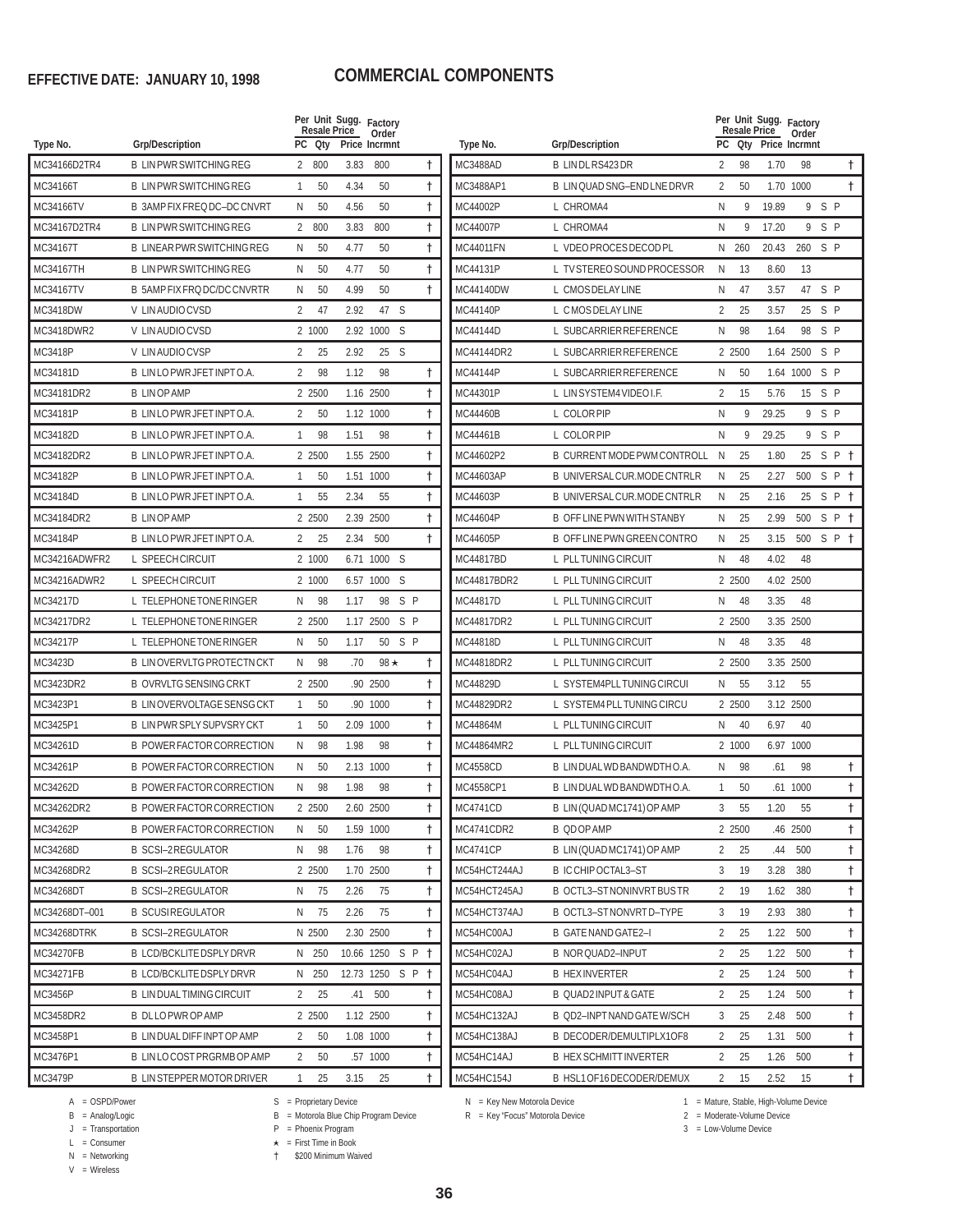**EFFECTIVE DATE: JANUARY 10, 1998**

# COMMERCIAL COMPONENTS

| Type No. | Grp/Description | PC | Per Unit Resale Qty | Sugg. Resale Price | Factory Order Incrmnt | | |
|---|---|---|---|---|---|---|---|
| MC34166D2TR4 | B LIN PWR SWITCHING REG | 2 | 800 | 3.83 | 800 | | † |
| MC34166T | B LIN PWR SWITCHING REG | 1 | 50 | 4.34 | 50 | | † |
| MC34166TV | B 3AMP FIX FREQ DC–DC CNVRT | N | 50 | 4.56 | 50 | | † |
| MC34167D2TR4 | B LIN PWR SWITCHING REG | 2 | 800 | 3.83 | 800 | | † |
| MC34167T | B LINEAR PWR SWITCHING REG | N | 50 | 4.77 | 50 | | † |
| MC34167TH | B LIN PWR SWITCHING REG | N | 50 | 4.77 | 50 | | † |
| MC34167TV | B 5AMP FIX FRQ DC/DC CNVRTR | N | 50 | 4.99 | 50 | | † |
| MC3418DW | V LIN AUDIO CVSD | 2 | 47 | 2.92 | 47 | S | |
| MC3418DWR2 | V LIN AUDIO CVSD | 2 | 1000 | 2.92 | 1000 | S | |
| MC3418P | V LIN AUDIO CVSP | 2 | 25 | 2.92 | 25 | S | |
| MC34181D | B LIN LO PWR JFET INPT O.A. | 2 | 98 | 1.12 | 98 | | † |
| MC34181DR2 | B LIN OP AMP | 2 | 2500 | 1.16 | 2500 | | † |
| MC34181P | B LIN LO PWR JFET INPT O.A. | 2 | 50 | 1.12 | 1000 | | † |
| MC34182D | B LIN LO PWR JFET INPT O.A. | 1 | 98 | 1.51 | 98 | | † |
| MC34182DR2 | B LIN LO PWR JFET INPT O.A. | 2 | 2500 | 1.55 | 2500 | | † |
| MC34182P | B LIN LO PWR JFET INPT O.A. | 1 | 50 | 1.51 | 1000 | | † |
| MC34184D | B LIN LO PWR JFET INPT O.A. | 1 | 55 | 2.34 | 55 | | † |
| MC34184DR2 | B LIN OP AMP | 2 | 2500 | 2.39 | 2500 | | † |
| MC34184P | B LIN LO PWR JFET INPT O.A. | 2 | 25 | 2.34 | 500 | | † |
| MC34216ADWFR2 | L SPEECH CIRCUIT | 2 | 1000 | 6.71 | 1000 | S | |
| MC34216ADWR2 | L SPEECH CIRCUIT | 2 | 1000 | 6.57 | 1000 | S | |
| MC34217D | L TELEPHONE TONE RINGER | N | 98 | 1.17 | 98 | S P | |
| MC34217DR2 | L TELEPHONE TONE RINGER | 2 | 2500 | 1.17 | 2500 | S P | |
| MC34217P | L TELEPHONE TONE RINGER | N | 50 | 1.17 | 50 | S P | |
| MC3423D | B LIN OVERVLTG PROTECTN CKT | N | 98 | .70 | 98 ★ | | † |
| MC3423DR2 | B OVRVLTG SENSING CRKT | 2 | 2500 | .90 | 2500 | | † |
| MC3423P1 | B LIN OVERVOLTAGE SENSG CKT | 1 | 50 | .90 | 1000 | | † |
| MC3425P1 | B LIN PWR SPLY SUPVSRY CKT | 1 | 50 | 2.09 | 1000 | | † |
| MC34261D | B POWER FACTOR CORRECTION | N | 98 | 1.98 | 98 | | † |
| MC34261P | B POWER FACTOR CORRECTION | N | 50 | 2.13 | 1000 | | † |
| MC34262D | B POWER FACTOR CORRECTION | N | 98 | 1.98 | 98 | | † |
| MC34262DR2 | B POWER FACTOR CORRECTION | 2 | 2500 | 2.60 | 2500 | | † |
| MC34262P | B POWER FACTOR CORRECTION | N | 50 | 1.59 | 1000 | | † |
| MC34268D | B SCSI–2 REGULATOR | N | 98 | 1.76 | 98 | | † |
| MC34268DR2 | B SCSI–2 REGULATOR | 2 | 2500 | 1.70 | 2500 | | † |
| MC34268DT | B SCSI–2 REGULATOR | N | 75 | 2.26 | 75 | | † |
| MC34268DT–001 | B SCUSI REGULATOR | N | 75 | 2.26 | 75 | | † |
| MC34268DTRK | B SCSI–2 REGULATOR | N | 2500 | 2.30 | 2500 | | † |
| MC34270FB | B LCD/BCKLITE DSPLY DRVR | N | 250 | 10.66 | 1250 | S P | † |
| MC34271FB | B LCD/BCKLITE DSPLY DRVR | N | 250 | 12.73 | 1250 | S P | † |
| MC3456P | B LIN DUAL TIMING CIRCUIT | 2 | 25 | .41 | 500 | | † |
| MC3458DR2 | B DL LO PWR OP AMP | 2 | 2500 | 1.12 | 2500 | | † |
| MC3458P1 | B LIN DUAL DIFF INPT OP AMP | 2 | 50 | 1.08 | 1000 | | † |
| MC3476P1 | B LIN LO COST PRGRMB OP AMP | 2 | 50 | .57 | 1000 | | † |
| MC3479P | B LIN STEPPER MOTOR DRIVER | 1 | 25 | 3.15 | 25 | | † |
| MC3488AD | B LIN DL RS423 DR | 2 | 98 | 1.70 | 98 | | † |
| MC3488AP1 | B LIN QUAD SNG–END LNE DRVR | 2 | 50 | 1.70 | 1000 | | † |
| MC44002P | L CHROMA4 | N | 9 | 19.89 | 9 | S P | |
| MC44007P | L CHROMA4 | N | 9 | 17.20 | 9 | S P | |
| MC44011FN | L VDEO PROCES DECOD PL | N | 260 | 20.43 | 260 | S P | |
| MC44131P | L TV STEREO SOUND PROCESSOR | N | 13 | 8.60 | 13 | | |
| MC44140DW | L CMOS DELAY LINE | N | 47 | 3.57 | 47 | S P | |
| MC44140P | L C MOS DELAY LINE | 2 | 25 | 3.57 | 25 | S P | |
| MC44144D | L SUBCARRIER REFERENCE | N | 98 | 1.64 | 98 | S P | |
| MC44144DR2 | L SUBCARRIER REFERENCE | 2 | 2500 | 1.64 | 2500 | S P | |
| MC44144P | L SUBCARRIER REFERENCE | N | 50 | 1.64 | 1000 | S P | |
| MC44301P | L LIN SYSTEM4 VIDEO I.F. | 2 | 15 | 5.76 | 15 | S P | |
| MC44460B | L COLOR PIP | N | 9 | 29.25 | 9 | S P | |
| MC44461B | L COLOR PIP | N | 9 | 29.25 | 9 | S P | |
| MC44602P2 | B CURRENT MODE PWM CONTROLL | N | 25 | 1.80 | 25 | S P | † |
| MC44603AP | B UNIVERSAL CUR.MODE CNTRLR | N | 25 | 2.27 | 500 | S P | † |
| MC44603P | B UNIVERSAL CUR.MODE CNTRLR | N | 25 | 2.16 | 25 | S P | † |
| MC44604P | B OFF LINE PWN WITH STANBY | N | 25 | 2.99 | 500 | S P | † |
| MC44605P | B OFF LINE PWN GREEN CONTRO | N | 25 | 3.15 | 500 | S P | † |
| MC44817BD | L PLL TUNING CIRCUIT | N | 48 | 4.02 | 48 | | |
| MC44817BDR2 | L PLL TUNING CIRCUIT | 2 | 2500 | 4.02 | 2500 | | |
| MC44817D | L PLL TUNING CIRCUIT | N | 48 | 3.35 | 48 | | |
| MC44817DR2 | L PLL TUNING CIRCUIT | 2 | 2500 | 3.35 | 2500 | | |
| MC44818D | L PLL TUNING CIRCUIT | N | 48 | 3.35 | 48 | | |
| MC44818DR2 | L PLL TUNING CIRCUIT | 2 | 2500 | 3.35 | 2500 | | |
| MC44829D | L SYSTEM4PLL TUNING CIRCUI | N | 55 | 3.12 | 55 | | |
| MC44829DR2 | L SYSTEM4 PLL TUNING CIRCU | 2 | 2500 | 3.12 | 2500 | | |
| MC44864M | L PLL TUNING CIRCUIT | N | 40 | 6.97 | 40 | | |
| MC44864MR2 | L PLL TUNING CIRCUIT | 2 | 1000 | 6.97 | 1000 | | |
| MC4558CD | B LIN DUAL WD BANDWDTH O.A. | N | 98 | .61 | 98 | | † |
| MC4558CP1 | B LIN DUAL WD BANDWDTH O.A. | 1 | 50 | .61 | 1000 | | † |
| MC4741CD | B LIN (QUAD MC1741) OP AMP | 3 | 55 | 1.20 | 55 | | † |
| MC4741CDR2 | B QD OP AMP | 2 | 2500 | .46 | 2500 | | † |
| MC4741CP | B LIN (QUAD MC1741) OP AMP | 2 | 25 | .44 | 500 | | † |
| MC54HCT244AJ | B IC CHIP OCTAL3–ST | 3 | 19 | 3.28 | 380 | | † |
| MC54HCT245AJ | B OCTL3–ST NONINVRT BUS TR | 2 | 19 | 1.62 | 380 | | † |
| MC54HCT374AJ | B OCTL3–ST NONVRT D–TYPE | 3 | 19 | 2.93 | 380 | | † |
| MC54HC00AJ | B GATE NAND GATE2–I | 2 | 25 | 1.22 | 500 | | † |
| MC54HC02AJ | B NOR QUAD2–INPUT | 2 | 25 | 1.22 | 500 | | † |
| MC54HC04AJ | B HEX INVERTER | 2 | 25 | 1.24 | 500 | | † |
| MC54HC08AJ | B QUAD2 INPUT & GATE | 2 | 25 | 1.24 | 500 | | † |
| MC54HC132AJ | B QD2–INPT NAND GATE W/SCH | 3 | 25 | 2.48 | 500 | | † |
| MC54HC138AJ | B DECODER/DEMULTIPLX1OF8 | 2 | 25 | 1.31 | 500 | | † |
| MC54HC14AJ | B HEX SCHMITT INVERTER | 2 | 25 | 1.26 | 500 | | † |
| MC54HC154J | B HSL1 OF16 DECODER/DEMUX | 2 | 15 | 2.52 | 15 | | † |

A = OSPD/Power
B = Analog/Logic
J = Transportation
L = Consumer
N = Networking
V = Wireless

S = Proprietary Device
B = Motorola Blue Chip Program Device
P = Phoenix Program
★ = First Time in Book
† $200 Minimum Waived

N = Key New Motorola Device
R = Key "Focus" Motorola Device

1 = Mature, Stable, High-Volume Device
2 = Moderate-Volume Device
3 = Low-Volume Device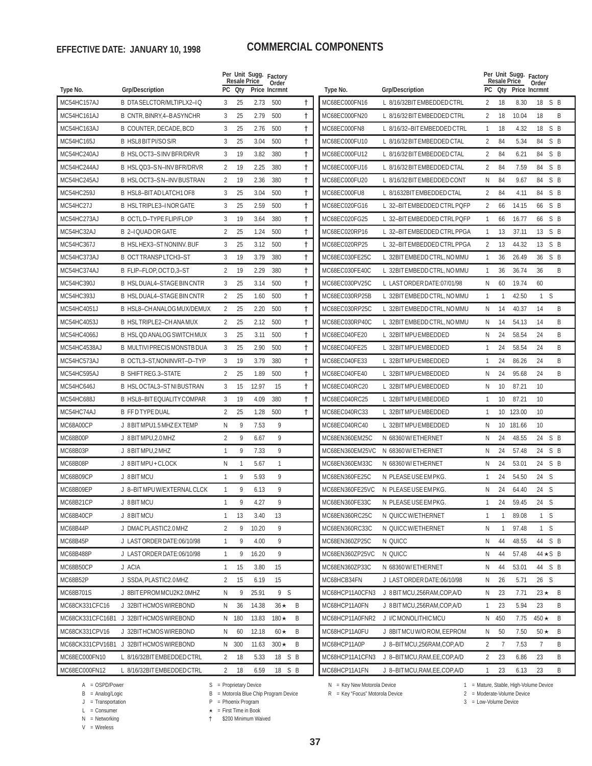**EFFECTIVE DATE: JANUARY 10, 1998**

# COMMERCIAL COMPONENTS

| Type No. | Grp/Description | PC | Per Unit Resale Qty | Sugg. Resale Price | Factory Order Incrmnt | |
|---|---|---|---|---|---|---|
| MC54HC157AJ | B DTA SELCTOR/MLTIPLX2–IQ | 3 | 25 | 2.73 | 500 | † |
| MC54HC161AJ | B CNTR, BINRY,4–BASYNCHR | 3 | 25 | 2.79 | 500 | † |
| MC54HC163AJ | B COUNTER, DECADE, BCD | 3 | 25 | 2.76 | 500 | † |
| MC54HC165J | B HSL8 BIT PI/SO S/R | 3 | 25 | 3.04 | 500 | † |
| MC54HC240AJ | B HSL OCT3–S INV BFR/DRVR | 3 | 19 | 3.82 | 380 | † |
| MC54HC244AJ | B HSL QD3–S N–INV BFR/DRVR | 2 | 19 | 2.25 | 380 | † |
| MC54HC245AJ | B HSL OCT3–S N–INV BUSTRAN | 2 | 19 | 2.36 | 380 | † |
| MC54HC259J | B HSL8–BIT AD LATCH1 OF8 | 3 | 25 | 3.04 | 500 | † |
| MC54HC27J | B HSL TRIPLE3–I NOR GATE | 3 | 25 | 2.59 | 500 | † |
| MC54HC273AJ | B OCTL D–TYPE FLIP/FLOP | 3 | 19 | 3.64 | 380 | † |
| MC54HC32AJ | B 2–I QUAD OR GATE | 2 | 25 | 1.24 | 500 | † |
| MC54HC367J | B HSL HEX3–ST NONINV. BUF | 3 | 25 | 3.12 | 500 | † |
| MC54HC373AJ | B OCT TRANSP LTCH3–ST | 3 | 19 | 3.79 | 380 | † |
| MC54HC374AJ | B FLIP–FLOP, OCT D,3–ST | 2 | 19 | 2.29 | 380 | † |
| MC54HC390J | B HSL DUAL4–STAGE BIN CNTR | 3 | 25 | 3.14 | 500 | † |
| MC54HC393J | B HSL DUAL4–STAGE BIN CNTR | 2 | 25 | 1.60 | 500 | † |
| MC54HC4051J | B HSL8–CH ANALOG MUX/DEMUX | 2 | 25 | 2.20 | 500 | † |
| MC54HC4053J | B HSL TRIPLE2–CH ANA MUX | 2 | 25 | 2.12 | 500 | † |
| MC54HC4066J | B HSL QD ANALOG SWITCH MUX | 3 | 25 | 3.11 | 500 | † |
| MC54HC4538AJ | B MULTIVI PRECIS MONSTB DUA | 3 | 25 | 2.90 | 500 | † |
| MC54HC573AJ | B OCTL3–ST, NONINVRT–D–TYP | 3 | 19 | 3.79 | 380 | † |
| MC54HC595AJ | B SHIFT REG.3–STATE | 2 | 25 | 1.89 | 500 | † |
| MC54HC646J | B HSL OCTAL3–ST NI BUSTRAN | 3 | 15 | 12.97 | 15 | † |
| MC54HC688J | B HSL8–BIT EQUALITY COMPAR | 3 | 19 | 4.09 | 380 | † |
| MC54HC74AJ | B FF D TYPE DUAL | 2 | 25 | 1.28 | 500 | † |
| MC68A00CP | J 8 BIT MPU1.5 MHZ EX TEMP | N | 9 | 7.53 | 9 | |
| MC68B00P | J 8 BIT MPU,2.0 MHZ | 2 | 9 | 6.67 | 9 | |
| MC68B03P | J 8 BIT MPU,2 MHZ | 1 | 9 | 7.33 | 9 | |
| MC68B08P | J 8 BIT MPU + CLOCK | N | 1 | 5.67 | 1 | |
| MC68B09CP | J 8 BIT MCU | 1 | 9 | 5.93 | 9 | |
| MC68B09EP | J 8–BIT MPU W/EXTERNAL CLCK | 1 | 9 | 6.13 | 9 | |
| MC68B21CP | J 8 BIT MCU | 1 | 9 | 4.27 | 9 | |
| MC68B40CP | J 8 BIT MCU | 1 | 13 | 3.40 | 13 | |
| MC68B44P | J DMAC PLASTIC2.0 MHZ | 2 | 9 | 10.20 | 9 | |
| MC68B45P | J LAST ORDER DATE:06/10/98 | 1 | 9 | 4.00 | 9 | |
| MC68B488P | J LAST ORDER DATE:06/10/98 | 1 | 9 | 16.20 | 9 | |
| MC68B50CP | J ACIA | 1 | 15 | 3.80 | 15 | |
| MC68B52P | J SSDA, PLASTIC2.0 MHZ | 2 | 15 | 6.19 | 15 | |
| MC68B701S | J 8BIT EPROM MCU2K2.0MHZ | N | 9 | 25.91 | 9 S | |
| MC68CK331CFC16 | J 32BIT HCMOS WIREBOND | N | 36 | 14.38 | 36★ B | |
| MC68CK331CFC16B1 | J 32BIT HCMOS WIREBOND | N | 180 | 13.83 | 180★ B | |
| MC68CK331CPV16 | J 32BIT HCMOS WIREBOND | N | 60 | 12.18 | 60★ B | |
| MC68CK331CPV16B1 | J 32BIT HCMOS WIREBOND | N | 300 | 11.63 | 300★ B | |
| MC68EC000FN10 | L 8/16/32BIT EMBEDDED CTRL | 2 | 18 | 5.33 | 18 S B | |
| MC68EC000FN12 | L 8/16/32BIT EMBEDDED CTRL | 2 | 18 | 6.59 | 18 S B | |
| MC68EC000FN16 | L 8/16/32BIT EMBEDDED CTRL | 2 | 18 | 8.30 | 18 S B | |
| MC68EC000FN20 | L 8/16/32 BIT EMBEDDED CTRL | 2 | 18 | 10.04 | 18 B | |
| MC68EC000FN8 | L 8/16/32–BIT EMBEDDED CTRL | 1 | 18 | 4.32 | 18 S B | |
| MC68EC000FU10 | L 8/16/32 BIT EMBEDDED CTAL | 2 | 84 | 5.34 | 84 S B | |
| MC68EC000FU12 | L 8/16/32 BIT EMBEDDED CTAL | 2 | 84 | 6.21 | 84 S B | |
| MC68EC000FU16 | L 8/16/32 BIT EMBEDDED CTAL | 2 | 84 | 7.59 | 84 S B | |
| MC68EC000FU20 | L 8/16/32 BIT EMBEDDED CONT | N | 84 | 9.67 | 84 S B | |
| MC68EC000FU8 | L 8/1632BIT EMBEDDED CTAL | 2 | 84 | 4.11 | 84 S B | |
| MC68EC020FG16 | L 32–BIT EMBEDDED CTRL PQFP | 2 | 66 | 14.15 | 66 S B | |
| MC68EC020FG25 | L 32–BIT EMBEDDED CTRL PQFP | 1 | 66 | 16.77 | 66 S B | |
| MC68EC020RP16 | L 32–BIT EMBEDDED CTRL PPGA | 1 | 13 | 37.11 | 13 S B | |
| MC68EC020RP25 | L 32–BIT EMBEDDED CTRL PPGA | 2 | 13 | 44.32 | 13 S B | |
| MC68EC030FE25C | L 32BIT EMBEDD CTRL, NO MMU | 1 | 36 | 26.49 | 36 S B | |
| MC68EC030FE40C | L 32BIT EMBEDD CTRL, NO MMU | 1 | 36 | 36.74 | 36 B | |
| MC68EC030PV25C | L LAST ORDER DATE:07/01/98 | N | 60 | 19.74 | 60 | |
| MC68EC030RP25B | L 32BIT EMBEDD CTRL, NO MMU | 1 | 1 | 42.50 | 1 S | |
| MC68EC030RP25C | L 32BIT EMBEDD CTRL, NO MMU | N | 14 | 40.37 | 14 B | |
| MC68EC030RP40C | L 32BIT EMBEDD CTRL, NO MMU | N | 14 | 54.13 | 14 B | |
| MC68EC040FE20 | L 32BIT MPU EMBEDDED | N | 24 | 58.54 | 24 B | |
| MC68EC040FE25 | L 32BIT MPU EMBEDDED | 1 | 24 | 58.54 | 24 B | |
| MC68EC040FE33 | L 32BIT MPU EMBEDDED | 1 | 24 | 86.26 | 24 B | |
| MC68EC040FE40 | L 32BIT MPU EMBEDDED | N | 24 | 95.68 | 24 B | |
| MC68EC040RC20 | L 32BIT MPU EMBEDDED | N | 10 | 87.21 | 10 | |
| MC68EC040RC25 | L 32BIT MPU EMBEDDED | 1 | 10 | 87.21 | 10 | |
| MC68EC040RC33 | L 32BIT MPU EMBEDDED | 1 | 10 | 123.00 | 10 | |
| MC68EC040RC40 | L 32BIT MPU EMBEDDED | N | 10 | 181.66 | 10 | |
| MC68EN360EM25C | N 68360 W/ ETHERNET | N | 24 | 48.55 | 24 S B | |
| MC68EN360EM25VC | N 68360 W/ ETHERNET | N | 24 | 57.48 | 24 S B | |
| MC68EN360EM33C | N 68360 W/ ETHERNET | N | 24 | 53.01 | 24 S B | |
| MC68EN360FE25C | N PLEASE USE EM PKG. | 1 | 24 | 54.50 | 24 S | |
| MC68EN360FE25VC | N PLEASE USE EM PKG. | N | 24 | 64.40 | 24 S | |
| MC68EN360FE33C | N PLEASE USE EM PKG. | 1 | 24 | 59.45 | 24 S | |
| MC68EN360RC25C | N QUICC W/ETHERNET | 1 | 1 | 89.08 | 1 S | |
| MC68EN360RC33C | N QUICC W/ETHERNET | N | 1 | 97.48 | 1 S | |
| MC68EN360ZP25C | N QUICC | N | 44 | 48.55 | 44 S B | |
| MC68EN360ZP25VC | N QUICC | N | 44 | 57.48 | 44★S B | |
| MC68EN360ZP33C | N 68360 W/ ETHERNET | N | 44 | 53.01 | 44 S B | |
| MC68HCB34FN | J LAST ORDER DATE:06/10/98 | N | 26 | 5.71 | 26 S | |
| MC68HCP11A0CFN3 | J 8 BIT MCU,256RAM,COP,A/D | N | 23 | 7.71 | 23★ B | |
| MC68HCP11A0FN | J 8 BIT MCU,256RAM,COP,A/D | 1 | 23 | 5.94 | 23 B | |
| MC68HCP11A0FNR2 | J I/C MONOLITHIC MCU | N | 450 | 7.75 | 450★ B | |
| MC68HCP11A0FU | J 8BIT MCU W/O ROM, EEPROM | N | 50 | 7.50 | 50★ B | |
| MC68HCP11A0P | J 8–BIT MCU,256RAM,COP,A/D | 2 | 7 | 7.53 | 7 B | |
| MC68HCP11A1CFN3 | J 8–BIT MCU,RAM,EE,COP,A/D | 2 | 23 | 6.86 | 23 B | |
| MC68HCP11A1FN | J 8–BIT MCU,RAM,EE,COP,A/D | 1 | 23 | 6.13 | 23 B | |

A = OSPD/Power
B = Analog/Logic
J = Transportation
L = Consumer
N = Networking
V = Wireless

S = Proprietary Device
B = Motorola Blue Chip Program Device
P = Phoenix Program
★ = First Time in Book
† $200 Minimum Waived

N = Key New Motorola Device
R = Key "Focus" Motorola Device

1 = Mature, Stable, High-Volume Device
2 = Moderate-Volume Device
3 = Low-Volume Device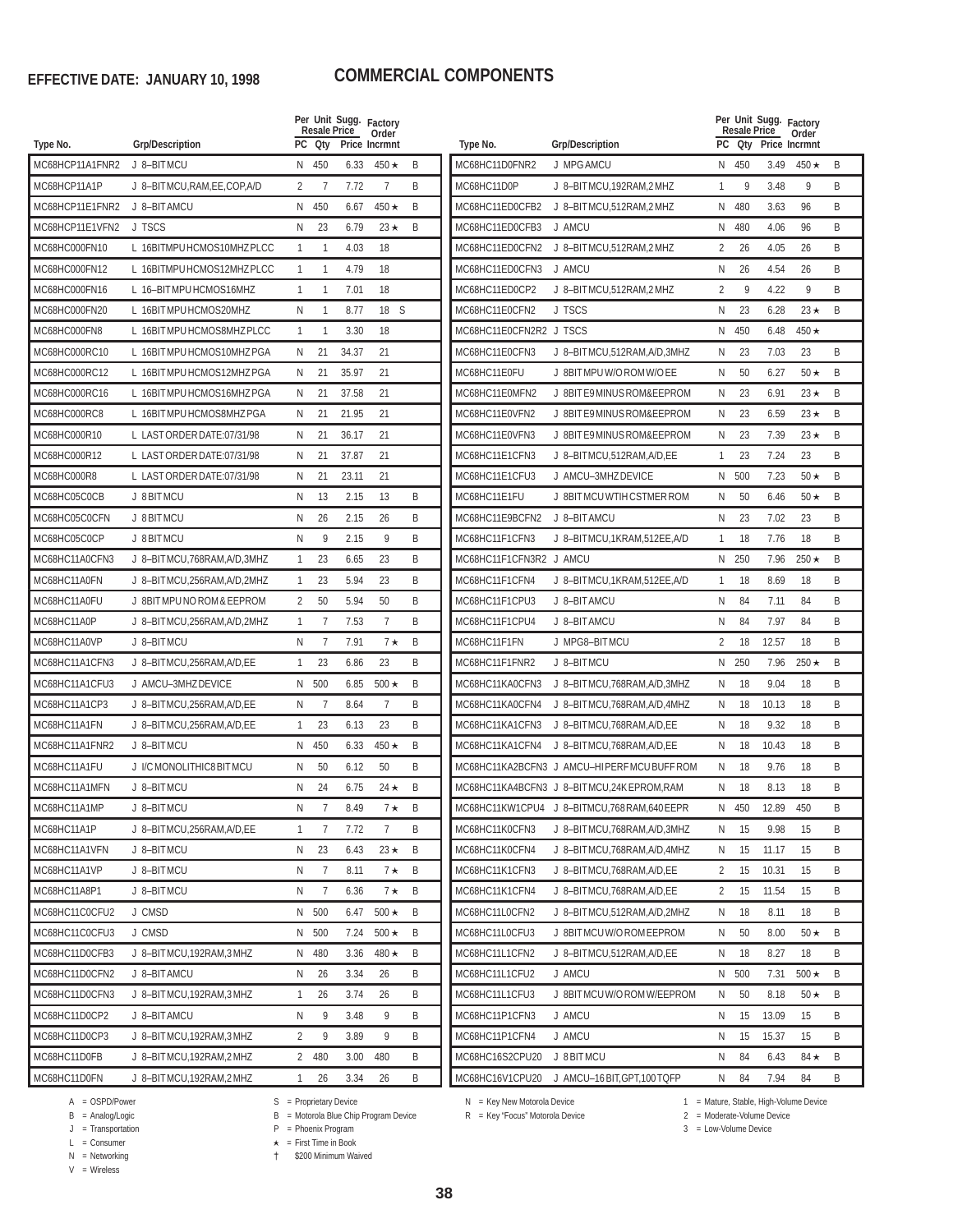**EFFECTIVE DATE: JANUARY 10, 1998**

# COMMERCIAL COMPONENTS

| Type No. | Grp/Description | PC | Per Unit Resale Qty | Sugg. Resale Price | Factory Order Incrmnt | |
|---|---|---|---|---|---|---|
| MC68HCP11A1FNR2 | J 8–BIT MCU | N | 450 | 6.33 | 450 ★ | B |
| MC68HCP11A1P | J 8–BIT MCU,RAM,EE,COP,A/D | 2 | 7 | 7.72 | 7 | B |
| MC68HCP11E1FNR2 | J 8–BIT AMCU | N | 450 | 6.67 | 450 ★ | B |
| MC68HCP11E1VFN2 | J TSCS | N | 23 | 6.79 | 23 ★ | B |
| MC68HC000FN10 | L 16BIT MPU HCMOS10MHZ PLCC | 1 | 1 | 4.03 | 18 | |
| MC68HC000FN12 | L 16BIT MPU HCMOS12MHZ PLCC | 1 | 1 | 4.79 | 18 | |
| MC68HC000FN16 | L 16–BIT MPU HCMOS16MHZ | 1 | 1 | 7.01 | 18 | |
| MC68HC000FN20 | L 16BIT MPU HCMOS20MHZ | N | 1 | 8.77 | 18 S | |
| MC68HC000FN8 | L 16BIT MPU HCMOS8MHZ PLCC | 1 | 1 | 3.30 | 18 | |
| MC68HC000RC10 | L 16BIT MPU HCMOS10MHZ PGA | N | 21 | 34.37 | 21 | |
| MC68HC000RC12 | L 16BIT MPU HCMOS12MHZ PGA | N | 21 | 35.97 | 21 | |
| MC68HC000RC16 | L 16BIT MPU HCMOS16MHZ PGA | N | 21 | 37.58 | 21 | |
| MC68HC000RC8 | L 16BIT MPU HCMOS8MHZ PGA | N | 21 | 21.95 | 21 | |
| MC68HC000R10 | L LAST ORDER DATE:07/31/98 | N | 21 | 36.17 | 21 | |
| MC68HC000R12 | L LAST ORDER DATE:07/31/98 | N | 21 | 37.87 | 21 | |
| MC68HC000R8 | L LAST ORDER DATE:07/31/98 | N | 21 | 23.11 | 21 | |
| MC68HC05C0CB | J 8 BIT MCU | N | 13 | 2.15 | 13 | B |
| MC68HC05C0CFN | J 8 BIT MCU | N | 26 | 2.15 | 26 | B |
| MC68HC05C0CP | J 8 BIT MCU | N | 9 | 2.15 | 9 | B |
| MC68HC11A0CFN3 | J 8–BIT MCU,768RAM,A/D,3MHZ | 1 | 23 | 6.65 | 23 | B |
| MC68HC11A0FN | J 8–BIT MCU,256RAM,A/D,2MHZ | 1 | 23 | 5.94 | 23 | B |
| MC68HC11A0FU | J 8BIT MPU NO ROM & EEPROM | 2 | 50 | 5.94 | 50 | B |
| MC68HC11A0P | J 8–BIT MCU,256RAM,A/D,2MHZ | 1 | 7 | 7.53 | 7 | B |
| MC68HC11A0VP | J 8–BIT MCU | N | 7 | 7.91 | 7 ★ | B |
| MC68HC11A1CFN3 | J 8–BIT MCU,256RAM,A/D,EE | 1 | 23 | 6.86 | 23 | B |
| MC68HC11A1CFU3 | J AMCU–3MHZ DEVICE | N | 500 | 6.85 | 500 ★ | B |
| MC68HC11A1CP3 | J 8–BIT MCU,256RAM,A/D,EE | N | 7 | 8.64 | 7 | B |
| MC68HC11A1FN | J 8–BIT MCU,256RAM,A/D,EE | 1 | 23 | 6.13 | 23 | B |
| MC68HC11A1FNR2 | J 8–BIT MCU | N | 450 | 6.33 | 450 ★ | B |
| MC68HC11A1FU | J I/C MONOLITHIC8 BIT MCU | N | 50 | 6.12 | 50 | B |
| MC68HC11A1MFN | J 8–BIT MCU | N | 24 | 6.75 | 24 ★ | B |
| MC68HC11A1MP | J 8–BIT MCU | N | 7 | 8.49 | 7 ★ | B |
| MC68HC11A1P | J 8–BIT MCU,256RAM,A/D,EE | 1 | 7 | 7.72 | 7 | B |
| MC68HC11A1VFN | J 8–BIT MCU | N | 23 | 6.43 | 23 ★ | B |
| MC68HC11A1VP | J 8–BIT MCU | N | 7 | 8.11 | 7 ★ | B |
| MC68HC11A8P1 | J 8–BIT MCU | N | 7 | 6.36 | 7 ★ | B |
| MC68HC11C0CFU2 | J CMSD | N | 500 | 6.47 | 500 ★ | B |
| MC68HC11C0CFU3 | J CMSD | N | 500 | 7.24 | 500 ★ | B |
| MC68HC11D0CFB3 | J 8–BIT MCU,192RAM,3 MHZ | N | 480 | 3.36 | 480 ★ | B |
| MC68HC11D0CFN2 | J 8–BIT AMCU | N | 26 | 3.34 | 26 | B |
| MC68HC11D0CFN3 | J 8–BIT MCU,192RAM,3 MHZ | 1 | 26 | 3.74 | 26 | B |
| MC68HC11D0CP2 | J 8–BIT AMCU | N | 9 | 3.48 | 9 | B |
| MC68HC11D0CP3 | J 8–BIT MCU,192RAM,3 MHZ | 2 | 9 | 3.89 | 9 | B |
| MC68HC11D0FB | J 8–BIT MCU,192RAM,2 MHZ | 2 | 480 | 3.00 | 480 | B |
| MC68HC11D0FN | J 8–BIT MCU,192RAM,2 MHZ | 1 | 26 | 3.34 | 26 | B |
| MC68HC11D0FNR2 | J MPG AMCU | N | 450 | 3.49 | 450 ★ | B |
| MC68HC11D0P | J 8–BIT MCU,192RAM,2 MHZ | 1 | 9 | 3.48 | 9 | B |
| MC68HC11ED0CFB2 | J 8–BIT MCU,512RAM,2 MHZ | N | 480 | 3.63 | 96 | B |
| MC68HC11ED0CFB3 | J AMCU | N | 480 | 4.06 | 96 | B |
| MC68HC11ED0CFN2 | J 8–BIT MCU,512RAM,2 MHZ | 2 | 26 | 4.05 | 26 | B |
| MC68HC11ED0CFN3 | J AMCU | N | 26 | 4.54 | 26 | B |
| MC68HC11ED0CP2 | J 8–BIT MCU,512RAM,2 MHZ | 2 | 9 | 4.22 | 9 | B |
| MC68HC11E0CFN2 | J TSCS | N | 23 | 6.28 | 23 ★ | B |
| MC68HC11E0CFN2R2 | J TSCS | N | 450 | 6.48 | 450 ★ | |
| MC68HC11E0CFN3 | J 8–BIT MCU,512RAM,A/D,3MHZ | N | 23 | 7.03 | 23 | B |
| MC68HC11E0FU | J 8BIT MPU W/O ROM W/O EE | N | 50 | 6.27 | 50 ★ | B |
| MC68HC11E0MFN2 | J 8BIT E9 MINUS ROM&EEPROM | N | 23 | 6.91 | 23 ★ | B |
| MC68HC11E0VFN2 | J 8BIT E9 MINUS ROM&EEPROM | N | 23 | 6.59 | 23 ★ | B |
| MC68HC11E0VFN3 | J 8BIT E9 MINUS ROM&EEPROM | N | 23 | 7.39 | 23 ★ | B |
| MC68HC11E1CFN3 | J 8–BIT MCU,512RAM,A/D,EE | 1 | 23 | 7.24 | 23 | B |
| MC68HC11E1CFU3 | J AMCU–3MHZ DEVICE | N | 500 | 7.23 | 50 ★ | B |
| MC68HC11E1FU | J 8BIT MCU WTIH CSTMER ROM | N | 50 | 6.46 | 50 ★ | B |
| MC68HC11E9BCFN2 | J 8–BIT AMCU | N | 23 | 7.02 | 23 | B |
| MC68HC11F1CFN3 | J 8–BIT MCU,1KRAM,512EE,A/D | 1 | 18 | 7.76 | 18 | B |
| MC68HC11F1CFN3R2 | J AMCU | N | 250 | 7.96 | 250 ★ | B |
| MC68HC11F1CFN4 | J 8–BIT MCU,1KRAM,512EE,A/D | 1 | 18 | 8.69 | 18 | B |
| MC68HC11F1CPU3 | J 8–BIT AMCU | N | 84 | 7.11 | 84 | B |
| MC68HC11F1CPU4 | J 8–BIT AMCU | N | 84 | 7.97 | 84 | B |
| MC68HC11F1FN | J MPG8–BIT MCU | 2 | 18 | 12.57 | 18 | B |
| MC68HC11F1FNR2 | J 8–BIT MCU | N | 250 | 7.96 | 250 ★ | B |
| MC68HC11KA0CFN3 | J 8–BIT MCU,768RAM,A/D,3MHZ | N | 18 | 9.04 | 18 | B |
| MC68HC11KA0CFN4 | J 8–BIT MCU,768RAM,A/D,4MHZ | N | 18 | 10.13 | 18 | B |
| MC68HC11KA1CFN3 | J 8–BIT MCU,768RAM,A/D,EE | N | 18 | 9.32 | 18 | B |
| MC68HC11KA1CFN4 | J 8–BIT MCU,768RAM,A/D,EE | N | 18 | 10.43 | 18 | B |
| MC68HC11KA2BCFN3 | J AMCU–HI PERF MCU BUFF ROM | N | 18 | 9.76 | 18 | B |
| MC68HC11KA4BCFN3 | J 8–BIT MCU,24K EPROM,RAM | N | 18 | 8.13 | 18 | B |
| MC68HC11KW1CPU4 | J 8–BIT MCU,768 RAM,640 EEPR | N | 450 | 12.89 | 450 | B |
| MC68HC11K0CFN3 | J 8–BIT MCU,768RAM,A/D,3MHZ | N | 15 | 9.98 | 15 | B |
| MC68HC11K0CFN4 | J 8–BIT MCU,768RAM,A/D,4MHZ | N | 15 | 11.17 | 15 | B |
| MC68HC11K1CFN3 | J 8–BIT MCU,768RAM,A/D,EE | 2 | 15 | 10.31 | 15 | B |
| MC68HC11K1CFN4 | J 8–BIT MCU,768RAM,A/D,EE | 2 | 15 | 11.54 | 15 | B |
| MC68HC11L0CFN2 | J 8–BIT MCU,512RAM,A/D,2MHZ | N | 18 | 8.11 | 18 | B |
| MC68HC11L0CFU3 | J 8BIT MCU W/O ROM EEPROM | N | 50 | 8.00 | 50 ★ | B |
| MC68HC11L1CFN2 | J 8–BIT MCU,512RAM,A/D,EE | N | 18 | 8.27 | 18 | B |
| MC68HC11L1CFU2 | J AMCU | N | 500 | 7.31 | 500 ★ | B |
| MC68HC11L1CFU3 | J 8BIT MCU W/O ROM W/EEPROM | N | 50 | 8.18 | 50 ★ | B |
| MC68HC11P1CFN3 | J AMCU | N | 15 | 13.09 | 15 | B |
| MC68HC11P1CFN4 | J AMCU | N | 15 | 15.37 | 15 | B |
| MC68HC16S2CPU20 | J 8 BIT MCU | N | 84 | 6.43 | 84 ★ | B |
| MC68HC16V1CPU20 | J AMCU–16 BIT,GPT,100 TQFP | N | 84 | 7.94 | 84 | B |

A = OSPD/Power
B = Analog/Logic
J = Transportation
L = Consumer
N = Networking
V = Wireless

S = Proprietary Device
B = Motorola Blue Chip Program Device
P = Phoenix Program
★ = First Time in Book
† $200 Minimum Waived

N = Key New Motorola Device
R = Key "Focus" Motorola Device

1 = Mature, Stable, High-Volume Device
2 = Moderate-Volume Device
3 = Low-Volume Device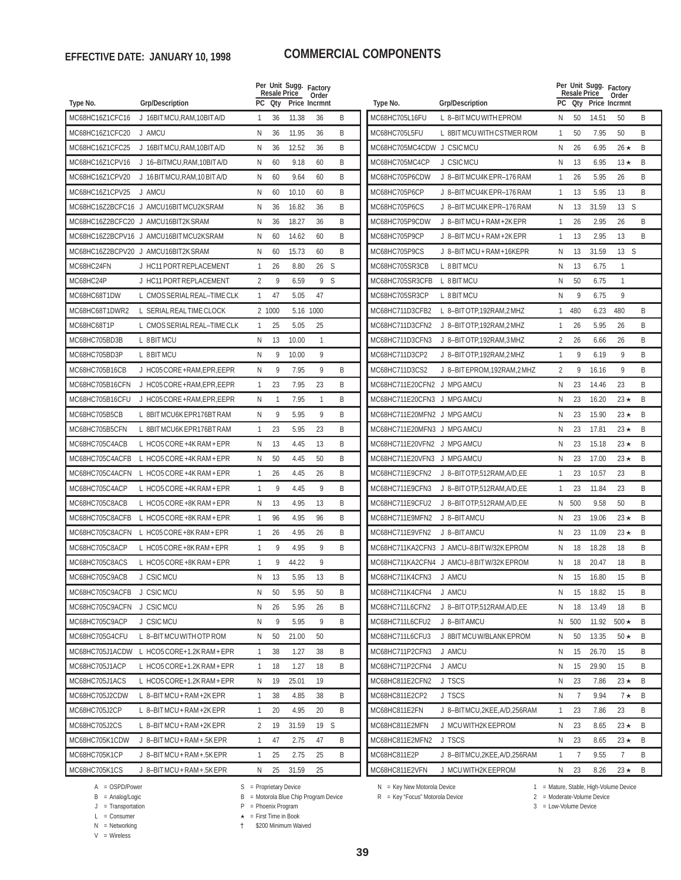**EFFECTIVE DATE: JANUARY 10, 1998**

# COMMERCIAL COMPONENTS

| Type No. | Grp/Description | PC | Per Unit Resale Qty | Sugg. Price | Factory Order Incrmnt | |
|---|---|---|---|---|---|---|
| MC68HC16Z1CFC16 | J 16BIT MCU,RAM,10BIT A/D | 1 | 36 | 11.38 | 36 | B |
| MC68HC16Z1CFC20 | J AMCU | N | 36 | 11.95 | 36 | B |
| MC68HC16Z1CFC25 | J 16BIT MCU,RAM,10BIT A/D | N | 36 | 12.52 | 36 | B |
| MC68HC16Z1CPV16 | J 16–BITMCU,RAM,10BIT A/D | N | 60 | 9.18 | 60 | B |
| MC68HC16Z1CPV20 | J 16 BIT MCU,RAM,10 BIT A/D | N | 60 | 9.64 | 60 | B |
| MC68HC16Z1CPV25 | J AMCU | N | 60 | 10.10 | 60 | B |
| MC68HC16Z2BCFC16 | J AMCU16BIT MCU2KSRAM | N | 36 | 16.82 | 36 | B |
| MC68HC16Z2BCFC20 | J AMCU16BIT2K SRAM | N | 36 | 18.27 | 36 | B |
| MC68HC16Z2BCPV16 | J AMCU16BIT MCU2KSRAM | N | 60 | 14.62 | 60 | B |
| MC68HC16Z2BCPV20 | J AMCU16BIT2K SRAM | N | 60 | 15.73 | 60 | B |
| MC68HC24FN | J HC11 PORT REPLACEMENT | 1 | 26 | 8.80 | 26 S | |
| MC68HC24P | J HC11 PORT REPLACEMENT | 2 | 9 | 6.59 | 9 S | |
| MC68HC68T1DW | L CMOS SERIAL REAL–TIME CLK | 1 | 47 | 5.05 | 47 | |
| MC68HC68T1DWR2 | L SERIAL REAL TIME CLOCK | 2 | 1000 | 5.16 | 1000 | |
| MC68HC68T1P | L CMOS SERIAL REAL–TIME CLK | 1 | 25 | 5.05 | 25 | |
| MC68HC705BD3B | L 8 BIT MCU | N | 13 | 10.00 | 1 | |
| MC68HC705BD3P | L 8 BIT MCU | N | 9 | 10.00 | 9 | |
| MC68HC705B16CB | J HC05 CORE+RAM,EPR,EEPR | N | 9 | 7.95 | 9 | B |
| MC68HC705B16CFN | J HC05 CORE+RAM,EPR,EEPR | 1 | 23 | 7.95 | 23 | B |
| MC68HC705B16CFU | J HC05 CORE+RAM,EPR,EEPR | N | 1 | 7.95 | 1 | B |
| MC68HC705B5CB | L 8BIT MCU6K EPR176BT RAM | N | 9 | 5.95 | 9 | B |
| MC68HC705B5CFN | L 8BIT MCU6K EPR176BT RAM | 1 | 23 | 5.95 | 23 | B |
| MC68HC705C4ACB | L HCO5 CORE+4K RAM+EPR | N | 13 | 4.45 | 13 | B |
| MC68HC705C4ACFB | L HCO5 CORE+4K RAM+EPR | N | 50 | 4.45 | 50 | B |
| MC68HC705C4ACFN | L HCO5 CORE+4K RAM+EPR | 1 | 26 | 4.45 | 26 | B |
| MC68HC705C4ACP | L HCO5 CORE+4K RAM+EPR | 1 | 9 | 4.45 | 9 | B |
| MC68HC705C8ACB | L HCO5 CORE+8K RAM+EPR | N | 13 | 4.95 | 13 | B |
| MC68HC705C8ACFB | L HCO5 CORE+8K RAM+EPR | 1 | 96 | 4.95 | 96 | B |
| MC68HC705C8ACFN | L HC05 CORE+8K RAM+EPR | 1 | 26 | 4.95 | 26 | B |
| MC68HC705C8ACP | L HC05 CORE+8K RAM+EPR | 1 | 9 | 4.95 | 9 | B |
| MC68HC705C8ACS | L HCO5 CORE+8K RAM+EPR | 1 | 9 | 44.22 | 9 | |
| MC68HC705C9ACB | J CSIC MCU | N | 13 | 5.95 | 13 | B |
| MC68HC705C9ACFB | J CSIC MCU | N | 50 | 5.95 | 50 | B |
| MC68HC705C9ACFN | J CSIC MCU | N | 26 | 5.95 | 26 | B |
| MC68HC705C9ACP | J CSIC MCU | N | 9 | 5.95 | 9 | B |
| MC68HC705G4CFU | L 8–BIT MCU WITH OTP ROM | N | 50 | 21.00 | 50 | |
| MC68HC705J1ACDW | L HCO5 CORE+1.2K RAM+EPR | 1 | 38 | 1.27 | 38 | B |
| MC68HC705J1ACP | L HCO5 CORE+1.2K RAM+EPR | 1 | 18 | 1.27 | 18 | B |
| MC68HC705J1ACS | L HCO5 CORE+1.2K RAM+EPR | N | 19 | 25.01 | 19 | |
| MC68HC705J2CDW | L 8–BIT MCU+RAM+2K EPR | 1 | 38 | 4.85 | 38 | B |
| MC68HC705J2CP | L 8–BIT MCU+RAM+2K EPR | 1 | 20 | 4.95 | 20 | B |
| MC68HC705J2CS | L 8–BIT MCU+RAM+2K EPR | 2 | 19 | 31.59 | 19 S | |
| MC68HC705K1CDW | J 8–BIT MCU+RAM+.5K EPR | 1 | 47 | 2.75 | 47 | B |
| MC68HC705K1CP | J 8–BIT MCU+RAM+.5K EPR | 1 | 25 | 2.75 | 25 | B |
| MC68HC705K1CS | J 8–BIT MCU+RAM+.5K EPR | N | 25 | 31.59 | 25 | |
| MC68HC705L16FU | L 8–BIT MCU WITH EPROM | N | 50 | 14.51 | 50 | B |
| MC68HC705L5FU | L 8BIT MCU WITH CSTMER ROM | 1 | 50 | 7.95 | 50 | B |
| MC68HC705MC4CDW | J CSIC MCU | N | 26 | 6.95 | 26 ★ | B |
| MC68HC705MC4CP | J CSIC MCU | N | 13 | 6.95 | 13 ★ | B |
| MC68HC705P6CDW | J 8–BIT MCU4K EPR–176 RAM | 1 | 26 | 5.95 | 26 | B |
| MC68HC705P6CP | J 8–BIT MCU4K EPR–176 RAM | 1 | 13 | 5.95 | 13 | B |
| MC68HC705P6CS | J 8–BIT MCU4K EPR–176 RAM | N | 13 | 31.59 | 13 S | |
| MC68HC705P9CDW | J 8–BIT MCU+RAM+2K EPR | 1 | 26 | 2.95 | 26 | B |
| MC68HC705P9CP | J 8–BIT MCU+RAM+2K EPR | 1 | 13 | 2.95 | 13 | B |
| MC68HC705P9CS | J 8–BIT MCU+RAM+16KEPR | N | 13 | 31.59 | 13 S | |
| MC68HC705SR3CB | L 8 BIT MCU | N | 13 | 6.75 | 1 | |
| MC68HC705SR3CFB | L 8 BIT MCU | N | 50 | 6.75 | 1 | |
| MC68HC705SR3CP | L 8 BIT MCU | N | 9 | 6.75 | 9 | |
| MC68HC711D3CFB2 | L 8–BIT OTP,192RAM,2 MHZ | 1 | 480 | 6.23 | 480 | B |
| MC68HC711D3CFN2 | J 8–BIT OTP,192RAM,2 MHZ | 1 | 26 | 5.95 | 26 | B |
| MC68HC711D3CFN3 | J 8–BIT OTP,192RAM,3 MHZ | 2 | 26 | 6.66 | 26 | B |
| MC68HC711D3CP2 | J 8–BIT OTP,192RAM,2 MHZ | 1 | 9 | 6.19 | 9 | B |
| MC68HC711D3CS2 | J 8–BIT EPROM,192RAM,2 MHZ | 2 | 9 | 16.16 | 9 | B |
| MC68HC711E20CFN2 | J MPG AMCU | N | 23 | 14.46 | 23 | B |
| MC68HC711E20CFN3 | J MPG AMCU | N | 23 | 16.20 | 23 ★ | B |
| MC68HC711E20MFN2 | J MPG AMCU | N | 23 | 15.90 | 23 ★ | B |
| MC68HC711E20MFN3 | J MPG AMCU | N | 23 | 17.81 | 23 ★ | B |
| MC68HC711E20VFN2 | J MPG AMCU | N | 23 | 15.18 | 23 ★ | B |
| MC68HC711E20VFN3 | J MPG AMCU | N | 23 | 17.00 | 23 ★ | B |
| MC68HC711E9CFN2 | J 8–BIT OTP,512RAM,A/D,EE | 1 | 23 | 10.57 | 23 | B |
| MC68HC711E9CFN3 | J 8–BIT OTP,512RAM,A/D,EE | 1 | 23 | 11.84 | 23 | B |
| MC68HC711E9CFU2 | J 8–BIT OTP,512RAM,A/D,EE | N | 500 | 9.58 | 50 | B |
| MC68HC711E9MFN2 | J 8–BIT AMCU | N | 23 | 19.06 | 23 ★ | B |
| MC68HC711E9VFN2 | J 8–BIT AMCU | N | 23 | 11.09 | 23 ★ | B |
| MC68HC711KA2CFN3 | J AMCU–8 BIT W/32K EPROM | N | 18 | 18.28 | 18 | B |
| MC68HC711KA2CFN4 | J AMCU–8 BIT W/32K EPROM | N | 18 | 20.47 | 18 | B |
| MC68HC711K4CFN3 | J AMCU | N | 15 | 16.80 | 15 | B |
| MC68HC711K4CFN4 | J AMCU | N | 15 | 18.82 | 15 | B |
| MC68HC711L6CFN2 | J 8–BIT OTP,512RAM,A/D,EE | N | 18 | 13.49 | 18 | B |
| MC68HC711L6CFU2 | J 8–BIT AMCU | N | 500 | 11.92 | 500 ★ | B |
| MC68HC711L6CFU3 | J 8BIT MCU W/BLANK EPROM | N | 50 | 13.35 | 50 ★ | B |
| MC68HC711P2CFN3 | J AMCU | N | 15 | 26.70 | 15 | B |
| MC68HC711P2CFN4 | J AMCU | N | 15 | 29.90 | 15 | B |
| MC68HC811E2CFN2 | J TSCS | N | 23 | 7.86 | 23 ★ | B |
| MC68HC811E2CP2 | J TSCS | N | 7 | 9.94 | 7 ★ | B |
| MC68HC811E2FN | J 8–BIT MCU,2KEE,A/D,256RAM | 1 | 23 | 7.86 | 23 | B |
| MC68HC811E2MFN | J MCU WITH2K EEPROM | N | 23 | 8.65 | 23 ★ | B |
| MC68HC811E2MFN2 | J TSCS | N | 23 | 8.65 | 23 ★ | B |
| MC68HC811E2P | J 8–BIT MCU,2KEE,A/D,256RAM | 1 | 7 | 9.55 | 7 | B |
| MC68HC811E2VFN | J MCU WITH2K EEPROM | N | 23 | 8.26 | 23 ★ | B |

A = OSPD/Power
B = Analog/Logic
J = Transportation
L = Consumer
N = Networking
V = Wireless

S = Proprietary Device
B = Motorola Blue Chip Program Device
P = Phoenix Program
★ = First Time in Book
† $200 Minimum Waived

N = Key New Motorola Device
R = Key "Focus" Motorola Device

1 = Mature, Stable, High-Volume Device
2 = Moderate-Volume Device
3 = Low-Volume Device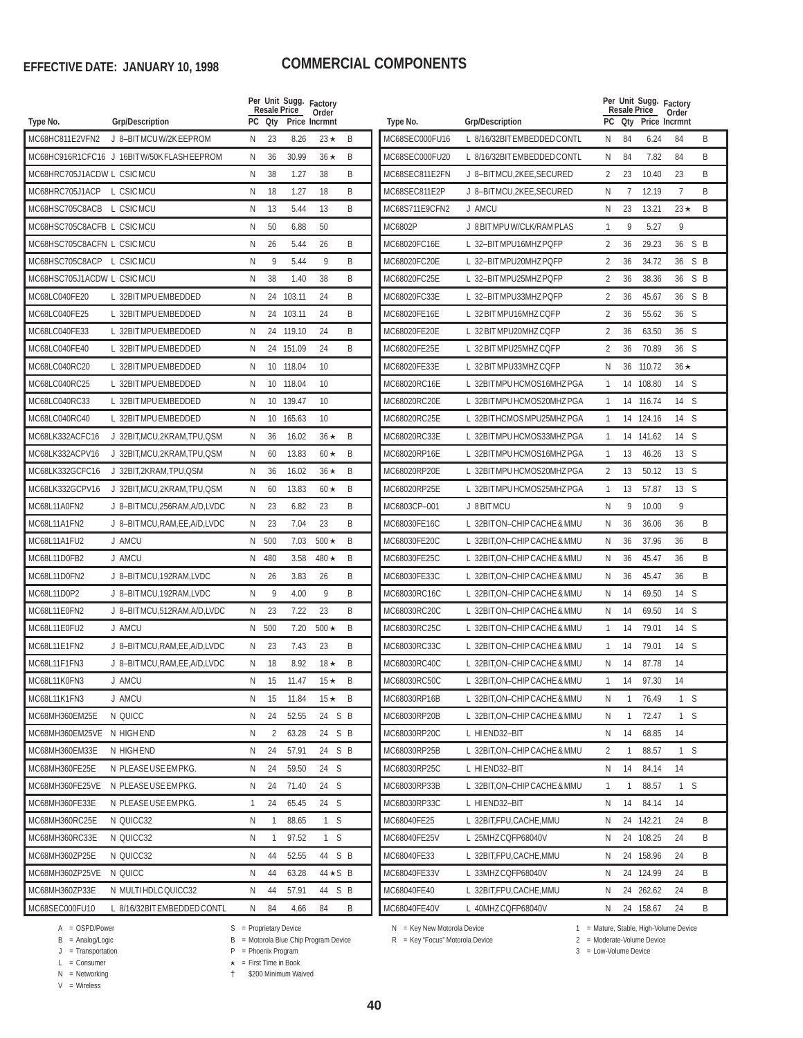**EFFECTIVE DATE: JANUARY 10, 1998**

# COMMERCIAL COMPONENTS

| Type No. | Grp/Description | PC | Per Unit Resale Qty | Sugg. Resale Price | Factory Order Incrmnt | | |
|---|---|---|---|---|---|---|---|
| MC68HC811E2VFN2 | J 8–BIT MCU W/2K EEPROM | N | 23 | 8.26 | 23 ★ | | B |
| MC68HC916R1CFC16 | J 16BIT W/50K FLASH EEPROM | N | 36 | 30.99 | 36 ★ | | B |
| MC68HRC705J1ACDW | L CSIC MCU | N | 38 | 1.27 | 38 | | B |
| MC68HRC705J1ACP | L CSIC MCU | N | 18 | 1.27 | 18 | | B |
| MC68HSC705C8ACB | L CSIC MCU | N | 13 | 5.44 | 13 | | B |
| MC68HSC705C8ACFB | L CSIC MCU | N | 50 | 6.88 | 50 | | |
| MC68HSC705C8ACFN | L CSIC MCU | N | 26 | 5.44 | 26 | | B |
| MC68HSC705C8ACP | L CSIC MCU | N | 9 | 5.44 | 9 | | B |
| MC68HSC705J1ACDW | L CSIC MCU | N | 38 | 1.40 | 38 | | B |
| MC68LC040FE20 | L 32BIT MPU EMBEDDED | N | 24 | 103.11 | 24 | | B |
| MC68LC040FE25 | L 32BIT MPU EMBEDDED | N | 24 | 103.11 | 24 | | B |
| MC68LC040FE33 | L 32BIT MPU EMBEDDED | N | 24 | 119.10 | 24 | | B |
| MC68LC040FE40 | L 32BIT MPU EMBEDDED | N | 24 | 151.09 | 24 | | B |
| MC68LC040RC20 | L 32BIT MPU EMBEDDED | N | 10 | 118.04 | 10 | | |
| MC68LC040RC25 | L 32BIT MPU EMBEDDED | N | 10 | 118.04 | 10 | | |
| MC68LC040RC33 | L 32BIT MPU EMBEDDED | N | 10 | 139.47 | 10 | | |
| MC68LC040RC40 | L 32BIT MPU EMBEDDED | N | 10 | 165.63 | 10 | | |
| MC68LK332ACFC16 | J 32BIT,MCU,2KRAM,TPU,QSM | N | 36 | 16.02 | 36 ★ | | B |
| MC68LK332ACPV16 | J 32BIT,MCU,2KRAM,TPU,QSM | N | 60 | 13.83 | 60 ★ | | B |
| MC68LK332GCFC16 | J 32BIT,2KRAM,TPU,QSM | N | 36 | 16.02 | 36 ★ | | B |
| MC68LK332GCPV16 | J 32BIT,MCU,2KRAM,TPU,QSM | N | 60 | 13.83 | 60 ★ | | B |
| MC68L11A0FN2 | J 8–BIT MCU,256RAM,A/D,LVDC | N | 23 | 6.82 | 23 | | B |
| MC68L11A1FN2 | J 8–BIT MCU,RAM,EE,A/D,LVDC | N | 23 | 7.04 | 23 | | B |
| MC68L11A1FU2 | J AMCU | N | 500 | 7.03 | 500 ★ | | B |
| MC68L11D0FB2 | J AMCU | N | 480 | 3.58 | 480 ★ | | B |
| MC68L11D0FN2 | J 8–BIT MCU,192RAM,LVDC | N | 26 | 3.83 | 26 | | B |
| MC68L11D0P2 | J 8–BIT MCU,192RAM,LVDC | N | 9 | 4.00 | 9 | | B |
| MC68L11E0FN2 | J 8–BIT MCU,512RAM,A/D,LVDC | N | 23 | 7.22 | 23 | | B |
| MC68L11E0FU2 | J AMCU | N | 500 | 7.20 | 500 ★ | | B |
| MC68L11E1FN2 | J 8–BIT MCU,RAM,EE,A/D,LVDC | N | 23 | 7.43 | 23 | | B |
| MC68L11F1FN3 | J 8–BIT MCU,RAM,EE,A/D,LVDC | N | 18 | 8.92 | 18 ★ | | B |
| MC68L11K0FN3 | J AMCU | N | 15 | 11.47 | 15 ★ | | B |
| MC68L11K1FN3 | J AMCU | N | 15 | 11.84 | 15 ★ | | B |
| MC68MH360EM25E | N QUICC | N | 24 | 52.55 | 24 | S | B |
| MC68MH360EM25VE | N HIGH END | N | 2 | 63.28 | 24 | S | B |
| MC68MH360EM33E | N HIGH END | N | 24 | 57.91 | 24 | S | B |
| MC68MH360FE25E | N PLEASE USE EM PKG. | N | 24 | 59.50 | 24 | S | |
| MC68MH360FE25VE | N PLEASE USE EM PKG. | N | 24 | 71.40 | 24 | S | |
| MC68MH360FE33E | N PLEASE USE EM PKG. | 1 | 24 | 65.45 | 24 | S | |
| MC68MH360RC25E | N QUICC32 | N | 1 | 88.65 | 1 | S | |
| MC68MH360RC33E | N QUICC32 | N | 1 | 97.52 | 1 | S | |
| MC68MH360ZP25E | N QUICC32 | N | 44 | 52.55 | 44 | S | B |
| MC68MH360ZP25VE | N QUICC | N | 44 | 63.28 | 44 ★ | S | B |
| MC68MH360ZP33E | N MULTI HDLC QUICC32 | N | 44 | 57.91 | 44 | S | B |
| MC68SEC000FU10 | L 8/16/32BIT EMBEDDED CONTL | N | 84 | 4.66 | 84 | | B |
| MC68SEC000FU16 | L 8/16/32BIT EMBEDDED CONTL | N | 84 | 6.24 | 84 | | B |
| MC68SEC000FU20 | L 8/16/32BIT EMBEDDED CONTL | N | 84 | 7.82 | 84 | | B |
| MC68SEC811E2FN | J 8–BIT MCU,2KEE,SECURED | 2 | 23 | 10.40 | 23 | | B |
| MC68SEC811E2P | J 8–BIT MCU,2KEE,SECURED | N | 7 | 12.19 | 7 | | B |
| MC68S711E9CFN2 | J AMCU | N | 23 | 13.21 | 23 ★ | | B |
| MC6802P | J 8 BIT MPU W/CLK/RAM PLAS | 1 | 9 | 5.27 | 9 | | |
| MC68020FC16E | L 32–BIT MPU16MHZ PQFP | 2 | 36 | 29.23 | 36 | S | B |
| MC68020FC20E | L 32–BIT MPU20MHZ PQFP | 2 | 36 | 34.72 | 36 | S | B |
| MC68020FC25E | L 32–BIT MPU25MHZ PQFP | 2 | 36 | 38.36 | 36 | S | B |
| MC68020FC33E | L 32–BIT MPU33MHZ PQFP | 2 | 36 | 45.67 | 36 | S | B |
| MC68020FE16E | L 32 BIT MPU16MHZ CQFP | 2 | 36 | 55.62 | 36 | S | |
| MC68020FE20E | L 32 BIT MPU20MHZ CQFP | 2 | 36 | 63.50 | 36 | S | |
| MC68020FE25E | L 32 BIT MPU25MHZ CQFP | 2 | 36 | 70.89 | 36 | S | |
| MC68020FE33E | L 32 BIT MPU33MHZ CQFP | N | 36 | 110.72 | 36 ★ | | |
| MC68020RC16E | L 32BIT MPU HCMOS16MHZ PGA | 1 | 14 | 108.80 | 14 | S | |
| MC68020RC20E | L 32BIT MPU HCMOS20MHZ PGA | 1 | 14 | 116.74 | 14 | S | |
| MC68020RC25E | L 32BIT HCMOS MPU25MHZ PGA | 1 | 14 | 124.16 | 14 | S | |
| MC68020RC33E | L 32BIT MPU HCMOS33MHZ PGA | 1 | 14 | 141.62 | 14 | S | |
| MC68020RP16E | L 32BIT MPU HCMOS16MHZ PGA | 1 | 13 | 46.26 | 13 | S | |
| MC68020RP20E | L 32BIT MPU HCMOS20MHZ PGA | 2 | 13 | 50.12 | 13 | S | |
| MC68020RP25E | L 32BIT MPU HCMOS25MHZ PGA | 1 | 13 | 57.87 | 13 | S | |
| MC6803CP–001 | J 8 BIT MCU | N | 9 | 10.00 | 9 | | |
| MC68030FE16C | L 32BIT ON–CHIP CACHE & MMU | N | 36 | 36.06 | 36 | | B |
| MC68030FE20C | L 32BIT,ON–CHIP CACHE & MMU | N | 36 | 37.96 | 36 | | B |
| MC68030FE25C | L 32BIT,ON–CHIP CACHE & MMU | N | 36 | 45.47 | 36 | | B |
| MC68030FE33C | L 32BIT,ON–CHIP CACHE & MMU | N | 36 | 45.47 | 36 | | B |
| MC68030RC16C | L 32BIT,ON–CHIP CACHE & MMU | N | 14 | 69.50 | 14 | S | |
| MC68030RC20C | L 32BIT ON–CHIP CACHE & MMU | N | 14 | 69.50 | 14 | S | |
| MC68030RC25C | L 32BIT ON–CHIP CACHE & MMU | 1 | 14 | 79.01 | 14 | S | |
| MC68030RC33C | L 32BIT ON–CHIP CACHE & MMU | 1 | 14 | 79.01 | 14 | S | |
| MC68030RC40C | L 32BIT,ON–CHIP CACHE & MMU | N | 14 | 87.78 | 14 | | |
| MC68030RC50C | L 32BIT,ON–CHIP CACHE & MMU | 1 | 14 | 97.30 | 14 | | |
| MC68030RP16B | L 32BIT,ON–CHIP CACHE & MMU | N | 1 | 76.49 | 1 | S | |
| MC68030RP20B | L 32BIT,ON–CHIP CACHE & MMU | N | 1 | 72.47 | 1 | S | |
| MC68030RP20C | L HI END32–BIT | N | 14 | 68.85 | 14 | | |
| MC68030RP25B | L 32BIT,ON–CHIP CACHE & MMU | 2 | 1 | 88.57 | 1 | S | |
| MC68030RP25C | L HI END32–BIT | N | 14 | 84.14 | 14 | | |
| MC68030RP33B | L 32BIT,ON–CHIP CACHE & MMU | 1 | 1 | 88.57 | 1 | S | |
| MC68030RP33C | L HI END32–BIT | N | 14 | 84.14 | 14 | | |
| MC68040FE25 | L 32BIT,FPU,CACHE,MMU | N | 24 | 142.21 | 24 | | B |
| MC68040FE25V | L 25MHZ CQFP68040V | N | 24 | 108.25 | 24 | | B |
| MC68040FE33 | L 32BIT,FPU,CACHE,MMU | N | 24 | 158.96 | 24 | | B |
| MC68040FE33V | L 33MHZ CQFP68040V | N | 24 | 124.99 | 24 | | B |
| MC68040FE40 | L 32BIT,FPU,CACHE,MMU | N | 24 | 262.62 | 24 | | B |
| MC68040FE40V | L 40MHZ CQFP68040V | N | 24 | 158.67 | 24 | | B |

A = OSPD/Power
B = Analog/Logic
J = Transportation
L = Consumer
N = Networking
V = Wireless

S = Proprietary Device
B = Motorola Blue Chip Program Device
P = Phoenix Program
★ = First Time in Book
† $200 Minimum Waived

N = Key New Motorola Device
R = Key "Focus" Motorola Device

1 = Mature, Stable, High-Volume Device
2 = Moderate-Volume Device
3 = Low-Volume Device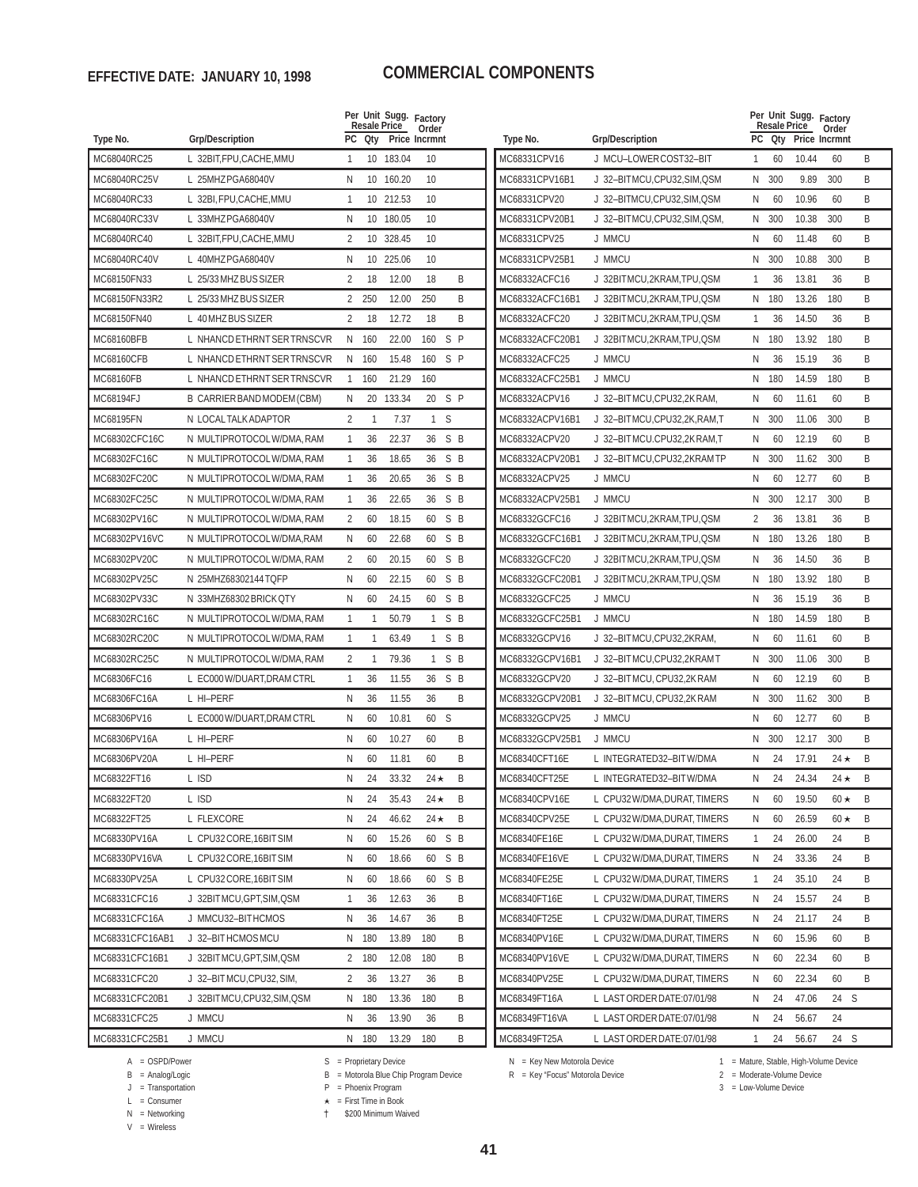**EFFECTIVE DATE: JANUARY 10, 1998**

# COMMERCIAL COMPONENTS

| Type No. | Grp/Description | PC | Per Qty | Unit Sugg. Resale Price | Factory Order Incrmnt | |
|---|---|---|---|---|---|---|
| MC68040RC25 | L 32BIT,FPU,CACHE,MMU | 1 | 10 | 183.04 | 10 | |
| MC68040RC25V | L 25MHZ PGA68040V | N | 10 | 160.20 | 10 | |
| MC68040RC33 | L 32BI, FPU,CACHE,MMU | 1 | 10 | 212.53 | 10 | |
| MC68040RC33V | L 33MHZ PGA68040V | N | 10 | 180.05 | 10 | |
| MC68040RC40 | L 32BIT,FPU,CACHE,MMU | 2 | 10 | 328.45 | 10 | |
| MC68040RC40V | L 40MHZ PGA68040V | N | 10 | 225.06 | 10 | |
| MC68150FN33 | L 25/33 MHZ BUS SIZER | 2 | 18 | 12.00 | 18 | B |
| MC68150FN33R2 | L 25/33 MHZ BUS SIZER | 2 | 250 | 12.00 | 250 | B |
| MC68150FN40 | L 40 MHZ BUS SIZER | 2 | 18 | 12.72 | 18 | B |
| MC68160BFB | L NHANCD ETHRNT SER TRNSCVR | N | 160 | 22.00 | 160 | S P |
| MC68160CFB | L NHANCD ETHRNT SER TRNSCVR | N | 160 | 15.48 | 160 | S P |
| MC68160FB | L NHANCD ETHRNT SER TRNSCVR | 1 | 160 | 21.29 | 160 | |
| MC68194FJ | B CARRIER BAND MODEM (CBM) | N | 20 | 133.34 | 20 | S P |
| MC68195FN | N LOCAL TALK ADAPTOR | 2 | 1 | 7.37 | 1 | S |
| MC68302CFC16C | N MULTIPROTOCOL W/DMA, RAM | 1 | 36 | 22.37 | 36 | S B |
| MC68302FC16C | N MULTIPROTOCOL W/DMA, RAM | 1 | 36 | 18.65 | 36 | S B |
| MC68302FC20C | N MULTIPROTOCOL W/DMA, RAM | 1 | 36 | 20.65 | 36 | S B |
| MC68302FC25C | N MULTIPROTOCOL W/DMA, RAM | 1 | 36 | 22.65 | 36 | S B |
| MC68302PV16C | N MULTIPROTOCOL W/DMA, RAM | 2 | 60 | 18.15 | 60 | S B |
| MC68302PV16VC | N MULTIPROTOCOL W/DMA,RAM | N | 60 | 22.68 | 60 | S B |
| MC68302PV20C | N MULTIPROTOCOL W/DMA, RAM | 2 | 60 | 20.15 | 60 | S B |
| MC68302PV25C | N 25MHZ68302144 TQFP | N | 60 | 22.15 | 60 | S B |
| MC68302PV33C | N 33MHZ68302 BRICK QTY | N | 60 | 24.15 | 60 | S B |
| MC68302RC16C | N MULTIPROTOCOL W/DMA, RAM | 1 | 1 | 50.79 | 1 | S B |
| MC68302RC20C | N MULTIPROTOCOL W/DMA, RAM | 1 | 1 | 63.49 | 1 | S B |
| MC68302RC25C | N MULTIPROTOCOL W/DMA, RAM | 2 | 1 | 79.36 | 1 | S B |
| MC68306FC16 | L EC000 W/DUART,DRAM CTRL | 1 | 36 | 11.55 | 36 | S B |
| MC68306FC16A | L HI–PERF | N | 36 | 11.55 | 36 | B |
| MC68306PV16 | L EC000 W/DUART,DRAM CTRL | N | 60 | 10.81 | 60 | S |
| MC68306PV16A | L HI–PERF | N | 60 | 10.27 | 60 | B |
| MC68306PV20A | L HI–PERF | N | 60 | 11.81 | 60 | B |
| MC68322FT16 | L ISD | N | 24 | 33.32 | 24★ | B |
| MC68322FT20 | L ISD | N | 24 | 35.43 | 24★ | B |
| MC68322FT25 | L FLEXCORE | N | 24 | 46.62 | 24★ | B |
| MC68330PV16A | L CPU32 CORE,16BIT SIM | N | 60 | 15.26 | 60 | S B |
| MC68330PV16VA | L CPU32 CORE,16BIT SIM | N | 60 | 18.66 | 60 | S B |
| MC68330PV25A | L CPU32 CORE,16BIT SIM | N | 60 | 18.66 | 60 | S B |
| MC68331CFC16 | J 32BIT MCU,GPT,SIM,QSM | 1 | 36 | 12.63 | 36 | B |
| MC68331CFC16A | J MMCU32–BIT HCMOS | N | 36 | 14.67 | 36 | B |
| MC68331CFC16AB1 | J 32–BIT HCMOS MCU | N | 180 | 13.89 | 180 | B |
| MC68331CFC16B1 | J 32BIT MCU,GPT,SIM,QSM | 2 | 180 | 12.08 | 180 | B |
| MC68331CFC20 | J 32–BIT MCU,CPU32, SIM, | 2 | 36 | 13.27 | 36 | B |
| MC68331CFC20B1 | J 32BIT MCU,CPU32,SIM,QSM | N | 180 | 13.36 | 180 | B |
| MC68331CFC25 | J MMCU | N | 36 | 13.90 | 36 | B |
| MC68331CFC25B1 | J MMCU | N | 180 | 13.29 | 180 | B |
| MC68331CPV16 | J MCU–LOWER COST32–BIT | 1 | 60 | 10.44 | 60 | B |
| MC68331CPV16B1 | J 32–BIT MCU,CPU32,SIM,QSM | N | 300 | 9.89 | 300 | B |
| MC68331CPV20 | J 32–BITMCU,CPU32,SIM,QSM | N | 60 | 10.96 | 60 | B |
| MC68331CPV20B1 | J 32–BIT MCU,CPU32,SIM,QSM, | N | 300 | 10.38 | 300 | B |
| MC68331CPV25 | J MMCU | N | 60 | 11.48 | 60 | B |
| MC68331CPV25B1 | J MMCU | N | 300 | 10.88 | 300 | B |
| MC68332ACFC16 | J 32BIT MCU,2KRAM,TPU,QSM | 1 | 36 | 13.81 | 36 | B |
| MC68332ACFC16B1 | J 32BIT MCU,2KRAM,TPU,QSM | N | 180 | 13.26 | 180 | B |
| MC68332ACFC20 | J 32BIT MCU,2KRAM,TPU,QSM | 1 | 36 | 14.50 | 36 | B |
| MC68332ACFC20B1 | J 32BIT MCU,2KRAM,TPU,QSM | N | 180 | 13.92 | 180 | B |
| MC68332ACFC25 | J MMCU | N | 36 | 15.19 | 36 | B |
| MC68332ACFC25B1 | J MMCU | N | 180 | 14.59 | 180 | B |
| MC68332ACPV16 | J 32–BIT MCU,CPU32,2K RAM, | N | 60 | 11.61 | 60 | B |
| MC68332ACPV16B1 | J 32–BIT MCU,CPU32,2K,RAM,T | N | 300 | 11.06 | 300 | B |
| MC68332ACPV20 | J 32–BIT MCU.CPU32,2K RAM,T | N | 60 | 12.19 | 60 | B |
| MC68332ACPV20B1 | J 32–BIT MCU,CPU32,2KRAM TP | N | 300 | 11.62 | 300 | B |
| MC68332ACPV25 | J MMCU | N | 60 | 12.77 | 60 | B |
| MC68332ACPV25B1 | J MMCU | N | 300 | 12.17 | 300 | B |
| MC68332GCFC16 | J 32BIT MCU,2KRAM,TPU,QSM | 2 | 36 | 13.81 | 36 | B |
| MC68332GCFC16B1 | J 32BIT MCU,2KRAM,TPU,QSM | N | 180 | 13.26 | 180 | B |
| MC68332GCFC20 | J 32BIT MCU,2KRAM,TPU,QSM | N | 36 | 14.50 | 36 | B |
| MC68332GCFC20B1 | J 32BIT MCU,2KRAM,TPU,QSM | N | 180 | 13.92 | 180 | B |
| MC68332GCFC25 | J MMCU | N | 36 | 15.19 | 36 | B |
| MC68332GCFC25B1 | J MMCU | N | 180 | 14.59 | 180 | B |
| MC68332GCPV16 | J 32–BIT MCU,CPU32,2KRAM, | N | 60 | 11.61 | 60 | B |
| MC68332GCPV16B1 | J 32–BIT MCU,CPU32,2KRAM T | N | 300 | 11.06 | 300 | B |
| MC68332GCPV20 | J 32–BIT MCU, CPU32,2K RAM | N | 60 | 12.19 | 60 | B |
| MC68332GCPV20B1 | J 32–BIT MCU, CPU32,2K RAM | N | 300 | 11.62 | 300 | B |
| MC68332GCPV25 | J MMCU | N | 60 | 12.77 | 60 | B |
| MC68332GCPV25B1 | J MMCU | N | 300 | 12.17 | 300 | B |
| MC68340CFT16E | L INTEGRATED32–BIT W/DMA | N | 24 | 17.91 | 24★ | B |
| MC68340CFT25E | L INTEGRATED32–BIT W/DMA | N | 24 | 24.34 | 24★ | B |
| MC68340CPV16E | L CPU32 W/DMA,DURAT, TIMERS | N | 60 | 19.50 | 60★ | B |
| MC68340CPV25E | L CPU32 W/DMA,DURAT, TIMERS | N | 60 | 26.59 | 60★ | B |
| MC68340FE16E | L CPU32 W/DMA,DURAT, TIMERS | 1 | 24 | 26.00 | 24 | B |
| MC68340FE16VE | L CPU32 W/DMA,DURAT, TIMERS | N | 24 | 33.36 | 24 | B |
| MC68340FE25E | L CPU32 W/DMA,DURAT, TIMERS | 1 | 24 | 35.10 | 24 | B |
| MC68340FT16E | L CPU32 W/DMA,DURAT, TIMERS | N | 24 | 15.57 | 24 | B |
| MC68340FT25E | L CPU32 W/DMA,DURAT, TIMERS | N | 24 | 21.17 | 24 | B |
| MC68340PV16E | L CPU32 W/DMA,DURAT, TIMERS | N | 60 | 15.96 | 60 | B |
| MC68340PV16VE | L CPU32 W/DMA,DURAT, TIMERS | N | 60 | 22.34 | 60 | B |
| MC68340PV25E | L CPU32 W/DMA,DURAT, TIMERS | N | 60 | 22.34 | 60 | B |
| MC68349FT16A | L LAST ORDER DATE:07/01/98 | N | 24 | 47.06 | 24 | S |
| MC68349FT16VA | L LAST ORDER DATE:07/01/98 | N | 24 | 56.67 | 24 | |
| MC68349FT25A | L LAST ORDER DATE:07/01/98 | 1 | 24 | 56.67 | 24 | S |

A = OSPD/Power
B = Analog/Logic
J = Transportation
L = Consumer
N = Networking
V = Wireless

S = Proprietary Device
B = Motorola Blue Chip Program Device
P = Phoenix Program
★ = First Time in Book
† $200 Minimum Waived

N = Key New Motorola Device
R = Key "Focus" Motorola Device

1 = Mature, Stable, High-Volume Device
2 = Moderate-Volume Device
3 = Low-Volume Device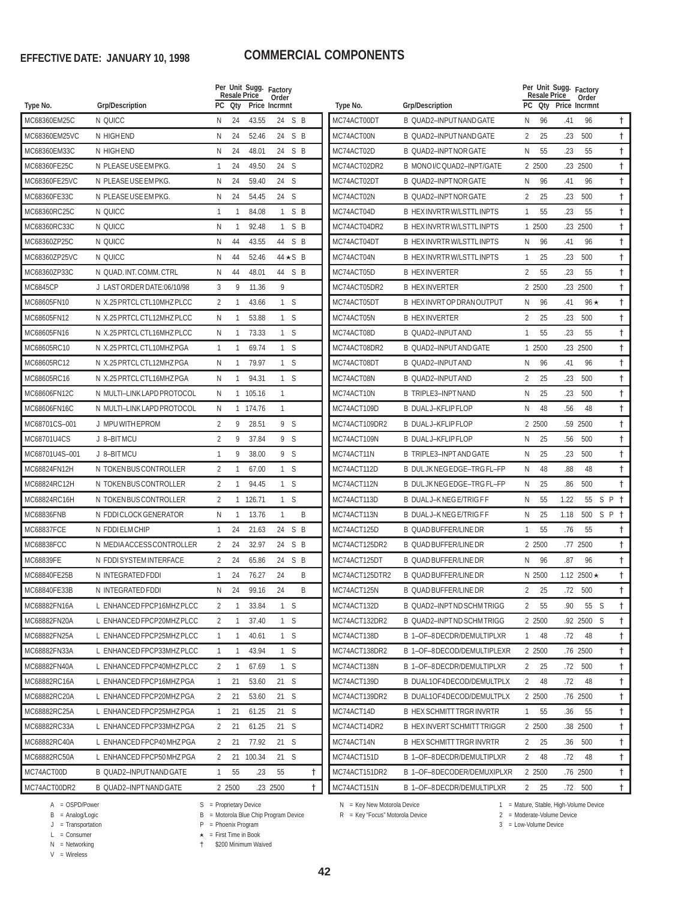**EFFECTIVE DATE: JANUARY 10, 1998**

# COMMERCIAL COMPONENTS

| Type No. | Grp/Description | PC | Per Unit Qty | Sugg. Resale Price | Factory Order Incrmnt | | | |
|---|---|---|---|---|---|---|---|---|
| MC68360EM25C | N QUICC | N | 24 | 43.55 | 24 | S | B | |
| MC68360EM25VC | N HIGH END | N | 24 | 52.46 | 24 | S | B | |
| MC68360EM33C | N HIGH END | N | 24 | 48.01 | 24 | S | B | |
| MC68360FE25C | N PLEASE USE EM PKG. | 1 | 24 | 49.50 | 24 | S | | |
| MC68360FE25VC | N PLEASE USE EM PKG. | N | 24 | 59.40 | 24 | S | | |
| MC68360FE33C | N PLEASE USE EM PKG. | N | 24 | 54.45 | 24 | S | | |
| MC68360RC25C | N QUICC | 1 | 1 | 84.08 | 1 | S | B | |
| MC68360RC33C | N QUICC | N | 1 | 92.48 | 1 | S | B | |
| MC68360ZP25C | N QUICC | N | 44 | 43.55 | 44 | S | B | |
| MC68360ZP25VC | N QUICC | N | 44 | 52.46 | 44 ★ | S | B | |
| MC68360ZP33C | N QUAD. INT. COMM. CTRL | N | 44 | 48.01 | 44 | S | B | |
| MC6845CP | J LAST ORDER DATE:06/10/98 | 3 | 9 | 11.36 | 9 | | | |
| MC68605FN10 | N X.25 PRTCL CTL10MHZ PLCC | 2 | 1 | 43.66 | 1 | S | | |
| MC68605FN12 | N X.25 PRTCL CTL12MHZ PLCC | N | 1 | 53.88 | 1 | S | | |
| MC68605FN16 | N X.25 PRTCL CTL16MHZ PLCC | N | 1 | 73.33 | 1 | S | | |
| MC68605RC10 | N X.25 PRTCL CTL10MHZ PGA | 1 | 1 | 69.74 | 1 | S | | |
| MC68605RC12 | N X.25 PRTCL CTL12MHZ PGA | N | 1 | 79.97 | 1 | S | | |
| MC68605RC16 | N X.25 PRTCL CTL16MHZ PGA | N | 1 | 94.31 | 1 | S | | |
| MC68606FN12C | N MULTI–LINK LAPD PROTOCOL | N | 1 | 105.16 | 1 | | | |
| MC68606FN16C | N MULTI–LINK LAPD PROTOCOL | N | 1 | 174.76 | 1 | | | |
| MC68701CS–001 | J MPU WITH EPROM | 2 | 9 | 28.51 | 9 | S | | |
| MC68701U4CS | J 8–BIT MCU | 2 | 9 | 37.84 | 9 | S | | |
| MC68701U4S–001 | J 8–BIT MCU | 1 | 9 | 38.00 | 9 | S | | |
| MC68824FN12H | N TOKEN BUS CONTROLLER | 2 | 1 | 67.00 | 1 | S | | |
| MC68824RC12H | N TOKEN BUS CONTROLLER | 2 | 1 | 94.45 | 1 | S | | |
| MC68824RC16H | N TOKEN BUS CONTROLLER | 2 | 1 | 126.71 | 1 | S | | |
| MC68836FNB | N FDDI CLOCK GENERATOR | N | 1 | 13.76 | 1 | | B | |
| MC68837FCE | N FDDI ELM CHIP | 1 | 24 | 21.63 | 24 | S | B | |
| MC68838FCC | N MEDIA ACCESS CONTROLLER | 2 | 24 | 32.97 | 24 | S | B | |
| MC68839FE | N FDDI SYSTEM INTERFACE | 2 | 24 | 65.86 | 24 | S | B | |
| MC68840FE25B | N INTEGRATED FDDI | 1 | 24 | 76.27 | 24 | | B | |
| MC68840FE33B | N INTEGRATED FDDI | N | 24 | 99.16 | 24 | | B | |
| MC68882FN16A | L ENHANCED FPCP16MHZ PLCC | 2 | 1 | 33.84 | 1 | S | | |
| MC68882FN20A | L ENHANCED FPCP20MHZ PLCC | 2 | 1 | 37.40 | 1 | S | | |
| MC68882FN25A | L ENHANCED FPCP25MHZ PLCC | 1 | 1 | 40.61 | 1 | S | | |
| MC68882FN33A | L ENHANCED FPCP33MHZ PLCC | 1 | 1 | 43.94 | 1 | S | | |
| MC68882FN40A | L ENHANCED FPCP40MHZ PLCC | 2 | 1 | 67.69 | 1 | S | | |
| MC68882RC16A | L ENHANCED FPCP16MHZ PGA | 1 | 21 | 53.60 | 21 | S | | |
| MC68882RC20A | L ENHANCED FPCP20MHZ PGA | 2 | 21 | 53.60 | 21 | S | | |
| MC68882RC25A | L ENHANCED FPCP25MHZ PGA | 1 | 21 | 61.25 | 21 | S | | |
| MC68882RC33A | L ENHANCED FPCP33MHZ PGA | 2 | 21 | 61.25 | 21 | S | | |
| MC68882RC40A | L ENHANCED FPCP40 MHZ PGA | 2 | 21 | 77.92 | 21 | S | | |
| MC68882RC50A | L ENHANCED FPCP50 MHZ PGA | 2 | 21 | 100.34 | 21 | S | | |
| MC74ACT00D | B QUAD2–INPUT NAND GATE | 1 | 55 | .23 | 55 | | | † |
| MC74ACT00DR2 | B QUAD2–INPT NAND GATE | 2 | 2500 | .23 | 2500 | | | † |
| MC74ACT00DT | B QUAD2–INPUT NAND GATE | N | 96 | .41 | 96 | | | † |
| MC74ACT00N | B QUAD2–INPUT NAND GATE | 2 | 25 | .23 | 500 | | | † |
| MC74ACT02D | B QUAD2–INPT NOR GATE | N | 55 | .23 | 55 | | | † |
| MC74ACT02DR2 | B MONO I/C QUAD2–INPT/GATE | 2 | 2500 | .23 | 2500 | | | † |
| MC74ACT02DT | B QUAD2–INPT NOR GATE | N | 96 | .41 | 96 | | | † |
| MC74ACT02N | B QUAD2–INPT NOR GATE | 2 | 25 | .23 | 500 | | | † |
| MC74ACT04D | B HEX INVRTR W/LSTTL INPTS | 1 | 55 | .23 | 55 | | | † |
| MC74ACT04DR2 | B HEX INVRTR W/LSTTL INPTS | 1 | 2500 | .23 | 2500 | | | † |
| MC74ACT04DT | B HEX INVRTR W/LSTTL INPTS | N | 96 | .41 | 96 | | | † |
| MC74ACT04N | B HEX INVRTR W/LSTTL INPTS | 1 | 25 | .23 | 500 | | | † |
| MC74ACT05D | B HEX INVERTER | 2 | 55 | .23 | 55 | | | † |
| MC74ACT05DR2 | B HEX INVERTER | 2 | 2500 | .23 | 2500 | | | † |
| MC74ACT05DT | B HEX INVRT OP DRAN OUTPUT | N | 96 | .41 | 96 ★ | | | † |
| MC74ACT05N | B HEX INVERTER | 2 | 25 | .23 | 500 | | | † |
| MC74ACT08D | B QUAD2–INPUT AND | 1 | 55 | .23 | 55 | | | † |
| MC74ACT08DR2 | B QUAD2–INPUT AND GATE | 1 | 2500 | .23 | 2500 | | | † |
| MC74ACT08DT | B QUAD2–INPUT AND | N | 96 | .41 | 96 | | | † |
| MC74ACT08N | B QUAD2–INPUT AND | 2 | 25 | .23 | 500 | | | † |
| MC74ACT10N | B TRIPLE3–INPT NAND | N | 25 | .23 | 500 | | | † |
| MC74ACT109D | B DUAL J–KFLIP FLOP | N | 48 | .56 | 48 | | | † |
| MC74ACT109DR2 | B DUAL J–KFLIP FLOP | 2 | 2500 | .59 | 2500 | | | † |
| MC74ACT109N | B DUAL J–KFLIP FLOP | N | 25 | .56 | 500 | | | † |
| MC74ACT11N | B TRIPLE3–INPT AND GATE | N | 25 | .23 | 500 | | | † |
| MC74ACT112D | B DUL JK NEG EDGE–TRG FL–FP | N | 48 | .88 | 48 | | | † |
| MC74ACT112N | B DUL JK NEG EDGE–TRG FL–FP | N | 25 | .86 | 500 | | | † |
| MC74ACT113D | B DUAL J–K NEG E/TRIG F F | N | 55 | 1.22 | 55 | S | P | † |
| MC74ACT113N | B DUAL J–K NEG E/TRIG F F | N | 25 | 1.18 | 500 | S | P | † |
| MC74ACT125D | B QUAD BUFFER/LINE DR | 1 | 55 | .76 | 55 | | | † |
| MC74ACT125DR2 | B QUAD BUFFER/LINE DR | 2 | 2500 | .77 | 2500 | | | † |
| MC74ACT125DT | B QUAD BUFFER/LINE DR | N | 96 | .87 | 96 | | | † |
| MC74ACT125DTR2 | B QUAD BUFFER/LINE DR | N | 2500 | 1.12 | 2500 ★ | | | † |
| MC74ACT125N | B QUAD BUFFER/LINE DR | 2 | 25 | .72 | 500 | | | † |
| MC74ACT132D | B QUAD2–INPT ND SCHM TRIGG | 2 | 55 | .90 | 55 | S | | † |
| MC74ACT132DR2 | B QUAD2–INPT ND SCHM TRIGG | 2 | 2500 | .92 | 2500 | S | | † |
| MC74ACT138D | B 1–OF–8 DECDR/DEMULTIPLXR | 1 | 48 | .72 | 48 | | | † |
| MC74ACT138DR2 | B 1–OF–8 DECOD/DEMULTIPLEXR | 2 | 2500 | .76 | 2500 | | | † |
| MC74ACT138N | B 1–OF–8 DECDR/DEMULTIPLXR | 2 | 25 | .72 | 500 | | | † |
| MC74ACT139D | B DUAL1OF4 DECOD/DEMULTPLX | 2 | 48 | .72 | 48 | | | † |
| MC74ACT139DR2 | B DUAL1OF4 DECOD/DEMULTPLX | 2 | 2500 | .76 | 2500 | | | † |
| MC74ACT14D | B HEX SCHMITT TRGR INVRTR | 1 | 55 | .36 | 55 | | | † |
| MC74ACT14DR2 | B HEX INVERT SCHMITT TRIGGR | 2 | 2500 | .38 | 2500 | | | † |
| MC74ACT14N | B HEX SCHMITT TRGR INVRTR | 2 | 25 | .36 | 500 | | | † |
| MC74ACT151D | B 1–OF–8 DECDR/DEMULTIPLXR | 2 | 48 | .72 | 48 | | | † |
| MC74ACT151DR2 | B 1–OF–8 DECODER/DEMUXIPLXR | 2 | 2500 | .76 | 2500 | | | † |
| MC74ACT151N | B 1–OF–8 DECDR/DEMULTIPLXR | 2 | 25 | .72 | 500 | | | † |

A = OSPD/Power
B = Analog/Logic
J = Transportation
L = Consumer
N = Networking
V = Wireless

S = Proprietary Device
B = Motorola Blue Chip Program Device
P = Phoenix Program
★ = First Time in Book
† $200 Minimum Waived

N = Key New Motorola Device
R = Key "Focus" Motorola Device

1 = Mature, Stable, High-Volume Device
2 = Moderate-Volume Device
3 = Low-Volume Device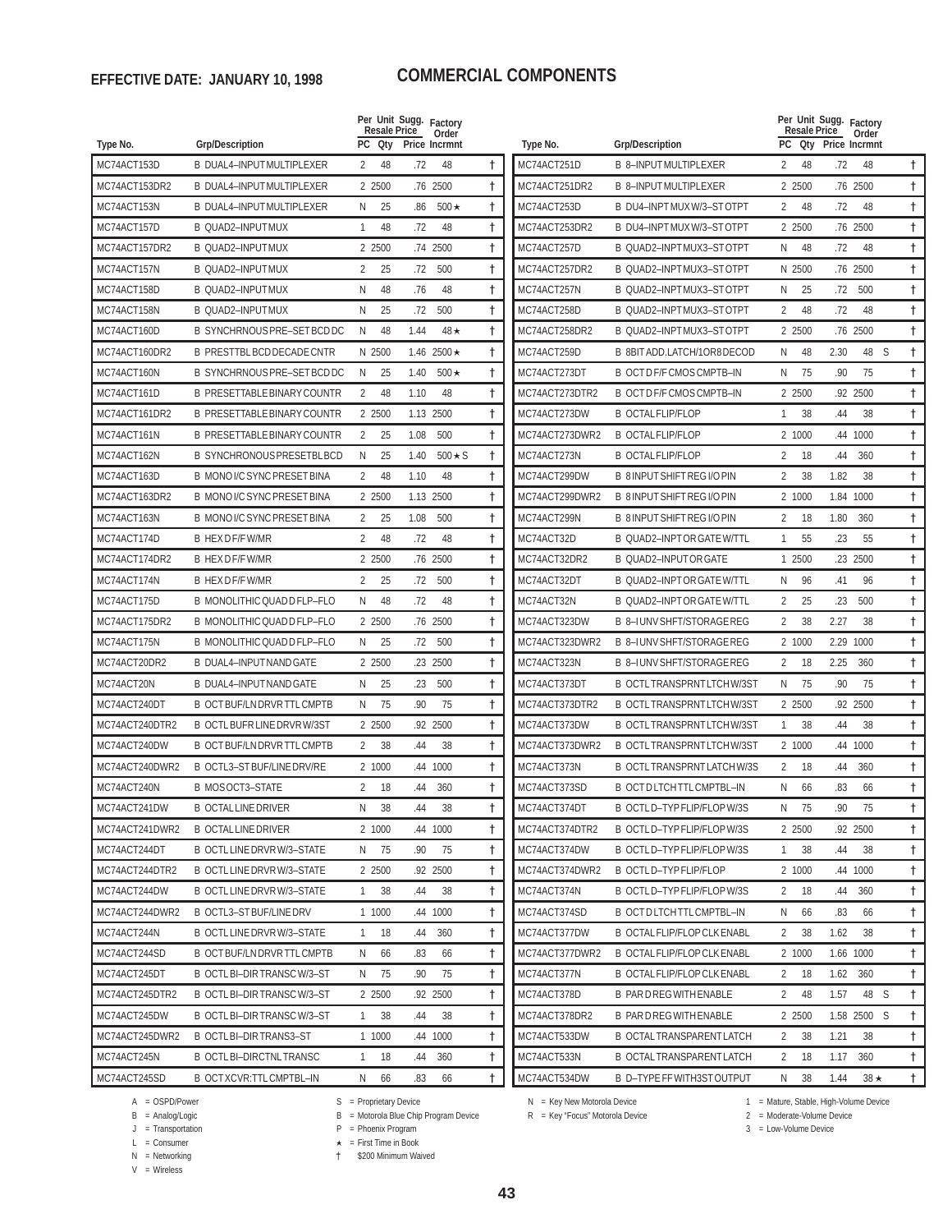**EFFECTIVE DATE: JANUARY 10, 1998**

# COMMERCIAL COMPONENTS

| Type No. | Grp/Description | PC | Per Unit Resale Qty | Sugg. Resale Price | Factory Order Incrmnt | |
|---|---|---|---|---|---|---|
| MC74ACT153D | B DUAL4–INPUT MULTIPLEXER | 2 | 48 | .72 | 48 | † |
| MC74ACT153DR2 | B DUAL4–INPUT MULTIPLEXER | 2 | 2500 | .76 | 2500 | † |
| MC74ACT153N | B DUAL4–INPUT MULTIPLEXER | N | 25 | .86 | 500 ⋆ | † |
| MC74ACT157D | B QUAD2–INPUT MUX | 1 | 48 | .72 | 48 | † |
| MC74ACT157DR2 | B QUAD2–INPUT MUX | 2 | 2500 | .74 | 2500 | † |
| MC74ACT157N | B QUAD2–INPUT MUX | 2 | 25 | .72 | 500 | † |
| MC74ACT158D | B QUAD2–INPUT MUX | N | 48 | .76 | 48 | † |
| MC74ACT158N | B QUAD2–INPUT MUX | N | 25 | .72 | 500 | † |
| MC74ACT160D | B SYNCHRNOUS PRE–SET BCD DC | N | 48 | 1.44 | 48 ⋆ | † |
| MC74ACT160DR2 | B PRESTTBL BCD DECADE CNTR | N | 2500 | 1.46 | 2500 ⋆ | † |
| MC74ACT160N | B SYNCHRNOUS PRE–SET BCD DC | N | 25 | 1.40 | 500 ⋆ | † |
| MC74ACT161D | B PRESETTABLE BINARY COUNTR | 2 | 48 | 1.10 | 48 | † |
| MC74ACT161DR2 | B PRESETTABLE BINARY COUNTR | 2 | 2500 | 1.13 | 2500 | † |
| MC74ACT161N | B PRESETTABLE BINARY COUNTR | 2 | 25 | 1.08 | 500 | † |
| MC74ACT162N | B SYNCHRONOUS PRESETBL BCD | N | 25 | 1.40 | 500 ⋆ S | † |
| MC74ACT163D | B MONO I/C SYNC PRESET BINA | 2 | 48 | 1.10 | 48 | † |
| MC74ACT163DR2 | B MONO I/C SYNC PRESET BINA | 2 | 2500 | 1.13 | 2500 | † |
| MC74ACT163N | B MONO I/C SYNC PRESET BINA | 2 | 25 | 1.08 | 500 | † |
| MC74ACT174D | B HEX D F/F W/MR | 2 | 48 | .72 | 48 | † |
| MC74ACT174DR2 | B HEX D F/F W/MR | 2 | 2500 | .76 | 2500 | † |
| MC74ACT174N | B HEX D F/F W/MR | 2 | 25 | .72 | 500 | † |
| MC74ACT175D | B MONOLITHIC QUAD D FLP–FLO | N | 48 | .72 | 48 | † |
| MC74ACT175DR2 | B MONOLITHIC QUAD D FLP–FLO | 2 | 2500 | .76 | 2500 | † |
| MC74ACT175N | B MONOLITHIC QUAD D FLP–FLO | N | 25 | .72 | 500 | † |
| MC74ACT20DR2 | B DUAL4–INPUT NAND GATE | 2 | 2500 | .23 | 2500 | † |
| MC74ACT20N | B DUAL4–INPUT NAND GATE | N | 25 | .23 | 500 | † |
| MC74ACT240DT | B OCT BUF/LN DRVR TTL CMPTB | N | 75 | .90 | 75 | † |
| MC74ACT240DTR2 | B OCTL BUFR LINE DRVR W/3ST | 2 | 2500 | .92 | 2500 | † |
| MC74ACT240DW | B OCT BUF/LN DRVR TTL CMPTB | 2 | 38 | .44 | 38 | † |
| MC74ACT240DWR2 | B OCTL3–ST BUF/LINE DRV/RE | 2 | 1000 | .44 | 1000 | † |
| MC74ACT240N | B MOS OCT3–STATE | 2 | 18 | .44 | 360 | † |
| MC74ACT241DW | B OCTAL LINE DRIVER | N | 38 | .44 | 38 | † |
| MC74ACT241DWR2 | B OCTAL LINE DRIVER | 2 | 1000 | .44 | 1000 | † |
| MC74ACT244DT | B OCTL LINE DRVR W/3–STATE | N | 75 | .90 | 75 | † |
| MC74ACT244DTR2 | B OCTL LINE DRVR W/3–STATE | 2 | 2500 | .92 | 2500 | † |
| MC74ACT244DW | B OCTL LINE DRVR W/3–STATE | 1 | 38 | .44 | 38 | † |
| MC74ACT244DWR2 | B OCTL3–ST BUF/LINE DRV | 1 | 1000 | .44 | 1000 | † |
| MC74ACT244N | B OCTL LINE DRVR W/3–STATE | 1 | 18 | .44 | 360 | † |
| MC74ACT244SD | B OCT BUF/LN DRVR TTL CMPTB | N | 66 | .83 | 66 | † |
| MC74ACT245DT | B OCTL BI–DIR TRANSC W/3–ST | N | 75 | .90 | 75 | † |
| MC74ACT245DTR2 | B OCTL BI–DIR TRANSC W/3–ST | 2 | 2500 | .92 | 2500 | † |
| MC74ACT245DW | B OCTL BI–DIR TRANSC W/3–ST | 1 | 38 | .44 | 38 | † |
| MC74ACT245DWR2 | B OCTL BI–DIR TRANS3–ST | 1 | 1000 | .44 | 1000 | † |
| MC74ACT245N | B OCTL BI–DIRCTNL TRANSC | 1 | 18 | .44 | 360 | † |
| MC74ACT245SD | B OCT XCVR:TTL CMPTBL–IN | N | 66 | .83 | 66 | † |
| MC74ACT251D | B 8–INPUT MULTIPLEXER | 2 | 48 | .72 | 48 | † |
| MC74ACT251DR2 | B 8–INPUT MULTIPLEXER | 2 | 2500 | .76 | 2500 | † |
| MC74ACT253D | B DU4–INPT MUX W/3–ST OTPT | 2 | 48 | .72 | 48 | † |
| MC74ACT253DR2 | B DU4–INPT MUX W/3–ST OTPT | 2 | 2500 | .76 | 2500 | † |
| MC74ACT257D | B QUAD2–INPT MUX3–ST OTPT | N | 48 | .72 | 48 | † |
| MC74ACT257DR2 | B QUAD2–INPT MUX3–ST OTPT | N | 2500 | .76 | 2500 | † |
| MC74ACT257N | B QUAD2–INPT MUX3–ST OTPT | N | 25 | .72 | 500 | † |
| MC74ACT258D | B QUAD2–INPT MUX3–ST OTPT | 2 | 48 | .72 | 48 | † |
| MC74ACT258DR2 | B QUAD2–INPT MUX3–ST OTPT | 2 | 2500 | .76 | 2500 | † |
| MC74ACT259D | B 8BIT ADD.LATCH/1OR8 DECOD | N | 48 | 2.30 | 48 S | † |
| MC74ACT273DT | B OCT D F/F CMOS CMPTB–IN | N | 75 | .90 | 75 | † |
| MC74ACT273DTR2 | B OCT D F/F CMOS CMPTB–IN | 2 | 2500 | .92 | 2500 | † |
| MC74ACT273DW | B OCTAL FLIP/FLOP | 1 | 38 | .44 | 38 | † |
| MC74ACT273DWR2 | B OCTAL FLIP/FLOP | 2 | 1000 | .44 | 1000 | † |
| MC74ACT273N | B OCTAL FLIP/FLOP | 2 | 18 | .44 | 360 | † |
| MC74ACT299DW | B 8 INPUT SHIFT REG I/O PIN | 2 | 38 | 1.82 | 38 | † |
| MC74ACT299DWR2 | B 8 INPUT SHIFT REG I/O PIN | 2 | 1000 | 1.84 | 1000 | † |
| MC74ACT299N | B 8 INPUT SHIFT REG I/O PIN | 2 | 18 | 1.80 | 360 | † |
| MC74ACT32D | B QUAD2–INPT OR GATE W/TTL | 1 | 55 | .23 | 55 | † |
| MC74ACT32DR2 | B QUAD2–INPUT OR GATE | 1 | 2500 | .23 | 2500 | † |
| MC74ACT32DT | B QUAD2–INPT OR GATE W/TTL | N | 96 | .41 | 96 | † |
| MC74ACT32N | B QUAD2–INPT OR GATE W/TTL | 2 | 25 | .23 | 500 | † |
| MC74ACT323DW | B 8–I UNV SHFT/STORAGE REG | 2 | 38 | 2.27 | 38 | † |
| MC74ACT323DWR2 | B 8–I UNV SHFT/STORAGE REG | 2 | 1000 | 2.29 | 1000 | † |
| MC74ACT323N | B 8–I UNV SHFT/STORAGE REG | 2 | 18 | 2.25 | 360 | † |
| MC74ACT373DT | B OCTL TRANSPRNT LTCH W/3ST | N | 75 | .90 | 75 | † |
| MC74ACT373DTR2 | B OCTL TRANSPRNT LTCH W/3ST | 2 | 2500 | .92 | 2500 | † |
| MC74ACT373DW | B OCTL TRANSPRNT LTCH W/3ST | 1 | 38 | .44 | 38 | † |
| MC74ACT373DWR2 | B OCTL TRANSPRNT LTCH W/3ST | 2 | 1000 | .44 | 1000 | † |
| MC74ACT373N | B OCTL TRANSPRNT LATCH W/3S | 2 | 18 | .44 | 360 | † |
| MC74ACT373SD | B OCT D LTCH TTL CMPTBL–IN | N | 66 | .83 | 66 | † |
| MC74ACT374DT | B OCTL D–TYP FLIP/FLOP W/3S | N | 75 | .90 | 75 | † |
| MC74ACT374DTR2 | B OCTL D–TYP FLIP/FLOP W/3S | 2 | 2500 | .92 | 2500 | † |
| MC74ACT374DW | B OCTL D–TYP FLIP/FLOP W/3S | 1 | 38 | .44 | 38 | † |
| MC74ACT374DWR2 | B OCTL D–TYP FLIP/FLOP | 2 | 1000 | .44 | 1000 | † |
| MC74ACT374N | B OCTL D–TYP FLIP/FLOP W/3S | 2 | 18 | .44 | 360 | † |
| MC74ACT374SD | B OCT D LTCH TTL CMPTBL–IN | N | 66 | .83 | 66 | † |
| MC74ACT377DW | B OCTAL FLIP/FLOP CLK ENABL | 2 | 38 | 1.62 | 38 | † |
| MC74ACT377DWR2 | B OCTAL FLIP/FLOP CLK ENABL | 2 | 1000 | 1.66 | 1000 | † |
| MC74ACT377N | B OCTAL FLIP/FLOP CLK ENABL | 2 | 18 | 1.62 | 360 | † |
| MC74ACT378D | B PAR D REG WITH ENABLE | 2 | 48 | 1.57 | 48 S | † |
| MC74ACT378DR2 | B PAR D REG WITH ENABLE | 2 | 2500 | 1.58 | 2500 S | † |
| MC74ACT533DW | B OCTAL TRANSPARENT LATCH | 2 | 38 | 1.21 | 38 | † |
| MC74ACT533N | B OCTAL TRANSPARENT LATCH | 2 | 18 | 1.17 | 360 | † |
| MC74ACT534DW | B D–TYPE FF WITH3ST OUTPUT | N | 38 | 1.44 | 38 ⋆ | † |

A = OSPD/Power
B = Analog/Logic
J = Transportation
L = Consumer
N = Networking
V = Wireless

S = Proprietary Device
B = Motorola Blue Chip Program Device
P = Phoenix Program
⋆ = First Time in Book
† $200 Minimum Waived

N = Key New Motorola Device
R = Key "Focus" Motorola Device

1 = Mature, Stable, High-Volume Device
2 = Moderate-Volume Device
3 = Low-Volume Device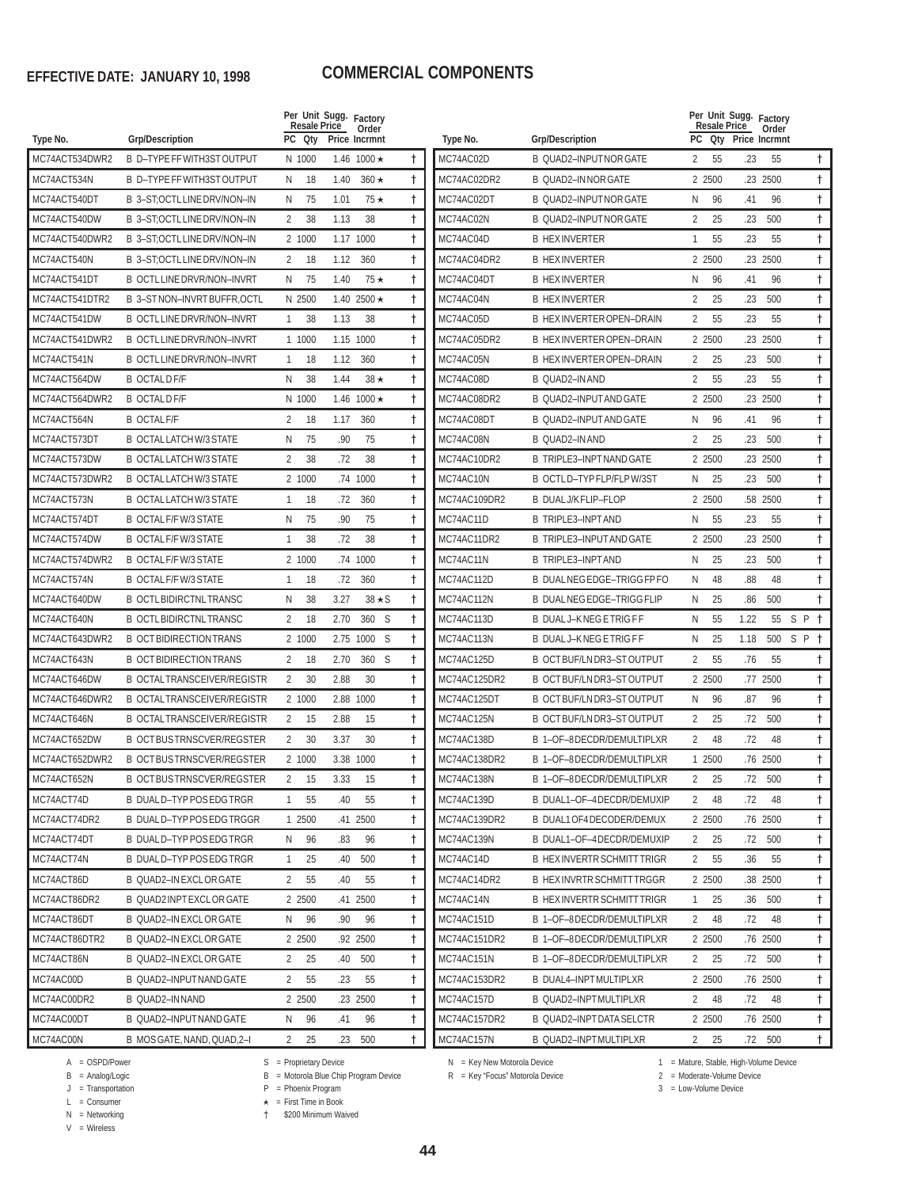**EFFECTIVE DATE: JANUARY 10, 1998**

# COMMERCIAL COMPONENTS

| Type No. | Grp/Description | PC | Qty | Price | Factory Order Incrmnt | |
|---|---|---|---|---|---|---|
| MC74ACT534DWR2 | B D–TYPE FF WITH3ST OUTPUT | N | 1000 | 1.46 | 1000 ★ | † |
| MC74ACT534N | B D–TYPE FF WITH3ST OUTPUT | N | 18 | 1.40 | 360 ★ | † |
| MC74ACT540DT | B 3–ST;OCTL LINE DRV/NON–IN | N | 75 | 1.01 | 75 ★ | † |
| MC74ACT540DW | B 3–ST;OCTL LINE DRV/NON–IN | 2 | 38 | 1.13 | 38 | † |
| MC74ACT540DWR2 | B 3–ST;OCTL LINE DRV/NON–IN | 2 | 1000 | 1.17 | 1000 | † |
| MC74ACT540N | B 3–ST;OCTL LINE DRV/NON–IN | 2 | 18 | 1.12 | 360 | † |
| MC74ACT541DT | B OCTL LINE DRVR/NON–INVRT | N | 75 | 1.40 | 75 ★ | † |
| MC74ACT541DTR2 | B 3–ST NON–INVRT BUFFR,OCTL | N | 2500 | 1.40 | 2500 ★ | † |
| MC74ACT541DW | B OCTL LINE DRVR/NON–INVRT | 1 | 38 | 1.13 | 38 | † |
| MC74ACT541DWR2 | B OCTL LINE DRVR/NON–INVRT | 1 | 1000 | 1.15 | 1000 | † |
| MC74ACT541N | B OCTL LINE DRVR/NON–INVRT | 1 | 18 | 1.12 | 360 | † |
| MC74ACT564DW | B OCTAL D F/F | N | 38 | 1.44 | 38 ★ | † |
| MC74ACT564DWR2 | B OCTAL D F/F | N | 1000 | 1.46 | 1000 ★ | † |
| MC74ACT564N | B OCTAL F/F | 2 | 18 | 1.17 | 360 | † |
| MC74ACT573DT | B OCTAL LATCH W/3 STATE | N | 75 | .90 | 75 | † |
| MC74ACT573DW | B OCTAL LATCH W/3 STATE | 2 | 38 | .72 | 38 | † |
| MC74ACT573DWR2 | B OCTAL LATCH W/3 STATE | 2 | 1000 | .74 | 1000 | † |
| MC74ACT573N | B OCTAL LATCH W/3 STATE | 1 | 18 | .72 | 360 | † |
| MC74ACT574DT | B OCTAL F/F W/3 STATE | N | 75 | .90 | 75 | † |
| MC74ACT574DW | B OCTAL F/F W/3 STATE | 1 | 38 | .72 | 38 | † |
| MC74ACT574DWR2 | B OCTAL F/F W/3 STATE | 2 | 1000 | .74 | 1000 | † |
| MC74ACT574N | B OCTAL F/F W/3 STATE | 1 | 18 | .72 | 360 | † |
| MC74ACT640DW | B OCTL BIDIRCTNL TRANSC | N | 38 | 3.27 | 38 ★ S | † |
| MC74ACT640N | B OCTL BIDIRCTNL TRANSC | 2 | 18 | 2.70 | 360 S | † |
| MC74ACT643DWR2 | B OCT BIDIRECTION TRANS | 2 | 1000 | 2.75 | 1000 S | † |
| MC74ACT643N | B OCT BIDIRECTION TRANS | 2 | 18 | 2.70 | 360 S | † |
| MC74ACT646DW | B OCTAL TRANSCEIVER/REGISTR | 2 | 30 | 2.88 | 30 | † |
| MC74ACT646DWR2 | B OCTAL TRANSCEIVER/REGISTR | 2 | 1000 | 2.88 | 1000 | † |
| MC74ACT646N | B OCTAL TRANSCEIVER/REGISTR | 2 | 15 | 2.88 | 15 | † |
| MC74ACT652DW | B OCT BUS TRNSCVER/REGSTER | 2 | 30 | 3.37 | 30 | † |
| MC74ACT652DWR2 | B OCT BUS TRNSCVER/REGSTER | 2 | 1000 | 3.38 | 1000 | † |
| MC74ACT652N | B OCT BUS TRNSCVER/REGSTER | 2 | 15 | 3.33 | 15 | † |
| MC74ACT74D | B DUAL D–TYP POS EDG TRGR | 1 | 55 | .40 | 55 | † |
| MC74ACT74DR2 | B DUAL D–TYP POS EDG TRGGR | 1 | 2500 | .41 | 2500 | † |
| MC74ACT74DT | B DUAL D–TYP POS EDG TRGR | N | 96 | .83 | 96 | † |
| MC74ACT74N | B DUAL D–TYP POS EDG TRGR | 1 | 25 | .40 | 500 | † |
| MC74ACT86D | B QUAD2–IN EXCL OR GATE | 2 | 55 | .40 | 55 | † |
| MC74ACT86DR2 | B QUAD2 INPT EXCL OR GATE | 2 | 2500 | .41 | 2500 | † |
| MC74ACT86DT | B QUAD2–IN EXCL OR GATE | N | 96 | .90 | 96 | † |
| MC74ACT86DTR2 | B QUAD2–IN EXCL OR GATE | 2 | 2500 | .92 | 2500 | † |
| MC74ACT86N | B QUAD2–IN EXCL OR GATE | 2 | 25 | .40 | 500 | † |
| MC74AC00D | B QUAD2–INPUT NAND GATE | 2 | 55 | .23 | 55 | † |
| MC74AC00DR2 | B QUAD2–IN NAND | 2 | 2500 | .23 | 2500 | † |
| MC74AC00DT | B QUAD2–INPUT NAND GATE | N | 96 | .41 | 96 | † |
| MC74AC00N | B MOS GATE, NAND, QUAD,2–I | 2 | 25 | .23 | 500 | † |
| MC74AC02D | B QUAD2–INPUT NOR GATE | 2 | 55 | .23 | 55 | † |
| MC74AC02DR2 | B QUAD2–IN NOR GATE | 2 | 2500 | .23 | 2500 | † |
| MC74AC02DT | B QUAD2–INPUT NOR GATE | N | 96 | .41 | 96 | † |
| MC74AC02N | B QUAD2–INPUT NOR GATE | 2 | 25 | .23 | 500 | † |
| MC74AC04D | B HEX INVERTER | 1 | 55 | .23 | 55 | † |
| MC74AC04DR2 | B HEX INVERTER | 2 | 2500 | .23 | 2500 | † |
| MC74AC04DT | B HEX INVERTER | N | 96 | .41 | 96 | † |
| MC74AC04N | B HEX INVERTER | 2 | 25 | .23 | 500 | † |
| MC74AC05D | B HEX INVERTER OPEN–DRAIN | 2 | 55 | .23 | 55 | † |
| MC74AC05DR2 | B HEX INVERTER OPEN–DRAIN | 2 | 2500 | .23 | 2500 | † |
| MC74AC05N | B HEX INVERTER OPEN–DRAIN | 2 | 25 | .23 | 500 | † |
| MC74AC08D | B QUAD2–IN AND | 2 | 55 | .23 | 55 | † |
| MC74AC08DR2 | B QUAD2–INPUT AND GATE | 2 | 2500 | .23 | 2500 | † |
| MC74AC08DT | B QUAD2–INPUT AND GATE | N | 96 | .41 | 96 | † |
| MC74AC08N | B QUAD2–IN AND | 2 | 25 | .23 | 500 | † |
| MC74AC10DR2 | B TRIPLE3–INPT NAND GATE | 2 | 2500 | .23 | 2500 | † |
| MC74AC10N | B OCTL D–TYP FLP/FLP W/3ST | N | 25 | .23 | 500 | † |
| MC74AC109DR2 | B DUAL J/K FLIP–FLOP | 2 | 2500 | .58 | 2500 | † |
| MC74AC11D | B TRIPLE3–INPT AND | N | 55 | .23 | 55 | † |
| MC74AC11DR2 | B TRIPLE3–INPUT AND GATE | 2 | 2500 | .23 | 2500 | † |
| MC74AC11N | B TRIPLE3–INPT AND | N | 25 | .23 | 500 | † |
| MC74AC112D | B DUAL NEG EDGE–TRIGG FP FO | N | 48 | .88 | 48 | † |
| MC74AC112N | B DUAL NEG EDGE–TRIGG FLIP | N | 25 | .86 | 500 | † |
| MC74AC113D | B DUAL J–K NEG E TRIG F F | N | 55 | 1.22 | 55 S P | † |
| MC74AC113N | B DUAL J–K NEG E TRIG F F | N | 25 | 1.18 | 500 S P | † |
| MC74AC125D | B OCT BUF/LN DR3–ST OUTPUT | 2 | 55 | .76 | 55 | † |
| MC74AC125DR2 | B OCT BUF/LN DR3–ST OUTPUT | 2 | 2500 | .77 | 2500 | † |
| MC74AC125DT | B OCT BUF/LN DR3–ST OUTPUT | N | 96 | .87 | 96 | † |
| MC74AC125N | B OCT BUF/LN DR3–ST OUTPUT | 2 | 25 | .72 | 500 | † |
| MC74AC138D | B 1–OF–8 DECDR/DEMULTIPLXR | 2 | 48 | .72 | 48 | † |
| MC74AC138DR2 | B 1–OF–8 DECDR/DEMULTIPLXR | 1 | 2500 | .76 | 2500 | † |
| MC74AC138N | B 1–OF–8 DECDR/DEMULTIPLXR | 2 | 25 | .72 | 500 | † |
| MC74AC139D | B DUAL1–OF–4 DECDR/DEMUXIP | 2 | 48 | .72 | 48 | † |
| MC74AC139DR2 | B DUAL1 OF4 DECODER/DEMUX | 2 | 2500 | .76 | 2500 | † |
| MC74AC139N | B DUAL1–OF–4 DECDR/DEMUXIP | 2 | 25 | .72 | 500 | † |
| MC74AC14D | B HEX INVERTR SCHMITT TRIGR | 2 | 55 | .36 | 55 | † |
| MC74AC14DR2 | B HEX INVRTR SCHMITT TRGGR | 2 | 2500 | .38 | 2500 | † |
| MC74AC14N | B HEX INVERTR SCHMITT TRIGR | 1 | 25 | .36 | 500 | † |
| MC74AC151D | B 1–OF–8 DECDR/DEMULTIPLXR | 2 | 48 | .72 | 48 | † |
| MC74AC151DR2 | B 1–OF–8 DECDR/DEMULTIPLXR | 2 | 2500 | .76 | 2500 | † |
| MC74AC151N | B 1–OF–8 DECDR/DEMULTIPLXR | 2 | 25 | .72 | 500 | † |
| MC74AC153DR2 | B DUAL4–INPT MULTIPLXR | 2 | 2500 | .76 | 2500 | † |
| MC74AC157D | B QUAD2–INPT MULTIPLXR | 2 | 48 | .72 | 48 | † |
| MC74AC157DR2 | B QUAD2–INPT DATA SELCTR | 2 | 2500 | .76 | 2500 | † |
| MC74AC157N | B QUAD2–INPT MULTIPLXR | 2 | 25 | .72 | 500 | † |

(Column headers: PC, Qty = Per Unit Resale; Price = Sugg. Resale Price.)

A = OSPD/Power
B = Analog/Logic
J = Transportation
L = Consumer
N = Networking
V = Wireless

S = Proprietary Device
B = Motorola Blue Chip Program Device
P = Phoenix Program
★ = First Time in Book
† $200 Minimum Waived

N = Key New Motorola Device
R = Key "Focus" Motorola Device

1 = Mature, Stable, High-Volume Device
2 = Moderate-Volume Device
3 = Low-Volume Device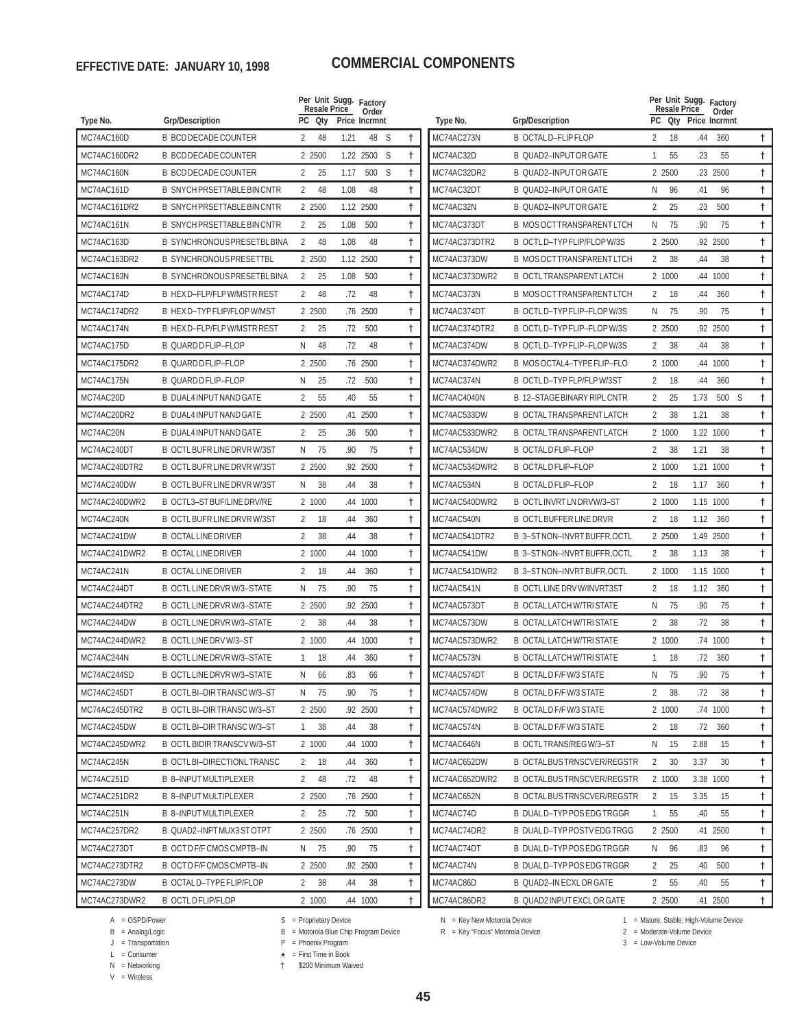**EFFECTIVE DATE: JANUARY 10, 1998**

# COMMERCIAL COMPONENTS

| Type No. | Grp/Description | PC | Per Unit Resale Qty | Sugg. Price | Factory Order Incrmnt | | |
|---|---|---|---|---|---|---|---|
| MC74AC160D | B BCD DECADE COUNTER | 2 | 48 | 1.21 | 48 | S | † |
| MC74AC160DR2 | B BCD DECADE COUNTER | 2 | 2500 | 1.22 | 2500 | S | † |
| MC74AC160N | B BCD DECADE COUNTER | 2 | 25 | 1.17 | 500 | S | † |
| MC74AC161D | B SNYCH PRSETTABLE BIN CNTR | 2 | 48 | 1.08 | 48 | | † |
| MC74AC161DR2 | B SNYCH PRSETTABLE BIN CNTR | 2 | 2500 | 1.12 | 2500 | | † |
| MC74AC161N | B SNYCH PRSETTABLE BIN CNTR | 2 | 25 | 1.08 | 500 | | † |
| MC74AC163D | B SYNCHRONOUS PRESETBL BINA | 2 | 48 | 1.08 | 48 | | † |
| MC74AC163DR2 | B SYNCHRONOUS PRESETTBL | 2 | 2500 | 1.12 | 2500 | | † |
| MC74AC163N | B SYNCHRONOUS PRESETBL BINA | 2 | 25 | 1.08 | 500 | | † |
| MC74AC174D | B HEX D–FLP/FLP W/MSTR REST | 2 | 48 | .72 | 48 | | † |
| MC74AC174DR2 | B HEX D–TYP FLIP/FLOP W/MST | 2 | 2500 | .76 | 2500 | | † |
| MC74AC174N | B HEX D–FLP/FLP W/MSTR REST | 2 | 25 | .72 | 500 | | † |
| MC74AC175D | B QUARD D FLIP–FLOP | N | 48 | .72 | 48 | | † |
| MC74AC175DR2 | B QUARD D FLIP–FLOP | 2 | 2500 | .76 | 2500 | | † |
| MC74AC175N | B QUARD D FLIP–FLOP | N | 25 | .72 | 500 | | † |
| MC74AC20D | B DUAL 4 INPUT NAND GATE | 2 | 55 | .40 | 55 | | † |
| MC74AC20DR2 | B DUAL 4 INPUT NAND GATE | 2 | 2500 | .41 | 2500 | | † |
| MC74AC20N | B DUAL 4 INPUT NAND GATE | 2 | 25 | .36 | 500 | | † |
| MC74AC240DT | B OCTL BUFR LINE DRVR W/3ST | N | 75 | .90 | 75 | | † |
| MC74AC240DTR2 | B OCTL BUFR LINE DRVR W/3ST | 2 | 2500 | .92 | 2500 | | † |
| MC74AC240DW | B OCTL BUFR LINE DRVR W/3ST | N | 38 | .44 | 38 | | † |
| MC74AC240DWR2 | B OCTL3–ST BUF/LINE DRV/RE | 2 | 1000 | .44 | 1000 | | † |
| MC74AC240N | B OCTL BUFR LINE DRVR W/3ST | 2 | 18 | .44 | 360 | | † |
| MC74AC241DW | B OCTAL LINE DRIVER | 2 | 38 | .44 | 38 | | † |
| MC74AC241DWR2 | B OCTAL LINE DRIVER | 2 | 1000 | .44 | 1000 | | † |
| MC74AC241N | B OCTAL LINE DRIVER | 2 | 18 | .44 | 360 | | † |
| MC74AC244DT | B OCTL LINE DRVR W/3–STATE | N | 75 | .90 | 75 | | † |
| MC74AC244DTR2 | B OCTL LINE DRVR W/3–STATE | 2 | 2500 | .92 | 2500 | | † |
| MC74AC244DW | B OCTL LINE DRVR W/3–STATE | 2 | 38 | .44 | 38 | | † |
| MC74AC244DWR2 | B OCTL LINE DRV W/3–ST | 2 | 1000 | .44 | 1000 | | † |
| MC74AC244N | B OCTL LINE DRVR W/3–STATE | 1 | 18 | .44 | 360 | | † |
| MC74AC244SD | B OCTL LINE DRVR W/3–STATE | N | 66 | .83 | 66 | | † |
| MC74AC245DT | B OCTL BI–DIR TRANSC W/3–ST | N | 75 | .90 | 75 | | † |
| MC74AC245DTR2 | B OCTL BI–DIR TRANSC W/3–ST | 2 | 2500 | .92 | 2500 | | † |
| MC74AC245DW | B OCTL BI–DIR TRANSC W/3–ST | 1 | 38 | .44 | 38 | | † |
| MC74AC245DWR2 | B OCTL BIDIR TRANSCV W/3–ST | 2 | 1000 | .44 | 1000 | | † |
| MC74AC245N | B OCTL BI–DIRECTIONL TRANSC | 2 | 18 | .44 | 360 | | † |
| MC74AC251D | B 8–INPUT MULTIPLEXER | 2 | 48 | .72 | 48 | | † |
| MC74AC251DR2 | B 8–INPUT MULTIPLEXER | 2 | 2500 | .76 | 2500 | | † |
| MC74AC251N | B 8–INPUT MULTIPLEXER | 2 | 25 | .72 | 500 | | † |
| MC74AC257DR2 | B QUAD2–INPT MUX3 ST OTPT | 2 | 2500 | .76 | 2500 | | † |
| MC74AC273DT | B OCT D F/F CMOS CMPTB–IN | N | 75 | .90 | 75 | | † |
| MC74AC273DTR2 | B OCT D F/F CMOS CMPTB–IN | 2 | 2500 | .92 | 2500 | | † |
| MC74AC273DW | B OCTAL D–TYPE FLIP/FLOP | 2 | 38 | .44 | 38 | | † |
| MC74AC273DWR2 | B OCTL D FLIP/FLOP | 2 | 1000 | .44 | 1000 | | † |
| MC74AC273N | B OCTAL D–FLIP FLOP | 2 | 18 | .44 | 360 | | † |
| MC74AC32D | B QUAD2–INPUT OR GATE | 1 | 55 | .23 | 55 | | † |
| MC74AC32DR2 | B QUAD2–INPUT OR GATE | 2 | 2500 | .23 | 2500 | | † |
| MC74AC32DT | B QUAD2–INPUT OR GATE | N | 96 | .41 | 96 | | † |
| MC74AC32N | B QUAD2–INPUT OR GATE | 2 | 25 | .23 | 500 | | † |
| MC74AC373DT | B MOS OCT TRANSPARENT LTCH | N | 75 | .90 | 75 | | † |
| MC74AC373DTR2 | B OCTL D–TYP FLIP/FLOP W/3S | 2 | 2500 | .92 | 2500 | | † |
| MC74AC373DW | B MOS OCT TRANSPARENT LTCH | 2 | 38 | .44 | 38 | | † |
| MC74AC373DWR2 | B OCTL TRANSPARENT LATCH | 2 | 1000 | .44 | 1000 | | † |
| MC74AC373N | B MOS OCT TRANSPARENT LTCH | 2 | 18 | .44 | 360 | | † |
| MC74AC374DT | B OCTL D–TYP FLIP–FLOP W/3S | N | 75 | .90 | 75 | | † |
| MC74AC374DTR2 | B OCTL D–TYP FLIP–FLOP W/3S | 2 | 2500 | .92 | 2500 | | † |
| MC74AC374DW | B OCTL D–TYP FLIP–FLOP W/3S | 2 | 38 | .44 | 38 | | † |
| MC74AC374DWR2 | B MOS OCTAL4–TYPE FLIP–FLO | 2 | 1000 | .44 | 1000 | | † |
| MC74AC374N | B OCTL D–TYP FLP/FLP W/3ST | 2 | 18 | .44 | 360 | | † |
| MC74AC4040N | B 12–STAGE BINARY RIPL CNTR | 2 | 25 | 1.73 | 500 | S | † |
| MC74AC533DW | B OCTAL TRANSPARENT LATCH | 2 | 38 | 1.21 | 38 | | † |
| MC74AC533DWR2 | B OCTAL TRANSPARENT LATCH | 2 | 1000 | 1.22 | 1000 | | † |
| MC74AC534DW | B OCTAL D FLIP–FLOP | 2 | 38 | 1.21 | 38 | | † |
| MC74AC534DWR2 | B OCTAL D FLIP–FLOP | 2 | 1000 | 1.21 | 1000 | | † |
| MC74AC534N | B OCTAL D FLIP–FLOP | 2 | 18 | 1.17 | 360 | | † |
| MC74AC540DWR2 | B OCTL INVRT LN DRVW/3–ST | 2 | 1000 | 1.15 | 1000 | | † |
| MC74AC540N | B OCTL BUFFER LINE DRVR | 2 | 18 | 1.12 | 360 | | † |
| MC74AC541DTR2 | B 3–ST NON–INVRT BUFFR,OCTL | 2 | 2500 | 1.49 | 2500 | | † |
| MC74AC541DW | B 3–ST NON–INVRT BUFFR,OCTL | 2 | 38 | 1.13 | 38 | | † |
| MC74AC541DWR2 | B 3–ST NON–INVRT BUFR,OCTL | 2 | 1000 | 1.15 | 1000 | | † |
| MC74AC541N | B OCTL LINE DRV W/INVRT3ST | 2 | 18 | 1.12 | 360 | | † |
| MC74AC573DT | B OCTAL LATCH W/TRI STATE | N | 75 | .90 | 75 | | † |
| MC74AC573DW | B OCTAL LATCH W/TRI STATE | 2 | 38 | .72 | 38 | | † |
| MC74AC573DWR2 | B OCTAL LATCH W/TRI STATE | 2 | 1000 | .74 | 1000 | | † |
| MC74AC573N | B OCTAL LATCH W/TRI STATE | 1 | 18 | .72 | 360 | | † |
| MC74AC574DT | B OCTAL D F/F W/3 STATE | N | 75 | .90 | 75 | | † |
| MC74AC574DW | B OCTAL D F/F W/3 STATE | 2 | 38 | .72 | 38 | | † |
| MC74AC574DWR2 | B OCTAL D F/F W/3 STATE | 2 | 1000 | .74 | 1000 | | † |
| MC74AC574N | B OCTAL D F/F W/3 STATE | 2 | 18 | .72 | 360 | | † |
| MC74AC646N | B OCTL TRANS/REG W/3–ST | N | 15 | 2.88 | 15 | | † |
| MC74AC652DW | B OCTAL BUS TRNSCVER/REGSTR | 2 | 30 | 3.37 | 30 | | † |
| MC74AC652DWR2 | B OCTAL BUS TRNSCVER/REGSTR | 2 | 1000 | 3.38 | 1000 | | † |
| MC74AC652N | B OCTAL BUS TRNSCVER/REGSTR | 2 | 15 | 3.35 | 15 | | † |
| MC74AC74D | B DUAL D–TYP POS EDG TRGGR | 1 | 55 | .40 | 55 | | † |
| MC74AC74DR2 | B DUAL D–TYP POSTV EDG TRGG | 2 | 2500 | .41 | 2500 | | † |
| MC74AC74DT | B DUAL D–TYP POS EDG TRGGR | N | 96 | .83 | 96 | | † |
| MC74AC74N | B DUAL D–TYP POS EDG TRGGR | 2 | 25 | .40 | 500 | | † |
| MC74AC86D | B QUAD2–IN ECXL OR GATE | 2 | 55 | .40 | 55 | | † |
| MC74AC86DR2 | B QUAD2 INPUT EXCL OR GATE | 2 | 2500 | .41 | 2500 | | † |

A = OSPD/Power
B = Analog/Logic
J = Transportation
L = Consumer
N = Networking
V = Wireless

S = Proprietary Device
B = Motorola Blue Chip Program Device
P = Phoenix Program
★ = First Time in Book
† $200 Minimum Waived

N = Key New Motorola Device
R = Key "Focus" Motorola Device

1 = Mature, Stable, High-Volume Device
2 = Moderate-Volume Device
3 = Low-Volume Device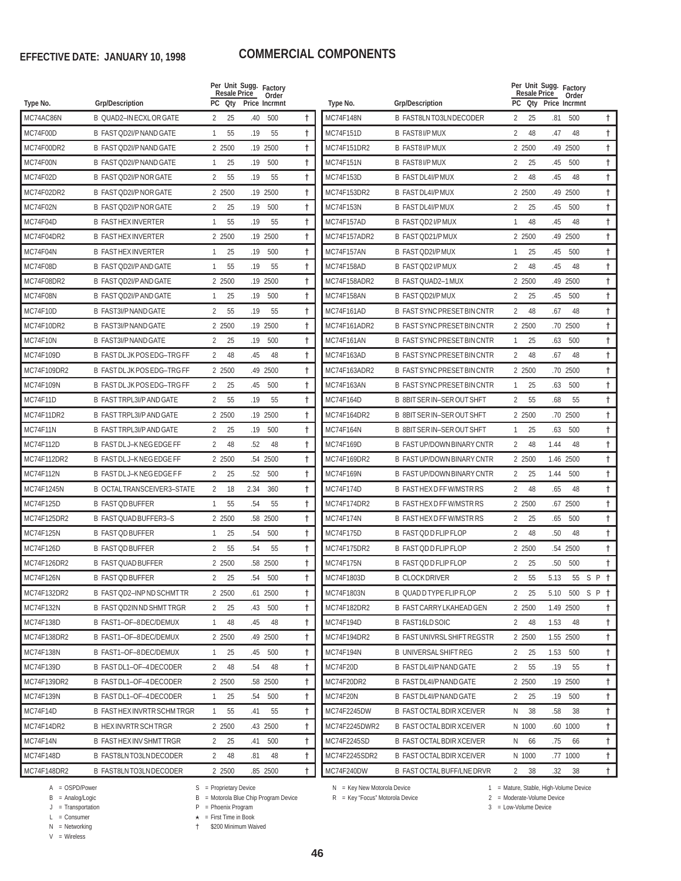**EFFECTIVE DATE: JANUARY 10, 1998**

# COMMERCIAL COMPONENTS

| Type No. | Grp/Description | Per Unit Resale PC | Qty | Sugg. Resale Price | Factory Order Incrmnt | |
|---|---|---|---|---|---|---|
| MC74AC86N | B QUAD2–IN ECXL OR GATE | 2 | 25 | .40 | 500 | † |
| MC74F00D | B FAST QD2I/P NAND GATE | 1 | 55 | .19 | 55 | † |
| MC74F00DR2 | B FAST QD2I/P NAND GATE | 2 | 2500 | .19 | 2500 | † |
| MC74F00N | B FAST QD2I/P NAND GATE | 1 | 25 | .19 | 500 | † |
| MC74F02D | B FAST QD2I/P NOR GATE | 2 | 55 | .19 | 55 | † |
| MC74F02DR2 | B FAST QD2I/P NOR GATE | 2 | 2500 | .19 | 2500 | † |
| MC74F02N | B FAST QD2I/P NOR GATE | 2 | 25 | .19 | 500 | † |
| MC74F04D | B FAST HEX INVERTER | 1 | 55 | .19 | 55 | † |
| MC74F04DR2 | B FAST HEX INVERTER | 2 | 2500 | .19 | 2500 | † |
| MC74F04N | B FAST HEX INVERTER | 1 | 25 | .19 | 500 | † |
| MC74F08D | B FAST QD2I/P AND GATE | 1 | 55 | .19 | 55 | † |
| MC74F08DR2 | B FAST QD2I/P AND GATE | 2 | 2500 | .19 | 2500 | † |
| MC74F08N | B FAST QD2I/P AND GATE | 1 | 25 | .19 | 500 | † |
| MC74F10D | B FAST3I/P NAND GATE | 2 | 55 | .19 | 55 | † |
| MC74F10DR2 | B FAST3I/P NAND GATE | 2 | 2500 | .19 | 2500 | † |
| MC74F10N | B FAST3I/P NAND GATE | 2 | 25 | .19 | 500 | † |
| MC74F109D | B FAST DL JK POS EDG–TRG FF | 2 | 48 | .45 | 48 | † |
| MC74F109DR2 | B FAST DL JK POS EDG–TRG FF | 2 | 2500 | .49 | 2500 | † |
| MC74F109N | B FAST DL JK POS EDG–TRG FF | 2 | 25 | .45 | 500 | † |
| MC74F11D | B FAST TRPL3I/P AND GATE | 2 | 55 | .19 | 55 | † |
| MC74F11DR2 | B FAST TRPL3I/P AND GATE | 2 | 2500 | .19 | 2500 | † |
| MC74F11N | B FAST TRPL3I/P AND GATE | 2 | 25 | .19 | 500 | † |
| MC74F112D | B FAST DL J–K NEG EDGE FF | 2 | 48 | .52 | 48 | † |
| MC74F112DR2 | B FAST DL J–K NEG EDGE FF | 2 | 2500 | .54 | 2500 | † |
| MC74F112N | B FAST DL J–K NEG EDGE F F | 2 | 25 | .52 | 500 | † |
| MC74F1245N | B OCTAL TRANSCEIVER3–STATE | 2 | 18 | 2.34 | 360 | † |
| MC74F125D | B FAST QD BUFFER | 1 | 55 | .54 | 55 | † |
| MC74F125DR2 | B FAST QUAD BUFFER3–S | 2 | 2500 | .58 | 2500 | † |
| MC74F125N | B FAST QD BUFFER | 1 | 25 | .54 | 500 | † |
| MC74F126D | B FAST QD BUFFER | 2 | 55 | .54 | 55 | † |
| MC74F126DR2 | B FAST QUAD BUFFER | 2 | 2500 | .58 | 2500 | † |
| MC74F126N | B FAST QD BUFFER | 2 | 25 | .54 | 500 | † |
| MC74F132DR2 | B FAST QD2–INP ND SCHMT TR | 2 | 2500 | .61 | 2500 | † |
| MC74F132N | B FAST QD2IN ND SHMT TRGR | 2 | 25 | .43 | 500 | † |
| MC74F138D | B FAST1–OF–8 DEC/DEMUX | 1 | 48 | .45 | 48 | † |
| MC74F138DR2 | B FAST1–OF–8 DEC/DEMUX | 2 | 2500 | .49 | 2500 | † |
| MC74F138N | B FAST1–OF–8 DEC/DEMUX | 1 | 25 | .45 | 500 | † |
| MC74F139D | B FAST DL1–OF–4 DECODER | 2 | 48 | .54 | 48 | † |
| MC74F139DR2 | B FAST DL1–OF–4 DECODER | 2 | 2500 | .58 | 2500 | † |
| MC74F139N | B FAST DL1–OF–4 DECODER | 1 | 25 | .54 | 500 | † |
| MC74F14D | B FAST HEX INVRTR SCHM TRGR | 1 | 55 | .41 | 55 | † |
| MC74F14DR2 | B HEX INVRTR SCH TRGR | 2 | 2500 | .43 | 2500 | † |
| MC74F14N | B FAST HEX INV SHMT TRGR | 2 | 25 | .41 | 500 | † |
| MC74F148D | B FAST8LN TO3LN DECODER | 2 | 48 | .81 | 48 | † |
| MC74F148DR2 | B FAST8LN TO3LN DECODER | 2 | 2500 | .85 | 2500 | † |
| MC74F148N | B FAST8LN TO3LN DECODER | 2 | 25 | .81 | 500 | † |
| MC74F151D | B FAST8 I/P MUX | 2 | 48 | .47 | 48 | † |
| MC74F151DR2 | B FAST8 I/P MUX | 2 | 2500 | .49 | 2500 | † |
| MC74F151N | B FAST8 I/P MUX | 2 | 25 | .45 | 500 | † |
| MC74F153D | B FAST DL4I/P MUX | 2 | 48 | .45 | 48 | † |
| MC74F153DR2 | B FAST DL4I/P MUX | 2 | 2500 | .49 | 2500 | † |
| MC74F153N | B FAST DL4I/P MUX | 2 | 25 | .45 | 500 | † |
| MC74F157AD | B FAST QD2 I/P MUX | 1 | 48 | .45 | 48 | † |
| MC74F157ADR2 | B FAST QD21/P MUX | 2 | 2500 | .49 | 2500 | † |
| MC74F157AN | B FAST QD2I/P MUX | 1 | 25 | .45 | 500 | † |
| MC74F158AD | B FAST QD2 I/P MUX | 2 | 48 | .45 | 48 | † |
| MC74F158ADR2 | B FAST QUAD2–1 MUX | 2 | 2500 | .49 | 2500 | † |
| MC74F158AN | B FAST QD2I/P MUX | 2 | 25 | .45 | 500 | † |
| MC74F161AD | B FAST SYNC PRESET BIN CNTR | 2 | 48 | .67 | 48 | † |
| MC74F161ADR2 | B FAST SYNC PRESET BIN CNTR | 2 | 2500 | .70 | 2500 | † |
| MC74F161AN | B FAST SYNC PRESET BIN CNTR | 1 | 25 | .63 | 500 | † |
| MC74F163AD | B FAST SYNC PRESET BIN CNTR | 2 | 48 | .67 | 48 | † |
| MC74F163ADR2 | B FAST SYNC PRESET BIN CNTR | 2 | 2500 | .70 | 2500 | † |
| MC74F163AN | B FAST SYNC PRESET BIN CNTR | 1 | 25 | .63 | 500 | † |
| MC74F164D | B 8BIT SER IN–SER OUT SHFT | 2 | 55 | .68 | 55 | † |
| MC74F164DR2 | B 8BIT SER IN–SER OUT SHFT | 2 | 2500 | .70 | 2500 | † |
| MC74F164N | B 8BIT SER IN–SER OUT SHFT | 1 | 25 | .63 | 500 | † |
| MC74F169D | B FAST UP/DOWN BINARY CNTR | 2 | 48 | 1.44 | 48 | † |
| MC74F169DR2 | B FAST UP/DOWN BINARY CNTR | 2 | 2500 | 1.46 | 2500 | † |
| MC74F169N | B FAST UP/DOWN BINARY CNTR | 2 | 25 | 1.44 | 500 | † |
| MC74F174D | B FAST HEX D FF W/MSTR RS | 2 | 48 | .65 | 48 | † |
| MC74F174DR2 | B FAST HEX D FF W/MSTR RS | 2 | 2500 | .67 | 2500 | † |
| MC74F174N | B FAST HEX D FF W/MSTR RS | 2 | 25 | .65 | 500 | † |
| MC74F175D | B FAST QD D FLIP FLOP | 2 | 48 | .50 | 48 | † |
| MC74F175DR2 | B FAST QD D FLIP FLOP | 2 | 2500 | .54 | 2500 | † |
| MC74F175N | B FAST QD D FLIP FLOP | 2 | 25 | .50 | 500 | † |
| MC74F1803D | B CLOCK DRIVER | 2 | 55 | 5.13 | 55 | S P † |
| MC74F1803N | B QUAD D TYPE FLIP FLOP | 2 | 25 | 5.10 | 500 | S P † |
| MC74F182DR2 | B FAST CARRY LKAHEAD GEN | 2 | 2500 | 1.49 | 2500 | † |
| MC74F194D | B FAST16LD SOIC | 2 | 48 | 1.53 | 48 | † |
| MC74F194DR2 | B FAST UNIVRSL SHIFT REGSTR | 2 | 2500 | 1.55 | 2500 | † |
| MC74F194N | B UNIVERSAL SHIFT REG | 2 | 25 | 1.53 | 500 | † |
| MC74F20D | B FAST DL4I/P NAND GATE | 2 | 55 | .19 | 55 | † |
| MC74F20DR2 | B FAST DL4I/P NAND GATE | 2 | 2500 | .19 | 2500 | † |
| MC74F20N | B FAST DL4I/P NAND GATE | 2 | 25 | .19 | 500 | † |
| MC74F2245DW | B FAST OCTAL BDIR XCEIVER | N | 38 | .58 | 38 | † |
| MC74F2245DWR2 | B FAST OCTAL BDIR XCEIVER | N | 1000 | .60 | 1000 | † |
| MC74F2245SD | B FAST OCTAL BDIR XCEIVER | N | 66 | .75 | 66 | † |
| MC74F2245SDR2 | B FAST OCTAL BDIR XCEIVER | N | 1000 | .77 | 1000 | † |
| MC74F240DW | B FAST OCTAL BUFF/LNE DRVR | 2 | 38 | .32 | 38 | † |

A = OSPD/Power
B = Analog/Logic
J = Transportation
L = Consumer
N = Networking
V = Wireless

S = Proprietary Device
B = Motorola Blue Chip Program Device
P = Phoenix Program
★ = First Time in Book
† $200 Minimum Waived

N = Key New Motorola Device
R = Key "Focus" Motorola Device

1 = Mature, Stable, High-Volume Device
2 = Moderate-Volume Device
3 = Low-Volume Device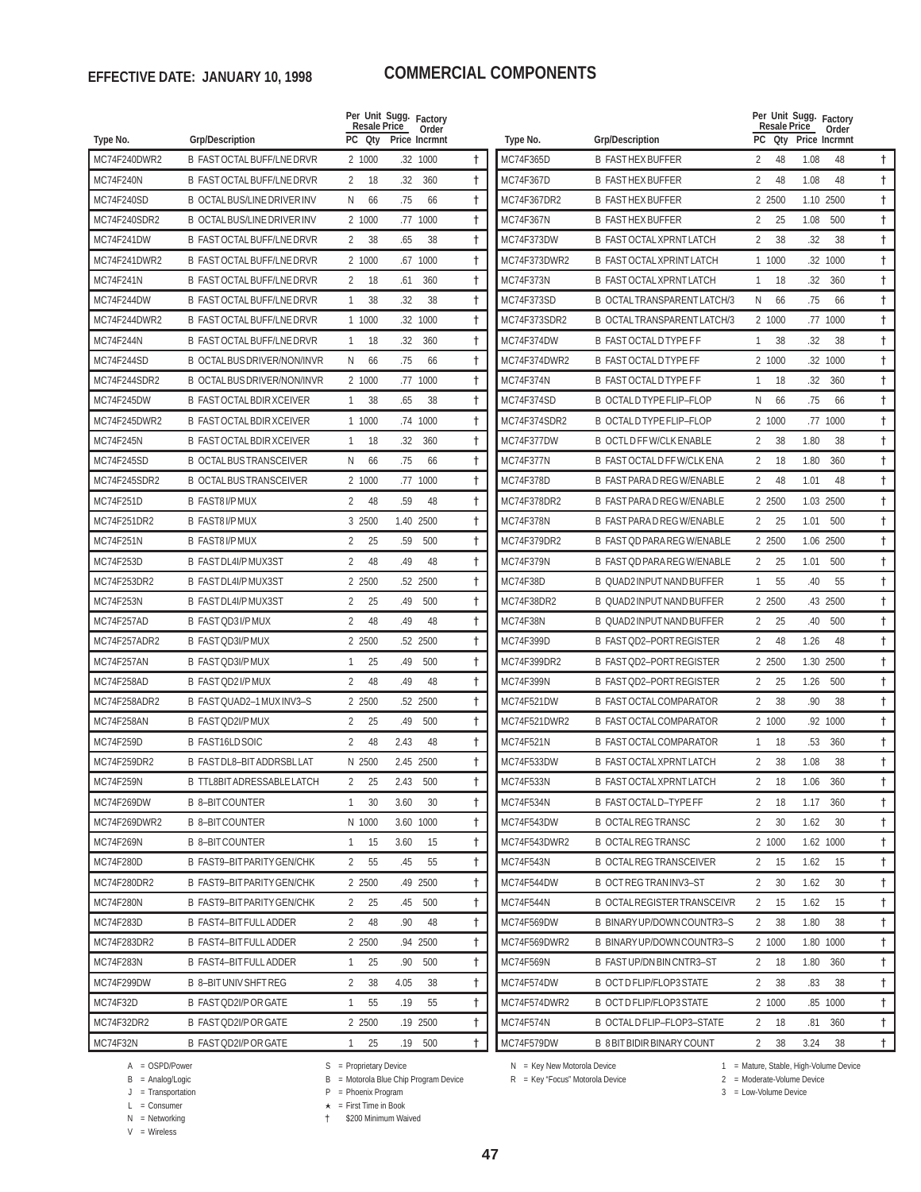**EFFECTIVE DATE: JANUARY 10, 1998**

# COMMERCIAL COMPONENTS

| Type No. | Grp/Description | PC | Per Unit Qty | Sugg. Resale Price | Factory Order Incrmnt | |
|---|---|---|---|---|---|---|
| MC74F240DWR2 | B FAST OCTAL BUFF/LNE DRVR | 2 | 1000 | .32 | 1000 | † |
| MC74F240N | B FAST OCTAL BUFF/LNE DRVR | 2 | 18 | .32 | 360 | † |
| MC74F240SD | B OCTAL BUS/LINE DRIVER INV | N | 66 | .75 | 66 | † |
| MC74F240SDR2 | B OCTAL BUS/LINE DRIVER INV | 2 | 1000 | .77 | 1000 | † |
| MC74F241DW | B FAST OCTAL BUFF/LNE DRVR | 2 | 38 | .65 | 38 | † |
| MC74F241DWR2 | B FAST OCTAL BUFF/LNE DRVR | 2 | 1000 | .67 | 1000 | † |
| MC74F241N | B FAST OCTAL BUFF/LNE DRVR | 2 | 18 | .61 | 360 | † |
| MC74F244DW | B FAST OCTAL BUFF/LNE DRVR | 1 | 38 | .32 | 38 | † |
| MC74F244DWR2 | B FAST OCTAL BUFF/LNE DRVR | 1 | 1000 | .32 | 1000 | † |
| MC74F244N | B FAST OCTAL BUFF/LNE DRVR | 1 | 18 | .32 | 360 | † |
| MC74F244SD | B OCTAL BUS DRIVER/NON/INVR | N | 66 | .75 | 66 | † |
| MC74F244SDR2 | B OCTAL BUS DRIVER/NON/INVR | 2 | 1000 | .77 | 1000 | † |
| MC74F245DW | B FAST OCTAL BDIR XCEIVER | 1 | 38 | .65 | 38 | † |
| MC74F245DWR2 | B FAST OCTAL BDIR XCEIVER | 1 | 1000 | .74 | 1000 | † |
| MC74F245N | B FAST OCTAL BDIR XCEIVER | 1 | 18 | .32 | 360 | † |
| MC74F245SD | B OCTAL BUS TRANSCEIVER | N | 66 | .75 | 66 | † |
| MC74F245SDR2 | B OCTAL BUS TRANSCEIVER | 2 | 1000 | .77 | 1000 | † |
| MC74F251D | B FAST8 I/P MUX | 2 | 48 | .59 | 48 | † |
| MC74F251DR2 | B FAST8 I/P MUX | 3 | 2500 | 1.40 | 2500 | † |
| MC74F251N | B FAST8 I/P MUX | 2 | 25 | .59 | 500 | † |
| MC74F253D | B FAST DL4I/P MUX3ST | 2 | 48 | .49 | 48 | † |
| MC74F253DR2 | B FAST DL4I/P MUX3ST | 2 | 2500 | .52 | 2500 | † |
| MC74F253N | B FAST DL4I/P MUX3ST | 2 | 25 | .49 | 500 | † |
| MC74F257AD | B FAST QD3 I/P MUX | 2 | 48 | .49 | 48 | † |
| MC74F257ADR2 | B FAST QD3I/P MUX | 2 | 2500 | .52 | 2500 | † |
| MC74F257AN | B FAST QD3I/P MUX | 1 | 25 | .49 | 500 | † |
| MC74F258AD | B FAST QD2 I/P MUX | 2 | 48 | .49 | 48 | † |
| MC74F258ADR2 | B FAST QUAD2–1 MUX INV3–S | 2 | 2500 | .52 | 2500 | † |
| MC74F258AN | B FAST QD2I/P MUX | 2 | 25 | .49 | 500 | † |
| MC74F259D | B FAST16LD SOIC | 2 | 48 | 2.43 | 48 | † |
| MC74F259DR2 | B FAST DL8–BIT ADDRSBL LAT | N | 2500 | 2.45 | 2500 | † |
| MC74F259N | B TTL8BIT ADRESSABLE LATCH | 2 | 25 | 2.43 | 500 | † |
| MC74F269DW | B 8–BIT COUNTER | 1 | 30 | 3.60 | 30 | † |
| MC74F269DWR2 | B 8–BIT COUNTER | N | 1000 | 3.60 | 1000 | † |
| MC74F269N | B 8–BIT COUNTER | 1 | 15 | 3.60 | 15 | † |
| MC74F280D | B FAST9–BIT PARITY GEN/CHK | 2 | 55 | .45 | 55 | † |
| MC74F280DR2 | B FAST9–BIT PARITY GEN/CHK | 2 | 2500 | .49 | 2500 | † |
| MC74F280N | B FAST9–BIT PARITY GEN/CHK | 2 | 25 | .45 | 500 | † |
| MC74F283D | B FAST4–BIT FULL ADDER | 2 | 48 | .90 | 48 | † |
| MC74F283DR2 | B FAST4–BIT FULL ADDER | 2 | 2500 | .94 | 2500 | † |
| MC74F283N | B FAST4–BIT FULL ADDER | 1 | 25 | .90 | 500 | † |
| MC74F299DW | B 8–BIT UNIV SHFT REG | 2 | 38 | 4.05 | 38 | † |
| MC74F32D | B FAST QD2I/P OR GATE | 1 | 55 | .19 | 55 | † |
| MC74F32DR2 | B FAST QD2I/P OR GATE | 2 | 2500 | .19 | 2500 | † |
| MC74F32N | B FAST QD2I/P OR GATE | 1 | 25 | .19 | 500 | † |
| MC74F365D | B FAST HEX BUFFER | 2 | 48 | 1.08 | 48 | † |
| MC74F367D | B FAST HEX BUFFER | 2 | 48 | 1.08 | 48 | † |
| MC74F367DR2 | B FAST HEX BUFFER | 2 | 2500 | 1.10 | 2500 | † |
| MC74F367N | B FAST HEX BUFFER | 2 | 25 | 1.08 | 500 | † |
| MC74F373DW | B FAST OCTAL XPRNT LATCH | 2 | 38 | .32 | 38 | † |
| MC74F373DWR2 | B FAST OCTAL XPRNT LATCH | 1 | 1000 | .32 | 1000 | † |
| MC74F373N | B FAST OCTAL XPRNT LATCH | 1 | 18 | .32 | 360 | † |
| MC74F373SD | B OCTAL TRANSPARENT LATCH/3 | N | 66 | .75 | 66 | † |
| MC74F373SDR2 | B OCTAL TRANSPARENT LATCH/3 | 2 | 1000 | .77 | 1000 | † |
| MC74F374DW | B FAST OCTAL D TYPE F F | 1 | 38 | .32 | 38 | † |
| MC74F374DWR2 | B FAST OCTAL D TYPE FF | 2 | 1000 | .32 | 1000 | † |
| MC74F374N | B FAST OCTAL D TYPE F F | 1 | 18 | .32 | 360 | † |
| MC74F374SD | B OCTAL D TYPE FLIP–FLOP | N | 66 | .75 | 66 | † |
| MC74F374SDR2 | B OCTAL D TYPE FLIP–FLOP | 2 | 1000 | .77 | 1000 | † |
| MC74F377DW | B OCTL D FF W/CLK ENABLE | 2 | 38 | 1.80 | 38 | † |
| MC74F377N | B FAST OCTAL D FF W/CLK ENA | 2 | 18 | 1.80 | 360 | † |
| MC74F378D | B FAST PARA D REG W/ENABLE | 2 | 48 | 1.01 | 48 | † |
| MC74F378DR2 | B FAST PARA D REG W/ENABLE | 2 | 2500 | 1.03 | 2500 | † |
| MC74F378N | B FAST PARA D REG W/ENABLE | 2 | 25 | 1.01 | 500 | † |
| MC74F379DR2 | B FAST QD PARA REG W/ENABLE | 2 | 2500 | 1.06 | 2500 | † |
| MC74F379N | B FAST QD PARA REG W/ENABLE | 2 | 25 | 1.01 | 500 | † |
| MC74F38D | B QUAD2 INPUT NAND BUFFER | 1 | 55 | .40 | 55 | † |
| MC74F38DR2 | B QUAD2 INPUT NAND BUFFER | 2 | 2500 | .43 | 2500 | † |
| MC74F38N | B QUAD2 INPUT NAND BUFFER | 2 | 25 | .40 | 500 | † |
| MC74F399D | B FAST QD2–PORT REGISTER | 2 | 48 | 1.26 | 48 | † |
| MC74F399DR2 | B FAST QD2–PORT REGISTER | 2 | 2500 | 1.30 | 2500 | † |
| MC74F399N | B FAST QD2–PORT REGISTER | 2 | 25 | 1.26 | 500 | † |
| MC74F521DW | B FAST OCTAL COMPARATOR | 2 | 38 | .90 | 38 | † |
| MC74F521DWR2 | B FAST OCTAL COMPARATOR | 2 | 1000 | .92 | 1000 | † |
| MC74F521N | B FAST OCTAL COMPARATOR | 1 | 18 | .53 | 360 | † |
| MC74F533DW | B FAST OCTAL XPRNT LATCH | 2 | 38 | 1.08 | 38 | † |
| MC74F533N | B FAST OCTAL XPRNT LATCH | 2 | 18 | 1.06 | 360 | † |
| MC74F534N | B FAST OCTAL D–TYPE FF | 2 | 18 | 1.17 | 360 | † |
| MC74F543DW | B OCTAL REG TRANSC | 2 | 30 | 1.62 | 30 | † |
| MC74F543DWR2 | B OCTAL REG TRANSC | 2 | 1000 | 1.62 | 1000 | † |
| MC74F543N | B OCTAL REG TRANSCEIVER | 2 | 15 | 1.62 | 15 | † |
| MC74F544DW | B OCT REG TRAN INV3–ST | 2 | 30 | 1.62 | 30 | † |
| MC74F544N | B OCTAL REGISTER TRANSCEIVR | 2 | 15 | 1.62 | 15 | † |
| MC74F569DW | B BINARY UP/DOWN COUNTR3–S | 2 | 38 | 1.80 | 38 | † |
| MC74F569DWR2 | B BINARY UP/DOWN COUNTR3–S | 2 | 1000 | 1.80 | 1000 | † |
| MC74F569N | B FAST UP/DN BIN CNTR3–ST | 2 | 18 | 1.80 | 360 | † |
| MC74F574DW | B OCT D FLIP/FLOP3 STATE | 2 | 38 | .83 | 38 | † |
| MC74F574DWR2 | B OCT D FLIP/FLOP3 STATE | 2 | 1000 | .85 | 1000 | † |
| MC74F574N | B OCTAL D FLIP–FLOP3–STATE | 2 | 18 | .81 | 360 | † |
| MC74F579DW | B 8 BIT BIDIR BINARY COUNT | 2 | 38 | 3.24 | 38 | † |

A = OSPD/Power
B = Analog/Logic
J = Transportation
L = Consumer
N = Networking
V = Wireless

S = Proprietary Device
B = Motorola Blue Chip Program Device
P = Phoenix Program
★ = First Time in Book
† $200 Minimum Waived

N = Key New Motorola Device
R = Key "Focus" Motorola Device

1 = Mature, Stable, High-Volume Device
2 = Moderate-Volume Device
3 = Low-Volume Device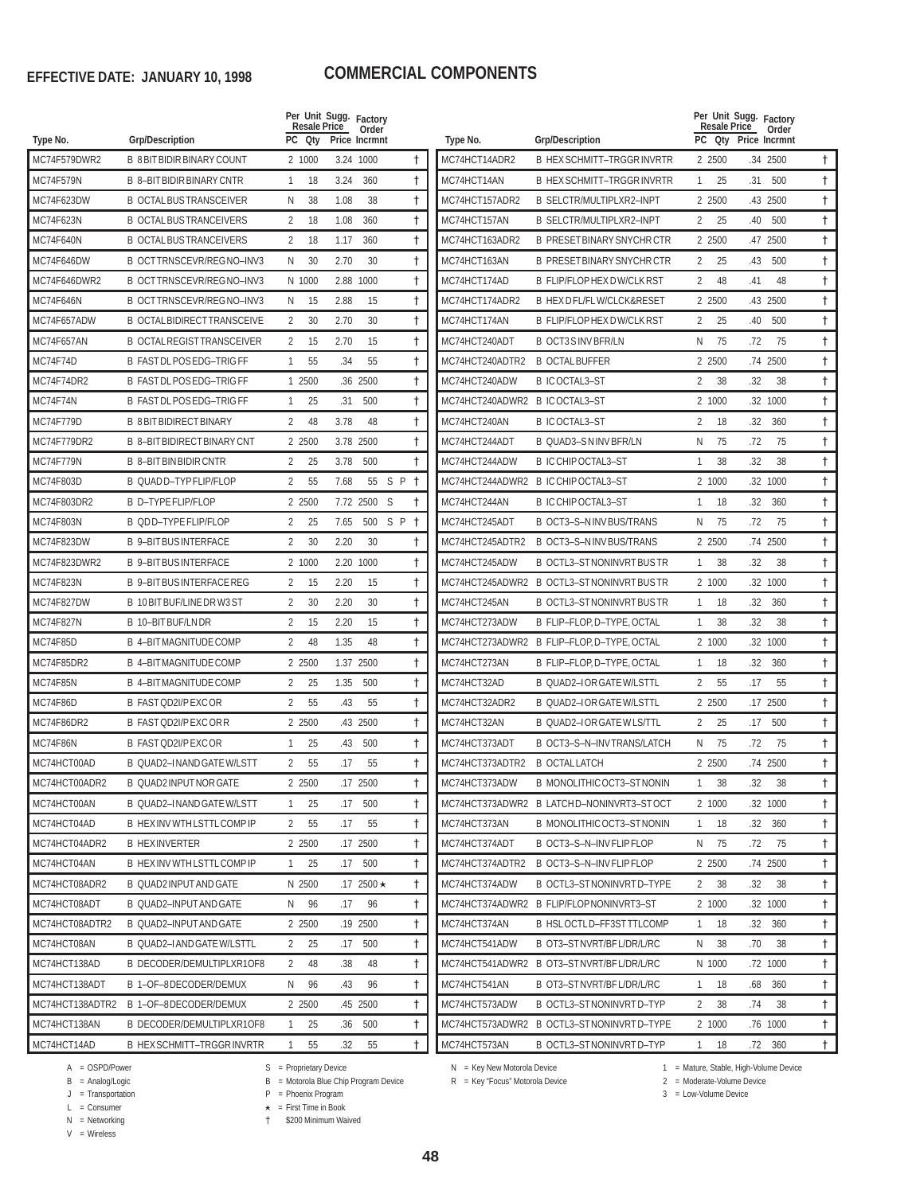**EFFECTIVE DATE: JANUARY 10, 1998**

# COMMERCIAL COMPONENTS

| Type No. | Grp/Description | PC | Qty | Per Unit Sugg. Resale Price | Factory Order Incrmnt | |
|---|---|---|---|---|---|---|
| MC74F579DWR2 | B 8 BIT BIDIR BINARY COUNT | 2 | 1000 | 3.24 | 1000 | † |
| MC74F579N | B 8–BIT BIDIR BINARY CNTR | 1 | 18 | 3.24 | 360 | † |
| MC74F623DW | B OCTAL BUS TRANSCEIVER | N | 38 | 1.08 | 38 | † |
| MC74F623N | B OCTAL BUS TRANCEIVERS | 2 | 18 | 1.08 | 360 | † |
| MC74F640N | B OCTAL BUS TRANCEIVERS | 2 | 18 | 1.17 | 360 | † |
| MC74F646DW | B OCT TRNSCEVR/REG NO–INV3 | N | 30 | 2.70 | 30 | † |
| MC74F646DWR2 | B OCT TRNSCEVR/REG NO–INV3 | N | 1000 | 2.88 | 1000 | † |
| MC74F646N | B OCT TRNSCEVR/REG NO–INV3 | N | 15 | 2.88 | 15 | † |
| MC74F657ADW | B OCTAL BIDIRECT TRANSCEIVE | 2 | 30 | 2.70 | 30 | † |
| MC74F657AN | B OCTAL REGIST TRANSCEIVER | 2 | 15 | 2.70 | 15 | † |
| MC74F74D | B FAST DL POS EDG–TRIG FF | 1 | 55 | .34 | 55 | † |
| MC74F74DR2 | B FAST DL POS EDG–TRIG FF | 1 | 2500 | .36 | 2500 | † |
| MC74F74N | B FAST DL POS EDG–TRIG FF | 1 | 25 | .31 | 500 | † |
| MC74F779D | B 8 BIT BIDIRECT BINARY | 2 | 48 | 3.78 | 48 | † |
| MC74F779DR2 | B 8–BIT BIDIRECT BINARY CNT | 2 | 2500 | 3.78 | 2500 | † |
| MC74F779N | B 8–BIT BIN BIDIR CNTR | 2 | 25 | 3.78 | 500 | † |
| MC74F803D | B QUAD D–TYP FLIP/FLOP | 2 | 55 | 7.68 | 55 S P | † |
| MC74F803DR2 | B D–TYPE FLIP/FLOP | 2 | 2500 | 7.72 | 2500 S | † |
| MC74F803N | B QD D–TYPE FLIP/FLOP | 2 | 25 | 7.65 | 500 S P | † |
| MC74F823DW | B 9–BIT BUS INTERFACE | 2 | 30 | 2.20 | 30 | † |
| MC74F823DWR2 | B 9–BIT BUS INTERFACE | 2 | 1000 | 2.20 | 1000 | † |
| MC74F823N | B 9–BIT BUS INTERFACE REG | 2 | 15 | 2.20 | 15 | † |
| MC74F827DW | B 10 BIT BUF/LINE DR W3 ST | 2 | 30 | 2.20 | 30 | † |
| MC74F827N | B 10–BIT BUF/LN DR | 2 | 15 | 2.20 | 15 | † |
| MC74F85D | B 4–BIT MAGNITUDE COMP | 2 | 48 | 1.35 | 48 | † |
| MC74F85DR2 | B 4–BIT MAGNITUDE COMP | 2 | 2500 | 1.37 | 2500 | † |
| MC74F85N | B 4–BIT MAGNITUDE COMP | 2 | 25 | 1.35 | 500 | † |
| MC74F86D | B FAST QD2I/P EXC OR | 2 | 55 | .43 | 55 | † |
| MC74F86DR2 | B FAST QD2I/P EXC OR R | 2 | 2500 | .43 | 2500 | † |
| MC74F86N | B FAST QD2I/P EXC OR | 1 | 25 | .43 | 500 | † |
| MC74HCT00AD | B QUAD2–I NAND GATE W/LSTT | 2 | 55 | .17 | 55 | † |
| MC74HCT00ADR2 | B QUAD2 INPUT NOR GATE | 2 | 2500 | .17 | 2500 | † |
| MC74HCT00AN | B QUAD2–I NAND GATE W/LSTT | 1 | 25 | .17 | 500 | † |
| MC74HCT04AD | B HEX INV WTH LSTTL COMP IP | 2 | 55 | .17 | 55 | † |
| MC74HCT04ADR2 | B HEX INVERTER | 2 | 2500 | .17 | 2500 | † |
| MC74HCT04AN | B HEX INV WTH LSTTL COMP IP | 1 | 25 | .17 | 500 | † |
| MC74HCT08ADR2 | B QUAD2 INPUT AND GATE | N | 2500 | .17 | 2500 ★ | † |
| MC74HCT08ADT | B QUAD2–INPUT AND GATE | N | 96 | .17 | 96 | † |
| MC74HCT08ADTR2 | B QUAD2–INPUT AND GATE | 2 | 2500 | .19 | 2500 | † |
| MC74HCT08AN | B QUAD2–I AND GATE W/LSTTL | 2 | 25 | .17 | 500 | † |
| MC74HCT138AD | B DECODER/DEMULTIPLXR1OF8 | 2 | 48 | .38 | 48 | † |
| MC74HCT138ADT | B 1–OF–8 DECODER/DEMUX | N | 96 | .43 | 96 | † |
| MC74HCT138ADTR2 | B 1–OF–8 DECODER/DEMUX | 2 | 2500 | .45 | 2500 | † |
| MC74HCT138AN | B DECODER/DEMULTIPLXR1OF8 | 1 | 25 | .36 | 500 | † |
| MC74HCT14AD | B HEX SCHMITT–TRGGR INVRTR | 1 | 55 | .32 | 55 | † |
| MC74HCT14ADR2 | B HEX SCHMITT–TRGGR INVRTR | 2 | 2500 | .34 | 2500 | † |
| MC74HCT14AN | B HEX SCHMITT–TRGGR INVRTR | 1 | 25 | .31 | 500 | † |
| MC74HCT157ADR2 | B SELCTR/MULTIPLXR2–INPT | 2 | 2500 | .43 | 2500 | † |
| MC74HCT157AN | B SELCTR/MULTIPLXR2–INPT | 2 | 25 | .40 | 500 | † |
| MC74HCT163ADR2 | B PRESET BINARY SNYCHR CTR | 2 | 2500 | .47 | 2500 | † |
| MC74HCT163AN | B PRESET BINARY SNYCHR CTR | 2 | 25 | .43 | 500 | † |
| MC74HCT174AD | B FLIP/FLOP HEX D W/CLK RST | 2 | 48 | .41 | 48 | † |
| MC74HCT174ADR2 | B HEX D FL/FL W/CLCK&RESET | 2 | 2500 | .43 | 2500 | † |
| MC74HCT174AN | B FLIP/FLOP HEX D W/CLK RST | 2 | 25 | .40 | 500 | † |
| MC74HCT240ADT | B OCT3 S INV BFR/LN | N | 75 | .72 | 75 | † |
| MC74HCT240ADTR2 | B OCTAL BUFFER | 2 | 2500 | .74 | 2500 | † |
| MC74HCT240ADW | B IC OCTAL3–ST | 2 | 38 | .32 | 38 | † |
| MC74HCT240ADWR2 | B IC OCTAL3–ST | 2 | 1000 | .32 | 1000 | † |
| MC74HCT240AN | B IC OCTAL3–ST | 2 | 18 | .32 | 360 | † |
| MC74HCT244ADT | B QUAD3–S N INV BFR/LN | N | 75 | .72 | 75 | † |
| MC74HCT244ADW | B IC CHIP OCTAL3–ST | 1 | 38 | .32 | 38 | † |
| MC74HCT244ADWR2 | B IC CHIP OCTAL3–ST | 2 | 1000 | .32 | 1000 | † |
| MC74HCT244AN | B IC CHIP OCTAL3–ST | 1 | 18 | .32 | 360 | † |
| MC74HCT245ADT | B OCT3–S–N INV BUS/TRANS | N | 75 | .72 | 75 | † |
| MC74HCT245ADTR2 | B OCT3–S–N INV BUS/TRANS | 2 | 2500 | .74 | 2500 | † |
| MC74HCT245ADW | B OCTL3–ST NONINVRT BUS TR | 1 | 38 | .32 | 38 | † |
| MC74HCT245ADWR2 | B OCTL3–ST NONINVRT BUS TR | 2 | 1000 | .32 | 1000 | † |
| MC74HCT245AN | B OCTL3–ST NONINVRT BUS TR | 1 | 18 | .32 | 360 | † |
| MC74HCT273ADW | B FLIP–FLOP, D–TYPE, OCTAL | 1 | 38 | .32 | 38 | † |
| MC74HCT273ADWR2 | B FLIP–FLOP, D–TYPE, OCTAL | 2 | 1000 | .32 | 1000 | † |
| MC74HCT273AN | B FLIP–FLOP, D–TYPE, OCTAL | 1 | 18 | .32 | 360 | † |
| MC74HCT32AD | B QUAD2–I OR GATE W/LSTTL | 2 | 55 | .17 | 55 | † |
| MC74HCT32ADR2 | B QUAD2–I OR GATE W/LSTTL | 2 | 2500 | .17 | 2500 | † |
| MC74HCT32AN | B QUAD2–I OR GATE W LS/TTL | 2 | 25 | .17 | 500 | † |
| MC74HCT373ADT | B OCT3–S–N–INV TRANS/LATCH | N | 75 | .72 | 75 | † |
| MC74HCT373ADTR2 | B OCTAL LATCH | 2 | 2500 | .74 | 2500 | † |
| MC74HCT373ADW | B MONOLITHIC OCT3–ST NONIN | 1 | 38 | .32 | 38 | † |
| MC74HCT373ADWR2 | B LATCH D–NONINVRT3–ST OCT | 2 | 1000 | .32 | 1000 | † |
| MC74HCT373AN | B MONOLITHIC OCT3–ST NONIN | 1 | 18 | .32 | 360 | † |
| MC74HCT374ADT | B OCT3–S–N–INV FLIP FLOP | N | 75 | .72 | 75 | † |
| MC74HCT374ADTR2 | B OCT3–S–N–INV FLIP FLOP | 2 | 2500 | .74 | 2500 | † |
| MC74HCT374ADW | B OCTL3–ST NONINVRT D–TYPE | 2 | 38 | .32 | 38 | † |
| MC74HCT374ADWR2 | B FLIP/FLOP NONINVRT3–ST | 2 | 1000 | .32 | 1000 | † |
| MC74HCT374AN | B HSL OCTL D–FF3ST TTLCOMP | 1 | 18 | .32 | 360 | † |
| MC74HCT541ADW | B OT3–ST NVRT/BF L/DR/L/RC | N | 38 | .70 | 38 | † |
| MC74HCT541ADWR2 | B OT3–ST NVRT/BF L/DR/L/RC | N | 1000 | .72 | 1000 | † |
| MC74HCT541AN | B OT3–ST NVRT/BF L/DR/L/RC | 1 | 18 | .68 | 360 | † |
| MC74HCT573ADW | B OCTL3–ST NONINVRT D–TYP | 2 | 38 | .74 | 38 | † |
| MC74HCT573ADWR2 | B OCTL3–ST NONINVRT D–TYPE | 2 | 1000 | .76 | 1000 | † |
| MC74HCT573AN | B OCTL3–ST NONINVRT D–TYP | 1 | 18 | .72 | 360 | † |

A = OSPD/Power
B = Analog/Logic
J = Transportation
L = Consumer
N = Networking
V = Wireless

S = Proprietary Device
B = Motorola Blue Chip Program Device
P = Phoenix Program
★ = First Time in Book
† $200 Minimum Waived

N = Key New Motorola Device
R = Key "Focus" Motorola Device

1 = Mature, Stable, High-Volume Device
2 = Moderate-Volume Device
3 = Low-Volume Device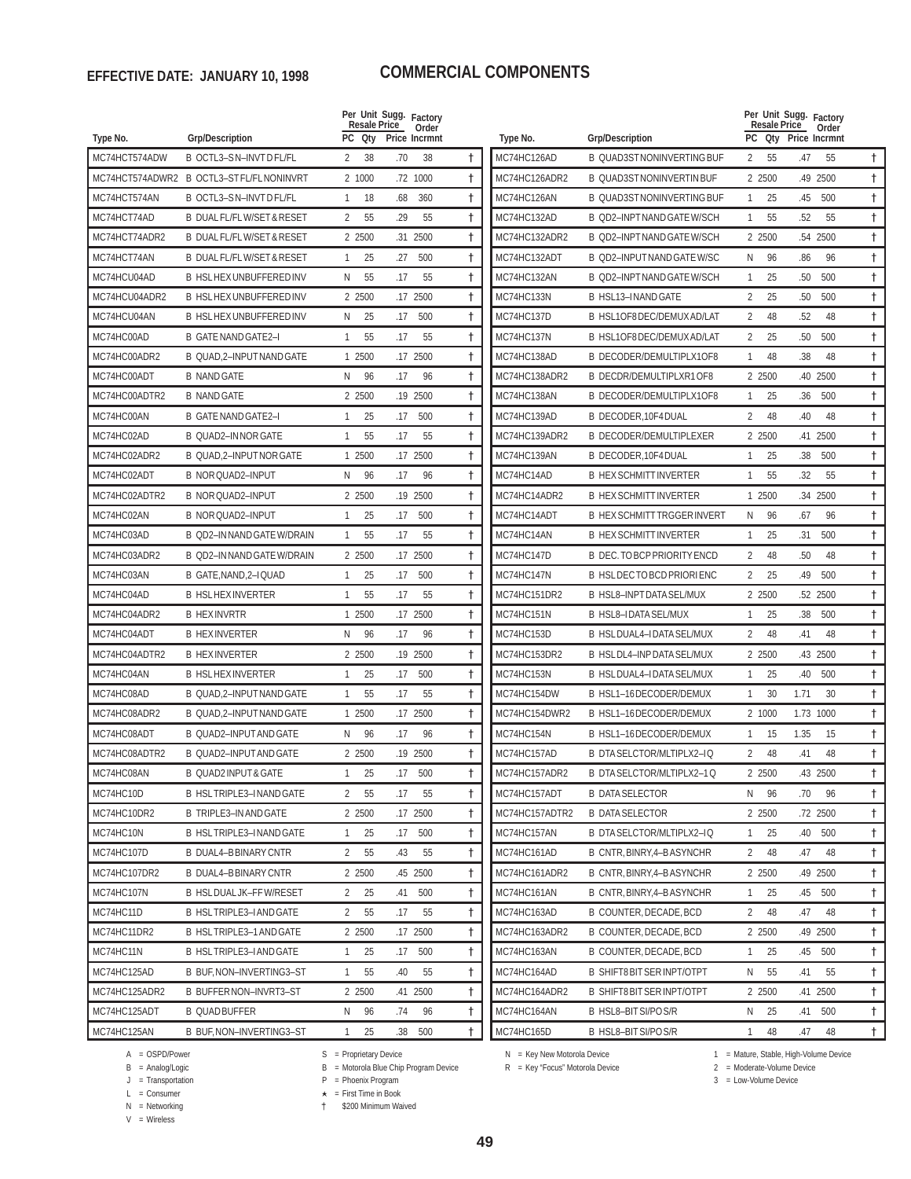**EFFECTIVE DATE: JANUARY 10, 1998**

# COMMERCIAL COMPONENTS

| Type No. | Grp/Description | PC | Qty | Per Unit Sugg. Resale Price | Factory Order Incrmnt | |
|---|---|---|---|---|---|---|
| MC74HCT574ADW | B OCTL3–S N–INVT D FL/FL | 2 | 38 | .70 | 38 | † |
| MC74HCT574ADWR2 | B OCTL3–ST FL/FL NONINVRT | 2 | 1000 | .72 | 1000 | † |
| MC74HCT574AN | B OCTL3–S N–INVT D FL/FL | 1 | 18 | .68 | 360 | † |
| MC74HCT74AD | B DUAL FL/FL W/SET & RESET | 2 | 55 | .29 | 55 | † |
| MC74HCT74ADR2 | B DUAL FL/FL W/SET & RESET | 2 | 2500 | .31 | 2500 | † |
| MC74HCT74AN | B DUAL FL/FL W/SET & RESET | 1 | 25 | .27 | 500 | † |
| MC74HCU04AD | B HSL HEX UNBUFFERED INV | N | 55 | .17 | 55 | † |
| MC74HCU04ADR2 | B HSL HEX UNBUFFERED INV | 2 | 2500 | .17 | 2500 | † |
| MC74HCU04AN | B HSL HEX UNBUFFERED INV | N | 25 | .17 | 500 | † |
| MC74HC00AD | B GATE NAND GATE2–I | 1 | 55 | .17 | 55 | † |
| MC74HC00ADR2 | B QUAD,2–INPUT NAND GATE | 1 | 2500 | .17 | 2500 | † |
| MC74HC00ADT | B NAND GATE | N | 96 | .17 | 96 | † |
| MC74HC00ADTR2 | B NAND GATE | 2 | 2500 | .19 | 2500 | † |
| MC74HC00AN | B GATE NAND GATE2–I | 1 | 25 | .17 | 500 | † |
| MC74HC02AD | B QUAD2–IN NOR GATE | 1 | 55 | .17 | 55 | † |
| MC74HC02ADR2 | B QUAD,2–INPUT NOR GATE | 1 | 2500 | .17 | 2500 | † |
| MC74HC02ADT | B NOR QUAD2–INPUT | N | 96 | .17 | 96 | † |
| MC74HC02ADTR2 | B NOR QUAD2–INPUT | 2 | 2500 | .19 | 2500 | † |
| MC74HC02AN | B NOR QUAD2–INPUT | 1 | 25 | .17 | 500 | † |
| MC74HC03AD | B QD2–IN NAND GATE W/DRAIN | 1 | 55 | .17 | 55 | † |
| MC74HC03ADR2 | B QD2–IN NAND GATE W/DRAIN | 2 | 2500 | .17 | 2500 | † |
| MC74HC03AN | B GATE,NAND,2–I QUAD | 1 | 25 | .17 | 500 | † |
| MC74HC04AD | B HSL HEX INVERTER | 1 | 55 | .17 | 55 | † |
| MC74HC04ADR2 | B HEX INVRTR | 1 | 2500 | .17 | 2500 | † |
| MC74HC04ADT | B HEX INVERTER | N | 96 | .17 | 96 | † |
| MC74HC04ADTR2 | B HEX INVERTER | 2 | 2500 | .19 | 2500 | † |
| MC74HC04AN | B HSL HEX INVERTER | 1 | 25 | .17 | 500 | † |
| MC74HC08AD | B QUAD,2–INPUT NAND GATE | 1 | 55 | .17 | 55 | † |
| MC74HC08ADR2 | B QUAD,2–INPUT NAND GATE | 1 | 2500 | .17 | 2500 | † |
| MC74HC08ADT | B QUAD2–INPUT AND GATE | N | 96 | .17 | 96 | † |
| MC74HC08ADTR2 | B QUAD2–INPUT AND GATE | 2 | 2500 | .19 | 2500 | † |
| MC74HC08AN | B QUAD2 INPUT & GATE | 1 | 25 | .17 | 500 | † |
| MC74HC10D | B HSL TRIPLE3–I NAND GATE | 2 | 55 | .17 | 55 | † |
| MC74HC10DR2 | B TRIPLE3–IN AND GATE | 2 | 2500 | .17 | 2500 | † |
| MC74HC10N | B HSL TRIPLE3–I NAND GATE | 1 | 25 | .17 | 500 | † |
| MC74HC107D | B DUAL4–B BINARY CNTR | 2 | 55 | .43 | 55 | † |
| MC74HC107DR2 | B DUAL4–B BINARY CNTR | 2 | 2500 | .45 | 2500 | † |
| MC74HC107N | B HSL DUAL JK–FF W/RESET | 2 | 25 | .41 | 500 | † |
| MC74HC11D | B HSL TRIPLE3–I AND GATE | 2 | 55 | .17 | 55 | † |
| MC74HC11DR2 | B HSL TRIPLE3–1 AND GATE | 2 | 2500 | .17 | 2500 | † |
| MC74HC11N | B HSL TRIPLE3–I AND GATE | 1 | 25 | .17 | 500 | † |
| MC74HC125AD | B BUF, NON–INVERTING3–ST | 1 | 55 | .40 | 55 | † |
| MC74HC125ADR2 | B BUFFER NON–INVRT3–ST | 2 | 2500 | .41 | 2500 | † |
| MC74HC125ADT | B QUAD BUFFER | N | 96 | .74 | 96 | † |
| MC74HC125AN | B BUF, NON–INVERTING3–ST | 1 | 25 | .38 | 500 | † |
| MC74HC126AD | B QUAD3ST NONINVERTING BUF | 2 | 55 | .47 | 55 | † |
| MC74HC126ADR2 | B QUAD3ST NONINVERTIN BUF | 2 | 2500 | .49 | 2500 | † |
| MC74HC126AN | B QUAD3ST NONINVERTING BUF | 1 | 25 | .45 | 500 | † |
| MC74HC132AD | B QD2–INPT NAND GATE W/SCH | 1 | 55 | .52 | 55 | † |
| MC74HC132ADR2 | B QD2–INPT NAND GATE W/SCH | 2 | 2500 | .54 | 2500 | † |
| MC74HC132ADT | B QD2–INPUT NAND GATE W/SC | N | 96 | .86 | 96 | † |
| MC74HC132AN | B QD2–INPT NAND GATE W/SCH | 1 | 25 | .50 | 500 | † |
| MC74HC133N | B HSL13–I NAND GATE | 2 | 25 | .50 | 500 | † |
| MC74HC137D | B HSL1OF8 DEC/DEMUX AD/LAT | 2 | 48 | .52 | 48 | † |
| MC74HC137N | B HSL1OF8 DEC/DEMUX AD/LAT | 2 | 25 | .50 | 500 | † |
| MC74HC138AD | B DECODER/DEMULTIPLX1OF8 | 1 | 48 | .38 | 48 | † |
| MC74HC138ADR2 | B DECDR/DEMULTIPLXR1 OF8 | 2 | 2500 | .40 | 2500 | † |
| MC74HC138AN | B DECODER/DEMULTIPLX1OF8 | 1 | 25 | .36 | 500 | † |
| MC74HC139AD | B DECODER,1OF4 DUAL | 2 | 48 | .40 | 48 | † |
| MC74HC139ADR2 | B DECODER/DEMULTIPLEXER | 2 | 2500 | .41 | 2500 | † |
| MC74HC139AN | B DECODER,1OF4 DUAL | 1 | 25 | .38 | 500 | † |
| MC74HC14AD | B HEX SCHMITT INVERTER | 1 | 55 | .32 | 55 | † |
| MC74HC14ADR2 | B HEX SCHMITT INVERTER | 1 | 2500 | .34 | 2500 | † |
| MC74HC14ADT | B HEX SCHMITT TRGGER INVERT | N | 96 | .67 | 96 | † |
| MC74HC14AN | B HEX SCHMITT INVERTER | 1 | 25 | .31 | 500 | † |
| MC74HC147D | B DEC. TO BCP PRIORITY ENCD | 2 | 48 | .50 | 48 | † |
| MC74HC147N | B HSL DEC TO BCD PRIORI ENC | 2 | 25 | .49 | 500 | † |
| MC74HC151DR2 | B HSL8–INPT DATA SEL/MUX | 2 | 2500 | .52 | 2500 | † |
| MC74HC151N | B HSL8–I DATA SEL/MUX | 1 | 25 | .38 | 500 | † |
| MC74HC153D | B HSL DUAL4–I DATA SEL/MUX | 2 | 48 | .41 | 48 | † |
| MC74HC153DR2 | B HSL DL4–INP DATA SEL/MUX | 2 | 2500 | .43 | 2500 | † |
| MC74HC153N | B HSL DUAL4–I DATA SEL/MUX | 1 | 25 | .40 | 500 | † |
| MC74HC154DW | B HSL1–16 DECODER/DEMUX | 1 | 30 | 1.71 | 30 | † |
| MC74HC154DWR2 | B HSL1–16 DECODER/DEMUX | 2 | 1000 | 1.73 | 1000 | † |
| MC74HC154N | B HSL1–16 DECODER/DEMUX | 1 | 15 | 1.35 | 15 | † |
| MC74HC157AD | B DTA SELCTOR/MLTIPLX2–I Q | 2 | 48 | .41 | 48 | † |
| MC74HC157ADR2 | B DTA SELCTOR/MLTIPLX2–1 Q | 2 | 2500 | .43 | 2500 | † |
| MC74HC157ADT | B DATA SELECTOR | N | 96 | .70 | 96 | † |
| MC74HC157ADTR2 | B DATA SELECTOR | 2 | 2500 | .72 | 2500 | † |
| MC74HC157AN | B DTA SELCTOR/MLTIPLX2–I Q | 1 | 25 | .40 | 500 | † |
| MC74HC161AD | B CNTR, BINRY,4–B ASYNCHR | 2 | 48 | .47 | 48 | † |
| MC74HC161ADR2 | B CNTR, BINRY,4–B ASYNCHR | 2 | 2500 | .49 | 2500 | † |
| MC74HC161AN | B CNTR, BINRY,4–B ASYNCHR | 1 | 25 | .45 | 500 | † |
| MC74HC163AD | B COUNTER, DECADE, BCD | 2 | 48 | .47 | 48 | † |
| MC74HC163ADR2 | B COUNTER, DECADE, BCD | 2 | 2500 | .49 | 2500 | † |
| MC74HC163AN | B COUNTER, DECADE, BCD | 1 | 25 | .45 | 500 | † |
| MC74HC164AD | B SHIFT8 BIT SER INPT/OTPT | N | 55 | .41 | 55 | † |
| MC74HC164ADR2 | B SHIFT8 BIT SER INPT/OTPT | 2 | 2500 | .41 | 2500 | † |
| MC74HC164AN | B HSL8–BIT SI/PO S/R | N | 25 | .41 | 500 | † |
| MC74HC165D | B HSL8–BIT SI/PO S/R | 1 | 48 | .47 | 48 | † |

A = OSPD/Power
B = Analog/Logic
J = Transportation
L = Consumer
N = Networking
V = Wireless

S = Proprietary Device
B = Motorola Blue Chip Program Device
P = Phoenix Program
★ = First Time in Book
† $200 Minimum Waived

N = Key New Motorola Device
R = Key "Focus" Motorola Device

1 = Mature, Stable, High-Volume Device
2 = Moderate-Volume Device
3 = Low-Volume Device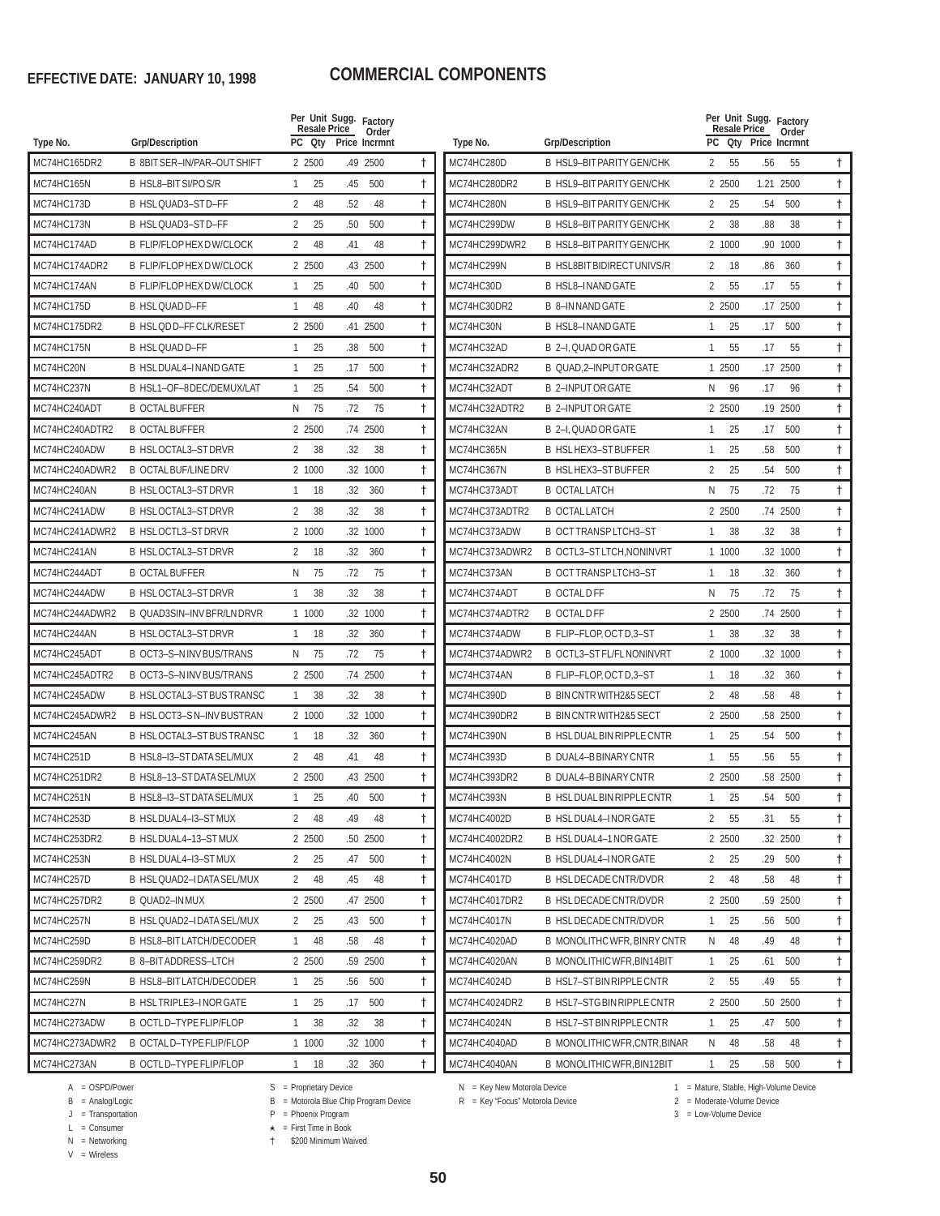# EFFECTIVE DATE: JANUARY 10, 1998

# COMMERCIAL COMPONENTS

| Type No. | Grp/Description | PC | Qty | Per Unit Sugg. Resale Price | Factory Order Incrmnt | |
|---|---|---|---|---|---|---|
| MC74HC165DR2 | B 8BIT SER–IN/PAR–OUT SHIFT | 2 | 2500 | .49 | 2500 | † |
| MC74HC165N | B HSL8–BIT SI/PO S/R | 1 | 25 | .45 | 500 | † |
| MC74HC173D | B HSL QUAD3–ST D–FF | 2 | 48 | .52 | 48 | † |
| MC74HC173N | B HSL QUAD3–ST D–FF | 2 | 25 | .50 | 500 | † |
| MC74HC174AD | B FLIP/FLOP HEX D W/CLOCK | 2 | 48 | .41 | 48 | † |
| MC74HC174ADR2 | B FLIP/FLOP HEX D W/CLOCK | 2 | 2500 | .43 | 2500 | † |
| MC74HC174AN | B FLIP/FLOP HEX D W/CLOCK | 1 | 25 | .40 | 500 | † |
| MC74HC175D | B HSL QUAD D–FF | 1 | 48 | .40 | 48 | † |
| MC74HC175DR2 | B HSL QD D–FF CLK/RESET | 2 | 2500 | .41 | 2500 | † |
| MC74HC175N | B HSL QUAD D–FF | 1 | 25 | .38 | 500 | † |
| MC74HC20N | B HSL DUAL4–I NAND GATE | 1 | 25 | .17 | 500 | † |
| MC74HC237N | B HSL1–OF–8 DEC/DEMUX/LAT | 1 | 25 | .54 | 500 | † |
| MC74HC240ADT | B OCTAL BUFFER | N | 75 | .72 | 75 | † |
| MC74HC240ADTR2 | B OCTAL BUFFER | 2 | 2500 | .74 | 2500 | † |
| MC74HC240ADW | B HSL OCTAL3–ST DRVR | 2 | 38 | .32 | 38 | † |
| MC74HC240ADWR2 | B OCTAL BUF/LINE DRV | 2 | 1000 | .32 | 1000 | † |
| MC74HC240AN | B HSL OCTAL3–ST DRVR | 1 | 18 | .32 | 360 | † |
| MC74HC241ADW | B HSL OCTAL3–ST DRVR | 2 | 38 | .32 | 38 | † |
| MC74HC241ADWR2 | B HSL OCTL3–ST DRVR | 2 | 1000 | .32 | 1000 | † |
| MC74HC241AN | B HSL OCTAL3–ST DRVR | 2 | 18 | .32 | 360 | † |
| MC74HC244ADT | B OCTAL BUFFER | N | 75 | .72 | 75 | † |
| MC74HC244ADW | B HSL OCTAL3–ST DRVR | 1 | 38 | .32 | 38 | † |
| MC74HC244ADWR2 | B QUAD3SIN–INV BFR/LN DRVR | 1 | 1000 | .32 | 1000 | † |
| MC74HC244AN | B HSL OCTAL3–ST DRVR | 1 | 18 | .32 | 360 | † |
| MC74HC245ADT | B OCT3–S–N INV BUS/TRANS | N | 75 | .72 | 75 | † |
| MC74HC245ADTR2 | B OCT3–S–N INV BUS/TRANS | 2 | 2500 | .74 | 2500 | † |
| MC74HC245ADW | B HSL OCTAL3–ST BUS TRANSC | 1 | 38 | .32 | 38 | † |
| MC74HC245ADWR2 | B HSL OCT3–S N–INV BUSTRAN | 2 | 1000 | .32 | 1000 | † |
| MC74HC245AN | B HSL OCTAL3–ST BUS TRANSC | 1 | 18 | .32 | 360 | † |
| MC74HC251D | B HSL8–I3–ST DATA SEL/MUX | 2 | 48 | .41 | 48 | † |
| MC74HC251DR2 | B HSL8–13–ST DATA SEL/MUX | 2 | 2500 | .43 | 2500 | † |
| MC74HC251N | B HSL8–I3–ST DATA SEL/MUX | 1 | 25 | .40 | 500 | † |
| MC74HC253D | B HSL DUAL4–I3–ST MUX | 2 | 48 | .49 | 48 | † |
| MC74HC253DR2 | B HSL DUAL4–13–ST MUX | 2 | 2500 | .50 | 2500 | † |
| MC74HC253N | B HSL DUAL4–I3–ST MUX | 2 | 25 | .47 | 500 | † |
| MC74HC257D | B HSL QUAD2–I DATA SEL/MUX | 2 | 48 | .45 | 48 | † |
| MC74HC257DR2 | B QUAD2–IN MUX | 2 | 2500 | .47 | 2500 | † |
| MC74HC257N | B HSL QUAD2–I DATA SEL/MUX | 2 | 25 | .43 | 500 | † |
| MC74HC259D | B HSL8–BIT LATCH/DECODER | 1 | 48 | .58 | 48 | † |
| MC74HC259DR2 | B 8–BIT ADDRESS–LTCH | 2 | 2500 | .59 | 2500 | † |
| MC74HC259N | B HSL8–BIT LATCH/DECODER | 1 | 25 | .56 | 500 | † |
| MC74HC27N | B HSL TRIPLE3–I NOR GATE | 1 | 25 | .17 | 500 | † |
| MC74HC273ADW | B OCTL D–TYPE FLIP/FLOP | 1 | 38 | .32 | 38 | † |
| MC74HC273ADWR2 | B OCTAL D–TYPE FLIP/FLOP | 1 | 1000 | .32 | 1000 | † |
| MC74HC273AN | B OCTL D–TYPE FLIP/FLOP | 1 | 18 | .32 | 360 | † |
| MC74HC280D | B HSL9–BIT PARITY GEN/CHK | 2 | 55 | .56 | 55 | † |
| MC74HC280DR2 | B HSL9–BIT PARITY GEN/CHK | 2 | 2500 | 1.21 | 2500 | † |
| MC74HC280N | B HSL9–BIT PARITY GEN/CHK | 2 | 25 | .54 | 500 | † |
| MC74HC299DW | B HSL8–BIT PARITY GEN/CHK | 2 | 38 | .88 | 38 | † |
| MC74HC299DWR2 | B HSL8–BIT PARITY GEN/CHK | 2 | 1000 | .90 | 1000 | † |
| MC74HC299N | B HSL8BIT BIDIRECT UNIVS/R | 2 | 18 | .86 | 360 | † |
| MC74HC30D | B HSL8–I NAND GATE | 2 | 55 | .17 | 55 | † |
| MC74HC30DR2 | B 8–IN NAND GATE | 2 | 2500 | .17 | 2500 | † |
| MC74HC30N | B HSL8–I NAND GATE | 1 | 25 | .17 | 500 | † |
| MC74HC32AD | B 2–I, QUAD OR GATE | 1 | 55 | .17 | 55 | † |
| MC74HC32ADR2 | B QUAD,2–INPUT OR GATE | 1 | 2500 | .17 | 2500 | † |
| MC74HC32ADT | B 2–INPUT OR GATE | N | 96 | .17 | 96 | † |
| MC74HC32ADTR2 | B 2–INPUT OR GATE | 2 | 2500 | .19 | 2500 | † |
| MC74HC32AN | B 2–I, QUAD OR GATE | 1 | 25 | .17 | 500 | † |
| MC74HC365N | B HSL HEX3–ST BUFFER | 1 | 25 | .58 | 500 | † |
| MC74HC367N | B HSL HEX3–ST BUFFER | 2 | 25 | .54 | 500 | † |
| MC74HC373ADT | B OCTAL LATCH | N | 75 | .72 | 75 | † |
| MC74HC373ADTR2 | B OCTAL LATCH | 2 | 2500 | .74 | 2500 | † |
| MC74HC373ADW | B OCT TRANSP LTCH3–ST | 1 | 38 | .32 | 38 | † |
| MC74HC373ADWR2 | B OCTL3–ST LTCH,NONINVRT | 1 | 1000 | .32 | 1000 | † |
| MC74HC373AN | B OCT TRANSP LTCH3–ST | 1 | 18 | .32 | 360 | † |
| MC74HC374ADT | B OCTAL D FF | N | 75 | .72 | 75 | † |
| MC74HC374ADTR2 | B OCTAL D FF | 2 | 2500 | .74 | 2500 | † |
| MC74HC374ADW | B FLIP–FLOP, OCT D,3–ST | 1 | 38 | .32 | 38 | † |
| MC74HC374ADWR2 | B OCTL3–ST FL/FL NONINVRT | 2 | 1000 | .32 | 1000 | † |
| MC74HC374AN | B FLIP–FLOP, OCT D,3–ST | 1 | 18 | .32 | 360 | † |
| MC74HC390D | B BIN CNTR WITH2&5 SECT | 2 | 48 | .58 | 48 | † |
| MC74HC390DR2 | B BIN CNTR WITH2&5 SECT | 2 | 2500 | .58 | 2500 | † |
| MC74HC390N | B HSL DUAL BIN RIPPLE CNTR | 1 | 25 | .54 | 500 | † |
| MC74HC393D | B DUAL4–B BINARY CNTR | 1 | 55 | .56 | 55 | † |
| MC74HC393DR2 | B DUAL4–B BINARY CNTR | 2 | 2500 | .58 | 2500 | † |
| MC74HC393N | B HSL DUAL BIN RIPPLE CNTR | 1 | 25 | .54 | 500 | † |
| MC74HC4002D | B HSL DUAL4–I NOR GATE | 2 | 55 | .31 | 55 | † |
| MC74HC4002DR2 | B HSL DUAL4–1 NOR GATE | 2 | 2500 | .32 | 2500 | † |
| MC74HC4002N | B HSL DUAL4–I NOR GATE | 2 | 25 | .29 | 500 | † |
| MC74HC4017D | B HSL DECADE CNTR/DVDR | 2 | 48 | .58 | 48 | † |
| MC74HC4017DR2 | B HSL DECADE CNTR/DVDR | 2 | 2500 | .59 | 2500 | † |
| MC74HC4017N | B HSL DECADE CNTR/DVDR | 1 | 25 | .56 | 500 | † |
| MC74HC4020AD | B MONOLITHC WFR, BINRY CNTR | N | 48 | .49 | 48 | † |
| MC74HC4020AN | B MONOLITHIC WFR,BIN14BIT | 1 | 25 | .61 | 500 | † |
| MC74HC4024D | B HSL7–ST BIN RIPPLE CNTR | 2 | 55 | .49 | 55 | † |
| MC74HC4024DR2 | B HSL7–STG BIN RIPPLE CNTR | 2 | 2500 | .50 | 2500 | † |
| MC74HC4024N | B HSL7–ST BIN RIPPLE CNTR | 1 | 25 | .47 | 500 | † |
| MC74HC4040AD | B MONOLITHIC WFR,CNTR,BINAR | N | 48 | .58 | 48 | † |
| MC74HC4040AN | B MONOLITHIC WFR,BIN12BIT | 1 | 25 | .58 | 500 | † |

A = OSPD/Power
B = Analog/Logic
J = Transportation
L = Consumer
N = Networking
V = Wireless

S = Proprietary Device
B = Motorola Blue Chip Program Device
P = Phoenix Program
★ = First Time in Book
† $200 Minimum Waived

N = Key New Motorola Device
R = Key "Focus" Motorola Device

1 = Mature, Stable, High-Volume Device
2 = Moderate-Volume Device
3 = Low-Volume Device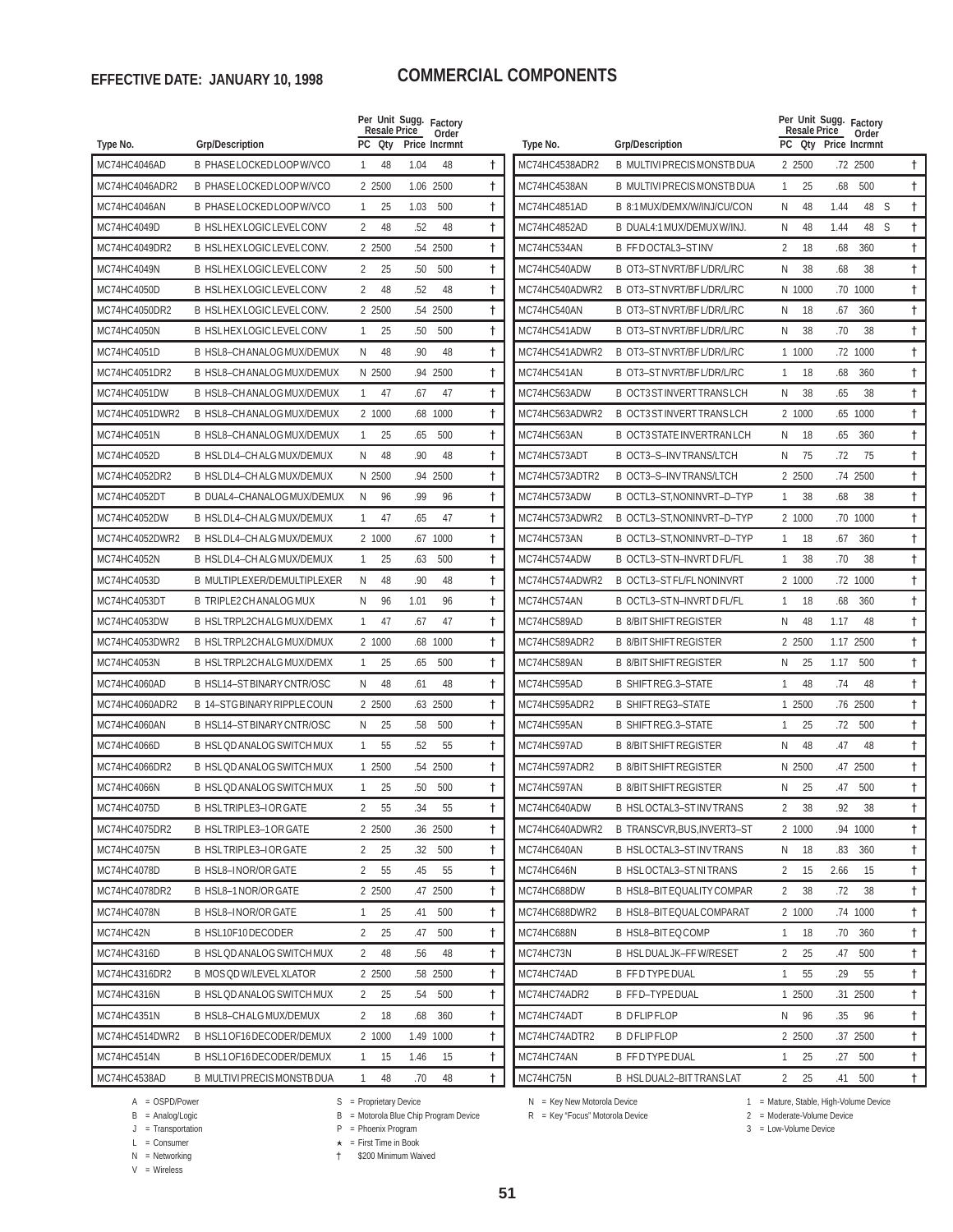**EFFECTIVE DATE: JANUARY 10, 1998**

# COMMERCIAL COMPONENTS

| Type No. | Grp/Description | PC | Qty | Resale Price | Factory Order Incrmnt | |
|---|---|---|---|---|---|---|
| MC74HC4046AD | B PHASE LOCKED LOOP W/VCO | 1 | 48 | 1.04 | 48 | † |
| MC74HC4046ADR2 | B PHASE LOCKED LOOP W/VCO | 2 | 2500 | 1.06 | 2500 | † |
| MC74HC4046AN | B PHASE LOCKED LOOP W/VCO | 1 | 25 | 1.03 | 500 | † |
| MC74HC4049D | B HSL HEX LOGIC LEVEL CONV | 2 | 48 | .52 | 48 | † |
| MC74HC4049DR2 | B HSL HEX LOGIC LEVEL CONV. | 2 | 2500 | .54 | 2500 | † |
| MC74HC4049N | B HSL HEX LOGIC LEVEL CONV | 2 | 25 | .50 | 500 | † |
| MC74HC4050D | B HSL HEX LOGIC LEVEL CONV | 2 | 48 | .52 | 48 | † |
| MC74HC4050DR2 | B HSL HEX LOGIC LEVEL CONV. | 2 | 2500 | .54 | 2500 | † |
| MC74HC4050N | B HSL HEX LOGIC LEVEL CONV | 1 | 25 | .50 | 500 | † |
| MC74HC4051D | B HSL8–CH ANALOG MUX/DEMUX | N | 48 | .90 | 48 | † |
| MC74HC4051DR2 | B HSL8–CH ANALOG MUX/DEMUX | N | 2500 | .94 | 2500 | † |
| MC74HC4051DW | B HSL8–CH ANALOG MUX/DEMUX | 1 | 47 | .67 | 47 | † |
| MC74HC4051DWR2 | B HSL8–CH ANALOG MUX/DEMUX | 2 | 1000 | .68 | 1000 | † |
| MC74HC4051N | B HSL8–CH ANALOG MUX/DEMUX | 1 | 25 | .65 | 500 | † |
| MC74HC4052D | B HSL DL4–CH ALG MUX/DEMUX | N | 48 | .90 | 48 | † |
| MC74HC4052DR2 | B HSL DL4–CH ALG MUX/DEMUX | N | 2500 | .94 | 2500 | † |
| MC74HC4052DT | B DUAL4–CHANALOG MUX/DEMUX | N | 96 | .99 | 96 | † |
| MC74HC4052DW | B HSL DL4–CH ALG MUX/DEMUX | 1 | 47 | .65 | 47 | † |
| MC74HC4052DWR2 | B HSL DL4–CH ALG MUX/DEMUX | 2 | 1000 | .67 | 1000 | † |
| MC74HC4052N | B HSL DL4–CH ALG MUX/DEMUX | 1 | 25 | .63 | 500 | † |
| MC74HC4053D | B MULTIPLEXER/DEMULTIPLEXER | N | 48 | .90 | 48 | † |
| MC74HC4053DT | B TRIPLE2 CH ANALOG MUX | N | 96 | 1.01 | 96 | † |
| MC74HC4053DW | B HSL TRPL2CH ALG MUX/DEMX | 1 | 47 | .67 | 47 | † |
| MC74HC4053DWR2 | B HSL TRPL2CH ALG MUX/DMUX | 2 | 1000 | .68 | 1000 | † |
| MC74HC4053N | B HSL TRPL2CH ALG MUX/DEMX | 1 | 25 | .65 | 500 | † |
| MC74HC4060AD | B HSL14–ST BINARY CNTR/OSC | N | 48 | .61 | 48 | † |
| MC74HC4060ADR2 | B 14–STG BINARY RIPPLE COUN | 2 | 2500 | .63 | 2500 | † |
| MC74HC4060AN | B HSL14–ST BINARY CNTR/OSC | N | 25 | .58 | 500 | † |
| MC74HC4066D | B HSL QD ANALOG SWITCH MUX | 1 | 55 | .52 | 55 | † |
| MC74HC4066DR2 | B HSL QD ANALOG SWITCH MUX | 1 | 2500 | .54 | 2500 | † |
| MC74HC4066N | B HSL QD ANALOG SWITCH MUX | 1 | 25 | .50 | 500 | † |
| MC74HC4075D | B HSL TRIPLE3–I OR GATE | 2 | 55 | .34 | 55 | † |
| MC74HC4075DR2 | B HSL TRIPLE3–1 OR GATE | 2 | 2500 | .36 | 2500 | † |
| MC74HC4075N | B HSL TRIPLE3–I OR GATE | 2 | 25 | .32 | 500 | † |
| MC74HC4078D | B HSL8–I NOR/OR GATE | 2 | 55 | .45 | 55 | † |
| MC74HC4078DR2 | B HSL8–1 NOR/OR GATE | 2 | 2500 | .47 | 2500 | † |
| MC74HC4078N | B HSL8–I NOR/OR GATE | 1 | 25 | .41 | 500 | † |
| MC74HC42N | B HSL10F10 DECODER | 2 | 25 | .47 | 500 | † |
| MC74HC4316D | B HSL QD ANALOG SWITCH MUX | 2 | 48 | .56 | 48 | † |
| MC74HC4316DR2 | B MOS QD W/LEVEL XLATOR | 2 | 2500 | .58 | 2500 | † |
| MC74HC4316N | B HSL QD ANALOG SWITCH MUX | 2 | 25 | .54 | 500 | † |
| MC74HC4351N | B HSL8–CH ALG MUX/DEMUX | 2 | 18 | .68 | 360 | † |
| MC74HC4514DWR2 | B HSL1 OF16 DECODER/DEMUX | 2 | 1000 | 1.49 | 1000 | † |
| MC74HC4514N | B HSL1 OF16 DECODER/DEMUX | 1 | 15 | 1.46 | 15 | † |
| MC74HC4538AD | B MULTIVI PRECIS MONSTB DUA | 1 | 48 | .70 | 48 | † |
| MC74HC4538ADR2 | B MULTIVI PRECIS MONSTB DUA | 2 | 2500 | .72 | 2500 | † |
| MC74HC4538AN | B MULTIVI PRECIS MONSTB DUA | 1 | 25 | .68 | 500 | † |
| MC74HC4851AD | B 8:1 MUX/DEMX/W/INJ/CU/CON | N | 48 | 1.44 | 48 S | † |
| MC74HC4852AD | B DUAL4:1 MUX/DEMUX W/INJ. | N | 48 | 1.44 | 48 S | † |
| MC74HC534AN | B FF D OCTAL3–ST INV | 2 | 18 | .68 | 360 | † |
| MC74HC540ADW | B OT3–ST NVRT/BF L/DR/L/RC | N | 38 | .68 | 38 | † |
| MC74HC540ADWR2 | B OT3–ST NVRT/BF L/DR/L/RC | N | 1000 | .70 | 1000 | † |
| MC74HC540AN | B OT3–ST NVRT/BF L/DR/L/RC | N | 18 | .67 | 360 | † |
| MC74HC541ADW | B OT3–ST NVRT/BF L/DR/L/RC | N | 38 | .70 | 38 | † |
| MC74HC541ADWR2 | B OT3–ST NVRT/BF L/DR/L/RC | 1 | 1000 | .72 | 1000 | † |
| MC74HC541AN | B OT3–ST NVRT/BF L/DR/L/RC | 1 | 18 | .68 | 360 | † |
| MC74HC563ADW | B OCT3 ST INVERT TRANS LCH | N | 38 | .65 | 38 | † |
| MC74HC563ADWR2 | B OCT3 ST INVERT TRANS LCH | 2 | 1000 | .65 | 1000 | † |
| MC74HC563AN | B OCT3 STATE INVERTRAN LCH | N | 18 | .65 | 360 | † |
| MC74HC573ADT | B OCT3–S–INV TRANS/LTCH | N | 75 | .72 | 75 | † |
| MC74HC573ADTR2 | B OCT3–S–INV TRANS/LTCH | 2 | 2500 | .74 | 2500 | † |
| MC74HC573ADW | B OCTL3–ST,NONINVRT–D–TYP | 1 | 38 | .68 | 38 | † |
| MC74HC573ADWR2 | B OCTL3–ST,NONINVRT–D–TYP | 2 | 1000 | .70 | 1000 | † |
| MC74HC573AN | B OCTL3–ST,NONINVRT–D–TYP | 1 | 18 | .67 | 360 | † |
| MC74HC574ADW | B OCTL3–ST N–INVRT D FL/FL | 1 | 38 | .70 | 38 | † |
| MC74HC574ADWR2 | B OCTL3–ST FL/FL NONINVRT | 2 | 1000 | .72 | 1000 | † |
| MC74HC574AN | B OCTL3–ST N–INVRT D FL/FL | 1 | 18 | .68 | 360 | † |
| MC74HC589AD | B 8/BIT SHIFT REGISTER | N | 48 | 1.17 | 48 | † |
| MC74HC589ADR2 | B 8/BIT SHIFT REGISTER | 2 | 2500 | 1.17 | 2500 | † |
| MC74HC589AN | B 8/BIT SHIFT REGISTER | N | 25 | 1.17 | 500 | † |
| MC74HC595AD | B SHIFT REG.3–STATE | 1 | 48 | .74 | 48 | † |
| MC74HC595ADR2 | B SHIFT REG3–STATE | 1 | 2500 | .76 | 2500 | † |
| MC74HC595AN | B SHIFT REG.3–STATE | 1 | 25 | .72 | 500 | † |
| MC74HC597AD | B 8/BIT SHIFT REGISTER | N | 48 | .47 | 48 | † |
| MC74HC597ADR2 | B 8/BIT SHIFT REGISTER | N | 2500 | .47 | 2500 | † |
| MC74HC597AN | B 8/BIT SHIFT REGISTER | N | 25 | .47 | 500 | † |
| MC74HC640ADW | B HSL OCTAL3–ST INV TRANS | 2 | 38 | .92 | 38 | † |
| MC74HC640ADWR2 | B TRANSCVR,BUS,INVERT3–ST | 2 | 1000 | .94 | 1000 | † |
| MC74HC640AN | B HSL OCTAL3–ST INV TRANS | N | 18 | .83 | 360 | † |
| MC74HC646N | B HSL OCTAL3–ST NI TRANS | 2 | 15 | 2.66 | 15 | † |
| MC74HC688DW | B HSL8–BIT EQUALITY COMPAR | 2 | 38 | .72 | 38 | † |
| MC74HC688DWR2 | B HSL8–BIT EQUAL COMPARAT | 2 | 1000 | .74 | 1000 | † |
| MC74HC688N | B HSL8–BIT EQ COMP | 1 | 18 | .70 | 360 | † |
| MC74HC73N | B HSL DUAL JK–FF W/RESET | 2 | 25 | .47 | 500 | † |
| MC74HC74AD | B FF D TYPE DUAL | 1 | 55 | .29 | 55 | † |
| MC74HC74ADR2 | B FF D–TYPE DUAL | 1 | 2500 | .31 | 2500 | † |
| MC74HC74ADT | B D FLIP FLOP | N | 96 | .35 | 96 | † |
| MC74HC74ADTR2 | B D FLIP FLOP | 2 | 2500 | .37 | 2500 | † |
| MC74HC74AN | B FF D TYPE DUAL | 1 | 25 | .27 | 500 | † |
| MC74HC75N | B HSL DUAL2–BIT TRANS LAT | 2 | 25 | .41 | 500 | † |

A = OSPD/Power
B = Analog/Logic
J = Transportation
L = Consumer
N = Networking
V = Wireless

S = Proprietary Device
B = Motorola Blue Chip Program Device
P = Phoenix Program
★ = First Time in Book
† $200 Minimum Waived

N = Key New Motorola Device
R = Key "Focus" Motorola Device

1 = Mature, Stable, High-Volume Device
2 = Moderate-Volume Device
3 = Low-Volume Device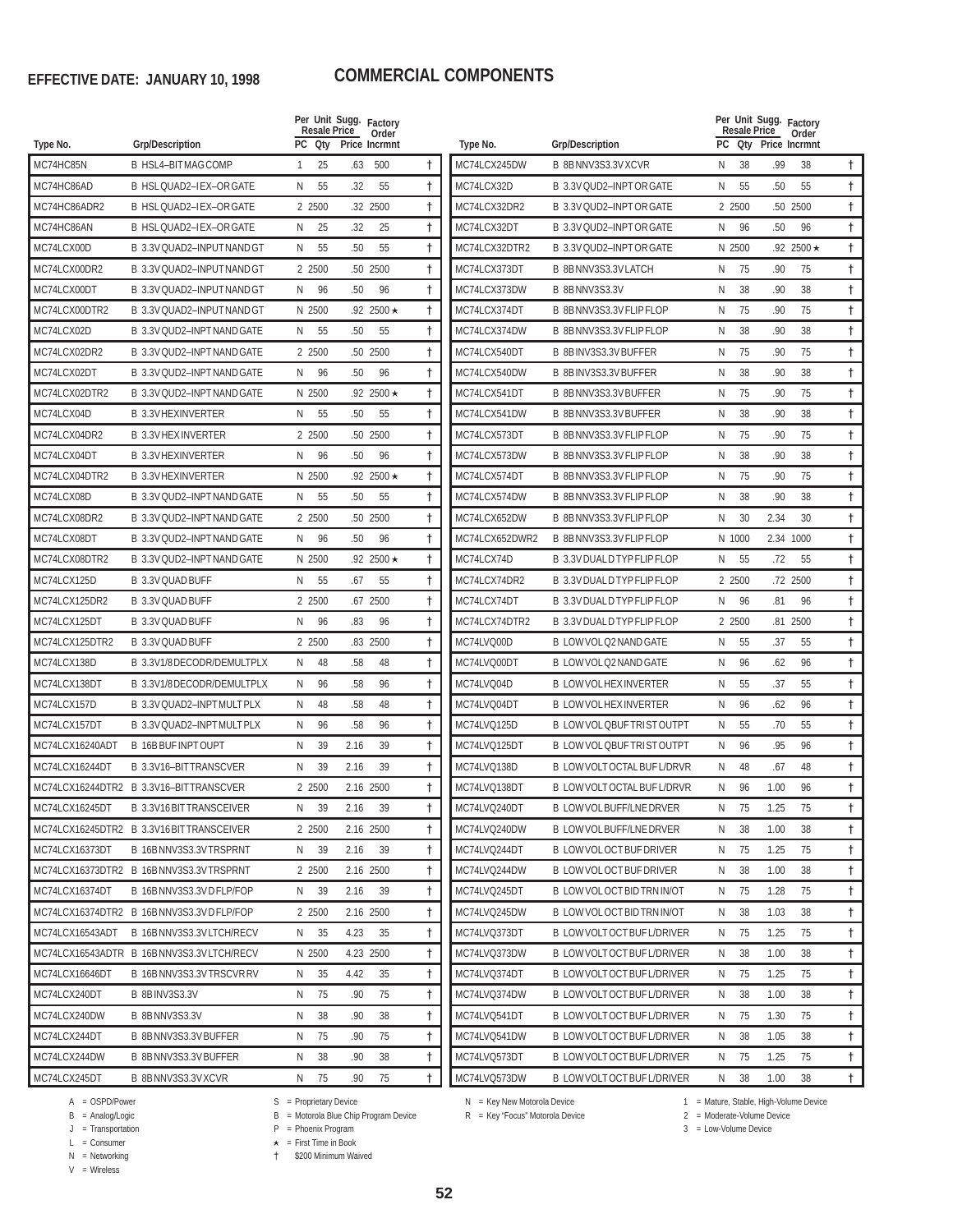**EFFECTIVE DATE: JANUARY 10, 1998**

# COMMERCIAL COMPONENTS

| Type No. | Grp/Description | PC | Qty | Per Unit Sugg. Resale Price | Factory Order Incrmnt | |
|---|---|---|---|---|---|---|
| MC74HC85N | B HSL4–BIT MAG COMP | 1 | 25 | .63 | 500 | † |
| MC74HC86AD | B HSL QUAD2–I EX–OR GATE | N | 55 | .32 | 55 | † |
| MC74HC86ADR2 | B HSL QUAD2–I EX–OR GATE | 2 | 2500 | .32 | 2500 | † |
| MC74HC86AN | B HSL QUAD2–I EX–OR GATE | N | 25 | .32 | 25 | † |
| MC74LCX00D | B 3.3V QUAD2–INPUT NAND GT | N | 55 | .50 | 55 | † |
| MC74LCX00DR2 | B 3.3V QUAD2–INPUT NAND GT | 2 | 2500 | .50 | 2500 | † |
| MC74LCX00DT | B 3.3V QUAD2–INPUT NAND GT | N | 96 | .50 | 96 | † |
| MC74LCX00DTR2 | B 3.3V QUAD2–INPUT NAND GT | N | 2500 | .92 | 2500 ★ | † |
| MC74LCX02D | B 3.3V QUD2–INPT NAND GATE | N | 55 | .50 | 55 | † |
| MC74LCX02DR2 | B 3.3V QUD2–INPT NAND GATE | 2 | 2500 | .50 | 2500 | † |
| MC74LCX02DT | B 3.3V QUD2–INPT NAND GATE | N | 96 | .50 | 96 | † |
| MC74LCX02DTR2 | B 3.3V QUD2–INPT NAND GATE | N | 2500 | .92 | 2500 ★ | † |
| MC74LCX04D | B 3.3V HEXINVERTER | N | 55 | .50 | 55 | † |
| MC74LCX04DR2 | B 3.3V HEX INVERTER | 2 | 2500 | .50 | 2500 | † |
| MC74LCX04DT | B 3.3V HEXINVERTER | N | 96 | .50 | 96 | † |
| MC74LCX04DTR2 | B 3.3V HEXINVERTER | N | 2500 | .92 | 2500 ★ | † |
| MC74LCX08D | B 3.3V QUD2–INPT NAND GATE | N | 55 | .50 | 55 | † |
| MC74LCX08DR2 | B 3.3V QUD2–INPT NAND GATE | 2 | 2500 | .50 | 2500 | † |
| MC74LCX08DT | B 3.3V QUD2–INPT NAND GATE | N | 96 | .50 | 96 | † |
| MC74LCX08DTR2 | B 3.3V QUD2–INPT NAND GATE | N | 2500 | .92 | 2500 ★ | † |
| MC74LCX125D | B 3.3V QUAD BUFF | N | 55 | .67 | 55 | † |
| MC74LCX125DR2 | B 3.3V QUAD BUFF | 2 | 2500 | .67 | 2500 | † |
| MC74LCX125DT | B 3.3V QUAD BUFF | N | 96 | .83 | 96 | † |
| MC74LCX125DTR2 | B 3.3V QUAD BUFF | 2 | 2500 | .83 | 2500 | † |
| MC74LCX138D | B 3.3V1/8 DECODR/DEMULTPLX | N | 48 | .58 | 48 | † |
| MC74LCX138DT | B 3.3V1/8 DECODR/DEMULTPLX | N | 96 | .58 | 96 | † |
| MC74LCX157D | B 3.3V QUAD2–INPT MULT PLX | N | 48 | .58 | 48 | † |
| MC74LCX157DT | B 3.3V QUAD2–INPT MULT PLX | N | 96 | .58 | 96 | † |
| MC74LCX16240ADT | B 16B BUF INPT OUPT | N | 39 | 2.16 | 39 | † |
| MC74LCX16244DT | B 3.3V16–BIT TRANSCVER | N | 39 | 2.16 | 39 | † |
| MC74LCX16244DTR2 | B 3.3V16–BIT TRANSCVER | 2 | 2500 | 2.16 | 2500 | † |
| MC74LCX16245DT | B 3.3V16 BIT TRANSCEIVER | N | 39 | 2.16 | 39 | † |
| MC74LCX16245DTR2 | B 3.3V16 BIT TRANSCEIVER | 2 | 2500 | 2.16 | 2500 | † |
| MC74LCX16373DT | B 16B NNV3S3.3V TRSPRNT | N | 39 | 2.16 | 39 | † |
| MC74LCX16373DTR2 | B 16B NNV3S3.3V TRSPRNT | 2 | 2500 | 2.16 | 2500 | † |
| MC74LCX16374DT | B 16B NNV3S3.3V D FLP/FOP | N | 39 | 2.16 | 39 | † |
| MC74LCX16374DTR2 | B 16B NNV3S3.3V D FLP/FOP | 2 | 2500 | 2.16 | 2500 | † |
| MC74LCX16543ADT | B 16B NNV3S3.3V LTCH/RECV | N | 35 | 4.23 | 35 | † |
| MC74LCX16543ADTR | B 16B NNV3S3.3V LTCH/RECV | N | 2500 | 4.23 | 2500 | † |
| MC74LCX16646DT | B 16B NNV3S3.3V TRSCVR RV | N | 35 | 4.42 | 35 | † |
| MC74LCX240DT | B 8B INV3S3.3V | N | 75 | .90 | 75 | † |
| MC74LCX240DW | B 8B NNV3S3.3V | N | 38 | .90 | 38 | † |
| MC74LCX244DT | B 8B NNV3S3.3V BUFFER | N | 75 | .90 | 75 | † |
| MC74LCX244DW | B 8B NNV3S3.3V BUFFER | N | 38 | .90 | 38 | † |
| MC74LCX245DT | B 8B NNV3S3.3V XCVR | N | 75 | .90 | 75 | † |
| MC74LCX245DW | B 8B NNV3S3.3V XCVR | N | 38 | .99 | 38 | † |
| MC74LCX32D | B 3.3V QUD2–INPT OR GATE | N | 55 | .50 | 55 | † |
| MC74LCX32DR2 | B 3.3V QUD2–INPT OR GATE | 2 | 2500 | .50 | 2500 | † |
| MC74LCX32DT | B 3.3V QUD2–INPT OR GATE | N | 96 | .50 | 96 | † |
| MC74LCX32DTR2 | B 3.3V QUD2–INPT OR GATE | N | 2500 | .92 | 2500 ★ | † |
| MC74LCX373DT | B 8B NNV3S3.3V LATCH | N | 75 | .90 | 75 | † |
| MC74LCX373DW | B 8B NNV3S3.3V | N | 38 | .90 | 38 | † |
| MC74LCX374DT | B 8B NNV3S3.3V FLIP FLOP | N | 75 | .90 | 75 | † |
| MC74LCX374DW | B 8B NNV3S3.3V FLIP FLOP | N | 38 | .90 | 38 | † |
| MC74LCX540DT | B 8B INV3S3.3V BUFFER | N | 75 | .90 | 75 | † |
| MC74LCX540DW | B 8B INV3S3.3V BUFFER | N | 38 | .90 | 38 | † |
| MC74LCX541DT | B 8B NNV3S3.3V BUFFER | N | 75 | .90 | 75 | † |
| MC74LCX541DW | B 8B NNV3S3.3V BUFFER | N | 38 | .90 | 38 | † |
| MC74LCX573DT | B 8B NNV3S3.3V FLIP FLOP | N | 75 | .90 | 75 | † |
| MC74LCX573DW | B 8B NNV3S3.3V FLIP FLOP | N | 38 | .90 | 38 | † |
| MC74LCX574DT | B 8B NNV3S3.3V FLIP FLOP | N | 75 | .90 | 75 | † |
| MC74LCX574DW | B 8B NNV3S3.3V FLIP FLOP | N | 38 | .90 | 38 | † |
| MC74LCX652DW | B 8B NNV3S3.3V FLIP FLOP | N | 30 | 2.34 | 30 | † |
| MC74LCX652DWR2 | B 8B NNV3S3.3V FLIP FLOP | N | 1000 | 2.34 | 1000 | † |
| MC74LCX74D | B 3.3V DUAL D TYP FLIP FLOP | N | 55 | .72 | 55 | † |
| MC74LCX74DR2 | B 3.3V DUAL D TYP FLIP FLOP | 2 | 2500 | .72 | 2500 | † |
| MC74LCX74DT | B 3.3V DUAL D TYP FLIP FLOP | N | 96 | .81 | 96 | † |
| MC74LCX74DTR2 | B 3.3V DUAL D TYP FLIP FLOP | 2 | 2500 | .81 | 2500 | † |
| MC74LVQ00D | B LOW VOL Q2 NAND GATE | N | 55 | .37 | 55 | † |
| MC74LVQ00DT | B LOW VOL Q2 NAND GATE | N | 96 | .62 | 96 | † |
| MC74LVQ04D | B LOW VOL HEX INVERTER | N | 55 | .37 | 55 | † |
| MC74LVQ04DT | B LOW VOL HEX INVERTER | N | 96 | .62 | 96 | † |
| MC74LVQ125D | B LOW VOL QBUF TRI ST OUTPT | N | 55 | .70 | 55 | † |
| MC74LVQ125DT | B LOW VOL QBUF TRI ST OUTPT | N | 96 | .95 | 96 | † |
| MC74LVQ138D | B LOW VOLT OCTAL BUF L/DRVR | N | 48 | .67 | 48 | † |
| MC74LVQ138DT | B LOW VOLT OCTAL BUF L/DRVR | N | 96 | 1.00 | 96 | † |
| MC74LVQ240DT | B LOW VOL BUFF/LNE DRVER | N | 75 | 1.25 | 75 | † |
| MC74LVQ240DW | B LOW VOL BUFF/LNE DRVER | N | 38 | 1.00 | 38 | † |
| MC74LVQ244DT | B LOW VOL OCT BUF DRIVER | N | 75 | 1.25 | 75 | † |
| MC74LVQ244DW | B LOW VOL OCT BUF DRIVER | N | 38 | 1.00 | 38 | † |
| MC74LVQ245DT | B LOW VOL OCT BID TRN IN/OT | N | 75 | 1.28 | 75 | † |
| MC74LVQ245DW | B LOW VOL OCT BID TRN IN/OT | N | 38 | 1.03 | 38 | † |
| MC74LVQ373DT | B LOW VOLT OCT BUF L/DRIVER | N | 75 | 1.25 | 75 | † |
| MC74LVQ373DW | B LOW VOLT OCT BUF L/DRIVER | N | 38 | 1.00 | 38 | † |
| MC74LVQ374DT | B LOW VOLT OCT BUF L/DRIVER | N | 75 | 1.25 | 75 | † |
| MC74LVQ374DW | B LOW VOLT OCT BUF L/DRIVER | N | 38 | 1.00 | 38 | † |
| MC74LVQ541DT | B LOW VOLT OCT BUF L/DRIVER | N | 75 | 1.30 | 75 | † |
| MC74LVQ541DW | B LOW VOLT OCT BUF L/DRIVER | N | 38 | 1.05 | 38 | † |
| MC74LVQ573DT | B LOW VOLT OCT BUF L/DRIVER | N | 75 | 1.25 | 75 | † |
| MC74LVQ573DW | B LOW VOLT OCT BUF L/DRIVER | N | 38 | 1.00 | 38 | † |

A = OSPD/Power
B = Analog/Logic
J = Transportation
L = Consumer
N = Networking
V = Wireless

S = Proprietary Device
B = Motorola Blue Chip Program Device
P = Phoenix Program
★ = First Time in Book
† $200 Minimum Waived

N = Key New Motorola Device
R = Key "Focus" Motorola Device

1 = Mature, Stable, High-Volume Device
2 = Moderate-Volume Device
3 = Low-Volume Device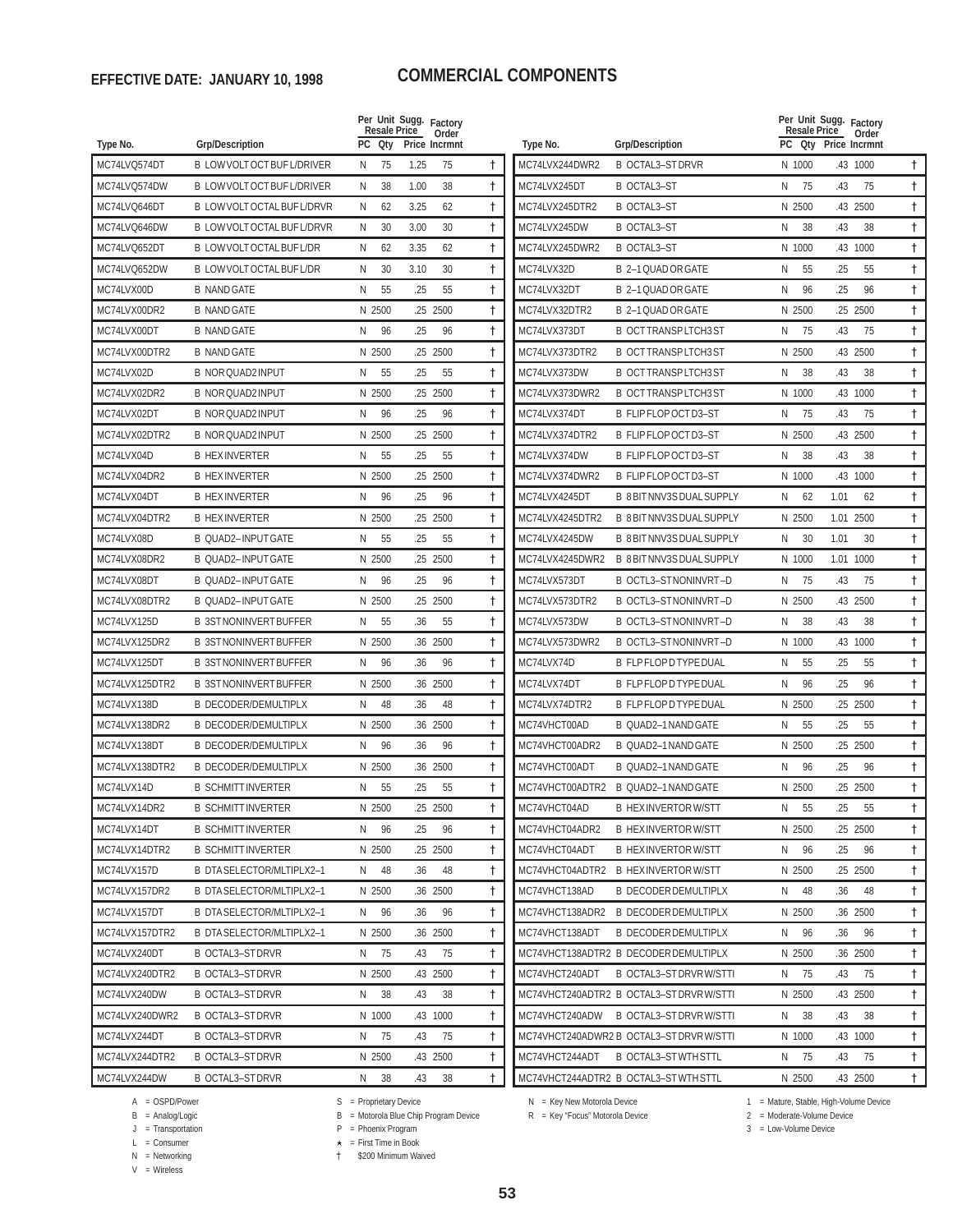**EFFECTIVE DATE: JANUARY 10, 1998**

# COMMERCIAL COMPONENTS

| Type No. | Grp/Description | PC | Qty | Per Unit Sugg. Resale Price | Factory Order Incrmnt | |
|---|---|---|---|---|---|---|
| MC74LVQ574DT | B LOW VOLT OCT BUF L/DRIVER | N | 75 | 1.25 | 75 | † |
| MC74LVQ574DW | B LOW VOLT OCT BUF L/DRIVER | N | 38 | 1.00 | 38 | † |
| MC74LVQ646DT | B LOW VOLT OCTAL BUF L/DRVR | N | 62 | 3.25 | 62 | † |
| MC74LVQ646DW | B LOW VOLT OCTAL BUF L/DRVR | N | 30 | 3.00 | 30 | † |
| MC74LVQ652DT | B LOW VOLT OCTAL BUF L/DR | N | 62 | 3.35 | 62 | † |
| MC74LVQ652DW | B LOW VOLT OCTAL BUF L/DR | N | 30 | 3.10 | 30 | † |
| MC74LVX00D | B NAND GATE | N | 55 | .25 | 55 | † |
| MC74LVX00DR2 | B NAND GATE | N | 2500 | .25 | 2500 | † |
| MC74LVX00DT | B NAND GATE | N | 96 | .25 | 96 | † |
| MC74LVX00DTR2 | B NAND GATE | N | 2500 | .25 | 2500 | † |
| MC74LVX02D | B NOR QUAD2 INPUT | N | 55 | .25 | 55 | † |
| MC74LVX02DR2 | B NOR QUAD2 INPUT | N | 2500 | .25 | 2500 | † |
| MC74LVX02DT | B NOR QUAD2 INPUT | N | 96 | .25 | 96 | † |
| MC74LVX02DTR2 | B NOR QUAD2 INPUT | N | 2500 | .25 | 2500 | † |
| MC74LVX04D | B HEX INVERTER | N | 55 | .25 | 55 | † |
| MC74LVX04DR2 | B HEX INVERTER | N | 2500 | .25 | 2500 | † |
| MC74LVX04DT | B HEX INVERTER | N | 96 | .25 | 96 | † |
| MC74LVX04DTR2 | B HEX INVERTER | N | 2500 | .25 | 2500 | † |
| MC74LVX08D | B QUAD2–INPUT GATE | N | 55 | .25 | 55 | † |
| MC74LVX08DR2 | B QUAD2–INPUT GATE | N | 2500 | .25 | 2500 | † |
| MC74LVX08DT | B QUAD2–INPUT GATE | N | 96 | .25 | 96 | † |
| MC74LVX08DTR2 | B QUAD2–INPUT GATE | N | 2500 | .25 | 2500 | † |
| MC74LVX125D | B 3ST NONINVERT BUFFER | N | 55 | .36 | 55 | † |
| MC74LVX125DR2 | B 3ST NONINVERT BUFFER | N | 2500 | .36 | 2500 | † |
| MC74LVX125DT | B 3ST NONINVERT BUFFER | N | 96 | .36 | 96 | † |
| MC74LVX125DTR2 | B 3ST NONINVERT BUFFER | N | 2500 | .36 | 2500 | † |
| MC74LVX138D | B DECODER/DEMULTIPLX | N | 48 | .36 | 48 | † |
| MC74LVX138DR2 | B DECODER/DEMULTIPLX | N | 2500 | .36 | 2500 | † |
| MC74LVX138DT | B DECODER/DEMULTIPLX | N | 96 | .36 | 96 | † |
| MC74LVX138DTR2 | B DECODER/DEMULTIPLX | N | 2500 | .36 | 2500 | † |
| MC74LVX14D | B SCHMITT INVERTER | N | 55 | .25 | 55 | † |
| MC74LVX14DR2 | B SCHMITT INVERTER | N | 2500 | .25 | 2500 | † |
| MC74LVX14DT | B SCHMITT INVERTER | N | 96 | .25 | 96 | † |
| MC74LVX14DTR2 | B SCHMITT INVERTER | N | 2500 | .25 | 2500 | † |
| MC74LVX157D | B DTA SELECTOR/MLTIPLX2–1 | N | 48 | .36 | 48 | † |
| MC74LVX157DR2 | B DTA SELECTOR/MLTIPLX2–1 | N | 2500 | .36 | 2500 | † |
| MC74LVX157DT | B DTA SELECTOR/MLTIPLX2–1 | N | 96 | .36 | 96 | † |
| MC74LVX157DTR2 | B DTA SELECTOR/MLTIPLX2–1 | N | 2500 | .36 | 2500 | † |
| MC74LVX240DT | B OCTAL3–ST DRVR | N | 75 | .43 | 75 | † |
| MC74LVX240DTR2 | B OCTAL3–ST DRVR | N | 2500 | .43 | 2500 | † |
| MC74LVX240DW | B OCTAL3–ST DRVR | N | 38 | .43 | 38 | † |
| MC74LVX240DWR2 | B OCTAL3–ST DRVR | N | 1000 | .43 | 1000 | † |
| MC74LVX244DT | B OCTAL3–ST DRVR | N | 75 | .43 | 75 | † |
| MC74LVX244DTR2 | B OCTAL3–ST DRVR | N | 2500 | .43 | 2500 | † |
| MC74LVX244DW | B OCTAL3–ST DRVR | N | 38 | .43 | 38 | † |
| MC74LVX244DWR2 | B OCTAL3–ST DRVR | N | 1000 | .43 | 1000 | † |
| MC74LVX245DT | B OCTAL3–ST | N | 75 | .43 | 75 | † |
| MC74LVX245DTR2 | B OCTAL3–ST | N | 2500 | .43 | 2500 | † |
| MC74LVX245DW | B OCTAL3–ST | N | 38 | .43 | 38 | † |
| MC74LVX245DWR2 | B OCTAL3–ST | N | 1000 | .43 | 1000 | † |
| MC74LVX32D | B 2–1 QUAD OR GATE | N | 55 | .25 | 55 | † |
| MC74LVX32DT | B 2–1 QUAD OR GATE | N | 96 | .25 | 96 | † |
| MC74LVX32DTR2 | B 2–1 QUAD OR GATE | N | 2500 | .25 | 2500 | † |
| MC74LVX373DT | B OCT TRANSP LTCH3 ST | N | 75 | .43 | 75 | † |
| MC74LVX373DTR2 | B OCT TRANSP LTCH3 ST | N | 2500 | .43 | 2500 | † |
| MC74LVX373DW | B OCT TRANSP LTCH3 ST | N | 38 | .43 | 38 | † |
| MC74LVX373DWR2 | B OCT TRANSP LTCH3 ST | N | 1000 | .43 | 1000 | † |
| MC74LVX374DT | B FLIP FLOP OCT D3–ST | N | 75 | .43 | 75 | † |
| MC74LVX374DTR2 | B FLIP FLOP OCT D3–ST | N | 2500 | .43 | 2500 | † |
| MC74LVX374DW | B FLIP FLOP OCT D3–ST | N | 38 | .43 | 38 | † |
| MC74LVX374DWR2 | B FLIP FLOP OCT D3–ST | N | 1000 | .43 | 1000 | † |
| MC74LVX4245DT | B 8 BIT NNV3S DUAL SUPPLY | N | 62 | 1.01 | 62 | † |
| MC74LVX4245DTR2 | B 8 BIT NNV3S DUAL SUPPLY | N | 2500 | 1.01 | 2500 | † |
| MC74LVX4245DW | B 8 BIT NNV3S DUAL SUPPLY | N | 30 | 1.01 | 30 | † |
| MC74LVX4245DWR2 | B 8 BIT NNV3S DUAL SUPPLY | N | 1000 | 1.01 | 1000 | † |
| MC74LVX573DT | B OCTL3–ST NONINVRT–D | N | 75 | .43 | 75 | † |
| MC74LVX573DTR2 | B OCTL3–ST NONINVRT–D | N | 2500 | .43 | 2500 | † |
| MC74LVX573DW | B OCTL3–ST NONINVRT–D | N | 38 | .43 | 38 | † |
| MC74LVX573DWR2 | B OCTL3–ST NONINVRT–D | N | 1000 | .43 | 1000 | † |
| MC74LVX74D | B FLP FLOP D TYPE DUAL | N | 55 | .25 | 55 | † |
| MC74LVX74DT | B FLP FLOP D TYPE DUAL | N | 96 | .25 | 96 | † |
| MC74LVX74DTR2 | B FLP FLOP D TYPE DUAL | N | 2500 | .25 | 2500 | † |
| MC74VHCT00AD | B QUAD2–1 NAND GATE | N | 55 | .25 | 55 | † |
| MC74VHCT00ADR2 | B QUAD2–1 NAND GATE | N | 2500 | .25 | 2500 | † |
| MC74VHCT00ADT | B QUAD2–1 NAND GATE | N | 96 | .25 | 96 | † |
| MC74VHCT00ADTR2 | B QUAD2–1 NAND GATE | N | 2500 | .25 | 2500 | † |
| MC74VHCT04AD | B HEX INVERTOR W/STT | N | 55 | .25 | 55 | † |
| MC74VHCT04ADR2 | B HEX INVERTOR W/STT | N | 2500 | .25 | 2500 | † |
| MC74VHCT04ADT | B HEX INVERTOR W/STT | N | 96 | .25 | 96 | † |
| MC74VHCT04ADTR2 | B HEX INVERTOR W/STT | N | 2500 | .25 | 2500 | † |
| MC74VHCT138AD | B DECODER DEMULTIPLX | N | 48 | .36 | 48 | † |
| MC74VHCT138ADR2 | B DECODER DEMULTIPLX | N | 2500 | .36 | 2500 | † |
| MC74VHCT138ADT | B DECODER DEMULTIPLX | N | 96 | .36 | 96 | † |
| MC74VHCT138ADTR2 | B DECODER DEMULTIPLX | N | 2500 | .36 | 2500 | † |
| MC74VHCT240ADT | B OCTAL3–ST DRVR W/STTI | N | 75 | .43 | 75 | † |
| MC74VHCT240ADTR2 | B OCTAL3–ST DRVR W/STTI | N | 2500 | .43 | 2500 | † |
| MC74VHCT240ADW | B OCTAL3–ST DRVR W/STTI | N | 38 | .43 | 38 | † |
| MC74VHCT240ADWR2 | B OCTAL3–ST DRVR W/STTI | N | 1000 | .43 | 1000 | † |
| MC74VHCT244ADT | B OCTAL3–ST WTH STTL | N | 75 | .43 | 75 | † |
| MC74VHCT244ADTR2 | B OCTAL3–ST WTH STTL | N | 2500 | .43 | 2500 | † |

A = OSPD/Power
B = Analog/Logic
J = Transportation
L = Consumer
N = Networking
V = Wireless

S = Proprietary Device
B = Motorola Blue Chip Program Device
P = Phoenix Program
★ = First Time in Book
† $200 Minimum Waived

N = Key New Motorola Device
R = Key "Focus" Motorola Device

1 = Mature, Stable, High-Volume Device
2 = Moderate-Volume Device
3 = Low-Volume Device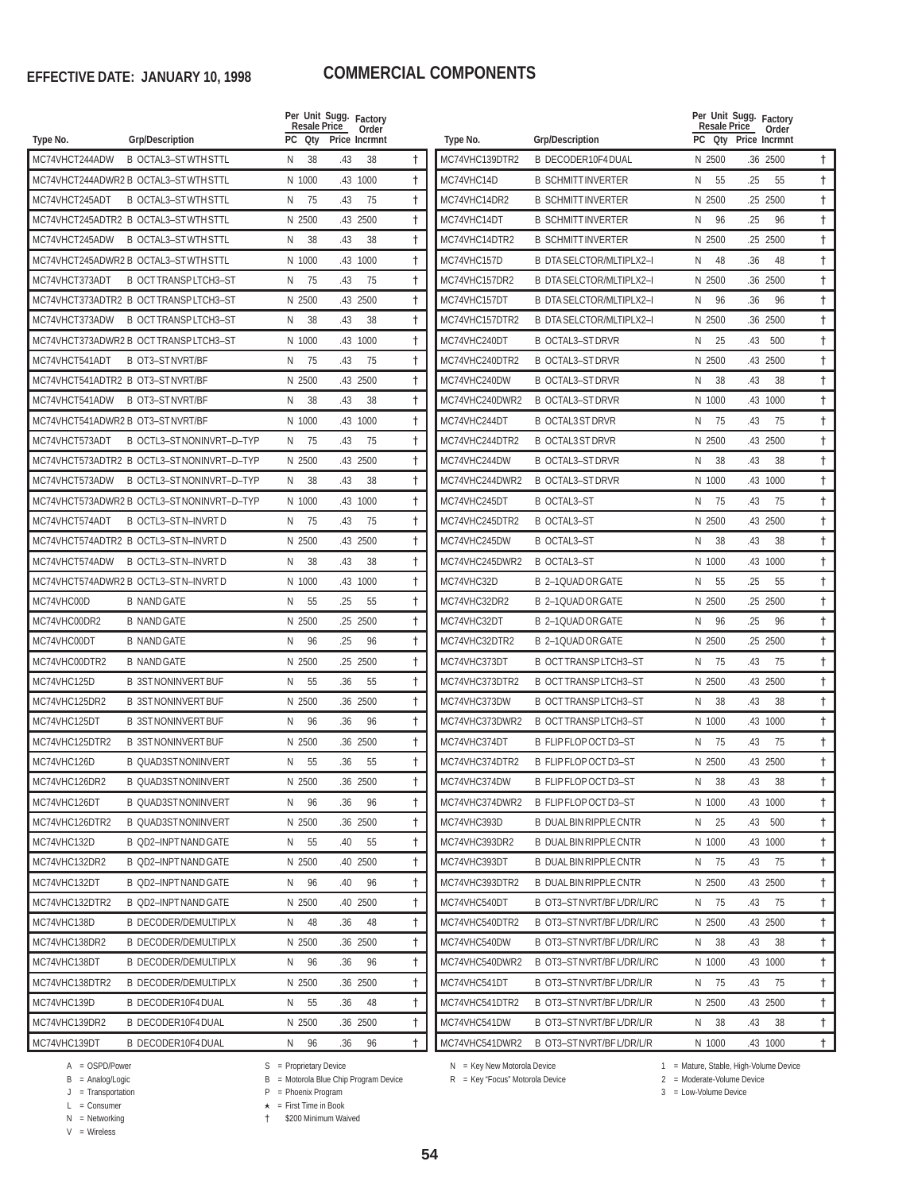**EFFECTIVE DATE: JANUARY 10, 1998**

# COMMERCIAL COMPONENTS

| Type No. | Grp/Description | PC | Per Unit Resale Qty | Sugg. Resale Price | Factory Order Incrmnt | |
|---|---|---|---|---|---|---|
| MC74VHCT244ADW | B OCTAL3–ST WTH STTL | N | 38 | .43 | 38 | † |
| MC74VHCT244ADWR2 | B OCTAL3–ST WTH STTL | N | 1000 | .43 | 1000 | † |
| MC74VHCT245ADT | B OCTAL3–ST WTH STTL | N | 75 | .43 | 75 | † |
| MC74VHCT245ADTR2 | B OCTAL3–ST WTH STTL | N | 2500 | .43 | 2500 | † |
| MC74VHCT245ADW | B OCTAL3–ST WTH STTL | N | 38 | .43 | 38 | † |
| MC74VHCT245ADWR2 | B OCTAL3–ST WTH STTL | N | 1000 | .43 | 1000 | † |
| MC74VHCT373ADT | B OCT TRANSP LTCH3–ST | N | 75 | .43 | 75 | † |
| MC74VHCT373ADTR2 | B OCT TRANSP LTCH3–ST | N | 2500 | .43 | 2500 | † |
| MC74VHCT373ADW | B OCT TRANSP LTCH3–ST | N | 38 | .43 | 38 | † |
| MC74VHCT373ADWR2 | B OCT TRANSP LTCH3–ST | N | 1000 | .43 | 1000 | † |
| MC74VHCT541ADT | B OT3–ST NVRT/BF | N | 75 | .43 | 75 | † |
| MC74VHCT541ADTR2 | B OT3–ST NVRT/BF | N | 2500 | .43 | 2500 | † |
| MC74VHCT541ADW | B OT3–ST NVRT/BF | N | 38 | .43 | 38 | † |
| MC74VHCT541ADWR2 | B OT3–ST NVRT/BF | N | 1000 | .43 | 1000 | † |
| MC74VHCT573ADT | B OCTL3–ST NONINVRT–D–TYP | N | 75 | .43 | 75 | † |
| MC74VHCT573ADTR2 | B OCTL3–ST NONINVRT–D–TYP | N | 2500 | .43 | 2500 | † |
| MC74VHCT573ADW | B OCTL3–ST NONINVRT–D–TYP | N | 38 | .43 | 38 | † |
| MC74VHCT573ADWR2 | B OCTL3–ST NONINVRT–D–TYP | N | 1000 | .43 | 1000 | † |
| MC74VHCT574ADT | B OCTL3–ST N–INVRT D | N | 75 | .43 | 75 | † |
| MC74VHCT574ADTR2 | B OCTL3–ST N–INVRT D | N | 2500 | .43 | 2500 | † |
| MC74VHCT574ADW | B OCTL3–ST N–INVRT D | N | 38 | .43 | 38 | † |
| MC74VHCT574ADWR2 | B OCTL3–ST N–INVRT D | N | 1000 | .43 | 1000 | † |
| MC74VHC00D | B NAND GATE | N | 55 | .25 | 55 | † |
| MC74VHC00DR2 | B NAND GATE | N | 2500 | .25 | 2500 | † |
| MC74VHC00DT | B NAND GATE | N | 96 | .25 | 96 | † |
| MC74VHC00DTR2 | B NAND GATE | N | 2500 | .25 | 2500 | † |
| MC74VHC125D | B 3ST NONINVERT BUF | N | 55 | .36 | 55 | † |
| MC74VHC125DR2 | B 3ST NONINVERT BUF | N | 2500 | .36 | 2500 | † |
| MC74VHC125DT | B 3ST NONINVERT BUF | N | 96 | .36 | 96 | † |
| MC74VHC125DTR2 | B 3ST NONINVERT BUF | N | 2500 | .36 | 2500 | † |
| MC74VHC126D | B QUAD3ST NONINVERT | N | 55 | .36 | 55 | † |
| MC74VHC126DR2 | B QUAD3ST NONINVERT | N | 2500 | .36 | 2500 | † |
| MC74VHC126DT | B QUAD3ST NONINVERT | N | 96 | .36 | 96 | † |
| MC74VHC126DTR2 | B QUAD3ST NONINVERT | N | 2500 | .36 | 2500 | † |
| MC74VHC132D | B QD2–INPT NAND GATE | N | 55 | .40 | 55 | † |
| MC74VHC132DR2 | B QD2–INPT NAND GATE | N | 2500 | .40 | 2500 | † |
| MC74VHC132DT | B QD2–INPT NAND GATE | N | 96 | .40 | 96 | † |
| MC74VHC132DTR2 | B QD2–INPT NAND GATE | N | 2500 | .40 | 2500 | † |
| MC74VHC138D | B DECODER/DEMULTIPLX | N | 48 | .36 | 48 | † |
| MC74VHC138DR2 | B DECODER/DEMULTIPLX | N | 2500 | .36 | 2500 | † |
| MC74VHC138DT | B DECODER/DEMULTIPLX | N | 96 | .36 | 96 | † |
| MC74VHC138DTR2 | B DECODER/DEMULTIPLX | N | 2500 | .36 | 2500 | † |
| MC74VHC139D | B DECODER10F4 DUAL | N | 55 | .36 | 48 | † |
| MC74VHC139DR2 | B DECODER10F4 DUAL | N | 2500 | .36 | 2500 | † |
| MC74VHC139DT | B DECODER10F4 DUAL | N | 96 | .36 | 96 | † |
| MC74VHC139DTR2 | B DECODER10F4 DUAL | N | 2500 | .36 | 2500 | † |
| MC74VHC14D | B SCHMITT INVERTER | N | 55 | .25 | 55 | † |
| MC74VHC14DR2 | B SCHMITT INVERTER | N | 2500 | .25 | 2500 | † |
| MC74VHC14DT | B SCHMITT INVERTER | N | 96 | .25 | 96 | † |
| MC74VHC14DTR2 | B SCHMITT INVERTER | N | 2500 | .25 | 2500 | † |
| MC74VHC157D | B DTA SELCTOR/MLTIPLX2–I | N | 48 | .36 | 48 | † |
| MC74VHC157DR2 | B DTA SELCTOR/MLTIPLX2–I | N | 2500 | .36 | 2500 | † |
| MC74VHC157DT | B DTA SELCTOR/MLTIPLX2–I | N | 96 | .36 | 96 | † |
| MC74VHC157DTR2 | B DTA SELCTOR/MLTIPLX2–I | N | 2500 | .36 | 2500 | † |
| MC74VHC240DT | B OCTAL3–ST DRVR | N | 25 | .43 | 500 | † |
| MC74VHC240DTR2 | B OCTAL3–ST DRVR | N | 2500 | .43 | 2500 | † |
| MC74VHC240DW | B OCTAL3–ST DRVR | N | 38 | .43 | 38 | † |
| MC74VHC240DWR2 | B OCTAL3–ST DRVR | N | 1000 | .43 | 1000 | † |
| MC74VHC244DT | B OCTAL3 ST DRVR | N | 75 | .43 | 75 | † |
| MC74VHC244DTR2 | B OCTAL3 ST DRVR | N | 2500 | .43 | 2500 | † |
| MC74VHC244DW | B OCTAL3–ST DRVR | N | 38 | .43 | 38 | † |
| MC74VHC244DWR2 | B OCTAL3–ST DRVR | N | 1000 | .43 | 1000 | † |
| MC74VHC245DT | B OCTAL3–ST | N | 75 | .43 | 75 | † |
| MC74VHC245DTR2 | B OCTAL3–ST | N | 2500 | .43 | 2500 | † |
| MC74VHC245DW | B OCTAL3–ST | N | 38 | .43 | 38 | † |
| MC74VHC245DWR2 | B OCTAL3–ST | N | 1000 | .43 | 1000 | † |
| MC74VHC32D | B 2–1QUAD OR GATE | N | 55 | .25 | 55 | † |
| MC74VHC32DR2 | B 2–1QUAD OR GATE | N | 2500 | .25 | 2500 | † |
| MC74VHC32DT | B 2–1QUAD OR GATE | N | 96 | .25 | 96 | † |
| MC74VHC32DTR2 | B 2–1QUAD OR GATE | N | 2500 | .25 | 2500 | † |
| MC74VHC373DT | B OCT TRANSP LTCH3–ST | N | 75 | .43 | 75 | † |
| MC74VHC373DTR2 | B OCT TRANSP LTCH3–ST | N | 2500 | .43 | 2500 | † |
| MC74VHC373DW | B OCT TRANSP LTCH3–ST | N | 38 | .43 | 38 | † |
| MC74VHC373DWR2 | B OCT TRANSP LTCH3–ST | N | 1000 | .43 | 1000 | † |
| MC74VHC374DT | B FLIP FLOP OCT D3–ST | N | 75 | .43 | 75 | † |
| MC74VHC374DTR2 | B FLIP FLOP OCT D3–ST | N | 2500 | .43 | 2500 | † |
| MC74VHC374DW | B FLIP FLOP OCT D3–ST | N | 38 | .43 | 38 | † |
| MC74VHC374DWR2 | B FLIP FLOP OCT D3–ST | N | 1000 | .43 | 1000 | † |
| MC74VHC393D | B DUAL BIN RIPPLE CNTR | N | 25 | .43 | 500 | † |
| MC74VHC393DR2 | B DUAL BIN RIPPLE CNTR | N | 1000 | .43 | 1000 | † |
| MC74VHC393DT | B DUAL BIN RIPPLE CNTR | N | 75 | .43 | 75 | † |
| MC74VHC393DTR2 | B DUAL BIN RIPPLE CNTR | N | 2500 | .43 | 2500 | † |
| MC74VHC540DT | B OT3–ST NVRT/BF L/DR/L/RC | N | 75 | .43 | 75 | † |
| MC74VHC540DTR2 | B OT3–ST NVRT/BF L/DR/L/RC | N | 2500 | .43 | 2500 | † |
| MC74VHC540DW | B OT3–ST NVRT/BF L/DR/L/RC | N | 38 | .43 | 38 | † |
| MC74VHC540DWR2 | B OT3–ST NVRT/BF L/DR/L/RC | N | 1000 | .43 | 1000 | † |
| MC74VHC541DT | B OT3–ST NVRT/BF L/DR/L/R | N | 75 | .43 | 75 | † |
| MC74VHC541DTR2 | B OT3–ST NVRT/BF L/DR/L/R | N | 2500 | .43 | 2500 | † |
| MC74VHC541DW | B OT3–ST NVRT/BF L/DR/L/R | N | 38 | .43 | 38 | † |
| MC74VHC541DWR2 | B OT3–ST NVRT/BF L/DR/L/R | N | 1000 | .43 | 1000 | † |

A = OSPD/Power
B = Analog/Logic
J = Transportation
L = Consumer
N = Networking
V = Wireless

S = Proprietary Device
B = Motorola Blue Chip Program Device
P = Phoenix Program
★ = First Time in Book
† = $200 Minimum Waived

N = Key New Motorola Device
R = Key "Focus" Motorola Device

1 = Mature, Stable, High-Volume Device
2 = Moderate-Volume Device
3 = Low-Volume Device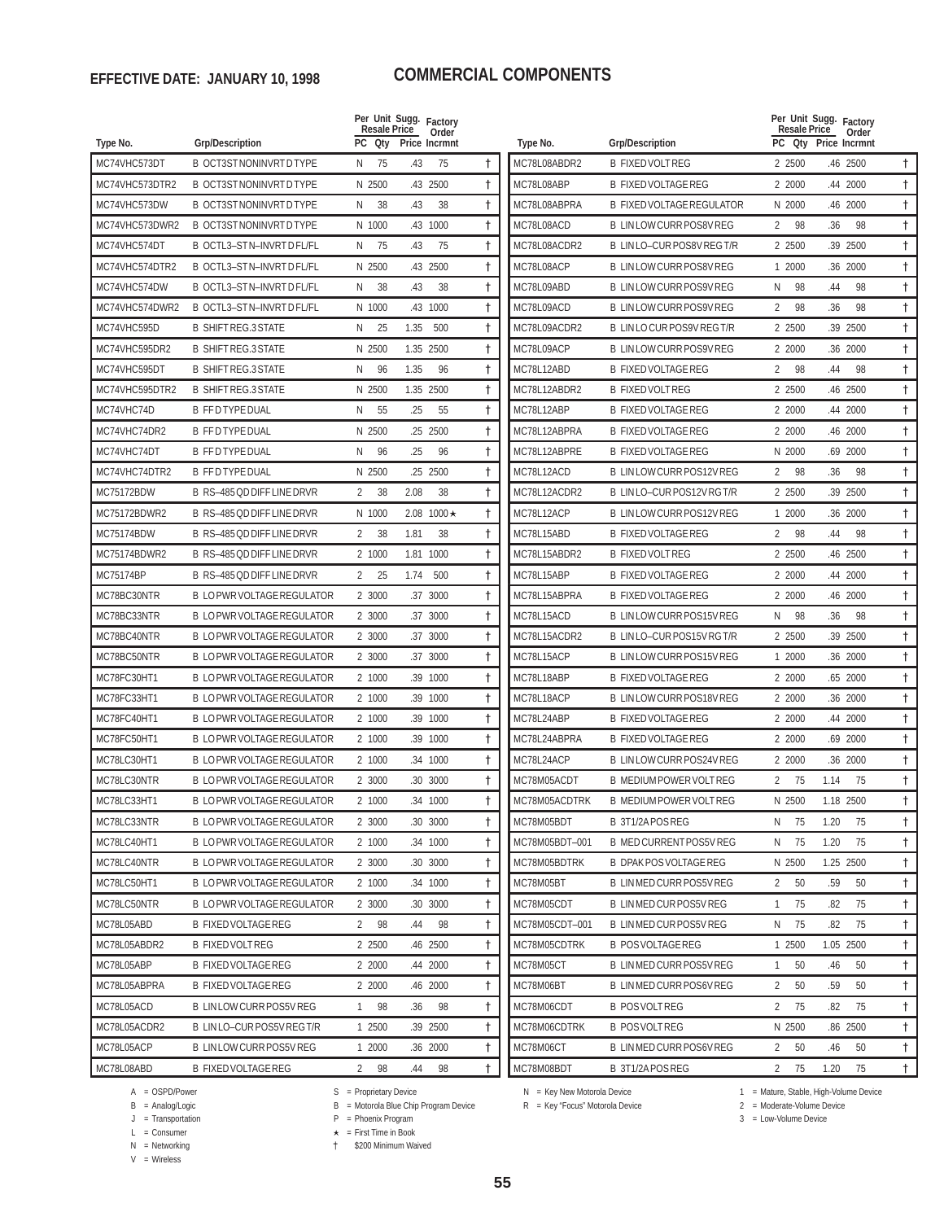**EFFECTIVE DATE: JANUARY 10, 1998**

# COMMERCIAL COMPONENTS

| Type No. | Grp/Description | PC | Qty | Per Unit Sugg. Resale Price | Factory Order Incrmnt | |
|---|---|---|---|---|---|---|
| MC74VHC573DT | B OCT3STNONINVRTDTYPE | N | 75 | .43 | 75 | † |
| MC74VHC573DTR2 | B OCT3STNONINVRTDTYPE | N | 2500 | .43 | 2500 | † |
| MC74VHC573DW | B OCT3STNONINVRTDTYPE | N | 38 | .43 | 38 | † |
| MC74VHC573DWR2 | B OCT3STNONINVRTDTYPE | N | 1000 | .43 | 1000 | † |
| MC74VHC574DT | B OCTL3–STN–INVRTDFL/FL | N | 75 | .43 | 75 | † |
| MC74VHC574DTR2 | B OCTL3–STN–INVRTDFL/FL | N | 2500 | .43 | 2500 | † |
| MC74VHC574DW | B OCTL3–STN–INVRTDFL/FL | N | 38 | .43 | 38 | † |
| MC74VHC574DWR2 | B OCTL3–STN–INVRTDFL/FL | N | 1000 | .43 | 1000 | † |
| MC74VHC595D | B SHIFTREG.3STATE | N | 25 | 1.35 | 500 | † |
| MC74VHC595DR2 | B SHIFTREG.3STATE | N | 2500 | 1.35 | 2500 | † |
| MC74VHC595DT | B SHIFTREG.3STATE | N | 96 | 1.35 | 96 | † |
| MC74VHC595DTR2 | B SHIFTREG.3STATE | N | 2500 | 1.35 | 2500 | † |
| MC74VHC74D | B FFDTYPEDUAL | N | 55 | .25 | 55 | † |
| MC74VHC74DR2 | B FFDTYPEDUAL | N | 2500 | .25 | 2500 | † |
| MC74VHC74DT | B FFDTYPEDUAL | N | 96 | .25 | 96 | † |
| MC74VHC74DTR2 | B FFDTYPEDUAL | N | 2500 | .25 | 2500 | † |
| MC75172BDW | B RS–485QDDIFFLINEDRVR | 2 | 38 | 2.08 | 38 | † |
| MC75172BDWR2 | B RS–485QDDIFFLINEDRVR | N | 1000 | 2.08 | 1000★ | † |
| MC75174BDW | B RS–485QDDIFFLINEDRVR | 2 | 38 | 1.81 | 38 | † |
| MC75174BDWR2 | B RS–485QDDIFFLINEDRVR | 2 | 1000 | 1.81 | 1000 | † |
| MC75174BP | B RS–485QDDIFFLINEDRVR | 2 | 25 | 1.74 | 500 | † |
| MC78BC30NTR | B LOPWRVOLTAGEREGULATOR | 2 | 3000 | .37 | 3000 | † |
| MC78BC33NTR | B LOPWRVOLTAGEREGULATOR | 2 | 3000 | .37 | 3000 | † |
| MC78BC40NTR | B LOPWRVOLTAGEREGULATOR | 2 | 3000 | .37 | 3000 | † |
| MC78BC50NTR | B LOPWRVOLTAGEREGULATOR | 2 | 3000 | .37 | 3000 | † |
| MC78FC30HT1 | B LOPWRVOLTAGEREGULATOR | 2 | 1000 | .39 | 1000 | † |
| MC78FC33HT1 | B LOPWRVOLTAGEREGULATOR | 2 | 1000 | .39 | 1000 | † |
| MC78FC40HT1 | B LOPWRVOLTAGEREGULATOR | 2 | 1000 | .39 | 1000 | † |
| MC78FC50HT1 | B LOPWRVOLTAGEREGULATOR | 2 | 1000 | .39 | 1000 | † |
| MC78LC30HT1 | B LOPWRVOLTAGEREGULATOR | 2 | 1000 | .34 | 1000 | † |
| MC78LC30NTR | B LOPWRVOLTAGEREGULATOR | 2 | 3000 | .30 | 3000 | † |
| MC78LC33HT1 | B LOPWRVOLTAGEREGULATOR | 2 | 1000 | .34 | 1000 | † |
| MC78LC33NTR | B LOPWRVOLTAGEREGULATOR | 2 | 3000 | .30 | 3000 | † |
| MC78LC40HT1 | B LOPWRVOLTAGEREGULATOR | 2 | 1000 | .34 | 1000 | † |
| MC78LC40NTR | B LOPWRVOLTAGEREGULATOR | 2 | 3000 | .30 | 3000 | † |
| MC78LC50HT1 | B LOPWRVOLTAGEREGULATOR | 2 | 1000 | .34 | 1000 | † |
| MC78LC50NTR | B LOPWRVOLTAGEREGULATOR | 2 | 3000 | .30 | 3000 | † |
| MC78L05ABD | B FIXEDVOLTAGEREG | 2 | 98 | .44 | 98 | † |
| MC78L05ABDR2 | B FIXEDVOLTREG | 2 | 2500 | .46 | 2500 | † |
| MC78L05ABP | B FIXEDVOLTAGEREG | 2 | 2000 | .44 | 2000 | † |
| MC78L05ABPRA | B FIXEDVOLTAGEREG | 2 | 2000 | .46 | 2000 | † |
| MC78L05ACD | B LINLOWCURRPOS5VREG | 1 | 98 | .36 | 98 | † |
| MC78L05ACDR2 | B LINLO–CURPOS5VREGT/R | 1 | 2500 | .39 | 2500 | † |
| MC78L05ACP | B LINLOWCURRPOS5VREG | 1 | 2000 | .36 | 2000 | † |
| MC78L08ABD | B FIXEDVOLTAGEREG | 2 | 98 | .44 | 98 | † |
| MC78L08ABDR2 | B FIXEDVOLTREG | 2 | 2500 | .46 | 2500 | † |
| MC78L08ABP | B FIXEDVOLTAGEREG | 2 | 2000 | .44 | 2000 | † |
| MC78L08ABPRA | B FIXEDVOLTAGEREGULATOR | N | 2000 | .46 | 2000 | † |
| MC78L08ACD | B LINLOWCURRPOS8VREG | 2 | 98 | .36 | 98 | † |
| MC78L08ACDR2 | B LINLO–CURPOS8VREGT/R | 2 | 2500 | .39 | 2500 | † |
| MC78L08ACP | B LINLOWCURRPOS8VREG | 1 | 2000 | .36 | 2000 | † |
| MC78L09ABD | B LINLOWCURRPOS9VREG | N | 98 | .44 | 98 | † |
| MC78L09ACD | B LINLOWCURRPOS9VREG | 2 | 98 | .36 | 98 | † |
| MC78L09ACDR2 | B LINLOCURPOS9VREGT/R | 2 | 2500 | .39 | 2500 | † |
| MC78L09ACP | B LINLOWCURRPOS9VREG | 2 | 2000 | .36 | 2000 | † |
| MC78L12ABD | B FIXEDVOLTAGEREG | 2 | 98 | .44 | 98 | † |
| MC78L12ABDR2 | B FIXEDVOLTREG | 2 | 2500 | .46 | 2500 | † |
| MC78L12ABP | B FIXEDVOLTAGEREG | 2 | 2000 | .44 | 2000 | † |
| MC78L12ABPRA | B FIXEDVOLTAGEREG | 2 | 2000 | .46 | 2000 | † |
| MC78L12ABPRE | B FIXEDVOLTAGEREG | N | 2000 | .69 | 2000 | † |
| MC78L12ACD | B LINLOWCURRPOS12VREG | 2 | 98 | .36 | 98 | † |
| MC78L12ACDR2 | B LINLO–CURPOS12VRGT/R | 2 | 2500 | .39 | 2500 | † |
| MC78L12ACP | B LINLOWCURRPOS12VREG | 1 | 2000 | .36 | 2000 | † |
| MC78L15ABD | B FIXEDVOLTAGEREG | 2 | 98 | .44 | 98 | † |
| MC78L15ABDR2 | B FIXEDVOLTREG | 2 | 2500 | .46 | 2500 | † |
| MC78L15ABP | B FIXEDVOLTAGEREG | 2 | 2000 | .44 | 2000 | † |
| MC78L15ABPRA | B FIXEDVOLTAGEREG | 2 | 2000 | .46 | 2000 | † |
| MC78L15ACD | B LINLOWCURRPOS15VREG | N | 98 | .36 | 98 | † |
| MC78L15ACDR2 | B LINLO–CURPOS15VRGT/R | 2 | 2500 | .39 | 2500 | † |
| MC78L15ACP | B LINLOWCURRPOS15VREG | 1 | 2000 | .36 | 2000 | † |
| MC78L18ABP | B FIXEDVOLTAGEREG | 2 | 2000 | .65 | 2000 | † |
| MC78L18ACP | B LINLOWCURRPOS18VREG | 2 | 2000 | .36 | 2000 | † |
| MC78L24ABP | B FIXEDVOLTAGEREG | 2 | 2000 | .44 | 2000 | † |
| MC78L24ABPRA | B FIXEDVOLTAGEREG | 2 | 2000 | .69 | 2000 | † |
| MC78L24ACP | B LINLOWCURRPOS24VREG | 2 | 2000 | .36 | 2000 | † |
| MC78M05ACDT | B MEDIUMPOWERVOLTREG | 2 | 75 | 1.14 | 75 | † |
| MC78M05ACDTRK | B MEDIUMPOWERVOLTREG | N | 2500 | 1.18 | 2500 | † |
| MC78M05BDT | B 3T1/2APOSREG | N | 75 | 1.20 | 75 | † |
| MC78M05BDT–001 | B MEDCURRENTPOS5VREG | N | 75 | 1.20 | 75 | † |
| MC78M05BDTRK | B DPAKPOSVOLTAGEREG | N | 2500 | 1.25 | 2500 | † |
| MC78M05BT | B LINMEDCURRPOS5VREG | 2 | 50 | .59 | 50 | † |
| MC78M05CDT | B LINMEDCURPOS5VREG | 1 | 75 | .82 | 75 | † |
| MC78M05CDT–001 | B LINMEDCURPOS5VREG | N | 75 | .82 | 75 | † |
| MC78M05CDTRK | B POSVOLTAGEREG | 1 | 2500 | 1.05 | 2500 | † |
| MC78M05CT | B LINMEDCURRPOS5VREG | 1 | 50 | .46 | 50 | † |
| MC78M06BT | B LINMEDCURRPOS6VREG | 2 | 50 | .59 | 50 | † |
| MC78M06CDT | B POSVOLTREG | 2 | 75 | .82 | 75 | † |
| MC78M06CDTRK | B POSVOLTREG | N | 2500 | .86 | 2500 | † |
| MC78M06CT | B LINMEDCURRPOS6VREG | 2 | 50 | .46 | 50 | † |
| MC78M08BDT | B 3T1/2APOSREG | 2 | 75 | 1.20 | 75 | † |

A = OSPD/Power
B = Analog/Logic
J = Transportation
L = Consumer
N = Networking
V = Wireless

S = Proprietary Device
B = Motorola Blue Chip Program Device
P = Phoenix Program
★ = First Time in Book
† $200 Minimum Waived

N = Key New Motorola Device
R = Key "Focus" Motorola Device

1 = Mature, Stable, High-Volume Device
2 = Moderate-Volume Device
3 = Low-Volume Device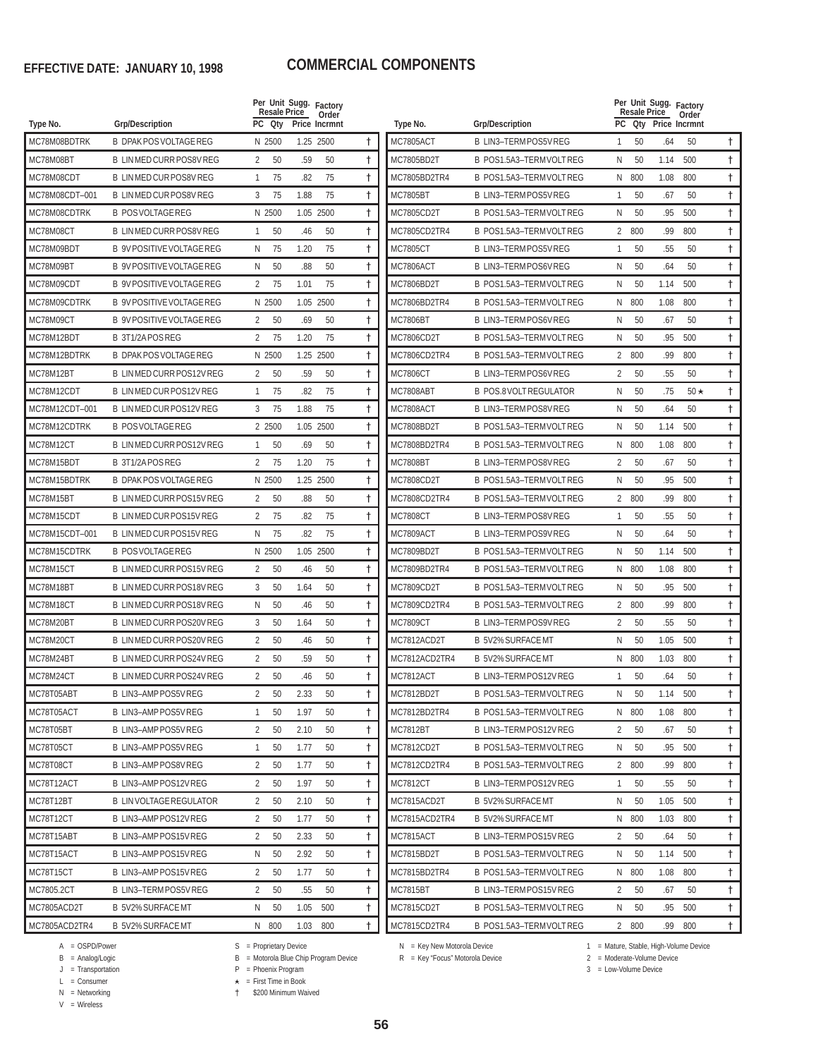**EFFECTIVE DATE: JANUARY 10, 1998**

# COMMERCIAL COMPONENTS

| Type No. | Grp/Description | PC | Qty | Per Unit Sugg. Resale Price | Factory Order Incrmnt | |
|---|---|---|---|---|---|---|
| MC78M08BDTRK | B DPAK POS VOLTAGE REG | N | 2500 | 1.25 | 2500 | † |
| MC78M08BT | B LIN MED CURR POS8V REG | 2 | 50 | .59 | 50 | † |
| MC78M08CDT | B LIN MED CUR POS8V REG | 1 | 75 | .82 | 75 | † |
| MC78M08CDT–001 | B LIN MED CUR POS8V REG | 3 | 75 | 1.88 | 75 | † |
| MC78M08CDTRK | B POS VOLTAGE REG | N | 2500 | 1.05 | 2500 | † |
| MC78M08CT | B LIN MED CURR POS8V REG | 1 | 50 | .46 | 50 | † |
| MC78M09BDT | B 9V POSITIVE VOLTAGE REG | N | 75 | 1.20 | 75 | † |
| MC78M09BT | B 9V POSITIVE VOLTAGE REG | N | 50 | .88 | 50 | † |
| MC78M09CDT | B 9V POSITIVE VOLTAGE REG | 2 | 75 | 1.01 | 75 | † |
| MC78M09CDTRK | B 9V POSITIVE VOLTAGE REG | N | 2500 | 1.05 | 2500 | † |
| MC78M09CT | B 9V POSITIVE VOLTAGE REG | 2 | 50 | .69 | 50 | † |
| MC78M12BDT | B 3T1/2A POS REG | 2 | 75 | 1.20 | 75 | † |
| MC78M12BDTRK | B DPAK POS VOLTAGE REG | N | 2500 | 1.25 | 2500 | † |
| MC78M12BT | B LIN MED CURR POS12V REG | 2 | 50 | .59 | 50 | † |
| MC78M12CDT | B LIN MED CUR POS12V REG | 1 | 75 | .82 | 75 | † |
| MC78M12CDT–001 | B LIN MED CUR POS12V REG | 3 | 75 | 1.88 | 75 | † |
| MC78M12CDTRK | B POS VOLTAGE REG | 2 | 2500 | 1.05 | 2500 | † |
| MC78M12CT | B LIN MED CURR POS12V REG | 1 | 50 | .69 | 50 | † |
| MC78M15BDT | B 3T1/2A POS REG | 2 | 75 | 1.20 | 75 | † |
| MC78M15BDTRK | B DPAK POS VOLTAGE REG | N | 2500 | 1.25 | 2500 | † |
| MC78M15BT | B LIN MED CURR POS15V REG | 2 | 50 | .88 | 50 | † |
| MC78M15CDT | B LIN MED CUR POS15V REG | 2 | 75 | .82 | 75 | † |
| MC78M15CDT–001 | B LIN MED CUR POS15V REG | N | 75 | .82 | 75 | † |
| MC78M15CDTRK | B POS VOLTAGE REG | N | 2500 | 1.05 | 2500 | † |
| MC78M15CT | B LIN MED CURR POS15V REG | 2 | 50 | .46 | 50 | † |
| MC78M18BT | B LIN MED CURR POS18V REG | 3 | 50 | 1.64 | 50 | † |
| MC78M18CT | B LIN MED CURR POS18V REG | N | 50 | .46 | 50 | † |
| MC78M20BT | B LIN MED CURR POS20V REG | 3 | 50 | 1.64 | 50 | † |
| MC78M20CT | B LIN MED CURR POS20V REG | 2 | 50 | .46 | 50 | † |
| MC78M24BT | B LIN MED CURR POS24V REG | 2 | 50 | .59 | 50 | † |
| MC78M24CT | B LIN MED CURR POS24V REG | 2 | 50 | .46 | 50 | † |
| MC78T05ABT | B LIN3–AMP POS5V REG | 2 | 50 | 2.33 | 50 | † |
| MC78T05ACT | B LIN3–AMP POS5V REG | 1 | 50 | 1.97 | 50 | † |
| MC78T05BT | B LIN3–AMP POS5V REG | 2 | 50 | 2.10 | 50 | † |
| MC78T05CT | B LIN3–AMP POS5V REG | 1 | 50 | 1.77 | 50 | † |
| MC78T08CT | B LIN3–AMP POS8V REG | 2 | 50 | 1.77 | 50 | † |
| MC78T12ACT | B LIN3–AMP POS12V REG | 2 | 50 | 1.97 | 50 | † |
| MC78T12BT | B LIN VOLTAGE REGULATOR | 2 | 50 | 2.10 | 50 | † |
| MC78T12CT | B LIN3–AMP POS12V REG | 2 | 50 | 1.77 | 50 | † |
| MC78T15ABT | B LIN3–AMP POS15V REG | 2 | 50 | 2.33 | 50 | † |
| MC78T15ACT | B LIN3–AMP POS15V REG | N | 50 | 2.92 | 50 | † |
| MC78T15CT | B LIN3–AMP POS15V REG | 2 | 50 | 1.77 | 50 | † |
| MC7805.2CT | B LIN3–TERM POS5V REG | 2 | 50 | .55 | 50 | † |
| MC7805ACD2T | B 5V2% SURFACE MT | N | 50 | 1.05 | 500 | † |
| MC7805ACD2TR4 | B 5V2% SURFACE MT | N | 800 | 1.03 | 800 | † |
| MC7805ACT | B LIN3–TERM POS5V REG | 1 | 50 | .64 | 50 | † |
| MC7805BD2T | B POS1.5A3–TERM VOLT REG | N | 50 | 1.14 | 500 | † |
| MC7805BD2TR4 | B POS1.5A3–TERM VOLT REG | N | 800 | 1.08 | 800 | † |
| MC7805BT | B LIN3–TERM POS5V REG | 1 | 50 | .67 | 50 | † |
| MC7805CD2T | B POS1.5A3–TERM VOLT REG | N | 50 | .95 | 500 | † |
| MC7805CD2TR4 | B POS1.5A3–TERM VOLT REG | 2 | 800 | .99 | 800 | † |
| MC7805CT | B LIN3–TERM POS5V REG | 1 | 50 | .55 | 50 | † |
| MC7806ACT | B LIN3–TERM POS6V REG | N | 50 | .64 | 50 | † |
| MC7806BD2T | B POS1.5A3–TERM VOLT REG | N | 50 | 1.14 | 500 | † |
| MC7806BD2TR4 | B POS1.5A3–TERM VOLT REG | N | 800 | 1.08 | 800 | † |
| MC7806BT | B LIN3–TERM POS6V REG | N | 50 | .67 | 50 | † |
| MC7806CD2T | B POS1.5A3–TERM VOLT REG | N | 50 | .95 | 500 | † |
| MC7806CD2TR4 | B POS1.5A3–TERM VOLT REG | 2 | 800 | .99 | 800 | † |
| MC7806CT | B LIN3–TERM POS6V REG | 2 | 50 | .55 | 50 | † |
| MC7808ABT | B POS.8VOLT REGULATOR | N | 50 | .75 | 50 ★ | † |
| MC7808ACT | B LIN3–TERM POS8V REG | N | 50 | .64 | 50 | † |
| MC7808BD2T | B POS1.5A3–TERM VOLT REG | N | 50 | 1.14 | 500 | † |
| MC7808BD2TR4 | B POS1.5A3–TERM VOLT REG | N | 800 | 1.08 | 800 | † |
| MC7808BT | B LIN3–TERM POS8V REG | 2 | 50 | .67 | 50 | † |
| MC7808CD2T | B POS1.5A3–TERM VOLT REG | N | 50 | .95 | 500 | † |
| MC7808CD2TR4 | B POS1.5A3–TERM VOLT REG | 2 | 800 | .99 | 800 | † |
| MC7808CT | B LIN3–TERM POS8V REG | 1 | 50 | .55 | 50 | † |
| MC7809ACT | B LIN3–TERM POS9V REG | N | 50 | .64 | 50 | † |
| MC7809BD2T | B POS1.5A3–TERM VOLT REG | N | 50 | 1.14 | 500 | † |
| MC7809BD2TR4 | B POS1.5A3–TERM VOLT REG | N | 800 | 1.08 | 800 | † |
| MC7809CD2T | B POS1.5A3–TERM VOLT REG | N | 50 | .95 | 500 | † |
| MC7809CD2TR4 | B POS1.5A3–TERM VOLT REG | 2 | 800 | .99 | 800 | † |
| MC7809CT | B LIN3–TERM POS9V REG | 2 | 50 | .55 | 50 | † |
| MC7812ACD2T | B 5V2% SURFACE MT | N | 50 | 1.05 | 500 | † |
| MC7812ACD2TR4 | B 5V2% SURFACE MT | N | 800 | 1.03 | 800 | † |
| MC7812ACT | B LIN3–TERM POS12V REG | 1 | 50 | .64 | 50 | † |
| MC7812BD2T | B POS1.5A3–TERM VOLT REG | N | 50 | 1.14 | 500 | † |
| MC7812BD2TR4 | B POS1.5A3–TERM VOLT REG | N | 800 | 1.08 | 800 | † |
| MC7812BT | B LIN3–TERM POS12V REG | 2 | 50 | .67 | 50 | † |
| MC7812CD2T | B POS1.5A3–TERM VOLT REG | N | 50 | .95 | 500 | † |
| MC7812CD2TR4 | B POS1.5A3–TERM VOLT REG | 2 | 800 | .99 | 800 | † |
| MC7812CT | B LIN3–TERM POS12V REG | 1 | 50 | .55 | 50 | † |
| MC7815ACD2T | B 5V2% SURFACE MT | N | 50 | 1.05 | 500 | † |
| MC7815ACD2TR4 | B 5V2% SURFACE MT | N | 800 | 1.03 | 800 | † |
| MC7815ACT | B LIN3–TERM POS15V REG | 2 | 50 | .64 | 50 | † |
| MC7815BD2T | B POS1.5A3–TERM VOLT REG | N | 50 | 1.14 | 500 | † |
| MC7815BD2TR4 | B POS1.5A3–TERM VOLT REG | N | 800 | 1.08 | 800 | † |
| MC7815BT | B LIN3–TERM POS15V REG | 2 | 50 | .67 | 50 | † |
| MC7815CD2T | B POS1.5A3–TERM VOLT REG | N | 50 | .95 | 500 | † |
| MC7815CD2TR4 | B POS1.5A3–TERM VOLT REG | 2 | 800 | .99 | 800 | † |

A = OSPD/Power
B = Analog/Logic
J = Transportation
L = Consumer
N = Networking
V = Wireless

S = Proprietary Device
B = Motorola Blue Chip Program Device
P = Phoenix Program
★ = First Time in Book
† $200 Minimum Waived

N = Key New Motorola Device
R = Key "Focus" Motorola Device

1 = Mature, Stable, High-Volume Device
2 = Moderate-Volume Device
3 = Low-Volume Device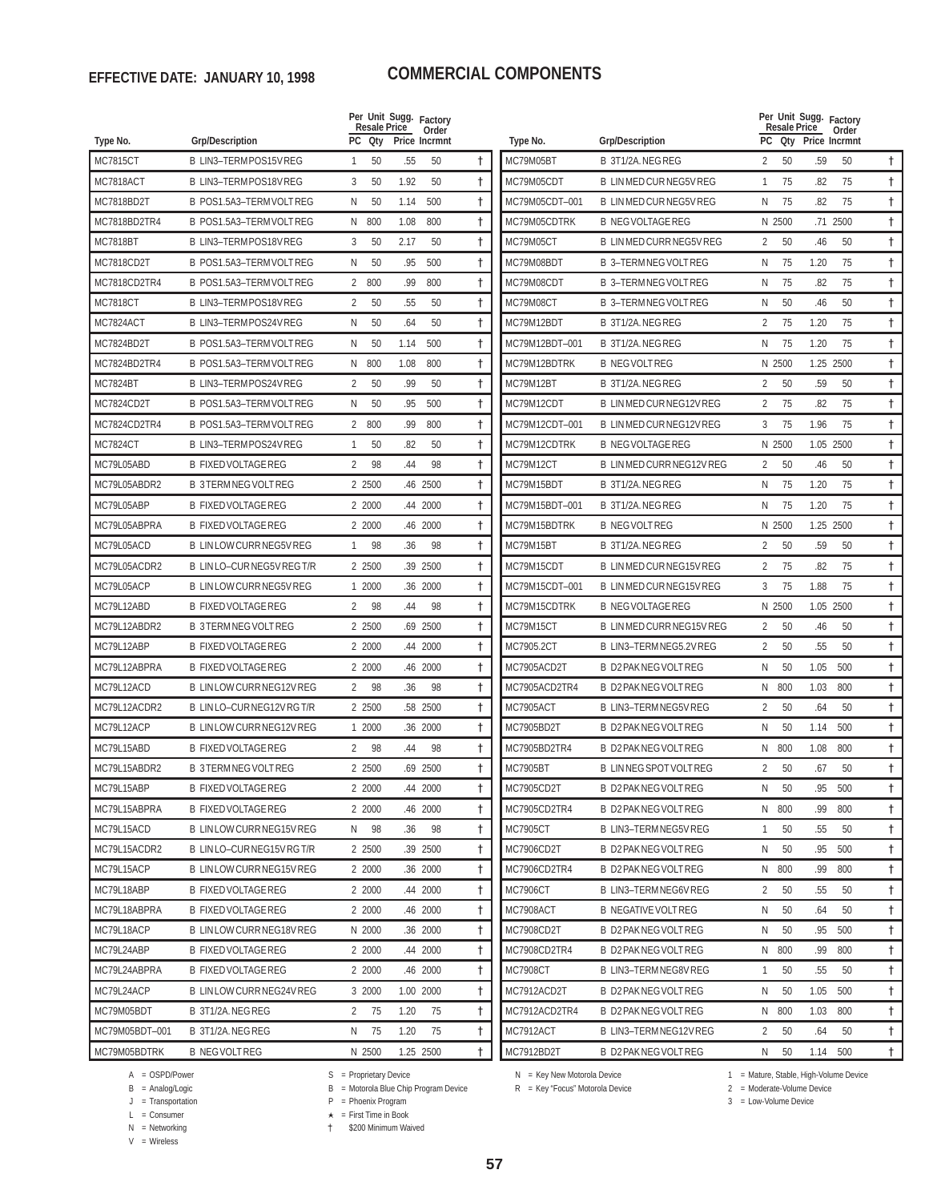**EFFECTIVE DATE: JANUARY 10, 1998**

# COMMERCIAL COMPONENTS

| Type No. | Grp/Description | PC | Qty | Per Unit Sugg. Resale Price | Factory Order Incrmnt | |
|---|---|---|---|---|---|---|
| MC7815CT | B LIN3–TERMPOS15VREG | 1 | 50 | .55 | 50 | † |
| MC7818ACT | B LIN3–TERMPOS18VREG | 3 | 50 | 1.92 | 50 | † |
| MC7818BD2T | B POS1.5A3–TERMVOLTREG | N | 50 | 1.14 | 500 | † |
| MC7818BD2TR4 | B POS1.5A3–TERMVOLTREG | N | 800 | 1.08 | 800 | † |
| MC7818BT | B LIN3–TERMPOS18VREG | 3 | 50 | 2.17 | 50 | † |
| MC7818CD2T | B POS1.5A3–TERMVOLTREG | N | 50 | .95 | 500 | † |
| MC7818CD2TR4 | B POS1.5A3–TERMVOLTREG | 2 | 800 | .99 | 800 | † |
| MC7818CT | B LIN3–TERMPOS18VREG | 2 | 50 | .55 | 50 | † |
| MC7824ACT | B LIN3–TERMPOS24VREG | N | 50 | .64 | 50 | † |
| MC7824BD2T | B POS1.5A3–TERMVOLTREG | N | 50 | 1.14 | 500 | † |
| MC7824BD2TR4 | B POS1.5A3–TERMVOLTREG | N | 800 | 1.08 | 800 | † |
| MC7824BT | B LIN3–TERMPOS24VREG | 2 | 50 | .99 | 50 | † |
| MC7824CD2T | B POS1.5A3–TERMVOLTREG | N | 50 | .95 | 500 | † |
| MC7824CD2TR4 | B POS1.5A3–TERMVOLTREG | 2 | 800 | .99 | 800 | † |
| MC7824CT | B LIN3–TERMPOS24VREG | 1 | 50 | .82 | 50 | † |
| MC79L05ABD | B FIXEDVOLTAGEREG | 2 | 98 | .44 | 98 | † |
| MC79L05ABDR2 | B 3TERMNEGVOLTREG | 2 | 2500 | .46 | 2500 | † |
| MC79L05ABP | B FIXEDVOLTAGEREG | 2 | 2000 | .44 | 2000 | † |
| MC79L05ABPRA | B FIXEDVOLTAGEREG | 2 | 2000 | .46 | 2000 | † |
| MC79L05ACD | B LINLOWCURRNEG5VREG | 1 | 98 | .36 | 98 | † |
| MC79L05ACDR2 | B LINLO–CURRNEG5VREGT/R | 2 | 2500 | .39 | 2500 | † |
| MC79L05ACP | B LINLOWCURRNEG5VREG | 1 | 2000 | .36 | 2000 | † |
| MC79L12ABD | B FIXEDVOLTAGEREG | 2 | 98 | .44 | 98 | † |
| MC79L12ABDR2 | B 3TERMNEGVOLTREG | 2 | 2500 | .69 | 2500 | † |
| MC79L12ABP | B FIXEDVOLTAGEREG | 2 | 2000 | .44 | 2000 | † |
| MC79L12ABPRA | B FIXEDVOLTAGEREG | 2 | 2000 | .46 | 2000 | † |
| MC79L12ACD | B LINLOWCURRNEG12VREG | 2 | 98 | .36 | 98 | † |
| MC79L12ACDR2 | B LINLO–CURNEG12VRGT/R | 2 | 2500 | .58 | 2500 | † |
| MC79L12ACP | B LINLOWCURRNEG12VREG | 1 | 2000 | .36 | 2000 | † |
| MC79L15ABD | B FIXEDVOLTAGEREG | 2 | 98 | .44 | 98 | † |
| MC79L15ABDR2 | B 3TERMNEGVOLTREG | 2 | 2500 | .69 | 2500 | † |
| MC79L15ABP | B FIXEDVOLTAGEREG | 2 | 2000 | .44 | 2000 | † |
| MC79L15ABPRA | B FIXEDVOLTAGEREG | 2 | 2000 | .46 | 2000 | † |
| MC79L15ACD | B LINLOWCURRNEG15VREG | N | 98 | .36 | 98 | † |
| MC79L15ACDR2 | B LINLO–CURNEG15VRGT/R | 2 | 2500 | .39 | 2500 | † |
| MC79L15ACP | B LINLOWCURRNEG15VREG | 2 | 2000 | .36 | 2000 | † |
| MC79L18ABP | B FIXEDVOLTAGEREG | 2 | 2000 | .44 | 2000 | † |
| MC79L18ABPRA | B FIXEDVOLTAGEREG | 2 | 2000 | .46 | 2000 | † |
| MC79L18ACP | B LINLOWCURRNEG18VREG | N | 2000 | .36 | 2000 | † |
| MC79L24ABP | B FIXEDVOLTAGEREG | 2 | 2000 | .44 | 2000 | † |
| MC79L24ABPRA | B FIXEDVOLTAGEREG | 2 | 2000 | .46 | 2000 | † |
| MC79L24ACP | B LINLOWCURRNEG24VREG | 3 | 2000 | 1.00 | 2000 | † |
| MC79M05BDT | B 3T1/2A.NEGREG | 2 | 75 | 1.20 | 75 | † |
| MC79M05BDT–001 | B 3T1/2A.NEGREG | N | 75 | 1.20 | 75 | † |
| MC79M05BDTRK | B NEGVOLTREG | N | 2500 | 1.25 | 2500 | † |
| MC79M05BT | B 3T1/2A.NEGREG | 2 | 50 | .59 | 50 | † |
| MC79M05CDT | B LINMEDCURNEG5VREG | 1 | 75 | .82 | 75 | † |
| MC79M05CDT–001 | B LINMEDCURNEG5VREG | N | 75 | .82 | 75 | † |
| MC79M05CDTRK | B NEGVOLTAGEREG | N | 2500 | .71 | 2500 | † |
| MC79M05CT | B LINMEDCURRNEG5VREG | 2 | 50 | .46 | 50 | † |
| MC79M08BDT | B 3–TERMNEGVOLTREG | N | 75 | 1.20 | 75 | † |
| MC79M08CDT | B 3–TERMNEGVOLTREG | N | 75 | .82 | 75 | † |
| MC79M08CT | B 3–TERMNEGVOLTREG | N | 50 | .46 | 50 | † |
| MC79M12BDT | B 3T1/2A.NEGREG | 2 | 75 | 1.20 | 75 | † |
| MC79M12BDT–001 | B 3T1/2A.NEGREG | N | 75 | 1.20 | 75 | † |
| MC79M12BDTRK | B NEGVOLTREG | N | 2500 | 1.25 | 2500 | † |
| MC79M12BT | B 3T1/2A.NEGREG | 2 | 50 | .59 | 50 | † |
| MC79M12CDT | B LINMEDCURNEG12VREG | 2 | 75 | .82 | 75 | † |
| MC79M12CDT–001 | B LINMEDCURNEG12VREG | 3 | 75 | 1.96 | 75 | † |
| MC79M12CDTRK | B NEGVOLTAGEREG | N | 2500 | 1.05 | 2500 | † |
| MC79M12CT | B LINMEDCURRNEG12VREG | 2 | 50 | .46 | 50 | † |
| MC79M15BDT | B 3T1/2A.NEGREG | N | 75 | 1.20 | 75 | † |
| MC79M15BDT–001 | B 3T1/2A.NEGREG | N | 75 | 1.20 | 75 | † |
| MC79M15BDTRK | B NEGVOLTREG | N | 2500 | 1.25 | 2500 | † |
| MC79M15BT | B 3T1/2A.NEGREG | 2 | 50 | .59 | 50 | † |
| MC79M15CDT | B LINMEDCURNEG15VREG | 2 | 75 | .82 | 75 | † |
| MC79M15CDT–001 | B LINMEDCURNEG15VREG | 3 | 75 | 1.88 | 75 | † |
| MC79M15CDTRK | B NEGVOLTAGEREG | N | 2500 | 1.05 | 2500 | † |
| MC79M15CT | B LINMEDCURRNEG15VREG | 2 | 50 | .46 | 50 | † |
| MC7905.2CT | B LIN3–TERMNEG5.2VREG | 2 | 50 | .55 | 50 | † |
| MC7905ACD2T | B D2PAKNEGVOLTREG | N | 50 | 1.05 | 500 | † |
| MC7905ACD2TR4 | B D2PAKNEGVOLTREG | N | 800 | 1.03 | 800 | † |
| MC7905ACT | B LIN3–TERMNEG5VREG | 2 | 50 | .64 | 50 | † |
| MC7905BD2T | B D2PAKNEGVOLTREG | N | 50 | 1.14 | 500 | † |
| MC7905BD2TR4 | B D2PAKNEGVOLTREG | N | 800 | 1.08 | 800 | † |
| MC7905BT | B LINNEGSPOTVOLTREG | 2 | 50 | .67 | 50 | † |
| MC7905CD2T | B D2PAKNEGVOLTREG | N | 50 | .95 | 500 | † |
| MC7905CD2TR4 | B D2PAKNEGVOLTREG | N | 800 | .99 | 800 | † |
| MC7905CT | B LIN3–TERMNEG5VREG | 1 | 50 | .55 | 50 | † |
| MC7906CD2T | B D2PAKNEGVOLTREG | N | 50 | .95 | 500 | † |
| MC7906CD2TR4 | B D2PAKNEGVOLTREG | N | 800 | .99 | 800 | † |
| MC7906CT | B LIN3–TERMNEG6VREG | 2 | 50 | .55 | 50 | † |
| MC7908ACT | B NEGATIVEVOLTREG | N | 50 | .64 | 50 | † |
| MC7908CD2T | B D2PAKNEGVOLTREG | N | 50 | .95 | 500 | † |
| MC7908CD2TR4 | B D2PAKNEGVOLTREG | N | 800 | .99 | 800 | † |
| MC7908CT | B LIN3–TERMNEG8VREG | 1 | 50 | .55 | 50 | † |
| MC7912ACD2T | B D2PAKNEGVOLTREG | N | 50 | 1.05 | 500 | † |
| MC7912ACD2TR4 | B D2PAKNEGVOLTREG | N | 800 | 1.03 | 800 | † |
| MC7912ACT | B LIN3–TERMNEG12VREG | 2 | 50 | .64 | 50 | † |
| MC7912BD2T | B D2PAKNEGVOLTREG | N | 50 | 1.14 | 500 | † |

A = OSPD/Power
B = Analog/Logic
J = Transportation
L = Consumer
N = Networking
V = Wireless

S = Proprietary Device
B = Motorola Blue Chip Program Device
P = Phoenix Program
★ = First Time in Book
† $200 Minimum Waived

N = Key New Motorola Device
R = Key "Focus" Motorola Device

1 = Mature, Stable, High-Volume Device
2 = Moderate-Volume Device
3 = Low-Volume Device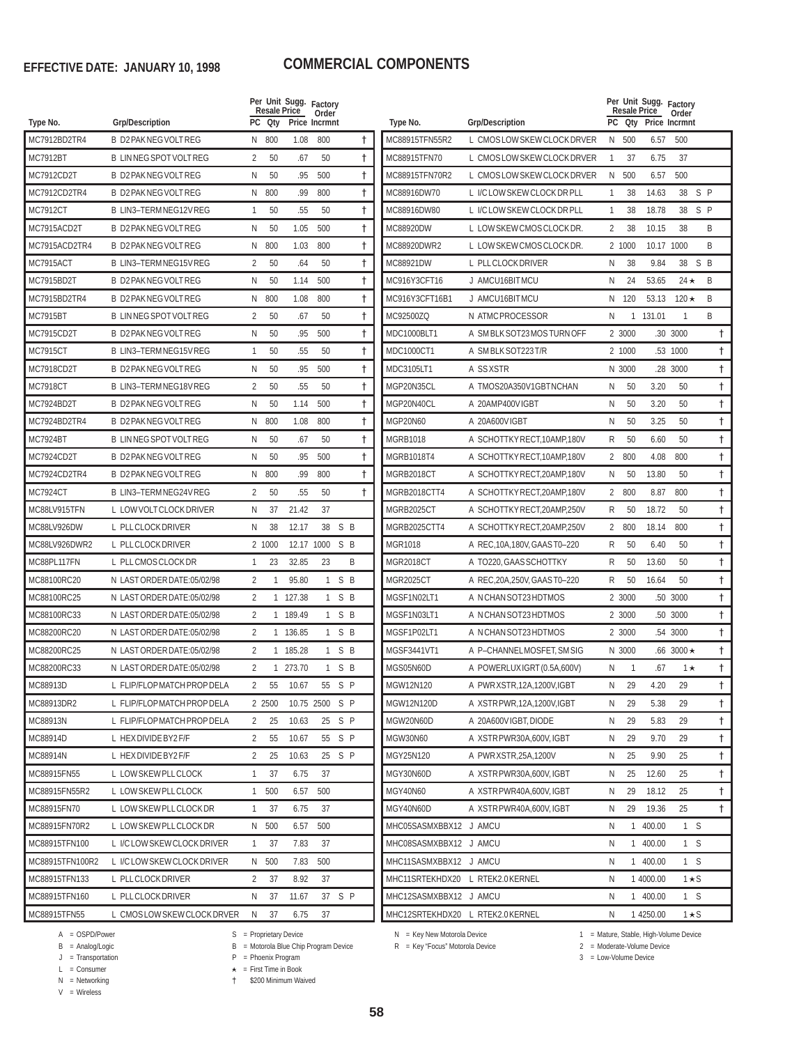**EFFECTIVE DATE: JANUARY 10, 1998**

# COMMERCIAL COMPONENTS

| Type No. | Grp/Description | PC | Per Unit Qty | Sugg. Resale Price | Factory Order Incrmnt | | |
|---|---|---|---|---|---|---|---|
| MC7912BD2TR4 | B D2PAK NEG VOLT REG | N | 800 | 1.08 | 800 | | † |
| MC7912BT | B LIN NEG SPOT VOLT REG | 2 | 50 | .67 | 50 | | † |
| MC7912CD2T | B D2PAK NEG VOLT REG | N | 50 | .95 | 500 | | † |
| MC7912CD2TR4 | B D2PAK NEG VOLT REG | N | 800 | .99 | 800 | | † |
| MC7912CT | B LIN3–TERM NEG12V REG | 1 | 50 | .55 | 50 | | † |
| MC7915ACD2T | B D2PAK NEG VOLT REG | N | 50 | 1.05 | 500 | | † |
| MC7915ACD2TR4 | B D2PAK NEG VOLT REG | N | 800 | 1.03 | 800 | | † |
| MC7915ACT | B LIN3–TERM NEG15V REG | 2 | 50 | .64 | 50 | | † |
| MC7915BD2T | B D2PAK NEG VOLT REG | N | 50 | 1.14 | 500 | | † |
| MC7915BD2TR4 | B D2PAK NEG VOLT REG | N | 800 | 1.08 | 800 | | † |
| MC7915BT | B LIN NEG SPOT VOLT REG | 2 | 50 | .67 | 50 | | † |
| MC7915CD2T | B D2PAK NEG VOLT REG | N | 50 | .95 | 500 | | † |
| MC7915CT | B LIN3–TERM NEG15V REG | 1 | 50 | .55 | 50 | | † |
| MC7918CD2T | B D2PAK NEG VOLT REG | N | 50 | .95 | 500 | | † |
| MC7918CT | B LIN3–TERM NEG18V REG | 2 | 50 | .55 | 50 | | † |
| MC7924BD2T | B D2PAK NEG VOLT REG | N | 50 | 1.14 | 500 | | † |
| MC7924BD2TR4 | B D2PAK NEG VOLT REG | N | 800 | 1.08 | 800 | | † |
| MC7924BT | B LIN NEG SPOT VOLT REG | N | 50 | .67 | 50 | | † |
| MC7924CD2T | B D2PAK NEG VOLT REG | N | 50 | .95 | 500 | | † |
| MC7924CD2TR4 | B D2PAK NEG VOLT REG | N | 800 | .99 | 800 | | † |
| MC7924CT | B LIN3–TERM NEG24V REG | 2 | 50 | .55 | 50 | | † |
| MC88LV915TFN | L LOW VOLT CLOCK DRIVER | N | 37 | 21.42 | 37 | | |
| MC88LV926DW | L PLL CLOCK DRIVER | N | 38 | 12.17 | 38 | S B | |
| MC88LV926DWR2 | L PLL CLOCK DRIVER | 2 | 1000 | 12.17 | 1000 | S B | |
| MC88PL117FN | L PLL CMOS CLOCK DR | 1 | 23 | 32.85 | 23 | B | |
| MC88100RC20 | N LAST ORDER DATE:05/02/98 | 2 | 1 | 95.80 | 1 | S B | |
| MC88100RC25 | N LAST ORDER DATE:05/02/98 | 2 | 1 | 127.38 | 1 | S B | |
| MC88100RC33 | N LAST ORDER DATE:05/02/98 | 2 | 1 | 189.49 | 1 | S B | |
| MC88200RC20 | N LAST ORDER DATE:05/02/98 | 2 | 1 | 136.85 | 1 | S B | |
| MC88200RC25 | N LAST ORDER DATE:05/02/98 | 2 | 1 | 185.28 | 1 | S B | |
| MC88200RC33 | N LAST ORDER DATE:05/02/98 | 2 | 1 | 273.70 | 1 | S B | |
| MC88913D | L FLIP/FLOP MATCH PROP DELA | 2 | 55 | 10.67 | 55 | S P | |
| MC88913DR2 | L FLIP/FLOP MATCH PROP DELA | 2 | 2500 | 10.75 | 2500 | S P | |
| MC88913N | L FLIP/FLOP MATCH PROP DELA | 2 | 25 | 10.63 | 25 | S P | |
| MC88914D | L HEX DIVIDE BY 2 F/F | 2 | 55 | 10.67 | 55 | S P | |
| MC88914N | L HEX DIVIDE BY 2 F/F | 2 | 25 | 10.63 | 25 | S P | |
| MC88915FN55 | L LOW SKEW PLL CLOCK | 1 | 37 | 6.75 | 37 | | |
| MC88915FN55R2 | L LOW SKEW PLL CLOCK | 1 | 500 | 6.57 | 500 | | |
| MC88915FN70 | L LOW SKEW PLL CLOCK DR | 1 | 37 | 6.75 | 37 | | |
| MC88915FN70R2 | L LOW SKEW PLL CLOCK DR | N | 500 | 6.57 | 500 | | |
| MC88915TFN100 | L I/C LOW SKEW CLOCK DRIVER | 1 | 37 | 7.83 | 37 | | |
| MC88915TFN100R2 | L I/C LOW SKEW CLOCK DRIVER | N | 500 | 7.83 | 500 | | |
| MC88915TFN133 | L PLL CLOCK DRIVER | 2 | 37 | 8.92 | 37 | | |
| MC88915TFN160 | L PLL CLOCK DRIVER | N | 37 | 11.67 | 37 | S P | |
| MC88915TFN55 | L CMOS LOW SKEW CLOCK DRVER | N | 37 | 6.75 | 37 | | |
| MC88915TFN55R2 | L CMOS LOW SKEW CLOCK DRVER | N | 500 | 6.57 | 500 | | |
| MC88915TFN70 | L CMOS LOW SKEW CLOCK DRVER | 1 | 37 | 6.75 | 37 | | |
| MC88915TFN70R2 | L CMOS LOW SKEW CLOCK DRVER | N | 500 | 6.57 | 500 | | |
| MC88916DW70 | L I/C LOW SKEW CLOCK DR PLL | 1 | 38 | 14.63 | 38 | S P | |
| MC88916DW80 | L I/C LOW SKEW CLOCK DR PLL | 1 | 38 | 18.78 | 38 | S P | |
| MC88920DW | L LOW SKEW CMOS CLOCK DR. | 2 | 38 | 10.15 | 38 | B | |
| MC88920DWR2 | L LOW SKEW CMOS CLOCK DR. | 2 | 1000 | 10.17 | 1000 | B | |
| MC88921DW | L PLL CLOCK DRIVER | N | 38 | 9.84 | 38 | S B | |
| MC916Y3CFT16 | J AMCU16BIT MCU | N | 24 | 53.65 | 24 ★ | B | |
| MC916Y3CFT16B1 | J AMCU16BIT MCU | N | 120 | 53.13 | 120 ★ | B | |
| MC92500ZQ | N ATM CPROCESSOR | N | 1 | 131.01 | 1 | B | |
| MDC1000BLT1 | A SM BLK SOT23 MOS TURN OFF | 2 | 3000 | .30 | 3000 | | † |
| MDC1000CT1 | A SM BLK SOT223 T/R | 2 | 1000 | .53 | 1000 | | † |
| MDC3105LT1 | A SS XSTR | N | 3000 | .28 | 3000 | | † |
| MGP20N35CL | A TMOS20A350V1GBT NCHAN | N | 50 | 3.20 | 50 | | † |
| MGP20N40CL | A 20AMP400V IGBT | N | 50 | 3.20 | 50 | | † |
| MGP20N60 | A 20A600V IGBT | N | 50 | 3.25 | 50 | | † |
| MGRB1018 | A SCHOTTKY RECT,10AMP,180V | R | 50 | 6.60 | 50 | | † |
| MGRB1018T4 | A SCHOTTKY RECT,10AMP,180V | 2 | 800 | 4.08 | 800 | | † |
| MGRB2018CT | A SCHOTTKY RECT,20AMP,180V | N | 50 | 13.80 | 50 | | † |
| MGRB2018CTT4 | A SCHOTTKY RECT,20AMP,180V | 2 | 800 | 8.87 | 800 | | † |
| MGRB2025CT | A SCHOTTKY RECT,20AMP,250V | R | 50 | 18.72 | 50 | | † |
| MGRB2025CTT4 | A SCHOTTKY RECT,20AMP,250V | 2 | 800 | 18.14 | 800 | | † |
| MGR1018 | A REC,10A,180V, GAAS T0–220 | R | 50 | 6.40 | 50 | | † |
| MGR2018CT | A TO220, GAAS SCHOTTKY | R | 50 | 13.60 | 50 | | † |
| MGR2025CT | A REC,20A,250V, GAAS T0–220 | R | 50 | 16.64 | 50 | | † |
| MGSF1N02LT1 | A N CHAN SOT23 HDTMOS | 2 | 3000 | .50 | 3000 | | † |
| MGSF1N03LT1 | A N CHAN SOT23 HDTMOS | 2 | 3000 | .50 | 3000 | | † |
| MGSF1P02LT1 | A N CHAN SOT23 HDTMOS | 2 | 3000 | .54 | 3000 | | † |
| MGSF3441VT1 | A P–CHANNEL MOSFET, SM SIG | N | 3000 | .66 | 3000 ★ | | † |
| MGS05N60D | A POWERLUX IGRT (0.5A,600V) | N | 1 | .67 | 1 ★ | | † |
| MGW12N120 | A PWR XSTR,12A,1200V,IGBT | N | 29 | 4.20 | 29 | | † |
| MGW12N120D | A XSTR PWR,12A,1200V,IGBT | N | 29 | 5.38 | 29 | | † |
| MGW20N60D | A 20A600V IGBT, DIODE | N | 29 | 5.83 | 29 | | † |
| MGW30N60 | A XSTR PWR30A,600V, IGBT | N | 29 | 9.70 | 29 | | † |
| MGY25N120 | A PWR XSTR,25A,1200V | N | 25 | 9.90 | 25 | | † |
| MGY30N60D | A XSTR PWR30A,600V, IGBT | N | 25 | 12.60 | 25 | | † |
| MGY40N60 | A XSTR PWR40A,600V, IGBT | N | 29 | 18.12 | 25 | | † |
| MGY40N60D | A XSTR PWR40A,600V, IGBT | N | 29 | 19.36 | 25 | | † |
| MHC05SASMXBBX12 | J AMCU | N | 1 | 400.00 | 1 | S | |
| MHC08SASMXBBX12 | J AMCU | N | 1 | 400.00 | 1 | S | |
| MHC11SASMXBBX12 | J AMCU | N | 1 | 400.00 | 1 | S | |
| MHC11SRTEKHDX20 | L RTEK2.0 KERNEL | N | 1 | 4000.00 | 1 ★ | S | |
| MHC12SASMXBBX12 | J AMCU | N | 1 | 400.00 | 1 | S | |
| MHC12SRTEKHDX20 | L RTEK2.0 KERNEL | N | 1 | 4250.00 | 1 ★ | S | |

A = OSPD/Power
B = Analog/Logic
J = Transportation
L = Consumer
N = Networking
V = Wireless

S = Proprietary Device
B = Motorola Blue Chip Program Device
P = Phoenix Program
★ = First Time in Book
† $200 Minimum Waived

N = Key New Motorola Device
R = Key "Focus" Motorola Device

1 = Mature, Stable, High-Volume Device
2 = Moderate-Volume Device
3 = Low-Volume Device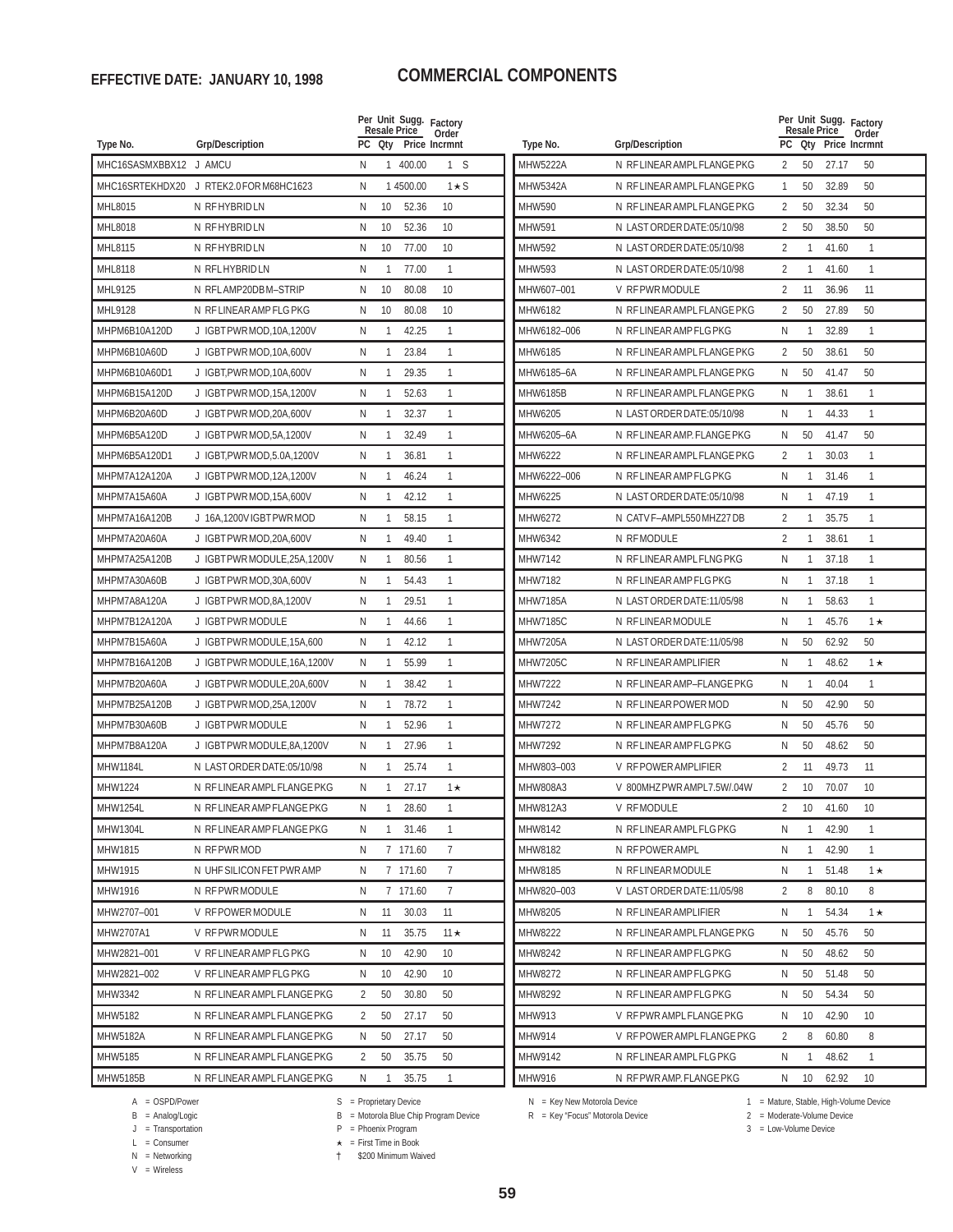# EFFECTIVE DATE: JANUARY 10, 1998

# COMMERCIAL COMPONENTS

| Type No. | Grp/Description | Per Unit PC | Sugg. Resale Price Qty | Price | Factory Order Incrmnt |
|---|---|---|---|---|---|
| MHC16SASMXBBX12 | J AMCU | N | 1 | 400.00 | 1 S |
| MHC16SRTEKHDX20 | J RTEK2.0 FOR M68HC1623 | N | 1 | 4500.00 | 1 ★ S |
| MHL8015 | N RF HYBRID LN | N | 10 | 52.36 | 10 |
| MHL8018 | N RF HYBRID LN | N | 10 | 52.36 | 10 |
| MHL8115 | N RF HYBRID LN | N | 10 | 77.00 | 10 |
| MHL8118 | N RFL HYBRID LN | N | 1 | 77.00 | 1 |
| MHL9125 | N RFL AMP20DB M–STRIP | N | 10 | 80.08 | 10 |
| MHL9128 | N RF LINEAR AMP FLG PKG | N | 10 | 80.08 | 10 |
| MHPM6B10A120D | J IGBT PWR MOD,10A,1200V | N | 1 | 42.25 | 1 |
| MHPM6B10A60D | J IGBT PWR MOD,10A,600V | N | 1 | 23.84 | 1 |
| MHPM6B10A60D1 | J IGBT,PWR MOD,10A,600V | N | 1 | 29.35 | 1 |
| MHPM6B15A120D | J IGBT PWR MOD,15A,1200V | N | 1 | 52.63 | 1 |
| MHPM6B20A60D | J IGBT PWR MOD,20A,600V | N | 1 | 32.37 | 1 |
| MHPM6B5A120D | J IGBT PWR MOD,5A,1200V | N | 1 | 32.49 | 1 |
| MHPM6B5A120D1 | J IGBT,PWR MOD,5.0A,1200V | N | 1 | 36.81 | 1 |
| MHPM7A12A120A | J IGBT PWR MOD,12A,1200V | N | 1 | 46.24 | 1 |
| MHPM7A15A60A | J IGBT PWR MOD,15A,600V | N | 1 | 42.12 | 1 |
| MHPM7A16A120B | J 16A,1200V IGBT PWR MOD | N | 1 | 58.15 | 1 |
| MHPM7A20A60A | J IGBT PWR MOD,20A,600V | N | 1 | 49.40 | 1 |
| MHPM7A25A120B | J IGBT PWR MODULE,25A,1200V | N | 1 | 80.56 | 1 |
| MHPM7A30A60B | J IGBT PWR MOD,30A,600V | N | 1 | 54.43 | 1 |
| MHPM7A8A120A | J IGBT PWR MOD,8A,1200V | N | 1 | 29.51 | 1 |
| MHPM7B12A120A | J IGBT PWR MODULE | N | 1 | 44.66 | 1 |
| MHPM7B15A60A | J IGBT PWR MODULE,15A,600 | N | 1 | 42.12 | 1 |
| MHPM7B16A120B | J IGBT PWR MODULE,16A,1200V | N | 1 | 55.99 | 1 |
| MHPM7B20A60A | J IGBT PWR MODULE,20A,600V | N | 1 | 38.42 | 1 |
| MHPM7B25A120B | J IGBT PWR MOD,25A,1200V | N | 1 | 78.72 | 1 |
| MHPM7B30A60B | J IGBT PWR MODULE | N | 1 | 52.96 | 1 |
| MHPM7B8A120A | J IGBT PWR MODULE,8A,1200V | N | 1 | 27.96 | 1 |
| MHW1184L | N LAST ORDER DATE:05/10/98 | N | 1 | 25.74 | 1 |
| MHW1224 | N RF LINEAR AMPL FLANGE PKG | N | 1 | 27.17 | 1 ★ |
| MHW1254L | N RF LINEAR AMP FLANGE PKG | N | 1 | 28.60 | 1 |
| MHW1304L | N RF LINEAR AMP FLANGE PKG | N | 1 | 31.46 | 1 |
| MHW1815 | N RF PWR MOD | N | 7 | 171.60 | 7 |
| MHW1915 | N UHF SILICON FET PWR AMP | N | 7 | 171.60 | 7 |
| MHW1916 | N RF PWR MODULE | N | 7 | 171.60 | 7 |
| MHW2707–001 | V RF POWER MODULE | N | 11 | 30.03 | 11 |
| MHW2707A1 | V RF PWR MODULE | N | 11 | 35.75 | 11 ★ |
| MHW2821–001 | V RF LINEAR AMP FLG PKG | N | 10 | 42.90 | 10 |
| MHW2821–002 | V RF LINEAR AMP FLG PKG | N | 10 | 42.90 | 10 |
| MHW3342 | N RF LINEAR AMPL FLANGE PKG | 2 | 50 | 30.80 | 50 |
| MHW5182 | N RF LINEAR AMPL FLANGE PKG | 2 | 50 | 27.17 | 50 |
| MHW5182A | N RF LINEAR AMPL FLANGE PKG | N | 50 | 27.17 | 50 |
| MHW5185 | N RF LINEAR AMPL FLANGE PKG | 2 | 50 | 35.75 | 50 |
| MHW5185B | N RF LINEAR AMPL FLANGE PKG | N | 1 | 35.75 | 1 |
| MHW5222A | N RF LINEAR AMPL FLANGE PKG | 2 | 50 | 27.17 | 50 |
| MHW5342A | N RF LINEAR AMPL FLANGE PKG | 1 | 50 | 32.89 | 50 |
| MHW590 | N RF LINEAR AMPL FLANGE PKG | 2 | 50 | 32.34 | 50 |
| MHW591 | N LAST ORDER DATE:05/10/98 | 2 | 50 | 38.50 | 50 |
| MHW592 | N LAST ORDER DATE:05/10/98 | 2 | 1 | 41.60 | 1 |
| MHW593 | N LAST ORDER DATE:05/10/98 | 2 | 1 | 41.60 | 1 |
| MHW607–001 | V RF PWR MODULE | 2 | 11 | 36.96 | 11 |
| MHW6182 | N RF LINEAR AMPL FLANGE PKG | 2 | 50 | 27.89 | 50 |
| MHW6182–006 | N RF LINEAR AMP FLG PKG | N | 1 | 32.89 | 1 |
| MHW6185 | N RF LINEAR AMPL FLANGE PKG | 2 | 50 | 38.61 | 50 |
| MHW6185–6A | N RF LINEAR AMPL FLANGE PKG | N | 50 | 41.47 | 50 |
| MHW6185B | N RF LINEAR AMPL FLANGE PKG | N | 1 | 38.61 | 1 |
| MHW6205 | N LAST ORDER DATE:05/10/98 | N | 1 | 44.33 | 1 |
| MHW6205–6A | N RF LINEAR AMP. FLANGE PKG | N | 50 | 41.47 | 50 |
| MHW6222 | N RF LINEAR AMPL FLANGE PKG | 2 | 1 | 30.03 | 1 |
| MHW6222–006 | N RF LINEAR AMP FLG PKG | N | 1 | 31.46 | 1 |
| MHW6225 | N LAST ORDER DATE:05/10/98 | N | 1 | 47.19 | 1 |
| MHW6272 | N CATV F–AMPL550 MHZ27 DB | 2 | 1 | 35.75 | 1 |
| MHW6342 | N RF MODULE | 2 | 1 | 38.61 | 1 |
| MHW7142 | N RF LINEAR AMPL FLNG PKG | N | 1 | 37.18 | 1 |
| MHW7182 | N RF LINEAR AMP FLG PKG | N | 1 | 37.18 | 1 |
| MHW7185A | N LAST ORDER DATE:11/05/98 | N | 1 | 58.63 | 1 |
| MHW7185C | N RF LINEAR MODULE | N | 1 | 45.76 | 1 ★ |
| MHW7205A | N LAST ORDER DATE:11/05/98 | N | 50 | 62.92 | 50 |
| MHW7205C | N RF LINEAR AMPLIFIER | N | 1 | 48.62 | 1 ★ |
| MHW7222 | N RF LINEAR AMP–FLANGE PKG | N | 1 | 40.04 | 1 |
| MHW7242 | N RF LINEAR POWER MOD | N | 50 | 42.90 | 50 |
| MHW7272 | N RF LINEAR AMP FLG PKG | N | 50 | 45.76 | 50 |
| MHW7292 | N RF LINEAR AMP FLG PKG | N | 50 | 48.62 | 50 |
| MHW803–003 | V RF POWER AMPLIFIER | 2 | 11 | 49.73 | 11 |
| MHW808A3 | V 800MHZ PWR AMPL7.5W/.04W | 2 | 10 | 70.07 | 10 |
| MHW812A3 | V RF MODULE | 2 | 10 | 41.60 | 10 |
| MHW8142 | N RF LINEAR AMPL FLG PKG | N | 1 | 42.90 | 1 |
| MHW8182 | N RF POWER AMPL | N | 1 | 42.90 | 1 |
| MHW8185 | N RF LINEAR MODULE | N | 1 | 51.48 | 1 ★ |
| MHW820–003 | V LAST ORDER DATE:11/05/98 | 2 | 8 | 80.10 | 8 |
| MHW8205 | N RF LINEAR AMPLIFIER | N | 1 | 54.34 | 1 ★ |
| MHW8222 | N RF LINEAR AMPL FLANGE PKG | N | 50 | 45.76 | 50 |
| MHW8242 | N RF LINEAR AMP FLG PKG | N | 50 | 48.62 | 50 |
| MHW8272 | N RF LINEAR AMP FLG PKG | N | 50 | 51.48 | 50 |
| MHW8292 | N RF LINEAR AMP FLG PKG | N | 50 | 54.34 | 50 |
| MHW913 | V RF PWR AMPL FLANGE PKG | N | 10 | 42.90 | 10 |
| MHW914 | V RF POWER AMPL FLANGE PKG | 2 | 8 | 60.80 | 8 |
| MHW9142 | N RF LINEAR AMPL FLG PKG | N | 1 | 48.62 | 1 |
| MHW916 | N RF PWR AMP. FLANGE PKG | N | 10 | 62.92 | 10 |

A = OSPD/Power
B = Analog/Logic
J = Transportation
L = Consumer
N = Networking
V = Wireless

S = Proprietary Device
B = Motorola Blue Chip Program Device
P = Phoenix Program
★ = First Time in Book
† $200 Minimum Waived

N = Key New Motorola Device
R = Key "Focus" Motorola Device

1 = Mature, Stable, High-Volume Device
2 = Moderate-Volume Device
3 = Low-Volume Device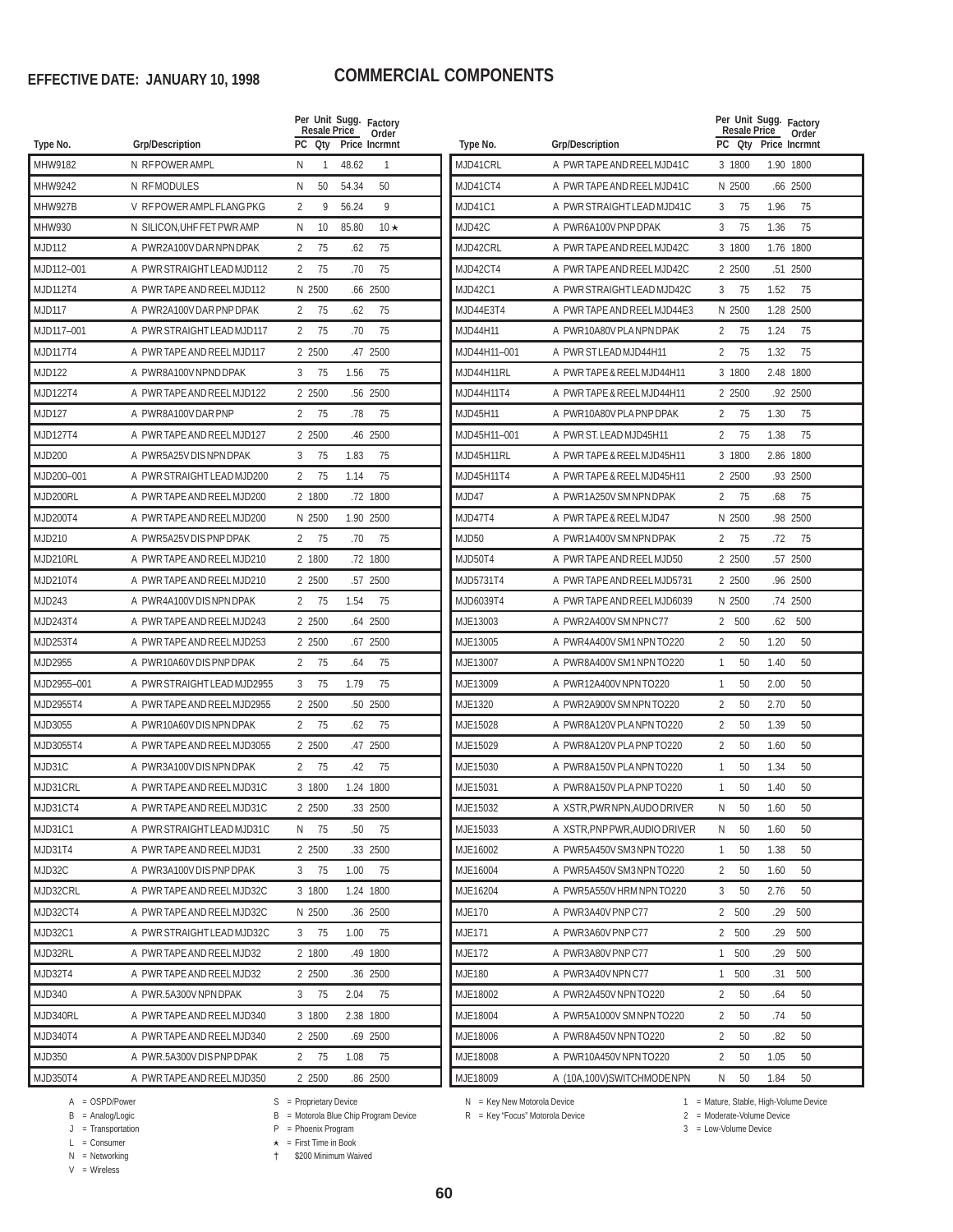**EFFECTIVE DATE: JANUARY 10, 1998**

# COMMERCIAL COMPONENTS

| Type No. | Grp/Description | PC | Per Unit Resale Price Qty | Sugg. Price | Factory Order Incrmnt |
|---|---|---|---|---|---|
| MHW9182 | N RF POWER AMPL | N | 1 | 48.62 | 1 |
| MHW9242 | N RF MODULES | N | 50 | 54.34 | 50 |
| MHW927B | V RF POWER AMPL FLANG PKG | 2 | 9 | 56.24 | 9 |
| MHW930 | N SILICON,UHF FET PWR AMP | N | 10 | 85.80 | 10 ★ |
| MJD112 | A PWR2A100V DAR NPN DPAK | 2 | 75 | .62 | 75 |
| MJD112–001 | A PWR STRAIGHT LEAD MJD112 | 2 | 75 | .70 | 75 |
| MJD112T4 | A PWR TAPE AND REEL MJD112 | N | 2500 | .66 | 2500 |
| MJD117 | A PWR2A100V DAR PNP DPAK | 2 | 75 | .62 | 75 |
| MJD117–001 | A PWR STRAIGHT LEAD MJD117 | 2 | 75 | .70 | 75 |
| MJD117T4 | A PWR TAPE AND REEL MJD117 | 2 | 2500 | .47 | 2500 |
| MJD122 | A PWR8A100V NPND DPAK | 3 | 75 | 1.56 | 75 |
| MJD122T4 | A PWR TAPE AND REEL MJD122 | 2 | 2500 | .56 | 2500 |
| MJD127 | A PWR8A100V DAR PNP | 2 | 75 | .78 | 75 |
| MJD127T4 | A PWR TAPE AND REEL MJD127 | 2 | 2500 | .46 | 2500 |
| MJD200 | A PWR5A25V DIS NPN DPAK | 3 | 75 | 1.83 | 75 |
| MJD200–001 | A PWR STRAIGHT LEAD MJD200 | 2 | 75 | 1.14 | 75 |
| MJD200RL | A PWR TAPE AND REEL MJD200 | 2 | 1800 | .72 | 1800 |
| MJD200T4 | A PWR TAPE AND REEL MJD200 | N | 2500 | 1.90 | 2500 |
| MJD210 | A PWR5A25V DIS PNP DPAK | 2 | 75 | .70 | 75 |
| MJD210RL | A PWR TAPE AND REEL MJD210 | 2 | 1800 | .72 | 1800 |
| MJD210T4 | A PWR TAPE AND REEL MJD210 | 2 | 2500 | .57 | 2500 |
| MJD243 | A PWR4A100V DIS NPN DPAK | 2 | 75 | 1.54 | 75 |
| MJD243T4 | A PWR TAPE AND REEL MJD243 | 2 | 2500 | .64 | 2500 |
| MJD253T4 | A PWR TAPE AND REEL MJD253 | 2 | 2500 | .67 | 2500 |
| MJD2955 | A PWR10A60V DIS PNP DPAK | 2 | 75 | .64 | 75 |
| MJD2955–001 | A PWR STRAIGHT LEAD MJD2955 | 3 | 75 | 1.79 | 75 |
| MJD2955T4 | A PWR TAPE AND REEL MJD2955 | 2 | 2500 | .50 | 2500 |
| MJD3055 | A PWR10A60V DIS NPN DPAK | 2 | 75 | .62 | 75 |
| MJD3055T4 | A PWR TAPE AND REEL MJD3055 | 2 | 2500 | .47 | 2500 |
| MJD31C | A PWR3A100V DIS NPN DPAK | 2 | 75 | .42 | 75 |
| MJD31CRL | A PWR TAPE AND REEL MJD31C | 3 | 1800 | 1.24 | 1800 |
| MJD31CT4 | A PWR TAPE AND REEL MJD31C | 2 | 2500 | .33 | 2500 |
| MJD31C1 | A PWR STRAIGHT LEAD MJD31C | N | 75 | .50 | 75 |
| MJD31T4 | A PWR TAPE AND REEL MJD31 | 2 | 2500 | .33 | 2500 |
| MJD32C | A PWR3A100V DIS PNP DPAK | 3 | 75 | 1.00 | 75 |
| MJD32CRL | A PWR TAPE AND REEL MJD32C | 3 | 1800 | 1.24 | 1800 |
| MJD32CT4 | A PWR TAPE AND REEL MJD32C | N | 2500 | .36 | 2500 |
| MJD32C1 | A PWR STRAIGHT LEAD MJD32C | 3 | 75 | 1.00 | 75 |
| MJD32RL | A PWR TAPE AND REEL MJD32 | 2 | 1800 | .49 | 1800 |
| MJD32T4 | A PWR TAPE AND REEL MJD32 | 2 | 2500 | .36 | 2500 |
| MJD340 | A PWR.5A300V NPN DPAK | 3 | 75 | 2.04 | 75 |
| MJD340RL | A PWR TAPE AND REEL MJD340 | 3 | 1800 | 2.38 | 1800 |
| MJD340T4 | A PWR TAPE AND REEL MJD340 | 2 | 2500 | .69 | 2500 |
| MJD350 | A PWR.5A300V DIS PNP DPAK | 2 | 75 | 1.08 | 75 |
| MJD350T4 | A PWR TAPE AND REEL MJD350 | 2 | 2500 | .86 | 2500 |
| MJD41CRL | A PWR TAPE AND REEL MJD41C | 3 | 1800 | 1.90 | 1800 |
| MJD41CT4 | A PWR TAPE AND REEL MJD41C | N | 2500 | .66 | 2500 |
| MJD41C1 | A PWR STRAIGHT LEAD MJD41C | 3 | 75 | 1.96 | 75 |
| MJD42C | A PWR6A100V PNP DPAK | 3 | 75 | 1.36 | 75 |
| MJD42CRL | A PWR TAPE AND REEL MJD42C | 3 | 1800 | 1.76 | 1800 |
| MJD42CT4 | A PWR TAPE AND REEL MJD42C | 2 | 2500 | .51 | 2500 |
| MJD42C1 | A PWR STRAIGHT LEAD MJD42C | 3 | 75 | 1.52 | 75 |
| MJD44E3T4 | A PWR TAPE AND REEL MJD44E3 | N | 2500 | 1.28 | 2500 |
| MJD44H11 | A PWR10A80V PLA NPN DPAK | 2 | 75 | 1.24 | 75 |
| MJD44H11–001 | A PWR ST LEAD MJD44H11 | 2 | 75 | 1.32 | 75 |
| MJD44H11RL | A PWR TAPE & REEL MJD44H11 | 3 | 1800 | 2.48 | 1800 |
| MJD44H11T4 | A PWR TAPE & REEL MJD44H11 | 2 | 2500 | .92 | 2500 |
| MJD45H11 | A PWR10A80V PLA PNP DPAK | 2 | 75 | 1.30 | 75 |
| MJD45H11–001 | A PWR ST. LEAD MJD45H11 | 2 | 75 | 1.38 | 75 |
| MJD45H11RL | A PWR TAPE & REEL MJD45H11 | 3 | 1800 | 2.86 | 1800 |
| MJD45H11T4 | A PWR TAPE & REEL MJD45H11 | 2 | 2500 | .93 | 2500 |
| MJD47 | A PWR1A250V SM NPN DPAK | 2 | 75 | .68 | 75 |
| MJD47T4 | A PWR TAPE & REEL MJD47 | N | 2500 | .98 | 2500 |
| MJD50 | A PWR1A400V SM NPN DPAK | 2 | 75 | .72 | 75 |
| MJD50T4 | A PWR TAPE AND REEL MJD50 | 2 | 2500 | .57 | 2500 |
| MJD5731T4 | A PWR TAPE AND REEL MJD5731 | 2 | 2500 | .96 | 2500 |
| MJD6039T4 | A PWR TAPE AND REEL MJD6039 | N | 2500 | .74 | 2500 |
| MJE13003 | A PWR2A400V SM NPN C77 | 2 | 500 | .62 | 500 |
| MJE13005 | A PWR4A400V SM1 NPN TO220 | 2 | 50 | 1.20 | 50 |
| MJE13007 | A PWR8A400V SM1 NPN TO220 | 1 | 50 | 1.40 | 50 |
| MJE13009 | A PWR12A400V NPN TO220 | 1 | 50 | 2.00 | 50 |
| MJE1320 | A PWR2A900V SM NPN TO220 | 2 | 50 | 2.70 | 50 |
| MJE15028 | A PWR8A120V PLA NPN TO220 | 2 | 50 | 1.39 | 50 |
| MJE15029 | A PWR8A120V PLA PNP TO220 | 2 | 50 | 1.60 | 50 |
| MJE15030 | A PWR8A150V PLA NPN TO220 | 1 | 50 | 1.34 | 50 |
| MJE15031 | A PWR8A150V PLA PNP TO220 | 1 | 50 | 1.40 | 50 |
| MJE15032 | A XSTR,PWR NPN,AUDO DRIVER | N | 50 | 1.60 | 50 |
| MJE15033 | A XSTR,PNP PWR,AUDIO DRIVER | N | 50 | 1.60 | 50 |
| MJE16002 | A PWR5A450V SM3 NPN TO220 | 1 | 50 | 1.38 | 50 |
| MJE16004 | A PWR5A450V SM3 NPN TO220 | 2 | 50 | 1.60 | 50 |
| MJE16204 | A PWR5A550V HRM NPN TO220 | 3 | 50 | 2.76 | 50 |
| MJE170 | A PWR3A40V PNP C77 | 2 | 500 | .29 | 500 |
| MJE171 | A PWR3A60V PNP C77 | 2 | 500 | .29 | 500 |
| MJE172 | A PWR3A80V PNP C77 | 1 | 500 | .29 | 500 |
| MJE180 | A PWR3A40V NPN C77 | 1 | 500 | .31 | 500 |
| MJE18002 | A PWR2A450V NPN TO220 | 2 | 50 | .64 | 50 |
| MJE18004 | A PWR5A1000V SM NPN TO220 | 2 | 50 | .74 | 50 |
| MJE18006 | A PWR8A450V NPN TO220 | 2 | 50 | .82 | 50 |
| MJE18008 | A PWR10A450V NPN TO220 | 2 | 50 | 1.05 | 50 |
| MJE18009 | A (10A,100V)SWITCHMODE NPN | N | 50 | 1.84 | 50 |

A = OSPD/Power
B = Analog/Logic
J = Transportation
L = Consumer
N = Networking
V = Wireless

S = Proprietary Device
B = Motorola Blue Chip Program Device
P = Phoenix Program
★ = First Time in Book
† $200 Minimum Waived

N = Key New Motorola Device
R = Key "Focus" Motorola Device

1 = Mature, Stable, High-Volume Device
2 = Moderate-Volume Device
3 = Low-Volume Device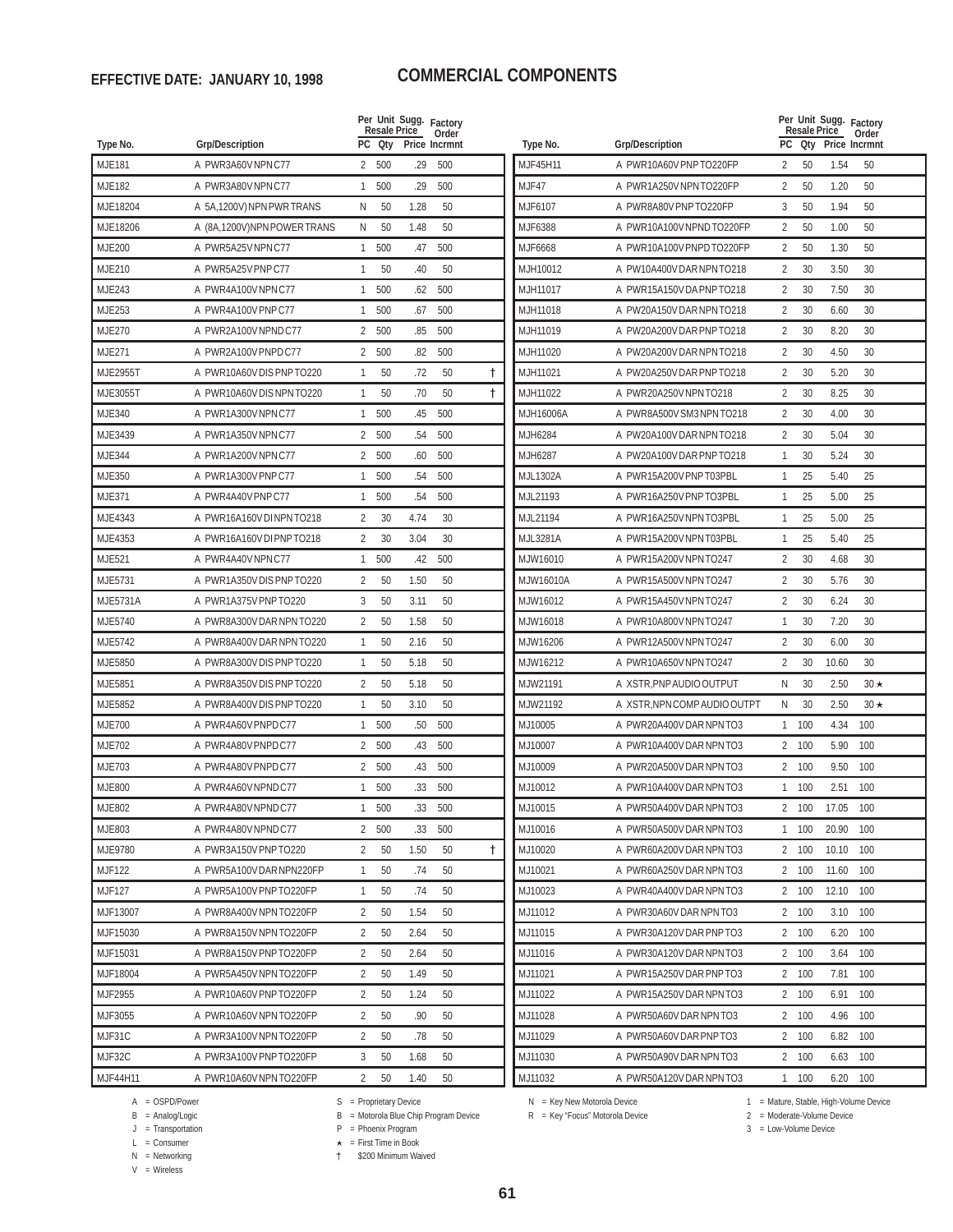**EFFECTIVE DATE: JANUARY 10, 1998**

# COMMERCIAL COMPONENTS

| Type No. | Grp/Description | PC | Qty | Per Unit Sugg. Resale Price | Factory Order Incrmnt | |
|---|---|---|---|---|---|---|
| MJE181 | A PWR3A60V NPN C77 | 2 | 500 | .29 | 500 | |
| MJE182 | A PWR3A80V NPN C77 | 1 | 500 | .29 | 500 | |
| MJE18204 | A 5A,1200V) NPN PWR TRANS | N | 50 | 1.28 | 50 | |
| MJE18206 | A (8A,1200V) NPN POWER TRANS | N | 50 | 1.48 | 50 | |
| MJE200 | A PWR5A25V NPN C77 | 1 | 500 | .47 | 500 | |
| MJE210 | A PWR5A25V PNP C77 | 1 | 50 | .40 | 50 | |
| MJE243 | A PWR4A100V NPN C77 | 1 | 500 | .62 | 500 | |
| MJE253 | A PWR4A100V PNP C77 | 1 | 500 | .67 | 500 | |
| MJE270 | A PWR2A100V NPND C77 | 2 | 500 | .85 | 500 | |
| MJE271 | A PWR2A100V PNPD C77 | 2 | 500 | .82 | 500 | |
| MJE2955T | A PWR10A60V DIS PNP TO220 | 1 | 50 | .72 | 50 | † |
| MJE3055T | A PWR10A60V DIS NPN TO220 | 1 | 50 | .70 | 50 | † |
| MJE340 | A PWR1A300V NPN C77 | 1 | 500 | .45 | 500 | |
| MJE3439 | A PWR1A350V NPN C77 | 2 | 500 | .54 | 500 | |
| MJE344 | A PWR1A200V NPN C77 | 2 | 500 | .60 | 500 | |
| MJE350 | A PWR1A300V PNP C77 | 1 | 500 | .54 | 500 | |
| MJE371 | A PWR4A40V PNP C77 | 1 | 500 | .54 | 500 | |
| MJE4343 | A PWR16A160V DI NPN TO218 | 2 | 30 | 4.74 | 30 | |
| MJE4353 | A PWR16A160V DI PNP TO218 | 2 | 30 | 3.04 | 30 | |
| MJE521 | A PWR4A40V NPN C77 | 1 | 500 | .42 | 500 | |
| MJE5731 | A PWR1A350V DIS PNP TO220 | 2 | 50 | 1.50 | 50 | |
| MJE5731A | A PWR1A375V PNP TO220 | 3 | 50 | 3.11 | 50 | |
| MJE5740 | A PWR8A300V DAR NPN TO220 | 2 | 50 | 1.58 | 50 | |
| MJE5742 | A PWR8A400V DAR NPN TO220 | 1 | 50 | 2.16 | 50 | |
| MJE5850 | A PWR8A300V DIS PNP TO220 | 1 | 50 | 5.18 | 50 | |
| MJE5851 | A PWR8A350V DIS PNP TO220 | 2 | 50 | 5.18 | 50 | |
| MJE5852 | A PWR8A400V DIS PNP TO220 | 1 | 50 | 3.10 | 50 | |
| MJE700 | A PWR4A60V PNPD C77 | 1 | 500 | .50 | 500 | |
| MJE702 | A PWR4A80V PNPD C77 | 2 | 500 | .43 | 500 | |
| MJE703 | A PWR4A80V PNPD C77 | 2 | 500 | .43 | 500 | |
| MJE800 | A PWR4A60V NPND C77 | 1 | 500 | .33 | 500 | |
| MJE802 | A PWR4A80V NPND C77 | 1 | 500 | .33 | 500 | |
| MJE803 | A PWR4A80V NPND C77 | 2 | 500 | .33 | 500 | |
| MJE9780 | A PWR3A150V PNP TO220 | 2 | 50 | 1.50 | 50 | † |
| MJF122 | A PWR5A100V DAR NPN220FP | 1 | 50 | .74 | 50 | |
| MJF127 | A PWR5A100V PNP TO220FP | 1 | 50 | .74 | 50 | |
| MJF13007 | A PWR8A400V NPN TO220FP | 2 | 50 | 1.54 | 50 | |
| MJF15030 | A PWR8A150V NPN TO220FP | 2 | 50 | 2.64 | 50 | |
| MJF15031 | A PWR8A150V PNP TO220FP | 2 | 50 | 2.64 | 50 | |
| MJF18004 | A PWR5A450V NPN TO220FP | 2 | 50 | 1.49 | 50 | |
| MJF2955 | A PWR10A60V PNP TO220FP | 2 | 50 | 1.24 | 50 | |
| MJF3055 | A PWR10A60V NPN TO220FP | 2 | 50 | .90 | 50 | |
| MJF31C | A PWR3A100V NPN TO220FP | 2 | 50 | .78 | 50 | |
| MJF32C | A PWR3A100V PNP TO220FP | 3 | 50 | 1.68 | 50 | |
| MJF44H11 | A PWR10A60V NPN TO220FP | 2 | 50 | 1.40 | 50 | |
| MJF45H11 | A PWR10A60V PNP TO220FP | 2 | 50 | 1.54 | 50 | |
| MJF47 | A PWR1A250V NPN TO220FP | 2 | 50 | 1.20 | 50 | |
| MJF6107 | A PWR8A80V PNP TO220FP | 3 | 50 | 1.94 | 50 | |
| MJF6388 | A PWR10A100V NPND TO220FP | 2 | 50 | 1.00 | 50 | |
| MJF6668 | A PWR10A100V PNPD TO220FP | 2 | 50 | 1.30 | 50 | |
| MJH10012 | A PW10A400V DAR NPN TO218 | 2 | 30 | 3.50 | 30 | |
| MJH11017 | A PWR15A150V DA PNP TO218 | 2 | 30 | 7.50 | 30 | |
| MJH11018 | A PW20A150V DAR NPN TO218 | 2 | 30 | 6.60 | 30 | |
| MJH11019 | A PW20A200V DAR PNP TO218 | 2 | 30 | 8.20 | 30 | |
| MJH11020 | A PW20A200V DAR NPN TO218 | 2 | 30 | 4.50 | 30 | |
| MJH11021 | A PW20A250V DAR PNP TO218 | 2 | 30 | 5.20 | 30 | |
| MJH11022 | A PWR20A250V NPN TO218 | 2 | 30 | 8.25 | 30 | |
| MJH16006A | A PWR8A500V SM3 NPN TO218 | 2 | 30 | 4.00 | 30 | |
| MJH6284 | A PW20A100V DAR NPN TO218 | 2 | 30 | 5.04 | 30 | |
| MJH6287 | A PW20A100V DAR PNP TO218 | 1 | 30 | 5.24 | 30 | |
| MJL1302A | A PWR15A200V PNP T03PBL | 1 | 25 | 5.40 | 25 | |
| MJL21193 | A PWR16A250V PNP TO3PBL | 1 | 25 | 5.00 | 25 | |
| MJL21194 | A PWR16A250V NPN TO3PBL | 1 | 25 | 5.00 | 25 | |
| MJL3281A | A PWR15A200V NPN T03PBL | 1 | 25 | 5.40 | 25 | |
| MJW16010 | A PWR15A200V NPN TO247 | 2 | 30 | 4.68 | 30 | |
| MJW16010A | A PWR15A500V NPN TO247 | 2 | 30 | 5.76 | 30 | |
| MJW16012 | A PWR15A450V NPN TO247 | 2 | 30 | 6.24 | 30 | |
| MJW16018 | A PWR10A800V NPN TO247 | 1 | 30 | 7.20 | 30 | |
| MJW16206 | A PWR12A500V NPN TO247 | 2 | 30 | 6.00 | 30 | |
| MJW16212 | A PWR10A650V NPN TO247 | 2 | 30 | 10.60 | 30 | |
| MJW21191 | A XSTR,PNP AUDIO OUTPUT | N | 30 | 2.50 | 30 ★ | |
| MJW21192 | A XSTR,NPN COMP AUDIO OUTPT | N | 30 | 2.50 | 30 ★ | |
| MJ10005 | A PWR20A400V DAR NPN TO3 | 1 | 100 | 4.34 | 100 | |
| MJ10007 | A PWR10A400V DAR NPN TO3 | 2 | 100 | 5.90 | 100 | |
| MJ10009 | A PWR20A500V DAR NPN TO3 | 2 | 100 | 9.50 | 100 | |
| MJ10012 | A PWR10A400V DAR NPN TO3 | 1 | 100 | 2.51 | 100 | |
| MJ10015 | A PWR50A400V DAR NPN TO3 | 2 | 100 | 17.05 | 100 | |
| MJ10016 | A PWR50A500V DAR NPN TO3 | 1 | 100 | 20.90 | 100 | |
| MJ10020 | A PWR60A200V DAR NPN TO3 | 2 | 100 | 10.10 | 100 | |
| MJ10021 | A PWR60A250V DAR NPN TO3 | 2 | 100 | 11.60 | 100 | |
| MJ10023 | A PWR40A400V DAR NPN TO3 | 2 | 100 | 12.10 | 100 | |
| MJ11012 | A PWR30A60V DAR NPN TO3 | 2 | 100 | 3.10 | 100 | |
| MJ11015 | A PWR30A120V DAR PNP TO3 | 2 | 100 | 6.20 | 100 | |
| MJ11016 | A PWR30A120V DAR NPN TO3 | 2 | 100 | 3.64 | 100 | |
| MJ11021 | A PWR15A250V DAR PNP TO3 | 2 | 100 | 7.81 | 100 | |
| MJ11022 | A PWR15A250V DAR NPN TO3 | 2 | 100 | 6.91 | 100 | |
| MJ11028 | A PWR50A60V DAR NPN TO3 | 2 | 100 | 4.96 | 100 | |
| MJ11029 | A PWR50A60V DAR PNP TO3 | 2 | 100 | 6.82 | 100 | |
| MJ11030 | A PWR50A90V DAR NPN TO3 | 2 | 100 | 6.63 | 100 | |
| MJ11032 | A PWR50A120V DAR NPN TO3 | 1 | 100 | 6.20 | 100 | |

A = OSPD/Power
B = Analog/Logic
J = Transportation
L = Consumer
N = Networking
V = Wireless

S = Proprietary Device
B = Motorola Blue Chip Program Device
P = Phoenix Program
★ = First Time in Book
† $200 Minimum Waived

N = Key New Motorola Device
R = Key "Focus" Motorola Device

1 = Mature, Stable, High-Volume Device
2 = Moderate-Volume Device
3 = Low-Volume Device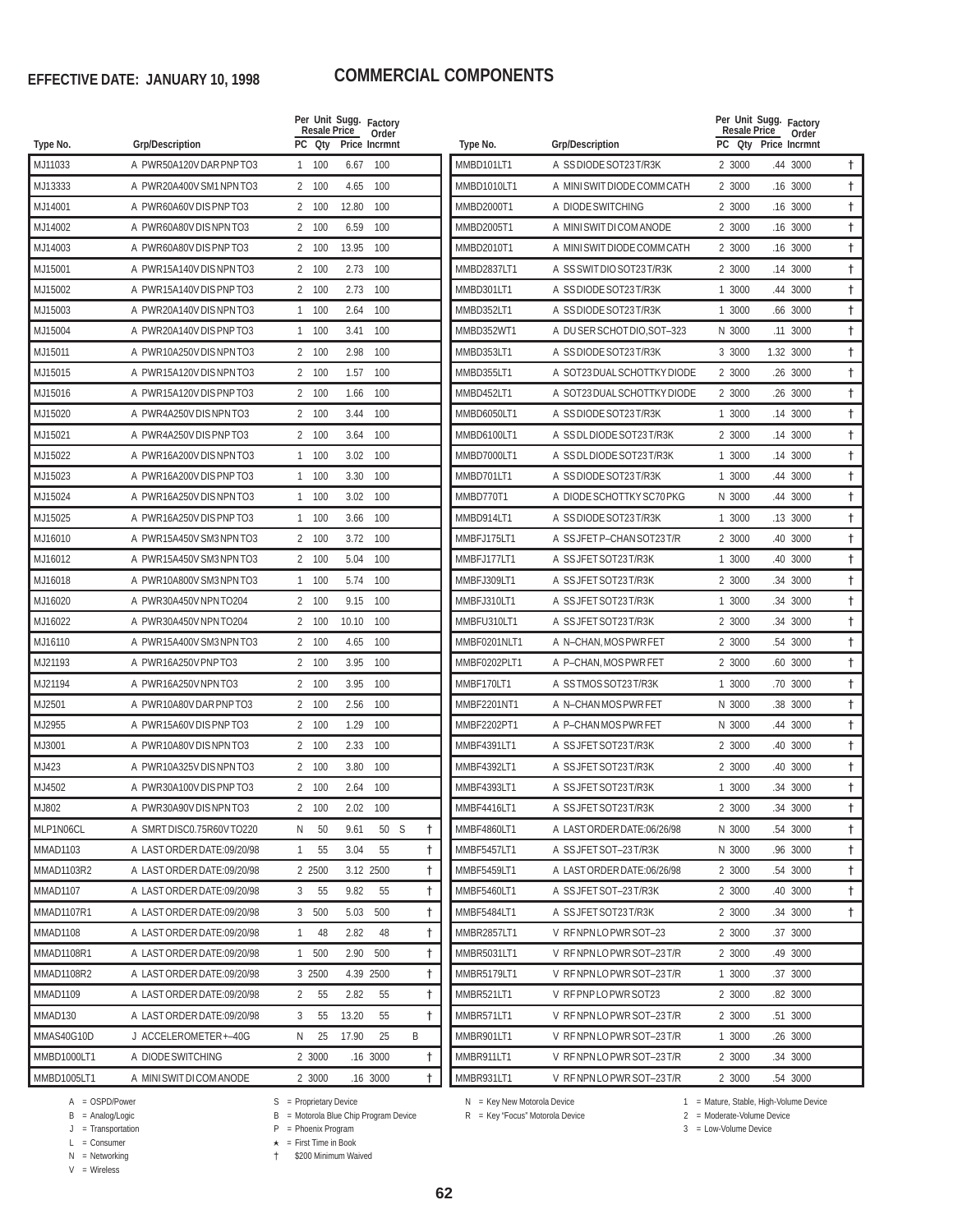**EFFECTIVE DATE: JANUARY 10, 1998**

# COMMERCIAL COMPONENTS

| Type No. | Grp/Description | PC | Per Unit Resale Qty | Sugg. Price | Factory Order Incrmnt | |
|---|---|---|---|---|---|---|
| MJ11033 | A PWR50A120V DAR PNP TO3 | 1 | 100 | 6.67 | 100 | |
| MJ13333 | A PWR20A400V SM1 NPN TO3 | 2 | 100 | 4.65 | 100 | |
| MJ14001 | A PWR60A60V DIS PNP TO3 | 2 | 100 | 12.80 | 100 | |
| MJ14002 | A PWR60A80V DIS NPN TO3 | 2 | 100 | 6.59 | 100 | |
| MJ14003 | A PWR60A80V DIS PNP TO3 | 2 | 100 | 13.95 | 100 | |
| MJ15001 | A PWR15A140V DIS NPN TO3 | 2 | 100 | 2.73 | 100 | |
| MJ15002 | A PWR15A140V DIS PNP TO3 | 2 | 100 | 2.73 | 100 | |
| MJ15003 | A PWR20A140V DIS NPN TO3 | 1 | 100 | 2.64 | 100 | |
| MJ15004 | A PWR20A140V DIS PNP TO3 | 1 | 100 | 3.41 | 100 | |
| MJ15011 | A PWR10A250V DIS NPN TO3 | 2 | 100 | 2.98 | 100 | |
| MJ15015 | A PWR15A120V DIS NPN TO3 | 2 | 100 | 1.57 | 100 | |
| MJ15016 | A PWR15A120V DIS PNP TO3 | 2 | 100 | 1.66 | 100 | |
| MJ15020 | A PWR4A250V DIS NPN TO3 | 2 | 100 | 3.44 | 100 | |
| MJ15021 | A PWR4A250V DIS PNP TO3 | 2 | 100 | 3.64 | 100 | |
| MJ15022 | A PWR16A200V DIS NPN TO3 | 1 | 100 | 3.02 | 100 | |
| MJ15023 | A PWR16A200V DIS PNP TO3 | 1 | 100 | 3.30 | 100 | |
| MJ15024 | A PWR16A250V DIS NPN TO3 | 1 | 100 | 3.02 | 100 | |
| MJ15025 | A PWR16A250V DIS PNP TO3 | 1 | 100 | 3.66 | 100 | |
| MJ16010 | A PWR15A450V SM3 NPN TO3 | 2 | 100 | 3.72 | 100 | |
| MJ16012 | A PWR15A450V SM3 NPN TO3 | 2 | 100 | 5.04 | 100 | |
| MJ16018 | A PWR10A800V SM3 NPN TO3 | 1 | 100 | 5.74 | 100 | |
| MJ16020 | A PWR30A450V NPN TO204 | 2 | 100 | 9.15 | 100 | |
| MJ16022 | A PWR30A450V NPN TO204 | 2 | 100 | 10.10 | 100 | |
| MJ16110 | A PWR15A400V SM3 NPN TO3 | 2 | 100 | 4.65 | 100 | |
| MJ21193 | A PWR16A250V PNP TO3 | 2 | 100 | 3.95 | 100 | |
| MJ21194 | A PWR16A250V NPN TO3 | 2 | 100 | 3.95 | 100 | |
| MJ2501 | A PWR10A80V DAR PNP TO3 | 2 | 100 | 2.56 | 100 | |
| MJ2955 | A PWR15A60V DIS PNP TO3 | 2 | 100 | 1.29 | 100 | |
| MJ3001 | A PWR10A80V DIS NPN TO3 | 2 | 100 | 2.33 | 100 | |
| MJ423 | A PWR10A325V DIS NPN TO3 | 2 | 100 | 3.80 | 100 | |
| MJ4502 | A PWR30A100V DIS PNP TO3 | 2 | 100 | 2.64 | 100 | |
| MJ802 | A PWR30A90V DIS NPN TO3 | 2 | 100 | 2.02 | 100 | |
| MLP1N06CL | A SMRT DISC0.75R60V TO220 | N | 50 | 9.61 | 50 S | † |
| MMAD1103 | A LAST ORDER DATE:09/20/98 | 1 | 55 | 3.04 | 55 | † |
| MMAD1103R2 | A LAST ORDER DATE:09/20/98 | 2 | 2500 | 3.12 | 2500 | † |
| MMAD1107 | A LAST ORDER DATE:09/20/98 | 3 | 55 | 9.82 | 55 | † |
| MMAD1107R1 | A LAST ORDER DATE:09/20/98 | 3 | 500 | 5.03 | 500 | † |
| MMAD1108 | A LAST ORDER DATE:09/20/98 | 1 | 48 | 2.82 | 48 | † |
| MMAD1108R1 | A LAST ORDER DATE:09/20/98 | 1 | 500 | 2.90 | 500 | † |
| MMAD1108R2 | A LAST ORDER DATE:09/20/98 | 3 | 2500 | 4.39 | 2500 | † |
| MMAD1109 | A LAST ORDER DATE:09/20/98 | 2 | 55 | 2.82 | 55 | † |
| MMAD130 | A LAST ORDER DATE:09/20/98 | 3 | 55 | 13.20 | 55 | † |
| MMAS40G10D | J ACCELEROMETER +–40G | N | 25 | 17.90 | 25 B | |
| MMBD1000LT1 | A DIODE SWITCHING | 2 | 3000 | .16 | 3000 | † |
| MMBD1005LT1 | A MINI SWIT DI COM ANODE | 2 | 3000 | .16 | 3000 | † |
| MMBD101LT1 | A SS DIODE SOT23 T/R3K | 2 | 3000 | .44 | 3000 | † |
| MMBD1010LT1 | A MINI SWIT DIODE COMM CATH | 2 | 3000 | .16 | 3000 | † |
| MMBD2000T1 | A DIODE SWITCHING | 2 | 3000 | .16 | 3000 | † |
| MMBD2005T1 | A MINI SWIT DI COM ANODE | 2 | 3000 | .16 | 3000 | † |
| MMBD2010T1 | A MINI SWIT DIODE COMM CATH | 2 | 3000 | .16 | 3000 | † |
| MMBD2837LT1 | A SS SWIT DIO SOT23 T/R3K | 2 | 3000 | .14 | 3000 | † |
| MMBD301LT1 | A SS DIODE SOT23 T/R3K | 1 | 3000 | .44 | 3000 | † |
| MMBD352LT1 | A SS DIODE SOT23 T/R3K | 1 | 3000 | .66 | 3000 | † |
| MMBD352WT1 | A DU SER SCHOT DIO,SOT–323 | N | 3000 | .11 | 3000 | † |
| MMBD353LT1 | A SS DIODE SOT23 T/R3K | 3 | 3000 | 1.32 | 3000 | † |
| MMBD355LT1 | A SOT23 DUAL SCHOTTKY DIODE | 2 | 3000 | .26 | 3000 | † |
| MMBD452LT1 | A SOT23 DUAL SCHOTTKY DIODE | 2 | 3000 | .26 | 3000 | † |
| MMBD6050LT1 | A SS DIODE SOT23 T/R3K | 1 | 3000 | .14 | 3000 | † |
| MMBD6100LT1 | A SS DL DIODE SOT23 T/R3K | 2 | 3000 | .14 | 3000 | † |
| MMBD7000LT1 | A SS DL DIODE SOT23 T/R3K | 1 | 3000 | .14 | 3000 | † |
| MMBD701LT1 | A SS DIODE SOT23 T/R3K | 1 | 3000 | .44 | 3000 | † |
| MMBD770T1 | A DIODE SCHOTTKY SC70 PKG | N | 3000 | .44 | 3000 | † |
| MMBD914LT1 | A SS DIODE SOT23 T/R3K | 1 | 3000 | .13 | 3000 | † |
| MMBFJ175LT1 | A SS JFET P–CHAN SOT23 T/R | 2 | 3000 | .40 | 3000 | † |
| MMBFJ177LT1 | A SS JFET SOT23 T/R3K | 1 | 3000 | .40 | 3000 | † |
| MMBFJ309LT1 | A SS JFET SOT23 T/R3K | 2 | 3000 | .34 | 3000 | † |
| MMBFJ310LT1 | A SS JFET SOT23 T/R3K | 1 | 3000 | .34 | 3000 | † |
| MMBFU310LT1 | A SS JFET SOT23 T/R3K | 2 | 3000 | .34 | 3000 | † |
| MMBF0201NLT1 | A N–CHAN, MOS PWR FET | 2 | 3000 | .54 | 3000 | † |
| MMBF0202PLT1 | A P–CHAN, MOS PWR FET | 2 | 3000 | .60 | 3000 | † |
| MMBF170LT1 | A SS TMOS SOT23 T/R3K | 1 | 3000 | .70 | 3000 | † |
| MMBF2201NT1 | A N–CHAN MOS PWR FET | N | 3000 | .38 | 3000 | † |
| MMBF2202PT1 | A P–CHAN MOS PWR FET | N | 3000 | .44 | 3000 | † |
| MMBF4391LT1 | A SS JFET SOT23 T/R3K | 2 | 3000 | .40 | 3000 | † |
| MMBF4392LT1 | A SS JFET SOT23 T/R3K | 2 | 3000 | .40 | 3000 | † |
| MMBF4393LT1 | A SS JFET SOT23 T/R3K | 1 | 3000 | .34 | 3000 | † |
| MMBF4416LT1 | A SS JFET SOT23 T/R3K | 2 | 3000 | .34 | 3000 | † |
| MMBF4860LT1 | A LAST ORDER DATE:06/26/98 | N | 3000 | .54 | 3000 | † |
| MMBF5457LT1 | A SS JFET SOT–23 T/R3K | N | 3000 | .96 | 3000 | † |
| MMBF5459LT1 | A LAST ORDER DATE:06/26/98 | 2 | 3000 | .54 | 3000 | † |
| MMBF5460LT1 | A SS JFET SOT–23 T/R3K | 2 | 3000 | .40 | 3000 | † |
| MMBF5484LT1 | A SS JFET SOT23 T/R3K | 2 | 3000 | .34 | 3000 | † |
| MMBR2857LT1 | V RF NPN LO PWR SOT–23 | 2 | 3000 | .37 | 3000 | |
| MMBR5031LT1 | V RF NPN LO PWR SOT–23 T/R | 2 | 3000 | .49 | 3000 | |
| MMBR5179LT1 | V RF NPN LO PWR SOT–23 T/R | 1 | 3000 | .37 | 3000 | |
| MMBR521LT1 | V RF PNP LO PWR SOT23 | 2 | 3000 | .82 | 3000 | |
| MMBR571LT1 | V RF NPN LO PWR SOT–23 T/R | 2 | 3000 | .51 | 3000 | |
| MMBR901LT1 | V RF NPN LO PWR SOT–23 T/R | 1 | 3000 | .26 | 3000 | |
| MMBR911LT1 | V RF NPN LO PWR SOT–23 T/R | 2 | 3000 | .34 | 3000 | |
| MMBR931LT1 | V RF NPN LO PWR SOT–23 T/R | 2 | 3000 | .54 | 3000 | |

A = OSPD/Power
B = Analog/Logic
J = Transportation
L = Consumer
N = Networking
V = Wireless

S = Proprietary Device
B = Motorola Blue Chip Program Device
P = Phoenix Program
★ = First Time in Book
† $200 Minimum Waived

N = Key New Motorola Device
R = Key "Focus" Motorola Device

1 = Mature, Stable, High-Volume Device
2 = Moderate-Volume Device
3 = Low-Volume Device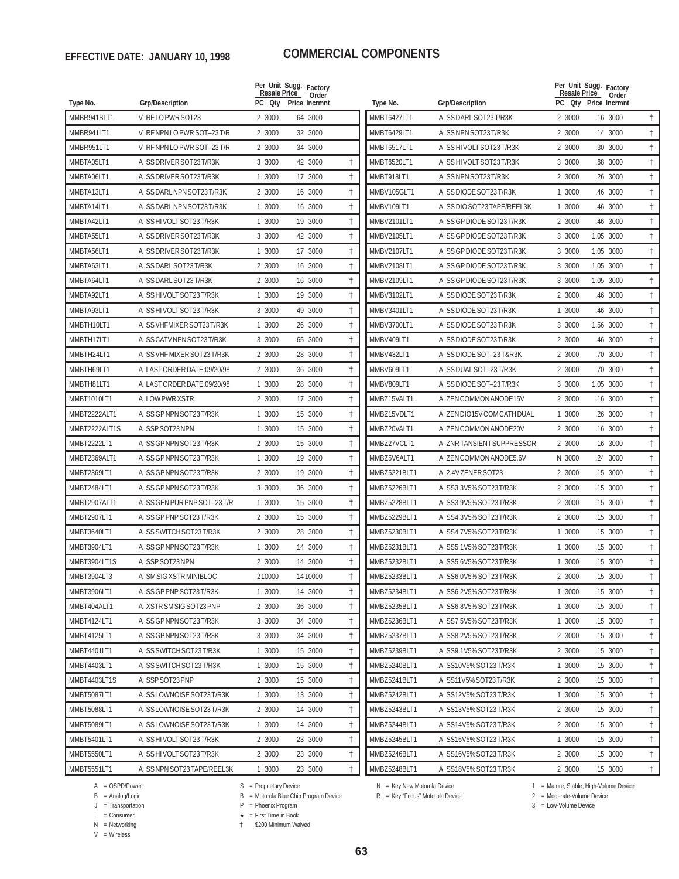**EFFECTIVE DATE: JANUARY 10, 1998**

# COMMERCIAL COMPONENTS

| Type No. | Grp/Description | Per Unit Resale PC | Qty | Sugg. Price | Factory Order Incrmnt | |
|---|---|---|---|---|---|---|
| MMBR941BLT1 | V RF LO PWR SOT23 | 2 | 3000 | .64 | 3000 | |
| MMBR941LT1 | V RF NPN LO PWR SOT–23 T/R | 2 | 3000 | .32 | 3000 | |
| MMBR951LT1 | V RF NPN LO PWR SOT–23 T/R | 2 | 3000 | .34 | 3000 | |
| MMBTA05LT1 | A SS DRIVER SOT23 T/R3K | 3 | 3000 | .42 | 3000 | † |
| MMBTA06LT1 | A SS DRIVER SOT23 T/R3K | 1 | 3000 | .17 | 3000 | † |
| MMBTA13LT1 | A SS DARL NPN SOT23 T/R3K | 2 | 3000 | .16 | 3000 | † |
| MMBTA14LT1 | A SS DARL NPN SOT23 T/R3K | 1 | 3000 | .16 | 3000 | † |
| MMBTA42LT1 | A SS HI VOLT SOT23 T/R3K | 1 | 3000 | .19 | 3000 | † |
| MMBTA55LT1 | A SS DRIVER SOT23 T/R3K | 3 | 3000 | .42 | 3000 | † |
| MMBTA56LT1 | A SS DRIVER SOT23 T/R3K | 1 | 3000 | .17 | 3000 | † |
| MMBTA63LT1 | A SS DARL SOT23 T/R3K | 2 | 3000 | .16 | 3000 | † |
| MMBTA64LT1 | A SS DARL SOT23 T/R3K | 2 | 3000 | .16 | 3000 | † |
| MMBTA92LT1 | A SS HI VOLT SOT23 T/R3K | 1 | 3000 | .19 | 3000 | † |
| MMBTA93LT1 | A SS HI VOLT SOT23 T/R3K | 3 | 3000 | .49 | 3000 | † |
| MMBTH10LT1 | A SS VHFMIXER SOT23 T/R3K | 1 | 3000 | .26 | 3000 | † |
| MMBTH17LT1 | A SS CATV NPN SOT23 T/R3K | 3 | 3000 | .65 | 3000 | † |
| MMBTH24LT1 | A SS VHF MIXER SOT23 T/R3K | 2 | 3000 | .28 | 3000 | † |
| MMBTH69LT1 | A LAST ORDER DATE:09/20/98 | 2 | 3000 | .36 | 3000 | † |
| MMBTH81LT1 | A LAST ORDER DATE:09/20/98 | 1 | 3000 | .28 | 3000 | † |
| MMBT1010LT1 | A LOW PWR XSTR | 2 | 3000 | .17 | 3000 | † |
| MMBT2222ALT1 | A SS GP NPN SOT23 T/R3K | 1 | 3000 | .15 | 3000 | † |
| MMBT2222ALT1S | A SSP SOT23 NPN | 1 | 3000 | .15 | 3000 | † |
| MMBT2222LT1 | A SS GP NPN SOT23 T/R3K | 2 | 3000 | .15 | 3000 | † |
| MMBT2369ALT1 | A SS GP NPN SOT23 T/R3K | 1 | 3000 | .19 | 3000 | † |
| MMBT2369LT1 | A SS GP NPN SOT23 T/R3K | 2 | 3000 | .19 | 3000 | † |
| MMBT2484LT1 | A SS GP NPN SOT23 T/R3K | 3 | 3000 | .36 | 3000 | † |
| MMBT2907ALT1 | A SS GEN PUR PNP SOT–23 T/R | 1 | 3000 | .15 | 3000 | † |
| MMBT2907LT1 | A SS GP PNP SOT23 T/R3K | 2 | 3000 | .15 | 3000 | † |
| MMBT3640LT1 | A SS SWITCH SOT23 T/R3K | 2 | 3000 | .28 | 3000 | † |
| MMBT3904LT1 | A SS GP NPN SOT23 T/R3K | 1 | 3000 | .14 | 3000 | † |
| MMBT3904LT1S | A SSP SOT23 NPN | 2 | 3000 | .14 | 3000 | † |
| MMBT3904LT3 | A SM SIG XSTR MINIBLOC | 2 | 10000 | .14 | 10000 | † |
| MMBT3906LT1 | A SS GP PNP SOT23 T/R3K | 1 | 3000 | .14 | 3000 | † |
| MMBT404ALT1 | A XSTR SM SIG SOT23 PNP | 2 | 3000 | .36 | 3000 | † |
| MMBT4124LT1 | A SS GP NPN SOT23 T/R3K | 3 | 3000 | .34 | 3000 | † |
| MMBT4125LT1 | A SS GP NPN SOT23 T/R3K | 3 | 3000 | .34 | 3000 | † |
| MMBT4401LT1 | A SS SWITCH SOT23 T/R3K | 1 | 3000 | .15 | 3000 | † |
| MMBT4403LT1 | A SS SWITCH SOT23 T/R3K | 1 | 3000 | .15 | 3000 | † |
| MMBT4403LT1S | A SSP SOT23 PNP | 2 | 3000 | .15 | 3000 | † |
| MMBT5087LT1 | A SS LOWNOISE SOT23 T/R3K | 1 | 3000 | .13 | 3000 | † |
| MMBT5088LT1 | A SS LOWNOISE SOT23 T/R3K | 2 | 3000 | .14 | 3000 | † |
| MMBT5089LT1 | A SS LOWNOISE SOT23 T/R3K | 1 | 3000 | .14 | 3000 | † |
| MMBT5401LT1 | A SS HI VOLT SOT23 T/R3K | 2 | 3000 | .23 | 3000 | † |
| MMBT5550LT1 | A SS HI VOLT SOT23 T/R3K | 2 | 3000 | .23 | 3000 | † |
| MMBT5551LT1 | A SS NPN SOT23 TAPE/REEL3K | 1 | 3000 | .23 | 3000 | † |
| MMBT6427LT1 | A SS DARL SOT23 T/R3K | 2 | 3000 | .16 | 3000 | † |
| MMBT6429LT1 | A SS NPN SOT23 T/R3K | 2 | 3000 | .14 | 3000 | † |
| MMBT6517LT1 | A SS HI VOLT SOT23 T/R3K | 2 | 3000 | .30 | 3000 | † |
| MMBT6520LT1 | A SS HI VOLT SOT23 T/R3K | 3 | 3000 | .68 | 3000 | † |
| MMBT918LT1 | A SS NPN SOT23 T/R3K | 2 | 3000 | .26 | 3000 | † |
| MMBV105GLT1 | A SS DIODE SOT23 T/R3K | 1 | 3000 | .46 | 3000 | † |
| MMBV109LT1 | A SS DIO SOT23 TAPE/REEL3K | 1 | 3000 | .46 | 3000 | † |
| MMBV2101LT1 | A SS GP DIODE SOT23 T/R3K | 2 | 3000 | .46 | 3000 | † |
| MMBV2105LT1 | A SS GP DIODE SOT23 T/R3K | 3 | 3000 | 1.05 | 3000 | † |
| MMBV2107LT1 | A SS GP DIODE SOT23 T/R3K | 3 | 3000 | 1.05 | 3000 | † |
| MMBV2108LT1 | A SS GP DIODE SOT23 T/R3K | 3 | 3000 | 1.05 | 3000 | † |
| MMBV2109LT1 | A SS GP DIODE SOT23 T/R3K | 3 | 3000 | 1.05 | 3000 | † |
| MMBV3102LT1 | A SS DIODE SOT23 T/R3K | 2 | 3000 | .46 | 3000 | † |
| MMBV3401LT1 | A SS DIODE SOT23 T/R3K | 1 | 3000 | .46 | 3000 | † |
| MMBV3700LT1 | A SS DIODE SOT23 T/R3K | 3 | 3000 | 1.56 | 3000 | † |
| MMBV409LT1 | A SS DIODE SOT23 T/R3K | 2 | 3000 | .46 | 3000 | † |
| MMBV432LT1 | A SS DIODE SOT–23 T&R3K | 2 | 3000 | .70 | 3000 | † |
| MMBV609LT1 | A SS DUAL SOT–23 T/R3K | 2 | 3000 | .70 | 3000 | † |
| MMBV809LT1 | A SS DIODE SOT–23 T/R3K | 3 | 3000 | 1.05 | 3000 | † |
| MMBZ15VALT1 | A ZEN COMMON ANODE15V | 2 | 3000 | .16 | 3000 | † |
| MMBZ15VDLT1 | A ZEN DIO15V COM CATH DUAL | 1 | 3000 | .26 | 3000 | † |
| MMBZ20VALT1 | A ZEN COMMON ANODE20V | 2 | 3000 | .16 | 3000 | † |
| MMBZ27VCLT1 | A ZNR TANSIENT SUPPRESSOR | 2 | 3000 | .16 | 3000 | † |
| MMBZ5V6ALT1 | A ZEN COMMON ANODE5.6V | N | 3000 | .24 | 3000 | † |
| MMBZ5221BLT1 | A 2.4V ZENER SOT23 | 2 | 3000 | .15 | 3000 | † |
| MMBZ5226BLT1 | A SS3.3V5% SOT23 T/R3K | 2 | 3000 | .15 | 3000 | † |
| MMBZ5228BLT1 | A SS3.9V5% SOT23 T/R3K | 2 | 3000 | .15 | 3000 | † |
| MMBZ5229BLT1 | A SS4.3V5% SOT23 T/R3K | 2 | 3000 | .15 | 3000 | † |
| MMBZ5230BLT1 | A SS4.7V5% SOT23 T/R3K | 1 | 3000 | .15 | 3000 | † |
| MMBZ5231BLT1 | A SS5.1V5% SOT23 T/R3K | 1 | 3000 | .15 | 3000 | † |
| MMBZ5232BLT1 | A SS5.6V5% SOT23 T/R3K | 1 | 3000 | .15 | 3000 | † |
| MMBZ5233BLT1 | A SS6.0V5% SOT23 T/R3K | 2 | 3000 | .15 | 3000 | † |
| MMBZ5234BLT1 | A SS6.2V5% SOT23 T/R3K | 1 | 3000 | .15 | 3000 | † |
| MMBZ5235BLT1 | A SS6.8V5% SOT23 T/R3K | 1 | 3000 | .15 | 3000 | † |
| MMBZ5236BLT1 | A SS7.5V5% SOT23 T/R3K | 1 | 3000 | .15 | 3000 | † |
| MMBZ5237BLT1 | A SS8.2V5% SOT23 T/R3K | 2 | 3000 | .15 | 3000 | † |
| MMBZ5239BLT1 | A SS9.1V5% SOT23 T/R3K | 2 | 3000 | .15 | 3000 | † |
| MMBZ5240BLT1 | A SS10V5% SOT23 T/R3K | 1 | 3000 | .15 | 3000 | † |
| MMBZ5241BLT1 | A SS11V5% SOT23 T/R3K | 2 | 3000 | .15 | 3000 | † |
| MMBZ5242BLT1 | A SS12V5% SOT23 T/R3K | 1 | 3000 | .15 | 3000 | † |
| MMBZ5243BLT1 | A SS13V5% SOT23 T/R3K | 2 | 3000 | .15 | 3000 | † |
| MMBZ5244BLT1 | A SS14V5% SOT23 T/R3K | 2 | 3000 | .15 | 3000 | † |
| MMBZ5245BLT1 | A SS15V5% SOT23 T/R3K | 1 | 3000 | .15 | 3000 | † |
| MMBZ5246BLT1 | A SS16V5% SOT23 T/R3K | 2 | 3000 | .15 | 3000 | † |
| MMBZ5248BLT1 | A SS18V5% SOT23 T/R3K | 2 | 3000 | .15 | 3000 | † |

A = OSPD/Power
B = Analog/Logic
J = Transportation
L = Consumer
N = Networking
V = Wireless

S = Proprietary Device
B = Motorola Blue Chip Program Device
P = Phoenix Program
★ = First Time in Book
† $200 Minimum Waived

N = Key New Motorola Device
R = Key "Focus" Motorola Device

1 = Mature, Stable, High-Volume Device
2 = Moderate-Volume Device
3 = Low-Volume Device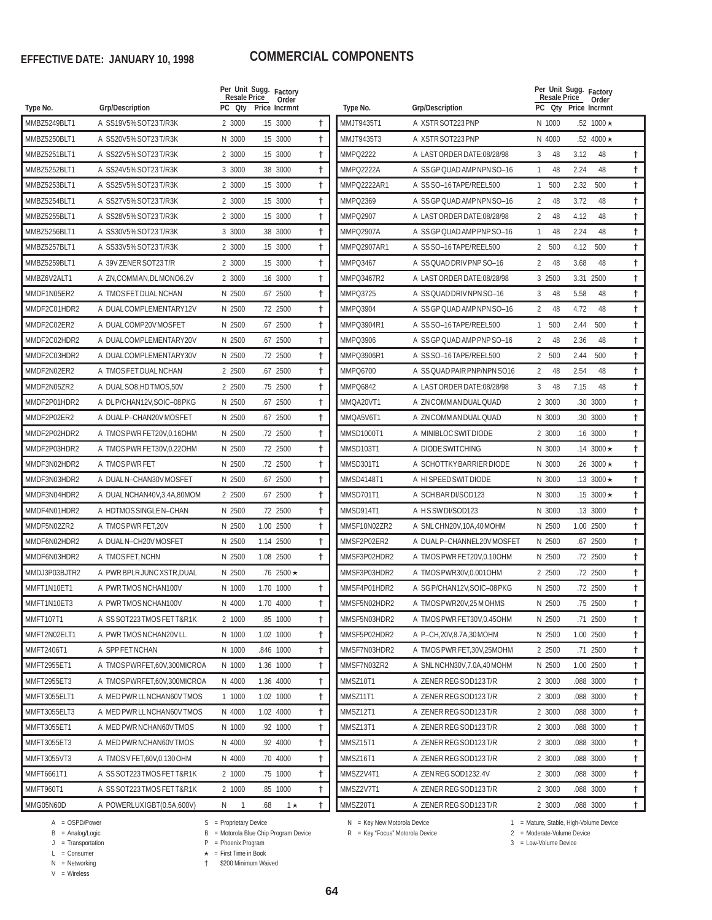**EFFECTIVE DATE: JANUARY 10, 1998**

# COMMERCIAL COMPONENTS

| Type No. | Grp/Description | PC | Per Unit Sugg. Resale Price Qty | Price | Factory Order Incrmnt | |
|---|---|---|---|---|---|---|
| MMBZ5249BLT1 | A SS19V5%SOT23T/R3K | 2 | 3000 | .15 | 3000 | † |
| MMBZ5250BLT1 | A SS20V5%SOT23T/R3K | N | 3000 | .15 | 3000 | † |
| MMBZ5251BLT1 | A SS22V5%SOT23T/R3K | 2 | 3000 | .15 | 3000 | † |
| MMBZ5252BLT1 | A SS24V5%SOT23T/R3K | 3 | 3000 | .38 | 3000 | † |
| MMBZ5253BLT1 | A SS25V5%SOT23T/R3K | 2 | 3000 | .15 | 3000 | † |
| MMBZ5254BLT1 | A SS27V5%SOT23T/R3K | 2 | 3000 | .15 | 3000 | † |
| MMBZ5255BLT1 | A SS28V5%SOT23T/R3K | 2 | 3000 | .15 | 3000 | † |
| MMBZ5256BLT1 | A SS30V5%SOT23T/R3K | 3 | 3000 | .38 | 3000 | † |
| MMBZ5257BLT1 | A SS33V5%SOT23T/R3K | 2 | 3000 | .15 | 3000 | † |
| MMBZ5259BLT1 | A 39V ZENER SOT23T/R | 2 | 3000 | .15 | 3000 | † |
| MMBZ6V2ALT1 | A ZN,COMMAN,DL MONO6.2V | 2 | 3000 | .16 | 3000 | † |
| MMDF1N05ER2 | A TMOS FET DUAL NCHAN | N | 2500 | .67 | 2500 | † |
| MMDF2C01HDR2 | A DUAL COMPLEMENTARY12V | N | 2500 | .72 | 2500 | † |
| MMDF2C02ER2 | A DUAL COMP20V MOSFET | N | 2500 | .67 | 2500 | † |
| MMDF2C02HDR2 | A DUAL COMPLEMENTARY20V | N | 2500 | .67 | 2500 | † |
| MMDF2C03HDR2 | A DUAL COMPLEMENTARY30V | N | 2500 | .72 | 2500 | † |
| MMDF2N02ER2 | A TMOS FET DUAL NCHAN | 2 | 2500 | .67 | 2500 | † |
| MMDF2N05ZR2 | A DUAL SO8,HD TMOS,50V | 2 | 2500 | .75 | 2500 | † |
| MMDF2P01HDR2 | A DL P/CHAN12V,SOIC–08 PKG | N | 2500 | .67 | 2500 | † |
| MMDF2P02ER2 | A DUAL P–CHAN20V MOSFET | N | 2500 | .67 | 2500 | † |
| MMDF2P02HDR2 | A TMOS PWR FET20V,0.16OHM | N | 2500 | .72 | 2500 | † |
| MMDF2P03HDR2 | A TMOS PWR FET30V,0.22OHM | N | 2500 | .72 | 2500 | † |
| MMDF3N02HDR2 | A TMOS PWR FET | N | 2500 | .72 | 2500 | † |
| MMDF3N03HDR2 | A DUAL N–CHAN30V MOSFET | N | 2500 | .67 | 2500 | † |
| MMDF3N04HDR2 | A DUAL NCHAN40V,3.4A,80MOM | 2 | 2500 | .67 | 2500 | † |
| MMDF4N01HDR2 | A HDTMOS SINGLE N–CHAN | N | 2500 | .72 | 2500 | † |
| MMDF5N02ZR2 | A TMOS PWR FET,20V | N | 2500 | 1.00 | 2500 | † |
| MMDF6N02HDR2 | A DUAL N–CH20V MOSFET | N | 2500 | 1.14 | 2500 | † |
| MMDF6N03HDR2 | A TMOS FET, NCHN | N | 2500 | 1.08 | 2500 | † |
| MMDJ3P03BJTR2 | A PWR BPLR JUNC XSTR,DUAL | N | 2500 | .76 | 2500 ★ | |
| MMFT1N10ET1 | A PWR TMOS NCHAN100V | N | 1000 | 1.70 | 1000 | † |
| MMFT1N10ET3 | A PWR TMOS NCHAN100V | N | 4000 | 1.70 | 4000 | † |
| MMFT107T1 | A SS SOT223 TMOS FET T&R1K | 2 | 1000 | .85 | 1000 | † |
| MMFT2N02ELT1 | A PWR TMOS NCHAN20V LL | N | 1000 | 1.02 | 1000 | † |
| MMFT2406T1 | A SPP FET NCHAN | N | 1000 | .846 | 1000 | † |
| MMFT2955ET1 | A TMOS PWRFET,60V,300MICROA | N | 1000 | 1.36 | 1000 | † |
| MMFT2955ET3 | A TMOS PWRFET,60V,300MICROA | N | 4000 | 1.36 | 4000 | † |
| MMFT3055ELT1 | A MED PWR LL NCHAN60V TMOS | 1 | 1000 | 1.02 | 1000 | † |
| MMFT3055ELT3 | A MED PWR LL NCHAN60V TMOS | N | 4000 | 1.02 | 4000 | † |
| MMFT3055ET1 | A MED PWR NCHAN60V TMOS | N | 1000 | .92 | 1000 | † |
| MMFT3055ET3 | A MED PWR NCHAN60V TMOS | N | 4000 | .92 | 4000 | † |
| MMFT3055VT3 | A TMOS V FET,60V,0.130 OHM | N | 4000 | .70 | 4000 | † |
| MMFT6661T1 | A SS SOT223 TMOS FET T&R1K | 2 | 1000 | .75 | 1000 | † |
| MMFT960T1 | A SS SOT223 TMOS FET T&R1K | 2 | 1000 | .85 | 1000 | † |
| MMG05N60D | A POWERLUX IGBT(0.5A,600V) | N | 1 | .68 | 1 ★ | † |
| MMJT9435T1 | A XSTR SOT223 PNP | N | 1000 | .52 | 1000 ★ | |
| MMJT9435T3 | A XSTR SOT223 PNP | N | 4000 | .52 | 4000 ★ | |
| MMPQ2222 | A LAST ORDER DATE:08/28/98 | 3 | 48 | 3.12 | 48 | † |
| MMPQ2222A | A SS GP QUAD AMP NPN SO–16 | 1 | 48 | 2.24 | 48 | † |
| MMPQ2222AR1 | A SS SO–16 TAPE/REEL500 | 1 | 500 | 2.32 | 500 | † |
| MMPQ2369 | A SS GP QUAD AMP NPN SO–16 | 2 | 48 | 3.72 | 48 | † |
| MMPQ2907 | A LAST ORDER DATE:08/28/98 | 2 | 48 | 4.12 | 48 | † |
| MMPQ2907A | A SS GP QUAD AMP PNP SO–16 | 1 | 48 | 2.24 | 48 | † |
| MMPQ2907AR1 | A SS SO–16 TAPE/REEL500 | 2 | 500 | 4.12 | 500 | † |
| MMPQ3467 | A SS QUAD DRIV PNP SO–16 | 2 | 48 | 3.68 | 48 | † |
| MMPQ3467R2 | A LAST ORDER DATE:08/28/98 | 3 | 2500 | 3.31 | 2500 | † |
| MMPQ3725 | A SS QUAD DRIV NPN SO–16 | 3 | 48 | 5.58 | 48 | † |
| MMPQ3904 | A SS GP QUAD AMP NPN SO–16 | 2 | 48 | 4.72 | 48 | † |
| MMPQ3904R1 | A SS SO–16 TAPE/REEL500 | 1 | 500 | 2.44 | 500 | † |
| MMPQ3906 | A SS GP QUAD AMP PNP SO–16 | 2 | 48 | 2.36 | 48 | † |
| MMPQ3906R1 | A SS SO–16 TAPE/REEL500 | 2 | 500 | 2.44 | 500 | † |
| MMPQ6700 | A SS QUAD PAIR PNP/NPN SO16 | 2 | 48 | 2.54 | 48 | † |
| MMPQ6842 | A LAST ORDER DATE:08/28/98 | 3 | 48 | 7.15 | 48 | † |
| MMQA20VT1 | A ZN COMM AN DUAL QUAD | 2 | 3000 | .30 | 3000 | † |
| MMQA5V6T1 | A ZN COMM AN DUAL QUAD | N | 3000 | .30 | 3000 | † |
| MMSD1000T1 | A MINIBLOC SWIT DIODE | 2 | 3000 | .16 | 3000 | † |
| MMSD103T1 | A DIODE SWITCHING | N | 3000 | .14 | 3000 ★ | † |
| MMSD301T1 | A SCHOTTKY BARRIER DIODE | N | 3000 | .26 | 3000 ★ | † |
| MMSD4148T1 | A HI SPEED SWIT DIODE | N | 3000 | .13 | 3000 ★ | † |
| MMSD701T1 | A SCH BAR DI/SOD123 | N | 3000 | .15 | 3000 ★ | † |
| MMSD914T1 | A H S SW DI/SOD123 | N | 3000 | .13 | 3000 | † |
| MMSF10N02ZR2 | A SNL CHN20V,10A,40 MOHM | N | 2500 | 1.00 | 2500 | † |
| MMSF2P02ER2 | A DUAL P–CHANNEL20V MOSFET | N | 2500 | .67 | 2500 | † |
| MMSF3P02HDR2 | A TMOS PWR FET20V,0.10OHM | N | 2500 | .72 | 2500 | † |
| MMSF3P03HDR2 | A TMOS PWR30V,0.001OHM | 2 | 2500 | .72 | 2500 | † |
| MMSF4P01HDR2 | A SG P/CHAN12V,SOIC–08 PKG | N | 2500 | .72 | 2500 | † |
| MMSF5N02HDR2 | A TMOS PWR20V,25 M OHMS | N | 2500 | .75 | 2500 | † |
| MMSF5N03HDR2 | A TMOS PWR FET30V,0.45OHM | N | 2500 | .71 | 2500 | † |
| MMSF5P02HDR2 | A P–CH,20V,8.7A,30 MOHM | N | 2500 | 1.00 | 2500 | † |
| MMSF7N03HDR2 | A TMOS PWR FET,30V,25MOHM | 2 | 2500 | .71 | 2500 | † |
| MMSF7N03ZR2 | A SNL NCHN30V,7.0A,40 MOHM | N | 2500 | 1.00 | 2500 | † |
| MMSZ10T1 | A ZENER REG SOD123 T/R | 2 | 3000 | .088 | 3000 | † |
| MMSZ11T1 | A ZENER REG SOD123 T/R | 2 | 3000 | .088 | 3000 | † |
| MMSZ12T1 | A ZENER REG SOD123 T/R | 2 | 3000 | .088 | 3000 | † |
| MMSZ13T1 | A ZENER REG SOD123 T/R | 2 | 3000 | .088 | 3000 | † |
| MMSZ15T1 | A ZENER REG SOD123 T/R | 2 | 3000 | .088 | 3000 | † |
| MMSZ16T1 | A ZENER REG SOD123 T/R | 2 | 3000 | .088 | 3000 | † |
| MMSZ2V4T1 | A ZEN REG SOD1232.4V | 2 | 3000 | .088 | 3000 | † |
| MMSZ2V7T1 | A ZENER REG SOD123 T/R | 2 | 3000 | .088 | 3000 | † |
| MMSZ20T1 | A ZENER REG SOD123 T/R | 2 | 3000 | .088 | 3000 | † |

A = OSPD/Power
B = Analog/Logic
J = Transportation
L = Consumer
N = Networking
V = Wireless

S = Proprietary Device
B = Motorola Blue Chip Program Device
P = Phoenix Program
★ = First Time in Book
† $200 Minimum Waived

N = Key New Motorola Device
R = Key "Focus" Motorola Device

1 = Mature, Stable, High-Volume Device
2 = Moderate-Volume Device
3 = Low-Volume Device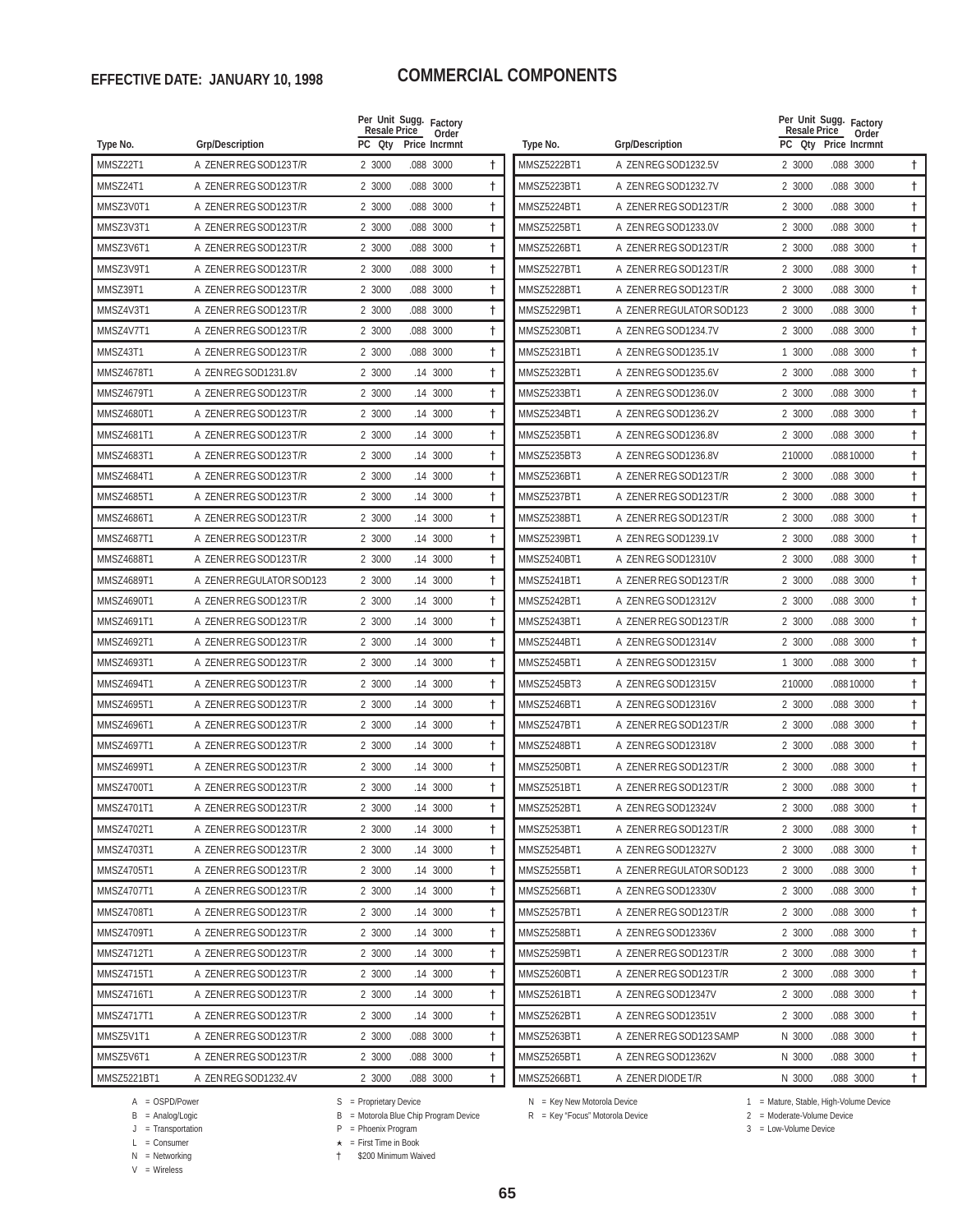**EFFECTIVE DATE: JANUARY 10, 1998**

# COMMERCIAL COMPONENTS

| Type No. | Grp/Description | Per Unit Resale PC | Qty | Sugg. Price | Factory Order Incrmnt | |
|---|---|---|---|---|---|---|
| MMSZ22T1 | A ZENER REG SOD123 T/R | 2 | 3000 | .088 | 3000 | † |
| MMSZ24T1 | A ZENER REG SOD123 T/R | 2 | 3000 | .088 | 3000 | † |
| MMSZ3V0T1 | A ZENER REG SOD123 T/R | 2 | 3000 | .088 | 3000 | † |
| MMSZ3V3T1 | A ZENER REG SOD123 T/R | 2 | 3000 | .088 | 3000 | † |
| MMSZ3V6T1 | A ZENER REG SOD123 T/R | 2 | 3000 | .088 | 3000 | † |
| MMSZ3V9T1 | A ZENER REG SOD123 T/R | 2 | 3000 | .088 | 3000 | † |
| MMSZ39T1 | A ZENER REG SOD123 T/R | 2 | 3000 | .088 | 3000 | † |
| MMSZ4V3T1 | A ZENER REG SOD123 T/R | 2 | 3000 | .088 | 3000 | † |
| MMSZ4V7T1 | A ZENER REG SOD123 T/R | 2 | 3000 | .088 | 3000 | † |
| MMSZ43T1 | A ZENER REG SOD123 T/R | 2 | 3000 | .088 | 3000 | † |
| MMSZ4678T1 | A ZEN REG SOD1231.8V | 2 | 3000 | .14 | 3000 | † |
| MMSZ4679T1 | A ZENER REG SOD123 T/R | 2 | 3000 | .14 | 3000 | † |
| MMSZ4680T1 | A ZENER REG SOD123 T/R | 2 | 3000 | .14 | 3000 | † |
| MMSZ4681T1 | A ZENER REG SOD123 T/R | 2 | 3000 | .14 | 3000 | † |
| MMSZ4683T1 | A ZENER REG SOD123 T/R | 2 | 3000 | .14 | 3000 | † |
| MMSZ4684T1 | A ZENER REG SOD123 T/R | 2 | 3000 | .14 | 3000 | † |
| MMSZ4685T1 | A ZENER REG SOD123 T/R | 2 | 3000 | .14 | 3000 | † |
| MMSZ4686T1 | A ZENER REG SOD123 T/R | 2 | 3000 | .14 | 3000 | † |
| MMSZ4687T1 | A ZENER REG SOD123 T/R | 2 | 3000 | .14 | 3000 | † |
| MMSZ4688T1 | A ZENER REG SOD123 T/R | 2 | 3000 | .14 | 3000 | † |
| MMSZ4689T1 | A ZENER REGULATOR SOD123 | 2 | 3000 | .14 | 3000 | † |
| MMSZ4690T1 | A ZENER REG SOD123 T/R | 2 | 3000 | .14 | 3000 | † |
| MMSZ4691T1 | A ZENER REG SOD123 T/R | 2 | 3000 | .14 | 3000 | † |
| MMSZ4692T1 | A ZENER REG SOD123 T/R | 2 | 3000 | .14 | 3000 | † |
| MMSZ4693T1 | A ZENER REG SOD123 T/R | 2 | 3000 | .14 | 3000 | † |
| MMSZ4694T1 | A ZENER REG SOD123 T/R | 2 | 3000 | .14 | 3000 | † |
| MMSZ4695T1 | A ZENER REG SOD123 T/R | 2 | 3000 | .14 | 3000 | † |
| MMSZ4696T1 | A ZENER REG SOD123 T/R | 2 | 3000 | .14 | 3000 | † |
| MMSZ4697T1 | A ZENER REG SOD123 T/R | 2 | 3000 | .14 | 3000 | † |
| MMSZ4699T1 | A ZENER REG SOD123 T/R | 2 | 3000 | .14 | 3000 | † |
| MMSZ4700T1 | A ZENER REG SOD123 T/R | 2 | 3000 | .14 | 3000 | † |
| MMSZ4701T1 | A ZENER REG SOD123 T/R | 2 | 3000 | .14 | 3000 | † |
| MMSZ4702T1 | A ZENER REG SOD123 T/R | 2 | 3000 | .14 | 3000 | † |
| MMSZ4703T1 | A ZENER REG SOD123 T/R | 2 | 3000 | .14 | 3000 | † |
| MMSZ4705T1 | A ZENER REG SOD123 T/R | 2 | 3000 | .14 | 3000 | † |
| MMSZ4707T1 | A ZENER REG SOD123 T/R | 2 | 3000 | .14 | 3000 | † |
| MMSZ4708T1 | A ZENER REG SOD123 T/R | 2 | 3000 | .14 | 3000 | † |
| MMSZ4709T1 | A ZENER REG SOD123 T/R | 2 | 3000 | .14 | 3000 | † |
| MMSZ4712T1 | A ZENER REG SOD123 T/R | 2 | 3000 | .14 | 3000 | † |
| MMSZ4715T1 | A ZENER REG SOD123 T/R | 2 | 3000 | .14 | 3000 | † |
| MMSZ4716T1 | A ZENER REG SOD123 T/R | 2 | 3000 | .14 | 3000 | † |
| MMSZ4717T1 | A ZENER REG SOD123 T/R | 2 | 3000 | .14 | 3000 | † |
| MMSZ5V1T1 | A ZENER REG SOD123 T/R | 2 | 3000 | .088 | 3000 | † |
| MMSZ5V6T1 | A ZENER REG SOD123 T/R | 2 | 3000 | .088 | 3000 | † |
| MMSZ5221BT1 | A ZEN REG SOD1232.4V | 2 | 3000 | .088 | 3000 | † |
| MMSZ5222BT1 | A ZEN REG SOD1232.5V | 2 | 3000 | .088 | 3000 | † |
| MMSZ5223BT1 | A ZEN REG SOD1232.7V | 2 | 3000 | .088 | 3000 | † |
| MMSZ5224BT1 | A ZENER REG SOD123 T/R | 2 | 3000 | .088 | 3000 | † |
| MMSZ5225BT1 | A ZEN REG SOD1233.0V | 2 | 3000 | .088 | 3000 | † |
| MMSZ5226BT1 | A ZENER REG SOD123 T/R | 2 | 3000 | .088 | 3000 | † |
| MMSZ5227BT1 | A ZENER REG SOD123 T/R | 2 | 3000 | .088 | 3000 | † |
| MMSZ5228BT1 | A ZENER REG SOD123 T/R | 2 | 3000 | .088 | 3000 | † |
| MMSZ5229BT1 | A ZENER REGULATOR SOD123 | 2 | 3000 | .088 | 3000 | † |
| MMSZ5230BT1 | A ZEN REG SOD1234.7V | 2 | 3000 | .088 | 3000 | † |
| MMSZ5231BT1 | A ZEN REG SOD1235.1V | 1 | 3000 | .088 | 3000 | † |
| MMSZ5232BT1 | A ZEN REG SOD1235.6V | 2 | 3000 | .088 | 3000 | † |
| MMSZ5233BT1 | A ZEN REG SOD1236.0V | 2 | 3000 | .088 | 3000 | † |
| MMSZ5234BT1 | A ZEN REG SOD1236.2V | 2 | 3000 | .088 | 3000 | † |
| MMSZ5235BT1 | A ZEN REG SOD1236.8V | 2 | 3000 | .088 | 3000 | † |
| MMSZ5235BT3 | A ZEN REG SOD1236.8V | 2 | 10000 | .088 | 10000 | † |
| MMSZ5236BT1 | A ZENER REG SOD123 T/R | 2 | 3000 | .088 | 3000 | † |
| MMSZ5237BT1 | A ZENER REG SOD123 T/R | 2 | 3000 | .088 | 3000 | † |
| MMSZ5238BT1 | A ZENER REG SOD123 T/R | 2 | 3000 | .088 | 3000 | † |
| MMSZ5239BT1 | A ZEN REG SOD1239.1V | 2 | 3000 | .088 | 3000 | † |
| MMSZ5240BT1 | A ZEN REG SOD12310V | 2 | 3000 | .088 | 3000 | † |
| MMSZ5241BT1 | A ZENER REG SOD123 T/R | 2 | 3000 | .088 | 3000 | † |
| MMSZ5242BT1 | A ZEN REG SOD12312V | 2 | 3000 | .088 | 3000 | † |
| MMSZ5243BT1 | A ZENER REG SOD123 T/R | 2 | 3000 | .088 | 3000 | † |
| MMSZ5244BT1 | A ZEN REG SOD12314V | 2 | 3000 | .088 | 3000 | † |
| MMSZ5245BT1 | A ZEN REG SOD12315V | 1 | 3000 | .088 | 3000 | † |
| MMSZ5245BT3 | A ZEN REG SOD12315V | 2 | 10000 | .088 | 10000 | † |
| MMSZ5246BT1 | A ZEN REG SOD12316V | 2 | 3000 | .088 | 3000 | † |
| MMSZ5247BT1 | A ZENER REG SOD123 T/R | 2 | 3000 | .088 | 3000 | † |
| MMSZ5248BT1 | A ZEN REG SOD12318V | 2 | 3000 | .088 | 3000 | † |
| MMSZ5250BT1 | A ZENER REG SOD123 T/R | 2 | 3000 | .088 | 3000 | † |
| MMSZ5251BT1 | A ZENER REG SOD123 T/R | 2 | 3000 | .088 | 3000 | † |
| MMSZ5252BT1 | A ZEN REG SOD12324V | 2 | 3000 | .088 | 3000 | † |
| MMSZ5253BT1 | A ZENER REG SOD123 T/R | 2 | 3000 | .088 | 3000 | † |
| MMSZ5254BT1 | A ZEN REG SOD12327V | 2 | 3000 | .088 | 3000 | † |
| MMSZ5255BT1 | A ZENER REGULATOR SOD123 | 2 | 3000 | .088 | 3000 | † |
| MMSZ5256BT1 | A ZEN REG SOD12330V | 2 | 3000 | .088 | 3000 | † |
| MMSZ5257BT1 | A ZENER REG SOD123 T/R | 2 | 3000 | .088 | 3000 | † |
| MMSZ5258BT1 | A ZEN REG SOD12336V | 2 | 3000 | .088 | 3000 | † |
| MMSZ5259BT1 | A ZENER REG SOD123 T/R | 2 | 3000 | .088 | 3000 | † |
| MMSZ5260BT1 | A ZENER REG SOD123 T/R | 2 | 3000 | .088 | 3000 | † |
| MMSZ5261BT1 | A ZEN REG SOD12347V | 2 | 3000 | .088 | 3000 | † |
| MMSZ5262BT1 | A ZEN REG SOD12351V | 2 | 3000 | .088 | 3000 | † |
| MMSZ5263BT1 | A ZENER REG SOD123 SAMP | N | 3000 | .088 | 3000 | † |
| MMSZ5265BT1 | A ZEN REG SOD12362V | N | 3000 | .088 | 3000 | † |
| MMSZ5266BT1 | A ZENER DIODE T/R | N | 3000 | .088 | 3000 | † |

A = OSPD/Power
B = Analog/Logic
J = Transportation
L = Consumer
N = Networking
V = Wireless

S = Proprietary Device
B = Motorola Blue Chip Program Device
P = Phoenix Program
★ = First Time in Book
† $200 Minimum Waived

N = Key New Motorola Device
R = Key "Focus" Motorola Device

1 = Mature, Stable, High-Volume Device
2 = Moderate-Volume Device
3 = Low-Volume Device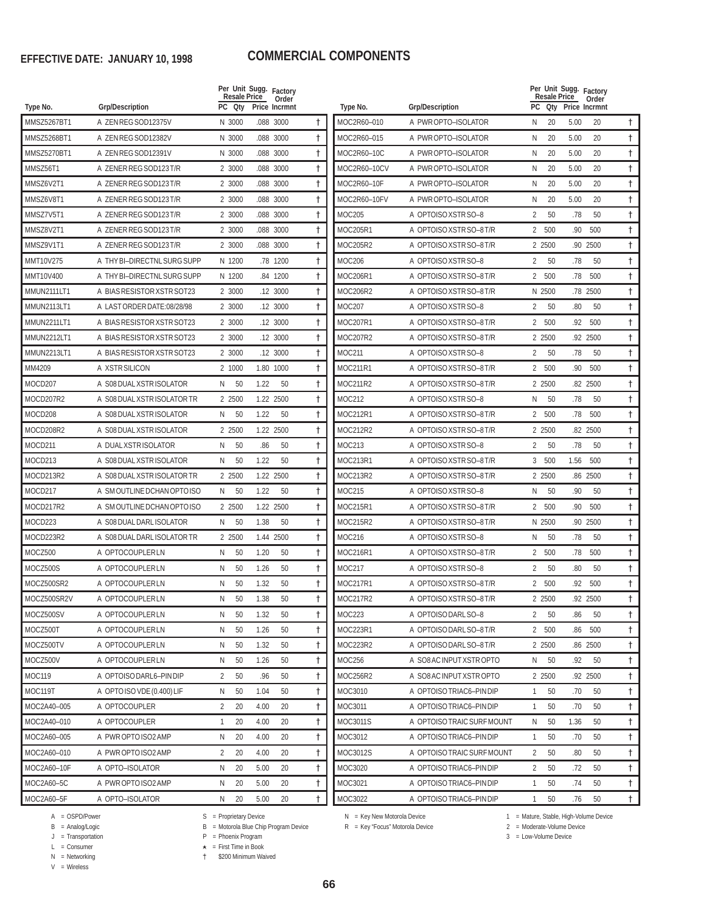**EFFECTIVE DATE: JANUARY 10, 1998**

# COMMERCIAL COMPONENTS

| Type No. | Grp/Description | PC | Qty | Price | Factory Order Incrmnt | |
|---|---|---|---|---|---|---|
| MMSZ5267BT1 | A ZEN REG SOD12375V | N | 3000 | .088 | 3000 | † |
| MMSZ5268BT1 | A ZEN REG SOD12382V | N | 3000 | .088 | 3000 | † |
| MMSZ5270BT1 | A ZEN REG SOD12391V | N | 3000 | .088 | 3000 | † |
| MMSZ56T1 | A ZENER REG SOD123 T/R | 2 | 3000 | .088 | 3000 | † |
| MMSZ6V2T1 | A ZENER REG SOD123 T/R | 2 | 3000 | .088 | 3000 | † |
| MMSZ6V8T1 | A ZENER REG SOD123 T/R | 2 | 3000 | .088 | 3000 | † |
| MMSZ7V5T1 | A ZENER REG SOD123 T/R | 2 | 3000 | .088 | 3000 | † |
| MMSZ8V2T1 | A ZENER REG SOD123 T/R | 2 | 3000 | .088 | 3000 | † |
| MMSZ9V1T1 | A ZENER REG SOD123 T/R | 2 | 3000 | .088 | 3000 | † |
| MMT10V275 | A THY BI–DIRECTNL SURG SUPP | N | 1200 | .78 | 1200 | † |
| MMT10V400 | A THY BI–DIRECTNL SURG SUPP | N | 1200 | .84 | 1200 | † |
| MMUN2111LT1 | A BIAS RESISTOR XSTR SOT23 | 2 | 3000 | .12 | 3000 | † |
| MMUN2113LT1 | A LAST ORDER DATE:08/28/98 | 2 | 3000 | .12 | 3000 | † |
| MMUN2211LT1 | A BIAS RESISTOR XSTR SOT23 | 2 | 3000 | .12 | 3000 | † |
| MMUN2212LT1 | A BIAS RESISTOR XSTR SOT23 | 2 | 3000 | .12 | 3000 | † |
| MMUN2213LT1 | A BIAS RESISTOR XSTR SOT23 | 2 | 3000 | .12 | 3000 | † |
| MM4209 | A XSTR SILICON | 2 | 1000 | 1.80 | 1000 | † |
| MOCD207 | A S08 DUAL XSTR ISOLATOR | N | 50 | 1.22 | 50 | † |
| MOCD207R2 | A S08 DUAL XSTR ISOLATOR TR | 2 | 2500 | 1.22 | 2500 | † |
| MOCD208 | A S08 DUAL XSTR ISOLATOR | N | 50 | 1.22 | 50 | † |
| MOCD208R2 | A S08 DUAL XSTR ISOLATOR | 2 | 2500 | 1.22 | 2500 | † |
| MOCD211 | A DUAL XSTR ISOLATOR | N | 50 | .86 | 50 | † |
| MOCD213 | A S08 DUAL XSTR ISOLATOR | N | 50 | 1.22 | 50 | † |
| MOCD213R2 | A S08 DUAL XSTR ISOLATOR TR | 2 | 2500 | 1.22 | 2500 | † |
| MOCD217 | A SM OUTLINE DCHAN OPTO ISO | N | 50 | 1.22 | 50 | † |
| MOCD217R2 | A SM OUTLINE DCHAN OPTO ISO | 2 | 2500 | 1.22 | 2500 | † |
| MOCD223 | A S08 DUAL DARL ISOLATOR | N | 50 | 1.38 | 50 | † |
| MOCD223R2 | A S08 DUAL DARL ISOLATOR TR | 2 | 2500 | 1.44 | 2500 | † |
| MOCZ500 | A OPTOCOUPLER LN | N | 50 | 1.20 | 50 | † |
| MOCZ500S | A OPTOCOUPLER LN | N | 50 | 1.26 | 50 | † |
| MOCZ500SR2 | A OPTOCOUPLER LN | N | 50 | 1.32 | 50 | † |
| MOCZ500SR2V | A OPTOCOUPLER LN | N | 50 | 1.38 | 50 | † |
| MOCZ500SV | A OPTOCOUPLER LN | N | 50 | 1.32 | 50 | † |
| MOCZ500T | A OPTOCOUPLER LN | N | 50 | 1.26 | 50 | † |
| MOCZ500TV | A OPTOCOUPLER LN | N | 50 | 1.32 | 50 | † |
| MOCZ500V | A OPTOCOUPLER LN | N | 50 | 1.26 | 50 | † |
| MOC119 | A OPTOISO DARL6–PIN DIP | 2 | 50 | .96 | 50 | † |
| MOC119T | A OPTO ISO VDE (0.400) LIF | N | 50 | 1.04 | 50 | † |
| MOC2A40–005 | A OPTOCOUPLER | 2 | 20 | 4.00 | 20 | † |
| MOC2A40–010 | A OPTOCOUPLER | 1 | 20 | 4.00 | 20 | † |
| MOC2A60–005 | A PWR OPTO ISO2 AMP | N | 20 | 4.00 | 20 | † |
| MOC2A60–010 | A PWR OPTO ISO2 AMP | 2 | 20 | 4.00 | 20 | † |
| MOC2A60–10F | A OPTO–ISOLATOR | N | 20 | 5.00 | 20 | † |
| MOC2A60–5C | A PWR OPTO ISO2 AMP | N | 20 | 5.00 | 20 | † |
| MOC2A60–5F | A OPTO–ISOLATOR | N | 20 | 5.00 | 20 | † |
| MOC2R60–010 | A PWR OPTO–ISOLATOR | N | 20 | 5.00 | 20 | † |
| MOC2R60–015 | A PWR OPTO–ISOLATOR | N | 20 | 5.00 | 20 | † |
| MOC2R60–10C | A PWR OPTO–ISOLATOR | N | 20 | 5.00 | 20 | † |
| MOC2R60–10CV | A PWR OPTO–ISOLATOR | N | 20 | 5.00 | 20 | † |
| MOC2R60–10F | A PWR OPTO–ISOLATOR | N | 20 | 5.00 | 20 | † |
| MOC2R60–10FV | A PWR OPTO–ISOLATOR | N | 20 | 5.00 | 20 | † |
| MOC205 | A OPTOISO XSTR SO–8 | 2 | 50 | .78 | 50 | † |
| MOC205R1 | A OPTOISO XSTR SO–8 T/R | 2 | 500 | .90 | 500 | † |
| MOC205R2 | A OPTOISO XSTR SO–8 T/R | 2 | 2500 | .90 | 2500 | † |
| MOC206 | A OPTOISO XSTR SO–8 | 2 | 50 | .78 | 50 | † |
| MOC206R1 | A OPTOISO XSTR SO–8 T/R | 2 | 500 | .78 | 500 | † |
| MOC206R2 | A OPTOISO XSTR SO–8 T/R | N | 2500 | .78 | 2500 | † |
| MOC207 | A OPTOISO XSTR SO–8 | 2 | 50 | .80 | 50 | † |
| MOC207R1 | A OPTOISO XSTR SO–8 T/R | 2 | 500 | .92 | 500 | † |
| MOC207R2 | A OPTOISO XSTR SO–8 T/R | 2 | 2500 | .92 | 2500 | † |
| MOC211 | A OPTOISO XSTR SO–8 | 2 | 50 | .78 | 50 | † |
| MOC211R1 | A OPTOISO XSTR SO–8 T/R | 2 | 500 | .90 | 500 | † |
| MOC211R2 | A OPTOISO XSTR SO–8 T/R | 2 | 2500 | .82 | 2500 | † |
| MOC212 | A OPTOISO XSTR SO–8 | N | 50 | .78 | 50 | † |
| MOC212R1 | A OPTOISO XSTR SO–8 T/R | 2 | 500 | .78 | 500 | † |
| MOC212R2 | A OPTOISO XSTR SO–8 T/R | 2 | 2500 | .82 | 2500 | † |
| MOC213 | A OPTOISO XSTR SO–8 | 2 | 50 | .78 | 50 | † |
| MOC213R1 | A OPTOISO XSTR SO–8 T/R | 3 | 500 | 1.56 | 500 | † |
| MOC213R2 | A OPTOISO XSTR SO–8 T/R | 2 | 2500 | .86 | 2500 | † |
| MOC215 | A OPTOISO XSTR SO–8 | N | 50 | .90 | 50 | † |
| MOC215R1 | A OPTOISO XSTR SO–8 T/R | 2 | 500 | .90 | 500 | † |
| MOC215R2 | A OPTOISO XSTR SO–8 T/R | N | 2500 | .90 | 2500 | † |
| MOC216 | A OPTOISO XSTR SO–8 | N | 50 | .78 | 50 | † |
| MOC216R1 | A OPTOISO XSTR SO–8 T/R | 2 | 500 | .78 | 500 | † |
| MOC217 | A OPTOISO XSTR SO–8 | 2 | 50 | .80 | 50 | † |
| MOC217R1 | A OPTOISO XSTR SO–8 T/R | 2 | 500 | .92 | 500 | † |
| MOC217R2 | A OPTOISO XSTR SO–8 T/R | 2 | 2500 | .92 | 2500 | † |
| MOC223 | A OPTOISO DARL SO–8 | 2 | 50 | .86 | 50 | † |
| MOC223R1 | A OPTOISO DARL SO–8 T/R | 2 | 500 | .86 | 500 | † |
| MOC223R2 | A OPTOISO DARL SO–8 T/R | 2 | 2500 | .86 | 2500 | † |
| MOC256 | A SO8 AC INPUT XSTR OPTO | N | 50 | .92 | 50 | † |
| MOC256R2 | A SO8 AC INPUT XSTR OPTO | 2 | 2500 | .92 | 2500 | † |
| MOC3010 | A OPTOISO TRIAC6–PIN DIP | 1 | 50 | .70 | 50 | † |
| MOC3011 | A OPTOISO TRIAC6–PIN DIP | 1 | 50 | .70 | 50 | † |
| MOC3011S | A OPTOISO TRAIC SURF MOUNT | N | 50 | 1.36 | 50 | † |
| MOC3012 | A OPTOISO TRIAC6–PIN DIP | 1 | 50 | .70 | 50 | † |
| MOC3012S | A OPTOISO TRAIC SURF MOUNT | 2 | 50 | .80 | 50 | † |
| MOC3020 | A OPTOISO TRIAC6–PIN DIP | 2 | 50 | .72 | 50 | † |
| MOC3021 | A OPTOISO TRIAC6–PIN DIP | 1 | 50 | .74 | 50 | † |
| MOC3022 | A OPTOISO TRIAC6–PIN DIP | 1 | 50 | .76 | 50 | † |

(PC / Qty = Per Unit Resale Price; Price = Sugg. Resale Price)

A = OSPD/Power
B = Analog/Logic
J = Transportation
L = Consumer
N = Networking
V = Wireless

S = Proprietary Device
B = Motorola Blue Chip Program Device
P = Phoenix Program
★ = First Time in Book
† $200 Minimum Waived

N = Key New Motorola Device
R = Key "Focus" Motorola Device

1 = Mature, Stable, High-Volume Device
2 = Moderate-Volume Device
3 = Low-Volume Device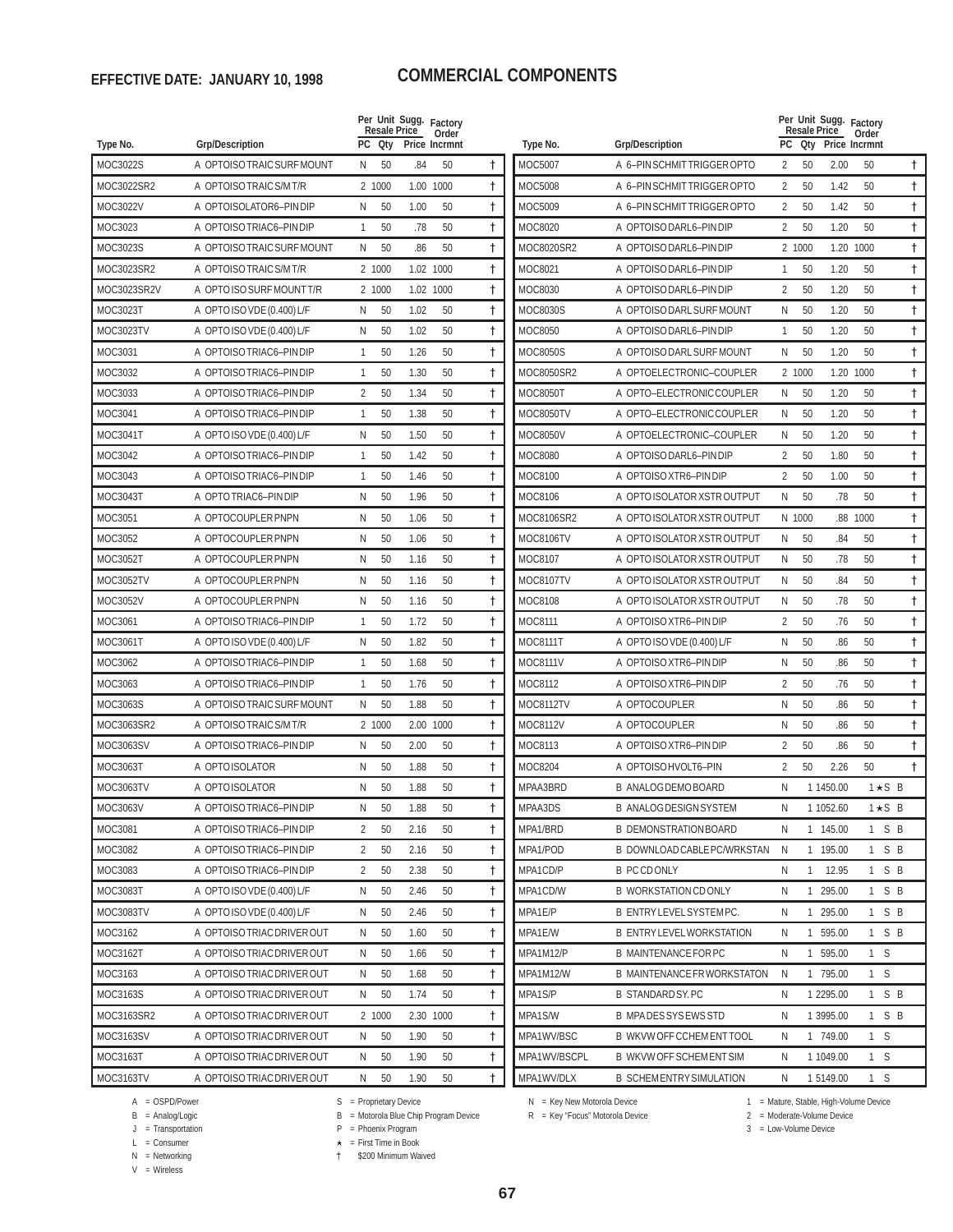**EFFECTIVE DATE: JANUARY 10, 1998**

# COMMERCIAL COMPONENTS

| Type No. | Grp/Description | PC | Qty | Price | Factory Order Incrmnt | |
|---|---|---|---|---|---|---|
| MOC3022S | A OPTOISO TRAIC SURF MOUNT | N | 50 | .84 | 50 | † |
| MOC3022SR2 | A OPTOISO TRAIC S/M T/R | 2 | 1000 | 1.00 | 1000 | † |
| MOC3022V | A OPTOISOLATOR6–PIN DIP | N | 50 | 1.00 | 50 | † |
| MOC3023 | A OPTOISO TRIAC6–PIN DIP | 1 | 50 | .78 | 50 | † |
| MOC3023S | A OPTOISO TRAIC SURF MOUNT | N | 50 | .86 | 50 | † |
| MOC3023SR2 | A OPTOISO TRAIC S/M T/R | 2 | 1000 | 1.02 | 1000 | † |
| MOC3023SR2V | A OPTO ISO SURF MOUNT T/R | 2 | 1000 | 1.02 | 1000 | † |
| MOC3023T | A OPTO ISO VDE (0.400) L/F | N | 50 | 1.02 | 50 | † |
| MOC3023TV | A OPTO ISO VDE (0.400) L/F | N | 50 | 1.02 | 50 | † |
| MOC3031 | A OPTOISO TRIAC6–PIN DIP | 1 | 50 | 1.26 | 50 | † |
| MOC3032 | A OPTOISO TRIAC6–PIN DIP | 1 | 50 | 1.30 | 50 | † |
| MOC3033 | A OPTOISO TRIAC6–PIN DIP | 2 | 50 | 1.34 | 50 | † |
| MOC3041 | A OPTOISO TRIAC6–PIN DIP | 1 | 50 | 1.38 | 50 | † |
| MOC3041T | A OPTO ISO VDE (0.400) L/F | N | 50 | 1.50 | 50 | † |
| MOC3042 | A OPTOISO TRIAC6–PIN DIP | 1 | 50 | 1.42 | 50 | † |
| MOC3043 | A OPTOISO TRIAC6–PIN DIP | 1 | 50 | 1.46 | 50 | † |
| MOC3043T | A OPTO TRIAC6–PIN DIP | N | 50 | 1.96 | 50 | † |
| MOC3051 | A OPTOCOUPLER PNPN | N | 50 | 1.06 | 50 | † |
| MOC3052 | A OPTOCOUPLER PNPN | N | 50 | 1.06 | 50 | † |
| MOC3052T | A OPTOCOUPLER PNPN | N | 50 | 1.16 | 50 | † |
| MOC3052TV | A OPTOCOUPLER PNPN | N | 50 | 1.16 | 50 | † |
| MOC3052V | A OPTOCOUPLER PNPN | N | 50 | 1.16 | 50 | † |
| MOC3061 | A OPTOISO TRIAC6–PIN DIP | 1 | 50 | 1.72 | 50 | † |
| MOC3061T | A OPTO ISO VDE (0.400) L/F | N | 50 | 1.82 | 50 | † |
| MOC3062 | A OPTOISO TRIAC6–PIN DIP | 1 | 50 | 1.68 | 50 | † |
| MOC3063 | A OPTOISO TRIAC6–PIN DIP | 1 | 50 | 1.76 | 50 | † |
| MOC3063S | A OPTOISO TRAIC SURF MOUNT | N | 50 | 1.88 | 50 | † |
| MOC3063SR2 | A OPTOISO TRAIC S/M T/R | 2 | 1000 | 2.00 | 1000 | † |
| MOC3063SV | A OPTOISO TRIAC6–PIN DIP | N | 50 | 2.00 | 50 | † |
| MOC3063T | A OPTO ISOLATOR | N | 50 | 1.88 | 50 | † |
| MOC3063TV | A OPTO ISOLATOR | N | 50 | 1.88 | 50 | † |
| MOC3063V | A OPTOISO TRIAC6–PIN DIP | N | 50 | 1.88 | 50 | † |
| MOC3081 | A OPTOISO TRIAC6–PIN DIP | 2 | 50 | 2.16 | 50 | † |
| MOC3082 | A OPTOISO TRIAC6–PIN DIP | 2 | 50 | 2.16 | 50 | † |
| MOC3083 | A OPTOISO TRIAC6–PIN DIP | 2 | 50 | 2.38 | 50 | † |
| MOC3083T | A OPTO ISO VDE (0.400) L/F | N | 50 | 2.46 | 50 | † |
| MOC3083TV | A OPTO ISO VDE (0.400) L/F | N | 50 | 2.46 | 50 | † |
| MOC3162 | A OPTOISO TRIAC DRIVER OUT | N | 50 | 1.60 | 50 | † |
| MOC3162T | A OPTOISO TRIAC DRIVER OUT | N | 50 | 1.66 | 50 | † |
| MOC3163 | A OPTOISO TRIAC DRIVER OUT | N | 50 | 1.68 | 50 | † |
| MOC3163S | A OPTOISO TRIAC DRIVER OUT | N | 50 | 1.74 | 50 | † |
| MOC3163SR2 | A OPTOISO TRIAC DRIVER OUT | 2 | 1000 | 2.30 | 1000 | † |
| MOC3163SV | A OPTOISO TRIAC DRIVER OUT | N | 50 | 1.90 | 50 | † |
| MOC3163T | A OPTOISO TRIAC DRIVER OUT | N | 50 | 1.90 | 50 | † |
| MOC3163TV | A OPTOISO TRIAC DRIVER OUT | N | 50 | 1.90 | 50 | † |
| MOC5007 | A 6–PIN SCHMIT TRIGGER OPTO | 2 | 50 | 2.00 | 50 | † |
| MOC5008 | A 6–PIN SCHMIT TRIGGER OPTO | 2 | 50 | 1.42 | 50 | † |
| MOC5009 | A 6–PIN SCHMIT TRIGGER OPTO | 2 | 50 | 1.42 | 50 | † |
| MOC8020 | A OPTOISO DARL6–PIN DIP | 2 | 50 | 1.20 | 50 | † |
| MOC8020SR2 | A OPTOISO DARL6–PIN DIP | 2 | 1000 | 1.20 | 1000 | † |
| MOC8021 | A OPTOISO DARL6–PIN DIP | 1 | 50 | 1.20 | 50 | † |
| MOC8030 | A OPTOISO DARL6–PIN DIP | 2 | 50 | 1.20 | 50 | † |
| MOC8030S | A OPTOISO DARL SURF MOUNT | N | 50 | 1.20 | 50 | † |
| MOC8050 | A OPTOISO DARL6–PIN DIP | 1 | 50 | 1.20 | 50 | † |
| MOC8050S | A OPTOISO DARL SURF MOUNT | N | 50 | 1.20 | 50 | † |
| MOC8050SR2 | A OPTOELECTRONIC–COUPLER | 2 | 1000 | 1.20 | 1000 | † |
| MOC8050T | A OPTO–ELECTRONIC COUPLER | N | 50 | 1.20 | 50 | † |
| MOC8050TV | A OPTO–ELECTRONIC COUPLER | N | 50 | 1.20 | 50 | † |
| MOC8050V | A OPTOELECTRONIC–COUPLER | N | 50 | 1.20 | 50 | † |
| MOC8080 | A OPTOISO DARL6–PIN DIP | 2 | 50 | 1.80 | 50 | † |
| MOC8100 | A OPTOISO XTR6–PIN DIP | 2 | 50 | 1.00 | 50 | † |
| MOC8106 | A OPTO ISOLATOR XSTR OUTPUT | N | 50 | .78 | 50 | † |
| MOC8106SR2 | A OPTO ISOLATOR XSTR OUTPUT | N | 1000 | .88 | 1000 | † |
| MOC8106TV | A OPTO ISOLATOR XSTR OUTPUT | N | 50 | .84 | 50 | † |
| MOC8107 | A OPTO ISOLATOR XSTR OUTPUT | N | 50 | .78 | 50 | † |
| MOC8107TV | A OPTO ISOLATOR XSTR OUTPUT | N | 50 | .84 | 50 | † |
| MOC8108 | A OPTO ISOLATOR XSTR OUTPUT | N | 50 | .78 | 50 | † |
| MOC8111 | A OPTOISO XTR6–PIN DIP | 2 | 50 | .76 | 50 | † |
| MOC8111T | A OPTO ISO VDE (0.400) L/F | N | 50 | .86 | 50 | † |
| MOC8111V | A OPTOISO XTR6–PIN DIP | N | 50 | .86 | 50 | † |
| MOC8112 | A OPTOISO XTR6–PIN DIP | 2 | 50 | .76 | 50 | † |
| MOC8112TV | A OPTOCOUPLER | N | 50 | .86 | 50 | † |
| MOC8112V | A OPTOCOUPLER | N | 50 | .86 | 50 | † |
| MOC8113 | A OPTOISO XTR6–PIN DIP | 2 | 50 | .86 | 50 | † |
| MOC8204 | A OPTOISO HVOLT6–PIN | 2 | 50 | 2.26 | 50 | † |
| MPAA3BRD | B ANALOG DEMO BOARD | N | 1 | 1450.00 | 1 ★ S B | |
| MPAA3DS | B ANALOG DESIGN SYSTEM | N | 1 | 1052.60 | 1 ★ S B | |
| MPA1/BRD | B DEMONSTRATION BOARD | N | 1 | 145.00 | 1 S B | |
| MPA1/POD | B DOWNLOAD CABLE PC/WRKSTAN | N | 1 | 195.00 | 1 S B | |
| MPA1CD/P | B PC CD ONLY | N | 1 | 12.95 | 1 S B | |
| MPA1CD/W | B WORKSTATION CD ONLY | N | 1 | 295.00 | 1 S B | |
| MPA1E/P | B ENTRY LEVEL SYSTEM PC. | N | 1 | 295.00 | 1 S B | |
| MPA1E/W | B ENTRY LEVEL WORKSTATION | N | 1 | 595.00 | 1 S B | |
| MPA1M12/P | B MAINTENANCE FOR PC | N | 1 | 595.00 | 1 S | |
| MPA1M12/W | B MAINTENANCE FR WORKSTATON | N | 1 | 795.00 | 1 S | |
| MPA1S/P | B STANDARD SY. PC | N | 1 | 2295.00 | 1 S B | |
| MPA1S/W | B MPA DES SYS EWS STD | N | 1 | 3995.00 | 1 S B | |
| MPA1WV/BSC | B WKVW OFF CCHEM ENT TOOL | N | 1 | 749.00 | 1 S | |
| MPA1WV/BSCPL | B WKVW OFF SCHEM ENT SIM | N | 1 | 1049.00 | 1 S | |
| MPA1WV/DLX | B SCHEM ENTRY SIMULATION | N | 1 | 5149.00 | 1 S | |

A = OSPD/Power
B = Analog/Logic
J = Transportation
L = Consumer
N = Networking
V = Wireless

S = Proprietary Device
B = Motorola Blue Chip Program Device
P = Phoenix Program
★ = First Time in Book
† $200 Minimum Waived

N = Key New Motorola Device
R = Key "Focus" Motorola Device

1 = Mature, Stable, High-Volume Device
2 = Moderate-Volume Device
3 = Low-Volume Device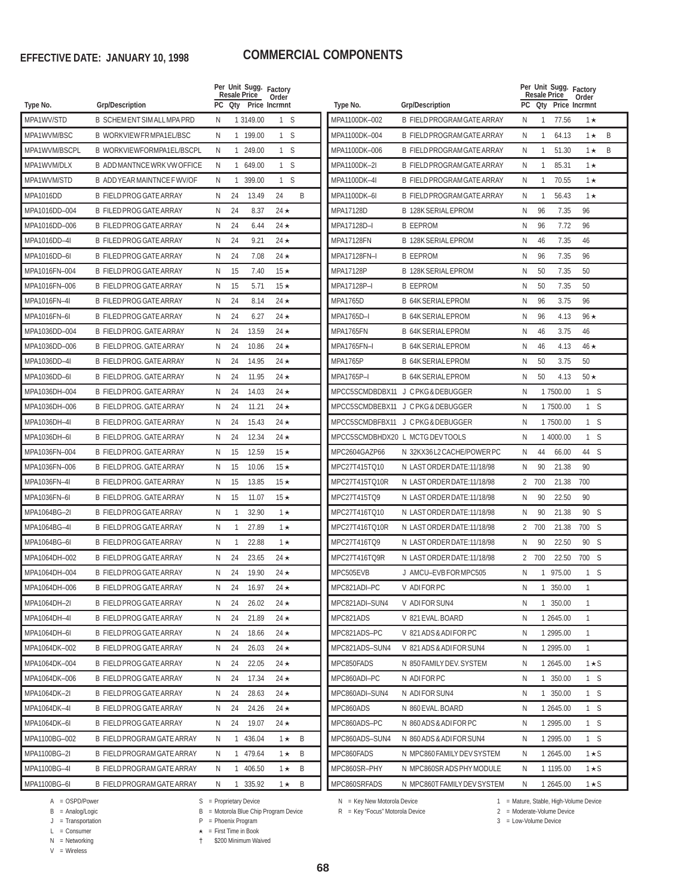**EFFECTIVE DATE: JANUARY 10, 1998**

# COMMERCIAL COMPONENTS

| Type No. | Grp/Description | PC | Per Unit Qty | Sugg. Resale Price | Factory Order Incrmnt | |
|---|---|---|---|---|---|---|
| MPA1WV/STD | B SCHEMENT SIM ALL MPA PRD | N | 1 | 3149.00 | 1 | S |
| MPA1WVM/BSC | B WORKVIEW FR MPA1EL/BSC | N | 1 | 199.00 | 1 | S |
| MPA1WVM/BSCPL | B WORKVIEWFORMPA1EL/BSCPL | N | 1 | 249.00 | 1 | S |
| MPA1WVM/DLX | B ADD MANTNCE WRK VW OFFICE | N | 1 | 649.00 | 1 | S |
| MPA1WVM/STD | B ADD YEAR MAINTNCE F WV/OF | N | 1 | 399.00 | 1 | S |
| MPA1016DD | B FIELD PROG GATE ARRAY | N | 24 | 13.49 | 24 | B |
| MPA1016DD–004 | B FILED PROG GATE ARRAY | N | 24 | 8.37 | 24 ★ | |
| MPA1016DD–006 | B FILED PROG GATE ARRAY | N | 24 | 6.44 | 24 ★ | |
| MPA1016DD–4I | B FILED PROG GATE ARRAY | N | 24 | 9.21 | 24 ★ | |
| MPA1016DD–6I | B FILED PROG GATE ARRAY | N | 24 | 7.08 | 24 ★ | |
| MPA1016FN–004 | B FIELD PROG GATE ARRAY | N | 15 | 7.40 | 15 ★ | |
| MPA1016FN–006 | B FIELD PROG GATE ARRAY | N | 15 | 5.71 | 15 ★ | |
| MPA1016FN–4I | B FILED PROG GATE ARRAY | N | 24 | 8.14 | 24 ★ | |
| MPA1016FN–6I | B FILED PROG GATE ARRAY | N | 24 | 6.27 | 24 ★ | |
| MPA1036DD–004 | B FIELD PROG. GATE ARRAY | N | 24 | 13.59 | 24 ★ | |
| MPA1036DD–006 | B FIELD PROG. GATE ARRAY | N | 24 | 10.86 | 24 ★ | |
| MPA1036DD–4I | B FIELD PROG. GATE ARRAY | N | 24 | 14.95 | 24 ★ | |
| MPA1036DD–6I | B FIELD PROG. GATE ARRAY | N | 24 | 11.95 | 24 ★ | |
| MPA1036DH–004 | B FIELD PROG. GATE ARRAY | N | 24 | 14.03 | 24 ★ | |
| MPA1036DH–006 | B FIELD PROG. GATE ARRAY | N | 24 | 11.21 | 24 ★ | |
| MPA1036DH–4I | B FIELD PROG. GATE ARRAY | N | 24 | 15.43 | 24 ★ | |
| MPA1036DH–6I | B FIELD PROG. GATE ARRAY | N | 24 | 12.34 | 24 ★ | |
| MPA1036FN–004 | B FIELD PROG. GATE ARRAY | N | 15 | 12.59 | 15 ★ | |
| MPA1036FN–006 | B FIELD PROG. GATE ARRAY | N | 15 | 10.06 | 15 ★ | |
| MPA1036FN–4I | B FIELD PROG. GATE ARRAY | N | 15 | 13.85 | 15 ★ | |
| MPA1036FN–6I | B FIELD PROG. GATE ARRAY | N | 15 | 11.07 | 15 ★ | |
| MPA1064BG–2I | B FIELD PROG GATE ARRAY | N | 1 | 32.90 | 1 ★ | |
| MPA1064BG–4I | B FIELD PROG GATE ARRAY | N | 1 | 27.89 | 1 ★ | |
| MPA1064BG–6I | B FIELD PROG GATE ARRAY | N | 1 | 22.88 | 1 ★ | |
| MPA1064DH–002 | B FIELD PROG GATE ARRAY | N | 24 | 23.65 | 24 ★ | |
| MPA1064DH–004 | B FIELD PROG GATE ARRAY | N | 24 | 19.90 | 24 ★ | |
| MPA1064DH–006 | B FIELD PROG GATE ARRAY | N | 24 | 16.97 | 24 ★ | |
| MPA1064DH–2I | B FIELD PROG GATE ARRAY | N | 24 | 26.02 | 24 ★ | |
| MPA1064DH–4I | B FIELD PROG GATE ARRAY | N | 24 | 21.89 | 24 ★ | |
| MPA1064DH–6I | B FIELD PROG GATE ARRAY | N | 24 | 18.66 | 24 ★ | |
| MPA1064DK–002 | B FIELD PROG GATE ARRAY | N | 24 | 26.03 | 24 ★ | |
| MPA1064DK–004 | B FIELD PROG GATE ARRAY | N | 24 | 22.05 | 24 ★ | |
| MPA1064DK–006 | B FIELD PROG GATE ARRAY | N | 24 | 17.34 | 24 ★ | |
| MPA1064DK–2I | B FIELD PROG GATE ARRAY | N | 24 | 28.63 | 24 ★ | |
| MPA1064DK–4I | B FIELD PROG GATE ARRAY | N | 24 | 24.26 | 24 ★ | |
| MPA1064DK–6I | B FIELD PROG GATE ARRAY | N | 24 | 19.07 | 24 ★ | |
| MPA1100BG–002 | B FIELD PROGRAM GATE ARRAY | N | 1 | 436.04 | 1 ★ | B |
| MPA1100BG–2I | B FIELD PROGRAM GATE ARRAY | N | 1 | 479.64 | 1 ★ | B |
| MPA1100BG–4I | B FIELD PROGRAM GATE ARRAY | N | 1 | 406.50 | 1 ★ | B |
| MPA1100BG–6I | B FIELD PROGRAM GATE ARRAY | N | 1 | 335.92 | 1 ★ | B |
| MPA1100DK–002 | B FIELD PROGRAM GATE ARRAY | N | 1 | 77.56 | 1 ★ | |
| MPA1100DK–004 | B FIELD PROGRAM GATE ARRAY | N | 1 | 64.13 | 1 ★ | B |
| MPA1100DK–006 | B FIELD PROGRAM GATE ARRAY | N | 1 | 51.30 | 1 ★ | B |
| MPA1100DK–2I | B FIELD PROGRAM GATE ARRAY | N | 1 | 85.31 | 1 ★ | |
| MPA1100DK–4I | B FIELD PROGRAM GATE ARRAY | N | 1 | 70.55 | 1 ★ | |
| MPA1100DK–6I | B FIELD PROGRAM GATE ARRAY | N | 1 | 56.43 | 1 ★ | |
| MPA17128D | B 128K SERIAL EPROM | N | 96 | 7.35 | 96 | |
| MPA17128D–I | B EEPROM | N | 96 | 7.72 | 96 | |
| MPA17128FN | B 128K SERIAL EPROM | N | 46 | 7.35 | 46 | |
| MPA17128FN–I | B EEPROM | N | 96 | 7.35 | 96 | |
| MPA17128P | B 128K SERIAL EPROM | N | 50 | 7.35 | 50 | |
| MPA17128P–I | B EEPROM | N | 50 | 7.35 | 50 | |
| MPA1765D | B 64K SERIAL EPROM | N | 96 | 3.75 | 96 | |
| MPA1765D–I | B 64K SERIAL EPROM | N | 96 | 4.13 | 96 ★ | |
| MPA1765FN | B 64K SERIAL EPROM | N | 46 | 3.75 | 46 | |
| MPA1765FN–I | B 64K SERIAL EPROM | N | 46 | 4.13 | 46 ★ | |
| MPA1765P | B 64K SERIAL EPROM | N | 50 | 3.75 | 50 | |
| MPA1765P–I | B 64K SERIAL EPROM | N | 50 | 4.13 | 50 ★ | |
| MPCC5SCMDBDBX11 | J C PKG & DEBUGGER | N | 1 | 7500.00 | 1 | S |
| MPCC5SCMDBEBX11 | J C PKG & DEBUGGER | N | 1 | 7500.00 | 1 | S |
| MPCC5SCMDBFBX11 | J C PKG & DEBUGGER | N | 1 | 7500.00 | 1 | S |
| MPCC5SCMDBHDX20 | L MCTG DEV TOOLS | N | 1 | 4000.00 | 1 | S |
| MPC2604GAZP66 | N 32KX36 L2 CACHE/POWER PC | N | 44 | 66.00 | 44 | S |
| MPC27T415TQ10 | N LAST ORDER DATE:11/18/98 | N | 90 | 21.38 | 90 | |
| MPC27T415TQ10R | N LAST ORDER DATE:11/18/98 | 2 | 700 | 21.38 | 700 | |
| MPC27T415TQ9 | N LAST ORDER DATE:11/18/98 | N | 90 | 22.50 | 90 | |
| MPC27T416TQ10 | N LAST ORDER DATE:11/18/98 | N | 90 | 21.38 | 90 | S |
| MPC27T416TQ10R | N LAST ORDER DATE:11/18/98 | 2 | 700 | 21.38 | 700 | S |
| MPC27T416TQ9 | N LAST ORDER DATE:11/18/98 | N | 90 | 22.50 | 90 | S |
| MPC27T416TQ9R | N LAST ORDER DATE:11/18/98 | 2 | 700 | 22.50 | 700 | S |
| MPC505EVB | J AMCU–EVB FOR MPC505 | N | 1 | 975.00 | 1 | S |
| MPC821ADI–PC | V ADI FOR PC | N | 1 | 350.00 | 1 | |
| MPC821ADI–SUN4 | V ADI FOR SUN4 | N | 1 | 350.00 | 1 | |
| MPC821ADS | V 821 EVAL. BOARD | N | 1 | 2645.00 | 1 | |
| MPC821ADS–PC | V 821 ADS & ADI FOR PC | N | 1 | 2995.00 | 1 | |
| MPC821ADS–SUN4 | V 821 ADS & ADI FOR SUN4 | N | 1 | 2995.00 | 1 | |
| MPC850FADS | N 850 FAMILY DEV. SYSTEM | N | 1 | 2645.00 | 1 ★ | S |
| MPC860ADI–PC | N ADI FOR PC | N | 1 | 350.00 | 1 | S |
| MPC860ADI–SUN4 | N ADI FOR SUN4 | N | 1 | 350.00 | 1 | S |
| MPC860ADS | N 860 EVAL. BOARD | N | 1 | 2645.00 | 1 | S |
| MPC860ADS–PC | N 860 ADS & ADI FOR PC | N | 1 | 2995.00 | 1 | S |
| MPC860ADS–SUN4 | N 860 ADS & ADI FOR SUN4 | N | 1 | 2995.00 | 1 | S |
| MPC860FADS | N MPC860 FAMILY DEV SYSTEM | N | 1 | 2645.00 | 1 ★ | S |
| MPC860SR–PHY | N MPC860SR ADS PHY MODULE | N | 1 | 1195.00 | 1 ★ | S |
| MPC860SRFADS | N MPC860T FAMILY DEV SYSTEM | N | 1 | 2645.00 | 1 ★ | S |

A = OSPD/Power
B = Analog/Logic
J = Transportation
L = Consumer
N = Networking
V = Wireless

S = Proprietary Device
B = Motorola Blue Chip Program Device
P = Phoenix Program
★ = First Time in Book
† $200 Minimum Waived

N = Key New Motorola Device
R = Key "Focus" Motorola Device

1 = Mature, Stable, High-Volume Device
2 = Moderate-Volume Device
3 = Low-Volume Device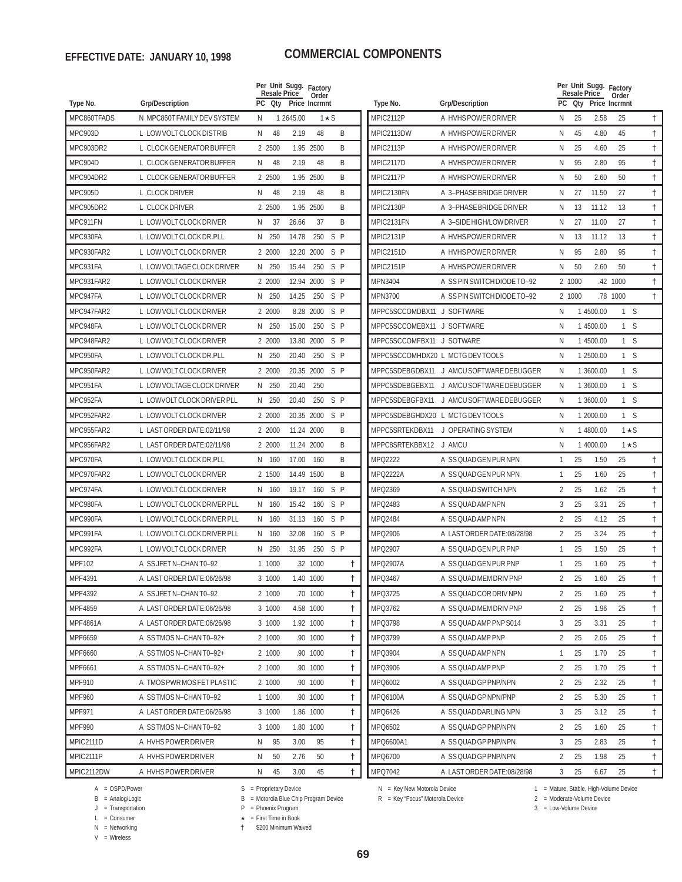**EFFECTIVE DATE: JANUARY 10, 1998**

# COMMERCIAL COMPONENTS

| Type No. | Grp/Description | PC | Per Unit Resale Qty | Sugg. Price | Factory Order Incrmnt | | |
|---|---|---|---|---|---|---|---|
| MPC860TFADS | N MPC860T FAMILY DEV SYSTEM | N | 1 | 2645.00 | 1 | ★ S | |
| MPC903D | L LOW VOLT CLOCK DISTRIB | N | 48 | 2.19 | 48 | B | |
| MPC903DR2 | L CLOCK GENERATOR BUFFER | 2 | 2500 | 1.95 | 2500 | B | |
| MPC904D | L CLOCK GENERATOR BUFFER | N | 48 | 2.19 | 48 | B | |
| MPC904DR2 | L CLOCK GENERATOR BUFFER | 2 | 2500 | 1.95 | 2500 | B | |
| MPC905D | L CLOCK DRIVER | N | 48 | 2.19 | 48 | B | |
| MPC905DR2 | L CLOCK DRIVER | 2 | 2500 | 1.95 | 2500 | B | |
| MPC911FN | L LOW VOLT CLOCK DRIVER | N | 37 | 26.66 | 37 | B | |
| MPC930FA | L LOW VOLT CLOCK DR.PLL | N | 250 | 14.78 | 250 | S P | |
| MPC930FAR2 | L LOW VOLT CLOCK DRIVER | 2 | 2000 | 12.20 | 2000 | S P | |
| MPC931FA | L LOW VOLTAGE CLOCK DRIVER | N | 250 | 15.44 | 250 | S P | |
| MPC931FAR2 | L LOW VOLT CLOCK DRIVER | 2 | 2000 | 12.94 | 2000 | S P | |
| MPC947FA | L LOW VOLT CLOCK DRIVER | N | 250 | 14.25 | 250 | S P | |
| MPC947FAR2 | L LOW VOLT CLOCK DRIVER | 2 | 2000 | 8.28 | 2000 | S P | |
| MPC948FA | L LOW VOLT CLOCK DRIVER | N | 250 | 15.00 | 250 | S P | |
| MPC948FAR2 | L LOW VOLT CLOCK DRIVER | 2 | 2000 | 13.80 | 2000 | S P | |
| MPC950FA | L LOW VOLT CLOCK DR.PLL | N | 250 | 20.40 | 250 | S P | |
| MPC950FAR2 | L LOW VOLT CLOCK DRIVER | 2 | 2000 | 20.35 | 2000 | S P | |
| MPC951FA | L LOW VOLTAGE CLOCK DRIVER | N | 250 | 20.40 | 250 | | |
| MPC952FA | L LOWVOLT CLOCK DRIVER PLL | N | 250 | 20.40 | 250 | S P | |
| MPC952FAR2 | L LOW VOLT CLOCK DRIVER | 2 | 2000 | 20.35 | 2000 | S P | |
| MPC955FAR2 | L LAST ORDER DATE:02/11/98 | 2 | 2000 | 11.24 | 2000 | B | |
| MPC956FAR2 | L LAST ORDER DATE:02/11/98 | 2 | 2000 | 11.24 | 2000 | B | |
| MPC970FA | L LOW VOLT CLOCK DR.PLL | N | 160 | 17.00 | 160 | B | |
| MPC970FAR2 | L LOW VOLT CLOCK DRIVER | 2 | 1500 | 14.49 | 1500 | B | |
| MPC974FA | L LOW VOLT CLOCK DRIVER | N | 160 | 19.17 | 160 | S P | |
| MPC980FA | L LOW VOLT CLOCK DRIVER PLL | N | 160 | 15.42 | 160 | S P | |
| MPC990FA | L LOW VOLT CLOCK DRIVER PLL | N | 160 | 31.13 | 160 | S P | |
| MPC991FA | L LOW VOLT CLOCK DRIVER PLL | N | 160 | 32.08 | 160 | S P | |
| MPC992FA | L LOW VOLT CLOCK DRIVER | N | 250 | 31.95 | 250 | S P | |
| MPF102 | A SS JFET N–CHAN T0–92 | 1 | 1000 | .32 | 1000 | | † |
| MPF4391 | A LAST ORDER DATE:06/26/98 | 3 | 1000 | 1.40 | 1000 | | † |
| MPF4392 | A SS JFET N–CHAN T0–92 | 2 | 1000 | .70 | 1000 | | † |
| MPF4859 | A LAST ORDER DATE:06/26/98 | 3 | 1000 | 4.58 | 1000 | | † |
| MPF4861A | A LAST ORDER DATE:06/26/98 | 3 | 1000 | 1.92 | 1000 | | † |
| MPF6659 | A SS TMOS N–CHAN T0–92+ | 2 | 1000 | .90 | 1000 | | † |
| MPF6660 | A SS TMOS N–CHAN T0–92+ | 2 | 1000 | .90 | 1000 | | † |
| MPF6661 | A SS TMOS N–CHAN T0–92+ | 2 | 1000 | .90 | 1000 | | † |
| MPF910 | A TMOS PWR MOSFET PLASTIC | 2 | 1000 | .90 | 1000 | | † |
| MPF960 | A SS TMOS N–CHAN T0–92 | 1 | 1000 | .90 | 1000 | | † |
| MPF971 | A LAST ORDER DATE:06/26/98 | 3 | 1000 | 1.86 | 1000 | | † |
| MPF990 | A SS TMOS N–CHAN T0–92 | 3 | 1000 | 1.80 | 1000 | | † |
| MPIC2111D | A HVHS POWER DRIVER | N | 95 | 3.00 | 95 | | † |
| MPIC2111P | A HVHS POWER DRIVER | N | 50 | 2.76 | 50 | | † |
| MPIC2112DW | A HVHS POWER DRIVER | N | 45 | 3.00 | 45 | | † |
| MPIC2112P | A HVHS POWER DRIVER | N | 25 | 2.58 | 25 | | † |
| MPIC2113DW | A HVHS POWER DRIVER | N | 45 | 4.80 | 45 | | † |
| MPIC2113P | A HVHS POWER DRIVER | N | 25 | 4.60 | 25 | | † |
| MPIC2117D | A HVHS POWER DRIVER | N | 95 | 2.80 | 95 | | † |
| MPIC2117P | A HVHS POWER DRIVER | N | 50 | 2.60 | 50 | | † |
| MPIC2130FN | A 3–PHASE BRIDGE DRIVER | N | 27 | 11.50 | 27 | | † |
| MPIC2130P | A 3–PHASE BRIDGE DRIVER | N | 13 | 11.12 | 13 | | † |
| MPIC2131FN | A 3–SIDE HIGH/LOW DRIVER | N | 27 | 11.00 | 27 | | † |
| MPIC2131P | A HVHS POWER DRIVER | N | 13 | 11.12 | 13 | | † |
| MPIC2151D | A HVHS POWER DRIVER | N | 95 | 2.80 | 95 | | † |
| MPIC2151P | A HVHS POWER DRIVER | N | 50 | 2.60 | 50 | | † |
| MPN3404 | A SS PIN SWITCH DIODE TO–92 | 2 | 1000 | .42 | 1000 | | † |
| MPN3700 | A SS PIN SWITCH DIODE TO–92 | 2 | 1000 | .78 | 1000 | | † |
| MPPC5SCCOMDBX11 | J SOFTWARE | N | 1 | 4500.00 | 1 | S | |
| MPPC5SCCOMEBX11 | J SOFTWARE | N | 1 | 4500.00 | 1 | S | |
| MPPC5SCCOMFBX11 | J SOTWARE | N | 1 | 4500.00 | 1 | S | |
| MPPC5SCCOMHDX20 | L MCTG DEV TOOLS | N | 1 | 2500.00 | 1 | S | |
| MPPC5SDEBGDBX11 | J AMCU SOFTWARE DEBUGGER | N | 1 | 3600.00 | 1 | S | |
| MPPC5SDEBGEBX11 | J AMCU SOFTWARE DEBUGGER | N | 1 | 3600.00 | 1 | S | |
| MPPC5SDEBGFBX11 | J AMCU SOFTWARE DEBUGGER | N | 1 | 3600.00 | 1 | S | |
| MPPC5SDEBGHDX20 | L MCTG DEV TOOLS | N | 1 | 2000.00 | 1 | S | |
| MPPC5SRTEKDBX11 | J OPERATING SYSTEM | N | 1 | 4800.00 | 1 | ★ S | |
| MPPC8SRTEKBBX12 | J AMCU | N | 1 | 4000.00 | 1 | ★ S | |
| MPQ2222 | A SS QUAD GEN PUR NPN | 1 | 25 | 1.50 | 25 | | † |
| MPQ2222A | A SS QUAD GEN PUR NPN | 1 | 25 | 1.60 | 25 | | † |
| MPQ2369 | A SS QUAD SWITCH NPN | 2 | 25 | 1.62 | 25 | | † |
| MPQ2483 | A SS QUAD AMP NPN | 3 | 25 | 3.31 | 25 | | † |
| MPQ2484 | A SS QUAD AMP NPN | 2 | 25 | 4.12 | 25 | | † |
| MPQ2906 | A LAST ORDER DATE:08/28/98 | 2 | 25 | 3.24 | 25 | | † |
| MPQ2907 | A SS QUAD GEN PUR PNP | 1 | 25 | 1.50 | 25 | | † |
| MPQ2907A | A SS QUAD GEN PUR PNP | 1 | 25 | 1.60 | 25 | | † |
| MPQ3467 | A SS QUAD MEM DRIV PNP | 2 | 25 | 1.60 | 25 | | † |
| MPQ3725 | A SS QUAD COR DRIV NPN | 2 | 25 | 1.60 | 25 | | † |
| MPQ3762 | A SS QUAD MEM DRIV PNP | 2 | 25 | 1.96 | 25 | | † |
| MPQ3798 | A SS QUAD AMP PNP S014 | 3 | 25 | 3.31 | 25 | | † |
| MPQ3799 | A SS QUAD AMP PNP | 2 | 25 | 2.06 | 25 | | † |
| MPQ3904 | A SS QUAD AMP NPN | 1 | 25 | 1.70 | 25 | | † |
| MPQ3906 | A SS QUAD AMP PNP | 2 | 25 | 1.70 | 25 | | † |
| MPQ6002 | A SS QUAD GP PNP/NPN | 2 | 25 | 2.32 | 25 | | † |
| MPQ6100A | A SS QUAD GP NPN/PNP | 2 | 25 | 5.30 | 25 | | † |
| MPQ6426 | A SS QUAD DARLING NPN | 3 | 25 | 3.12 | 25 | | † |
| MPQ6502 | A SS QUAD GP PNP/NPN | 2 | 25 | 1.60 | 25 | | † |
| MPQ6600A1 | A SS QUAD GP PNP/NPN | 3 | 25 | 2.83 | 25 | | † |
| MPQ6700 | A SS QUAD GP PNP/NPN | 2 | 25 | 1.98 | 25 | | † |
| MPQ7042 | A LAST ORDER DATE:08/28/98 | 3 | 25 | 6.67 | 25 | | † |

A = OSPD/Power
B = Analog/Logic
J = Transportation
L = Consumer
N = Networking
V = Wireless

S = Proprietary Device
B = Motorola Blue Chip Program Device
P = Phoenix Program
★ = First Time in Book
† $200 Minimum Waived

N = Key New Motorola Device
R = Key "Focus" Motorola Device

1 = Mature, Stable, High-Volume Device
2 = Moderate-Volume Device
3 = Low-Volume Device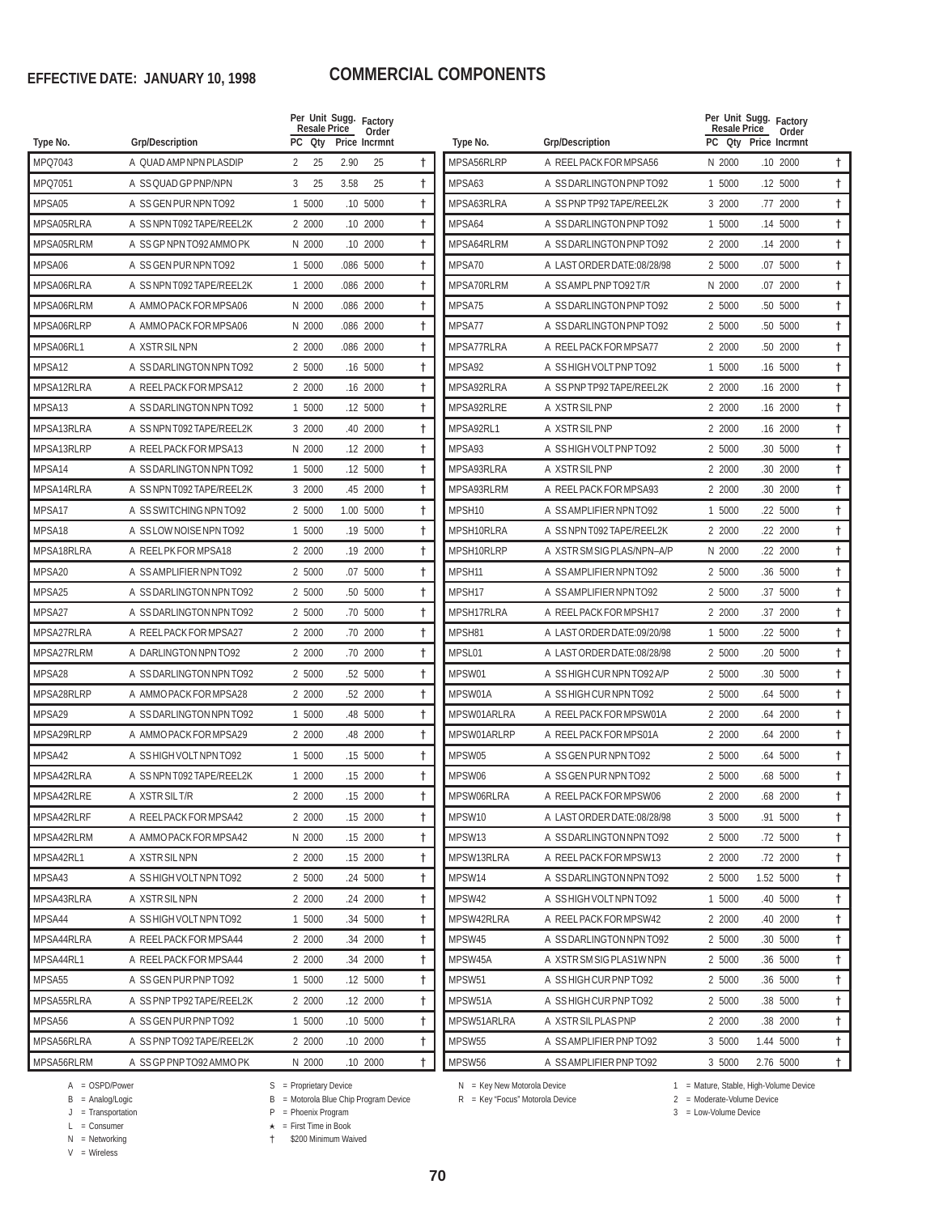**EFFECTIVE DATE: JANUARY 10, 1998**

# COMMERCIAL COMPONENTS

| Type No. | Grp/Description | PC | Qty | Per Unit Sugg. Resale Price | Factory Order Incrmnt | |
|---|---|---|---|---|---|---|
| MPQ7043 | A QUAD AMP NPN PLASDIP | 2 | 25 | 2.90 | 25 | † |
| MPQ7051 | A SS QUAD GP PNP/NPN | 3 | 25 | 3.58 | 25 | † |
| MPSA05 | A SS GEN PUR NPN TO92 | 1 | 5000 | .10 | 5000 | † |
| MPSA05RLRA | A SS NPN T092 TAPE/REEL2K | 2 | 2000 | .10 | 2000 | † |
| MPSA05RLRM | A SS GP NPN TO92 AMMO PK | N | 2000 | .10 | 2000 | † |
| MPSA06 | A SS GEN PUR NPN TO92 | 1 | 5000 | .086 | 5000 | † |
| MPSA06RLRA | A SS NPN T092 TAPE/REEL2K | 1 | 2000 | .086 | 2000 | † |
| MPSA06RLRM | A AMMO PACK FOR MPSA06 | N | 2000 | .086 | 2000 | † |
| MPSA06RLRP | A AMMO PACK FOR MPSA06 | N | 2000 | .086 | 2000 | † |
| MPSA06RL1 | A XSTR SIL NPN | 2 | 2000 | .086 | 2000 | † |
| MPSA12 | A SS DARLINGTON NPN TO92 | 2 | 5000 | .16 | 5000 | † |
| MPSA12RLRA | A REEL PACK FOR MPSA12 | 2 | 2000 | .16 | 2000 | † |
| MPSA13 | A SS DARLINGTON NPN TO92 | 1 | 5000 | .12 | 5000 | † |
| MPSA13RLRA | A SS NPN T092 TAPE/REEL2K | 3 | 2000 | .40 | 2000 | † |
| MPSA13RLRP | A REEL PACK FOR MPSA13 | N | 2000 | .12 | 2000 | † |
| MPSA14 | A SS DARLINGTON NPN TO92 | 1 | 5000 | .12 | 5000 | † |
| MPSA14RLRA | A SS NPN T092 TAPE/REEL2K | 3 | 2000 | .45 | 2000 | † |
| MPSA17 | A SS SWITCHING NPN TO92 | 2 | 5000 | 1.00 | 5000 | † |
| MPSA18 | A SS LOW NOISE NPN TO92 | 1 | 5000 | .19 | 5000 | † |
| MPSA18RLRA | A REEL PK FOR MPSA18 | 2 | 2000 | .19 | 2000 | † |
| MPSA20 | A SS AMPLIFIER NPN TO92 | 2 | 5000 | .07 | 5000 | † |
| MPSA25 | A SS DARLINGTON NPN TO92 | 2 | 5000 | .50 | 5000 | † |
| MPSA27 | A SS DARLINGTON NPN TO92 | 2 | 5000 | .70 | 5000 | † |
| MPSA27RLRA | A REEL PACK FOR MPSA27 | 2 | 2000 | .70 | 2000 | † |
| MPSA27RLRM | A DARLINGTON NPN TO92 | 2 | 2000 | .70 | 2000 | † |
| MPSA28 | A SS DARLINGTON NPN TO92 | 2 | 5000 | .52 | 5000 | † |
| MPSA28RLRP | A AMMO PACK FOR MPSA28 | 2 | 2000 | .52 | 2000 | † |
| MPSA29 | A SS DARLINGTON NPN TO92 | 1 | 5000 | .48 | 5000 | † |
| MPSA29RLRP | A AMMO PACK FOR MPSA29 | 2 | 2000 | .48 | 2000 | † |
| MPSA42 | A SS HIGH VOLT NPN TO92 | 1 | 5000 | .15 | 5000 | † |
| MPSA42RLRA | A SS NPN T092 TAPE/REEL2K | 1 | 2000 | .15 | 2000 | † |
| MPSA42RLRE | A XSTR SIL T/R | 2 | 2000 | .15 | 2000 | † |
| MPSA42RLRF | A REEL PACK FOR MPSA42 | 2 | 2000 | .15 | 2000 | † |
| MPSA42RLRM | A AMMO PACK FOR MPSA42 | N | 2000 | .15 | 2000 | † |
| MPSA42RL1 | A XSTR SIL NPN | 2 | 2000 | .15 | 2000 | † |
| MPSA43 | A SS HIGH VOLT NPN TO92 | 2 | 5000 | .24 | 5000 | † |
| MPSA43RLRA | A XSTR SIL NPN | 2 | 2000 | .24 | 2000 | † |
| MPSA44 | A SS HIGH VOLT NPN TO92 | 1 | 5000 | .34 | 5000 | † |
| MPSA44RLRA | A REEL PACK FOR MPSA44 | 2 | 2000 | .34 | 2000 | † |
| MPSA44RL1 | A REEL PACK FOR MPSA44 | 2 | 2000 | .34 | 2000 | † |
| MPSA55 | A SS GEN PUR PNP TO92 | 1 | 5000 | .12 | 5000 | † |
| MPSA55RLRA | A SS PNP TP92 TAPE/REEL2K | 2 | 2000 | .12 | 2000 | † |
| MPSA56 | A SS GEN PUR PNP TO92 | 1 | 5000 | .10 | 5000 | † |
| MPSA56RLRA | A SS PNP TO92 TAPE/REEL2K | 2 | 2000 | .10 | 2000 | † |
| MPSA56RLRM | A SS GP PNP TO92 AMMO PK | N | 2000 | .10 | 2000 | † |
| MPSA56RLRP | A REEL PACK FOR MPSA56 | N | 2000 | .10 | 2000 | † |
| MPSA63 | A SS DARLINGTON PNP TO92 | 1 | 5000 | .12 | 5000 | † |
| MPSA63RLRA | A SS PNP TP92 TAPE/REEL2K | 3 | 2000 | .77 | 2000 | † |
| MPSA64 | A SS DARLINGTON PNP TO92 | 1 | 5000 | .14 | 5000 | † |
| MPSA64RLRM | A SS DARLINGTON PNP TO92 | 2 | 2000 | .14 | 2000 | † |
| MPSA70 | A LAST ORDER DATE:08/28/98 | 2 | 5000 | .07 | 5000 | † |
| MPSA70RLRM | A SS AMPL PNP TO92 T/R | N | 2000 | .07 | 2000 | † |
| MPSA75 | A SS DARLINGTON PNP TO92 | 2 | 5000 | .50 | 5000 | † |
| MPSA77 | A SS DARLINGTON PNP TO92 | 2 | 5000 | .50 | 5000 | † |
| MPSA77RLRA | A REEL PACK FOR MPSA77 | 2 | 2000 | .50 | 2000 | † |
| MPSA92 | A SS HIGH VOLT PNP TO92 | 1 | 5000 | .16 | 5000 | † |
| MPSA92RLRA | A SS PNP TP92 TAPE/REEL2K | 2 | 2000 | .16 | 2000 | † |
| MPSA92RLRE | A XSTR SIL PNP | 2 | 2000 | .16 | 2000 | † |
| MPSA92RL1 | A XSTR SIL PNP | 2 | 2000 | .16 | 2000 | † |
| MPSA93 | A SS HIGH VOLT PNP TO92 | 2 | 5000 | .30 | 5000 | † |
| MPSA93RLRA | A XSTR SIL PNP | 2 | 2000 | .30 | 2000 | † |
| MPSA93RLRM | A REEL PACK FOR MPSA93 | 2 | 2000 | .30 | 2000 | † |
| MPSH10 | A SS AMPLIFIER NPN TO92 | 1 | 5000 | .22 | 5000 | † |
| MPSH10RLRA | A SS NPN T092 TAPE/REEL2K | 2 | 2000 | .22 | 2000 | † |
| MPSH10RLRP | A XSTR SM SIG PLAS/NPN–A/P | N | 2000 | .22 | 2000 | † |
| MPSH11 | A SS AMPLIFIER NPN TO92 | 2 | 5000 | .36 | 5000 | † |
| MPSH17 | A SS AMPLIFIER NPN TO92 | 2 | 5000 | .37 | 5000 | † |
| MPSH17RLRA | A REEL PACK FOR MPSH17 | 2 | 2000 | .37 | 2000 | † |
| MPSH81 | A LAST ORDER DATE:09/20/98 | 1 | 5000 | .22 | 5000 | † |
| MPSL01 | A LAST ORDER DATE:08/28/98 | 2 | 5000 | .20 | 5000 | † |
| MPSW01 | A SS HIGH CUR NPN TO92 A/P | 2 | 5000 | .30 | 5000 | † |
| MPSW01A | A SS HIGH CUR NPN TO92 | 2 | 5000 | .64 | 5000 | † |
| MPSW01ARLRA | A REEL PACK FOR MPSW01A | 2 | 2000 | .64 | 2000 | † |
| MPSW01ARLRP | A REEL PACK FOR MPS01A | 2 | 2000 | .64 | 2000 | † |
| MPSW05 | A SS GEN PUR NPN TO92 | 2 | 5000 | .64 | 5000 | † |
| MPSW06 | A SS GEN PUR NPN TO92 | 2 | 5000 | .68 | 5000 | † |
| MPSW06RLRA | A REEL PACK FOR MPSW06 | 2 | 2000 | .68 | 2000 | † |
| MPSW10 | A LAST ORDER DATE:08/28/98 | 3 | 5000 | .91 | 5000 | † |
| MPSW13 | A SS DARLINGTON NPN TO92 | 2 | 5000 | .72 | 5000 | † |
| MPSW13RLRA | A REEL PACK FOR MPSW13 | 2 | 2000 | .72 | 2000 | † |
| MPSW14 | A SS DARLINGTON NPN TO92 | 2 | 5000 | 1.52 | 5000 | † |
| MPSW42 | A SS HIGH VOLT NPN TO92 | 1 | 5000 | .40 | 5000 | † |
| MPSW42RLRA | A REEL PACK FOR MPSW42 | 2 | 2000 | .40 | 2000 | † |
| MPSW45 | A SS DARLINGTON NPN TO92 | 2 | 5000 | .30 | 5000 | † |
| MPSW45A | A XSTR SM SIG PLAS1W NPN | 2 | 5000 | .36 | 5000 | † |
| MPSW51 | A SS HIGH CUR PNP TO92 | 2 | 5000 | .36 | 5000 | † |
| MPSW51A | A SS HIGH CUR PNP TO92 | 2 | 5000 | .38 | 5000 | † |
| MPSW51ARLRA | A XSTR SIL PLAS PNP | 2 | 2000 | .38 | 2000 | † |
| MPSW55 | A SS AMPLIFIER PNP TO92 | 3 | 5000 | 1.44 | 5000 | † |
| MPSW56 | A SS AMPLIFIER PNP TO92 | 3 | 5000 | 2.76 | 5000 | † |

A = OSPD/Power
B = Analog/Logic
J = Transportation
L = Consumer
N = Networking
V = Wireless

S = Proprietary Device
B = Motorola Blue Chip Program Device
P = Phoenix Program
★ = First Time in Book
† $200 Minimum Waived

N = Key New Motorola Device
R = Key "Focus" Motorola Device

1 = Mature, Stable, High-Volume Device
2 = Moderate-Volume Device
3 = Low-Volume Device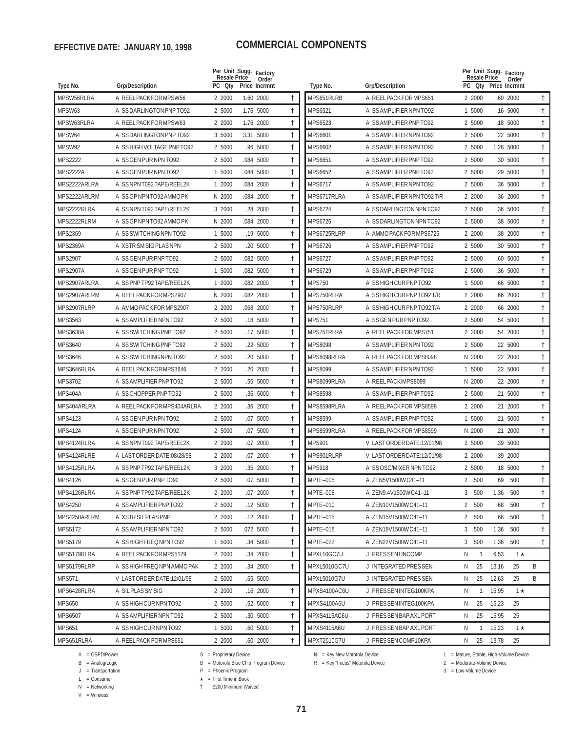**EFFECTIVE DATE: JANUARY 10, 1998**

# COMMERCIAL COMPONENTS

| Type No. | Grp/Description | PC | Qty | Per Unit Sugg. Resale Price | Factory Order Incrmnt | |
|---|---|---|---|---|---|---|
| MPSW56RLRA | A REEL PACK FOR MPSW56 | 2 | 2000 | 1.60 | 2000 | † |
| MPSW63 | A SS DARLINGTON PNP TO92 | 2 | 5000 | 1.76 | 5000 | † |
| MPSW63RLRA | A REEL PACK FOR MPSW63 | 2 | 2000 | 1.76 | 2000 | † |
| MPSW64 | A SS DARLINGTON PNP TO92 | 3 | 5000 | 3.31 | 5000 | † |
| MPSW92 | A SS HIGH VOLTAGE PNP TO92 | 2 | 5000 | .96 | 5000 | † |
| MPS2222 | A SS GEN PUR NPN TO92 | 2 | 5000 | .084 | 5000 | † |
| MPS2222A | A SS GEN PUR NPN TO92 | 1 | 5000 | .084 | 5000 | † |
| MPS2222ARLRA | A SS NPN T092 TAPE/REEL2K | 1 | 2000 | .084 | 2000 | † |
| MPS2222ARLRM | A SS GP NPN TO92 AMMO PK | N | 2000 | .084 | 2000 | † |
| MPS2222RLRA | A SS NPN T092 TAPE/REEL2K | 3 | 2000 | .28 | 2000 | † |
| MPS2222RLRM | A SS GP NPN TO92 AMMO PK | N | 2000 | .084 | 2000 | † |
| MPS2369 | A SS SWITCHING NPN TO92 | 1 | 5000 | .19 | 5000 | † |
| MPS2369A | A XSTR SM SIG PLAS NPN | 2 | 5000 | .20 | 5000 | † |
| MPS2907 | A SS GEN PUR PNP TO92 | 2 | 5000 | .082 | 5000 | † |
| MPS2907A | A SS GEN PUR PNP TO92 | 1 | 5000 | .082 | 5000 | † |
| MPS2907ARLRA | A SS PNP TP92 TAPE/REEL2K | 1 | 2000 | .082 | 2000 | † |
| MPS2907ARLRM | A REEL PACK FOR MPS2907 | N | 2000 | .082 | 2000 | † |
| MPS2907RLRP | A AMMO PACK FOR MPS2907 | 2 | 2000 | .068 | 2000 | † |
| MPS3563 | A SS AMPLIFIER NPN TO92 | 2 | 5000 | .18 | 5000 | † |
| MPS3638A | A SS SWITCHING PNP TO92 | 2 | 5000 | .17 | 5000 | † |
| MPS3640 | A SS SWITCHING PNP TO92 | 2 | 5000 | .22 | 5000 | † |
| MPS3646 | A SS SWITCHING NPN TO92 | 2 | 5000 | .20 | 5000 | † |
| MPS3646RLRA | A REEL PACK FOR MPS3646 | 2 | 2000 | .20 | 2000 | † |
| MPS3702 | A SS AMPLIFIER PNP TO92 | 2 | 5000 | .56 | 5000 | † |
| MPS404A | A SS CHOPPER PNP TO92 | 2 | 5000 | .36 | 5000 | † |
| MPS404ARLRA | A REEL PACK FOR MPS404ARLRA | 2 | 2000 | .36 | 2000 | † |
| MPS4123 | A SS GEN PUR NPN TO92 | 2 | 5000 | .07 | 5000 | † |
| MPS4124 | A SS GEN PUR NPN TO92 | 2 | 5000 | .07 | 5000 | † |
| MPS4124RLRA | A SS NPN T092 TAPE/REEL2K | 2 | 2000 | .07 | 2000 | † |
| MPS4124RLRE | A LAST ORDER DATE:08/28/98 | 2 | 2000 | .07 | 2000 | † |
| MPS4125RLRA | A SS PNP TP92 TAPE/REEL2K | 3 | 2000 | .35 | 2000 | † |
| MPS4126 | A SS GEN PUR PNP TO92 | 2 | 5000 | .07 | 5000 | † |
| MPS4126RLRA | A SS PNP TP92 TAPE/REEL2K | 2 | 2000 | .07 | 2000 | † |
| MPS4250 | A SS AMPLIFIER PNP TO92 | 2 | 5000 | .12 | 5000 | † |
| MPS4250ARLRM | A XSTR SIL PLAS PNP | 2 | 2000 | .12 | 2000 | † |
| MPS5172 | A SS AMPLIFIER NPN TO92 | 2 | 5000 | .072 | 5000 | † |
| MPS5179 | A SS HIGH FREQ NPN TO92 | 1 | 5000 | .34 | 5000 | † |
| MPS5179RLRA | A REEL PACK FOR MPS5179 | 2 | 2000 | .34 | 2000 | † |
| MPS5179RLRP | A SS HIGH FREQ NPN AMMO PAK | 2 | 2000 | .34 | 2000 | † |
| MPS571 | V LAST ORDER DATE:12/01/98 | 2 | 5000 | .65 | 5000 | |
| MPS6428RLRA | A SIL PLAS SM SIG | 2 | 2000 | .16 | 2000 | † |
| MPS650 | A SS HIGH CUR NPN TO92 | 2 | 5000 | .52 | 5000 | † |
| MPS6507 | A SS AMPLIFIER NPN TO92 | 2 | 5000 | .30 | 5000 | † |
| MPS651 | A SS HIGH CUR NPN TO92 | 1 | 5000 | .60 | 5000 | † |
| MPS651RLRA | A REEL PACK FOR MPS651 | 2 | 2000 | .60 | 2000 | † |
| MPS651RLRB | A REEL PACK FOR MPS651 | 2 | 2000 | .60 | 2000 | † |
| MPS6521 | A SS AMPLIFIER NPN TO92 | 1 | 5000 | .16 | 5000 | † |
| MPS6523 | A SS AMPLIFIER PNP TO92 | 2 | 5000 | .18 | 5000 | † |
| MPS6601 | A SS AMPLIFIER NPN TO92 | 2 | 5000 | .22 | 5000 | † |
| MPS6602 | A SS AMPLIFIER NPN TO92 | 2 | 5000 | 1.28 | 5000 | † |
| MPS6651 | A SS AMPLIFIER PNP TO92 | 2 | 5000 | .30 | 5000 | † |
| MPS6652 | A SS AMPLIFIER PNP TO92 | 2 | 5000 | .29 | 5000 | † |
| MPS6717 | A SS AMPLIFIER NPN TO92 | 2 | 5000 | .36 | 5000 | † |
| MPS6717RLRA | A SS AMPLIFIER NPN TO92 T/R | 2 | 2000 | .36 | 2000 | † |
| MPS6724 | A SS DARLINGTON NPN TO92 | 2 | 5000 | .36 | 5000 | † |
| MPS6725 | A SS DARLINGTON NPN TO92 | 2 | 5000 | .38 | 5000 | † |
| MPS6725RLRP | A AMMO PACK FOR MPS6725 | 2 | 2000 | .38 | 2000 | † |
| MPS6726 | A SS AMPLIFIER PNP TO92 | 2 | 5000 | .30 | 5000 | † |
| MPS6727 | A SS AMPLIFIER PNP TO92 | 2 | 5000 | .60 | 5000 | † |
| MPS6729 | A SS AMPLIFIER PNP TO92 | 2 | 5000 | .36 | 5000 | † |
| MPS750 | A SS HIGH CUR PNP TO92 | 1 | 5000 | .66 | 5000 | † |
| MPS750RLRA | A SS HIGH CUR PNP TO92 T/R | 2 | 2000 | .66 | 2000 | † |
| MPS750RLRP | A SS HIGH CUR PNP TO92 T/A | 2 | 2000 | .66 | 2000 | † |
| MPS751 | A SS GEN PUR PNP TO92 | 2 | 5000 | .54 | 5000 | † |
| MPS751RLRA | A REEL PACK FOR MPS751 | 2 | 2000 | .54 | 2000 | † |
| MPS8098 | A SS AMPLIFIER NPN TO92 | 2 | 5000 | .22 | 5000 | † |
| MPS8098RLRA | A REEL PACK FOR MPS8098 | N | 2000 | .22 | 2000 | † |
| MPS8099 | A SS AMPLIFIER NPN TO92 | 1 | 5000 | .22 | 5000 | † |
| MPS8099RLRA | A REEL PACK/MPS8099 | N | 2000 | .22 | 2000 | † |
| MPS8598 | A SS AMPLIFIER PNP TO92 | 2 | 5000 | .21 | 5000 | † |
| MPS8598RLRA | A REEL PACK FOR MPS8598 | 2 | 2000 | .21 | 2000 | † |
| MPS8599 | A SS AMPLIFIER PNP TO92 | 1 | 5000 | .21 | 5000 | † |
| MPS8599RLRA | A REEL PACK FOR MPS8599 | N | 2000 | .21 | 2000 | † |
| MPS901 | V LAST ORDER DATE:12/01/98 | 2 | 5000 | .39 | 5000 | |
| MPS901RLRP | V LAST ORDER DATE:12/01/98 | 2 | 2000 | .39 | 2000 | |
| MPS918 | A SS OSC/MIXER NPN TO92 | 2 | 5000 | .18 | 5000 | † |
| MPTE–005 | A ZEN5V1500W C41–11 | 2 | 500 | .69 | 500 | † |
| MPTE–008 | A ZEN9.4V1500W C41–11 | 3 | 500 | 1.36 | 500 | † |
| MPTE–010 | A ZEN10V1500W C41–11 | 2 | 500 | .68 | 500 | † |
| MPTE–015 | A ZEN15V1500W C41–11 | 2 | 500 | .68 | 500 | † |
| MPTE–018 | A ZEN18V1500W C41–11 | 3 | 500 | 1.36 | 500 | † |
| MPTE–022 | A ZEN22V1500W C41–11 | 3 | 500 | 1.36 | 500 | † |
| MPXL10GC7U | J PRES SEN UNCOMP | N | 1 | 6.53 | 1 ★ | |
| MPXL5010GC7U | J INTEGRATED PRES SEN | N | 25 | 13.16 | 25 | B |
| MPXL5010G7U | J INTEGRATED PRES SEN | N | 25 | 12.63 | 25 | B |
| MPXS4100AC6U | J PRES SEN INTEG100KPA | N | 1 | 15.95 | 1 ★ | |
| MPXS4100A6U | J PRES SEN INTEG100KPA | N | 25 | 15.23 | 25 | |
| MPXS4115AC6U | J PRES SEN BAP AXL PORT | N | 25 | 15.95 | 25 | |
| MPXS4115A6U | J PRES SEN BAP AXL PORT | N | 1 | 15.23 | 1 ★ | |
| MPXT2010G7U | J PRES SEN COMP10KPA | N | 25 | 13.78 | 25 | |

A = OSPD/Power
B = Analog/Logic
J = Transportation
L = Consumer
N = Networking
V = Wireless

S = Proprietary Device
B = Motorola Blue Chip Program Device
P = Phoenix Program
★ = First Time in Book
† $200 Minimum Waived

N = Key New Motorola Device
R = Key "Focus" Motorola Device

1 = Mature, Stable, High-Volume Device
2 = Moderate-Volume Device
3 = Low-Volume Device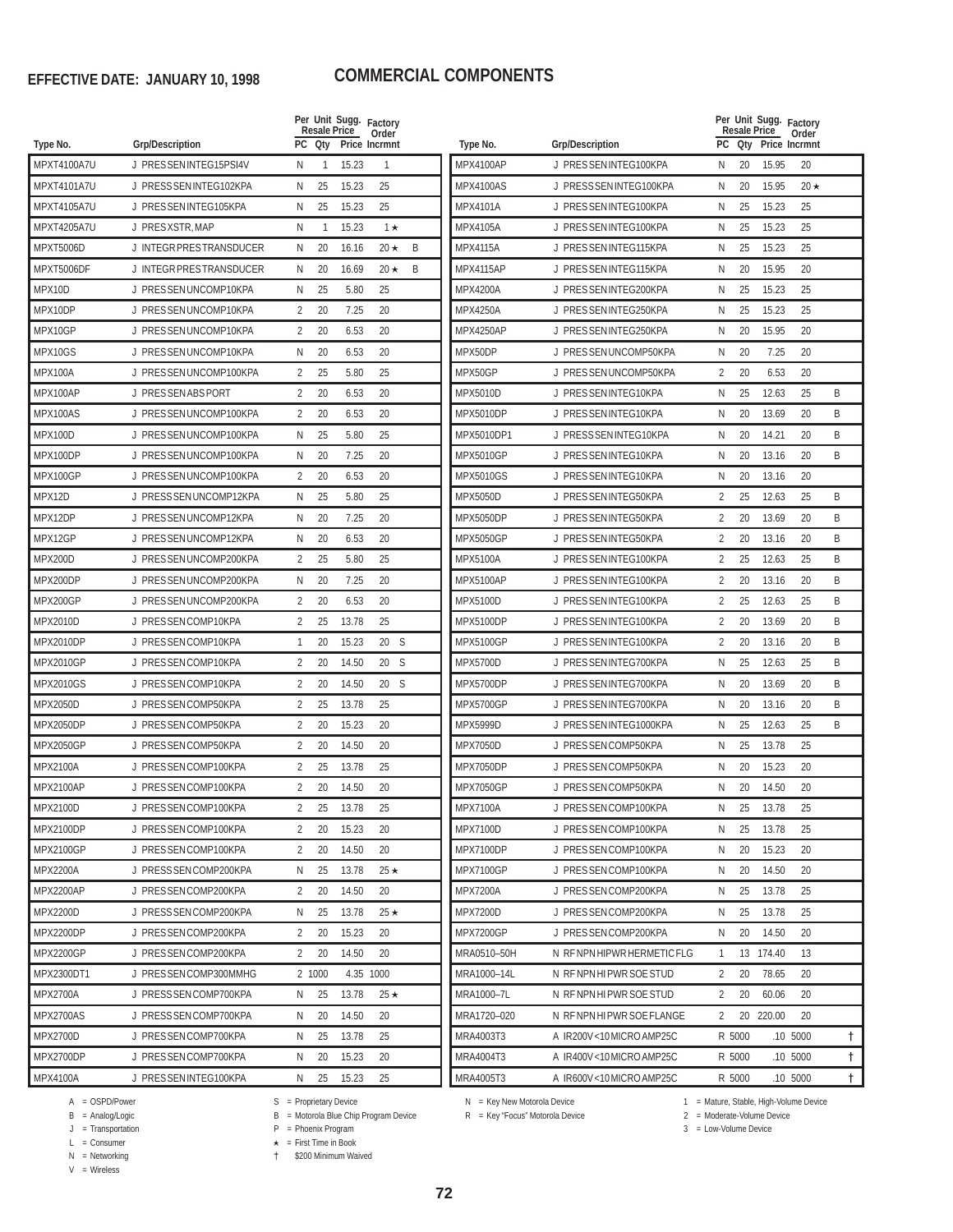**EFFECTIVE DATE: JANUARY 10, 1998**

# COMMERCIAL COMPONENTS

| Type No. | Grp/Description | PC | Per Unit Qty | Sugg. Resale Price | Factory Order Incrmnt | |
|---|---|---|---|---|---|---|
| MPXT4100A7U | J PRESSENINTEG15PSI4V | N | 1 | 15.23 | 1 | |
| MPXT4101A7U | J PRESSSENINTEG102KPA | N | 25 | 15.23 | 25 | |
| MPXT4105A7U | J PRESSENINTEG105KPA | N | 25 | 15.23 | 25 | |
| MPXT4205A7U | J PRESXSTR, MAP | N | 1 | 15.23 | 1 ★ | |
| MPXT5006D | J INTEGRPRESTRANSDUCER | N | 20 | 16.16 | 20 ★ | B |
| MPXT5006DF | J INTEGRPRESTRANSDUCER | N | 20 | 16.69 | 20 ★ | B |
| MPX10D | J PRESSENUNCOMP10KPA | N | 25 | 5.80 | 25 | |
| MPX10DP | J PRESSENUNCOMP10KPA | 2 | 20 | 7.25 | 20 | |
| MPX10GP | J PRESSENUNCOMP10KPA | 2 | 20 | 6.53 | 20 | |
| MPX10GS | J PRESSENUNCOMP10KPA | N | 20 | 6.53 | 20 | |
| MPX100A | J PRESSENUNCOMP100KPA | 2 | 25 | 5.80 | 25 | |
| MPX100AP | J PRESSENABSPORT | 2 | 20 | 6.53 | 20 | |
| MPX100AS | J PRESSENUNCOMP100KPA | 2 | 20 | 6.53 | 20 | |
| MPX100D | J PRESSENUNCOMP100KPA | N | 25 | 5.80 | 25 | |
| MPX100DP | J PRESSENUNCOMP100KPA | N | 20 | 7.25 | 20 | |
| MPX100GP | J PRESSENUNCOMP100KPA | 2 | 20 | 6.53 | 20 | |
| MPX12D | J PRESSSENUNCOMP12KPA | N | 25 | 5.80 | 25 | |
| MPX12DP | J PRESSENUNCOMP12KPA | N | 20 | 7.25 | 20 | |
| MPX12GP | J PRESSENUNCOMP12KPA | N | 20 | 6.53 | 20 | |
| MPX200D | J PRESSENUNCOMP200KPA | 2 | 25 | 5.80 | 25 | |
| MPX200DP | J PRESSENUNCOMP200KPA | N | 20 | 7.25 | 20 | |
| MPX200GP | J PRESSENUNCOMP200KPA | 2 | 20 | 6.53 | 20 | |
| MPX2010D | J PRESSENCOMP10KPA | 2 | 25 | 13.78 | 25 | |
| MPX2010DP | J PRESSENCOMP10KPA | 1 | 20 | 15.23 | 20 S | |
| MPX2010GP | J PRESSENCOMP10KPA | 2 | 20 | 14.50 | 20 S | |
| MPX2010GS | J PRESSENCOMP10KPA | 2 | 20 | 14.50 | 20 S | |
| MPX2050D | J PRESSENCOMP50KPA | 2 | 25 | 13.78 | 25 | |
| MPX2050DP | J PRESSENCOMP50KPA | 2 | 20 | 15.23 | 20 | |
| MPX2050GP | J PRESSENCOMP50KPA | 2 | 20 | 14.50 | 20 | |
| MPX2100A | J PRESSENCOMP100KPA | 2 | 25 | 13.78 | 25 | |
| MPX2100AP | J PRESSENCOMP100KPA | 2 | 20 | 14.50 | 20 | |
| MPX2100D | J PRESSENCOMP100KPA | 2 | 25 | 13.78 | 25 | |
| MPX2100DP | J PRESSENCOMP100KPA | 2 | 20 | 15.23 | 20 | |
| MPX2100GP | J PRESSENCOMP100KPA | 2 | 20 | 14.50 | 20 | |
| MPX2200A | J PRESSSENCOMP200KPA | N | 25 | 13.78 | 25 ★ | |
| MPX2200AP | J PRESSENCOMP200KPA | 2 | 20 | 14.50 | 20 | |
| MPX2200D | J PRESSSENCOMP200KPA | N | 25 | 13.78 | 25 ★ | |
| MPX2200DP | J PRESSENCOMP200KPA | 2 | 20 | 15.23 | 20 | |
| MPX2200GP | J PRESSENCOMP200KPA | 2 | 20 | 14.50 | 20 | |
| MPX2300DT1 | J PRESSENCOMP300MMHG | 2 | 1000 | 4.35 | 1000 | |
| MPX2700A | J PRESSSENCOMP700KPA | N | 25 | 13.78 | 25 ★ | |
| MPX2700AS | J PRESSSENCOMP700KPA | N | 20 | 14.50 | 20 | |
| MPX2700D | J PRESSENCOMP700KPA | N | 25 | 13.78 | 25 | |
| MPX2700DP | J PRESSENCOMP700KPA | N | 20 | 15.23 | 20 | |
| MPX4100A | J PRESSENINTEG100KPA | N | 25 | 15.23 | 25 | |
| MPX4100AP | J PRESSENINTEG100KPA | N | 20 | 15.95 | 20 | |
| MPX4100AS | J PRESSSENINTEG100KPA | N | 20 | 15.95 | 20 ★ | |
| MPX4101A | J PRESSENINTEG100KPA | N | 25 | 15.23 | 25 | |
| MPX4105A | J PRESSENINTEG100KPA | N | 25 | 15.23 | 25 | |
| MPX4115A | J PRESSENINTEG115KPA | N | 25 | 15.23 | 25 | |
| MPX4115AP | J PRESSENINTEG115KPA | N | 20 | 15.95 | 20 | |
| MPX4200A | J PRESSENINTEG200KPA | N | 25 | 15.23 | 25 | |
| MPX4250A | J PRESSENINTEG250KPA | N | 25 | 15.23 | 25 | |
| MPX4250AP | J PRESSENINTEG250KPA | N | 20 | 15.95 | 20 | |
| MPX50DP | J PRESSENUNCOMP50KPA | N | 20 | 7.25 | 20 | |
| MPX50GP | J PRESSENUNCOMP50KPA | 2 | 20 | 6.53 | 20 | |
| MPX5010D | J PRESSENINTEG10KPA | N | 25 | 12.63 | 25 | B |
| MPX5010DP | J PRESSENINTEG10KPA | N | 20 | 13.69 | 20 | B |
| MPX5010DP1 | J PRESSSENINTEG10KPA | N | 20 | 14.21 | 20 | B |
| MPX5010GP | J PRESSENINTEG10KPA | N | 20 | 13.16 | 20 | B |
| MPX5010GS | J PRESSENINTEG10KPA | N | 20 | 13.16 | 20 | |
| MPX5050D | J PRESSENINTEG50KPA | 2 | 25 | 12.63 | 25 | B |
| MPX5050DP | J PRESSENINTEG50KPA | 2 | 20 | 13.69 | 20 | B |
| MPX5050GP | J PRESSENINTEG50KPA | 2 | 20 | 13.16 | 20 | B |
| MPX5100A | J PRESSENINTEG100KPA | 2 | 25 | 12.63 | 25 | B |
| MPX5100AP | J PRESSENINTEG100KPA | 2 | 20 | 13.16 | 20 | B |
| MPX5100D | J PRESSENINTEG100KPA | 2 | 25 | 12.63 | 25 | B |
| MPX5100DP | J PRESSENINTEG100KPA | 2 | 20 | 13.69 | 20 | B |
| MPX5100GP | J PRESSENINTEG100KPA | 2 | 20 | 13.16 | 20 | B |
| MPX5700D | J PRESSENINTEG700KPA | N | 25 | 12.63 | 25 | B |
| MPX5700DP | J PRESSENINTEG700KPA | N | 20 | 13.69 | 20 | B |
| MPX5700GP | J PRESSENINTEG700KPA | N | 20 | 13.16 | 20 | B |
| MPX5999D | J PRESSENINTEG1000KPA | N | 25 | 12.63 | 25 | B |
| MPX7050D | J PRESSENCOMP50KPA | N | 25 | 13.78 | 25 | |
| MPX7050DP | J PRESSENCOMP50KPA | N | 20 | 15.23 | 20 | |
| MPX7050GP | J PRESSENCOMP50KPA | N | 20 | 14.50 | 20 | |
| MPX7100A | J PRESSENCOMP100KPA | N | 25 | 13.78 | 25 | |
| MPX7100D | J PRESSENCOMP100KPA | N | 25 | 13.78 | 25 | |
| MPX7100DP | J PRESSENCOMP100KPA | N | 20 | 15.23 | 20 | |
| MPX7100GP | J PRESSENCOMP100KPA | N | 20 | 14.50 | 20 | |
| MPX7200A | J PRESSENCOMP200KPA | N | 25 | 13.78 | 25 | |
| MPX7200D | J PRESSENCOMP200KPA | N | 25 | 13.78 | 25 | |
| MPX7200GP | J PRESSENCOMP200KPA | N | 20 | 14.50 | 20 | |
| MRA0510–50H | N RFNPNHIPWRHERMETICFLG | 1 | 13 | 174.40 | 13 | |
| MRA1000–14L | N RFNPNHIPWRSOESTUD | 2 | 20 | 78.65 | 20 | |
| MRA1000–7L | N RFNPNHIPWRSOESTUD | 2 | 20 | 60.06 | 20 | |
| MRA1720–020 | N RFNPNHIPWRSOEFLANGE | 2 | 20 | 220.00 | 20 | |
| MRA4003T3 | A IR200V<10MICROAMP25C | R | 5000 | .10 | 5000 | † |
| MRA4004T3 | A IR400V<10MICROAMP25C | R | 5000 | .10 | 5000 | † |
| MRA4005T3 | A IR600V<10MICROAMP25C | R | 5000 | .10 | 5000 | † |

A = OSPD/Power
B = Analog/Logic
J = Transportation
L = Consumer
N = Networking
V = Wireless

S = Proprietary Device
B = Motorola Blue Chip Program Device
P = Phoenix Program
★ = First Time in Book
† $200 Minimum Waived

N = Key New Motorola Device
R = Key "Focus" Motorola Device

1 = Mature, Stable, High-Volume Device
2 = Moderate-Volume Device
3 = Low-Volume Device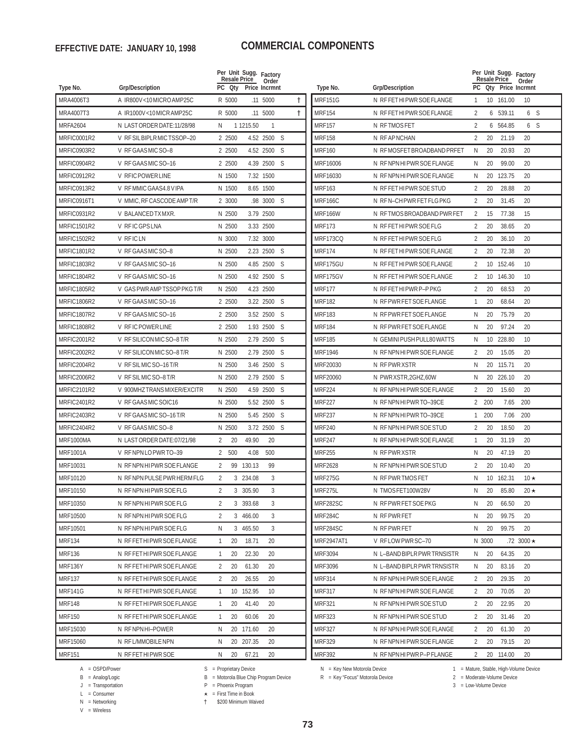**EFFECTIVE DATE: JANUARY 10, 1998**

# COMMERCIAL COMPONENTS

| Type No. | Grp/Description | PC | Per Unit Resale Qty | Sugg. Price | Factory Order Incrmnt | |
|---|---|---|---|---|---|---|
| MRA4006T3 | A IR800V<10MICRO AMP25C | R | 5000 | .11 | 5000 | † |
| MRA4007T3 | A IR1000V<10MICR AMP25C | R | 5000 | .11 | 5000 | † |
| MRFA2604 | N LAST ORDER DATE:11/28/98 | N | 1 | 1215.50 | 1 | |
| MRFIC0001R2 | V RF SIL BIPLR MIC TSSOP–20 | 2 | 2500 | 4.52 | 2500 | S |
| MRFIC0903R2 | V RF GAAS MIC SO–8 | 2 | 2500 | 4.52 | 2500 | S |
| MRFIC0904R2 | V RF GAAS MIC SO–16 | 2 | 2500 | 4.39 | 2500 | S |
| MRFIC0912R2 | V RFIC POWER LINE | N | 1500 | 7.32 | 1500 | |
| MRFIC0913R2 | V RF MMIC GAAS4.8 V IPA | N | 1500 | 8.65 | 1500 | |
| MRFIC0916T1 | V MMIC, RF CASCODE AMP T/R | 2 | 3000 | .98 | 3000 | S |
| MRFIC0931R2 | V BALANCED TX MXR. | N | 2500 | 3.79 | 2500 | |
| MRFIC1501R2 | V RF IC GPS LNA | N | 2500 | 3.33 | 2500 | |
| MRFIC1502R2 | V RF IC LN | N | 3000 | 7.32 | 3000 | |
| MRFIC1801R2 | V RF GAAS MIC SO–8 | N | 2500 | 2.23 | 2500 | S |
| MRFIC1803R2 | V RF GAAS MIC SO–16 | N | 2500 | 4.85 | 2500 | S |
| MRFIC1804R2 | V RF GAAS MIC SO–16 | N | 2500 | 4.92 | 2500 | S |
| MRFIC1805R2 | V GAS PWR AMP TSSOP PKG T/R | N | 2500 | 4.23 | 2500 | |
| MRFIC1806R2 | V RF GAAS MIC SO–16 | 2 | 2500 | 3.22 | 2500 | S |
| MRFIC1807R2 | V RF GAAS MIC SO–16 | 2 | 2500 | 3.52 | 2500 | S |
| MRFIC1808R2 | V RF IC POWER LINE | 2 | 2500 | 1.93 | 2500 | S |
| MRFIC2001R2 | V RF SILICON MIC SO–8 T/R | N | 2500 | 2.79 | 2500 | S |
| MRFIC2002R2 | V RF SILICON MIC SO–8 T/R | N | 2500 | 2.79 | 2500 | S |
| MRFIC2004R2 | V RF SIL MIC SO–16 T/R | N | 2500 | 3.46 | 2500 | S |
| MRFIC2006R2 | V RF SIL MIC SO–8 T/R | N | 2500 | 2.79 | 2500 | S |
| MRFIC2101R2 | V 900MHZ TRANS MIXER/EXCITR | N | 2500 | 4.59 | 2500 | S |
| MRFIC2401R2 | V RF GAAS MIC SOIC16 | N | 2500 | 5.52 | 2500 | S |
| MRFIC2403R2 | V RF GAAS MIC SO–16 T/R | N | 2500 | 5.45 | 2500 | S |
| MRFIC2404R2 | V RF GAAS MIC SO–8 | N | 2500 | 3.72 | 2500 | S |
| MRF1000MA | N LAST ORDER DATE:07/21/98 | 2 | 20 | 49.90 | 20 | |
| MRF1001A | V RF NPN LO PWR TO–39 | 2 | 500 | 4.08 | 500 | |
| MRF10031 | N RF NPN HI PWR SOE FLANGE | 2 | 99 | 130.13 | 99 | |
| MRF10120 | N RF NPN PULSE PWR HERM FLG | 2 | 3 | 234.08 | 3 | |
| MRF10150 | N RF NPN HI PWR SOE FLG | 2 | 3 | 305.90 | 3 | |
| MRF10350 | N RF NPN HI PWR SOE FLG | 2 | 3 | 393.68 | 3 | |
| MRF10500 | N RF NPN HI PWR SOE FLG | 2 | 3 | 466.00 | 3 | |
| MRF10501 | N RF NPN HI PWR SOE FLG | N | 3 | 465.50 | 3 | |
| MRF134 | N RF FET HI PWR SOE FLANGE | 1 | 20 | 18.71 | 20 | |
| MRF136 | N RF FET HI PWR SOE FLANGE | 1 | 20 | 22.30 | 20 | |
| MRF136Y | N RF FET HI PWR SOE FLANGE | 2 | 20 | 61.30 | 20 | |
| MRF137 | N RF FET HI PWR SOE FLANGE | 2 | 20 | 26.55 | 20 | |
| MRF141G | N RF FET HI PWR SOE FLANGE | 1 | 10 | 152.95 | 10 | |
| MRF148 | N RF FET HI PWR SOE FLANGE | 1 | 20 | 41.40 | 20 | |
| MRF150 | N RF FET HI PWR SOE FLANGE | 1 | 20 | 60.06 | 20 | |
| MRF15030 | N RF NPN HI–POWER | N | 20 | 171.60 | 20 | |
| MRF15060 | N RF L/MMOBILE NPN | N | 20 | 207.35 | 20 | |
| MRF151 | N RF FET HI PWR SOE | N | 20 | 67.21 | 20 | |
| MRF151G | N RF FET HI PWR SOE FLANGE | 1 | 10 | 161.00 | 10 | |
| MRF154 | N RF FET HI PWR SOE FLANGE | 2 | 6 | 539.11 | 6 | S |
| MRF157 | N RF TMOS FET | 2 | 6 | 564.85 | 6 | S |
| MRF158 | N RF AP NCHAN | 2 | 20 | 21.19 | 20 | |
| MRF160 | N RF MOSFET BROADBAND PRFET | N | 20 | 20.93 | 20 | |
| MRF16006 | N RF NPN HI PWR SOE FLANGE | N | 20 | 99.00 | 20 | |
| MRF16030 | N RF NPN HI PWR SOE FLANGE | N | 20 | 123.75 | 20 | |
| MRF163 | N RF FET HI PWR SOE STUD | 2 | 20 | 28.88 | 20 | |
| MRF166C | N RF N–CH PWR FET FLG PKG | 2 | 20 | 31.45 | 20 | |
| MRF166W | N RF TMOS BROADBAND PWR FET | 2 | 15 | 77.38 | 15 | |
| MRF173 | N RF FET HI PWR SOE FLG | 2 | 20 | 38.65 | 20 | |
| MRF173CQ | N RF FET HI PWR SOE FLG | 2 | 20 | 36.10 | 20 | |
| MRF174 | N RF FET HI PWR SOE FLANGE | 2 | 20 | 72.38 | 20 | |
| MRF175GU | N RF FET HI PWR SOE FLANGE | 2 | 10 | 152.46 | 10 | |
| MRF175GV | N RF FET HI PWR SOE FLANGE | 2 | 10 | 146.30 | 10 | |
| MRF177 | N RF FET HI PWR P–P PKG | 2 | 20 | 68.53 | 20 | |
| MRF182 | N RF PWR FET SOE FLANGE | 1 | 20 | 68.64 | 20 | |
| MRF183 | N RF PWR FET SOE FLANGE | N | 20 | 75.79 | 20 | |
| MRF184 | N RF PWR FET SOE FLANGE | N | 20 | 97.24 | 20 | |
| MRF185 | N GEMINI PUSH PULL 80 WATTS | N | 10 | 228.80 | 10 | |
| MRF1946 | N RF NPN HI PWR SOE FLANGE | 2 | 20 | 15.05 | 20 | |
| MRF20030 | N RF PWR XSTR | N | 20 | 115.71 | 20 | |
| MRF20060 | N PWR XSTR,2GHZ,60W | N | 20 | 226.10 | 20 | |
| MRF224 | N RF NPN HI PWR SOE FLANGE | 2 | 20 | 15.60 | 20 | |
| MRF227 | N RF NPN HI PWR TO–39CE | 2 | 200 | 7.65 | 200 | |
| MRF237 | N RF NPN HI PWR TO–39CE | 1 | 200 | 7.06 | 200 | |
| MRF240 | N RF NPN HI PWR SOE STUD | 2 | 20 | 18.50 | 20 | |
| MRF247 | N RF NPN HI PWR SOE FLANGE | 1 | 20 | 31.19 | 20 | |
| MRF255 | N RF PWR XSTR | N | 20 | 47.19 | 20 | |
| MRF2628 | N RF NPN HI PWR SOE STUD | 2 | 20 | 10.40 | 20 | |
| MRF275G | N RF PWR TMOS FET | N | 10 | 162.31 | 10 ★ | |
| MRF275L | N TMOS FET 100W 28V | N | 20 | 85.80 | 20 ★ | |
| MRF282SC | N RF PWR FET SOE PKG | N | 20 | 66.50 | 20 | |
| MRF284C | N RF PWR FET | N | 20 | 99.75 | 20 | |
| MRF284SC | N RF PWR FET | N | 20 | 99.75 | 20 | |
| MRF2947AT1 | V RF LOW PWR SC–70 | N | 3000 | .72 | 3000 ★ | |
| MRF3094 | N L–BAND BIPLR PWR TRNSISTR | N | 20 | 64.35 | 20 | |
| MRF3096 | N L–BAND BIPLR PWR TRNSISTR | N | 20 | 83.16 | 20 | |
| MRF314 | N RF NPN HI PWR SOE FLANGE | 2 | 20 | 29.35 | 20 | |
| MRF317 | N RF NPN HI PWR SOE FLANGE | 2 | 20 | 70.05 | 20 | |
| MRF321 | N RF NPN HI PWR SOE STUD | 2 | 20 | 22.95 | 20 | |
| MRF323 | N RF NPN HI PWR SOE STUD | 2 | 20 | 31.46 | 20 | |
| MRF327 | N RF NPN HI PWR SOE FLANGE | 2 | 20 | 61.30 | 20 | |
| MRF329 | N RF NPN HI PWR SOE FLANGE | 2 | 20 | 79.15 | 20 | |
| MRF392 | N RF NPN HI PWR P–P FLANGE | 2 | 20 | 114.00 | 20 | |

A = OSPD/Power
B = Analog/Logic
J = Transportation
L = Consumer
N = Networking
V = Wireless

S = Proprietary Device
B = Motorola Blue Chip Program Device
P = Phoenix Program
★ = First Time in Book
† $200 Minimum Waived

N = Key New Motorola Device
R = Key "Focus" Motorola Device

1 = Mature, Stable, High-Volume Device
2 = Moderate-Volume Device
3 = Low-Volume Device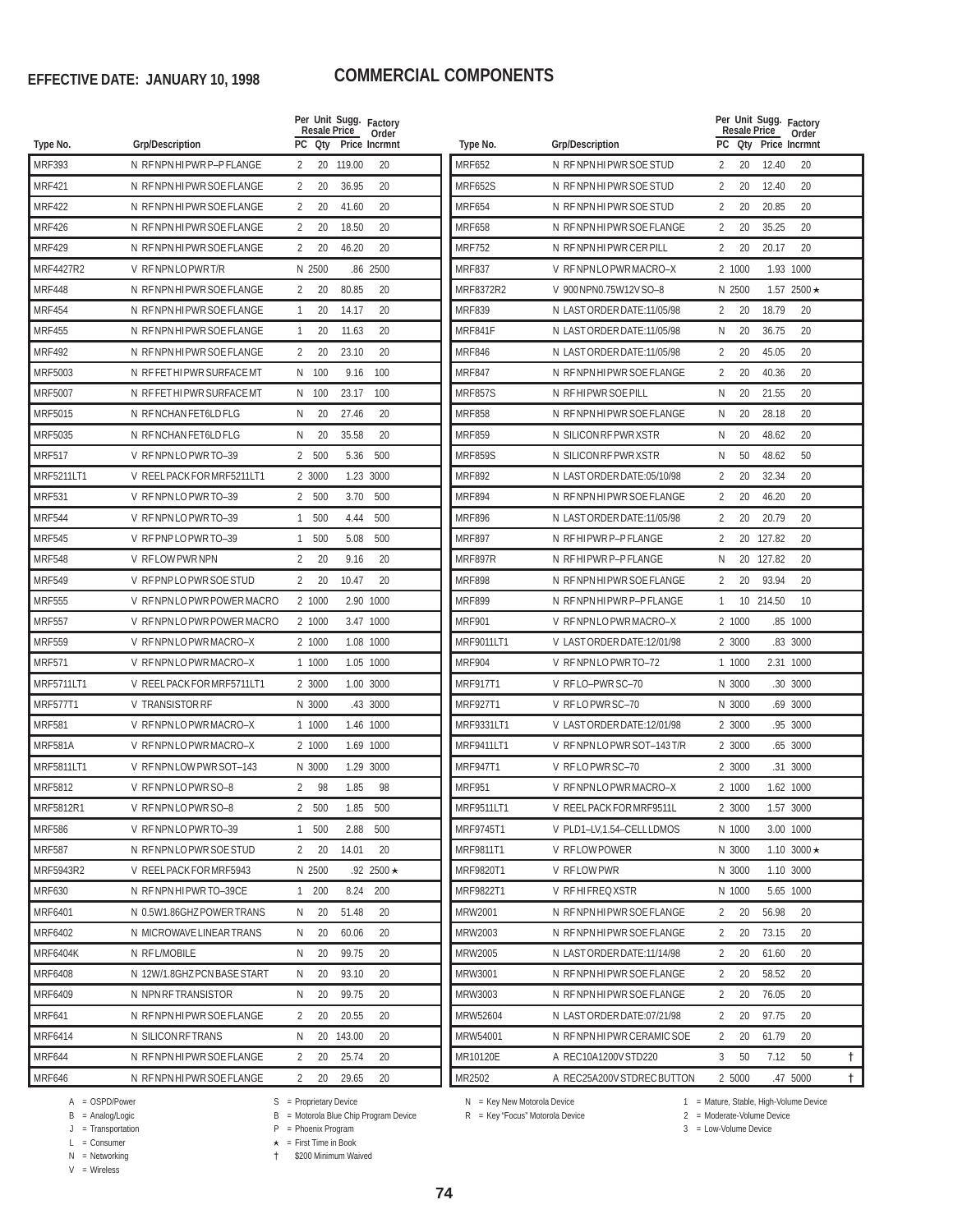**EFFECTIVE DATE: JANUARY 10, 1998**

# COMMERCIAL COMPONENTS

| Type No. | Grp/Description | PC | Qty | Per Unit Sugg. Resale Price | Factory Order Incrmnt |
|---|---|---|---|---|---|
| MRF393 | N RF NPN HI PWR P–P FLANGE | 2 | 20 | 119.00 | 20 |
| MRF421 | N RF NPN HI PWR SOE FLANGE | 2 | 20 | 36.95 | 20 |
| MRF422 | N RF NPN HI PWR SOE FLANGE | 2 | 20 | 41.60 | 20 |
| MRF426 | N RF NPN HI PWR SOE FLANGE | 2 | 20 | 18.50 | 20 |
| MRF429 | N RF NPN HI PWR SOE FLANGE | 2 | 20 | 46.20 | 20 |
| MRF4427R2 | V RF NPN LO PWR T/R | N | 2500 | .86 | 2500 |
| MRF448 | N RF NPN HI PWR SOE FLANGE | 2 | 20 | 80.85 | 20 |
| MRF454 | N RF NPN HI PWR SOE FLANGE | 1 | 20 | 14.17 | 20 |
| MRF455 | N RF NPN HI PWR SOE FLANGE | 1 | 20 | 11.63 | 20 |
| MRF492 | N RF NPN HI PWR SOE FLANGE | 2 | 20 | 23.10 | 20 |
| MRF5003 | N RF FET HI PWR SURFACE MT | N | 100 | 9.16 | 100 |
| MRF5007 | N RF FET HI PWR SURFACE MT | N | 100 | 23.17 | 100 |
| MRF5015 | N RF NCHAN FET6LD FLG | N | 20 | 27.46 | 20 |
| MRF5035 | N RF NCHAN FET6LD FLG | N | 20 | 35.58 | 20 |
| MRF517 | V RF NPN LO PWR TO–39 | 2 | 500 | 5.36 | 500 |
| MRF5211LT1 | V REEL PACK FOR MRF5211LT1 | 2 | 3000 | 1.23 | 3000 |
| MRF531 | V RF NPN LO PWR TO–39 | 2 | 500 | 3.70 | 500 |
| MRF544 | V RF NPN LO PWR TO–39 | 1 | 500 | 4.44 | 500 |
| MRF545 | V RF PNP LO PWR TO–39 | 1 | 500 | 5.08 | 500 |
| MRF548 | V RF LOW PWR NPN | 2 | 20 | 9.16 | 20 |
| MRF549 | V RF PNP LO PWR SOE STUD | 2 | 20 | 10.47 | 20 |
| MRF555 | V RF NPN LO PWR POWER MACRO | 2 | 1000 | 2.90 | 1000 |
| MRF557 | V RF NPN LO PWR POWER MACRO | 2 | 1000 | 3.47 | 1000 |
| MRF559 | V RF NPN LO PWR MACRO–X | 2 | 1000 | 1.08 | 1000 |
| MRF571 | V RF NPN LO PWR MACRO–X | 1 | 1000 | 1.05 | 1000 |
| MRF5711LT1 | V REEL PACK FOR MRF5711LT1 | 2 | 3000 | 1.00 | 3000 |
| MRF577T1 | V TRANSISTOR RF | N | 3000 | .43 | 3000 |
| MRF581 | V RF NPN LO PWR MACRO–X | 1 | 1000 | 1.46 | 1000 |
| MRF581A | V RF NPN LO PWR MACRO–X | 2 | 1000 | 1.69 | 1000 |
| MRF5811LT1 | V RF NPN LOW PWR SOT–143 | N | 3000 | 1.29 | 3000 |
| MRF5812 | V RF NPN LO PWR SO–8 | 2 | 98 | 1.85 | 98 |
| MRF5812R1 | V RF NPN LO PWR SO–8 | 2 | 500 | 1.85 | 500 |
| MRF586 | V RF NPN LO PWR TO–39 | 1 | 500 | 2.88 | 500 |
| MRF587 | N RF NPN LO PWR SOE STUD | 2 | 20 | 14.01 | 20 |
| MRF5943R2 | V REEL PACK FOR MRF5943 | N | 2500 | .92 | 2500 ★ |
| MRF630 | N RF NPN HI PWR TO–39CE | 1 | 200 | 8.24 | 200 |
| MRF6401 | N 0.5W1.86GHZ POWER TRANS | N | 20 | 51.48 | 20 |
| MRF6402 | N MICROWAVE LINEAR TRANS | N | 20 | 60.06 | 20 |
| MRF6404K | N RF L/MOBILE | N | 20 | 99.75 | 20 |
| MRF6408 | N 12W/1.8GHZ PCN BASE START | N | 20 | 93.10 | 20 |
| MRF6409 | N NPN RF TRANSISTOR | N | 20 | 99.75 | 20 |
| MRF641 | N RF NPN HI PWR SOE FLANGE | 2 | 20 | 20.55 | 20 |
| MRF6414 | N SILICON RF TRANS | N | 20 | 143.00 | 20 |
| MRF644 | N RF NPN HI PWR SOE FLANGE | 2 | 20 | 25.74 | 20 |
| MRF646 | N RF NPN HI PWR SOE FLANGE | 2 | 20 | 29.65 | 20 |
| MRF652 | N RF NPN HI PWR SOE STUD | 2 | 20 | 12.40 | 20 |
| MRF652S | N RF NPN HI PWR SOE STUD | 2 | 20 | 12.40 | 20 |
| MRF654 | N RF NPN HI PWR SOE STUD | 2 | 20 | 20.85 | 20 |
| MRF658 | N RF NPN HI PWR SOE FLANGE | 2 | 20 | 35.25 | 20 |
| MRF752 | N RF NPN HI PWR CER PILL | 2 | 20 | 20.17 | 20 |
| MRF837 | V RF NPN LO PWR MACRO–X | 2 | 1000 | 1.93 | 1000 |
| MRF8372R2 | V 900 NPN0.75W12V SO–8 | N | 2500 | 1.57 | 2500 ★ |
| MRF839 | N LAST ORDER DATE:11/05/98 | 2 | 20 | 18.79 | 20 |
| MRF841F | N LAST ORDER DATE:11/05/98 | N | 20 | 36.75 | 20 |
| MRF846 | N LAST ORDER DATE:11/05/98 | 2 | 20 | 45.05 | 20 |
| MRF847 | N RF NPN HI PWR SOE FLANGE | 2 | 20 | 40.36 | 20 |
| MRF857S | N RF HI PWR SOE PILL | N | 20 | 21.55 | 20 |
| MRF858 | N RF NPN HI PWR SOE FLANGE | N | 20 | 28.18 | 20 |
| MRF859 | N SILICON RF PWR XSTR | N | 20 | 48.62 | 20 |
| MRF859S | N SILICON RF PWR XSTR | N | 50 | 48.62 | 50 |
| MRF892 | N LAST ORDER DATE:05/10/98 | 2 | 20 | 32.34 | 20 |
| MRF894 | N RF NPN HI PWR SOE FLANGE | 2 | 20 | 46.20 | 20 |
| MRF896 | N LAST ORDER DATE:11/05/98 | 2 | 20 | 20.79 | 20 |
| MRF897 | N RF HI PWR P–P FLANGE | 2 | 20 | 127.82 | 20 |
| MRF897R | N RF HI PWR P–P FLANGE | N | 20 | 127.82 | 20 |
| MRF898 | N RF NPN HI PWR SOE FLANGE | 2 | 20 | 93.94 | 20 |
| MRF899 | N RF NPN HI PWR P–P FLANGE | 1 | 10 | 214.50 | 10 |
| MRF901 | V RF NPN LO PWR MACRO–X | 2 | 1000 | .85 | 1000 |
| MRF9011LT1 | V LAST ORDER DATE:12/01/98 | 2 | 3000 | .83 | 3000 |
| MRF904 | V RF NPN LO PWR TO–72 | 1 | 1000 | 2.31 | 1000 |
| MRF917T1 | V RF LO–PWR SC–70 | N | 3000 | .30 | 3000 |
| MRF927T1 | V RF LO PWR SC–70 | N | 3000 | .69 | 3000 |
| MRF9331LT1 | V LAST ORDER DATE:12/01/98 | 2 | 3000 | .95 | 3000 |
| MRF9411LT1 | V RF NPN LO PWR SOT–143 T/R | 2 | 3000 | .65 | 3000 |
| MRF947T1 | V RF LO PWR SC–70 | 2 | 3000 | .31 | 3000 |
| MRF951 | V RF NPN LO PWR MACRO–X | 2 | 1000 | 1.62 | 1000 |
| MRF9511LT1 | V REEL PACK FOR MRF9511L | 2 | 3000 | 1.57 | 3000 |
| MRF9745T1 | V PLD1–LV,1.54–CELL LDMOS | N | 1000 | 3.00 | 1000 |
| MRF9811T1 | V RF LOW POWER | N | 3000 | 1.10 | 3000 ★ |
| MRF9820T1 | V RF LOW PWR | N | 3000 | 1.10 | 3000 |
| MRF9822T1 | V RF HI FREQ XSTR | N | 1000 | 5.65 | 1000 |
| MRW2001 | N RF NPN HI PWR SOE FLANGE | 2 | 20 | 56.98 | 20 |
| MRW2003 | N RF NPN HI PWR SOE FLANGE | 2 | 20 | 73.15 | 20 |
| MRW2005 | N LAST ORDER DATE:11/14/98 | 2 | 20 | 61.60 | 20 |
| MRW3001 | N RF NPN HI PWR SOE FLANGE | 2 | 20 | 58.52 | 20 |
| MRW3003 | N RF NPN HI PWR SOE FLANGE | 2 | 20 | 76.05 | 20 |
| MRW52604 | N LAST ORDER DATE:07/21/98 | 2 | 20 | 97.75 | 20 |
| MRW54001 | N RF NPN HI PWR CERAMIC SOE | 2 | 20 | 61.79 | 20 |
| MR10120E | A REC10A1200V STD220 | 3 | 50 | 7.12 | 50 † |
| MR2502 | A REC25A200V STDREC BUTTON | 2 | 5000 | .47 | 5000 † |

A = OSPD/Power
B = Analog/Logic
J = Transportation
L = Consumer
N = Networking
V = Wireless

S = Proprietary Device
B = Motorola Blue Chip Program Device
P = Phoenix Program
★ = First Time in Book
† $200 Minimum Waived

N = Key New Motorola Device
R = Key "Focus" Motorola Device

1 = Mature, Stable, High-Volume Device
2 = Moderate-Volume Device
3 = Low-Volume Device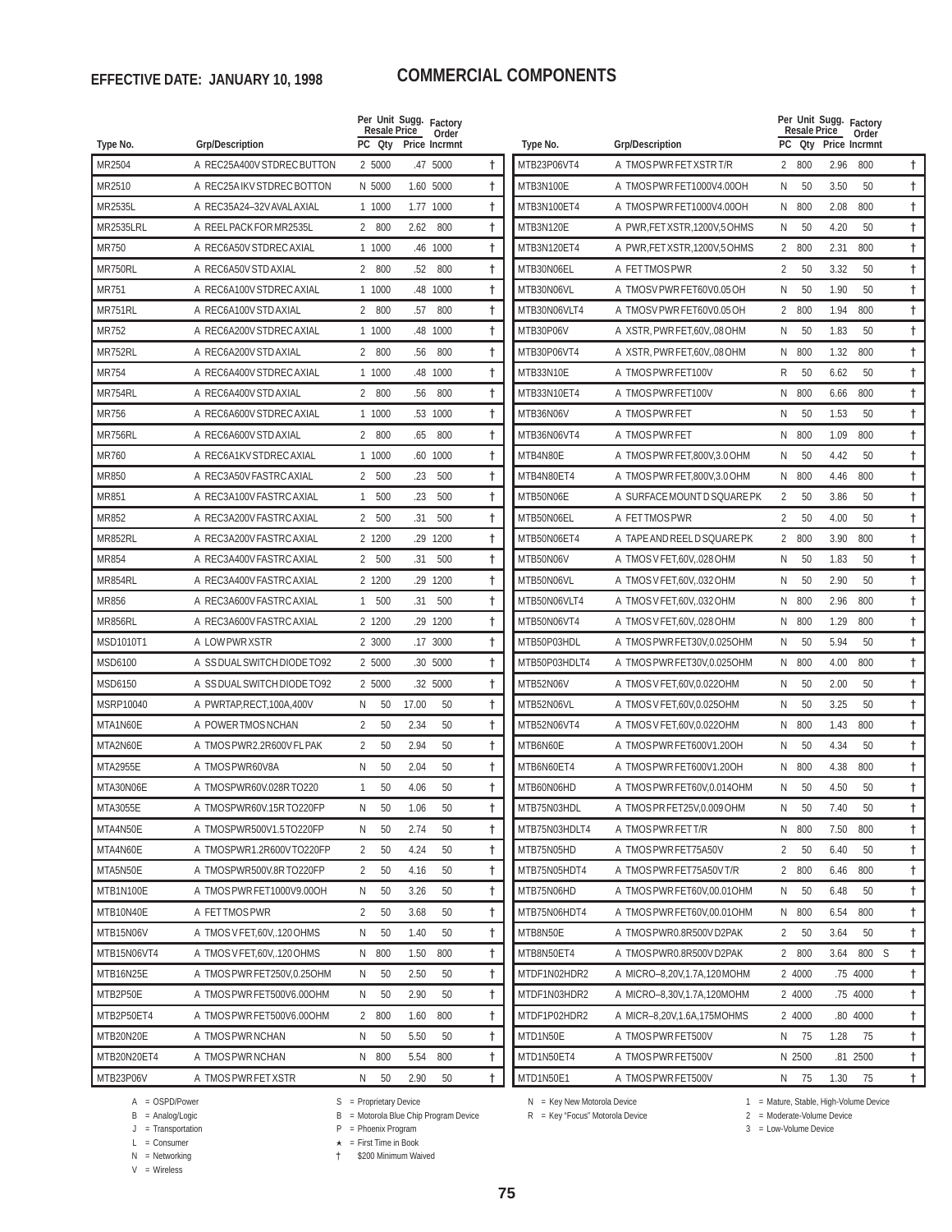**EFFECTIVE DATE: JANUARY 10, 1998**

# COMMERCIAL COMPONENTS

| Type No. | Grp/Description | PC | Qty | Price | Factory Order Incrmnt | |
|---|---|---|---|---|---|---|
| MR2504 | A REC25A400V STDREC BUTTON | 2 | 5000 | .47 | 5000 | † |
| MR2510 | A REC25A IKV STDREC BOTTON | N | 5000 | 1.60 | 5000 | † |
| MR2535L | A REC35A24–32V AVAL AXIAL | 1 | 1000 | 1.77 | 1000 | † |
| MR2535LRL | A REEL PACK FOR MR2535L | 2 | 800 | 2.62 | 800 | † |
| MR750 | A REC6A50V STDREC AXIAL | 1 | 1000 | .46 | 1000 | † |
| MR750RL | A REC6A50V STD AXIAL | 2 | 800 | .52 | 800 | † |
| MR751 | A REC6A100V STDREC AXIAL | 1 | 1000 | .48 | 1000 | † |
| MR751RL | A REC6A100V STD AXIAL | 2 | 800 | .57 | 800 | † |
| MR752 | A REC6A200V STDREC AXIAL | 1 | 1000 | .48 | 1000 | † |
| MR752RL | A REC6A200V STD AXIAL | 2 | 800 | .56 | 800 | † |
| MR754 | A REC6A400V STDREC AXIAL | 1 | 1000 | .48 | 1000 | † |
| MR754RL | A REC6A400V STD AXIAL | 2 | 800 | .56 | 800 | † |
| MR756 | A REC6A600V STDREC AXIAL | 1 | 1000 | .53 | 1000 | † |
| MR756RL | A REC6A600V STD AXIAL | 2 | 800 | .65 | 800 | † |
| MR760 | A REC6A1KV STDREC AXIAL | 1 | 1000 | .60 | 1000 | † |
| MR850 | A REC3A50V FASTRC AXIAL | 2 | 500 | .23 | 500 | † |
| MR851 | A REC3A100V FASTRC AXIAL | 1 | 500 | .23 | 500 | † |
| MR852 | A REC3A200V FASTRC AXIAL | 2 | 500 | .31 | 500 | † |
| MR852RL | A REC3A200V FASTRC AXIAL | 2 | 1200 | .29 | 1200 | † |
| MR854 | A REC3A400V FASTRC AXIAL | 2 | 500 | .31 | 500 | † |
| MR854RL | A REC3A400V FASTRC AXIAL | 2 | 1200 | .29 | 1200 | † |
| MR856 | A REC3A600V FASTRC AXIAL | 1 | 500 | .31 | 500 | † |
| MR856RL | A REC3A600V FASTRC AXIAL | 2 | 1200 | .29 | 1200 | † |
| MSD1010T1 | A LOW PWR XSTR | 2 | 3000 | .17 | 3000 | † |
| MSD6100 | A SS DUAL SWITCH DIODE TO92 | 2 | 5000 | .30 | 5000 | † |
| MSD6150 | A SS DUAL SWITCH DIODE TO92 | 2 | 5000 | .32 | 5000 | † |
| MSRP10040 | A PWRTAP,RECT,100A,400V | N | 50 | 17.00 | 50 | † |
| MTA1N60E | A POWER TMOS NCHAN | 2 | 50 | 2.34 | 50 | † |
| MTA2N60E | A TMOS PWR2.2R600V FL PAK | 2 | 50 | 2.94 | 50 | † |
| MTA2955E | A TMOS PWR60V8A | N | 50 | 2.04 | 50 | † |
| MTA30N06E | A TMOSPWR60V.028R TO220 | 1 | 50 | 4.06 | 50 | † |
| MTA3055E | A TMOSPWR60V.15R TO220FP | N | 50 | 1.06 | 50 | † |
| MTA4N50E | A TMOSPWR500V1.5 TO220FP | N | 50 | 2.74 | 50 | † |
| MTA4N60E | A TMOSPWR1.2R600V TO220FP | 2 | 50 | 4.24 | 50 | † |
| MTA5N50E | A TMOSPWR500V.8R TO220FP | 2 | 50 | 4.16 | 50 | † |
| MTB1N100E | A TMOS PWR FET1000V9.00OH | N | 50 | 3.26 | 50 | † |
| MTB10N40E | A FET TMOS PWR | 2 | 50 | 3.68 | 50 | † |
| MTB15N06V | A TMOS V FET,60V,.120 OHMS | N | 50 | 1.40 | 50 | † |
| MTB15N06VT4 | A TMOS V FET,60V,.120 OHMS | N | 800 | 1.50 | 800 | † |
| MTB16N25E | A TMOS PWR FET250V,0.25OHM | N | 50 | 2.50 | 50 | † |
| MTB2P50E | A TMOS PWR FET500V6.00OHM | N | 50 | 2.90 | 50 | † |
| MTB2P50ET4 | A TMOS PWR FET500V6.00OHM | 2 | 800 | 1.60 | 800 | † |
| MTB20N20E | A TMOS PWR NCHAN | N | 50 | 5.50 | 50 | † |
| MTB20N20ET4 | A TMOS PWR NCHAN | N | 800 | 5.54 | 800 | † |
| MTB23P06V | A TMOS PWR FET XSTR | N | 50 | 2.90 | 50 | † |
| MTB23P06VT4 | A TMOS PWR FET XSTR T/R | 2 | 800 | 2.96 | 800 | † |
| MTB3N100E | A TMOS PWR FET1000V4.00OH | N | 50 | 3.50 | 50 | † |
| MTB3N100ET4 | A TMOS PWR FET1000V4.00OH | N | 800 | 2.08 | 800 | † |
| MTB3N120E | A PWR,FET XSTR,1200V,5 OHMS | N | 50 | 4.20 | 50 | † |
| MTB3N120ET4 | A PWR,FET XSTR,1200V,5 OHMS | 2 | 800 | 2.31 | 800 | † |
| MTB30N06EL | A FET TMOS PWR | 2 | 50 | 3.32 | 50 | † |
| MTB30N06VL | A TMOSV PWR FET60V0.05 OH | N | 50 | 1.90 | 50 | † |
| MTB30N06VLT4 | A TMOSV PWR FET60V0.05 OH | 2 | 800 | 1.94 | 800 | † |
| MTB30P06V | A XSTR, PWR FET,60V,.08 OHM | N | 50 | 1.83 | 50 | † |
| MTB30P06VT4 | A XSTR, PWR FET,60V,.08 OHM | N | 800 | 1.32 | 800 | † |
| MTB33N10E | A TMOS PWR FET100V | R | 50 | 6.62 | 50 | † |
| MTB33N10ET4 | A TMOS PWR FET100V | N | 800 | 6.66 | 800 | † |
| MTB36N06V | A TMOS PWR FET | N | 50 | 1.53 | 50 | † |
| MTB36N06VT4 | A TMOS PWR FET | N | 800 | 1.09 | 800 | † |
| MTB4N80E | A TMOS PWR FET,800V,3.0 OHM | N | 50 | 4.42 | 50 | † |
| MTB4N80ET4 | A TMOS PWR FET,800V,3.0 OHM | N | 800 | 4.46 | 800 | † |
| MTB50N06E | A SURFACE MOUNT D SQUARE PK | 2 | 50 | 3.86 | 50 | † |
| MTB50N06EL | A FET TMOS PWR | 2 | 50 | 4.00 | 50 | † |
| MTB50N06ET4 | A TAPE AND REEL D SQUARE PK | 2 | 800 | 3.90 | 800 | † |
| MTB50N06V | A TMOS V FET,60V,.028 OHM | N | 50 | 1.83 | 50 | † |
| MTB50N06VL | A TMOS V FET,60V,.032 OHM | N | 50 | 2.90 | 50 | † |
| MTB50N06VLT4 | A TMOS V FET,60V,.032 OHM | N | 800 | 2.96 | 800 | † |
| MTB50N06VT4 | A TMOS V FET,60V,.028 OHM | N | 800 | 1.29 | 800 | † |
| MTB50P03HDL | A TMOS PWR FET30V,0.025OHM | N | 50 | 5.94 | 50 | † |
| MTB50P03HDLT4 | A TMOS PWR FET30V,0.025OHM | N | 800 | 4.00 | 800 | † |
| MTB52N06V | A TMOS V FET,60V,0.022OHM | N | 50 | 2.00 | 50 | † |
| MTB52N06VL | A TMOS V FET,60V,0.025OHM | N | 50 | 3.25 | 50 | † |
| MTB52N06VT4 | A TMOS V FET,60V,0.022OHM | N | 800 | 1.43 | 800 | † |
| MTB6N60E | A TMOS PWR FET600V1.20OH | N | 50 | 4.34 | 50 | † |
| MTB6N60ET4 | A TMOS PWR FET600V1.20OH | N | 800 | 4.38 | 800 | † |
| MTB60N06HD | A TMOS PWR FET60V,0.014OHM | N | 50 | 4.50 | 50 | † |
| MTB75N03HDL | A TMOS PR FET25V,0.009 OHM | N | 50 | 7.40 | 50 | † |
| MTB75N03HDLT4 | A TMOS PWR FET T/R | N | 800 | 7.50 | 800 | † |
| MTB75N05HD | A TMOS PWR FET75A50V | 2 | 50 | 6.40 | 50 | † |
| MTB75N05HDT4 | A TMOS PWR FET75A50V T/R | 2 | 800 | 6.46 | 800 | † |
| MTB75N06HD | A TMOS PWR FET60V,00.01OHM | N | 50 | 6.48 | 50 | † |
| MTB75N06HDT4 | A TMOS PWR FET60V,00.01OHM | N | 800 | 6.54 | 800 | † |
| MTB8N50E | A TMOS PWR0.8R500V D2PAK | 2 | 50 | 3.64 | 50 | † |
| MTB8N50ET4 | A TMOS PWR0.8R500V D2PAK | 2 | 800 | 3.64 | 800 S | † |
| MTDF1N02HDR2 | A MICRO–8,20V,1.7A,120 MOHM | 2 | 4000 | .75 | 4000 | † |
| MTDF1N03HDR2 | A MICRO–8,30V,1.7A,120MOHM | 2 | 4000 | .75 | 4000 | † |
| MTDF1P02HDR2 | A MICR–8,20V,1.6A,175MOHMS | 2 | 4000 | .80 | 4000 | † |
| MTD1N50E | A TMOS PWR FET500V | N | 75 | 1.28 | 75 | † |
| MTD1N50ET4 | A TMOS PWR FET500V | N | 2500 | .81 | 2500 | † |
| MTD1N50E1 | A TMOS PWR FET500V | N | 75 | 1.30 | 75 | † |

A = OSPD/Power
B = Analog/Logic
J = Transportation
L = Consumer
N = Networking
V = Wireless

S = Proprietary Device
B = Motorola Blue Chip Program Device
P = Phoenix Program
★ = First Time in Book
† $200 Minimum Waived

N = Key New Motorola Device
R = Key "Focus" Motorola Device

1 = Mature, Stable, High-Volume Device
2 = Moderate-Volume Device
3 = Low-Volume Device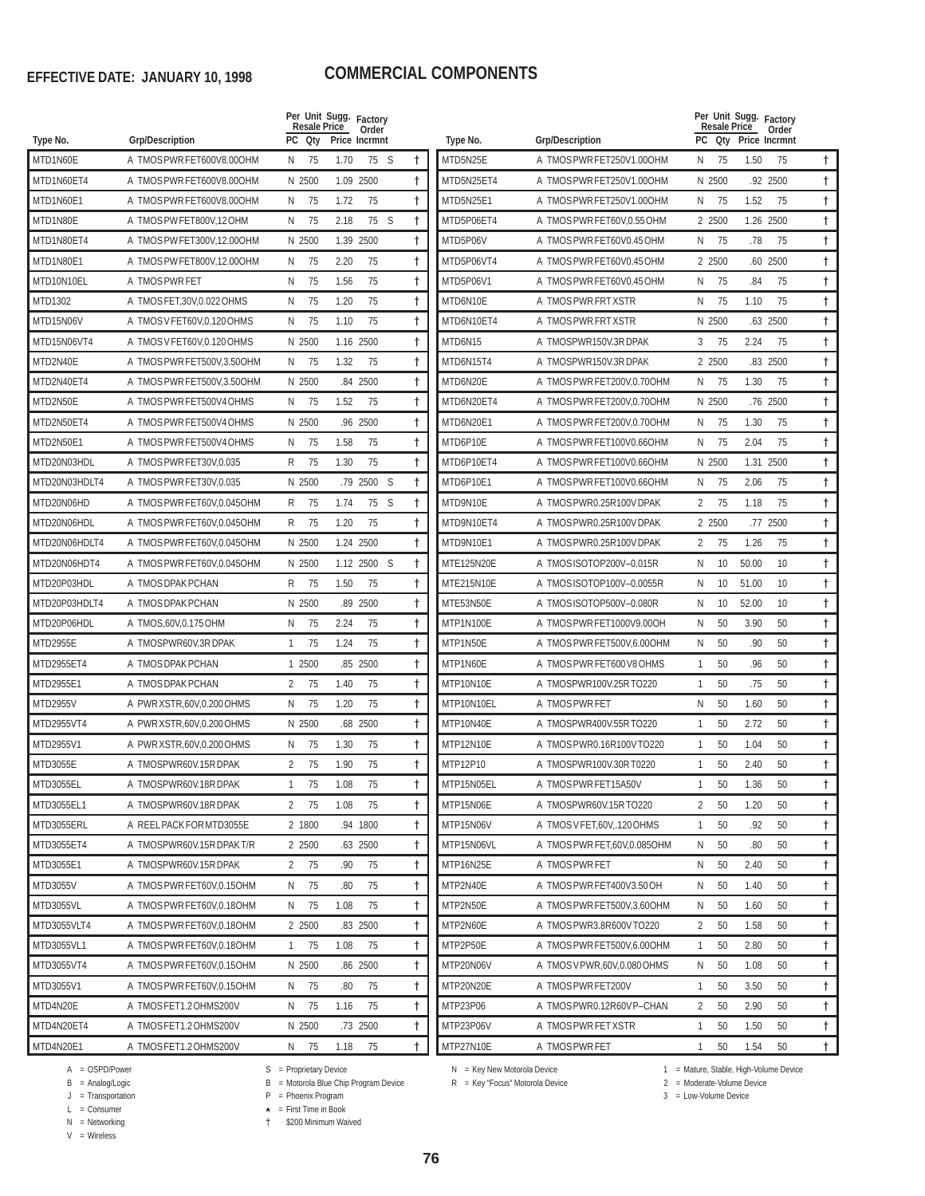**EFFECTIVE DATE: JANUARY 10, 1998**

# COMMERCIAL COMPONENTS

| Type No. | Grp/Description | PC | Per Unit Qty | Sugg. Resale Price | Factory Order Incrmnt | | |
|---|---|---|---|---|---|---|---|
| MTD1N60E | A TMOS PWR FET600V8.00OHM | N | 75 | 1.70 | 75 | S | † |
| MTD1N60ET4 | A TMOS PWR FET600V8.00OHM | N | 2500 | 1.09 | 2500 | | † |
| MTD1N60E1 | A TMOS PWR FET600V8.00OHM | N | 75 | 1.72 | 75 | | † |
| MTD1N80E | A TMOS PW FET800V,12 OHM | N | 75 | 2.18 | 75 | S | † |
| MTD1N80ET4 | A TMOS PW FET300V,12.00OHM | N | 2500 | 1.39 | 2500 | | † |
| MTD1N80E1 | A TMOS PW FET800V,12.00OHM | N | 75 | 2.20 | 75 | | † |
| MTD10N10EL | A TMOS PWR FET | N | 75 | 1.56 | 75 | | † |
| MTD1302 | A TMOS FET,30V,0.022 OHMS | N | 75 | 1.20 | 75 | | † |
| MTD15N06V | A TMOS V FET60V,0.120 OHMS | N | 75 | 1.10 | 75 | | † |
| MTD15N06VT4 | A TMOS V FET60V,0.120 OHMS | N | 2500 | 1.16 | 2500 | | † |
| MTD2N40E | A TMOS PWR FET500V,3.50OHM | N | 75 | 1.32 | 75 | | † |
| MTD2N40ET4 | A TMOS PWR FET500V,3.50OHM | N | 2500 | .84 | 2500 | | † |
| MTD2N50E | A TMOS PWR FET500V4 OHMS | N | 75 | 1.52 | 75 | | † |
| MTD2N50ET4 | A TMOS PWR FET500V4 OHMS | N | 2500 | .96 | 2500 | | † |
| MTD2N50E1 | A TMOS PWR FET500V4 OHMS | N | 75 | 1.58 | 75 | | † |
| MTD20N03HDL | A TMOS PWR FET30V,0.035 | R | 75 | 1.30 | 75 | | † |
| MTD20N03HDLT4 | A TMOS PWR FET30V,0.035 | N | 2500 | .79 | 2500 | S | † |
| MTD20N06HD | A TMOS PWR FET60V,0.045OHM | R | 75 | 1.74 | 75 | S | † |
| MTD20N06HDL | A TMOS PWR FET60V,0.045OHM | R | 75 | 1.20 | 75 | | † |
| MTD20N06HDLT4 | A TMOS PWR FET60V,0.045OHM | N | 2500 | 1.24 | 2500 | | † |
| MTD20N06HDT4 | A TMOS PWR FET60V,0.045OHM | N | 2500 | 1.12 | 2500 | S | † |
| MTD20P03HDL | A TMOS DPAK PCHAN | R | 75 | 1.50 | 75 | | † |
| MTD20P03HDLT4 | A TMOS DPAK PCHAN | N | 2500 | .89 | 2500 | | † |
| MTD20P06HDL | A TMOS,60V,0.175 OHM | N | 75 | 2.24 | 75 | | † |
| MTD2955E | A TMOSPWR60V.3R DPAK | 1 | 75 | 1.24 | 75 | | † |
| MTD2955ET4 | A TMOS DPAK PCHAN | 1 | 2500 | .85 | 2500 | | † |
| MTD2955E1 | A TMOS DPAK PCHAN | 2 | 75 | 1.40 | 75 | | † |
| MTD2955V | A PWR XSTR,60V,0.200 OHMS | N | 75 | 1.20 | 75 | | † |
| MTD2955VT4 | A PWR XSTR,60V,0.200 OHMS | N | 2500 | .68 | 2500 | | † |
| MTD2955V1 | A PWR XSTR,60V,0.200 OHMS | N | 75 | 1.30 | 75 | | † |
| MTD3055E | A TMOSPWR60V.15R DPAK | 2 | 75 | 1.90 | 75 | | † |
| MTD3055EL | A TMOSPWR60V.18R DPAK | 1 | 75 | 1.08 | 75 | | † |
| MTD3055EL1 | A TMOSPWR60V.18R DPAK | 2 | 75 | 1.08 | 75 | | † |
| MTD3055ERL | A REEL PACK FOR MTD3055E | 2 | 1800 | .94 | 1800 | | † |
| MTD3055ET4 | A TMOSPWR60V.15R DPAK T/R | 2 | 2500 | .63 | 2500 | | † |
| MTD3055E1 | A TMOSPWR60V.15R DPAK | 2 | 75 | .90 | 75 | | † |
| MTD3055V | A TMOS PWR FET60V,0.15OHM | N | 75 | .80 | 75 | | † |
| MTD3055VL | A TMOS PWR FET60V,0.18OHM | N | 75 | 1.08 | 75 | | † |
| MTD3055VLT4 | A TMOS PWR FET60V,0.18OHM | 2 | 2500 | .83 | 2500 | | † |
| MTD3055VL1 | A TMOS PWR FET60V,0.18OHM | 1 | 75 | 1.08 | 75 | | † |
| MTD3055VT4 | A TMOS PWR FET60V,0.15OHM | N | 2500 | .86 | 2500 | | † |
| MTD3055V1 | A TMOS PWR FET60V,0.15OHM | N | 75 | .80 | 75 | | † |
| MTD4N20E | A TMOS FET1.2 OHMS200V | N | 75 | 1.16 | 75 | | † |
| MTD4N20ET4 | A TMOS FET1.2 OHMS200V | N | 2500 | .73 | 2500 | | † |
| MTD4N20E1 | A TMOS FET1.2 OHMS200V | N | 75 | 1.18 | 75 | | † |
| MTD5N25E | A TMOS PWR FET250V1.00OHM | N | 75 | 1.50 | 75 | | † |
| MTD5N25ET4 | A TMOS PWR FET250V1.00OHM | N | 2500 | .92 | 2500 | | † |
| MTD5N25E1 | A TMOS PWR FET250V1.00OHM | N | 75 | 1.52 | 75 | | † |
| MTD5P06ET4 | A TMOS PWR FET60V,0.55 OHM | 2 | 2500 | 1.26 | 2500 | | † |
| MTD5P06V | A TMOS PWR FET60V0.45 OHM | N | 75 | .78 | 75 | | † |
| MTD5P06VT4 | A TMOS PWR FET60V0.45 OHM | 2 | 2500 | .60 | 2500 | | † |
| MTD5P06V1 | A TMOS PWR FET60V0.45 OHM | N | 75 | .84 | 75 | | † |
| MTD6N10E | A TMOS PWR FRT XSTR | N | 75 | 1.10 | 75 | | † |
| MTD6N10ET4 | A TMOS PWR FRT XSTR | N | 2500 | .63 | 2500 | | † |
| MTD6N15 | A TMOSPWR150V.3R DPAK | 3 | 75 | 2.24 | 75 | | † |
| MTD6N15T4 | A TMOSPWR150V.3R DPAK | 2 | 2500 | .83 | 2500 | | † |
| MTD6N20E | A TMOS PWR FET200V,0.70OHM | N | 75 | 1.30 | 75 | | † |
| MTD6N20ET4 | A TMOS PWR FET200V,0.70OHM | N | 2500 | .76 | 2500 | | † |
| MTD6N20E1 | A TMOS PWR FET200V,0.70OHM | N | 75 | 1.30 | 75 | | † |
| MTD6P10E | A TMOS PWR FET100V0.66OHM | N | 75 | 2.04 | 75 | | † |
| MTD6P10ET4 | A TMOS PWR FET100V0.66OHM | N | 2500 | 1.31 | 2500 | | † |
| MTD6P10E1 | A TMOS PWR FET100V0.66OHM | N | 75 | 2.06 | 75 | | † |
| MTD9N10E | A TMOS PWR0.25R100V DPAK | 2 | 75 | 1.18 | 75 | | † |
| MTD9N10ET4 | A TMOS PWR0.25R100V DPAK | 2 | 2500 | .77 | 2500 | | † |
| MTD9N10E1 | A TMOS PWR0.25R100V DPAK | 2 | 75 | 1.26 | 75 | | † |
| MTE125N20E | A TMOS ISOTOP200V–0.015R | N | 10 | 50.00 | 10 | | † |
| MTE215N10E | A TMOS ISOTOP100V–0.0055R | N | 10 | 51.00 | 10 | | † |
| MTE53N50E | A TMOS ISOTOP500V–0.080R | N | 10 | 52.00 | 10 | | † |
| MTP1N100E | A TMOS PWR FET1000V9.00OH | N | 50 | 3.90 | 50 | | † |
| MTP1N50E | A TMOS PWR FET500V,6.00OHM | N | 50 | .90 | 50 | | † |
| MTP1N60E | A TMOS PWR FET600 V8 OHMS | 1 | 50 | .96 | 50 | | † |
| MTP10N10E | A TMOSPWR100V.25R TO220 | 1 | 50 | .75 | 50 | | † |
| MTP10N10EL | A TMOS PWR FET | N | 50 | 1.60 | 50 | | † |
| MTP10N40E | A TMOSPWR400V.55R TO220 | 1 | 50 | 2.72 | 50 | | † |
| MTP12N10E | A TMOS PWR0.16R100V TO220 | 1 | 50 | 1.04 | 50 | | † |
| MTP12P10 | A TMOSPWR100V.30R T0220 | 1 | 50 | 2.40 | 50 | | † |
| MTP15N05EL | A TMOS PWR FET15A50V | 1 | 50 | 1.36 | 50 | | † |
| MTP15N06E | A TMOSPWR60V.15R TO220 | 2 | 50 | 1.20 | 50 | | † |
| MTP15N06V | A TMOS V FET,60V,.120 OHMS | 1 | 50 | .92 | 50 | | † |
| MTP15N06VL | A TMOS PWR FET,60V,0.085OHM | N | 50 | .80 | 50 | | † |
| MTP16N25E | A TMOS PWR FET | N | 50 | 2.40 | 50 | | † |
| MTP2N40E | A TMOS PWR FET400V3.50 OH | N | 50 | 1.40 | 50 | | † |
| MTP2N50E | A TMOS PWR FET500V,3.60OHM | N | 50 | 1.60 | 50 | | † |
| MTP2N60E | A TMOS PWR3.8R600V TO220 | 2 | 50 | 1.58 | 50 | | † |
| MTP2P50E | A TMOS PWR FET500V,6.00OHM | 1 | 50 | 2.80 | 50 | | † |
| MTP20N06V | A TMOS V PWR,60V,0.080 OHMS | N | 50 | 1.08 | 50 | | † |
| MTP20N20E | A TMOS PWR FET200V | 1 | 50 | 3.50 | 50 | | † |
| MTP23P06 | A TMOS PWR0.12R60V P–CHAN | 2 | 50 | 2.90 | 50 | | † |
| MTP23P06V | A TMOS PWR FET XSTR | 1 | 50 | 1.50 | 50 | | † |
| MTP27N10E | A TMOS PWR FET | 1 | 50 | 1.54 | 50 | | † |

A = OSPD/Power
B = Analog/Logic
J = Transportation
L = Consumer
N = Networking
V = Wireless

S = Proprietary Device
B = Motorola Blue Chip Program Device
P = Phoenix Program
★ = First Time in Book
† $200 Minimum Waived

N = Key New Motorola Device
R = Key "Focus" Motorola Device

1 = Mature, Stable, High-Volume Device
2 = Moderate-Volume Device
3 = Low-Volume Device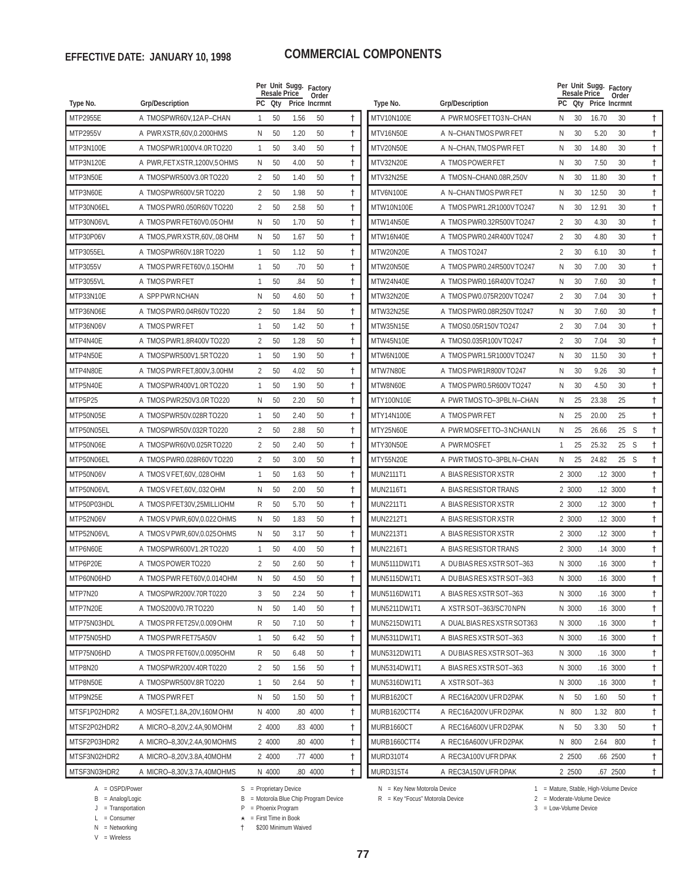**EFFECTIVE DATE: JANUARY 10, 1998**

# COMMERCIAL COMPONENTS

| Type No. | Grp/Description | PC | Qty | Per Unit Sugg. Resale Price | Factory Order Incrmnt | |
|---|---|---|---|---|---|---|
| MTP2955E | A TMOSPWR60V,12A P–CHAN | 1 | 50 | 1.56 | 50 | † |
| MTP2955V | A PWR XSTR,60V,0.2000HMS | N | 50 | 1.20 | 50 | † |
| MTP3N100E | A TMOSPWR1000V4.0R TO220 | 1 | 50 | 3.40 | 50 | † |
| MTP3N120E | A PWR,FET XSTR,1200V,5 OHMS | N | 50 | 4.00 | 50 | † |
| MTP3N50E | A TMOSPWR500V3.0R TO220 | 2 | 50 | 1.40 | 50 | † |
| MTP3N60E | A TMOSPWR600V.5R TO220 | 2 | 50 | 1.98 | 50 | † |
| MTP30N06EL | A TMOS PWR0.050R60V TO220 | 2 | 50 | 2.58 | 50 | † |
| MTP30N06VL | A TMOS PWR FET60V0.05 OHM | N | 50 | 1.70 | 50 | † |
| MTP30P06V | A TMOS,PWR XSTR,60V,.08 OHM | N | 50 | 1.67 | 50 | † |
| MTP3055EL | A TMOSPWR60V.18R TO220 | 1 | 50 | 1.12 | 50 | † |
| MTP3055V | A TMOS PWR FET60V,0.15OHM | 1 | 50 | .70 | 50 | † |
| MTP3055VL | A TMOS PWR FET | 1 | 50 | .84 | 50 | † |
| MTP33N10E | A SPP PWR NCHAN | N | 50 | 4.60 | 50 | † |
| MTP36N06E | A TMOS PWR0.04R60V TO220 | 2 | 50 | 1.84 | 50 | † |
| MTP36N06V | A TMOS PWR FET | 1 | 50 | 1.42 | 50 | † |
| MTP4N40E | A TMOS PWR1.8R400V TO220 | 2 | 50 | 1.28 | 50 | † |
| MTP4N50E | A TMOSPWR500V1.5R TO220 | 1 | 50 | 1.90 | 50 | † |
| MTP4N80E | A TMOS PWR FET,800V,3.00HM | 2 | 50 | 4.02 | 50 | † |
| MTP5N40E | A TMOSPWR400V1.0R TO220 | 1 | 50 | 1.90 | 50 | † |
| MTP5P25 | A TMOS PWR250V3.0R TO220 | N | 50 | 2.20 | 50 | † |
| MTP50N05E | A TMOSPWR50V.028R TO220 | 1 | 50 | 2.40 | 50 | † |
| MTP50N05EL | A TMOSPWR50V.032R TO220 | 2 | 50 | 2.88 | 50 | † |
| MTP50N06E | A TMOSPWR60V0.025R TO220 | 2 | 50 | 2.40 | 50 | † |
| MTP50N06EL | A TMOS PWR0.028R60V TO220 | 2 | 50 | 3.00 | 50 | † |
| MTP50N06V | A TMOS V FET,60V,.028 OHM | 1 | 50 | 1.63 | 50 | † |
| MTP50N06VL | A TMOS V FET,60V,.032 OHM | N | 50 | 2.00 | 50 | † |
| MTP50P03HDL | A TMOS P/FET30V,25MILLIOHM | R | 50 | 5.70 | 50 | † |
| MTP52N06V | A TMOS V PWR,60V,0.022 OHMS | N | 50 | 1.83 | 50 | † |
| MTP52N06VL | A TMOS V PWR,60V,0.025 OHMS | N | 50 | 3.17 | 50 | † |
| MTP6N60E | A TMOSPWR600V1.2R TO220 | 1 | 50 | 4.00 | 50 | † |
| MTP6P20E | A TMOS POWER TO220 | 2 | 50 | 2.60 | 50 | † |
| MTP60N06HD | A TMOS PWR FET60V,0.014OHM | N | 50 | 4.50 | 50 | † |
| MTP7N20 | A TMOSPWR200V.70R T0220 | 3 | 50 | 2.24 | 50 | † |
| MTP7N20E | A TMOS200V0.7R TO220 | N | 50 | 1.40 | 50 | † |
| MTP75N03HDL | A TMOS PR FET25V,0.009 OHM | R | 50 | 7.10 | 50 | † |
| MTP75N05HD | A TMOS PWR FET75A50V | 1 | 50 | 6.42 | 50 | † |
| MTP75N06HD | A TMOS PR FET60V,0.0095OHM | R | 50 | 6.48 | 50 | † |
| MTP8N20 | A TMOSPWR200V.40R T0220 | 2 | 50 | 1.56 | 50 | † |
| MTP8N50E | A TMOSPWR500V.8R TO220 | 1 | 50 | 2.64 | 50 | † |
| MTP9N25E | A TMOS PWR FET | N | 50 | 1.50 | 50 | † |
| MTSF1P02HDR2 | A MOSFET,1.8A,20V,160M OHM | N | 4000 | .80 | 4000 | † |
| MTSF2P02HDR2 | A MICRO–8,20V,2.4A,90 MOHM | 2 | 4000 | .83 | 4000 | † |
| MTSF2P03HDR2 | A MICRO–8,30V,2.4A,90 MOHMS | 2 | 4000 | .80 | 4000 | † |
| MTSF3N02HDR2 | A MICRO–8,20V,3.8A,40MOHM | 2 | 4000 | .77 | 4000 | † |
| MTSF3N03HDR2 | A MICRO–8,30V,3.7A,40MOHMS | N | 4000 | .80 | 4000 | † |
| MTV10N100E | A PWR MOSFET TO3 N–CHAN | N | 30 | 16.70 | 30 | † |
| MTV16N50E | A N–CHAN TMOS PWR FET | N | 30 | 5.20 | 30 | † |
| MTV20N50E | A N–CHAN, TMOS PWR FET | N | 30 | 14.80 | 30 | † |
| MTV32N20E | A TMOS POWER FET | N | 30 | 7.50 | 30 | † |
| MTV32N25E | A TMOS N–CHAN0.08R,250V | N | 30 | 11.80 | 30 | † |
| MTV6N100E | A N–CHAN TMOS PWR FET | N | 30 | 12.50 | 30 | † |
| MTW10N100E | A TMOS PWR1.2R1000V TO247 | N | 30 | 12.91 | 30 | † |
| MTW14N50E | A TMOS PWR0.32R500V TO247 | 2 | 30 | 4.30 | 30 | † |
| MTW16N40E | A TMOS PWR0.24R400V T0247 | 2 | 30 | 4.80 | 30 | † |
| MTW20N20E | A TMOS TO247 | 2 | 30 | 6.10 | 30 | † |
| MTW20N50E | A TMOS PWR0.24R500V TO247 | N | 30 | 7.00 | 30 | † |
| MTW24N40E | A TMOS PWR0.16R400V TO247 | N | 30 | 7.60 | 30 | † |
| MTW32N20E | A TMOS PW0.075R200V TO247 | 2 | 30 | 7.04 | 30 | † |
| MTW32N25E | A TMOS PWR0.08R250V T0247 | N | 30 | 7.60 | 30 | † |
| MTW35N15E | A TMOS0.05R150V TO247 | 2 | 30 | 7.04 | 30 | † |
| MTW45N10E | A TMOS0.035R100V TO247 | 2 | 30 | 7.04 | 30 | † |
| MTW6N100E | A TMOS PWR1.5R1000V TO247 | N | 30 | 11.50 | 30 | † |
| MTW7N80E | A TMOS PWR1R800V TO247 | N | 30 | 9.26 | 30 | † |
| MTW8N60E | A TMOS PWR0.5R600V TO247 | N | 30 | 4.50 | 30 | † |
| MTY100N10E | A PWR TMOS TO–3PBL N–CHAN | N | 25 | 23.38 | 25 | † |
| MTY14N100E | A TMOS PWR FET | N | 25 | 20.00 | 25 | † |
| MTY25N60E | A PWR MOSFET TO–3 NCHAN LN | N | 25 | 26.66 | 25 S | † |
| MTY30N50E | A PWR MOSFET | 1 | 25 | 25.32 | 25 S | † |
| MTY55N20E | A PWR TMOS TO–3PBL N–CHAN | N | 25 | 24.82 | 25 S | † |
| MUN2111T1 | A BIAS RESISTOR XSTR | 2 | 3000 | .12 | 3000 | † |
| MUN2116T1 | A BIAS RESISTOR TRANS | 2 | 3000 | .12 | 3000 | † |
| MUN2211T1 | A BIAS RESISTOR XSTR | 2 | 3000 | .12 | 3000 | † |
| MUN2212T1 | A BIAS RESISTOR XSTR | 2 | 3000 | .12 | 3000 | † |
| MUN2213T1 | A BIAS RESISTOR XSTR | 2 | 3000 | .12 | 3000 | † |
| MUN2216T1 | A BIAS RESISTOR TRANS | 2 | 3000 | .14 | 3000 | † |
| MUN5111DW1T1 | A DU BIAS RES XSTR SOT–363 | N | 3000 | .16 | 3000 | † |
| MUN5115DW1T1 | A DU BIAS RES XSTR SOT–363 | N | 3000 | .16 | 3000 | † |
| MUN5116DW1T1 | A BIAS RES XSTR SOT–363 | N | 3000 | .16 | 3000 | † |
| MUN5211DW1T1 | A XSTR SOT–363/SC70 NPN | N | 3000 | .16 | 3000 | † |
| MUN5215DW1T1 | A DUAL BIAS RES XSTR SOT363 | N | 3000 | .16 | 3000 | † |
| MUN5311DW1T1 | A BIAS RES XSTR SOT–363 | N | 3000 | .16 | 3000 | † |
| MUN5312DW1T1 | A DU BIAS RES XSTR SOT–363 | N | 3000 | .16 | 3000 | † |
| MUN5314DW1T1 | A BIAS RES XSTR SOT–363 | N | 3000 | .16 | 3000 | † |
| MUN5316DW1T1 | A XSTR SOT–363 | N | 3000 | .16 | 3000 | † |
| MURB1620CT | A REC16A200V UFR D2PAK | N | 50 | 1.60 | 50 | † |
| MURB1620CTT4 | A REC16A200V UFR D2PAK | N | 800 | 1.32 | 800 | † |
| MURB1660CT | A REC16A600V UFR D2PAK | N | 50 | 3.30 | 50 | † |
| MURB1660CTT4 | A REC16A600V UFR D2PAK | N | 800 | 2.64 | 800 | † |
| MURD310T4 | A REC3A100V UFR DPAK | 2 | 2500 | .66 | 2500 | † |
| MURD315T4 | A REC3A150V UFR DPAK | 2 | 2500 | .67 | 2500 | † |

A = OSPD/Power
B = Analog/Logic
J = Transportation
L = Consumer
N = Networking
V = Wireless

S = Proprietary Device
B = Motorola Blue Chip Program Device
P = Phoenix Program
★ = First Time in Book
† $200 Minimum Waived

N = Key New Motorola Device
R = Key "Focus" Motorola Device

1 = Mature, Stable, High-Volume Device
2 = Moderate-Volume Device
3 = Low-Volume Device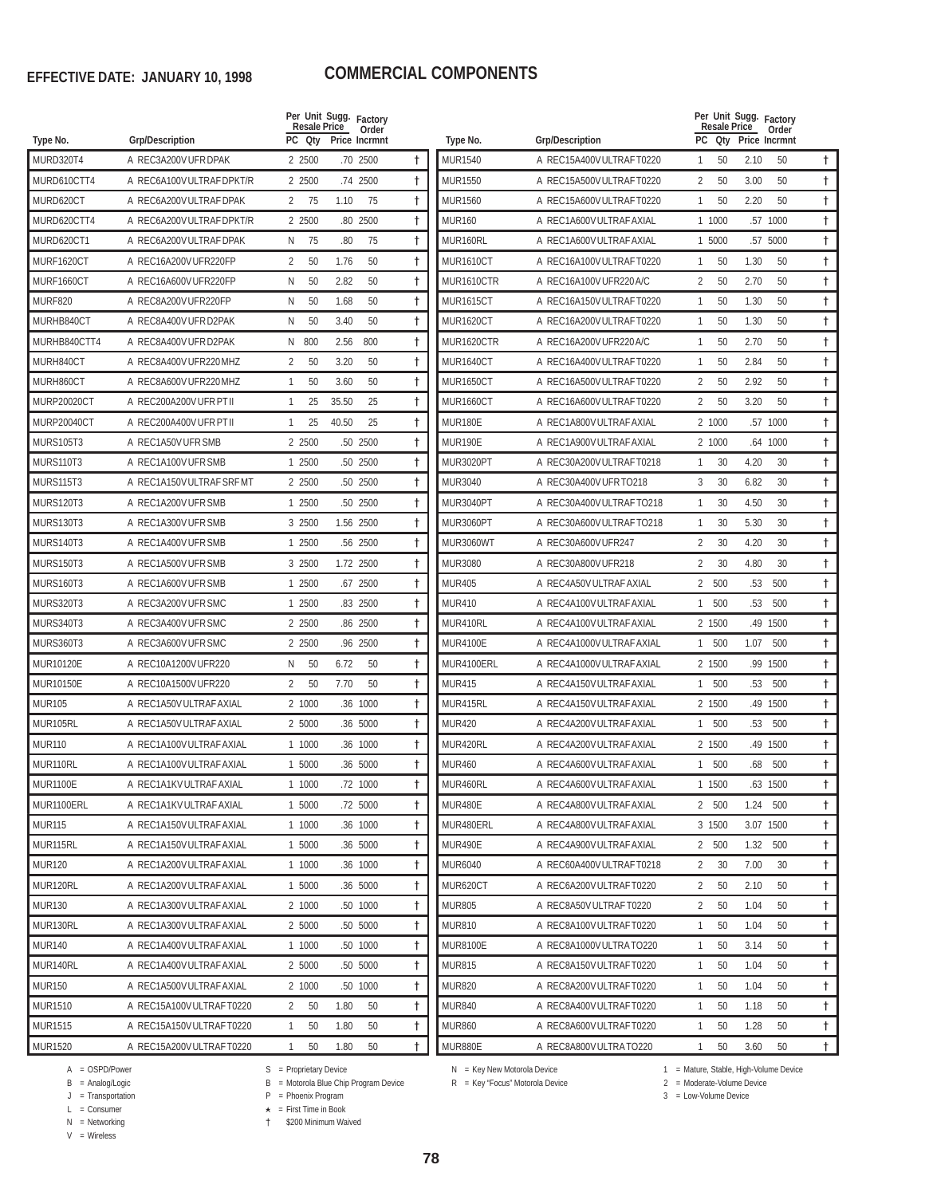EFFECTIVE DATE: JANUARY 10, 1998

# COMMERCIAL COMPONENTS

| Type No. | Grp/Description | PC | Per Unit Resale Qty | Sugg. Resale Price | Factory Order Incrmnt | |
|---|---|---|---|---|---|---|
| MURD320T4 | A REC3A200V UFR DPAK | 2 | 2500 | .70 | 2500 | † |
| MURD610CTT4 | A REC6A100V ULTRAF DPKT/R | 2 | 2500 | .74 | 2500 | † |
| MURD620CT | A REC6A200V ULTRAF DPAK | 2 | 75 | 1.10 | 75 | † |
| MURD620CTT4 | A REC6A200V ULTRAF DPKT/R | 2 | 2500 | .80 | 2500 | † |
| MURD620CT1 | A REC6A200V ULTRAF DPAK | N | 75 | .80 | 75 | † |
| MURF1620CT | A REC16A200V UFR220FP | 2 | 50 | 1.76 | 50 | † |
| MURF1660CT | A REC16A600V UFR220FP | N | 50 | 2.82 | 50 | † |
| MURF820 | A REC8A200V UFR220FP | N | 50 | 1.68 | 50 | † |
| MURHB840CT | A REC8A400V UFR D2PAK | N | 50 | 3.40 | 50 | † |
| MURHB840CTT4 | A REC8A400V UFR D2PAK | N | 800 | 2.56 | 800 | † |
| MURH840CT | A REC8A400V UFR220 MHZ | 2 | 50 | 3.20 | 50 | † |
| MURH860CT | A REC8A600V UFR220 MHZ | 1 | 50 | 3.60 | 50 | † |
| MURP20020CT | A REC200A200V UFR PT II | 1 | 25 | 35.50 | 25 | † |
| MURP20040CT | A REC200A400V UFR PT II | 1 | 25 | 40.50 | 25 | † |
| MURS105T3 | A REC1A50V UFR SMB | 2 | 2500 | .50 | 2500 | † |
| MURS110T3 | A REC1A100V UFR SMB | 1 | 2500 | .50 | 2500 | † |
| MURS115T3 | A REC1A150V ULTRAF SRF MT | 2 | 2500 | .50 | 2500 | † |
| MURS120T3 | A REC1A200V UFR SMB | 1 | 2500 | .50 | 2500 | † |
| MURS130T3 | A REC1A300V UFR SMB | 3 | 2500 | 1.56 | 2500 | † |
| MURS140T3 | A REC1A400V UFR SMB | 1 | 2500 | .56 | 2500 | † |
| MURS150T3 | A REC1A500V UFR SMB | 3 | 2500 | 1.72 | 2500 | † |
| MURS160T3 | A REC1A600V UFR SMB | 1 | 2500 | .67 | 2500 | † |
| MURS320T3 | A REC3A200V UFR SMC | 1 | 2500 | .83 | 2500 | † |
| MURS340T3 | A REC3A400V UFR SMC | 2 | 2500 | .86 | 2500 | † |
| MURS360T3 | A REC3A600V UFR SMC | 2 | 2500 | .96 | 2500 | † |
| MUR10120E | A REC10A1200V UFR220 | N | 50 | 6.72 | 50 | † |
| MUR10150E | A REC10A1500V UFR220 | 2 | 50 | 7.70 | 50 | † |
| MUR105 | A REC1A50V ULTRAF AXIAL | 2 | 1000 | .36 | 1000 | † |
| MUR105RL | A REC1A50V ULTRAF AXIAL | 2 | 5000 | .36 | 5000 | † |
| MUR110 | A REC1A100V ULTRAF AXIAL | 1 | 1000 | .36 | 1000 | † |
| MUR110RL | A REC1A100V ULTRAF AXIAL | 1 | 5000 | .36 | 5000 | † |
| MUR1100E | A REC1A1KV ULTRAF AXIAL | 1 | 1000 | .72 | 1000 | † |
| MUR1100ERL | A REC1A1KV ULTRAF AXIAL | 1 | 5000 | .72 | 5000 | † |
| MUR115 | A REC1A150V ULTRAF AXIAL | 1 | 1000 | .36 | 1000 | † |
| MUR115RL | A REC1A150V ULTRAF AXIAL | 1 | 5000 | .36 | 5000 | † |
| MUR120 | A REC1A200V ULTRAF AXIAL | 1 | 1000 | .36 | 1000 | † |
| MUR120RL | A REC1A200V ULTRAF AXIAL | 1 | 5000 | .36 | 5000 | † |
| MUR130 | A REC1A300V ULTRAF AXIAL | 2 | 1000 | .50 | 1000 | † |
| MUR130RL | A REC1A300V ULTRAF AXIAL | 2 | 5000 | .50 | 5000 | † |
| MUR140 | A REC1A400V ULTRAF AXIAL | 1 | 1000 | .50 | 1000 | † |
| MUR140RL | A REC1A400V ULTRAF AXIAL | 2 | 5000 | .50 | 5000 | † |
| MUR150 | A REC1A500V ULTRAF AXIAL | 2 | 1000 | .50 | 1000 | † |
| MUR1510 | A REC15A100V ULTRAF T0220 | 2 | 50 | 1.80 | 50 | † |
| MUR1515 | A REC15A150V ULTRAF T0220 | 1 | 50 | 1.80 | 50 | † |
| MUR1520 | A REC15A200V ULTRAF T0220 | 1 | 50 | 1.80 | 50 | † |
| MUR1540 | A REC15A400V ULTRAF T0220 | 1 | 50 | 2.10 | 50 | † |
| MUR1550 | A REC15A500V ULTRAF T0220 | 2 | 50 | 3.00 | 50 | † |
| MUR1560 | A REC15A600V ULTRAF T0220 | 1 | 50 | 2.20 | 50 | † |
| MUR160 | A REC1A600V ULTRAF AXIAL | 1 | 1000 | .57 | 1000 | † |
| MUR160RL | A REC1A600V ULTRAF AXIAL | 1 | 5000 | .57 | 5000 | † |
| MUR1610CT | A REC16A100V ULTRAF T0220 | 1 | 50 | 1.30 | 50 | † |
| MUR1610CTR | A REC16A100V UFR220 A/C | 2 | 50 | 2.70 | 50 | † |
| MUR1615CT | A REC16A150V ULTRAF T0220 | 1 | 50 | 1.30 | 50 | † |
| MUR1620CT | A REC16A200V ULTRAF T0220 | 1 | 50 | 1.30 | 50 | † |
| MUR1620CTR | A REC16A200V UFR220 A/C | 1 | 50 | 2.70 | 50 | † |
| MUR1640CT | A REC16A400V ULTRAF T0220 | 1 | 50 | 2.84 | 50 | † |
| MUR1650CT | A REC16A500V ULTRAF T0220 | 2 | 50 | 2.92 | 50 | † |
| MUR1660CT | A REC16A600V ULTRAF T0220 | 2 | 50 | 3.20 | 50 | † |
| MUR180E | A REC1A800V ULTRAF AXIAL | 2 | 1000 | .57 | 1000 | † |
| MUR190E | A REC1A900V ULTRAF AXIAL | 2 | 1000 | .64 | 1000 | † |
| MUR3020PT | A REC30A200V ULTRAF T0218 | 1 | 30 | 4.20 | 30 | † |
| MUR3040 | A REC30A400V UFR TO218 | 3 | 30 | 6.82 | 30 | † |
| MUR3040PT | A REC30A400V ULTRAF TO218 | 1 | 30 | 4.50 | 30 | † |
| MUR3060PT | A REC30A600V ULTRAF TO218 | 1 | 30 | 5.30 | 30 | † |
| MUR3060WT | A REC30A600V UFR247 | 2 | 30 | 4.20 | 30 | † |
| MUR3080 | A REC30A800V UFR218 | 2 | 30 | 4.80 | 30 | † |
| MUR405 | A REC4A50V ULTRAF AXIAL | 2 | 500 | .53 | 500 | † |
| MUR410 | A REC4A100V ULTRAF AXIAL | 1 | 500 | .53 | 500 | † |
| MUR410RL | A REC4A100V ULTRAF AXIAL | 2 | 1500 | .49 | 1500 | † |
| MUR4100E | A REC4A1000V ULTRAF AXIAL | 1 | 500 | 1.07 | 500 | † |
| MUR4100ERL | A REC4A1000V ULTRAF AXIAL | 2 | 1500 | .99 | 1500 | † |
| MUR415 | A REC4A150V ULTRAF AXIAL | 1 | 500 | .53 | 500 | † |
| MUR415RL | A REC4A150V ULTRAF AXIAL | 2 | 1500 | .49 | 1500 | † |
| MUR420 | A REC4A200V ULTRAF AXIAL | 1 | 500 | .53 | 500 | † |
| MUR420RL | A REC4A200V ULTRAF AXIAL | 2 | 1500 | .49 | 1500 | † |
| MUR460 | A REC4A600V ULTRAF AXIAL | 1 | 500 | .68 | 500 | † |
| MUR460RL | A REC4A600V ULTRAF AXIAL | 1 | 1500 | .63 | 1500 | † |
| MUR480E | A REC4A800V ULTRAF AXIAL | 2 | 500 | 1.24 | 500 | † |
| MUR480ERL | A REC4A800V ULTRAF AXIAL | 3 | 1500 | 3.07 | 1500 | † |
| MUR490E | A REC4A900V ULTRAF AXIAL | 2 | 500 | 1.32 | 500 | † |
| MUR6040 | A REC60A400V ULTRAF T0218 | 2 | 30 | 7.00 | 30 | † |
| MUR620CT | A REC6A200V ULTRAF T0220 | 2 | 50 | 2.10 | 50 | † |
| MUR805 | A REC8A50V ULTRAF T0220 | 2 | 50 | 1.04 | 50 | † |
| MUR810 | A REC8A100V ULTRAF T0220 | 1 | 50 | 1.04 | 50 | † |
| MUR8100E | A REC8A1000V ULTRA TO220 | 1 | 50 | 3.14 | 50 | † |
| MUR815 | A REC8A150V ULTRAF T0220 | 1 | 50 | 1.04 | 50 | † |
| MUR820 | A REC8A200V ULTRAF T0220 | 1 | 50 | 1.04 | 50 | † |
| MUR840 | A REC8A400V ULTRAF T0220 | 1 | 50 | 1.18 | 50 | † |
| MUR860 | A REC8A600V ULTRAF T0220 | 1 | 50 | 1.28 | 50 | † |
| MUR880E | A REC8A800V ULTRA TO220 | 1 | 50 | 3.60 | 50 | † |

A = OSPD/Power
B = Analog/Logic
J = Transportation
L = Consumer
N = Networking
V = Wireless

S = Proprietary Device
B = Motorola Blue Chip Program Device
P = Phoenix Program
★ = First Time in Book
† $200 Minimum Waived

N = Key New Motorola Device
R = Key "Focus" Motorola Device

1 = Mature, Stable, High-Volume Device
2 = Moderate-Volume Device
3 = Low-Volume Device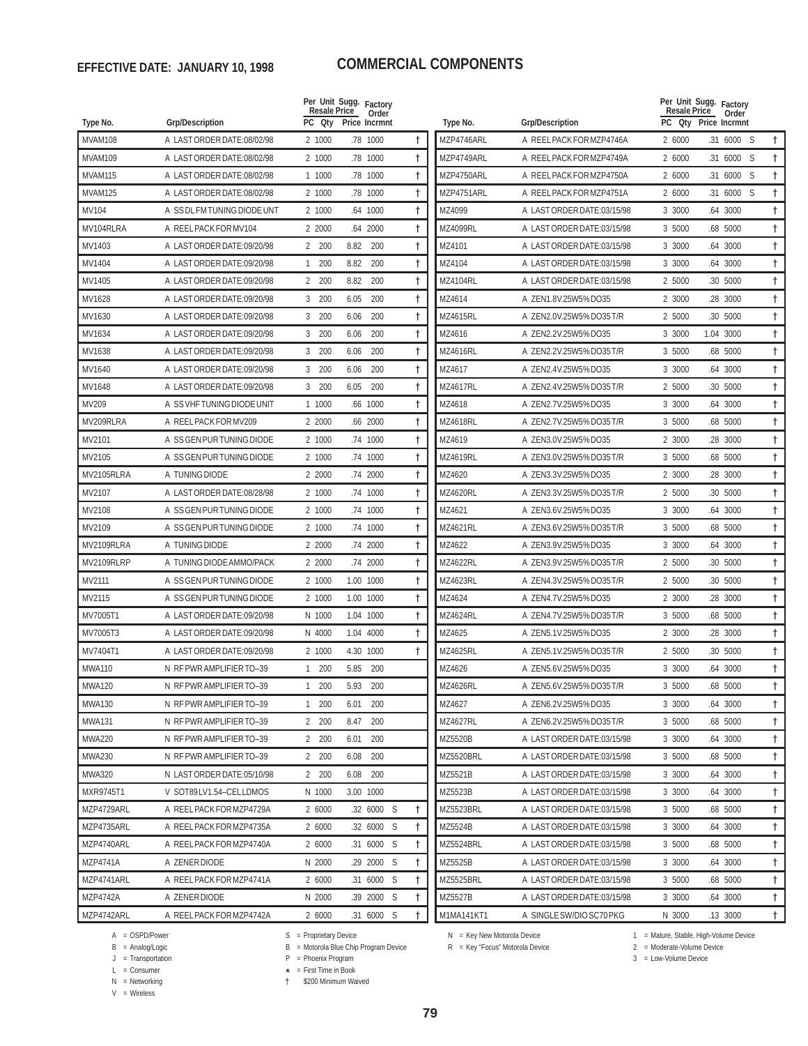**EFFECTIVE DATE: JANUARY 10, 1998**

# COMMERCIAL COMPONENTS

| Type No. | Grp/Description | PC | Per Unit Resale Qty | Sugg. Resale Price | Factory Order Incrmnt | | |
|---|---|---|---|---|---|---|---|
| MVAM108 | A LAST ORDER DATE:08/02/98 | 2 | 1000 | .78 | 1000 | | † |
| MVAM109 | A LAST ORDER DATE:08/02/98 | 2 | 1000 | .78 | 1000 | | † |
| MVAM115 | A LAST ORDER DATE:08/02/98 | 1 | 1000 | .78 | 1000 | | † |
| MVAM125 | A LAST ORDER DATE:08/02/98 | 2 | 1000 | .78 | 1000 | | † |
| MV104 | A SS DL FM TUNING DIODE UNT | 2 | 1000 | .64 | 1000 | | † |
| MV104RLRA | A REEL PACK FOR MV104 | 2 | 2000 | .64 | 2000 | | † |
| MV1403 | A LAST ORDER DATE:09/20/98 | 2 | 200 | 8.82 | 200 | | † |
| MV1404 | A LAST ORDER DATE:09/20/98 | 1 | 200 | 8.82 | 200 | | † |
| MV1405 | A LAST ORDER DATE:09/20/98 | 2 | 200 | 8.82 | 200 | | † |
| MV1628 | A LAST ORDER DATE:09/20/98 | 3 | 200 | 6.05 | 200 | | † |
| MV1630 | A LAST ORDER DATE:09/20/98 | 3 | 200 | 6.06 | 200 | | † |
| MV1634 | A LAST ORDER DATE:09/20/98 | 3 | 200 | 6.06 | 200 | | † |
| MV1638 | A LAST ORDER DATE:09/20/98 | 3 | 200 | 6.06 | 200 | | † |
| MV1640 | A LAST ORDER DATE:09/20/98 | 3 | 200 | 6.06 | 200 | | † |
| MV1648 | A LAST ORDER DATE:09/20/98 | 3 | 200 | 6.05 | 200 | | † |
| MV209 | A SS VHF TUNING DIODE UNIT | 1 | 1000 | .66 | 1000 | | † |
| MV209RLRA | A REEL PACK FOR MV209 | 2 | 2000 | .66 | 2000 | | † |
| MV2101 | A SS GEN PUR TUNING DIODE | 2 | 1000 | .74 | 1000 | | † |
| MV2105 | A SS GEN PUR TUNING DIODE | 2 | 1000 | .74 | 1000 | | † |
| MV2105RLRA | A TUNING DIODE | 2 | 2000 | .74 | 2000 | | † |
| MV2107 | A LAST ORDER DATE:08/28/98 | 2 | 1000 | .74 | 1000 | | † |
| MV2108 | A SS GEN PUR TUNING DIODE | 2 | 1000 | .74 | 1000 | | † |
| MV2109 | A SS GEN PUR TUNING DIODE | 2 | 1000 | .74 | 1000 | | † |
| MV2109RLRA | A TUNING DIODE | 2 | 2000 | .74 | 2000 | | † |
| MV2109RLRP | A TUNING DIODE AMMO/PACK | 2 | 2000 | .74 | 2000 | | † |
| MV2111 | A SS GEN PUR TUNING DIODE | 2 | 1000 | 1.00 | 1000 | | † |
| MV2115 | A SS GEN PUR TUNING DIODE | 2 | 1000 | 1.00 | 1000 | | † |
| MV7005T1 | A LAST ORDER DATE:09/20/98 | N | 1000 | 1.04 | 1000 | | † |
| MV7005T3 | A LAST ORDER DATE:09/20/98 | N | 4000 | 1.04 | 4000 | | † |
| MV7404T1 | A LAST ORDER DATE:09/20/98 | 2 | 1000 | 4.30 | 1000 | | † |
| MWA110 | N RF PWR AMPLIFIER TO–39 | 1 | 200 | 5.85 | 200 | | |
| MWA120 | N RF PWR AMPLIFIER TO–39 | 1 | 200 | 5.93 | 200 | | |
| MWA130 | N RF PWR AMPLIFIER TO–39 | 1 | 200 | 6.01 | 200 | | |
| MWA131 | N RF PWR AMPLIFIER TO–39 | 2 | 200 | 8.47 | 200 | | |
| MWA220 | N RF PWR AMPLIFIER TO–39 | 2 | 200 | 6.01 | 200 | | |
| MWA230 | N RF PWR AMPLIFIER TO–39 | 2 | 200 | 6.08 | 200 | | |
| MWA320 | N LAST ORDER DATE:05/10/98 | 2 | 200 | 6.08 | 200 | | |
| MXR9745T1 | V SOT89 LV1.54–CELL DMOS | N | 1000 | 3.00 | 1000 | | |
| MZP4729ARL | A REEL PACK FOR MZP4729A | 2 | 6000 | .32 | 6000 | S | † |
| MZP4735ARL | A REEL PACK FOR MZP4735A | 2 | 6000 | .32 | 6000 | S | † |
| MZP4740ARL | A REEL PACK FOR MZP4740A | 2 | 6000 | .31 | 6000 | S | † |
| MZP4741A | A ZENER DIODE | N | 2000 | .29 | 2000 | S | † |
| MZP4741ARL | A REEL PACK FOR MZP4741A | 2 | 6000 | .31 | 6000 | S | † |
| MZP4742A | A ZENER DIODE | N | 2000 | .39 | 2000 | S | † |
| MZP4742ARL | A REEL PACK FOR MZP4742A | 2 | 6000 | .31 | 6000 | S | † |
| MZP4746ARL | A REEL PACK FOR MZP4746A | 2 | 6000 | .31 | 6000 | S | † |
| MZP4749ARL | A REEL PACK FOR MZP4749A | 2 | 6000 | .31 | 6000 | S | † |
| MZP4750ARL | A REEL PACK FOR MZP4750A | 2 | 6000 | .31 | 6000 | S | † |
| MZP4751ARL | A REEL PACK FOR MZP4751A | 2 | 6000 | .31 | 6000 | S | † |
| MZ4099 | A LAST ORDER DATE:03/15/98 | 3 | 3000 | .64 | 3000 | | † |
| MZ4099RL | A LAST ORDER DATE:03/15/98 | 3 | 5000 | .68 | 5000 | | † |
| MZ4101 | A LAST ORDER DATE:03/15/98 | 3 | 3000 | .64 | 3000 | | † |
| MZ4104 | A LAST ORDER DATE:03/15/98 | 3 | 3000 | .64 | 3000 | | † |
| MZ4104RL | A LAST ORDER DATE:03/15/98 | 2 | 5000 | .30 | 5000 | | † |
| MZ4614 | A ZEN1.8V.25W5% DO35 | 2 | 3000 | .28 | 3000 | | † |
| MZ4615RL | A ZEN2.0V.25W5% DO35 T/R | 2 | 5000 | .30 | 5000 | | † |
| MZ4616 | A ZEN2.2V.25W5% DO35 | 3 | 3000 | 1.04 | 3000 | | † |
| MZ4616RL | A ZEN2.2V.25W5% DO35 T/R | 3 | 5000 | .68 | 5000 | | † |
| MZ4617 | A ZEN2.4V.25W5% DO35 | 3 | 3000 | .64 | 3000 | | † |
| MZ4617RL | A ZEN2.4V.25W5% DO35 T/R | 2 | 5000 | .30 | 5000 | | † |
| MZ4618 | A ZEN2.7V.25W5% DO35 | 3 | 3000 | .64 | 3000 | | † |
| MZ4618RL | A ZEN2.7V.25W5% DO35 T/R | 3 | 5000 | .68 | 5000 | | † |
| MZ4619 | A ZEN3.0V.25W5% DO35 | 2 | 3000 | .28 | 3000 | | † |
| MZ4619RL | A ZEN3.0V.25W5% DO35 T/R | 3 | 5000 | .68 | 5000 | | † |
| MZ4620 | A ZEN3.3V.25W5% DO35 | 2 | 3000 | .28 | 3000 | | † |
| MZ4620RL | A ZEN3.3V.25W5% DO35 T/R | 2 | 5000 | .30 | 5000 | | † |
| MZ4621 | A ZEN3.6V.25W5% DO35 | 3 | 3000 | .64 | 3000 | | † |
| MZ4621RL | A ZEN3.6V.25W5% DO35 T/R | 3 | 5000 | .68 | 5000 | | † |
| MZ4622 | A ZEN3.9V.25W5% DO35 | 3 | 3000 | .64 | 3000 | | † |
| MZ4622RL | A ZEN3.9V.25W5% DO35 T/R | 2 | 5000 | .30 | 5000 | | † |
| MZ4623RL | A ZEN4.3V.25W5% DO35 T/R | 2 | 5000 | .30 | 5000 | | † |
| MZ4624 | A ZEN4.7V.25W5% DO35 | 2 | 3000 | .28 | 3000 | | † |
| MZ4624RL | A ZEN4.7V.25W5% DO35 T/R | 3 | 5000 | .68 | 5000 | | † |
| MZ4625 | A ZEN5.1V.25W5% DO35 | 2 | 3000 | .28 | 3000 | | † |
| MZ4625RL | A ZEN5.1V.25W5% DO35 T/R | 2 | 5000 | .30 | 5000 | | † |
| MZ4626 | A ZEN5.6V.25W5% DO35 | 3 | 3000 | .64 | 3000 | | † |
| MZ4626RL | A ZEN5.6V.25W5% DO35 T/R | 3 | 5000 | .68 | 5000 | | † |
| MZ4627 | A ZEN6.2V.25W5% DO35 | 3 | 3000 | .64 | 3000 | | † |
| MZ4627RL | A ZEN6.2V.25W5% DO35 T/R | 3 | 5000 | .68 | 5000 | | † |
| MZ5520B | A LAST ORDER DATE:03/15/98 | 3 | 3000 | .64 | 3000 | | † |
| MZ5520BRL | A LAST ORDER DATE:03/15/98 | 3 | 5000 | .68 | 5000 | | † |
| MZ5521B | A LAST ORDER DATE:03/15/98 | 3 | 3000 | .64 | 3000 | | † |
| MZ5523B | A LAST ORDER DATE:03/15/98 | 3 | 3000 | .64 | 3000 | | † |
| MZ5523BRL | A LAST ORDER DATE:03/15/98 | 3 | 5000 | .68 | 5000 | | † |
| MZ5524B | A LAST ORDER DATE:03/15/98 | 3 | 3000 | .64 | 3000 | | † |
| MZ5524BRL | A LAST ORDER DATE:03/15/98 | 3 | 5000 | .68 | 5000 | | † |
| MZ5525B | A LAST ORDER DATE:03/15/98 | 3 | 3000 | .64 | 3000 | | † |
| MZ5525BRL | A LAST ORDER DATE:03/15/98 | 3 | 5000 | .68 | 5000 | | † |
| MZ5527B | A LAST ORDER DATE:03/15/98 | 3 | 3000 | .64 | 3000 | | † |
| M1MA141KT1 | A SINGLE SW/DIO SC70 PKG | N | 3000 | .13 | 3000 | | † |

A = OSPD/Power
B = Analog/Logic
J = Transportation
L = Consumer
N = Networking
V = Wireless

S = Proprietary Device
B = Motorola Blue Chip Program Device
P = Phoenix Program
★ = First Time in Book
† $200 Minimum Waived

N = Key New Motorola Device
R = Key "Focus" Motorola Device

1 = Mature, Stable, High-Volume Device
2 = Moderate-Volume Device
3 = Low-Volume Device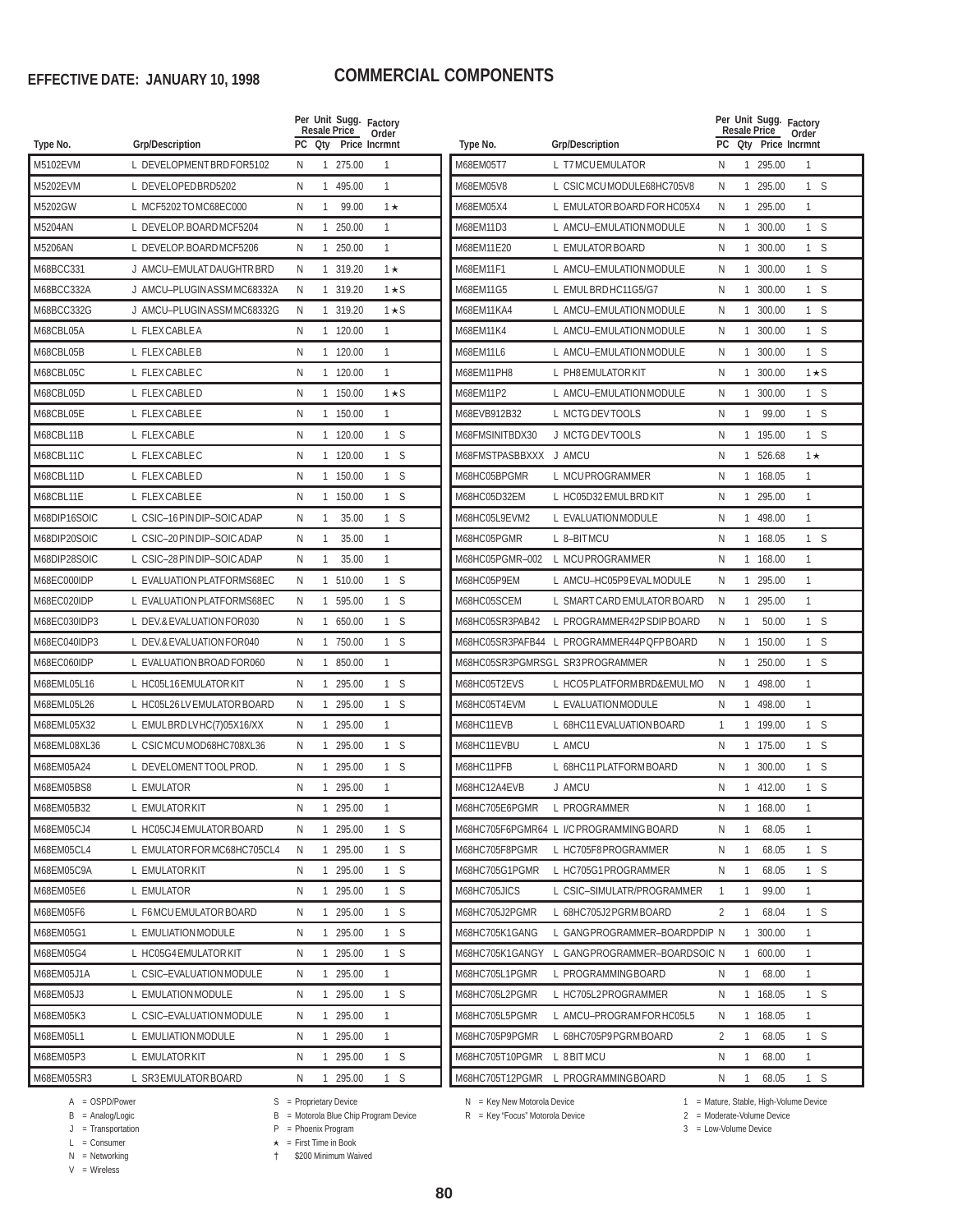**EFFECTIVE DATE: JANUARY 10, 1998**

# COMMERCIAL COMPONENTS

| Type No. | Grp/Description | PC | Per Unit Qty | Sugg. Resale Price | Factory Order Incrmnt |
|---|---|---|---|---|---|
| M5102EVM | L DEVELOPMENT BRD FOR5102 | N | 1 | 275.00 | 1 |
| M5202EVM | L DEVELOPED BRD5202 | N | 1 | 495.00 | 1 |
| M5202GW | L MCF5202 TO MC68EC000 | N | 1 | 99.00 | 1 ★ |
| M5204AN | L DEVELOP. BOARD MCF5204 | N | 1 | 250.00 | 1 |
| M5206AN | L DEVELOP. BOARD MCF5206 | N | 1 | 250.00 | 1 |
| M68BCC331 | J AMCU–EMULAT DAUGHTR BRD | N | 1 | 319.20 | 1 ★ |
| M68BCC332A | J AMCU–PLUGIN ASSM MC68332A | N | 1 | 319.20 | 1 ★ S |
| M68BCC332G | J AMCU–PLUGIN ASSM MC68332G | N | 1 | 319.20 | 1 ★ S |
| M68CBL05A | L FLEX CABLE A | N | 1 | 120.00 | 1 |
| M68CBL05B | L FLEX CABLE B | N | 1 | 120.00 | 1 |
| M68CBL05C | L FLEX CABLE C | N | 1 | 120.00 | 1 |
| M68CBL05D | L FLEX CABLE D | N | 1 | 150.00 | 1 ★ S |
| M68CBL05E | L FLEX CABLE E | N | 1 | 150.00 | 1 |
| M68CBL11B | L FLEX CABLE | N | 1 | 120.00 | 1 S |
| M68CBL11C | L FLEX CABLE C | N | 1 | 120.00 | 1 S |
| M68CBL11D | L FLEX CABLE D | N | 1 | 150.00 | 1 S |
| M68CBL11E | L FLEX CABLE E | N | 1 | 150.00 | 1 S |
| M68DIP16SOIC | L CSIC–16 PIN DIP–SOIC ADAP | N | 1 | 35.00 | 1 S |
| M68DIP20SOIC | L CSIC–20 PIN DIP–SOIC ADAP | N | 1 | 35.00 | 1 |
| M68DIP28SOIC | L CSIC–28 PIN DIP–SOIC ADAP | N | 1 | 35.00 | 1 |
| M68EC000IDP | L EVALUATION PLATFORMS68EC | N | 1 | 510.00 | 1 S |
| M68EC020IDP | L EVALUATION PLATFORMS68EC | N | 1 | 595.00 | 1 S |
| M68EC030IDP3 | L DEV.& EVALUATION FOR030 | N | 1 | 650.00 | 1 S |
| M68EC040IDP3 | L DEV.& EVALUATION FOR040 | N | 1 | 750.00 | 1 S |
| M68EC060IDP | L EVALUATION BROAD FOR060 | N | 1 | 850.00 | 1 |
| M68EML05L16 | L HC05L16 EMULATOR KIT | N | 1 | 295.00 | 1 S |
| M68EML05L26 | L HC05L26 LV EMULATOR BOARD | N | 1 | 295.00 | 1 S |
| M68EML05X32 | L EMUL BRD LV HC(7)05X16/XX | N | 1 | 295.00 | 1 |
| M68EML08XL36 | L CSIC MCU MOD68HC708XL36 | N | 1 | 295.00 | 1 S |
| M68EM05A24 | L DEVELOMENT TOOL PROD. | N | 1 | 295.00 | 1 S |
| M68EM05BS8 | L EMULATOR | N | 1 | 295.00 | 1 |
| M68EM05B32 | L EMULATOR KIT | N | 1 | 295.00 | 1 |
| M68EM05CJ4 | L HC05CJ4 EMULATOR BOARD | N | 1 | 295.00 | 1 S |
| M68EM05CL4 | L EMULATOR FOR MC68HC705CL4 | N | 1 | 295.00 | 1 S |
| M68EM05C9A | L EMULATOR KIT | N | 1 | 295.00 | 1 S |
| M68EM05E6 | L EMULATOR | N | 1 | 295.00 | 1 S |
| M68EM05F6 | L F6 MCU EMULATOR BOARD | N | 1 | 295.00 | 1 S |
| M68EM05G1 | L EMULIATION MODULE | N | 1 | 295.00 | 1 S |
| M68EM05G4 | L HC05G4 EMULATOR KIT | N | 1 | 295.00 | 1 S |
| M68EM05J1A | L CSIC–EVALUATION MODULE | N | 1 | 295.00 | 1 |
| M68EM05J3 | L EMULATION MODULE | N | 1 | 295.00 | 1 S |
| M68EM05K3 | L CSIC–EVALUATION MODULE | N | 1 | 295.00 | 1 |
| M68EM05L1 | L EMULIATION MODULE | N | 1 | 295.00 | 1 |
| M68EM05P3 | L EMULATOR KIT | N | 1 | 295.00 | 1 S |
| M68EM05SR3 | L SR3 EMULATOR BOARD | N | 1 | 295.00 | 1 S |
| M68EM05T7 | L T7 MCU EMULATOR | N | 1 | 295.00 | 1 |
| M68EM05V8 | L CSIC MCU MODULE68HC705V8 | N | 1 | 295.00 | 1 S |
| M68EM05X4 | L EMULATOR BOARD FOR HC05X4 | N | 1 | 295.00 | 1 |
| M68EM11D3 | L AMCU–EMULATION MODULE | N | 1 | 300.00 | 1 S |
| M68EM11E20 | L EMULATOR BOARD | N | 1 | 300.00 | 1 S |
| M68EM11F1 | L AMCU–EMULATION MODULE | N | 1 | 300.00 | 1 S |
| M68EM11G5 | L EMUL BRD HC11G5/G7 | N | 1 | 300.00 | 1 S |
| M68EM11KA4 | L AMCU–EMULATION MODULE | N | 1 | 300.00 | 1 S |
| M68EM11K4 | L AMCU–EMULATION MODULE | N | 1 | 300.00 | 1 S |
| M68EM11L6 | L AMCU–EMULATION MODULE | N | 1 | 300.00 | 1 S |
| M68EM11PH8 | L PH8 EMULATOR KIT | N | 1 | 300.00 | 1 ★ S |
| M68EM11P2 | L AMCU–EMULATION MODULE | N | 1 | 300.00 | 1 S |
| M68EVB912B32 | L MCTG DEV TOOLS | N | 1 | 99.00 | 1 S |
| M68FMSINITBDX30 | J MCTG DEV TOOLS | N | 1 | 195.00 | 1 S |
| M68FMSTPASBBXXX | J AMCU | N | 1 | 526.68 | 1 ★ |
| M68HC05BPGMR | L MCU PROGRAMMER | N | 1 | 168.05 | 1 |
| M68HC05D32EM | L HC05D32 EMUL BRD KIT | N | 1 | 295.00 | 1 |
| M68HC05L9EVM2 | L EVALUATION MODULE | N | 1 | 498.00 | 1 |
| M68HC05PGMR | L 8–BIT MCU | N | 1 | 168.05 | 1 S |
| M68HC05PGMR–002 | L MCU PROGRAMMER | N | 1 | 168.00 | 1 |
| M68HC05P9EM | L AMCU–HC05P9 EVAL MODULE | N | 1 | 295.00 | 1 |
| M68HC05SCEM | L SMART CARD EMULATOR BOARD | N | 1 | 295.00 | 1 |
| M68HC05SR3PAB42 | L PROGRAMMER42P SDIP BOARD | N | 1 | 50.00 | 1 S |
| M68HC05SR3PAFB44 | L PROGRAMMER44P QFP BOARD | N | 1 | 150.00 | 1 S |
| M68HC05SR3PGMRSGL | SR3 PROGRAMMER | N | 1 | 250.00 | 1 S |
| M68HC05T2EVS | L HC05 PLATFORM BRD&EMUL MO | N | 1 | 498.00 | 1 |
| M68HC05T4EVM | L EVALUATION MODULE | N | 1 | 498.00 | 1 |
| M68HC11EVB | L 68HC11 EVALUATION BOARD | 1 | 1 | 199.00 | 1 S |
| M68HC11EVBU | L AMCU | N | 1 | 175.00 | 1 S |
| M68HC11PFB | L 68HC11 PLATFORM BOARD | N | 1 | 300.00 | 1 S |
| M68HC12A4EVB | J AMCU | N | 1 | 412.00 | 1 S |
| M68HC705E6PGMR | L PROGRAMMER | N | 1 | 168.00 | 1 |
| M68HC705F6PGMR64 | L I/C PROGRAMMING BOARD | N | 1 | 68.05 | 1 |
| M68HC705F8PGMR | L HC705F8 PROGRAMMER | N | 1 | 68.05 | 1 S |
| M68HC705G1PGMR | L HC705G1 PROGRAMMER | N | 1 | 68.05 | 1 S |
| M68HC705JICS | L CSIC–SIMULATR/PROGRAMMER | 1 | 1 | 99.00 | 1 |
| M68HC705J2PGMR | L 68HC705J2 PGRM BOARD | 2 | 1 | 68.04 | 1 S |
| M68HC705K1GANG | L GANG PROGRAMMER–BOARDPDIP | N | 1 | 300.00 | 1 |
| M68HC705K1GANGY | L GANG PROGRAMMER–BOARDSOIC | N | 1 | 600.00 | 1 |
| M68HC705L1PGMR | L PROGRAMMING BOARD | N | 1 | 68.00 | 1 |
| M68HC705L2PGMR | L HC705L2 PROGRAMMER | N | 1 | 168.05 | 1 S |
| M68HC705L5PGMR | L AMCU–PROGRAM FOR HC05L5 | N | 1 | 168.05 | 1 |
| M68HC705P9PGMR | L 68HC705P9 PGRM BOARD | 2 | 1 | 68.05 | 1 S |
| M68HC705T10PGMR | L 8 BIT MCU | N | 1 | 68.00 | 1 |
| M68HC705T12PGMR | L PROGRAMMING BOARD | N | 1 | 68.05 | 1 S |

A = OSPD/Power
B = Analog/Logic
J = Transportation
L = Consumer
N = Networking
V = Wireless

S = Proprietary Device
B = Motorola Blue Chip Program Device
P = Phoenix Program
★ = First Time in Book
† $200 Minimum Waived

N = Key New Motorola Device
R = Key "Focus" Motorola Device

1 = Mature, Stable, High-Volume Device
2 = Moderate-Volume Device
3 = Low-Volume Device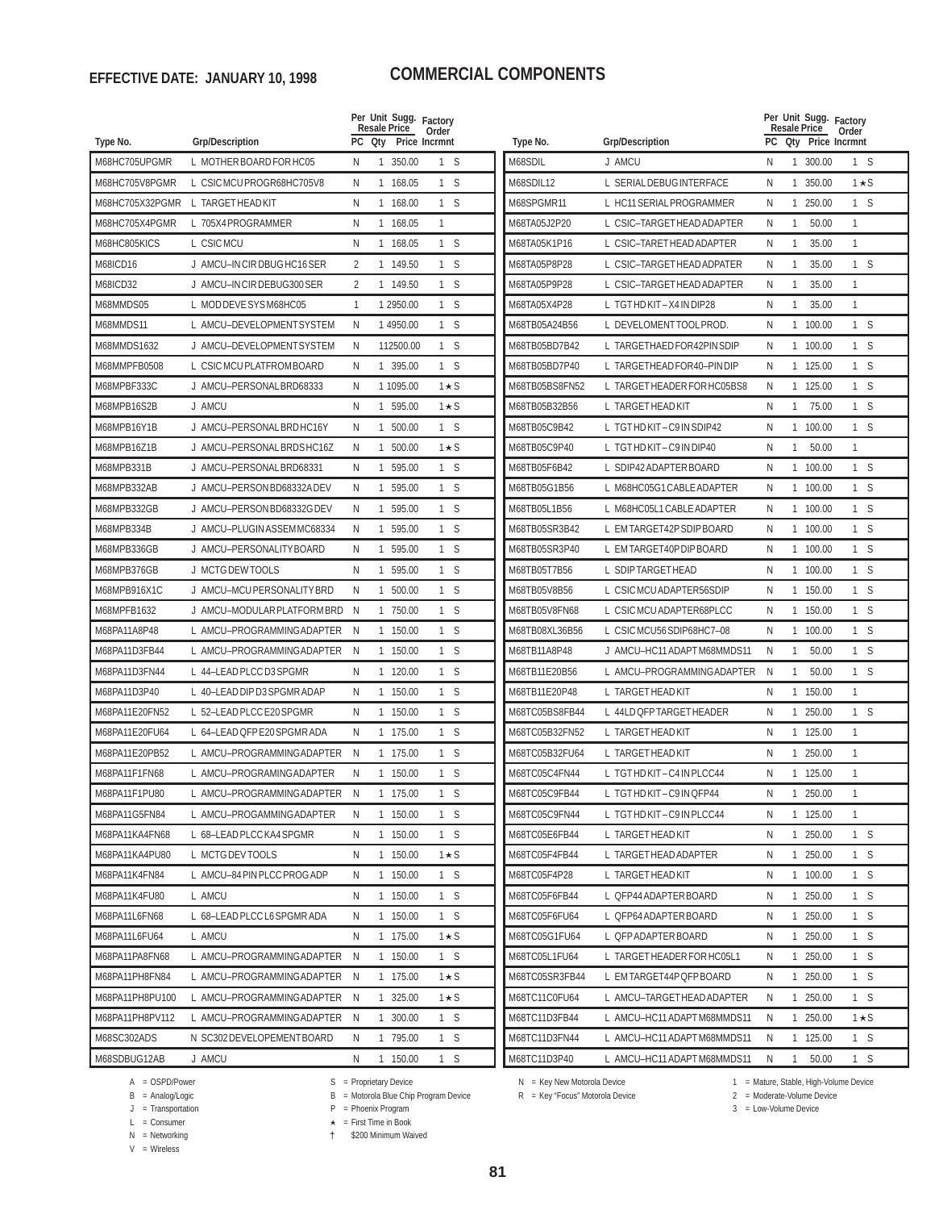**EFFECTIVE DATE: JANUARY 10, 1998**

# COMMERCIAL COMPONENTS

| Type No. | Grp/Description | Per Unit Resale PC | Sugg. Price Qty | Price | Factory Order Incrmnt |
|---|---|---|---|---|---|
| M68HC705UPGMR | L MOTHER BOARD FOR HC05 | N | 1 | 350.00 | 1 S |
| M68HC705V8PGMR | L CSIC MCU PROGR68HC705V8 | N | 1 | 168.05 | 1 S |
| M68HC705X32PGMR | L TARGET HEAD KIT | N | 1 | 168.00 | 1 S |
| M68HC705X4PGMR | L 705X4 PROGRAMMER | N | 1 | 168.05 | 1 |
| M68HC805KICS | L CSIC MCU | N | 1 | 168.05 | 1 S |
| M68ICD16 | J AMCU–IN CIR DBUG HC16 SER | 2 | 1 | 149.50 | 1 S |
| M68ICD32 | J AMCU–IN CIR DEBUG300 SER | 2 | 1 | 149.50 | 1 S |
| M68MMDS05 | L MOD DEVE SYS M68HC05 | 1 | 1 | 2950.00 | 1 S |
| M68MMDS11 | L AMCU–DEVELOPMENT SYSTEM | N | 1 | 4950.00 | 1 S |
| M68MMDS1632 | J AMCU–DEVELOPMENT SYSTEM | N | 1 | 12500.00 | 1 S |
| M68MMPFB0508 | L CSIC MCU PLATFROM BOARD | N | 1 | 395.00 | 1 S |
| M68MPBF333C | J AMCU–PERSONAL BRD68333 | N | 1 | 1095.00 | 1★S |
| M68MPB16S2B | J AMCU | N | 1 | 595.00 | 1★S |
| M68MPB16Y1B | J AMCU–PERSONAL BRD HC16Y | N | 1 | 500.00 | 1 S |
| M68MPB16Z1B | J AMCU–PERSONAL BRDS HC16Z | N | 1 | 500.00 | 1★S |
| M68MPB331B | J AMCU–PERSONAL BRD68331 | N | 1 | 595.00 | 1 S |
| M68MPB332AB | J AMCU–PERSON BD68332A DEV | N | 1 | 595.00 | 1 S |
| M68MPB332GB | J AMCU–PERSON BD68332G DEV | N | 1 | 595.00 | 1 S |
| M68MPB334B | J AMCU–PLUGIN ASSEM MC68334 | N | 1 | 595.00 | 1 S |
| M68MPB336GB | J AMCU–PERSONALITY BOARD | N | 1 | 595.00 | 1 S |
| M68MPB376GB | J MCTG DEW TOOLS | N | 1 | 595.00 | 1 S |
| M68MPB916X1C | J AMCU–MCU PERSONALITY BRD | N | 1 | 500.00 | 1 S |
| M68MPFB1632 | J AMCU–MODULAR PLATFORM BRD | N | 1 | 750.00 | 1 S |
| M68PA11A8P48 | L AMCU–PROGRAMMING ADAPTER | N | 1 | 150.00 | 1 S |
| M68PA11D3FB44 | L AMCU–PROGRAMMING ADAPTER | N | 1 | 150.00 | 1 S |
| M68PA11D3FN44 | L 44–LEAD PLCC D3 SPGMR | N | 1 | 120.00 | 1 S |
| M68PA11D3P40 | L 40–LEAD DIP D3 SPGMR ADAP | N | 1 | 150.00 | 1 S |
| M68PA11E20FN52 | L 52–LEAD PLCC E20 SPGMR | N | 1 | 150.00 | 1 S |
| M68PA11E20FU64 | L 64–LEAD QFP E20 SPGMR ADA | N | 1 | 175.00 | 1 S |
| M68PA11E20PB52 | L AMCU–PROGRAMMING ADAPTER | N | 1 | 175.00 | 1 S |
| M68PA11F1FN68 | L AMCU–PROGRAMING ADAPTER | N | 1 | 150.00 | 1 S |
| M68PA11F1PU80 | L AMCU–PROGRAMMING ADAPTER | N | 1 | 175.00 | 1 S |
| M68PA11G5FN84 | L AMCU–PROGAMMING ADAPTER | N | 1 | 150.00 | 1 S |
| M68PA11KA4FN68 | L 68–LEAD PLCC KA4 SPGMR | N | 1 | 150.00 | 1 S |
| M68PA11KA4PU80 | L MCTG DEV TOOLS | N | 1 | 150.00 | 1★S |
| M68PA11K4FN84 | L AMCU–84 PIN PLCC PROG ADP | N | 1 | 150.00 | 1 S |
| M68PA11K4FU80 | L AMCU | N | 1 | 150.00 | 1 S |
| M68PA11L6FN68 | L 68–LEAD PLCC L6 SPGMR ADA | N | 1 | 150.00 | 1 S |
| M68PA11L6FU64 | L AMCU | N | 1 | 175.00 | 1★S |
| M68PA11PA8FN68 | L AMCU–PROGRAMMING ADAPTER | N | 1 | 150.00 | 1 S |
| M68PA11PH8FN84 | L AMCU–PROGRAMMING ADAPTER | N | 1 | 175.00 | 1★S |
| M68PA11PH8PU100 | L AMCU–PROGRAMMING ADAPTER | N | 1 | 325.00 | 1★S |
| M68PA11PH8PV112 | L AMCU–PROGRAMMING ADAPTER | N | 1 | 300.00 | 1 S |
| M68SC302ADS | N SC302 DEVELOPEMENT BOARD | N | 1 | 795.00 | 1 S |
| M68SDBUG12AB | J AMCU | N | 1 | 150.00 | 1 S |
| M68SDIL | J AMCU | N | 1 | 300.00 | 1 S |
| M68SDIL12 | L SERIAL DEBUG INTERFACE | N | 1 | 350.00 | 1★S |
| M68SPGMR11 | L HC11 SERIAL PROGRAMMER | N | 1 | 250.00 | 1 S |
| M68TA05J2P20 | L CSIC–TARGET HEAD ADAPTER | N | 1 | 50.00 | 1 |
| M68TA05K1P16 | L CSIC–TARET HEAD ADAPTER | N | 1 | 35.00 | 1 |
| M68TA05P8P28 | L CSIC–TARGET HEAD ADAPTER | N | 1 | 35.00 | 1 S |
| M68TA05P9P28 | L CSIC–TARGET HEAD ADAPTER | N | 1 | 35.00 | 1 |
| M68TA05X4P28 | L TGT HD KIT – X4 IN DIP28 | N | 1 | 35.00 | 1 |
| M68TB05A24B56 | L DEVELOMENT TOOL PROD. | N | 1 | 100.00 | 1 S |
| M68TB05BD7B42 | L TARGETHAED FOR42PIN SDIP | N | 1 | 100.00 | 1 S |
| M68TB05BD7P40 | L TARGETHEAD FOR40–PIN DIP | N | 1 | 125.00 | 1 S |
| M68TB05BS8FN52 | L TARGET HEADER FOR HC05BS8 | N | 1 | 125.00 | 1 S |
| M68TB05B32B56 | L TARGET HEAD KIT | N | 1 | 75.00 | 1 S |
| M68TB05C9B42 | L TGT HD KIT – C9 IN SDIP42 | N | 1 | 100.00 | 1 S |
| M68TB05C9P40 | L TGT HD KIT – C9 IN DIP40 | N | 1 | 50.00 | 1 |
| M68TB05F6B42 | L SDIP42 ADAPTER BOARD | N | 1 | 100.00 | 1 S |
| M68TB05G1B56 | L M68HC05G1 CABLE ADAPTER | N | 1 | 100.00 | 1 S |
| M68TB05L1B56 | L M68HC05L1 CABLE ADAPTER | N | 1 | 100.00 | 1 S |
| M68TB05SR3B42 | L EM TARGET42P SDIP BOARD | N | 1 | 100.00 | 1 S |
| M68TB05SR3P40 | L EM TARGET40P DIP BOARD | N | 1 | 100.00 | 1 S |
| M68TB05T7B56 | L SDIP TARGET HEAD | N | 1 | 100.00 | 1 S |
| M68TB05V8B56 | L CSIC MCU ADAPTER56SDIP | N | 1 | 150.00 | 1 S |
| M68TB05V8FN68 | L CSIC MCU ADAPTER68PLCC | N | 1 | 150.00 | 1 S |
| M68TB08XL36B56 | L CSIC MCU56 SDIP68HC7–08 | N | 1 | 100.00 | 1 S |
| M68TB11A8P48 | J AMCU–HC11 ADAPT M68MMDS11 | N | 1 | 50.00 | 1 S |
| M68TB11E20B56 | L AMCU–PROGRAMMING ADAPTER | N | 1 | 50.00 | 1 S |
| M68TB11E20P48 | L TARGET HEAD KIT | N | 1 | 150.00 | 1 |
| M68TC05BS8FB44 | L 44LD QFP TARGET HEADER | N | 1 | 250.00 | 1 S |
| M68TC05B32FN52 | L TARGET HEAD KIT | N | 1 | 125.00 | 1 |
| M68TC05B32FU64 | L TARGET HEAD KIT | N | 1 | 250.00 | 1 |
| M68TC05C4FN44 | L TGT HD KIT – C4 IN PLCC44 | N | 1 | 125.00 | 1 |
| M68TC05C9FB44 | L TGT HD KIT – C9 IN QFP44 | N | 1 | 250.00 | 1 |
| M68TC05C9FN44 | L TGT HD KIT – C9 IN PLCC44 | N | 1 | 125.00 | 1 |
| M68TC05E6FB44 | L TARGET HEAD KIT | N | 1 | 250.00 | 1 S |
| M68TC05F4FB44 | L TARGET HEAD ADAPTER | N | 1 | 250.00 | 1 S |
| M68TC05F4P28 | L TARGET HEAD KIT | N | 1 | 100.00 | 1 S |
| M68TC05F6FB44 | L QFP44 ADAPTER BOARD | N | 1 | 250.00 | 1 S |
| M68TC05F6FU64 | L QFP64 ADAPTER BOARD | N | 1 | 250.00 | 1 S |
| M68TC05G1FU64 | L QFP ADAPTER BOARD | N | 1 | 250.00 | 1 S |
| M68TC05L1FU64 | L TARGET HEADER FOR HC05L1 | N | 1 | 250.00 | 1 S |
| M68TC05SR3FB44 | L EM TARGET44P QFP BOARD | N | 1 | 250.00 | 1 S |
| M68TC11C0FU64 | L AMCU–TARGET HEAD ADAPTER | N | 1 | 250.00 | 1 S |
| M68TC11D3FB44 | L AMCU–HC11 ADAPT M68MMDS11 | N | 1 | 250.00 | 1★S |
| M68TC11D3FN44 | L AMCU–HC11 ADAPT M68MMDS11 | N | 1 | 125.00 | 1 S |
| M68TC11D3P40 | L AMCU–HC11 ADAPT M68MMDS11 | N | 1 | 50.00 | 1 S |

A = OSPD/Power
B = Analog/Logic
J = Transportation
L = Consumer
N = Networking
V = Wireless

S = Proprietary Device
B = Motorola Blue Chip Program Device
P = Phoenix Program
★ = First Time in Book
† $200 Minimum Waived

N = Key New Motorola Device
R = Key "Focus" Motorola Device

1 = Mature, Stable, High-Volume Device
2 = Moderate-Volume Device
3 = Low-Volume Device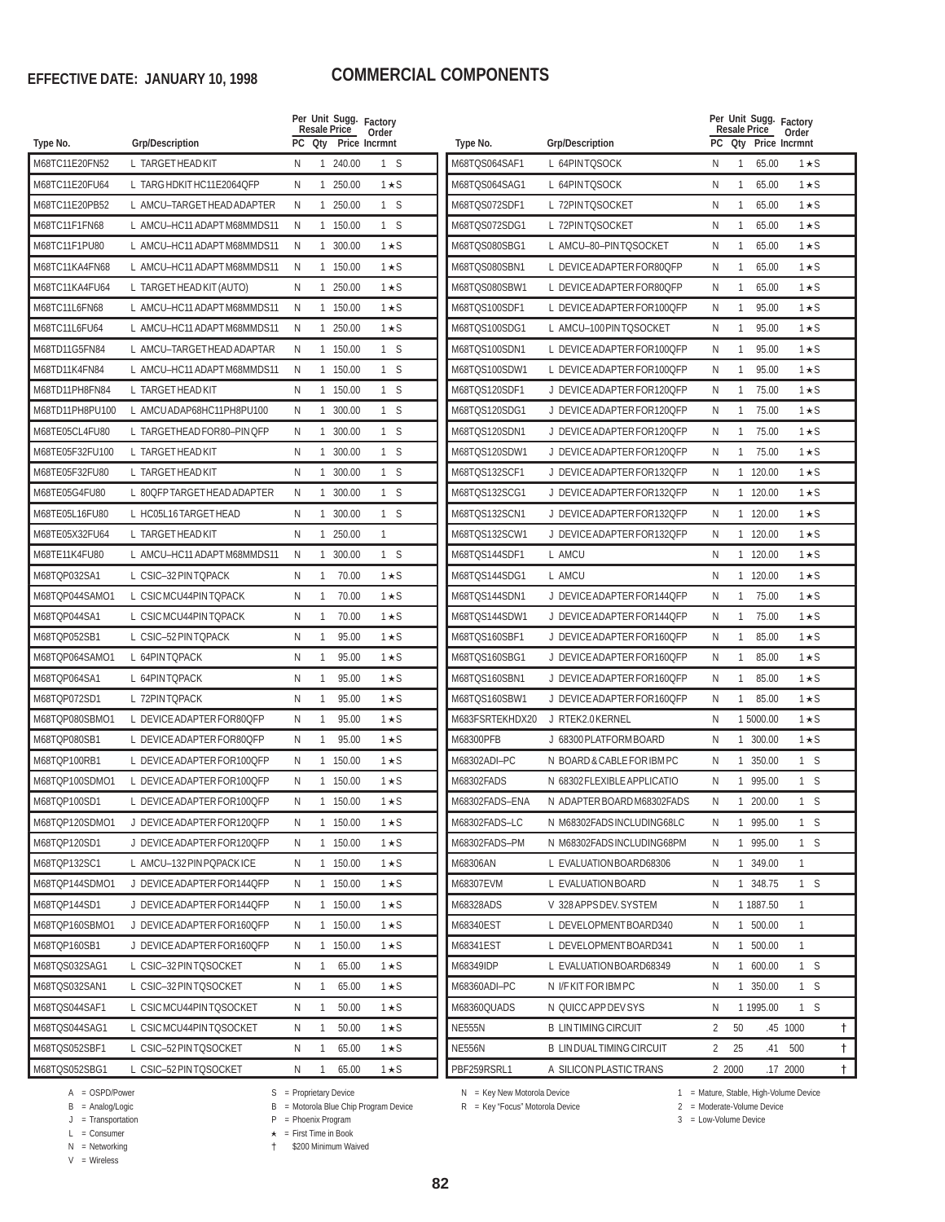**EFFECTIVE DATE: JANUARY 10, 1998**

# COMMERCIAL COMPONENTS

| Type No. | Grp/Description | PC | Per Unit Qty | Sugg. Resale Price | Factory Order Incrmnt |
|---|---|---|---|---|---|
| M68TC11E20FN52 | L TARGET HEAD KIT | N | 1 | 240.00 | 1 S |
| M68TC11E20FU64 | L TARG HDKIT HC11E2064QFP | N | 1 | 250.00 | 1 ★S |
| M68TC11E20PB52 | L AMCU–TARGET HEAD ADAPTER | N | 1 | 250.00 | 1 S |
| M68TC11F1FN68 | L AMCU–HC11 ADAPT M68MMDS11 | N | 1 | 150.00 | 1 S |
| M68TC11F1PU80 | L AMCU–HC11 ADAPT M68MMDS11 | N | 1 | 300.00 | 1 ★S |
| M68TC11KA4FN68 | L AMCU–HC11 ADAPT M68MMDS11 | N | 1 | 150.00 | 1 ★S |
| M68TC11KA4FU64 | L TARGET HEAD KIT (AUTO) | N | 1 | 250.00 | 1 ★S |
| M68TC11L6FN68 | L AMCU–HC11 ADAPT M68MMDS11 | N | 1 | 150.00 | 1 ★S |
| M68TC11L6FU64 | L AMCU–HC11 ADAPT M68MMDS11 | N | 1 | 250.00 | 1 ★S |
| M68TD11G5FN84 | L AMCU–TARGET HEAD ADAPTAR | N | 1 | 150.00 | 1 S |
| M68TD11K4FN84 | L AMCU–HC11 ADAPT M68MMDS11 | N | 1 | 150.00 | 1 S |
| M68TD11PH8FN84 | L TARGET HEAD KIT | N | 1 | 150.00 | 1 S |
| M68TD11PH8PU100 | L AMCU ADAP68HC11PH8PU100 | N | 1 | 300.00 | 1 S |
| M68TE05CL4FU80 | L TARGETHEAD FOR80–PIN QFP | N | 1 | 300.00 | 1 S |
| M68TE05F32FU100 | L TARGET HEAD KIT | N | 1 | 300.00 | 1 S |
| M68TE05F32FU80 | L TARGET HEAD KIT | N | 1 | 300.00 | 1 S |
| M68TE05G4FU80 | L 80QFP TARGET HEAD ADAPTER | N | 1 | 300.00 | 1 S |
| M68TE05L16FU80 | L HC05L16 TARGET HEAD | N | 1 | 300.00 | 1 S |
| M68TE05X32FU64 | L TARGET HEAD KIT | N | 1 | 250.00 | 1 |
| M68TE11K4FU80 | L AMCU–HC11 ADAPT M68MMDS11 | N | 1 | 300.00 | 1 S |
| M68TQP032SA1 | L CSIC–32 PIN TQPACK | N | 1 | 70.00 | 1 ★S |
| M68TQP044SAMO1 | L CSIC MCU44PIN TQPACK | N | 1 | 70.00 | 1 ★S |
| M68TQP044SA1 | L CSIC MCU44PIN TQPACK | N | 1 | 70.00 | 1 ★S |
| M68TQP052SB1 | L CSIC–52 PIN TQPACK | N | 1 | 95.00 | 1 ★S |
| M68TQP064SAMO1 | L 64PIN TQPACK | N | 1 | 95.00 | 1 ★S |
| M68TQP064SA1 | L 64PIN TQPACK | N | 1 | 95.00 | 1 ★S |
| M68TQP072SD1 | L 72PIN TQPACK | N | 1 | 95.00 | 1 ★S |
| M68TQP080SBMO1 | L DEVICE ADAPTER FOR80QFP | N | 1 | 95.00 | 1 ★S |
| M68TQP080SB1 | L DEVICE ADAPTER FOR80QFP | N | 1 | 95.00 | 1 ★S |
| M68TQP100RB1 | L DEVICE ADAPTER FOR100QFP | N | 1 | 150.00 | 1 ★S |
| M68TQP100SDMO1 | L DEVICE ADAPTER FOR100QFP | N | 1 | 150.00 | 1 ★S |
| M68TQP100SD1 | L DEVICE ADAPTER FOR100QFP | N | 1 | 150.00 | 1 ★S |
| M68TQP120SDMO1 | J DEVICE ADAPTER FOR120QFP | N | 1 | 150.00 | 1 ★S |
| M68TQP120SD1 | J DEVICE ADAPTER FOR120QFP | N | 1 | 150.00 | 1 ★S |
| M68TQP132SC1 | L AMCU–132 PIN PQPACK ICE | N | 1 | 150.00 | 1 ★S |
| M68TQP144SDMO1 | J DEVICE ADAPTER FOR144QFP | N | 1 | 150.00 | 1 ★S |
| M68TQP144SD1 | J DEVICE ADAPTER FOR144QFP | N | 1 | 150.00 | 1 ★S |
| M68TQP160SBMO1 | J DEVICE ADAPTER FOR160QFP | N | 1 | 150.00 | 1 ★S |
| M68TQP160SB1 | J DEVICE ADAPTER FOR160QFP | N | 1 | 150.00 | 1 ★S |
| M68TQS032SAG1 | L CSIC–32 PIN TQSOCKET | N | 1 | 65.00 | 1 ★S |
| M68TQS032SAN1 | L CSIC–32 PIN TQSOCKET | N | 1 | 65.00 | 1 ★S |
| M68TQS044SAF1 | L CSIC MCU44PIN TQSOCKET | N | 1 | 50.00 | 1 ★S |
| M68TQS044SAG1 | L CSIC MCU44PIN TQSOCKET | N | 1 | 50.00 | 1 ★S |
| M68TQS052SBF1 | L CSIC–52 PIN TQSOCKET | N | 1 | 65.00 | 1 ★S |
| M68TQS052SBG1 | L CSIC–52 PIN TQSOCKET | N | 1 | 65.00 | 1 ★S |
| M68TQS064SAF1 | L 64PIN TQSOCK | N | 1 | 65.00 | 1 ★S |
| M68TQS064SAG1 | L 64PIN TQSOCK | N | 1 | 65.00 | 1 ★S |
| M68TQS072SDF1 | L 72PIN TQSOCKET | N | 1 | 65.00 | 1 ★S |
| M68TQS072SDG1 | L 72PIN TQSOCKET | N | 1 | 65.00 | 1 ★S |
| M68TQS080SBG1 | L AMCU–80–PIN TQSOCKET | N | 1 | 65.00 | 1 ★S |
| M68TQS080SBN1 | L DEVICE ADAPTER FOR80QFP | N | 1 | 65.00 | 1 ★S |
| M68TQS080SBW1 | L DEVICE ADAPTER FOR80QFP | N | 1 | 65.00 | 1 ★S |
| M68TQS100SDF1 | L DEVICE ADAPTER FOR100QFP | N | 1 | 95.00 | 1 ★S |
| M68TQS100SDG1 | L AMCU–100 PIN TQSOCKET | N | 1 | 95.00 | 1 ★S |
| M68TQS100SDN1 | L DEVICE ADAPTER FOR100QFP | N | 1 | 95.00 | 1 ★S |
| M68TQS100SDW1 | L DEVICE ADAPTER FOR100QFP | N | 1 | 95.00 | 1 ★S |
| M68TQS120SDF1 | J DEVICE ADAPTER FOR120QFP | N | 1 | 75.00 | 1 ★S |
| M68TQS120SDG1 | J DEVICE ADAPTER FOR120QFP | N | 1 | 75.00 | 1 ★S |
| M68TQS120SDN1 | J DEVICE ADAPTER FOR120QFP | N | 1 | 75.00 | 1 ★S |
| M68TQS120SDW1 | J DEVICE ADAPTER FOR120QFP | N | 1 | 75.00 | 1 ★S |
| M68TQS132SCF1 | J DEVICE ADAPTER FOR132QFP | N | 1 | 120.00 | 1 ★S |
| M68TQS132SCG1 | J DEVICE ADAPTER FOR132QFP | N | 1 | 120.00 | 1 ★S |
| M68TQS132SCN1 | J DEVICE ADAPTER FOR132QFP | N | 1 | 120.00 | 1 ★S |
| M68TQS132SCW1 | J DEVICE ADAPTER FOR132QFP | N | 1 | 120.00 | 1 ★S |
| M68TQS144SDF1 | L AMCU | N | 1 | 120.00 | 1 ★S |
| M68TQS144SDG1 | L AMCU | N | 1 | 120.00 | 1 ★S |
| M68TQS144SDN1 | J DEVICE ADAPTER FOR144QFP | N | 1 | 75.00 | 1 ★S |
| M68TQS144SDW1 | J DEVICE ADAPTER FOR144QFP | N | 1 | 75.00 | 1 ★S |
| M68TQS160SBF1 | J DEVICE ADAPTER FOR160QFP | N | 1 | 85.00 | 1 ★S |
| M68TQS160SBG1 | J DEVICE ADAPTER FOR160QFP | N | 1 | 85.00 | 1 ★S |
| M68TQS160SBN1 | J DEVICE ADAPTER FOR160QFP | N | 1 | 85.00 | 1 ★S |
| M68TQS160SBW1 | J DEVICE ADAPTER FOR160QFP | N | 1 | 85.00 | 1 ★S |
| M683FSRTEKHDX20 | J RTEK2.0 KERNEL | N | 1 | 5000.00 | 1 ★S |
| M68300PFB | J 68300 PLATFORM BOARD | N | 1 | 300.00 | 1 ★S |
| M68302ADI–PC | N BOARD & CABLE FOR IBM PC | N | 1 | 350.00 | 1 S |
| M68302FADS | N 68302 FLEXIBLE APPLICATIO | N | 1 | 995.00 | 1 S |
| M68302FADS–ENA | N ADAPTER BOARD M68302FADS | N | 1 | 200.00 | 1 S |
| M68302FADS–LC | N M68302FADS INCLUDING68LC | N | 1 | 995.00 | 1 S |
| M68302FADS–PM | N M68302FADS INCLUDING68PM | N | 1 | 995.00 | 1 S |
| M68306AN | L EVALUATION BOARD68306 | N | 1 | 349.00 | 1 |
| M68307EVM | L EVALUATION BOARD | N | 1 | 348.75 | 1 S |
| M68328ADS | V 328 APPS DEV. SYSTEM | N | 1 | 1887.50 | 1 |
| M68340EST | L DEVELOPMENT BOARD340 | N | 1 | 500.00 | 1 |
| M68341EST | L DEVELOPMENT BOARD341 | N | 1 | 500.00 | 1 |
| M68349IDP | L EVALUATION BOARD68349 | N | 1 | 600.00 | 1 S |
| M68360ADI–PC | N I/F KIT FOR IBM PC | N | 1 | 350.00 | 1 S |
| M68360QUADS | N QUICC APP DEV SYS | N | 1 | 1995.00 | 1 S |
| NE555N | B LIN TIMING CIRCUIT | 2 | 50 | .45 | 1000 † |
| NE556N | B LIN DUAL TIMING CIRCUIT | 2 | 25 | .41 | 500 † |
| PBF259RSRL1 | A SILICON PLASTIC TRANS | 2 | 2000 | .17 | 2000 † |

A = OSPD/Power
B = Analog/Logic
J = Transportation
L = Consumer
N = Networking
V = Wireless

S = Proprietary Device
B = Motorola Blue Chip Program Device
P = Phoenix Program
★ = First Time in Book
† $200 Minimum Waived

N = Key New Motorola Device
R = Key "Focus" Motorola Device

1 = Mature, Stable, High-Volume Device
2 = Moderate-Volume Device
3 = Low-Volume Device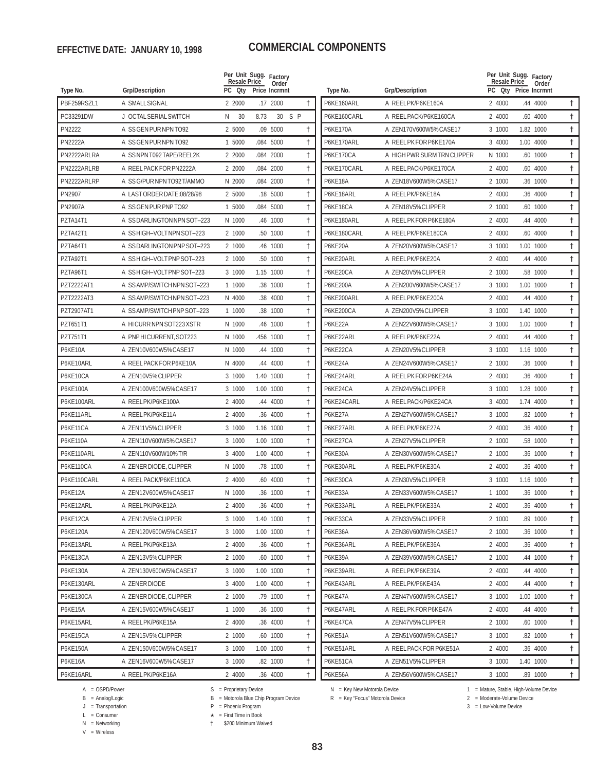**EFFECTIVE DATE: JANUARY 10, 1998**

# COMMERCIAL COMPONENTS

| Type No. | Grp/Description | PC | Qty | Per Unit Sugg. Resale Price | Factory Order Incrmnt | |
|---|---|---|---|---|---|---|
| PBF259RSZL1 | A SMALL SIGNAL | 2 | 2000 | .17 | 2000 | † |
| PC33291DW | J OCTAL SERIAL SWITCH | N | 30 | 8.73 | 30 | S P |
| PN2222 | A SS GEN PUR NPN TO92 | 2 | 5000 | .09 | 5000 | † |
| PN2222A | A SS GEN PUR NPN TO92 | 1 | 5000 | .084 | 5000 | † |
| PN2222ARLRA | A SS NPN T092 TAPE/REEL2K | 2 | 2000 | .084 | 2000 | † |
| PN2222ARLRB | A REEL PACK FOR PN2222A | 2 | 2000 | .084 | 2000 | † |
| PN2222ARLRP | A SS G/PUR NPN TO92 T/AMMO | N | 2000 | .084 | 2000 | † |
| PN2907 | A LAST ORDER DATE:08/28/98 | 2 | 5000 | .18 | 5000 | † |
| PN2907A | A SS GEN PUR PNP TO92 | 1 | 5000 | .084 | 5000 | † |
| PZTA14T1 | A SS DARLINGTON NPN SOT–223 | N | 1000 | .46 | 1000 | † |
| PZTA42T1 | A SS HIGH–VOLT NPN SOT–223 | 2 | 1000 | .50 | 1000 | † |
| PZTA64T1 | A SS DARLINGTON PNP SOT–223 | 2 | 1000 | .46 | 1000 | † |
| PZTA92T1 | A SS HIGH–VOLT PNP SOT–223 | 2 | 1000 | .50 | 1000 | † |
| PZTA96T1 | A SS HIGH–VOLT PNP SOT–223 | 3 | 1000 | 1.15 | 1000 | † |
| PZT2222AT1 | A SS AMP/SWITCH NPN SOT–223 | 1 | 1000 | .38 | 1000 | † |
| PZT2222AT3 | A SS AMP/SWITCH NPN SOT–223 | N | 4000 | .38 | 4000 | † |
| PZT2907AT1 | A SS AMP/SWITCH PNP SOT–223 | 1 | 1000 | .38 | 1000 | † |
| PZT651T1 | A HI CURR NPN SOT223 XSTR | N | 1000 | .46 | 1000 | † |
| PZT751T1 | A PNP HI CURRENT, SOT223 | N | 1000 | .456 | 1000 | † |
| P6KE10A | A ZEN10V600W5%CASE17 | N | 1000 | .44 | 1000 | † |
| P6KE10ARL | A REEL PACK FOR P6KE10A | N | 4000 | .44 | 4000 | † |
| P6KE10CA | A ZEN10V5%CLIPPER | 3 | 1000 | 1.40 | 1000 | † |
| P6KE100A | A ZEN100V600W5%CASE17 | 3 | 1000 | 1.00 | 1000 | † |
| P6KE100ARL | A REEL PK/P6KE100A | 2 | 4000 | .44 | 4000 | † |
| P6KE11ARL | A REEL PK/P6KE11A | 2 | 4000 | .36 | 4000 | † |
| P6KE11CA | A ZEN11V5%CLIPPER | 3 | 1000 | 1.16 | 1000 | † |
| P6KE110A | A ZEN110V600W5%CASE17 | 3 | 1000 | 1.00 | 1000 | † |
| P6KE110ARL | A ZEN110V600W10%T/R | 3 | 4000 | 1.00 | 4000 | † |
| P6KE110CA | A ZENER DIODE, CLIPPER | N | 1000 | .78 | 1000 | † |
| P6KE110CARL | A REEL PACK/P6KE110CA | 2 | 4000 | .60 | 4000 | † |
| P6KE12A | A ZEN12V600W5%CASE17 | N | 1000 | .36 | 1000 | † |
| P6KE12ARL | A REEL PK/P6KE12A | 2 | 4000 | .36 | 4000 | † |
| P6KE12CA | A ZEN12V5%CLIPPER | 3 | 1000 | 1.40 | 1000 | † |
| P6KE120A | A ZEN120V600W5%CASE17 | 3 | 1000 | 1.00 | 1000 | † |
| P6KE13ARL | A REEL PK/P6KE13A | 2 | 4000 | .36 | 4000 | † |
| P6KE13CA | A ZEN13V5%CLIPPER | 2 | 1000 | .60 | 1000 | † |
| P6KE130A | A ZEN130V600W5%CASE17 | 3 | 1000 | 1.00 | 1000 | † |
| P6KE130ARL | A ZENER DIODE | 3 | 4000 | 1.00 | 4000 | † |
| P6KE130CA | A ZENER DIODE, CLIPPER | 2 | 1000 | .79 | 1000 | † |
| P6KE15A | A ZEN15V600W5%CASE17 | 1 | 1000 | .36 | 1000 | † |
| P6KE15ARL | A REEL PK/P6KE15A | 2 | 4000 | .36 | 4000 | † |
| P6KE15CA | A ZEN15V5%CLIPPER | 2 | 1000 | .60 | 1000 | † |
| P6KE150A | A ZEN150V600W5%CASE17 | 3 | 1000 | 1.00 | 1000 | † |
| P6KE16A | A ZEN16V600W5%CASE17 | 3 | 1000 | .82 | 1000 | † |
| P6KE16ARL | A REEL PK/P6KE16A | 2 | 4000 | .36 | 4000 | † |
| P6KE160ARL | A REEL PK/P6KE160A | 2 | 4000 | .44 | 4000 | † |
| P6KE160CARL | A REEL PACK/P6KE160CA | 2 | 4000 | .60 | 4000 | † |
| P6KE170A | A ZEN170V600W5%CASE17 | 3 | 1000 | 1.82 | 1000 | † |
| P6KE170ARL | A REEL PK FOR P6KE170A | 3 | 4000 | 1.00 | 4000 | † |
| P6KE170CA | A HIGH PWR SURM TRN CLIPPER | N | 1000 | .60 | 1000 | † |
| P6KE170CARL | A REEL PACK/P6KE170CA | 2 | 4000 | .60 | 4000 | † |
| P6KE18A | A ZEN18V600W5%CASE17 | 2 | 1000 | .36 | 1000 | † |
| P6KE18ARL | A REEL PK/P6KE18A | 2 | 4000 | .36 | 4000 | † |
| P6KE18CA | A ZEN18V5%CLIPPER | 2 | 1000 | .60 | 1000 | † |
| P6KE180ARL | A REEL PK FOR P6KE180A | 2 | 4000 | .44 | 4000 | † |
| P6KE180CARL | A REEL PK/P6KE180CA | 2 | 4000 | .60 | 4000 | † |
| P6KE20A | A ZEN20V600W5%CASE17 | 3 | 1000 | 1.00 | 1000 | † |
| P6KE20ARL | A REEL PK/P6KE20A | 2 | 4000 | .44 | 4000 | † |
| P6KE20CA | A ZEN20V5%CLIPPER | 2 | 1000 | .58 | 1000 | † |
| P6KE200A | A ZEN200V600W5%CASE17 | 3 | 1000 | 1.00 | 1000 | † |
| P6KE200ARL | A REEL PK/P6KE200A | 2 | 4000 | .44 | 4000 | † |
| P6KE200CA | A ZEN200V5%CLIPPER | 3 | 1000 | 1.40 | 1000 | † |
| P6KE22A | A ZEN22V600W5%CASE17 | 3 | 1000 | 1.00 | 1000 | † |
| P6KE22ARL | A REEL PK/P6KE22A | 2 | 4000 | .44 | 4000 | † |
| P6KE22CA | A ZEN20V5%CLIPPER | 3 | 1000 | 1.16 | 1000 | † |
| P6KE24A | A ZEN24V600W5%CASE17 | 2 | 1000 | .36 | 1000 | † |
| P6KE24ARL | A REEL PK FOR P6KE24A | 2 | 4000 | .36 | 4000 | † |
| P6KE24CA | A ZEN24V5%CLIPPER | 3 | 1000 | 1.28 | 1000 | † |
| P6KE24CARL | A REEL PACK/P6KE24CA | 3 | 4000 | 1.74 | 4000 | † |
| P6KE27A | A ZEN27V600W5%CASE17 | 3 | 1000 | .82 | 1000 | † |
| P6KE27ARL | A REEL PK/P6KE27A | 2 | 4000 | .36 | 4000 | † |
| P6KE27CA | A ZEN27V5%CLIPPER | 2 | 1000 | .58 | 1000 | † |
| P6KE30A | A ZEN30V600W5%CASE17 | 2 | 1000 | .36 | 1000 | † |
| P6KE30ARL | A REEL PK/P6KE30A | 2 | 4000 | .36 | 4000 | † |
| P6KE30CA | A ZEN30V5%CLIPPER | 3 | 1000 | 1.16 | 1000 | † |
| P6KE33A | A ZEN33V600W5%CASE17 | 1 | 1000 | .36 | 1000 | † |
| P6KE33ARL | A REEL PK/P6KE33A | 2 | 4000 | .36 | 4000 | † |
| P6KE33CA | A ZEN33V5%CLIPPER | 2 | 1000 | .89 | 1000 | † |
| P6KE36A | A ZEN36V600W5%CASE17 | 2 | 1000 | .36 | 1000 | † |
| P6KE36ARL | A REEL PK/P6KE36A | 2 | 4000 | .36 | 4000 | † |
| P6KE39A | A ZEN39V600W5%CASE17 | 2 | 1000 | .44 | 1000 | † |
| P6KE39ARL | A REEL PK/P6KE39A | 2 | 4000 | .44 | 4000 | † |
| P6KE43ARL | A REEL PK/P6KE43A | 2 | 4000 | .44 | 4000 | † |
| P6KE47A | A ZEN47V600W5%CASE17 | 3 | 1000 | 1.00 | 1000 | † |
| P6KE47ARL | A REEL PK FOR P6KE47A | 2 | 4000 | .44 | 4000 | † |
| P6KE47CA | A ZEN47V5%CLIPPER | 2 | 1000 | .60 | 1000 | † |
| P6KE51A | A ZEN51V600W5%CASE17 | 3 | 1000 | .82 | 1000 | † |
| P6KE51ARL | A REEL PACK FOR P6KE51A | 2 | 4000 | .36 | 4000 | † |
| P6KE51CA | A ZEN51V5%CLIPPER | 3 | 1000 | 1.40 | 1000 | † |
| P6KE56A | A ZEN56V600W5%CASE17 | 3 | 1000 | .89 | 1000 | † |

A = OSPD/Power
B = Analog/Logic
J = Transportation
L = Consumer
N = Networking
V = Wireless

S = Proprietary Device
B = Motorola Blue Chip Program Device
P = Phoenix Program
★ = First Time in Book
† $200 Minimum Waived

N = Key New Motorola Device
R = Key "Focus" Motorola Device

1 = Mature, Stable, High-Volume Device
2 = Moderate-Volume Device
3 = Low-Volume Device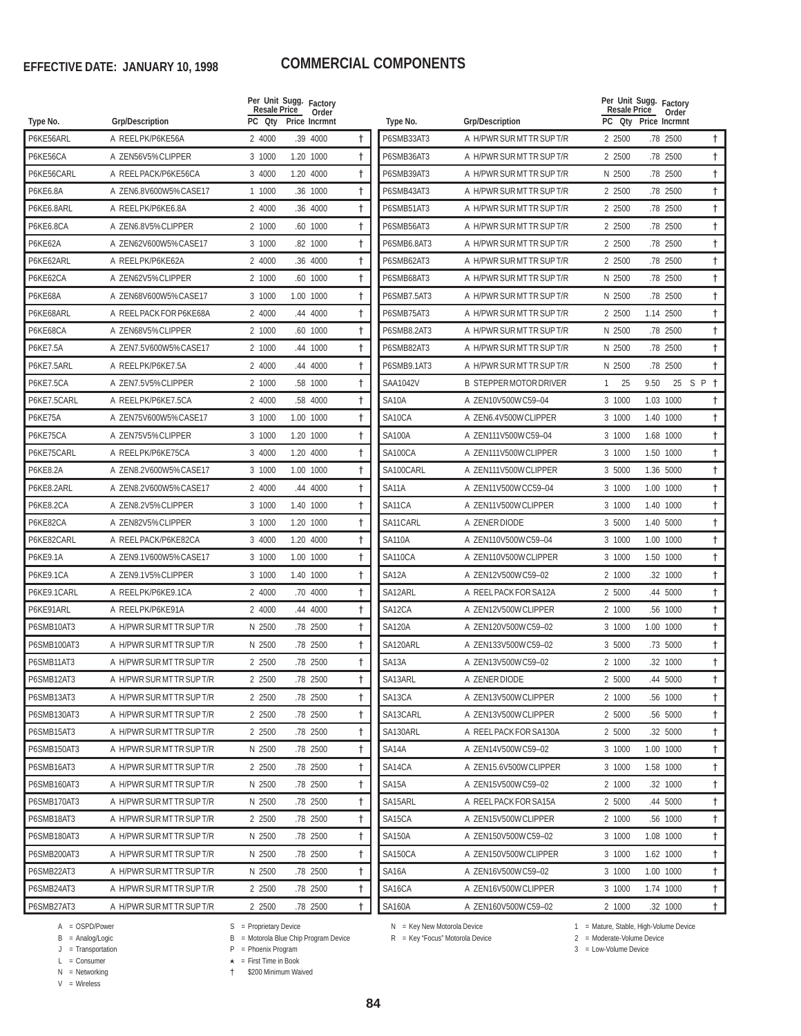# EFFECTIVE DATE: JANUARY 10, 1998

# COMMERCIAL COMPONENTS

| Type No. | Grp/Description | PC | Qty | Per Unit Sugg. Resale Price | Factory Order Incrmnt | |
|---|---|---|---|---|---|---|
| P6KE56ARL | A REELPK/P6KE56A | 2 | 4000 | .39 | 4000 | † |
| P6KE56CA | A ZEN56V5%CLIPPER | 3 | 1000 | 1.20 | 1000 | † |
| P6KE56CARL | A REEL PACK/P6KE56CA | 3 | 4000 | 1.20 | 4000 | † |
| P6KE6.8A | A ZEN6.8V600W5%CASE17 | 1 | 1000 | .36 | 1000 | † |
| P6KE6.8ARL | A REELPK/P6KE6.8A | 2 | 4000 | .36 | 4000 | † |
| P6KE6.8CA | A ZEN6.8V5%CLIPPER | 2 | 1000 | .60 | 1000 | † |
| P6KE62A | A ZEN62V600W5%CASE17 | 3 | 1000 | .82 | 1000 | † |
| P6KE62ARL | A REELPK/P6KE62A | 2 | 4000 | .36 | 4000 | † |
| P6KE62CA | A ZEN62V5%CLIPPER | 2 | 1000 | .60 | 1000 | † |
| P6KE68A | A ZEN68V600W5%CASE17 | 3 | 1000 | 1.00 | 1000 | † |
| P6KE68ARL | A REEL PACK FOR P6KE68A | 2 | 4000 | .44 | 4000 | † |
| P6KE68CA | A ZEN68V5%CLIPPER | 2 | 1000 | .60 | 1000 | † |
| P6KE7.5A | A ZEN7.5V600W5%CASE17 | 2 | 1000 | .44 | 1000 | † |
| P6KE7.5ARL | A REELPK/P6KE7.5A | 2 | 4000 | .44 | 4000 | † |
| P6KE7.5CA | A ZEN7.5V5%CLIPPER | 2 | 1000 | .58 | 1000 | † |
| P6KE7.5CARL | A REELPK/P6KE7.5CA | 2 | 4000 | .58 | 4000 | † |
| P6KE75A | A ZEN75V600W5%CASE17 | 3 | 1000 | 1.00 | 1000 | † |
| P6KE75CA | A ZEN75V5%CLIPPER | 3 | 1000 | 1.20 | 1000 | † |
| P6KE75CARL | A REELPK/P6KE75CA | 3 | 4000 | 1.20 | 4000 | † |
| P6KE8.2A | A ZEN8.2V600W5%CASE17 | 3 | 1000 | 1.00 | 1000 | † |
| P6KE8.2ARL | A ZEN8.2V600W5%CASE17 | 2 | 4000 | .44 | 4000 | † |
| P6KE8.2CA | A ZEN8.2V5%CLIPPER | 3 | 1000 | 1.40 | 1000 | † |
| P6KE82CA | A ZEN82V5%CLIPPER | 3 | 1000 | 1.20 | 1000 | † |
| P6KE82CARL | A REEL PACK/P6KE82CA | 3 | 4000 | 1.20 | 4000 | † |
| P6KE9.1A | A ZEN9.1V600W5%CASE17 | 3 | 1000 | 1.00 | 1000 | † |
| P6KE9.1CA | A ZEN9.1V5%CLIPPER | 3 | 1000 | 1.40 | 1000 | † |
| P6KE9.1CARL | A REELPK/P6KE9.1CA | 2 | 4000 | .70 | 4000 | † |
| P6KE91ARL | A REELPK/P6KE91A | 2 | 4000 | .44 | 4000 | † |
| P6SMB10AT3 | A H/PWR SUR MT TR SUP T/R | N | 2500 | .78 | 2500 | † |
| P6SMB100AT3 | A H/PWR SUR MT TR SUP T/R | N | 2500 | .78 | 2500 | † |
| P6SMB11AT3 | A H/PWR SUR MT TR SUP T/R | 2 | 2500 | .78 | 2500 | † |
| P6SMB12AT3 | A H/PWR SUR MT TR SUP T/R | 2 | 2500 | .78 | 2500 | † |
| P6SMB13AT3 | A H/PWR SUR MT TR SUP T/R | 2 | 2500 | .78 | 2500 | † |
| P6SMB130AT3 | A H/PWR SUR MT TR SUP T/R | 2 | 2500 | .78 | 2500 | † |
| P6SMB15AT3 | A H/PWR SUR MT TR SUP T/R | 2 | 2500 | .78 | 2500 | † |
| P6SMB150AT3 | A H/PWR SUR MT TR SUP T/R | N | 2500 | .78 | 2500 | † |
| P6SMB16AT3 | A H/PWR SUR MT TR SUP T/R | 2 | 2500 | .78 | 2500 | † |
| P6SMB160AT3 | A H/PWR SUR MT TR SUP T/R | N | 2500 | .78 | 2500 | † |
| P6SMB170AT3 | A H/PWR SUR MT TR SUP T/R | N | 2500 | .78 | 2500 | † |
| P6SMB18AT3 | A H/PWR SUR MT TR SUP T/R | 2 | 2500 | .78 | 2500 | † |
| P6SMB180AT3 | A H/PWR SUR MT TR SUP T/R | N | 2500 | .78 | 2500 | † |
| P6SMB200AT3 | A H/PWR SUR MT TR SUP T/R | N | 2500 | .78 | 2500 | † |
| P6SMB22AT3 | A H/PWR SUR MT TR SUP T/R | N | 2500 | .78 | 2500 | † |
| P6SMB24AT3 | A H/PWR SUR MT TR SUP T/R | 2 | 2500 | .78 | 2500 | † |
| P6SMB27AT3 | A H/PWR SUR MT TR SUP T/R | 2 | 2500 | .78 | 2500 | † |
| P6SMB33AT3 | A H/PWR SUR MT TR SUP T/R | 2 | 2500 | .78 | 2500 | † |
| P6SMB36AT3 | A H/PWR SUR MT TR SUP T/R | 2 | 2500 | .78 | 2500 | † |
| P6SMB39AT3 | A H/PWR SUR MT TR SUP T/R | N | 2500 | .78 | 2500 | † |
| P6SMB43AT3 | A H/PWR SUR MT TR SUP T/R | 2 | 2500 | .78 | 2500 | † |
| P6SMB51AT3 | A H/PWR SUR MT TR SUP T/R | 2 | 2500 | .78 | 2500 | † |
| P6SMB56AT3 | A H/PWR SUR MT TR SUP T/R | 2 | 2500 | .78 | 2500 | † |
| P6SMB6.8AT3 | A H/PWR SUR MT TR SUP T/R | 2 | 2500 | .78 | 2500 | † |
| P6SMB62AT3 | A H/PWR SUR MT TR SUP T/R | 2 | 2500 | .78 | 2500 | † |
| P6SMB68AT3 | A H/PWR SUR MT TR SUP T/R | N | 2500 | .78 | 2500 | † |
| P6SMB7.5AT3 | A H/PWR SUR MT TR SUP T/R | N | 2500 | .78 | 2500 | † |
| P6SMB75AT3 | A H/PWR SUR MT TR SUP T/R | 2 | 2500 | 1.14 | 2500 | † |
| P6SMB8.2AT3 | A H/PWR SUR MT TR SUP T/R | N | 2500 | .78 | 2500 | † |
| P6SMB82AT3 | A H/PWR SUR MT TR SUP T/R | N | 2500 | .78 | 2500 | † |
| P6SMB9.1AT3 | A H/PWR SUR MT TR SUP T/R | N | 2500 | .78 | 2500 | † |
| SAA1042V | B STEPPER MOTOR DRIVER | 1 | 25 | 9.50 | 25 | S P † |
| SA10A | A ZEN10V500W C59–04 | 3 | 1000 | 1.03 | 1000 | † |
| SA10CA | A ZEN6.4V500W CLIPPER | 3 | 1000 | 1.40 | 1000 | † |
| SA100A | A ZEN111V500W C59–04 | 3 | 1000 | 1.68 | 1000 | † |
| SA100CA | A ZEN111V500W CLIPPER | 3 | 1000 | 1.50 | 1000 | † |
| SA100CARL | A ZEN111V500W CLIPPER | 3 | 5000 | 1.36 | 5000 | † |
| SA11A | A ZEN11V500W CC59–04 | 3 | 1000 | 1.00 | 1000 | † |
| SA11CA | A ZEN11V500W CLIPPER | 3 | 1000 | 1.40 | 1000 | † |
| SA11CARL | A ZENER DIODE | 3 | 5000 | 1.40 | 5000 | † |
| SA110A | A ZEN110V500W C59–04 | 3 | 1000 | 1.00 | 1000 | † |
| SA110CA | A ZEN110V500W CLIPPER | 3 | 1000 | 1.50 | 1000 | † |
| SA12A | A ZEN12V500W C59–02 | 2 | 1000 | .32 | 1000 | † |
| SA12ARL | A REEL PACK FOR SA12A | 2 | 5000 | .44 | 5000 | † |
| SA12CA | A ZEN12V500W CLIPPER | 2 | 1000 | .56 | 1000 | † |
| SA120A | A ZEN120V500W C59–02 | 3 | 1000 | 1.00 | 1000 | † |
| SA120ARL | A ZEN133V500W C59–02 | 3 | 5000 | .73 | 5000 | † |
| SA13A | A ZEN13V500W C59–02 | 2 | 1000 | .32 | 1000 | † |
| SA13ARL | A ZENER DIODE | 2 | 5000 | .44 | 5000 | † |
| SA13CA | A ZEN13V500W CLIPPER | 2 | 1000 | .56 | 1000 | † |
| SA13CARL | A ZEN13V500W CLIPPER | 2 | 5000 | .56 | 5000 | † |
| SA130ARL | A REEL PACK FOR SA130A | 2 | 5000 | .32 | 5000 | † |
| SA14A | A ZEN14V500W C59–02 | 3 | 1000 | 1.00 | 1000 | † |
| SA14CA | A ZEN15.6V500W CLIPPER | 3 | 1000 | 1.58 | 1000 | † |
| SA15A | A ZEN15V500W C59–02 | 2 | 1000 | .32 | 1000 | † |
| SA15ARL | A REEL PACK FOR SA15A | 2 | 5000 | .44 | 5000 | † |
| SA15CA | A ZEN15V500W CLIPPER | 2 | 1000 | .56 | 1000 | † |
| SA150A | A ZEN150V500W C59–02 | 3 | 1000 | 1.08 | 1000 | † |
| SA150CA | A ZEN150V500W CLIPPER | 3 | 1000 | 1.62 | 1000 | † |
| SA16A | A ZEN16V500W C59–02 | 3 | 1000 | 1.00 | 1000 | † |
| SA16CA | A ZEN16V500W CLIPPER | 3 | 1000 | 1.74 | 1000 | † |
| SA160A | A ZEN160V500W C59–02 | 2 | 1000 | .32 | 1000 | † |

A = OSPD/Power
B = Analog/Logic
J = Transportation
L = Consumer
N = Networking
V = Wireless

S = Proprietary Device
B = Motorola Blue Chip Program Device
P = Phoenix Program
⋆ = First Time in Book
† $200 Minimum Waived

N = Key New Motorola Device
R = Key "Focus" Motorola Device

1 = Mature, Stable, High-Volume Device
2 = Moderate-Volume Device
3 = Low-Volume Device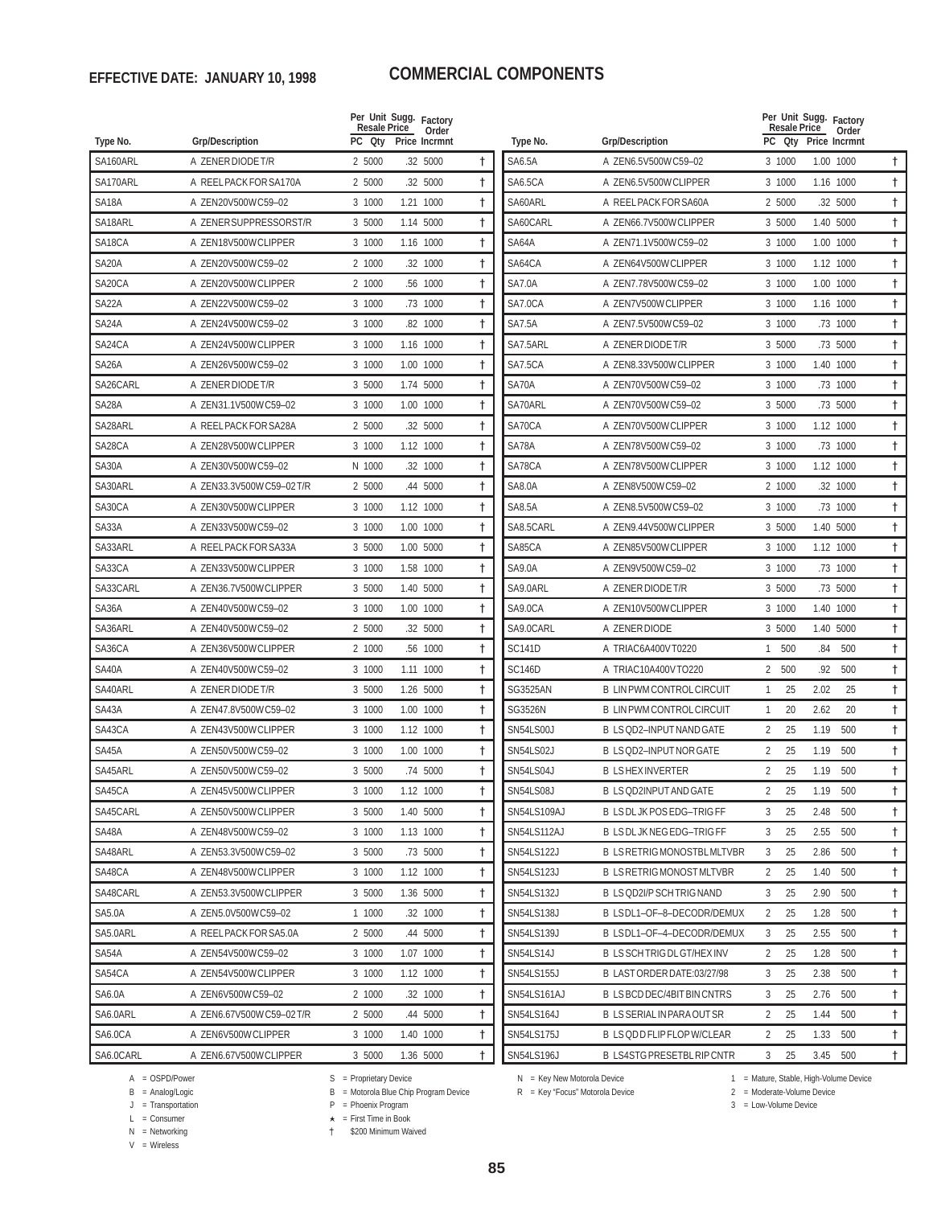**EFFECTIVE DATE: JANUARY 10, 1998**

# COMMERCIAL COMPONENTS

| Type No. | Grp/Description | PC | Qty | Per Unit Sugg. Resale Price | Factory Order Incrmnt | |
|---|---|---|---|---|---|---|
| SA160ARL | A ZENER DIODE T/R | 2 | 5000 | .32 | 5000 | † |
| SA170ARL | A REEL PACK FOR SA170A | 2 | 5000 | .32 | 5000 | † |
| SA18A | A ZEN20V500W C59–02 | 3 | 1000 | 1.21 | 1000 | † |
| SA18ARL | A ZENER SUPPRESSORST/R | 3 | 5000 | 1.14 | 5000 | † |
| SA18CA | A ZEN18V500W CLIPPER | 3 | 1000 | 1.16 | 1000 | † |
| SA20A | A ZEN20V500W C59–02 | 2 | 1000 | .32 | 1000 | † |
| SA20CA | A ZEN20V500W CLIPPER | 2 | 1000 | .56 | 1000 | † |
| SA22A | A ZEN22V500W C59–02 | 3 | 1000 | .73 | 1000 | † |
| SA24A | A ZEN24V500W C59–02 | 3 | 1000 | .82 | 1000 | † |
| SA24CA | A ZEN24V500W CLIPPER | 3 | 1000 | 1.16 | 1000 | † |
| SA26A | A ZEN26V500W C59–02 | 3 | 1000 | 1.00 | 1000 | † |
| SA26CARL | A ZENER DIODE T/R | 3 | 5000 | 1.74 | 5000 | † |
| SA28A | A ZEN31.1V500W C59–02 | 3 | 1000 | 1.00 | 1000 | † |
| SA28ARL | A REEL PACK FOR SA28A | 2 | 5000 | .32 | 5000 | † |
| SA28CA | A ZEN28V500W CLIPPER | 3 | 1000 | 1.12 | 1000 | † |
| SA30A | A ZEN30V500W C59–02 | N | 1000 | .32 | 1000 | † |
| SA30ARL | A ZEN33.3V500W C59–02 T/R | 2 | 5000 | .44 | 5000 | † |
| SA30CA | A ZEN30V500W CLIPPER | 3 | 1000 | 1.12 | 1000 | † |
| SA33A | A ZEN33V500W C59–02 | 3 | 1000 | 1.00 | 1000 | † |
| SA33ARL | A REEL PACK FOR SA33A | 3 | 5000 | 1.00 | 5000 | † |
| SA33CA | A ZEN33V500W CLIPPER | 3 | 1000 | 1.58 | 1000 | † |
| SA33CARL | A ZEN36.7V500W CLIPPER | 3 | 5000 | 1.40 | 5000 | † |
| SA36A | A ZEN40V500W C59–02 | 3 | 1000 | 1.00 | 1000 | † |
| SA36ARL | A ZEN40V500W C59–02 | 2 | 5000 | .32 | 5000 | † |
| SA36CA | A ZEN36V500W CLIPPER | 2 | 1000 | .56 | 1000 | † |
| SA40A | A ZEN40V500W C59–02 | 3 | 1000 | 1.11 | 1000 | † |
| SA40ARL | A ZENER DIODE T/R | 3 | 5000 | 1.26 | 5000 | † |
| SA43A | A ZEN47.8V500W C59–02 | 3 | 1000 | 1.00 | 1000 | † |
| SA43CA | A ZEN43V500W CLIPPER | 3 | 1000 | 1.12 | 1000 | † |
| SA45A | A ZEN50V500W C59–02 | 3 | 1000 | 1.00 | 1000 | † |
| SA45ARL | A ZEN50V500W C59–02 | 3 | 5000 | .74 | 5000 | † |
| SA45CA | A ZEN45V500W CLIPPER | 3 | 1000 | 1.12 | 1000 | † |
| SA45CARL | A ZEN50V500W CLIPPER | 3 | 5000 | 1.40 | 5000 | † |
| SA48A | A ZEN48V500W C59–02 | 3 | 1000 | 1.13 | 1000 | † |
| SA48ARL | A ZEN53.3V500W C59–02 | 3 | 5000 | .73 | 5000 | † |
| SA48CA | A ZEN48V500W CLIPPER | 3 | 1000 | 1.12 | 1000 | † |
| SA48CARL | A ZEN53.3V500W CLIPPER | 3 | 5000 | 1.36 | 5000 | † |
| SA5.0A | A ZEN5.0V500W C59–02 | 1 | 1000 | .32 | 1000 | † |
| SA5.0ARL | A REEL PACK FOR SA5.0A | 2 | 5000 | .44 | 5000 | † |
| SA54A | A ZEN54V500W C59–02 | 3 | 1000 | 1.07 | 1000 | † |
| SA54CA | A ZEN54V500W CLIPPER | 3 | 1000 | 1.12 | 1000 | † |
| SA6.0A | A ZEN6V500W C59–02 | 2 | 1000 | .32 | 1000 | † |
| SA6.0ARL | A ZEN6.67V500W C59–02 T/R | 2 | 5000 | .44 | 5000 | † |
| SA6.0CA | A ZEN6V500W CLIPPER | 3 | 1000 | 1.40 | 1000 | † |
| SA6.0CARL | A ZEN6.67V500W CLIPPER | 3 | 5000 | 1.36 | 5000 | † |
| SA6.5A | A ZEN6.5V500W C59–02 | 3 | 1000 | 1.00 | 1000 | † |
| SA6.5CA | A ZEN6.5V500W CLIPPER | 3 | 1000 | 1.16 | 1000 | † |
| SA60ARL | A REEL PACK FOR SA60A | 2 | 5000 | .32 | 5000 | † |
| SA60CARL | A ZEN66.7V500W CLIPPER | 3 | 5000 | 1.40 | 5000 | † |
| SA64A | A ZEN71.1V500W C59–02 | 3 | 1000 | 1.00 | 1000 | † |
| SA64CA | A ZEN64V500W CLIPPER | 3 | 1000 | 1.12 | 1000 | † |
| SA7.0A | A ZEN7.78V500W C59–02 | 3 | 1000 | 1.00 | 1000 | † |
| SA7.0CA | A ZEN7V500W CLIPPER | 3 | 1000 | 1.16 | 1000 | † |
| SA7.5A | A ZEN7.5V500W C59–02 | 3 | 1000 | .73 | 1000 | † |
| SA7.5ARL | A ZENER DIODE T/R | 3 | 5000 | .73 | 5000 | † |
| SA7.5CA | A ZEN8.33V500W CLIPPER | 3 | 1000 | 1.40 | 1000 | † |
| SA70A | A ZEN70V500W C59–02 | 3 | 1000 | .73 | 1000 | † |
| SA70ARL | A ZEN70V500W C59–02 | 3 | 5000 | .73 | 5000 | † |
| SA70CA | A ZEN70V500W CLIPPER | 3 | 1000 | 1.12 | 1000 | † |
| SA78A | A ZEN78V500W C59–02 | 3 | 1000 | .73 | 1000 | † |
| SA78CA | A ZEN78V500W CLIPPER | 3 | 1000 | 1.12 | 1000 | † |
| SA8.0A | A ZEN8V500W C59–02 | 2 | 1000 | .32 | 1000 | † |
| SA8.5A | A ZEN8.5V500W C59–02 | 3 | 1000 | .73 | 1000 | † |
| SA8.5CARL | A ZEN9.44V500W CLIPPER | 3 | 5000 | 1.40 | 5000 | † |
| SA85CA | A ZEN85V500W CLIPPER | 3 | 1000 | 1.12 | 1000 | † |
| SA9.0A | A ZEN9V500W C59–02 | 3 | 1000 | .73 | 1000 | † |
| SA9.0ARL | A ZENER DIODE T/R | 3 | 5000 | .73 | 5000 | † |
| SA9.0CA | A ZEN10V500W CLIPPER | 3 | 1000 | 1.40 | 1000 | † |
| SA9.0CARL | A ZENER DIODE | 3 | 5000 | 1.40 | 5000 | † |
| SC141D | A TRIAC6A400V T0220 | 1 | 500 | .84 | 500 | † |
| SC146D | A TRIAC10A400V TO220 | 2 | 500 | .92 | 500 | † |
| SG3525AN | B LIN PWM CONTROL CIRCUIT | 1 | 25 | 2.02 | 25 | † |
| SG3526N | B LIN PWM CONTROL CIRCUIT | 1 | 20 | 2.62 | 20 | † |
| SN54LS00J | B LS QD2–INPUT NAND GATE | 2 | 25 | 1.19 | 500 | † |
| SN54LS02J | B LS QD2–INPUT NOR GATE | 2 | 25 | 1.19 | 500 | † |
| SN54LS04J | B LS HEX INVERTER | 2 | 25 | 1.19 | 500 | † |
| SN54LS08J | B LS QD2INPUT AND GATE | 2 | 25 | 1.19 | 500 | † |
| SN54LS109AJ | B LS DL JK POS EDG–TRIG FF | 3 | 25 | 2.48 | 500 | † |
| SN54LS112AJ | B LS DL JK NEG EDG–TRIG FF | 3 | 25 | 2.55 | 500 | † |
| SN54LS122J | B LS RETRIG MONOSTBL MLTVBR | 3 | 25 | 2.86 | 500 | † |
| SN54LS123J | B LS RETRIG MONOST MLTVBR | 2 | 25 | 1.40 | 500 | † |
| SN54LS132J | B LS QD2I/P SCH TRIG NAND | 3 | 25 | 2.90 | 500 | † |
| SN54LS138J | B LS DL1–OF–8–DECODR/DEMUX | 2 | 25 | 1.28 | 500 | † |
| SN54LS139J | B LS DL1–OF–4–DECODR/DEMUX | 3 | 25 | 2.55 | 500 | † |
| SN54LS14J | B LS SCH TRIG DL GT/HEX INV | 2 | 25 | 1.28 | 500 | † |
| SN54LS155J | B LAST ORDER DATE:03/27/98 | 3 | 25 | 2.38 | 500 | † |
| SN54LS161AJ | B LS BCD DEC/4BIT BIN CNTRS | 3 | 25 | 2.76 | 500 | † |
| SN54LS164J | B LS SERIAL IN PARA OUT SR | 2 | 25 | 1.44 | 500 | † |
| SN54LS175J | B LS QD D FLIP FLOP W/CLEAR | 2 | 25 | 1.33 | 500 | † |
| SN54LS196J | B LS4STG PRESETBL RIP CNTR | 3 | 25 | 3.45 | 500 | † |

A = OSPD/Power
B = Analog/Logic
J = Transportation
L = Consumer
N = Networking
V = Wireless

S = Proprietary Device
B = Motorola Blue Chip Program Device
P = Phoenix Program
★ = First Time in Book
† $200 Minimum Waived

N = Key New Motorola Device
R = Key "Focus" Motorola Device

1 = Mature, Stable, High-Volume Device
2 = Moderate-Volume Device
3 = Low-Volume Device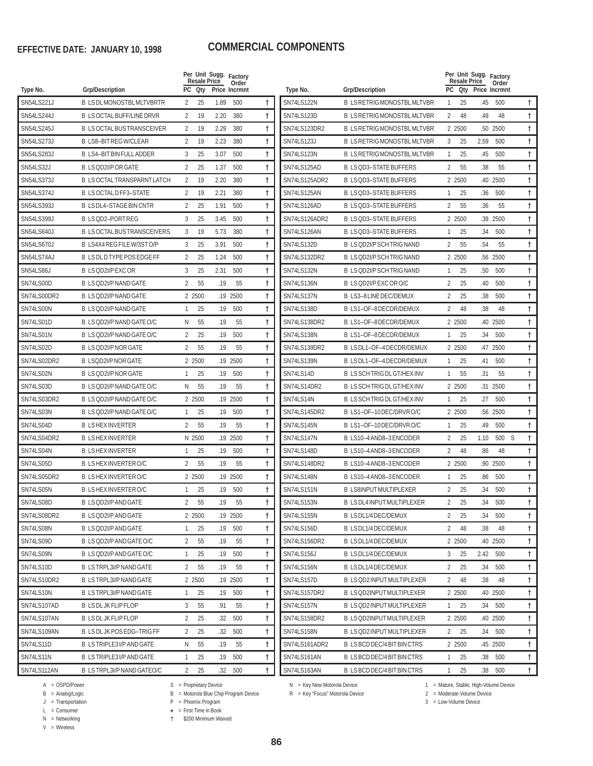**EFFECTIVE DATE: JANUARY 10, 1998**

# COMMERCIAL COMPONENTS

| Type No. | Grp/Description | PC | Per Unit Qty | Sugg. Resale Price | Factory Order Incrmnt | |
|---|---|---|---|---|---|---|
| SN54LS221J | B LS DL MONOSTBL MLTVBRTR | 2 | 25 | 1.89 | 500 | † |
| SN54LS244J | B LS OCTAL BUFF/LINE DRVR | 2 | 19 | 2.20 | 380 | † |
| SN54LS245J | B LS OCTAL BUS TRANSCEIVER | 2 | 19 | 2.29 | 380 | † |
| SN54LS273J | B LS8–BIT REG W/CLEAR | 2 | 19 | 2.23 | 380 | † |
| SN54LS283J | B LS4–BIT BIN FULL ADDER | 3 | 25 | 3.07 | 500 | † |
| SN54LS32J | B LS QD2I/P OR GATE | 2 | 25 | 1.37 | 500 | † |
| SN54LS373J | B LS OCTAL TRANSPARNT LATCH | 2 | 19 | 2.20 | 380 | † |
| SN54LS374J | B LS OCTAL D FF3–STATE | 2 | 19 | 2.21 | 380 | † |
| SN54LS393J | B LS DL4–STAGE BIN CNTR | 2 | 25 | 1.91 | 500 | † |
| SN54LS399J | B LS QD2–PORT REG | 3 | 25 | 3.45 | 500 | † |
| SN54LS640J | B LS OCTAL BUS TRANSCEIVERS | 3 | 19 | 5.73 | 380 | † |
| SN54LS670J | B LS4X4 REG FILE W/3ST O/P | 3 | 25 | 3.91 | 500 | † |
| SN54LS74AJ | B LS DL D TYPE POS EDGE FF | 2 | 25 | 1.24 | 500 | † |
| SN54LS86J | B LS QD2I/P EXC OR | 3 | 25 | 2.31 | 500 | † |
| SN74LS00D | B LS QD2I/P NAND GATE | 2 | 55 | .19 | 55 | † |
| SN74LS00DR2 | B LS QD2I/P NAND GATE | 2 | 2500 | .19 | 2500 | † |
| SN74LS00N | B LS QD2I/P NAND GATE | 1 | 25 | .19 | 500 | † |
| SN74LS01D | B LS QD2I/P NAND GATE O/C | N | 55 | .19 | 55 | † |
| SN74LS01N | B LS QD2I/P NAND GATE O/C | 2 | 25 | .19 | 500 | † |
| SN74LS02D | B LS QD2I/P NOR GATE | 2 | 55 | .19 | 55 | † |
| SN74LS02DR2 | B LSQD2I/P NOR GATE | 2 | 2500 | .19 | 2500 | † |
| SN74LS02N | B LS QD2I/P NOR GATE | 1 | 25 | .19 | 500 | † |
| SN74LS03D | B LS QD2I/P NAND GATE O/C | N | 55 | .19 | 55 | † |
| SN74LS03DR2 | B LS QD2I/P NAND GATE O/C | 2 | 2500 | .19 | 2500 | † |
| SN74LS03N | B LS QD2I/P NAND GATE O/C | 1 | 25 | .19 | 500 | † |
| SN74LS04D | B LS HEX INVERTER | 2 | 55 | .19 | 55 | † |
| SN74LS04DR2 | B LS HEX INVERTER | N | 2500 | .19 | 2500 | † |
| SN74LS04N | B LS HEX INVERTER | 1 | 25 | .19 | 500 | † |
| SN74LS05D | B LS HEX INVERTER O/C | 2 | 55 | .19 | 55 | † |
| SN74LS05DR2 | B LS HEX INVERTER O/C | 2 | 2500 | .19 | 2500 | † |
| SN74LS05N | B LS HEX INVERTER O/C | 1 | 25 | .19 | 500 | † |
| SN74LS08D | B LS QD2I/P AND GATE | 2 | 55 | .19 | 55 | † |
| SN74LS08DR2 | B LS QD2I/P AND GATE | 2 | 2500 | .19 | 2500 | † |
| SN74LS08N | B LS QD2I/P AND GATE | 1 | 25 | .19 | 500 | † |
| SN74LS09D | B LS QD2I/P AND GATE O/C | 2 | 55 | .19 | 55 | † |
| SN74LS09N | B LS QD2I/P AND GATE O/C | 1 | 25 | .19 | 500 | † |
| SN74LS10D | B LS TRPL3I/P NAND GATE | 2 | 55 | .19 | 55 | † |
| SN74LS10DR2 | B LS TRPL3I/P NAND GATE | 2 | 2500 | .19 | 2500 | † |
| SN74LS10N | B LS TRPL3I/P NAND GATE | 1 | 25 | .19 | 500 | † |
| SN74LS107AD | B LS DL JK FLIP FLOP | 3 | 55 | .91 | 55 | † |
| SN74LS107AN | B LS DL JK FLIP FLOP | 2 | 25 | .32 | 500 | † |
| SN74LS109AN | B LS DL JK POS EDG–TRIG FF | 2 | 25 | .32 | 500 | † |
| SN74LS11D | B LS TRIPLE3 I/P AND GATE | N | 55 | .19 | 55 | † |
| SN74LS11N | B LS TRIPLE3 I/P AND GATE | 1 | 25 | .19 | 500 | † |
| SN74LS112AN | B LS TRPL3I/P NAND GATEO/C | 2 | 25 | .32 | 500 | † |
| SN74LS122N | B LS RETRIG MONOSTBL MLTVBR | 1 | 25 | .45 | 500 | † |
| SN74LS123D | B LS RETRIG MONOSTBL MLTVBR | 2 | 48 | .49 | 48 | † |
| SN74LS123DR2 | B LS RETRIG MONOSTBL MLTVBR | 2 | 2500 | .50 | 2500 | † |
| SN74LS123J | B LS RETRIG MONOSTBL MLTVBR | 3 | 25 | 2.59 | 500 | † |
| SN74LS123N | B LS RETRIG MONOSTBL MLTVBR | 1 | 25 | .45 | 500 | † |
| SN74LS125AD | B LS QD3–STATE BUFFERS | 2 | 55 | .38 | 55 | † |
| SN74LS125ADR2 | B LS QD3–STATE BUFFERS | 2 | 2500 | .40 | 2500 | † |
| SN74LS125AN | B LS QD3–STATE BUFFERS | 1 | 25 | .36 | 500 | † |
| SN74LS126AD | B LS QD3–STATE BUFFERS | 2 | 55 | .36 | 55 | † |
| SN74LS126ADR2 | B LS QD3–STATE BUFFERS | 2 | 2500 | .38 | 2500 | † |
| SN74LS126AN | B LS QD3–STATE BUFFERS | 1 | 25 | .34 | 500 | † |
| SN74LS132D | B LS QD2I/P SCH TRIG NAND | 2 | 55 | .54 | 55 | † |
| SN74LS132DR2 | B LS QD2I/P SCH TRIG NAND | 2 | 2500 | .56 | 2500 | † |
| SN74LS132N | B LS QD2I/P SCH TRIG NAND | 1 | 25 | .50 | 500 | † |
| SN74LS136N | B LS QD2I/P EXC OR O/C | 2 | 25 | .40 | 500 | † |
| SN74LS137N | B LS3–8 LINE DEC/DEMUX | 2 | 25 | .38 | 500 | † |
| SN74LS138D | B LS1–OF–8 DECDR/DEMUX | 2 | 48 | .38 | 48 | † |
| SN74LS138DR2 | B LS1–OF–8 DECDR/DEMUX | 2 | 2500 | .40 | 2500 | † |
| SN74LS138N | B LS1–OF–8 DECDR/DEMUX | 1 | 25 | .34 | 500 | † |
| SN74LS139DR2 | B LS DL1–OF–4 DECDR/DEMUX | 2 | 2500 | .47 | 2500 | † |
| SN74LS139N | B LS DL1–OF–4 DECDR/DEMUX | 1 | 25 | .41 | 500 | † |
| SN74LS14D | B LS SCH TRIG DL GT/HEX INV | 1 | 55 | .31 | 55 | † |
| SN74LS14DR2 | B LS SCH TRIG DL GT/HEX INV | 2 | 2500 | .31 | 2500 | † |
| SN74LS14N | B LS SCH TRIG DL GT/HEX INV | 1 | 25 | .27 | 500 | † |
| SN74LS145DR2 | B LS1–OF–10 DEC/DRVR O/C | 2 | 2500 | .56 | 2500 | † |
| SN74LS145N | B LS1–OF–10 DEC/DRVR O/C | 1 | 25 | .49 | 500 | † |
| SN74LS147N | B LS10–4 AND8–3 ENCODER | 2 | 25 | 1.10 | 500 S | † |
| SN74LS148D | B LS10–4 AND8–3 ENCODER | 2 | 48 | .86 | 48 | † |
| SN74LS148DR2 | B LS10–4 AND8–3 ENCODER | 2 | 2500 | .90 | 2500 | † |
| SN74LS148N | B LS10–4 AND8–3 ENCODER | 1 | 25 | .86 | 500 | † |
| SN74LS151N | B LS8INPUT MULTIPLEXER | 2 | 25 | .34 | 500 | † |
| SN74LS153N | B LS DL4 INPUT MULTIPLEXER | 2 | 25 | .34 | 500 | † |
| SN74LS155N | B LS DL1/4 DEC/DEMUX | 2 | 25 | .34 | 500 | † |
| SN74LS156D | B LS DL1/4 DEC/DEMUX | 2 | 48 | .38 | 48 | † |
| SN74LS156DR2 | B LS DL1/4 DEC/DEMUX | 2 | 2500 | .40 | 2500 | † |
| SN74LS156J | B LS DL1/4 DEC/DEMUX | 3 | 25 | 2.42 | 500 | † |
| SN74LS156N | B LS DL1/4 DEC/DEMUX | 2 | 25 | .34 | 500 | † |
| SN74LS157D | B LS QD2 INPUT MULTIPLEXER | 2 | 48 | .38 | 48 | † |
| SN74LS157DR2 | B LS QD2INPUT MULTIPLEXER | 2 | 2500 | .40 | 2500 | † |
| SN74LS157N | B LS QD2 INPUT MULTIPLEXER | 1 | 25 | .34 | 500 | † |
| SN74LS158DR2 | B LS QD2INPUT MULTIPLEXER | 2 | 2500 | .40 | 2500 | † |
| SN74LS158N | B LS QD2 INPUT MULTIPLEXER | 2 | 25 | .34 | 500 | † |
| SN74LS161ADR2 | B LS BCD DEC/4 BIT BIN CTRS | 2 | 2500 | .45 | 2500 | † |
| SN74LS161AN | B LS BCD DEC/4 BIT BIN CTRS | 1 | 25 | .38 | 500 | † |
| SN74LS163AN | B LS BCD DEC/4 BIT BIN CTRS | 1 | 25 | .38 | 500 | † |

A = OSPD/Power
B = Analog/Logic
J = Transportation
L = Consumer
N = Networking
V = Wireless

S = Proprietary Device
B = Motorola Blue Chip Program Device
P = Phoenix Program
★ = First Time in Book
† $200 Minimum Waived

N = Key New Motorola Device
R = Key "Focus" Motorola Device

1 = Mature, Stable, High-Volume Device
2 = Moderate-Volume Device
3 = Low-Volume Device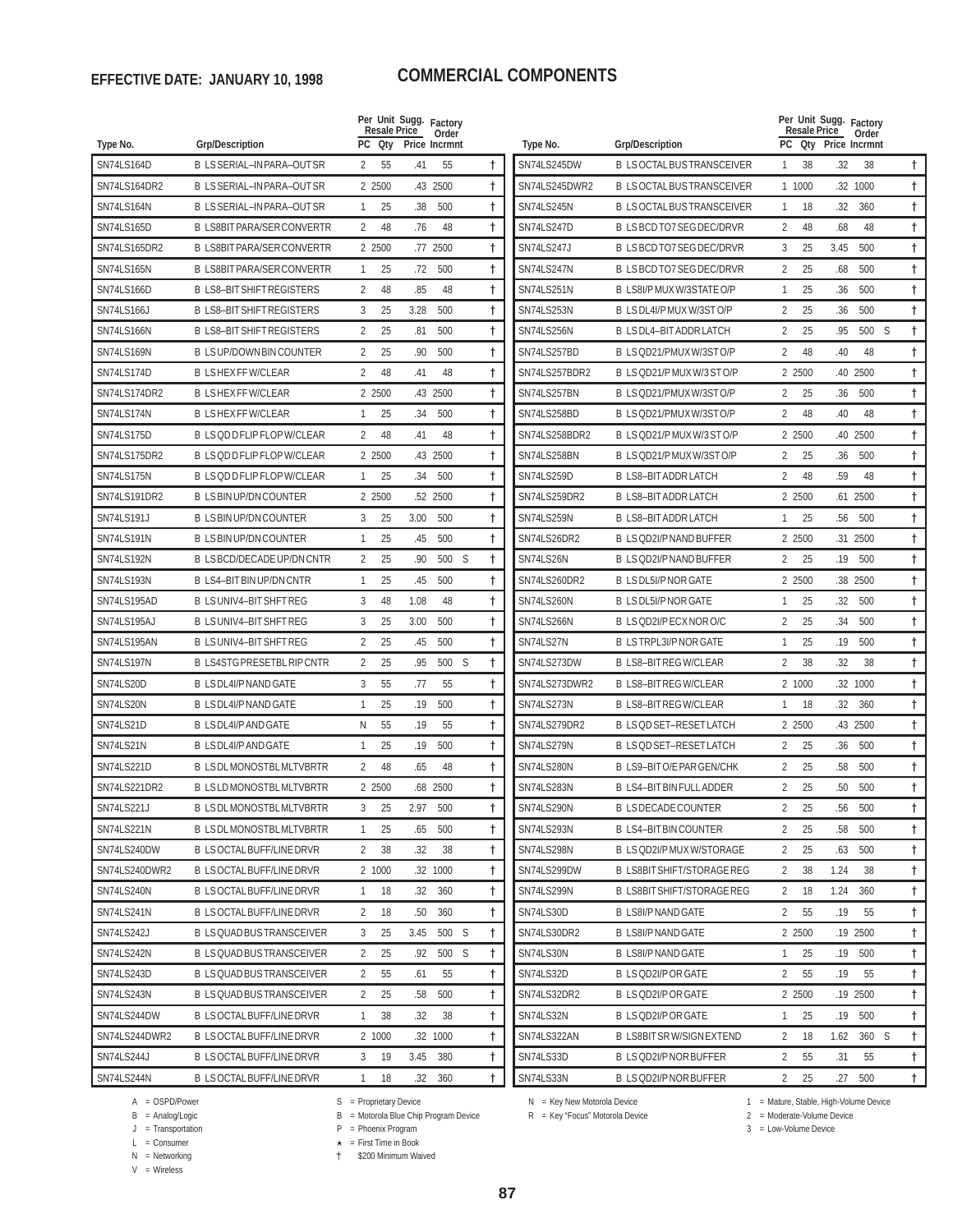**EFFECTIVE DATE: JANUARY 10, 1998**

# COMMERCIAL COMPONENTS

| Type No. | Grp/Description | PC | Per Unit Resale Qty | Sugg. Price | Factory Order Incrmnt | | |
|---|---|---|---|---|---|---|---|
| SN74LS164D | B LS SERIAL–IN PARA–OUT SR | 2 | 55 | .41 | 55 | | † |
| SN74LS164DR2 | B LS SERIAL–IN PARA–OUT SR | 2 | 2500 | .43 | 2500 | | † |
| SN74LS164N | B LS SERIAL–IN PARA–OUT SR | 1 | 25 | .38 | 500 | | † |
| SN74LS165D | B LS8BIT PARA/SER CONVERTR | 2 | 48 | .76 | 48 | | † |
| SN74LS165DR2 | B LS8BIT PARA/SER CONVERTR | 2 | 2500 | .77 | 2500 | | † |
| SN74LS165N | B LS8BIT PARA/SER CONVERTR | 1 | 25 | .72 | 500 | | † |
| SN74LS166D | B LS8–BIT SHIFT REGISTERS | 2 | 48 | .85 | 48 | | † |
| SN74LS166J | B LS8–BIT SHIFT REGISTERS | 3 | 25 | 3.28 | 500 | | † |
| SN74LS166N | B LS8–BIT SHIFT REGISTERS | 2 | 25 | .81 | 500 | | † |
| SN74LS169N | B LS UP/DOWN BIN COUNTER | 2 | 25 | .90 | 500 | | † |
| SN74LS174D | B LS HEX FF W/CLEAR | 2 | 48 | .41 | 48 | | † |
| SN74LS174DR2 | B LS HEX FF W/CLEAR | 2 | 2500 | .43 | 2500 | | † |
| SN74LS174N | B LS HEX FF W/CLEAR | 1 | 25 | .34 | 500 | | † |
| SN74LS175D | B LS QD D FLIP FLOP W/CLEAR | 2 | 48 | .41 | 48 | | † |
| SN74LS175DR2 | B LS QD D FLIP FLOP W/CLEAR | 2 | 2500 | .43 | 2500 | | † |
| SN74LS175N | B LS QD D FLIP FLOP W/CLEAR | 1 | 25 | .34 | 500 | | † |
| SN74LS191DR2 | B LS BIN UP/DN COUNTER | 2 | 2500 | .52 | 2500 | | † |
| SN74LS191J | B LS BIN UP/DN COUNTER | 3 | 25 | 3.00 | 500 | | † |
| SN74LS191N | B LS BIN UP/DN COUNTER | 1 | 25 | .45 | 500 | | † |
| SN74LS192N | B LS BCD/DECADE UP/DN CNTR | 2 | 25 | .90 | 500 | S | † |
| SN74LS193N | B LS4–BIT BIN UP/DN CNTR | 1 | 25 | .45 | 500 | | † |
| SN74LS195AD | B LS UNIV4–BIT SHFT REG | 3 | 48 | 1.08 | 48 | | † |
| SN74LS195AJ | B LS UNIV4–BIT SHFT REG | 3 | 25 | 3.00 | 500 | | † |
| SN74LS195AN | B LS UNIV4–BIT SHFT REG | 2 | 25 | .45 | 500 | | † |
| SN74LS197N | B LS4STG PRESETBL RIP CNTR | 2 | 25 | .95 | 500 | S | † |
| SN74LS20D | B LS DL4I/P NAND GATE | 3 | 55 | .77 | 55 | | † |
| SN74LS20N | B LS DL4I/P NAND GATE | 1 | 25 | .19 | 500 | | † |
| SN74LS21D | B LS DL4I/P AND GATE | N | 55 | .19 | 55 | | † |
| SN74LS21N | B LS DL4I/P AND GATE | 1 | 25 | .19 | 500 | | † |
| SN74LS221D | B LS DL MONOSTBL MLTVBRTR | 2 | 48 | .65 | 48 | | † |
| SN74LS221DR2 | B LS LD MONOSTBL MLTVBRTR | 2 | 2500 | .68 | 2500 | | † |
| SN74LS221J | B LS DL MONOSTBL MLTVBRTR | 3 | 25 | 2.97 | 500 | | † |
| SN74LS221N | B LS DL MONOSTBL MLTVBRTR | 1 | 25 | .65 | 500 | | † |
| SN74LS240DW | B LS OCTAL BUFF/LINE DRVR | 2 | 38 | .32 | 38 | | † |
| SN74LS240DWR2 | B LS OCTAL BUFF/LINE DRVR | 2 | 1000 | .32 | 1000 | | † |
| SN74LS240N | B LS OCTAL BUFF/LINE DRVR | 1 | 18 | .32 | 360 | | † |
| SN74LS241N | B LS OCTAL BUFF/LINE DRVR | 2 | 18 | .50 | 360 | | † |
| SN74LS242J | B LS QUAD BUS TRANSCEIVER | 3 | 25 | 3.45 | 500 | S | † |
| SN74LS242N | B LS QUAD BUS TRANSCEIVER | 2 | 25 | .92 | 500 | S | † |
| SN74LS243D | B LS QUAD BUS TRANSCEIVER | 2 | 55 | .61 | 55 | | † |
| SN74LS243N | B LS QUAD BUS TRANSCEIVER | 2 | 25 | .58 | 500 | | † |
| SN74LS244DW | B LS OCTAL BUFF/LINE DRVR | 1 | 38 | .32 | 38 | | † |
| SN74LS244DWR2 | B LS OCTAL BUFF/LINE DRVR | 2 | 1000 | .32 | 1000 | | † |
| SN74LS244J | B LS OCTAL BUFF/LINE DRVR | 3 | 19 | 3.45 | 380 | | † |
| SN74LS244N | B LS OCTAL BUFF/LINE DRVR | 1 | 18 | .32 | 360 | | † |
| SN74LS245DW | B LS OCTAL BUS TRANSCEIVER | 1 | 38 | .32 | 38 | | † |
| SN74LS245DWR2 | B LS OCTAL BUS TRANSCEIVER | 1 | 1000 | .32 | 1000 | | † |
| SN74LS245N | B LS OCTAL BUS TRANSCEIVER | 1 | 18 | .32 | 360 | | † |
| SN74LS247D | B LS BCD TO7 SEG DEC/DRVR | 2 | 48 | .68 | 48 | | † |
| SN74LS247J | B LS BCD TO7 SEG DEC/DRVR | 3 | 25 | 3.45 | 500 | | † |
| SN74LS247N | B LS BCD TO7 SEG DEC/DRVR | 2 | 25 | .68 | 500 | | † |
| SN74LS251N | B LS8I/P MUX W/3STATE O/P | 1 | 25 | .36 | 500 | | † |
| SN74LS253N | B LS DL4I/P MUX W/3ST O/P | 2 | 25 | .36 | 500 | | † |
| SN74LS256N | B LS DL4–BIT ADDR LATCH | 2 | 25 | .95 | 500 | S | † |
| SN74LS257BD | B LS QD21/PMUX W/3ST O/P | 2 | 48 | .40 | 48 | | † |
| SN74LS257BDR2 | B LS QD21/P MUX W/3 ST O/P | 2 | 2500 | .40 | 2500 | | † |
| SN74LS257BN | B LS QD21/PMUX W/3ST O/P | 2 | 25 | .36 | 500 | | † |
| SN74LS258BD | B LS QD21/PMUX W/3ST O/P | 2 | 48 | .40 | 48 | | † |
| SN74LS258BDR2 | B LS QD21/P MUX W/3 ST O/P | 2 | 2500 | .40 | 2500 | | † |
| SN74LS258BN | B LS QD21/P MUX W/3ST O/P | 2 | 25 | .36 | 500 | | † |
| SN74LS259D | B LS8–BIT ADDR LATCH | 2 | 48 | .59 | 48 | | † |
| SN74LS259DR2 | B LS8–BIT ADDR LATCH | 2 | 2500 | .61 | 2500 | | † |
| SN74LS259N | B LS8–BIT ADDR LATCH | 1 | 25 | .56 | 500 | | † |
| SN74LS26DR2 | B LS QD2I/P NAND BUFFER | 2 | 2500 | .31 | 2500 | | † |
| SN74LS26N | B LS QD2I/P NAND BUFFER | 2 | 25 | .19 | 500 | | † |
| SN74LS260DR2 | B LS DL5I/P NOR GATE | 2 | 2500 | .38 | 2500 | | † |
| SN74LS260N | B LS DL5I/P NOR GATE | 1 | 25 | .32 | 500 | | † |
| SN74LS266N | B LS QD2I/P ECX NOR O/C | 2 | 25 | .34 | 500 | | † |
| SN74LS27N | B LS TRPL3I/P NOR GATE | 1 | 25 | .19 | 500 | | † |
| SN74LS273DW | B LS8–BIT REG W/CLEAR | 2 | 38 | .32 | 38 | | † |
| SN74LS273DWR2 | B LS8–BIT REG W/CLEAR | 2 | 1000 | .32 | 1000 | | † |
| SN74LS273N | B LS8–BIT REG W/CLEAR | 1 | 18 | .32 | 360 | | † |
| SN74LS279DR2 | B LS QD SET–RESET LATCH | 2 | 2500 | .43 | 2500 | | † |
| SN74LS279N | B LS QD SET–RESET LATCH | 2 | 25 | .36 | 500 | | † |
| SN74LS280N | B LS9–BIT O/E PAR GEN/CHK | 2 | 25 | .58 | 500 | | † |
| SN74LS283N | B LS4–BIT BIN FULL ADDER | 2 | 25 | .50 | 500 | | † |
| SN74LS290N | B LS DECADE COUNTER | 2 | 25 | .56 | 500 | | † |
| SN74LS293N | B LS4–BIT BIN COUNTER | 2 | 25 | .58 | 500 | | † |
| SN74LS298N | B LS QD2I/P MUX W/STORAGE | 2 | 25 | .63 | 500 | | † |
| SN74LS299DW | B LS8BIT SHIFT/STORAGE REG | 2 | 38 | 1.24 | 38 | | † |
| SN74LS299N | B LS8BIT SHIFT/STORAGE REG | 2 | 18 | 1.24 | 360 | | † |
| SN74LS30D | B LS8I/P NAND GATE | 2 | 55 | .19 | 55 | | † |
| SN74LS30DR2 | B LS8I/P NAND GATE | 2 | 2500 | .19 | 2500 | | † |
| SN74LS30N | B LS8I/P NAND GATE | 1 | 25 | .19 | 500 | | † |
| SN74LS32D | B LS QD2I/P OR GATE | 2 | 55 | .19 | 55 | | † |
| SN74LS32DR2 | B LS QD2I/P OR GATE | 2 | 2500 | .19 | 2500 | | † |
| SN74LS32N | B LS QD2I/P OR GATE | 1 | 25 | .19 | 500 | | † |
| SN74LS322AN | B LS8BIT SR W/SIGN EXTEND | 2 | 18 | 1.62 | 360 | S | † |
| SN74LS33D | B LS QD2I/P NOR BUFFER | 2 | 55 | .31 | 55 | | † |
| SN74LS33N | B LS QD2I/P NOR BUFFER | 2 | 25 | .27 | 500 | | † |

A = OSPD/Power
B = Analog/Logic
J = Transportation
L = Consumer
N = Networking
V = Wireless

S = Proprietary Device
B = Motorola Blue Chip Program Device
P = Phoenix Program
★ = First Time in Book
† $200 Minimum Waived

N = Key New Motorola Device
R = Key "Focus" Motorola Device

1 = Mature, Stable, High-Volume Device
2 = Moderate-Volume Device
3 = Low-Volume Device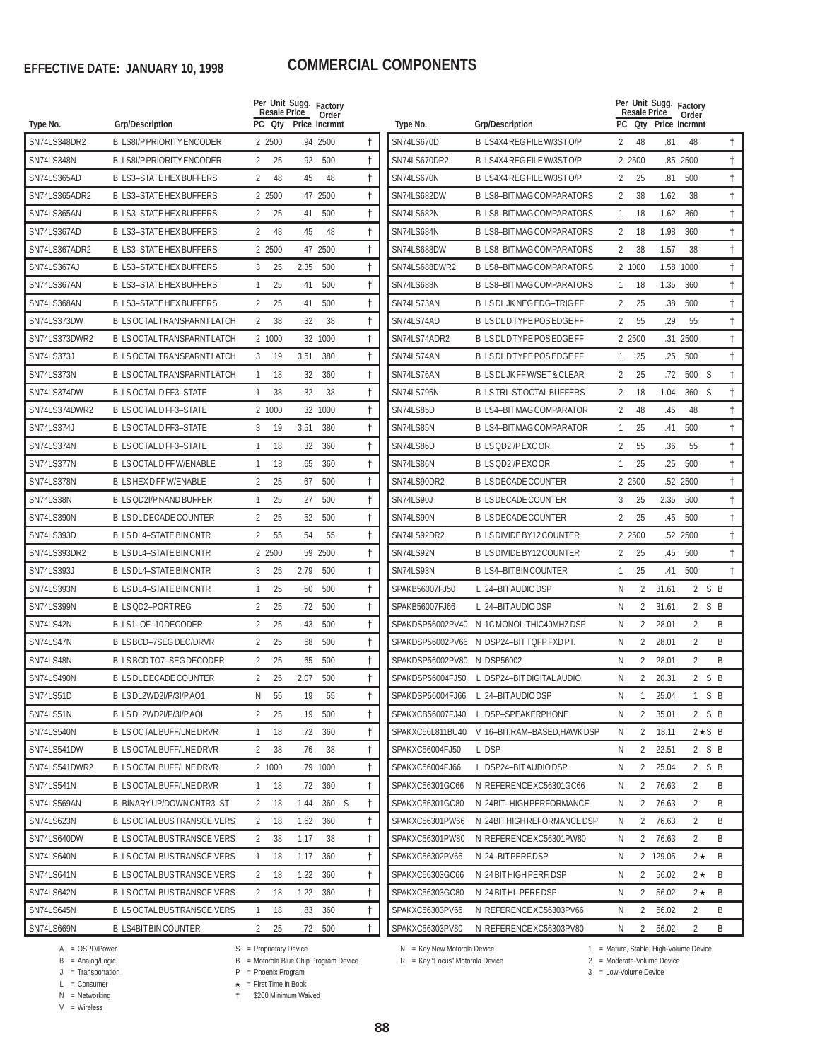**EFFECTIVE DATE: JANUARY 10, 1998**

# COMMERCIAL COMPONENTS

| Type No. | Grp/Description | PC | Per Unit Qty | Sugg. Resale Price | Factory Order Incrmnt | | |
|---|---|---|---|---|---|---|---|
| SN74LS348DR2 | B LS8I/P PRIORITY ENCODER | 2 | 2500 | .94 | 2500 | | † |
| SN74LS348N | B LS8I/P PRIORITY ENCODER | 2 | 25 | .92 | 500 | | † |
| SN74LS365AD | B LS3–STATE HEX BUFFERS | 2 | 48 | .45 | 48 | | † |
| SN74LS365ADR2 | B LS3–STATE HEX BUFFERS | 2 | 2500 | .47 | 2500 | | † |
| SN74LS365AN | B LS3–STATE HEX BUFFERS | 2 | 25 | .41 | 500 | | † |
| SN74LS367AD | B LS3–STATE HEX BUFFERS | 2 | 48 | .45 | 48 | | † |
| SN74LS367ADR2 | B LS3–STATE HEX BUFFERS | 2 | 2500 | .47 | 2500 | | † |
| SN74LS367AJ | B LS3–STATE HEX BUFFERS | 3 | 25 | 2.35 | 500 | | † |
| SN74LS367AN | B LS3–STATE HEX BUFFERS | 1 | 25 | .41 | 500 | | † |
| SN74LS368AN | B LS3–STATE HEX BUFFERS | 2 | 25 | .41 | 500 | | † |
| SN74LS373DW | B LS OCTAL TRANSPARNT LATCH | 2 | 38 | .32 | 38 | | † |
| SN74LS373DWR2 | B LS OCTAL TRANSPARNT LATCH | 2 | 1000 | .32 | 1000 | | † |
| SN74LS373J | B LS OCTAL TRANSPARNT LATCH | 3 | 19 | 3.51 | 380 | | † |
| SN74LS373N | B LS OCTAL TRANSPARNT LATCH | 1 | 18 | .32 | 360 | | † |
| SN74LS374DW | B LS OCTAL D FF3–STATE | 1 | 38 | .32 | 38 | | † |
| SN74LS374DWR2 | B LS OCTAL D FF3–STATE | 2 | 1000 | .32 | 1000 | | † |
| SN74LS374J | B LS OCTAL D FF3–STATE | 3 | 19 | 3.51 | 380 | | † |
| SN74LS374N | B LS OCTAL D FF3–STATE | 1 | 18 | .32 | 360 | | † |
| SN74LS377N | B LS OCTAL D FF W/ENABLE | 1 | 18 | .65 | 360 | | † |
| SN74LS378N | B LS HEX D FF W/ENABLE | 2 | 25 | .67 | 500 | | † |
| SN74LS38N | B LS QD2I/P NAND BUFFER | 1 | 25 | .27 | 500 | | † |
| SN74LS390N | B LS DL DECADE COUNTER | 2 | 25 | .52 | 500 | | † |
| SN74LS393D | B LS DL4–STATE BIN CNTR | 2 | 55 | .54 | 55 | | † |
| SN74LS393DR2 | B LS DL4–STATE BIN CNTR | 2 | 2500 | .59 | 2500 | | † |
| SN74LS393J | B LS DL4–STATE BIN CNTR | 3 | 25 | 2.79 | 500 | | † |
| SN74LS393N | B LS DL4–STATE BIN CNTR | 1 | 25 | .50 | 500 | | † |
| SN74LS399N | B LS QD2–PORT REG | 2 | 25 | .72 | 500 | | † |
| SN74LS42N | B LS1–OF–10 DECODER | 2 | 25 | .43 | 500 | | † |
| SN74LS47N | B LS BCD–7SEG DEC/DRVR | 2 | 25 | .68 | 500 | | † |
| SN74LS48N | B LS BCD TO7–SEG DECODER | 2 | 25 | .65 | 500 | | † |
| SN74LS490N | B LS DL DECADE COUNTER | 2 | 25 | 2.07 | 500 | | † |
| SN74LS51D | B LS DL2WD2I/P/3I/P AO1 | N | 55 | .19 | 55 | | † |
| SN74LS51N | B LS DL2WD2I/P/3I/P AOI | 2 | 25 | .19 | 500 | | † |
| SN74LS540N | B LS OCTAL BUFF/LNE DRVR | 1 | 18 | .72 | 360 | | † |
| SN74LS541DW | B LS OCTAL BUFF/LNE DRVR | 2 | 38 | .76 | 38 | | † |
| SN74LS541DWR2 | B LS OCTAL BUFF/LNE DRVR | 2 | 1000 | .79 | 1000 | | † |
| SN74LS541N | B LS OCTAL BUFF/LNE DRVR | 1 | 18 | .72 | 360 | | † |
| SN74LS569AN | B BINARY UP/DOWN CNTR3–ST | 2 | 18 | 1.44 | 360 | S | † |
| SN74LS623N | B LS OCTAL BUS TRANSCEIVERS | 2 | 18 | 1.62 | 360 | | † |
| SN74LS640DW | B LS OCTAL BUS TRANSCEIVERS | 2 | 38 | 1.17 | 38 | | † |
| SN74LS640N | B LS OCTAL BUS TRANSCEIVERS | 1 | 18 | 1.17 | 360 | | † |
| SN74LS641N | B LS OCTAL BUS TRANSCEIVERS | 2 | 18 | 1.22 | 360 | | † |
| SN74LS642N | B LS OCTAL BUS TRANSCEIVERS | 2 | 18 | 1.22 | 360 | | † |
| SN74LS645N | B LS OCTAL BUS TRANSCEIVERS | 1 | 18 | .83 | 360 | | † |
| SN74LS669N | B LS4BIT BIN COUNTER | 2 | 25 | .72 | 500 | | † |
| SN74LS670D | B LS4X4 REG FILE W/3ST O/P | 2 | 48 | .81 | 48 | | † |
| SN74LS670DR2 | B LS4X4 REG FILE W/3ST O/P | 2 | 2500 | .85 | 2500 | | † |
| SN74LS670N | B LS4X4 REG FILE W/3ST O/P | 2 | 25 | .81 | 500 | | † |
| SN74LS682DW | B LS8–BIT MAG COMPARATORS | 2 | 38 | 1.62 | 38 | | † |
| SN74LS682N | B LS8–BIT MAG COMPARATORS | 1 | 18 | 1.62 | 360 | | † |
| SN74LS684N | B LS8–BIT MAG COMPARATORS | 2 | 18 | 1.98 | 360 | | † |
| SN74LS688DW | B LS8–BIT MAG COMPARATORS | 2 | 38 | 1.57 | 38 | | † |
| SN74LS688DWR2 | B LS8–BIT MAG COMPARATORS | 2 | 1000 | 1.58 | 1000 | | † |
| SN74LS688N | B LS8–BIT MAG COMPARATORS | 1 | 18 | 1.35 | 360 | | † |
| SN74LS73AN | B LS DL JK NEG EDG–TRIG FF | 2 | 25 | .38 | 500 | | † |
| SN74LS74AD | B LS DL D TYPE POS EDGE FF | 2 | 55 | .29 | 55 | | † |
| SN74LS74ADR2 | B LS DL D TYPE POS EDGE FF | 2 | 2500 | .31 | 2500 | | † |
| SN74LS74AN | B LS DL D TYPE POS EDGE FF | 1 | 25 | .25 | 500 | | † |
| SN74LS76AN | B LS DL JK FF W/SET & CLEAR | 2 | 25 | .72 | 500 | S | † |
| SN74LS795N | B LS TRI–ST OCTAL BUFFERS | 2 | 18 | 1.04 | 360 | S | † |
| SN74LS85D | B LS4–BIT MAG COMPARATOR | 2 | 48 | .45 | 48 | | † |
| SN74LS85N | B LS4–BIT MAG COMPARATOR | 1 | 25 | .41 | 500 | | † |
| SN74LS86D | B LS QD2I/P EXC OR | 2 | 55 | .36 | 55 | | † |
| SN74LS86N | B LS QD2I/P EXC OR | 1 | 25 | .25 | 500 | | † |
| SN74LS90DR2 | B LS DECADE COUNTER | 2 | 2500 | .52 | 2500 | | † |
| SN74LS90J | B LS DECADE COUNTER | 3 | 25 | 2.35 | 500 | | † |
| SN74LS90N | B LS DECADE COUNTER | 2 | 25 | .45 | 500 | | † |
| SN74LS92DR2 | B LS DIVIDE BY12 COUNTER | 2 | 2500 | .52 | 2500 | | † |
| SN74LS92N | B LS DIVIDE BY12 COUNTER | 2 | 25 | .45 | 500 | | † |
| SN74LS93N | B LS4–BIT BIN COUNTER | 1 | 25 | .41 | 500 | | † |
| SPAKB56007FJ50 | L 24–BIT AUDIO DSP | N | 2 | 31.61 | 2 | S | B |
| SPAKB56007FJ66 | L 24–BIT AUDIO DSP | N | 2 | 31.61 | 2 | S | B |
| SPAKDSP56002PV40 | N 1C MONOLITHIC40MHZ DSP | N | 2 | 28.01 | 2 | | B |
| SPAKDSP56002PV66 | N DSP24–BIT TQFP FXD PT. | N | 2 | 28.01 | 2 | | B |
| SPAKDSP56002PV80 | N DSP56002 | N | 2 | 28.01 | 2 | | B |
| SPAKDSP56004FJ50 | L DSP24–BIT DIGITAL AUDIO | N | 2 | 20.31 | 2 | S | B |
| SPAKDSP56004FJ66 | L 24–BIT AUDIO DSP | N | 1 | 25.04 | 1 | S | B |
| SPAKXCB56007FJ40 | L DSP–SPEAKERPHONE | N | 2 | 35.01 | 2 | S | B |
| SPAKXC56L811BU40 | V 16–BIT,RAM–BASED,HAWK DSP | N | 2 | 18.11 | 2★ | S | B |
| SPAKXC56004FJ50 | L DSP | N | 2 | 22.51 | 2 | S | B |
| SPAKXC56004FJ66 | L DSP24–BIT AUDIO DSP | N | 2 | 25.04 | 2 | S | B |
| SPAKXC56301GC66 | N REFERENCE XC56301GC66 | N | 2 | 76.63 | 2 | | B |
| SPAKXC56301GC80 | N 24BIT–HIGH PERFORMANCE | N | 2 | 76.63 | 2 | | B |
| SPAKXC56301PW66 | N 24BIT HIGH REFORMANCE DSP | N | 2 | 76.63 | 2 | | B |
| SPAKXC56301PW80 | N REFERENCE XC56301PW80 | N | 2 | 76.63 | 2 | | B |
| SPAKXC56302PV66 | N 24–BIT PERF.DSP | N | 2 | 129.05 | 2★ | | B |
| SPAKXC56303GC66 | N 24 BIT HIGH PERF. DSP | N | 2 | 56.02 | 2★ | | B |
| SPAKXC56303GC80 | N 24 BIT HI–PERF DSP | N | 2 | 56.02 | 2★ | | B |
| SPAKXC56303PV66 | N REFERENCE XC56303PV66 | N | 2 | 56.02 | 2 | | B |
| SPAKXC56303PV80 | N REFERENCE XC56303PV80 | N | 2 | 56.02 | 2 | | B |

A = OSPD/Power
B = Analog/Logic
J = Transportation
L = Consumer
N = Networking
V = Wireless

S = Proprietary Device
B = Motorola Blue Chip Program Device
P = Phoenix Program
★ = First Time in Book
† $200 Minimum Waived

N = Key New Motorola Device
R = Key "Focus" Motorola Device

1 = Mature, Stable, High-Volume Device
2 = Moderate-Volume Device
3 = Low-Volume Device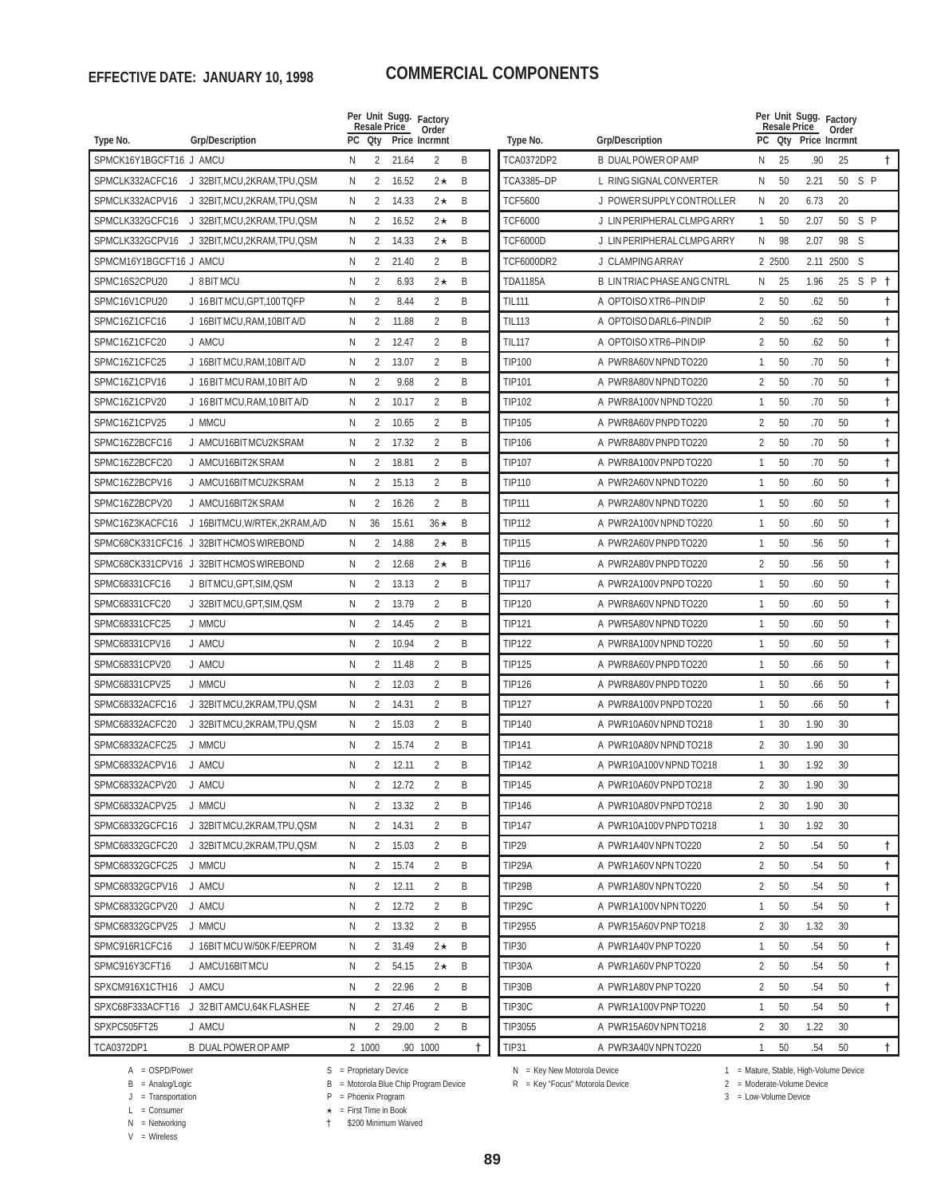**EFFECTIVE DATE: JANUARY 10, 1998**

# COMMERCIAL COMPONENTS

| Type No. | Grp/Description | PC | Per Unit Resale Qty | Sugg. Price | Factory Order Incrmnt | |
|---|---|---|---|---|---|---|
| SPMCK16Y1BGCFT16 | J AMCU | N | 2 | 21.64 | 2 | B |
| SPMCLK332ACFC16 | J 32BIT,MCU,2KRAM,TPU,QSM | N | 2 | 16.52 | 2★ | B |
| SPMCLK332ACPV16 | J 32BIT,MCU,2KRAM,TPU,QSM | N | 2 | 14.33 | 2★ | B |
| SPMCLK332GCFC16 | J 32BIT,MCU,2KRAM,TPU,QSM | N | 2 | 16.52 | 2★ | B |
| SPMCLK332GCPV16 | J 32BIT,MCU,2KRAM,TPU,QSM | N | 2 | 14.33 | 2★ | B |
| SPMCM16Y1BGCFT16 | J AMCU | N | 2 | 21.40 | 2 | B |
| SPMC16S2CPU20 | J 8 BIT MCU | N | 2 | 6.93 | 2★ | B |
| SPMC16V1CPU20 | J 16 BIT MCU,GPT,100 TQFP | N | 2 | 8.44 | 2 | B |
| SPMC16Z1CFC16 | J 16BIT MCU,RAM,10BIT A/D | N | 2 | 11.88 | 2 | B |
| SPMC16Z1CFC20 | J AMCU | N | 2 | 12.47 | 2 | B |
| SPMC16Z1CFC25 | J 16BIT MCU,RAM,10BIT A/D | N | 2 | 13.07 | 2 | B |
| SPMC16Z1CPV16 | J 16 BIT MCU RAM,10 BIT A/D | N | 2 | 9.68 | 2 | B |
| SPMC16Z1CPV20 | J 16 BIT MCU,RAM,10 BIT A/D | N | 2 | 10.17 | 2 | B |
| SPMC16Z1CPV25 | J MMCU | N | 2 | 10.65 | 2 | B |
| SPMC16Z2BCFC16 | J AMCU16BIT MCU2KSRAM | N | 2 | 17.32 | 2 | B |
| SPMC16Z2BCFC20 | J AMCU16BIT2K SRAM | N | 2 | 18.81 | 2 | B |
| SPMC16Z2BCPV16 | J AMCU16BIT MCU2KSRAM | N | 2 | 15.13 | 2 | B |
| SPMC16Z2BCPV20 | J AMCU16BIT2K SRAM | N | 2 | 16.26 | 2 | B |
| SPMC16Z3KACFC16 | J 16BITMCU,W/RTEK,2KRAM,A/D | N | 36 | 15.61 | 36★ | B |
| SPMC68CK331CFC16 | J 32BIT HCMOS WIREBOND | N | 2 | 14.88 | 2★ | B |
| SPMC68CK331CPV16 | J 32BIT HCMOS WIREBOND | N | 2 | 12.68 | 2★ | B |
| SPMC68331CFC16 | J BIT MCU,GPT,SIM,QSM | N | 2 | 13.13 | 2 | B |
| SPMC68331CFC20 | J 32BIT MCU,GPT,SIM,QSM | N | 2 | 13.79 | 2 | B |
| SPMC68331CFC25 | J MMCU | N | 2 | 14.45 | 2 | B |
| SPMC68331CPV16 | J AMCU | N | 2 | 10.94 | 2 | B |
| SPMC68331CPV20 | J AMCU | N | 2 | 11.48 | 2 | B |
| SPMC68331CPV25 | J MMCU | N | 2 | 12.03 | 2 | B |
| SPMC68332ACFC16 | J 32BIT MCU,2KRAM,TPU,QSM | N | 2 | 14.31 | 2 | B |
| SPMC68332ACFC20 | J 32BIT MCU,2KRAM,TPU,QSM | N | 2 | 15.03 | 2 | B |
| SPMC68332ACFC25 | J MMCU | N | 2 | 15.74 | 2 | B |
| SPMC68332ACPV16 | J AMCU | N | 2 | 12.11 | 2 | B |
| SPMC68332ACPV20 | J AMCU | N | 2 | 12.72 | 2 | B |
| SPMC68332ACPV25 | J MMCU | N | 2 | 13.32 | 2 | B |
| SPMC68332GCFC16 | J 32BIT MCU,2KRAM,TPU,QSM | N | 2 | 14.31 | 2 | B |
| SPMC68332GCFC20 | J 32BIT MCU,2KRAM,TPU,QSM | N | 2 | 15.03 | 2 | B |
| SPMC68332GCFC25 | J MMCU | N | 2 | 15.74 | 2 | B |
| SPMC68332GCPV16 | J AMCU | N | 2 | 12.11 | 2 | B |
| SPMC68332GCPV20 | J AMCU | N | 2 | 12.72 | 2 | B |
| SPMC68332GCPV25 | J MMCU | N | 2 | 13.32 | 2 | B |
| SPMC916R1CFC16 | J 16BIT MCU W/50K F/EEPROM | N | 2 | 31.49 | 2★ | B |
| SPMC916Y3CFT16 | J AMCU16BIT MCU | N | 2 | 54.15 | 2★ | B |
| SPXCM916X1CTH16 | J AMCU | N | 2 | 22.96 | 2 | B |
| SPXC68F333ACFT16 | J 32 BIT AMCU,64K FLASH EE | N | 2 | 27.46 | 2 | B |
| SPXPC505FT25 | J AMCU | N | 2 | 29.00 | 2 | B |
| TCA0372DP1 | B DUAL POWER OP AMP | 2 | 1000 | .90 | 1000 | † |
| TCA0372DP2 | B DUAL POWER OP AMP | N | 25 | .90 | 25 | † |
| TCA3385–DP | L RING SIGNAL CONVERTER | N | 50 | 2.21 | 50 | S P |
| TCF5600 | J POWER SUPPLY CONTROLLER | N | 20 | 6.73 | 20 | |
| TCF6000 | J LIN PERIPHERAL CLMPG ARRY | 1 | 50 | 2.07 | 50 | S P |
| TCF6000D | J LIN PERIPHERAL CLMPG ARRY | N | 98 | 2.07 | 98 | S |
| TCF6000DR2 | J CLAMPING ARRAY | 2 | 2500 | 2.11 | 2500 | S |
| TDA1185A | B LIN TRIAC PHASE ANG CNTRL | N | 25 | 1.96 | 25 | S P † |
| TIL111 | A OPTOISO XTR6–PIN DIP | 2 | 50 | .62 | 50 | † |
| TIL113 | A OPTOISO DARL6–PIN DIP | 2 | 50 | .62 | 50 | † |
| TIL117 | A OPTOISO XTR6–PIN DIP | 2 | 50 | .62 | 50 | † |
| TIP100 | A PWR8A60V NPND TO220 | 1 | 50 | .70 | 50 | † |
| TIP101 | A PWR8A80V NPND TO220 | 2 | 50 | .70 | 50 | † |
| TIP102 | A PWR8A100V NPND TO220 | 1 | 50 | .70 | 50 | † |
| TIP105 | A PWR8A60V PNPD TO220 | 2 | 50 | .70 | 50 | † |
| TIP106 | A PWR8A80V PNPD TO220 | 2 | 50 | .70 | 50 | † |
| TIP107 | A PWR8A100V PNPD TO220 | 1 | 50 | .70 | 50 | † |
| TIP110 | A PWR2A60V NPND TO220 | 1 | 50 | .60 | 50 | † |
| TIP111 | A PWR2A80V NPND TO220 | 1 | 50 | .60 | 50 | † |
| TIP112 | A PWR2A100V NPND TO220 | 1 | 50 | .60 | 50 | † |
| TIP115 | A PWR2A60V PNPD TO220 | 1 | 50 | .56 | 50 | † |
| TIP116 | A PWR2A80V PNPD TO220 | 2 | 50 | .56 | 50 | † |
| TIP117 | A PWR2A100V PNPD TO220 | 1 | 50 | .60 | 50 | † |
| TIP120 | A PWR8A60V NPND TO220 | 1 | 50 | .60 | 50 | † |
| TIP121 | A PWR5A80V NPND TO220 | 1 | 50 | .60 | 50 | † |
| TIP122 | A PWR8A100V NPND TO220 | 1 | 50 | .60 | 50 | † |
| TIP125 | A PWR8A60V PNPD TO220 | 1 | 50 | .66 | 50 | † |
| TIP126 | A PWR8A80V PNPD TO220 | 1 | 50 | .66 | 50 | † |
| TIP127 | A PWR8A100V PNPD TO220 | 1 | 50 | .66 | 50 | † |
| TIP140 | A PWR10A60V NPND TO218 | 1 | 30 | 1.90 | 30 | |
| TIP141 | A PWR10A80V NPND TO218 | 2 | 30 | 1.90 | 30 | |
| TIP142 | A PWR10A100V NPND TO218 | 1 | 30 | 1.92 | 30 | |
| TIP145 | A PWR10A60V PNPD TO218 | 2 | 30 | 1.90 | 30 | |
| TIP146 | A PWR10A80V PNPD TO218 | 2 | 30 | 1.90 | 30 | |
| TIP147 | A PWR10A100V PNPD TO218 | 1 | 30 | 1.92 | 30 | |
| TIP29 | A PWR1A40V NPN TO220 | 2 | 50 | .54 | 50 | † |
| TIP29A | A PWR1A60V NPN TO220 | 2 | 50 | .54 | 50 | † |
| TIP29B | A PWR1A80V NPN TO220 | 2 | 50 | .54 | 50 | † |
| TIP29C | A PWR1A100V NPN TO220 | 1 | 50 | .54 | 50 | † |
| TIP2955 | A PWR15A60V PNP TO218 | 2 | 30 | 1.32 | 30 | |
| TIP30 | A PWR1A40V PNP TO220 | 1 | 50 | .54 | 50 | † |
| TIP30A | A PWR1A60V PNP TO220 | 2 | 50 | .54 | 50 | † |
| TIP30B | A PWR1A80V PNP TO220 | 2 | 50 | .54 | 50 | † |
| TIP30C | A PWR1A100V PNP TO220 | 1 | 50 | .54 | 50 | † |
| TIP3055 | A PWR15A60V NPN TO218 | 2 | 30 | 1.22 | 30 | |
| TIP31 | A PWR3A40V NPN TO220 | 1 | 50 | .54 | 50 | † |

A = OSPD/Power
B = Analog/Logic
J = Transportation
L = Consumer
N = Networking
V = Wireless

S = Proprietary Device
B = Motorola Blue Chip Program Device
P = Phoenix Program
★ = First Time in Book
† $200 Minimum Waived

N = Key New Motorola Device
R = Key "Focus" Motorola Device

1 = Mature, Stable, High-Volume Device
2 = Moderate-Volume Device
3 = Low-Volume Device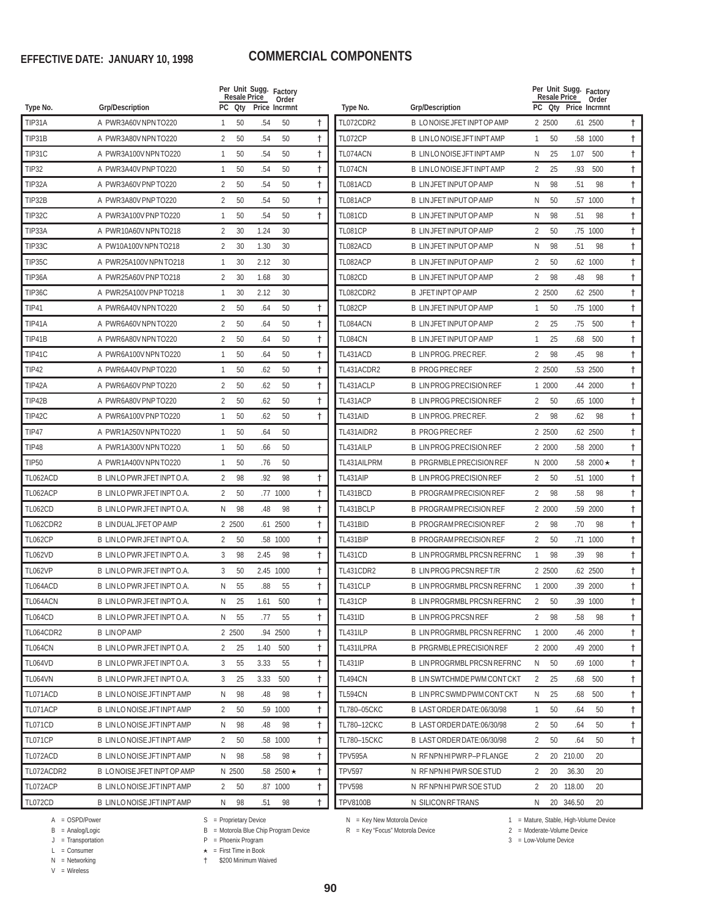**EFFECTIVE DATE: JANUARY 10, 1998**

# COMMERCIAL COMPONENTS

| Type No. | Grp/Description | PC | Qty | Sugg. Resale Price | Factory Order Incrmnt | |
|---|---|---|---|---|---|---|
| TIP31A | A PWR3A60V NPN TO220 | 1 | 50 | .54 | 50 | † |
| TIP31B | A PWR3A80V NPN TO220 | 2 | 50 | .54 | 50 | † |
| TIP31C | A PWR3A100V NPN TO220 | 1 | 50 | .54 | 50 | † |
| TIP32 | A PWR3A40V PNP TO220 | 1 | 50 | .54 | 50 | † |
| TIP32A | A PWR3A60V PNP TO220 | 2 | 50 | .54 | 50 | † |
| TIP32B | A PWR3A80V PNP TO220 | 2 | 50 | .54 | 50 | † |
| TIP32C | A PWR3A100V PNP TO220 | 1 | 50 | .54 | 50 | † |
| TIP33A | A PWR10A60V NPN TO218 | 2 | 30 | 1.24 | 30 | |
| TIP33C | A PW10A100V NPN TO218 | 2 | 30 | 1.30 | 30 | |
| TIP35C | A PWR25A100V NPN TO218 | 1 | 30 | 2.12 | 30 | |
| TIP36A | A PWR25A60V PNP TO218 | 2 | 30 | 1.68 | 30 | |
| TIP36C | A PWR25A100V PNP TO218 | 1 | 30 | 2.12 | 30 | |
| TIP41 | A PWR6A40V NPN TO220 | 2 | 50 | .64 | 50 | † |
| TIP41A | A PWR6A60V NPN TO220 | 2 | 50 | .64 | 50 | † |
| TIP41B | A PWR6A80V NPN TO220 | 2 | 50 | .64 | 50 | † |
| TIP41C | A PWR6A100V NPN TO220 | 1 | 50 | .64 | 50 | † |
| TIP42 | A PWR6A40V PNP TO220 | 1 | 50 | .62 | 50 | † |
| TIP42A | A PWR6A60V PNP TO220 | 2 | 50 | .62 | 50 | † |
| TIP42B | A PWR6A80V PNP TO220 | 2 | 50 | .62 | 50 | † |
| TIP42C | A PWR6A100V PNP TO220 | 1 | 50 | .62 | 50 | † |
| TIP47 | A PWR1A250V NPN TO220 | 1 | 50 | .64 | 50 | |
| TIP48 | A PWR1A300V NPN TO220 | 1 | 50 | .66 | 50 | |
| TIP50 | A PWR1A400V NPN TO220 | 1 | 50 | .76 | 50 | |
| TL062ACD | B LIN LO PWR JFET INPT O.A. | 2 | 98 | .92 | 98 | † |
| TL062ACP | B LIN LO PWR JFET INPT O.A. | 2 | 50 | .77 | 1000 | † |
| TL062CD | B LIN LO PWR JFET INPT O.A. | N | 98 | .48 | 98 | † |
| TL062CDR2 | B LIN DUAL JFET OP AMP | 2 | 2500 | .61 | 2500 | † |
| TL062CP | B LIN LO PWR JFET INPT O.A. | 2 | 50 | .58 | 1000 | † |
| TL062VD | B LIN LO PWR JFET INPT O.A. | 3 | 98 | 2.45 | 98 | † |
| TL062VP | B LIN LO PWR JFET INPT O.A. | 3 | 50 | 2.45 | 1000 | † |
| TL064ACD | B LIN LO PWR JFET INPT O.A. | N | 55 | .88 | 55 | † |
| TL064ACN | B LIN LO PWR JFET INPT O.A. | N | 25 | 1.61 | 500 | † |
| TL064CD | B LIN LO PWR JFET INPT O.A. | N | 55 | .77 | 55 | † |
| TL064CDR2 | B LIN OP AMP | 2 | 2500 | .94 | 2500 | † |
| TL064CN | B LIN LO PWR JFET INPT O.A. | 2 | 25 | 1.40 | 500 | † |
| TL064VD | B LIN LO PWR JFET INPT O.A. | 3 | 55 | 3.33 | 55 | † |
| TL064VN | B LIN LO PWR JFET INPT O.A. | 3 | 25 | 3.33 | 500 | † |
| TL071ACD | B LIN LO NOISE JFT INPT AMP | N | 98 | .48 | 98 | † |
| TL071ACP | B LIN LO NOISE JFT INPT AMP | 2 | 50 | .59 | 1000 | † |
| TL071CD | B LIN LO NOISE JFT INPT AMP | N | 98 | .48 | 98 | † |
| TL071CP | B LIN LO NOISE JFT INPT AMP | 2 | 50 | .58 | 1000 | † |
| TL072ACD | B LIN LO NOISE JFT INPT AMP | N | 98 | .58 | 98 | † |
| TL072ACDR2 | B LO NOISE JFET INPT OP AMP | N | 2500 | .58 | 2500 ★ | † |
| TL072ACP | B LIN LO NOISE JFT INPT AMP | 2 | 50 | .87 | 1000 | † |
| TL072CD | B LIN LO NOISE JFT INPT AMP | N | 98 | .51 | 98 | † |
| TL072CDR2 | B LO NOISE JFET INPT OP AMP | 2 | 2500 | .61 | 2500 | † |
| TL072CP | B LIN LO NOISE JFT INPT AMP | 1 | 50 | .58 | 1000 | † |
| TL074ACN | B LIN LO NOISE JFT INPT AMP | N | 25 | 1.07 | 500 | † |
| TL074CN | B LIN LO NOISE JFT INPT AMP | 2 | 25 | .93 | 500 | † |
| TL081ACD | B LIN JFET INPUT OP AMP | N | 98 | .51 | 98 | † |
| TL081ACP | B LIN JFET INPUT OP AMP | N | 50 | .57 | 1000 | † |
| TL081CD | B LIN JFET INPUT OP AMP | N | 98 | .51 | 98 | † |
| TL081CP | B LIN JFET INPUT OP AMP | 2 | 50 | .75 | 1000 | † |
| TL082ACD | B LIN JFET INPUT OP AMP | N | 98 | .51 | 98 | † |
| TL082ACP | B LIN JFET INPUT OP AMP | 2 | 50 | .62 | 1000 | † |
| TL082CD | B LIN JFET INPUT OP AMP | 2 | 98 | .48 | 98 | † |
| TL082CDR2 | B JFET INPT OP AMP | 2 | 2500 | .62 | 2500 | † |
| TL082CP | B LIN JFET INPUT OP AMP | 1 | 50 | .75 | 1000 | † |
| TL084ACN | B LIN JFET INPUT OP AMP | 2 | 25 | .75 | 500 | † |
| TL084CN | B LIN JFET INPUT OP AMP | 1 | 25 | .68 | 500 | † |
| TL431ACD | B LIN PROG. PREC REF. | 2 | 98 | .45 | 98 | † |
| TL431ACDR2 | B PROG PREC REF | 2 | 2500 | .53 | 2500 | † |
| TL431ACLP | B LIN PROG PRECISION REF | 1 | 2000 | .44 | 2000 | † |
| TL431ACP | B LIN PROG PRECISION REF | 2 | 50 | .65 | 1000 | † |
| TL431AID | B LIN PROG. PREC REF. | 2 | 98 | .62 | 98 | † |
| TL431AIDR2 | B PROG PREC REF | 2 | 2500 | .62 | 2500 | † |
| TL431AILP | B LIN PROG PRECISION REF | 2 | 2000 | .58 | 2000 | † |
| TL431AILPRM | B PRGRMBLE PRECISION REF | N | 2000 | .58 | 2000 ★ | † |
| TL431AIP | B LIN PROG PRECISION REF | 2 | 50 | .51 | 1000 | † |
| TL431BCD | B PROGRAM PRECISION REF | 2 | 98 | .58 | 98 | † |
| TL431BCLP | B PROGRAM PRECISION REF | 2 | 2000 | .59 | 2000 | † |
| TL431BID | B PROGRAM PRECISION REF | 2 | 98 | .70 | 98 | † |
| TL431BIP | B PROGRAM PRECISION REF | 2 | 50 | .71 | 1000 | † |
| TL431CD | B LIN PROGRMBL PRCSN REFRNC | 1 | 98 | .39 | 98 | † |
| TL431CDR2 | B LIN PROG PRCSN REF T/R | 2 | 2500 | .62 | 2500 | † |
| TL431CLP | B LIN PROGRMBL PRCSN REFRNC | 1 | 2000 | .39 | 2000 | † |
| TL431CP | B LIN PROGRMBL PRCSN REFRNC | 2 | 50 | .39 | 1000 | † |
| TL431ID | B LIN PROG PRCSN REF | 2 | 98 | .58 | 98 | † |
| TL431ILP | B LIN PROGRMBL PRCSN REFRNC | 1 | 2000 | .46 | 2000 | † |
| TL431ILPRA | B PRGRMBLE PRECISION REF | 2 | 2000 | .49 | 2000 | † |
| TL431IP | B LIN PROGRMBL PRCSN REFRNC | N | 50 | .69 | 1000 | † |
| TL494CN | B LIN SWTCHMDE PWM CONT CKT | 2 | 25 | .68 | 500 | † |
| TL594CN | B LIN PRC SWMD PWM CONT CKT | N | 25 | .68 | 500 | † |
| TL780–05CKC | B LAST ORDER DATE:06/30/98 | 1 | 50 | .64 | 50 | † |
| TL780–12CKC | B LAST ORDER DATE:06/30/98 | 2 | 50 | .64 | 50 | † |
| TL780–15CKC | B LAST ORDER DATE:06/30/98 | 2 | 50 | .64 | 50 | † |
| TPV595A | N RF NPN HI PWR P–P FLANGE | 2 | 20 | 210.00 | 20 | |
| TPV597 | N RF NPN HI PWR SOE STUD | 2 | 20 | 36.30 | 20 | |
| TPV598 | N RF NPN HI PWR SOE STUD | 2 | 20 | 118.00 | 20 | |
| TPV8100B | N SILICON RF TRANS | N | 20 | 346.50 | 20 | |

A = OSPD/Power
B = Analog/Logic
J = Transportation
L = Consumer
N = Networking
V = Wireless

S = Proprietary Device
B = Motorola Blue Chip Program Device
P = Phoenix Program
★ = First Time in Book
† $200 Minimum Waived

N = Key New Motorola Device
R = Key "Focus" Motorola Device

1 = Mature, Stable, High-Volume Device
2 = Moderate-Volume Device
3 = Low-Volume Device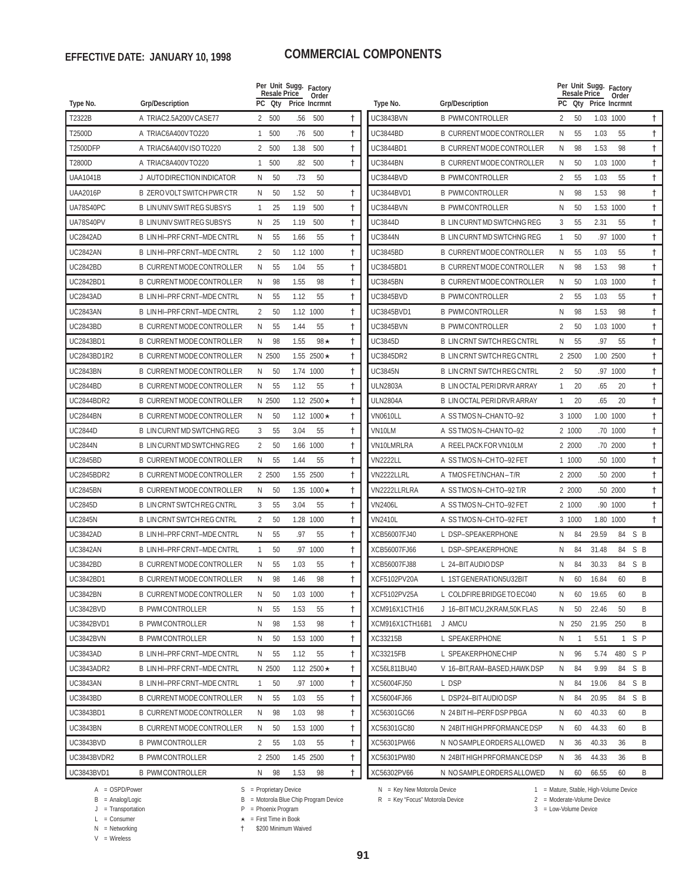**EFFECTIVE DATE: JANUARY 10, 1998**

# COMMERCIAL COMPONENTS

| Type No. | Grp/Description | PC | Per Unit Resale Qty | Sugg. Resale Price | Factory Order Incrmnt | |
|---|---|---|---|---|---|---|
| T2322B | A TRIAC2.5A200VCASE77 | 2 | 500 | .56 | 500 | † |
| T2500D | A TRIAC6A400VTO220 | 1 | 500 | .76 | 500 | † |
| T2500DFP | A TRIAC6A400VISOTO220 | 2 | 500 | 1.38 | 500 | † |
| T2800D | A TRIAC8A400VTO220 | 1 | 500 | .82 | 500 | † |
| UAA1041B | J AUTODIRECTIONINDICATOR | N | 50 | .73 | 50 | |
| UAA2016P | B ZEROVOLTSWITCHPWRCTR | N | 50 | 1.52 | 50 | † |
| UA78S40PC | B LINUNIVSWITREGSUBSYS | 1 | 25 | 1.19 | 500 | † |
| UA78S40PV | B LINUNIVSWITREGSUBSYS | N | 25 | 1.19 | 500 | † |
| UC2842AD | B LINHI–PRFCRNT–MDECNTRL | N | 55 | 1.66 | 55 | † |
| UC2842AN | B LINHI–PRFCRNT–MDECNTRL | 2 | 50 | 1.12 | 1000 | † |
| UC2842BD | B CURRENTMODECONTROLLER | N | 55 | 1.04 | 55 | † |
| UC2842BD1 | B CURRENTMODECONTROLLER | N | 98 | 1.55 | 98 | † |
| UC2843AD | B LINHI–PRFCRNT–MDECNTRL | N | 55 | 1.12 | 55 | † |
| UC2843AN | B LINHI–PRFCRNT–MDECNTRL | 2 | 50 | 1.12 | 1000 | † |
| UC2843BD | B CURRENTMODECONTROLLER | N | 55 | 1.44 | 55 | † |
| UC2843BD1 | B CURRENTMODECONTROLLER | N | 98 | 1.55 | 98★ | † |
| UC2843BD1R2 | B CURRENTMODECONTROLLER | N | 2500 | 1.55 | 2500★ | † |
| UC2843BN | B CURRENTMODECONTROLLER | N | 50 | 1.74 | 1000 | † |
| UC2844BD | B CURRENTMODECONTROLLER | N | 55 | 1.12 | 55 | † |
| UC2844BDR2 | B CURRENTMODECONTROLLER | N | 2500 | 1.12 | 2500★ | † |
| UC2844BN | B CURRENTMODECONTROLLER | N | 50 | 1.12 | 1000★ | † |
| UC2844D | B LINCURNTMDSWTCHNGREG | 3 | 55 | 3.04 | 55 | † |
| UC2844N | B LINCURNTMDSWTCHNGREG | 2 | 50 | 1.66 | 1000 | † |
| UC2845BD | B CURRENTMODECONTROLLER | N | 55 | 1.44 | 55 | † |
| UC2845BDR2 | B CURRENTMODECONTROLLER | 2 | 2500 | 1.55 | 2500 | † |
| UC2845BN | B CURRENTMODECONTROLLER | N | 50 | 1.35 | 1000★ | † |
| UC2845D | B LINCRNTSWTCHREGCNTRL | 3 | 55 | 3.04 | 55 | † |
| UC2845N | B LINCRNTSWTCHREGCNTRL | 2 | 50 | 1.28 | 1000 | † |
| UC3842AD | B LINHI–PRFCRNT–MDECNTRL | N | 55 | .97 | 55 | † |
| UC3842AN | B LINHI–PRFCRNT–MDECNTRL | 1 | 50 | .97 | 1000 | † |
| UC3842BD | B CURRENTMODECONTROLLER | N | 55 | 1.03 | 55 | † |
| UC3842BD1 | B CURRENTMODECONTROLLER | N | 98 | 1.46 | 98 | † |
| UC3842BN | B CURRENTMODECONTROLLER | N | 50 | 1.03 | 1000 | † |
| UC3842BVD | B PWMCONTROLLER | N | 55 | 1.53 | 55 | † |
| UC3842BVD1 | B PWMCONTROLLER | N | 98 | 1.53 | 98 | † |
| UC3842BVN | B PWMCONTROLLER | N | 50 | 1.53 | 1000 | † |
| UC3843AD | B LINHI–PRFCRNT–MDECNTRL | N | 55 | 1.12 | 55 | † |
| UC3843ADR2 | B LINHI–PRFCRNT–MDECNTRL | N | 2500 | 1.12 | 2500★ | † |
| UC3843AN | B LINHI–PRFCRNT–MDECNTRL | 1 | 50 | .97 | 1000 | † |
| UC3843BD | B CURRENTMODECONTROLLER | N | 55 | 1.03 | 55 | † |
| UC3843BD1 | B CURRENTMODECONTROLLER | N | 98 | 1.03 | 98 | † |
| UC3843BN | B CURRENTMODECONTROLLER | N | 50 | 1.53 | 1000 | † |
| UC3843BVD | B PWMCONTROLLER | 2 | 55 | 1.03 | 55 | † |
| UC3843BVDR2 | B PWMCONTROLLER | 2 | 2500 | 1.45 | 2500 | † |
| UC3843BVD1 | B PWMCONTROLLER | N | 98 | 1.53 | 98 | † |
| UC3843BVN | B PWMCONTROLLER | 2 | 50 | 1.03 | 1000 | † |
| UC3844BD | B CURRENTMODECONTROLLER | N | 55 | 1.03 | 55 | † |
| UC3844BD1 | B CURRENTMODECONTROLLER | N | 98 | 1.53 | 98 | † |
| UC3844BN | B CURRENTMODECONTROLLER | N | 50 | 1.03 | 1000 | † |
| UC3844BVD | B PWMCONTROLLER | 2 | 55 | 1.03 | 55 | † |
| UC3844BVD1 | B PWMCONTROLLER | N | 98 | 1.53 | 98 | † |
| UC3844BVN | B PWMCONTROLLER | N | 50 | 1.53 | 1000 | † |
| UC3844D | B LINCURNTMDSWTCHNGREG | 3 | 55 | 2.31 | 55 | † |
| UC3844N | B LINCURNTMDSWTCHNGREG | 1 | 50 | .97 | 1000 | † |
| UC3845BD | B CURRENTMODECONTROLLER | N | 55 | 1.03 | 55 | † |
| UC3845BD1 | B CURRENTMODECONTROLLER | N | 98 | 1.53 | 98 | † |
| UC3845BN | B CURRENTMODECONTROLLER | N | 50 | 1.03 | 1000 | † |
| UC3845BVD | B PWMCONTROLLER | 2 | 55 | 1.03 | 55 | † |
| UC3845BVD1 | B PWMCONTROLLER | N | 98 | 1.53 | 98 | † |
| UC3845BVN | B PWMCONTROLLER | 2 | 50 | 1.03 | 1000 | † |
| UC3845D | B LINCRNTSWTCHREGCNTRL | N | 55 | .97 | 55 | † |
| UC3845DR2 | B LINCRNTSWTCHREGCNTRL | 2 | 2500 | 1.00 | 2500 | † |
| UC3845N | B LINCRNTSWTCHREGCNTRL | 2 | 50 | .97 | 1000 | † |
| ULN2803A | B LINOCTALPERIDRVRARRAY | 1 | 20 | .65 | 20 | † |
| ULN2804A | B LINOCTALPERIDRVRARRAY | 1 | 20 | .65 | 20 | † |
| VN0610LL | A SSTMOSN–CHANTO–92 | 3 | 1000 | 1.00 | 1000 | † |
| VN10LM | A SSTMOSN–CHANTO–92 | 2 | 1000 | .70 | 1000 | † |
| VN10LMRLRA | A REELPACKFORVN10LM | 2 | 2000 | .70 | 2000 | † |
| VN2222LL | A SSTMOSN–CHTO–92FET | 1 | 1000 | .50 | 1000 | † |
| VN2222LLRL | A TMOSFET/NCHAN–T/R | 2 | 2000 | .50 | 2000 | † |
| VN2222LLRLRA | A SSTMOSN–CHTO–92T/R | 2 | 2000 | .50 | 2000 | † |
| VN2406L | A SSTMOSN–CHTO–92FET | 2 | 1000 | .90 | 1000 | † |
| VN2410L | A SSTMOSN–CHTO–92FET | 3 | 1000 | 1.80 | 1000 | † |
| XCB56007FJ40 | L DSP–SPEAKERPHONE | N | 84 | 29.59 | 84 | S B |
| XCB56007FJ66 | L DSP–SPEAKERPHONE | N | 84 | 31.48 | 84 | S B |
| XCB56007FJ88 | L 24–BITAUDIODSP | N | 84 | 30.33 | 84 | S B |
| XCF5102PV20A | L 1STGENERATION5U32BIT | N | 60 | 16.84 | 60 | B |
| XCF5102PV25A | L COLDFIREBRIDGETOEC040 | N | 60 | 19.65 | 60 | B |
| XCM916X1CTH16 | J 16–BITMCU,2KRAM,50KFLAS | N | 50 | 22.46 | 50 | B |
| XCM916X1CTH16B1 | J AMCU | N | 250 | 21.95 | 250 | B |
| XC33215B | L SPEAKERPHONE | N | 1 | 5.51 | 1 | S P |
| XC33215FB | L SPEAKERPHONECHIP | N | 96 | 5.74 | 480 | S P |
| XC56L811BU40 | V 16–BIT,RAM–BASED,HAWKDSP | N | 84 | 9.99 | 84 | S B |
| XC56004FJ50 | L DSP | N | 84 | 19.06 | 84 | S B |
| XC56004FJ66 | L DSP24–BITAUDIODSP | N | 84 | 20.95 | 84 | S B |
| XC56301GC66 | N 24BITHI–PERFDSPPBGA | N | 60 | 40.33 | 60 | B |
| XC56301GC80 | N 24BITHIGHPRFORMANCEDSP | N | 60 | 44.33 | 60 | B |
| XC56301PW66 | N NOSAMPLEORDERSALLOWED | N | 36 | 40.33 | 36 | B |
| XC56301PW80 | N 24BITHIGHPRFORMANCEDSP | N | 36 | 44.33 | 36 | B |
| XC56302PV66 | N NOSAMPLEORDERSALLOWED | N | 60 | 66.55 | 60 | B |

A = OSPD/Power
B = Analog/Logic
J = Transportation
L = Consumer
N = Networking
V = Wireless

S = Proprietary Device
B = Motorola Blue Chip Program Device
P = Phoenix Program
★ = First Time in Book
† $200 Minimum Waived

N = Key New Motorola Device
R = Key "Focus" Motorola Device

1 = Mature, Stable, High-Volume Device
2 = Moderate-Volume Device
3 = Low-Volume Device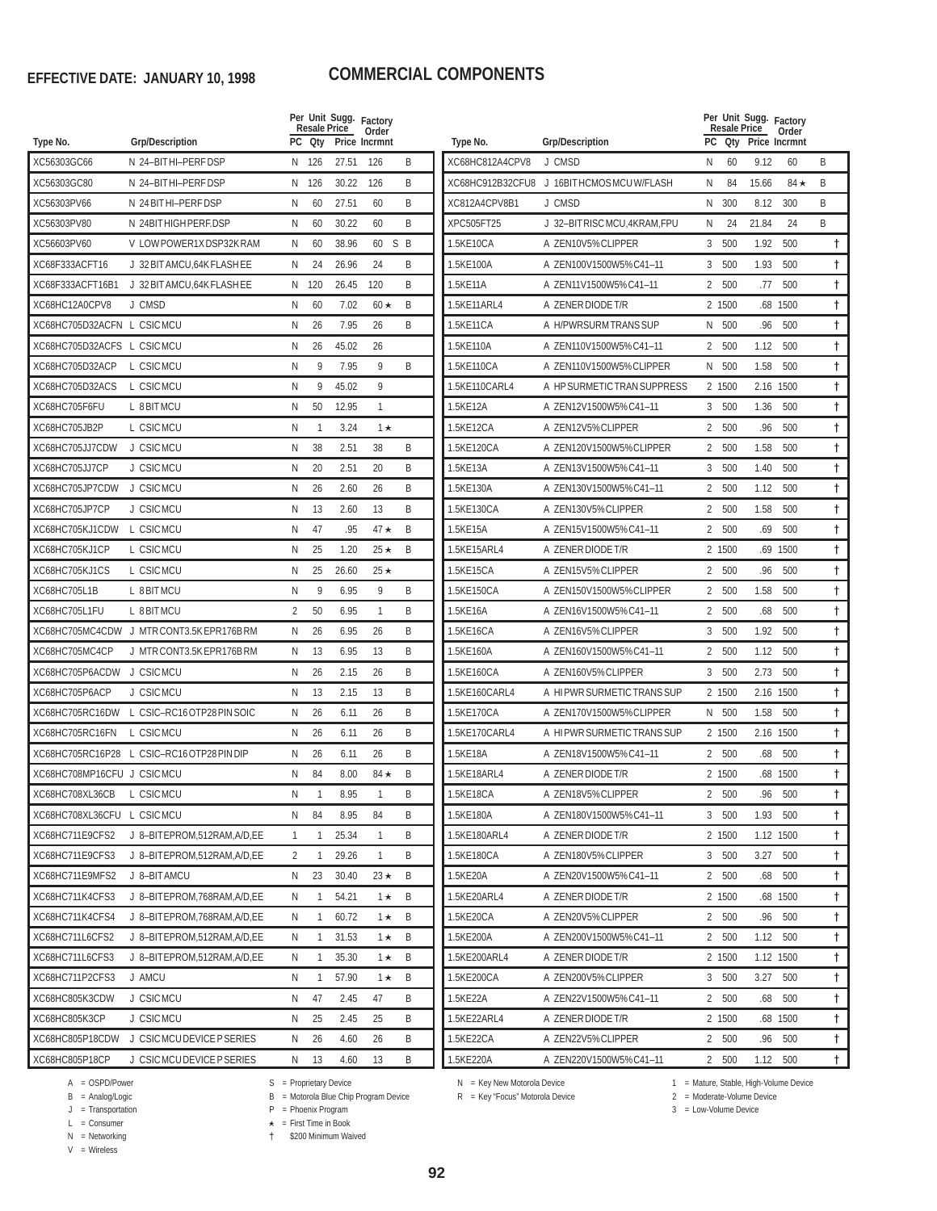**EFFECTIVE DATE: JANUARY 10, 1998**

# COMMERCIAL COMPONENTS

| Type No. | Grp/Description | PC | Per Unit Resale Qty | Sugg. Resale Price | Factory Order Incrmnt | |
|---|---|---|---|---|---|---|
| XC56303GC66 | N 24–BIT HI–PERF DSP | N | 126 | 27.51 | 126 | B |
| XC56303GC80 | N 24–BIT HI–PERF DSP | N | 126 | 30.22 | 126 | B |
| XC56303PV66 | N 24 BIT HI–PERF DSP | N | 60 | 27.51 | 60 | B |
| XC56303PV80 | N 24BIT HIGH PERF.DSP | N | 60 | 30.22 | 60 | B |
| XC56603PV60 | V LOW POWER1X DSP32K RAM | N | 60 | 38.96 | 60 S | B |
| XC68F333ACFT16 | J 32 BIT AMCU,64K FLASH EE | N | 24 | 26.96 | 24 | B |
| XC68F333ACFT16B1 | J 32 BIT AMCU,64K FLASH EE | N | 120 | 26.45 | 120 | B |
| XC68HC12A0CPV8 | J CMSD | N | 60 | 7.02 | 60 ★ | B |
| XC68HC705D32ACFN | L CSIC MCU | N | 26 | 7.95 | 26 | B |
| XC68HC705D32ACFS | L CSIC MCU | N | 26 | 45.02 | 26 | |
| XC68HC705D32ACP | L CSIC MCU | N | 9 | 7.95 | 9 | B |
| XC68HC705D32ACS | L CSIC MCU | N | 9 | 45.02 | 9 | |
| XC68HC705F6FU | L 8 BIT MCU | N | 50 | 12.95 | 1 | |
| XC68HC705JB2P | L CSIC MCU | N | 1 | 3.24 | 1 ★ | |
| XC68HC705JJ7CDW | J CSIC MCU | N | 38 | 2.51 | 38 | B |
| XC68HC705JJ7CP | J CSIC MCU | N | 20 | 2.51 | 20 | B |
| XC68HC705JP7CDW | J CSIC MCU | N | 26 | 2.60 | 26 | B |
| XC68HC705JP7CP | J CSIC MCU | N | 13 | 2.60 | 13 | B |
| XC68HC705KJ1CDW | L CSIC MCU | N | 47 | .95 | 47 ★ | B |
| XC68HC705KJ1CP | L CSIC MCU | N | 25 | 1.20 | 25 ★ | B |
| XC68HC705KJ1CS | L CSIC MCU | N | 25 | 26.60 | 25 ★ | |
| XC68HC705L1B | L 8 BIT MCU | N | 9 | 6.95 | 9 | B |
| XC68HC705L1FU | L 8 BIT MCU | 2 | 50 | 6.95 | 1 | B |
| XC68HC705MC4CDW | J MTR CONT3.5K EPR176B RM | N | 26 | 6.95 | 26 | B |
| XC68HC705MC4CP | J MTR CONT3.5K EPR176B RM | N | 13 | 6.95 | 13 | B |
| XC68HC705P6ACDW | J CSIC MCU | N | 26 | 2.15 | 26 | B |
| XC68HC705P6ACP | J CSIC MCU | N | 13 | 2.15 | 13 | B |
| XC68HC705RC16DW | L CSIC–RC16 OTP28 PIN SOIC | N | 26 | 6.11 | 26 | B |
| XC68HC705RC16FN | L CSIC MCU | N | 26 | 6.11 | 26 | B |
| XC68HC705RC16P28 | L CSIC–RC16 OTP28 PIN DIP | N | 26 | 6.11 | 26 | B |
| XC68HC708MP16CFU | J CSIC MCU | N | 84 | 8.00 | 84 ★ | B |
| XC68HC708XL36CB | L CSIC MCU | N | 1 | 8.95 | 1 | B |
| XC68HC708XL36CFU | L CSIC MCU | N | 84 | 8.95 | 84 | B |
| XC68HC711E9CFS2 | J 8–BITEPROM,512RAM,A/D,EE | 1 | 1 | 25.34 | 1 | B |
| XC68HC711E9CFS3 | J 8–BITEPROM,512RAM,A/D,EE | 2 | 1 | 29.26 | 1 | B |
| XC68HC711E9MFS2 | J 8–BIT AMCU | N | 23 | 30.40 | 23 ★ | B |
| XC68HC711K4CFS3 | J 8–BITEPROM,768RAM,A/D,EE | N | 1 | 54.21 | 1 ★ | B |
| XC68HC711K4CFS4 | J 8–BITEPROM,768RAM,A/D,EE | N | 1 | 60.72 | 1 ★ | B |
| XC68HC711L6CFS2 | J 8–BITEPROM,512RAM,A/D,EE | N | 1 | 31.53 | 1 ★ | B |
| XC68HC711L6CFS3 | J 8–BITEPROM,512RAM,A/D,EE | N | 1 | 35.30 | 1 ★ | B |
| XC68HC711P2CFS3 | J AMCU | N | 1 | 57.90 | 1 ★ | B |
| XC68HC805K3CDW | J CSIC MCU | N | 47 | 2.45 | 47 | B |
| XC68HC805K3CP | J CSIC MCU | N | 25 | 2.45 | 25 | B |
| XC68HC805P18CDW | J CSIC MCU DEVICE P SERIES | N | 26 | 4.60 | 26 | B |
| XC68HC805P18CP | J CSIC MCU DEVICE P SERIES | N | 13 | 4.60 | 13 | B |
| XC68HC812A4CPV8 | J CMSD | N | 60 | 9.12 | 60 | B |
| XC68HC912B32CFU8 | J 16BIT HCMOS MCU W/FLASH | N | 84 | 15.66 | 84 ★ | B |
| XC812A4CPV8B1 | J CMSD | N | 300 | 8.12 | 300 | B |
| XPC505FT25 | J 32–BIT RISC MCU,4KRAM,FPU | N | 24 | 21.84 | 24 | B |
| 1.5KE10CA | A ZEN10V5% CLIPPER | 3 | 500 | 1.92 | 500 | † |
| 1.5KE100A | A ZEN100V1500W5% C41–11 | 3 | 500 | 1.93 | 500 | † |
| 1.5KE11A | A ZEN11V1500W5% C41–11 | 2 | 500 | .77 | 500 | † |
| 1.5KE11ARL4 | A ZENER DIODE T/R | 2 | 1500 | .68 | 1500 | † |
| 1.5KE11CA | A H/PWRSURM TRANS SUP | N | 500 | .96 | 500 | † |
| 1.5KE110A | A ZEN110V1500W5% C41–11 | 2 | 500 | 1.12 | 500 | † |
| 1.5KE110CA | A ZEN110V1500W5% CLIPPER | N | 500 | 1.58 | 500 | † |
| 1.5KE110CARL4 | A HP SURMETIC TRAN SUPPRESS | 2 | 1500 | 2.16 | 1500 | † |
| 1.5KE12A | A ZEN12V1500W5% C41–11 | 3 | 500 | 1.36 | 500 | † |
| 1.5KE12CA | A ZEN12V5% CLIPPER | 2 | 500 | .96 | 500 | † |
| 1.5KE120CA | A ZEN120V1500W5% CLIPPER | 2 | 500 | 1.58 | 500 | † |
| 1.5KE13A | A ZEN13V1500W5% C41–11 | 3 | 500 | 1.40 | 500 | † |
| 1.5KE130A | A ZEN130V1500W5% C41–11 | 2 | 500 | 1.12 | 500 | † |
| 1.5KE130CA | A ZEN130V5% CLIPPER | 2 | 500 | 1.58 | 500 | † |
| 1.5KE15A | A ZEN15V1500W5% C41–11 | 2 | 500 | .69 | 500 | † |
| 1.5KE15ARL4 | A ZENER DIODE T/R | 2 | 1500 | .69 | 1500 | † |
| 1.5KE15CA | A ZEN15V5% CLIPPER | 2 | 500 | .96 | 500 | † |
| 1.5KE150CA | A ZEN150V1500W5% CLIPPER | 2 | 500 | 1.58 | 500 | † |
| 1.5KE16A | A ZEN16V1500W5% C41–11 | 2 | 500 | .68 | 500 | † |
| 1.5KE16CA | A ZEN16V5% CLIPPER | 3 | 500 | 1.92 | 500 | † |
| 1.5KE160A | A ZEN160V1500W5% C41–11 | 2 | 500 | 1.12 | 500 | † |
| 1.5KE160CA | A ZEN160V5% CLIPPER | 3 | 500 | 2.73 | 500 | † |
| 1.5KE160CARL4 | A HI PWR SURMETIC TRANS SUP | 2 | 1500 | 2.16 | 1500 | † |
| 1.5KE170CA | A ZEN170V1500W5% CLIPPER | N | 500 | 1.58 | 500 | † |
| 1.5KE170CARL4 | A HI PWR SURMETIC TRANS SUP | 2 | 1500 | 2.16 | 1500 | † |
| 1.5KE18A | A ZEN18V1500W5% C41–11 | 2 | 500 | .68 | 500 | † |
| 1.5KE18ARL4 | A ZENER DIODE T/R | 2 | 1500 | .68 | 1500 | † |
| 1.5KE18CA | A ZEN18V5% CLIPPER | 2 | 500 | .96 | 500 | † |
| 1.5KE180A | A ZEN180V1500W5% C41–11 | 3 | 500 | 1.93 | 500 | † |
| 1.5KE180ARL4 | A ZENER DIODE T/R | 2 | 1500 | 1.12 | 1500 | † |
| 1.5KE180CA | A ZEN180V5% CLIPPER | 3 | 500 | 3.27 | 500 | † |
| 1.5KE20A | A ZEN20V1500W5% C41–11 | 2 | 500 | .68 | 500 | † |
| 1.5KE20ARL4 | A ZENER DIODE T/R | 2 | 1500 | .68 | 1500 | † |
| 1.5KE20CA | A ZEN20V5% CLIPPER | 2 | 500 | .96 | 500 | † |
| 1.5KE200A | A ZEN200V1500W5% C41–11 | 2 | 500 | 1.12 | 500 | † |
| 1.5KE200ARL4 | A ZENER DIODE T/R | 2 | 1500 | 1.12 | 1500 | † |
| 1.5KE200CA | A ZEN200V5% CLIPPER | 3 | 500 | 3.27 | 500 | † |
| 1.5KE22A | A ZEN22V1500W5% C41–11 | 2 | 500 | .68 | 500 | † |
| 1.5KE22ARL4 | A ZENER DIODE T/R | 2 | 1500 | .68 | 1500 | † |
| 1.5KE22CA | A ZEN22V5% CLIPPER | 2 | 500 | .96 | 500 | † |
| 1.5KE220A | A ZEN220V1500W5% C41–11 | 2 | 500 | 1.12 | 500 | † |

A = OSPD/Power
B = Analog/Logic
J = Transportation
L = Consumer
N = Networking
V = Wireless

S = Proprietary Device
B = Motorola Blue Chip Program Device
P = Phoenix Program
★ = First Time in Book
† $200 Minimum Waived

N = Key New Motorola Device
R = Key "Focus" Motorola Device

1 = Mature, Stable, High-Volume Device
2 = Moderate-Volume Device
3 = Low-Volume Device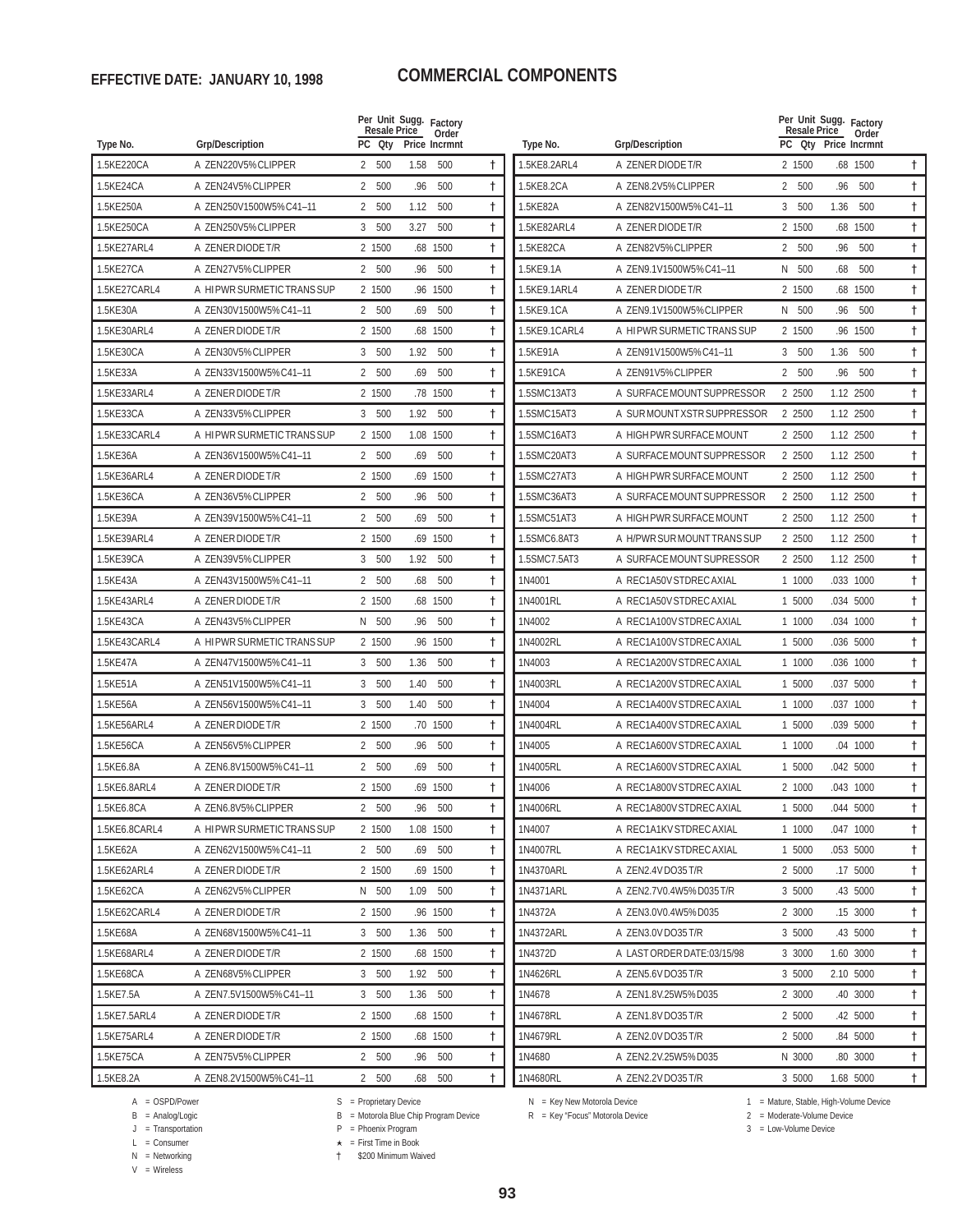**EFFECTIVE DATE: JANUARY 10, 1998**

# COMMERCIAL COMPONENTS

| Type No. | Grp/Description | Per Unit Resale PC | Qty | Sugg. Resale Price | Factory Order Incrmnt | |
|---|---|---|---|---|---|---|
| 1.5KE220CA | A ZEN220V5%CLIPPER | 2 | 500 | 1.58 | 500 | † |
| 1.5KE24CA | A ZEN24V5%CLIPPER | 2 | 500 | .96 | 500 | † |
| 1.5KE250A | A ZEN250V1500W5%C41–11 | 2 | 500 | 1.12 | 500 | † |
| 1.5KE250CA | A ZEN250V5%CLIPPER | 3 | 500 | 3.27 | 500 | † |
| 1.5KE27ARL4 | A ZENER DIODE T/R | 2 | 1500 | .68 | 1500 | † |
| 1.5KE27CA | A ZEN27V5%CLIPPER | 2 | 500 | .96 | 500 | † |
| 1.5KE27CARL4 | A HI PWR SURMETIC TRANS SUP | 2 | 1500 | .96 | 1500 | † |
| 1.5KE30A | A ZEN30V1500W5%C41–11 | 2 | 500 | .69 | 500 | † |
| 1.5KE30ARL4 | A ZENER DIODE T/R | 2 | 1500 | .68 | 1500 | † |
| 1.5KE30CA | A ZEN30V5%CLIPPER | 3 | 500 | 1.92 | 500 | † |
| 1.5KE33A | A ZEN33V1500W5%C41–11 | 2 | 500 | .69 | 500 | † |
| 1.5KE33ARL4 | A ZENER DIODE T/R | 2 | 1500 | .78 | 1500 | † |
| 1.5KE33CA | A ZEN33V5%CLIPPER | 3 | 500 | 1.92 | 500 | † |
| 1.5KE33CARL4 | A HI PWR SURMETIC TRANS SUP | 2 | 1500 | 1.08 | 1500 | † |
| 1.5KE36A | A ZEN36V1500W5%C41–11 | 2 | 500 | .69 | 500 | † |
| 1.5KE36ARL4 | A ZENER DIODE T/R | 2 | 1500 | .69 | 1500 | † |
| 1.5KE36CA | A ZEN36V5%CLIPPER | 2 | 500 | .96 | 500 | † |
| 1.5KE39A | A ZEN39V1500W5%C41–11 | 2 | 500 | .69 | 500 | † |
| 1.5KE39ARL4 | A ZENER DIODE T/R | 2 | 1500 | .69 | 1500 | † |
| 1.5KE39CA | A ZEN39V5%CLIPPER | 3 | 500 | 1.92 | 500 | † |
| 1.5KE43A | A ZEN43V1500W5%C41–11 | 2 | 500 | .68 | 500 | † |
| 1.5KE43ARL4 | A ZENER DIODE T/R | 2 | 1500 | .68 | 1500 | † |
| 1.5KE43CA | A ZEN43V5%CLIPPER | N | 500 | .96 | 500 | † |
| 1.5KE43CARL4 | A HI PWR SURMETIC TRANS SUP | 2 | 1500 | .96 | 1500 | † |
| 1.5KE47A | A ZEN47V1500W5%C41–11 | 3 | 500 | 1.36 | 500 | † |
| 1.5KE51A | A ZEN51V1500W5%C41–11 | 3 | 500 | 1.40 | 500 | † |
| 1.5KE56A | A ZEN56V1500W5%C41–11 | 3 | 500 | 1.40 | 500 | † |
| 1.5KE56ARL4 | A ZENER DIODE T/R | 2 | 1500 | .70 | 1500 | † |
| 1.5KE56CA | A ZEN56V5%CLIPPER | 2 | 500 | .96 | 500 | † |
| 1.5KE6.8A | A ZEN6.8V1500W5%C41–11 | 2 | 500 | .69 | 500 | † |
| 1.5KE6.8ARL4 | A ZENER DIODE T/R | 2 | 1500 | .69 | 1500 | † |
| 1.5KE6.8CA | A ZEN6.8V5%CLIPPER | 2 | 500 | .96 | 500 | † |
| 1.5KE6.8CARL4 | A HI PWR SURMETIC TRANS SUP | 2 | 1500 | 1.08 | 1500 | † |
| 1.5KE62A | A ZEN62V1500W5%C41–11 | 2 | 500 | .69 | 500 | † |
| 1.5KE62ARL4 | A ZENER DIODE T/R | 2 | 1500 | .69 | 1500 | † |
| 1.5KE62CA | A ZEN62V5%CLIPPER | N | 500 | 1.09 | 500 | † |
| 1.5KE62CARL4 | A ZENER DIODE T/R | 2 | 1500 | .96 | 1500 | † |
| 1.5KE68A | A ZEN68V1500W5%C41–11 | 3 | 500 | 1.36 | 500 | † |
| 1.5KE68ARL4 | A ZENER DIODE T/R | 2 | 1500 | .68 | 1500 | † |
| 1.5KE68CA | A ZEN68V5%CLIPPER | 3 | 500 | 1.92 | 500 | † |
| 1.5KE7.5A | A ZEN7.5V1500W5%C41–11 | 3 | 500 | 1.36 | 500 | † |
| 1.5KE7.5ARL4 | A ZENER DIODE T/R | 2 | 1500 | .68 | 1500 | † |
| 1.5KE75ARL4 | A ZENER DIODE T/R | 2 | 1500 | .68 | 1500 | † |
| 1.5KE75CA | A ZEN75V5%CLIPPER | 2 | 500 | .96 | 500 | † |
| 1.5KE8.2A | A ZEN8.2V1500W5%C41–11 | 2 | 500 | .68 | 500 | † |
| 1.5KE8.2ARL4 | A ZENER DIODE T/R | 2 | 1500 | .68 | 1500 | † |
| 1.5KE8.2CA | A ZEN8.2V5%CLIPPER | 2 | 500 | .96 | 500 | † |
| 1.5KE82A | A ZEN82V1500W5%C41–11 | 3 | 500 | 1.36 | 500 | † |
| 1.5KE82ARL4 | A ZENER DIODE T/R | 2 | 1500 | .68 | 1500 | † |
| 1.5KE82CA | A ZEN82V5%CLIPPER | 2 | 500 | .96 | 500 | † |
| 1.5KE9.1A | A ZEN9.1V1500W5%C41–11 | N | 500 | .68 | 500 | † |
| 1.5KE9.1ARL4 | A ZENER DIODE T/R | 2 | 1500 | .68 | 1500 | † |
| 1.5KE9.1CA | A ZEN9.1V1500W5%CLIPPER | N | 500 | .96 | 500 | † |
| 1.5KE9.1CARL4 | A HI PWR SURMETIC TRANS SUP | 2 | 1500 | .96 | 1500 | † |
| 1.5KE91A | A ZEN91V1500W5%C41–11 | 3 | 500 | 1.36 | 500 | † |
| 1.5KE91CA | A ZEN91V5%CLIPPER | 2 | 500 | .96 | 500 | † |
| 1.5SMC13AT3 | A SURFACE MOUNT SUPPRESSOR | 2 | 2500 | 1.12 | 2500 | † |
| 1.5SMC15AT3 | A SUR MOUNT XSTR SUPPRESSOR | 2 | 2500 | 1.12 | 2500 | † |
| 1.5SMC16AT3 | A HIGH PWR SURFACE MOUNT | 2 | 2500 | 1.12 | 2500 | † |
| 1.5SMC20AT3 | A SURFACE MOUNT SUPPRESSOR | 2 | 2500 | 1.12 | 2500 | † |
| 1.5SMC27AT3 | A HIGH PWR SURFACE MOUNT | 2 | 2500 | 1.12 | 2500 | † |
| 1.5SMC36AT3 | A SURFACE MOUNT SUPPRESSOR | 2 | 2500 | 1.12 | 2500 | † |
| 1.5SMC51AT3 | A HIGH PWR SURFACE MOUNT | 2 | 2500 | 1.12 | 2500 | † |
| 1.5SMC6.8AT3 | A H/PWR SUR MOUNT TRANS SUP | 2 | 2500 | 1.12 | 2500 | † |
| 1.5SMC7.5AT3 | A SURFACE MOUNT SUPRESSOR | 2 | 2500 | 1.12 | 2500 | † |
| 1N4001 | A REC1A50V STD REC AXIAL | 1 | 1000 | .033 | 1000 | † |
| 1N4001RL | A REC1A50V STD REC AXIAL | 1 | 5000 | .034 | 5000 | † |
| 1N4002 | A REC1A100V STD REC AXIAL | 1 | 1000 | .034 | 1000 | † |
| 1N4002RL | A REC1A100V STD REC AXIAL | 1 | 5000 | .036 | 5000 | † |
| 1N4003 | A REC1A200V STD REC AXIAL | 1 | 1000 | .036 | 1000 | † |
| 1N4003RL | A REC1A200V STD REC AXIAL | 1 | 5000 | .037 | 5000 | † |
| 1N4004 | A REC1A400V STD REC AXIAL | 1 | 1000 | .037 | 1000 | † |
| 1N4004RL | A REC1A400V STD REC AXIAL | 1 | 5000 | .039 | 5000 | † |
| 1N4005 | A REC1A600V STD REC AXIAL | 1 | 1000 | .04 | 1000 | † |
| 1N4005RL | A REC1A600V STD REC AXIAL | 1 | 5000 | .042 | 5000 | † |
| 1N4006 | A REC1A800V STD REC AXIAL | 2 | 1000 | .043 | 1000 | † |
| 1N4006RL | A REC1A800V STD REC AXIAL | 1 | 5000 | .044 | 5000 | † |
| 1N4007 | A REC1A1KV STD REC AXIAL | 1 | 1000 | .047 | 1000 | † |
| 1N4007RL | A REC1A1KV STD REC AXIAL | 1 | 5000 | .053 | 5000 | † |
| 1N4370ARL | A ZEN2.4V DO35 T/R | 2 | 5000 | .17 | 5000 | † |
| 1N4371ARL | A ZEN2.7V0.4W5% DO35 T/R | 3 | 5000 | .43 | 5000 | † |
| 1N4372A | A ZEN3.0V0.4W5% D035 | 2 | 3000 | .15 | 3000 | † |
| 1N4372ARL | A ZEN3.0V DO35 T/R | 3 | 5000 | .43 | 5000 | † |
| 1N4372D | A LAST ORDER DATE:03/15/98 | 3 | 3000 | 1.60 | 3000 | † |
| 1N4626RL | A ZEN5.6V DO35 T/R | 3 | 5000 | 2.10 | 5000 | † |
| 1N4678 | A ZEN1.8V.25W5% D035 | 2 | 3000 | .40 | 3000 | † |
| 1N4678RL | A ZEN1.8V DO35 T/R | 2 | 5000 | .42 | 5000 | † |
| 1N4679RL | A ZEN2.0V DO35 T/R | 2 | 5000 | .84 | 5000 | † |
| 1N4680 | A ZEN2.2V.25W5% D035 | N | 3000 | .80 | 3000 | † |
| 1N4680RL | A ZEN2.2V DO35 T/R | 3 | 5000 | 1.68 | 5000 | † |

A = OSPD/Power
B = Analog/Logic
J = Transportation
L = Consumer
N = Networking
V = Wireless

S = Proprietary Device
B = Motorola Blue Chip Program Device
P = Phoenix Program
★ = First Time in Book
† $200 Minimum Waived

N = Key New Motorola Device
R = Key "Focus" Motorola Device

1 = Mature, Stable, High-Volume Device
2 = Moderate-Volume Device
3 = Low-Volume Device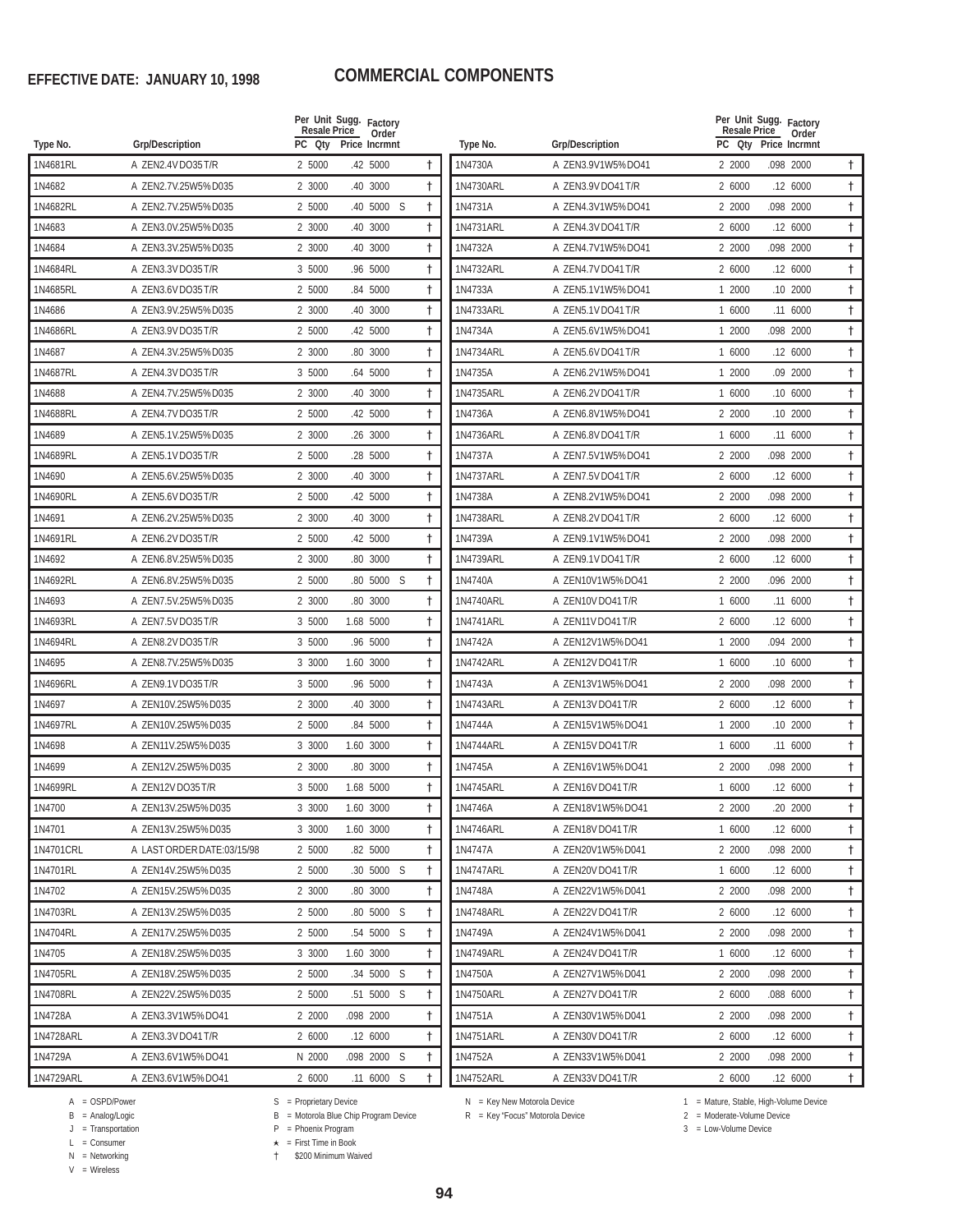**EFFECTIVE DATE: JANUARY 10, 1998**

# COMMERCIAL COMPONENTS

| Type No. | Grp/Description | PC | Per Unit Qty | Sugg. Resale Price | Factory Order Incrmnt | | |
|---|---|---|---|---|---|---|---|
| 1N4681RL | A ZEN2.4V DO35 T/R | 2 | 5000 | .42 | 5000 | | † |
| 1N4682 | A ZEN2.7V.25W5% D035 | 2 | 3000 | .40 | 3000 | | † |
| 1N4682RL | A ZEN2.7V.25W5% D035 | 2 | 5000 | .40 | 5000 | S | † |
| 1N4683 | A ZEN3.0V.25W5% D035 | 2 | 3000 | .40 | 3000 | | † |
| 1N4684 | A ZEN3.3V.25W5% D035 | 2 | 3000 | .40 | 3000 | | † |
| 1N4684RL | A ZEN3.3V DO35 T/R | 3 | 5000 | .96 | 5000 | | † |
| 1N4685RL | A ZEN3.6V DO35 T/R | 2 | 5000 | .84 | 5000 | | † |
| 1N4686 | A ZEN3.9V.25W5% D035 | 2 | 3000 | .40 | 3000 | | † |
| 1N4686RL | A ZEN3.9V DO35 T/R | 2 | 5000 | .42 | 5000 | | † |
| 1N4687 | A ZEN4.3V.25W5% D035 | 2 | 3000 | .80 | 3000 | | † |
| 1N4687RL | A ZEN4.3V DO35 T/R | 3 | 5000 | .64 | 5000 | | † |
| 1N4688 | A ZEN4.7V.25W5% D035 | 2 | 3000 | .40 | 3000 | | † |
| 1N4688RL | A ZEN4.7V DO35 T/R | 2 | 5000 | .42 | 5000 | | † |
| 1N4689 | A ZEN5.1V.25W5% D035 | 2 | 3000 | .26 | 3000 | | † |
| 1N4689RL | A ZEN5.1V DO35 T/R | 2 | 5000 | .28 | 5000 | | † |
| 1N4690 | A ZEN5.6V.25W5% D035 | 2 | 3000 | .40 | 3000 | | † |
| 1N4690RL | A ZEN5.6V DO35 T/R | 2 | 5000 | .42 | 5000 | | † |
| 1N4691 | A ZEN6.2V.25W5% D035 | 2 | 3000 | .40 | 3000 | | † |
| 1N4691RL | A ZEN6.2V DO35 T/R | 2 | 5000 | .42 | 5000 | | † |
| 1N4692 | A ZEN6.8V.25W5% D035 | 2 | 3000 | .80 | 3000 | | † |
| 1N4692RL | A ZEN6.8V.25W5% D035 | 2 | 5000 | .80 | 5000 | S | † |
| 1N4693 | A ZEN7.5V.25W5% D035 | 2 | 3000 | .80 | 3000 | | † |
| 1N4693RL | A ZEN7.5V DO35 T/R | 3 | 5000 | 1.68 | 5000 | | † |
| 1N4694RL | A ZEN8.2V DO35 T/R | 3 | 5000 | .96 | 5000 | | † |
| 1N4695 | A ZEN8.7V.25W5% D035 | 3 | 3000 | 1.60 | 3000 | | † |
| 1N4696RL | A ZEN9.1V DO35 T/R | 3 | 5000 | .96 | 5000 | | † |
| 1N4697 | A ZEN10V.25W5% D035 | 2 | 3000 | .40 | 3000 | | † |
| 1N4697RL | A ZEN10V.25W5% D035 | 2 | 5000 | .84 | 5000 | | † |
| 1N4698 | A ZEN11V.25W5% D035 | 3 | 3000 | 1.60 | 3000 | | † |
| 1N4699 | A ZEN12V.25W5% D035 | 2 | 3000 | .80 | 3000 | | † |
| 1N4699RL | A ZEN12V DO35 T/R | 3 | 5000 | 1.68 | 5000 | | † |
| 1N4700 | A ZEN13V.25W5% D035 | 3 | 3000 | 1.60 | 3000 | | † |
| 1N4701 | A ZEN13V.25W5% D035 | 3 | 3000 | 1.60 | 3000 | | † |
| 1N4701CRL | A LAST ORDER DATE:03/15/98 | 2 | 5000 | .82 | 5000 | | † |
| 1N4701RL | A ZEN14V.25W5% D035 | 2 | 5000 | .30 | 5000 | S | † |
| 1N4702 | A ZEN15V.25W5% D035 | 2 | 3000 | .80 | 3000 | | † |
| 1N4703RL | A ZEN13V.25W5% D035 | 2 | 5000 | .80 | 5000 | S | † |
| 1N4704RL | A ZEN17V.25W5% D035 | 2 | 5000 | .54 | 5000 | S | † |
| 1N4705 | A ZEN18V.25W5% D035 | 3 | 3000 | 1.60 | 3000 | | † |
| 1N4705RL | A ZEN18V.25W5% D035 | 2 | 5000 | .34 | 5000 | S | † |
| 1N4708RL | A ZEN22V.25W5% D035 | 2 | 5000 | .51 | 5000 | S | † |
| 1N4728A | A ZEN3.3V1W5% DO41 | 2 | 2000 | .098 | 2000 | | † |
| 1N4728ARL | A ZEN3.3V DO41 T/R | 2 | 6000 | .12 | 6000 | | † |
| 1N4729A | A ZEN3.6V1W5% DO41 | N | 2000 | .098 | 2000 | S | † |
| 1N4729ARL | A ZEN3.6V1W5% DO41 | 2 | 6000 | .11 | 6000 | S | † |
| 1N4730A | A ZEN3.9V1W5% DO41 | 2 | 2000 | .098 | 2000 | | † |
| 1N4730ARL | A ZEN3.9V DO41 T/R | 2 | 6000 | .12 | 6000 | | † |
| 1N4731A | A ZEN4.3V1W5% DO41 | 2 | 2000 | .098 | 2000 | | † |
| 1N4731ARL | A ZEN4.3V DO41 T/R | 2 | 6000 | .12 | 6000 | | † |
| 1N4732A | A ZEN4.7V1W5% DO41 | 2 | 2000 | .098 | 2000 | | † |
| 1N4732ARL | A ZEN4.7V DO41 T/R | 2 | 6000 | .12 | 6000 | | † |
| 1N4733A | A ZEN5.1V1W5% DO41 | 1 | 2000 | .10 | 2000 | | † |
| 1N4733ARL | A ZEN5.1V DO41 T/R | 1 | 6000 | .11 | 6000 | | † |
| 1N4734A | A ZEN5.6V1W5% DO41 | 1 | 2000 | .098 | 2000 | | † |
| 1N4734ARL | A ZEN5.6V DO41 T/R | 1 | 6000 | .12 | 6000 | | † |
| 1N4735A | A ZEN6.2V1W5% DO41 | 1 | 2000 | .09 | 2000 | | † |
| 1N4735ARL | A ZEN6.2V DO41 T/R | 1 | 6000 | .10 | 6000 | | † |
| 1N4736A | A ZEN6.8V1W5% DO41 | 2 | 2000 | .10 | 2000 | | † |
| 1N4736ARL | A ZEN6.8V DO41 T/R | 1 | 6000 | .11 | 6000 | | † |
| 1N4737A | A ZEN7.5V1W5% DO41 | 2 | 2000 | .098 | 2000 | | † |
| 1N4737ARL | A ZEN7.5V DO41 T/R | 2 | 6000 | .12 | 6000 | | † |
| 1N4738A | A ZEN8.2V1W5% DO41 | 2 | 2000 | .098 | 2000 | | † |
| 1N4738ARL | A ZEN8.2V DO41 T/R | 2 | 6000 | .12 | 6000 | | † |
| 1N4739A | A ZEN9.1V1W5% DO41 | 2 | 2000 | .098 | 2000 | | † |
| 1N4739ARL | A ZEN9.1V DO41 T/R | 2 | 6000 | .12 | 6000 | | † |
| 1N4740A | A ZEN10V1W5% DO41 | 2 | 2000 | .096 | 2000 | | † |
| 1N4740ARL | A ZEN10V DO41 T/R | 1 | 6000 | .11 | 6000 | | † |
| 1N4741ARL | A ZEN11V DO41 T/R | 2 | 6000 | .12 | 6000 | | † |
| 1N4742A | A ZEN12V1W5% DO41 | 1 | 2000 | .094 | 2000 | | † |
| 1N4742ARL | A ZEN12V DO41 T/R | 1 | 6000 | .10 | 6000 | | † |
| 1N4743A | A ZEN13V1W5% DO41 | 2 | 2000 | .098 | 2000 | | † |
| 1N4743ARL | A ZEN13V DO41 T/R | 2 | 6000 | .12 | 6000 | | † |
| 1N4744A | A ZEN15V1W5% DO41 | 1 | 2000 | .10 | 2000 | | † |
| 1N4744ARL | A ZEN15V DO41 T/R | 1 | 6000 | .11 | 6000 | | † |
| 1N4745A | A ZEN16V1W5% DO41 | 2 | 2000 | .098 | 2000 | | † |
| 1N4745ARL | A ZEN16V DO41 T/R | 1 | 6000 | .12 | 6000 | | † |
| 1N4746A | A ZEN18V1W5% DO41 | 2 | 2000 | .20 | 2000 | | † |
| 1N4746ARL | A ZEN18V DO41 T/R | 1 | 6000 | .12 | 6000 | | † |
| 1N4747A | A ZEN20V1W5% D041 | 2 | 2000 | .098 | 2000 | | † |
| 1N4747ARL | A ZEN20V DO41 T/R | 1 | 6000 | .12 | 6000 | | † |
| 1N4748A | A ZEN22V1W5% D041 | 2 | 2000 | .098 | 2000 | | † |
| 1N4748ARL | A ZEN22V DO41 T/R | 2 | 6000 | .12 | 6000 | | † |
| 1N4749A | A ZEN24V1W5% D041 | 2 | 2000 | .098 | 2000 | | † |
| 1N4749ARL | A ZEN24V DO41 T/R | 1 | 6000 | .12 | 6000 | | † |
| 1N4750A | A ZEN27V1W5% D041 | 2 | 2000 | .098 | 2000 | | † |
| 1N4750ARL | A ZEN27V DO41 T/R | 2 | 6000 | .088 | 6000 | | † |
| 1N4751A | A ZEN30V1W5% D041 | 2 | 2000 | .098 | 2000 | | † |
| 1N4751ARL | A ZEN30V DO41 T/R | 2 | 6000 | .12 | 6000 | | † |
| 1N4752A | A ZEN33V1W5% D041 | 2 | 2000 | .098 | 2000 | | † |
| 1N4752ARL | A ZEN33V DO41 T/R | 2 | 6000 | .12 | 6000 | | † |

A = OSPD/Power
B = Analog/Logic
J = Transportation
L = Consumer
N = Networking
V = Wireless

S = Proprietary Device
B = Motorola Blue Chip Program Device
P = Phoenix Program
★ = First Time in Book
† $200 Minimum Waived

N = Key New Motorola Device
R = Key "Focus" Motorola Device

1 = Mature, Stable, High-Volume Device
2 = Moderate-Volume Device
3 = Low-Volume Device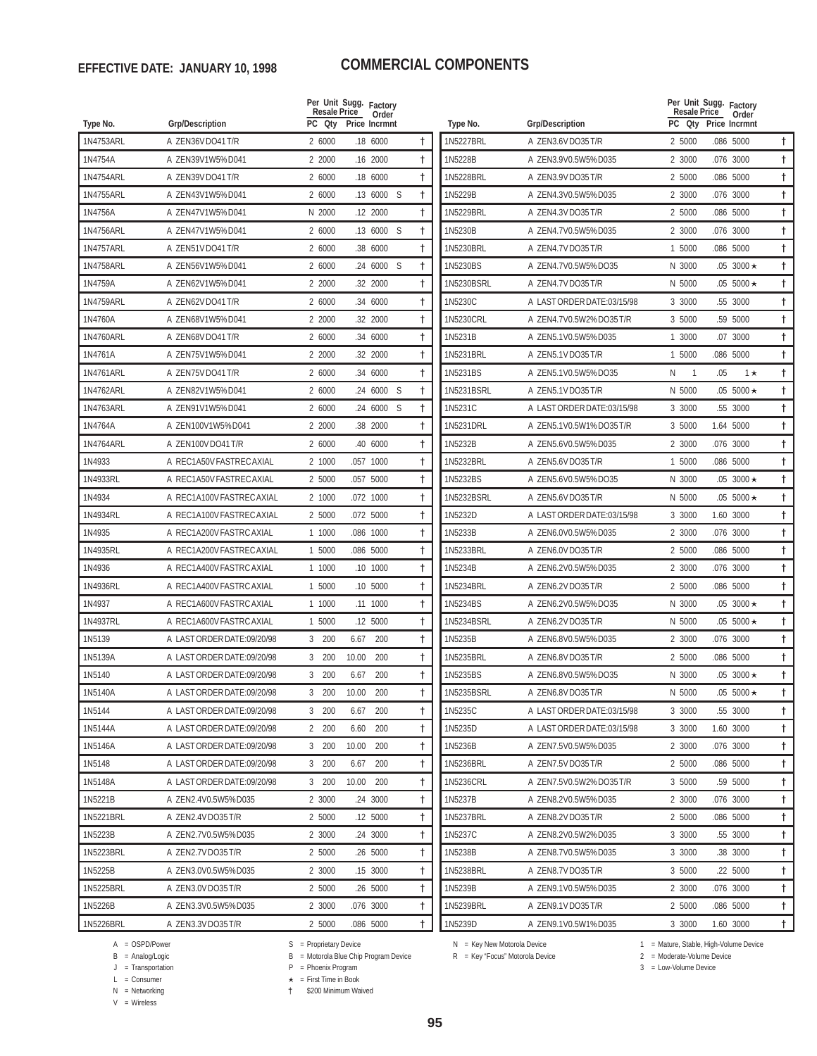**EFFECTIVE DATE: JANUARY 10, 1998**

# COMMERCIAL COMPONENTS

| Type No. | Grp/Description | Per Unit Resale PC | Qty | Sugg. Price | Factory Order Incrmnt | | |
|---|---|---|---|---|---|---|---|
| 1N4753ARL | A ZEN36V DO41 T/R | 2 | 6000 | .18 | 6000 | | † |
| 1N4754A | A ZEN39V1W5% D041 | 2 | 2000 | .16 | 2000 | | † |
| 1N4754ARL | A ZEN39V DO41 T/R | 2 | 6000 | .18 | 6000 | | † |
| 1N4755ARL | A ZEN43V1W5% D041 | 2 | 6000 | .13 | 6000 | S | † |
| 1N4756A | A ZEN47V1W5% D041 | N | 2000 | .12 | 2000 | | † |
| 1N4756ARL | A ZEN47V1W5% D041 | 2 | 6000 | .13 | 6000 | S | † |
| 1N4757ARL | A ZEN51V DO41 T/R | 2 | 6000 | .38 | 6000 | | † |
| 1N4758ARL | A ZEN56V1W5% D041 | 2 | 6000 | .24 | 6000 | S | † |
| 1N4759A | A ZEN62V1W5% D041 | 2 | 2000 | .32 | 2000 | | † |
| 1N4759ARL | A ZEN62V DO41 T/R | 2 | 6000 | .34 | 6000 | | † |
| 1N4760A | A ZEN68V1W5% D041 | 2 | 2000 | .32 | 2000 | | † |
| 1N4760ARL | A ZEN68V DO41 T/R | 2 | 6000 | .34 | 6000 | | † |
| 1N4761A | A ZEN75V1W5% D041 | 2 | 2000 | .32 | 2000 | | † |
| 1N4761ARL | A ZEN75V DO41 T/R | 2 | 6000 | .34 | 6000 | | † |
| 1N4762ARL | A ZEN82V1W5% D041 | 2 | 6000 | .24 | 6000 | S | † |
| 1N4763ARL | A ZEN91V1W5% D041 | 2 | 6000 | .24 | 6000 | S | † |
| 1N4764A | A ZEN100V1W5% D041 | 2 | 2000 | .38 | 2000 | | † |
| 1N4764ARL | A ZEN100V DO41 T/R | 2 | 6000 | .40 | 6000 | | † |
| 1N4933 | A REC1A50V FASTREC AXIAL | 2 | 1000 | .057 | 1000 | | † |
| 1N4933RL | A REC1A50V FASTREC AXIAL | 2 | 5000 | .057 | 5000 | | † |
| 1N4934 | A REC1A100V FASTREC AXIAL | 2 | 1000 | .072 | 1000 | | † |
| 1N4934RL | A REC1A100V FASTREC AXIAL | 2 | 5000 | .072 | 5000 | | † |
| 1N4935 | A REC1A200V FASTRC AXIAL | 1 | 1000 | .086 | 1000 | | † |
| 1N4935RL | A REC1A200V FASTREC AXIAL | 1 | 5000 | .086 | 5000 | | † |
| 1N4936 | A REC1A400V FASTRC AXIAL | 1 | 1000 | .10 | 1000 | | † |
| 1N4936RL | A REC1A400V FASTRC AXIAL | 1 | 5000 | .10 | 5000 | | † |
| 1N4937 | A REC1A600V FASTRC AXIAL | 1 | 1000 | .11 | 1000 | | † |
| 1N4937RL | A REC1A600V FASTRC AXIAL | 1 | 5000 | .12 | 5000 | | † |
| 1N5139 | A LAST ORDER DATE:09/20/98 | 3 | 200 | 6.67 | 200 | | † |
| 1N5139A | A LAST ORDER DATE:09/20/98 | 3 | 200 | 10.00 | 200 | | † |
| 1N5140 | A LAST ORDER DATE:09/20/98 | 3 | 200 | 6.67 | 200 | | † |
| 1N5140A | A LAST ORDER DATE:09/20/98 | 3 | 200 | 10.00 | 200 | | † |
| 1N5144 | A LAST ORDER DATE:09/20/98 | 3 | 200 | 6.67 | 200 | | † |
| 1N5144A | A LAST ORDER DATE:09/20/98 | 2 | 200 | 6.60 | 200 | | † |
| 1N5146A | A LAST ORDER DATE:09/20/98 | 3 | 200 | 10.00 | 200 | | † |
| 1N5148 | A LAST ORDER DATE:09/20/98 | 3 | 200 | 6.67 | 200 | | † |
| 1N5148A | A LAST ORDER DATE:09/20/98 | 3 | 200 | 10.00 | 200 | | † |
| 1N5221B | A ZEN2.4V0.5W5% D035 | 2 | 3000 | .24 | 3000 | | † |
| 1N5221BRL | A ZEN2.4V DO35 T/R | 2 | 5000 | .12 | 5000 | | † |
| 1N5223B | A ZEN2.7V0.5W5% D035 | 2 | 3000 | .24 | 3000 | | † |
| 1N5223BRL | A ZEN2.7V DO35 T/R | 2 | 5000 | .26 | 5000 | | † |
| 1N5225B | A ZEN3.0V0.5W5% D035 | 2 | 3000 | .15 | 3000 | | † |
| 1N5225BRL | A ZEN3.0V DO35 T/R | 2 | 5000 | .26 | 5000 | | † |
| 1N5226B | A ZEN3.3V0.5W5% D035 | 2 | 3000 | .076 | 3000 | | † |
| 1N5226BRL | A ZEN3.3V DO35 T/R | 2 | 5000 | .086 | 5000 | | † |
| 1N5227BRL | A ZEN3.6V DO35 T/R | 2 | 5000 | .086 | 5000 | | † |
| 1N5228B | A ZEN3.9V0.5W5% D035 | 2 | 3000 | .076 | 3000 | | † |
| 1N5228BRL | A ZEN3.9V DO35 T/R | 2 | 5000 | .086 | 5000 | | † |
| 1N5229B | A ZEN4.3V0.5W5% D035 | 2 | 3000 | .076 | 3000 | | † |
| 1N5229BRL | A ZEN4.3V DO35 T/R | 2 | 5000 | .086 | 5000 | | † |
| 1N5230B | A ZEN4.7V0.5W5% D035 | 2 | 3000 | .076 | 3000 | | † |
| 1N5230BRL | A ZEN4.7V DO35 T/R | 1 | 5000 | .086 | 5000 | | † |
| 1N5230BS | A ZEN4.7V0.5W5% DO35 | N | 3000 | .05 | 3000 ★ | | † |
| 1N5230BSRL | A ZEN4.7V DO35 T/R | N | 5000 | .05 | 5000 ★ | | † |
| 1N5230C | A LAST ORDER DATE:03/15/98 | 3 | 3000 | .55 | 3000 | | † |
| 1N5230CRL | A ZEN4.7V0.5W2% DO35 T/R | 3 | 5000 | .59 | 5000 | | † |
| 1N5231B | A ZEN5.1V0.5W5% D035 | 1 | 3000 | .07 | 3000 | | † |
| 1N5231BRL | A ZEN5.1V DO35 T/R | 1 | 5000 | .086 | 5000 | | † |
| 1N5231BS | A ZEN5.1V0.5W5% DO35 | N | 1 | .05 | 1 ★ | | † |
| 1N5231BSRL | A ZEN5.1V DO35 T/R | N | 5000 | .05 | 5000 ★ | | † |
| 1N5231C | A LAST ORDER DATE:03/15/98 | 3 | 3000 | .55 | 3000 | | † |
| 1N5231DRL | A ZEN5.1V0.5W1% DO35 T/R | 3 | 5000 | 1.64 | 5000 | | † |
| 1N5232B | A ZEN5.6V0.5W5% D035 | 2 | 3000 | .076 | 3000 | | † |
| 1N5232BRL | A ZEN5.6V DO35 T/R | 1 | 5000 | .086 | 5000 | | † |
| 1N5232BS | A ZEN5.6V0.5W5% DO35 | N | 3000 | .05 | 3000 ★ | | † |
| 1N5232BSRL | A ZEN5.6V DO35 T/R | N | 5000 | .05 | 5000 ★ | | † |
| 1N5232D | A LAST ORDER DATE:03/15/98 | 3 | 3000 | 1.60 | 3000 | | † |
| 1N5233B | A ZEN6.0V0.5W5% D035 | 2 | 3000 | .076 | 3000 | | † |
| 1N5233BRL | A ZEN6.0V DO35 T/R | 2 | 5000 | .086 | 5000 | | † |
| 1N5234B | A ZEN6.2V0.5W5% D035 | 2 | 3000 | .076 | 3000 | | † |
| 1N5234BRL | A ZEN6.2V DO35 T/R | 2 | 5000 | .086 | 5000 | | † |
| 1N5234BS | A ZEN6.2V0.5W5% DO35 | N | 3000 | .05 | 3000 ★ | | † |
| 1N5234BSRL | A ZEN6.2V DO35 T/R | N | 5000 | .05 | 5000 ★ | | † |
| 1N5235B | A ZEN6.8V0.5W5% D035 | 2 | 3000 | .076 | 3000 | | † |
| 1N5235BRL | A ZEN6.8V DO35 T/R | 2 | 5000 | .086 | 5000 | | † |
| 1N5235BS | A ZEN6.8V0.5W5% DO35 | N | 3000 | .05 | 3000 ★ | | † |
| 1N5235BSRL | A ZEN6.8V DO35 T/R | N | 5000 | .05 | 5000 ★ | | † |
| 1N5235C | A LAST ORDER DATE:03/15/98 | 3 | 3000 | .55 | 3000 | | † |
| 1N5235D | A LAST ORDER DATE:03/15/98 | 3 | 3000 | 1.60 | 3000 | | † |
| 1N5236B | A ZEN7.5V0.5W5% D035 | 2 | 3000 | .076 | 3000 | | † |
| 1N5236BRL | A ZEN7.5V DO35 T/R | 2 | 5000 | .086 | 5000 | | † |
| 1N5236CRL | A ZEN7.5V0.5W2% DO35 T/R | 3 | 5000 | .59 | 5000 | | † |
| 1N5237B | A ZEN8.2V0.5W5% D035 | 2 | 3000 | .076 | 3000 | | † |
| 1N5237BRL | A ZEN8.2V DO35 T/R | 2 | 5000 | .086 | 5000 | | † |
| 1N5237C | A ZEN8.2V0.5W2% D035 | 3 | 3000 | .55 | 3000 | | † |
| 1N5238B | A ZEN8.7V0.5W5% D035 | 3 | 3000 | .38 | 3000 | | † |
| 1N5238BRL | A ZEN8.7V DO35 T/R | 3 | 5000 | .22 | 5000 | | † |
| 1N5239B | A ZEN9.1V0.5W5% D035 | 2 | 3000 | .076 | 3000 | | † |
| 1N5239BRL | A ZEN9.1V DO35 T/R | 2 | 5000 | .086 | 5000 | | † |
| 1N5239D | A ZEN9.1V0.5W1% D035 | 3 | 3000 | 1.60 | 3000 | | † |

A = OSPD/Power
B = Analog/Logic
J = Transportation
L = Consumer
N = Networking
V = Wireless

S = Proprietary Device
B = Motorola Blue Chip Program Device
P = Phoenix Program
★ = First Time in Book
† $200 Minimum Waived

N = Key New Motorola Device
R = Key "Focus" Motorola Device

1 = Mature, Stable, High-Volume Device
2 = Moderate-Volume Device
3 = Low-Volume Device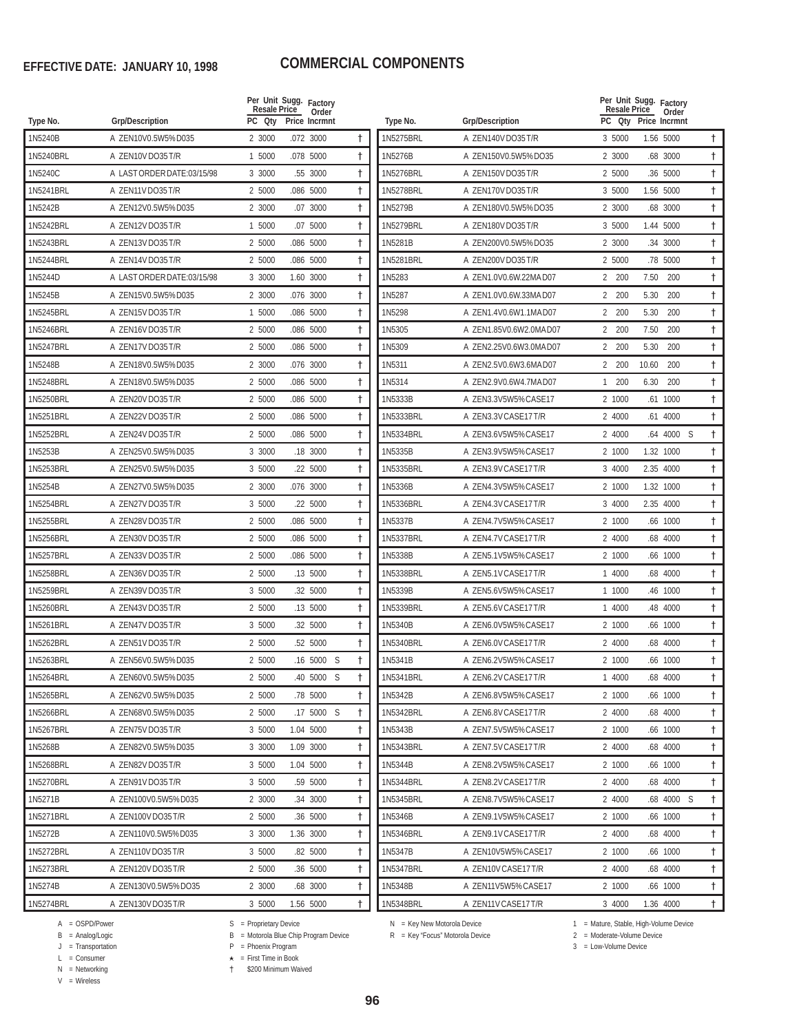**EFFECTIVE DATE: JANUARY 10, 1998**

# COMMERCIAL COMPONENTS

| Type No. | Grp/Description | PC | Per Unit Sugg. Resale Price Qty | Price | Factory Order Incrmnt | | |
|---|---|---|---|---|---|---|---|
| 1N5240B | A ZEN10V0.5W5%D035 | 2 | 3000 | .072 | 3000 | | † |
| 1N5240BRL | A ZEN10V DO35 T/R | 1 | 5000 | .078 | 5000 | | † |
| 1N5240C | A LAST ORDER DATE:03/15/98 | 3 | 3000 | .55 | 3000 | | † |
| 1N5241BRL | A ZEN11V DO35 T/R | 2 | 5000 | .086 | 5000 | | † |
| 1N5242B | A ZEN12V0.5W5%D035 | 2 | 3000 | .07 | 3000 | | † |
| 1N5242BRL | A ZEN12V DO35 T/R | 1 | 5000 | .07 | 5000 | | † |
| 1N5243BRL | A ZEN13V DO35 T/R | 2 | 5000 | .086 | 5000 | | † |
| 1N5244BRL | A ZEN14V DO35 T/R | 2 | 5000 | .086 | 5000 | | † |
| 1N5244D | A LAST ORDER DATE:03/15/98 | 3 | 3000 | 1.60 | 3000 | | † |
| 1N5245B | A ZEN15V0.5W5%D035 | 2 | 3000 | .076 | 3000 | | † |
| 1N5245BRL | A ZEN15V DO35 T/R | 1 | 5000 | .086 | 5000 | | † |
| 1N5246BRL | A ZEN16V DO35 T/R | 2 | 5000 | .086 | 5000 | | † |
| 1N5247BRL | A ZEN17V DO35 T/R | 2 | 5000 | .086 | 5000 | | † |
| 1N5248B | A ZEN18V0.5W5%D035 | 2 | 3000 | .076 | 3000 | | † |
| 1N5248BRL | A ZEN18V0.5W5%D035 | 2 | 5000 | .086 | 5000 | | † |
| 1N5250BRL | A ZEN20V DO35 T/R | 2 | 5000 | .086 | 5000 | | † |
| 1N5251BRL | A ZEN22V DO35 T/R | 2 | 5000 | .086 | 5000 | | † |
| 1N5252BRL | A ZEN24V DO35 T/R | 2 | 5000 | .086 | 5000 | | † |
| 1N5253B | A ZEN25V0.5W5%D035 | 3 | 3000 | .18 | 3000 | | † |
| 1N5253BRL | A ZEN25V0.5W5%D035 | 3 | 5000 | .22 | 5000 | | † |
| 1N5254B | A ZEN27V0.5W5%D035 | 2 | 3000 | .076 | 3000 | | † |
| 1N5254BRL | A ZEN27V DO35 T/R | 3 | 5000 | .22 | 5000 | | † |
| 1N5255BRL | A ZEN28V DO35 T/R | 2 | 5000 | .086 | 5000 | | † |
| 1N5256BRL | A ZEN30V DO35 T/R | 2 | 5000 | .086 | 5000 | | † |
| 1N5257BRL | A ZEN33V DO35 T/R | 2 | 5000 | .086 | 5000 | | † |
| 1N5258BRL | A ZEN36V DO35 T/R | 2 | 5000 | .13 | 5000 | | † |
| 1N5259BRL | A ZEN39V DO35 T/R | 3 | 5000 | .32 | 5000 | | † |
| 1N5260BRL | A ZEN43V DO35 T/R | 2 | 5000 | .13 | 5000 | | † |
| 1N5261BRL | A ZEN47V DO35 T/R | 3 | 5000 | .32 | 5000 | | † |
| 1N5262BRL | A ZEN51V DO35 T/R | 2 | 5000 | .52 | 5000 | | † |
| 1N5263BRL | A ZEN56V0.5W5%D035 | 2 | 5000 | .16 | 5000 | S | † |
| 1N5264BRL | A ZEN60V0.5W5%D035 | 2 | 5000 | .40 | 5000 | S | † |
| 1N5265BRL | A ZEN62V0.5W5%D035 | 2 | 5000 | .78 | 5000 | | † |
| 1N5266BRL | A ZEN68V0.5W5%D035 | 2 | 5000 | .17 | 5000 | S | † |
| 1N5267BRL | A ZEN75V DO35 T/R | 3 | 5000 | 1.04 | 5000 | | † |
| 1N5268B | A ZEN82V0.5W5%D035 | 3 | 3000 | 1.09 | 3000 | | † |
| 1N5268BRL | A ZEN82V DO35 T/R | 3 | 5000 | 1.04 | 5000 | | † |
| 1N5270BRL | A ZEN91V DO35 T/R | 3 | 5000 | .59 | 5000 | | † |
| 1N5271B | A ZEN100V0.5W5%D035 | 2 | 3000 | .34 | 3000 | | † |
| 1N5271BRL | A ZEN100V DO35 T/R | 2 | 5000 | .36 | 5000 | | † |
| 1N5272B | A ZEN110V0.5W5%D035 | 3 | 3000 | 1.36 | 3000 | | † |
| 1N5272BRL | A ZEN110V DO35 T/R | 3 | 5000 | .82 | 5000 | | † |
| 1N5273BRL | A ZEN120V DO35 T/R | 2 | 5000 | .36 | 5000 | | † |
| 1N5274B | A ZEN130V0.5W5%DO35 | 2 | 3000 | .68 | 3000 | | † |
| 1N5274BRL | A ZEN130V DO35 T/R | 3 | 5000 | 1.56 | 5000 | | † |
| 1N5275BRL | A ZEN140V DO35 T/R | 3 | 5000 | 1.56 | 5000 | | † |
| 1N5276B | A ZEN150V0.5W5%DO35 | 2 | 3000 | .68 | 3000 | | † |
| 1N5276BRL | A ZEN150V DO35 T/R | 2 | 5000 | .36 | 5000 | | † |
| 1N5278BRL | A ZEN170V DO35 T/R | 3 | 5000 | 1.56 | 5000 | | † |
| 1N5279B | A ZEN180V0.5W5%DO35 | 2 | 3000 | .68 | 3000 | | † |
| 1N5279BRL | A ZEN180V DO35 T/R | 3 | 5000 | 1.44 | 5000 | | † |
| 1N5281B | A ZEN200V0.5W5%DO35 | 2 | 3000 | .34 | 3000 | | † |
| 1N5281BRL | A ZEN200V DO35 T/R | 2 | 5000 | .78 | 5000 | | † |
| 1N5283 | A ZEN1.0V0.6W.22MA D07 | 2 | 200 | 7.50 | 200 | | † |
| 1N5287 | A ZEN1.0V0.6W.33MA D07 | 2 | 200 | 5.30 | 200 | | † |
| 1N5298 | A ZEN1.4V0.6W1.1MA D07 | 2 | 200 | 5.30 | 200 | | † |
| 1N5305 | A ZEN1.85V0.6W2.0MA D07 | 2 | 200 | 7.50 | 200 | | † |
| 1N5309 | A ZEN2.25V0.6W3.0MA D07 | 2 | 200 | 5.30 | 200 | | † |
| 1N5311 | A ZEN2.5V0.6W3.6MA D07 | 2 | 200 | 10.60 | 200 | | † |
| 1N5314 | A ZEN2.9V0.6W4.7MA D07 | 1 | 200 | 6.30 | 200 | | † |
| 1N5333B | A ZEN3.3V5W5%CASE17 | 2 | 1000 | .61 | 1000 | | † |
| 1N5333BRL | A ZEN3.3V CASE17 T/R | 2 | 4000 | .61 | 4000 | | † |
| 1N5334BRL | A ZEN3.6V5W5%CASE17 | 2 | 4000 | .64 | 4000 | S | † |
| 1N5335B | A ZEN3.9V5W5%CASE17 | 2 | 1000 | 1.32 | 1000 | | † |
| 1N5335BRL | A ZEN3.9V CASE17 T/R | 3 | 4000 | 2.35 | 4000 | | † |
| 1N5336B | A ZEN4.3V5W5%CASE17 | 2 | 1000 | 1.32 | 1000 | | † |
| 1N5336BRL | A ZEN4.3V CASE17 T/R | 3 | 4000 | 2.35 | 4000 | | † |
| 1N5337B | A ZEN4.7V5W5%CASE17 | 2 | 1000 | .66 | 1000 | | † |
| 1N5337BRL | A ZEN4.7V CASE17 T/R | 2 | 4000 | .68 | 4000 | | † |
| 1N5338B | A ZEN5.1V5W5%CASE17 | 2 | 1000 | .66 | 1000 | | † |
| 1N5338BRL | A ZEN5.1V CASE17 T/R | 1 | 4000 | .68 | 4000 | | † |
| 1N5339B | A ZEN5.6V5W5%CASE17 | 1 | 1000 | .46 | 1000 | | † |
| 1N5339BRL | A ZEN5.6V CASE17 T/R | 1 | 4000 | .48 | 4000 | | † |
| 1N5340B | A ZEN6.0V5W5%CASE17 | 2 | 1000 | .66 | 1000 | | † |
| 1N5340BRL | A ZEN6.0V CASE17 T/R | 2 | 4000 | .68 | 4000 | | † |
| 1N5341B | A ZEN6.2V5W5%CASE17 | 2 | 1000 | .66 | 1000 | | † |
| 1N5341BRL | A ZEN6.2V CASE17 T/R | 1 | 4000 | .68 | 4000 | | † |
| 1N5342B | A ZEN6.8V5W5%CASE17 | 2 | 1000 | .66 | 1000 | | † |
| 1N5342BRL | A ZEN6.8V CASE17 T/R | 2 | 4000 | .68 | 4000 | | † |
| 1N5343B | A ZEN7.5V5W5%CASE17 | 2 | 1000 | .66 | 1000 | | † |
| 1N5343BRL | A ZEN7.5V CASE17 T/R | 2 | 4000 | .68 | 4000 | | † |
| 1N5344B | A ZEN8.2V5W5%CASE17 | 2 | 1000 | .66 | 1000 | | † |
| 1N5344BRL | A ZEN8.2V CASE17 T/R | 2 | 4000 | .68 | 4000 | | † |
| 1N5345BRL | A ZEN8.7V5W5%CASE17 | 2 | 4000 | .68 | 4000 | S | † |
| 1N5346B | A ZEN9.1V5W5%CASE17 | 2 | 1000 | .66 | 1000 | | † |
| 1N5346BRL | A ZEN9.1V CASE17 T/R | 2 | 4000 | .68 | 4000 | | † |
| 1N5347B | A ZEN10V5W5%CASE17 | 2 | 1000 | .66 | 1000 | | † |
| 1N5347BRL | A ZEN10V CASE17 T/R | 2 | 4000 | .68 | 4000 | | † |
| 1N5348B | A ZEN11V5W5%CASE17 | 2 | 1000 | .66 | 1000 | | † |
| 1N5348BRL | A ZEN11V CASE17 T/R | 3 | 4000 | 1.36 | 4000 | | † |

A = OSPD/Power
B = Analog/Logic
J = Transportation
L = Consumer
N = Networking
V = Wireless

S = Proprietary Device
B = Motorola Blue Chip Program Device
P = Phoenix Program
★ = First Time in Book
† $200 Minimum Waived

N = Key New Motorola Device
R = Key "Focus" Motorola Device

1 = Mature, Stable, High-Volume Device
2 = Moderate-Volume Device
3 = Low-Volume Device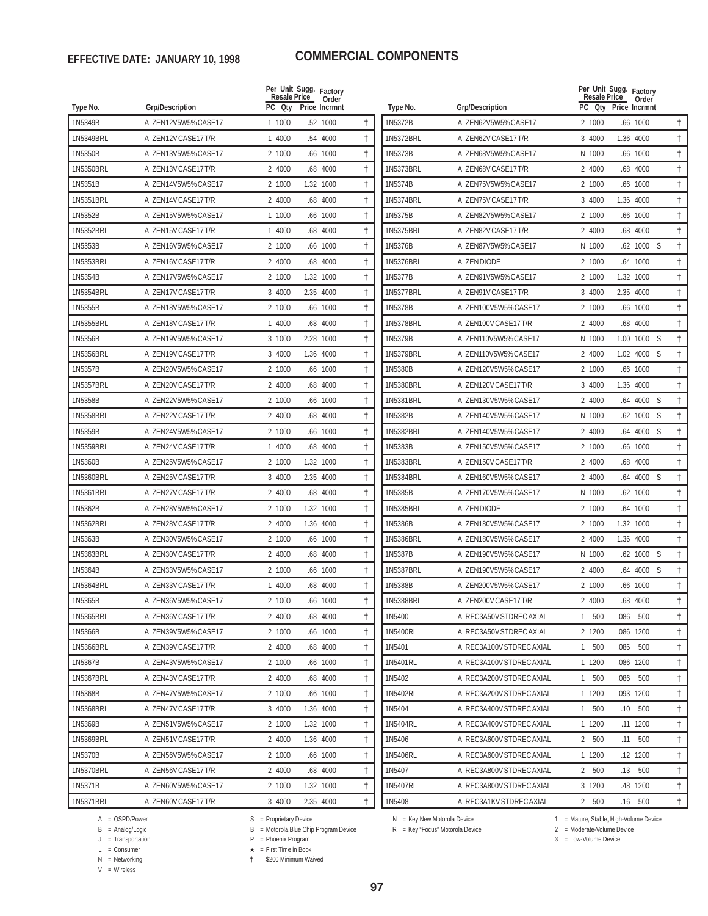**EFFECTIVE DATE: JANUARY 10, 1998**

# COMMERCIAL COMPONENTS

| Type No. | Grp/Description | PC | Per Unit Qty | Sugg. Resale Price | Factory Order Incrmnt | | |
|---|---|---|---|---|---|---|---|
| 1N5349B | A ZEN12V5W5%CASE17 | 1 | 1000 | .52 | 1000 | | † |
| 1N5349BRL | A ZEN12V CASE17 T/R | 1 | 4000 | .54 | 4000 | | † |
| 1N5350B | A ZEN13V5W5%CASE17 | 2 | 1000 | .66 | 1000 | | † |
| 1N5350BRL | A ZEN13V CASE17 T/R | 2 | 4000 | .68 | 4000 | | † |
| 1N5351B | A ZEN14V5W5%CASE17 | 2 | 1000 | 1.32 | 1000 | | † |
| 1N5351BRL | A ZEN14V CASE17 T/R | 2 | 4000 | .68 | 4000 | | † |
| 1N5352B | A ZEN15V5W5%CASE17 | 1 | 1000 | .66 | 1000 | | † |
| 1N5352BRL | A ZEN15V CASE17 T/R | 1 | 4000 | .68 | 4000 | | † |
| 1N5353B | A ZEN16V5W5%CASE17 | 2 | 1000 | .66 | 1000 | | † |
| 1N5353BRL | A ZEN16V CASE17 T/R | 2 | 4000 | .68 | 4000 | | † |
| 1N5354B | A ZEN17V5W5%CASE17 | 2 | 1000 | 1.32 | 1000 | | † |
| 1N5354BRL | A ZEN17V CASE17 T/R | 3 | 4000 | 2.35 | 4000 | | † |
| 1N5355B | A ZEN18V5W5%CASE17 | 2 | 1000 | .66 | 1000 | | † |
| 1N5355BRL | A ZEN18V CASE17 T/R | 1 | 4000 | .68 | 4000 | | † |
| 1N5356B | A ZEN19V5W5%CASE17 | 3 | 1000 | 2.28 | 1000 | | † |
| 1N5356BRL | A ZEN19V CASE17 T/R | 3 | 4000 | 1.36 | 4000 | | † |
| 1N5357B | A ZEN20V5W5%CASE17 | 2 | 1000 | .66 | 1000 | | † |
| 1N5357BRL | A ZEN20V CASE17 T/R | 2 | 4000 | .68 | 4000 | | † |
| 1N5358B | A ZEN22V5W5%CASE17 | 2 | 1000 | .66 | 1000 | | † |
| 1N5358BRL | A ZEN22V CASE17 T/R | 2 | 4000 | .68 | 4000 | | † |
| 1N5359B | A ZEN24V5W5%CASE17 | 2 | 1000 | .66 | 1000 | | † |
| 1N5359BRL | A ZEN24V CASE17 T/R | 1 | 4000 | .68 | 4000 | | † |
| 1N5360B | A ZEN25V5W5%CASE17 | 2 | 1000 | 1.32 | 1000 | | † |
| 1N5360BRL | A ZEN25V CASE17 T/R | 3 | 4000 | 2.35 | 4000 | | † |
| 1N5361BRL | A ZEN27V CASE17 T/R | 2 | 4000 | .68 | 4000 | | † |
| 1N5362B | A ZEN28V5W5%CASE17 | 2 | 1000 | 1.32 | 1000 | | † |
| 1N5362BRL | A ZEN28V CASE17 T/R | 2 | 4000 | 1.36 | 4000 | | † |
| 1N5363B | A ZEN30V5W5%CASE17 | 2 | 1000 | .66 | 1000 | | † |
| 1N5363BRL | A ZEN30V CASE17 T/R | 2 | 4000 | .68 | 4000 | | † |
| 1N5364B | A ZEN33V5W5%CASE17 | 2 | 1000 | .66 | 1000 | | † |
| 1N5364BRL | A ZEN33V CASE17 T/R | 1 | 4000 | .68 | 4000 | | † |
| 1N5365B | A ZEN36V5W5%CASE17 | 2 | 1000 | .66 | 1000 | | † |
| 1N5365BRL | A ZEN36V CASE17 T/R | 2 | 4000 | .68 | 4000 | | † |
| 1N5366B | A ZEN39V5W5%CASE17 | 2 | 1000 | .66 | 1000 | | † |
| 1N5366BRL | A ZEN39V CASE17 T/R | 2 | 4000 | .68 | 4000 | | † |
| 1N5367B | A ZEN43V5W5%CASE17 | 2 | 1000 | .66 | 1000 | | † |
| 1N5367BRL | A ZEN43V CASE17 T/R | 2 | 4000 | .68 | 4000 | | † |
| 1N5368B | A ZEN47V5W5%CASE17 | 2 | 1000 | .66 | 1000 | | † |
| 1N5368BRL | A ZEN47V CASE17 T/R | 3 | 4000 | 1.36 | 4000 | | † |
| 1N5369B | A ZEN51V5W5%CASE17 | 2 | 1000 | 1.32 | 1000 | | † |
| 1N5369BRL | A ZEN51V CASE17 T/R | 2 | 4000 | 1.36 | 4000 | | † |
| 1N5370B | A ZEN56V5W5%CASE17 | 2 | 1000 | .66 | 1000 | | † |
| 1N5370BRL | A ZEN56V CASE17 T/R | 2 | 4000 | .68 | 4000 | | † |
| 1N5371B | A ZEN60V5W5%CASE17 | 2 | 1000 | 1.32 | 1000 | | † |
| 1N5371BRL | A ZEN60V CASE17 T/R | 3 | 4000 | 2.35 | 4000 | | † |
| 1N5372B | A ZEN62V5W5%CASE17 | 2 | 1000 | .66 | 1000 | | † |
| 1N5372BRL | A ZEN62V CASE17 T/R | 3 | 4000 | 1.36 | 4000 | | † |
| 1N5373B | A ZEN68V5W5%CASE17 | N | 1000 | .66 | 1000 | | † |
| 1N5373BRL | A ZEN68V CASE17 T/R | 2 | 4000 | .68 | 4000 | | † |
| 1N5374B | A ZEN75V5W5%CASE17 | 2 | 1000 | .66 | 1000 | | † |
| 1N5374BRL | A ZEN75V CASE17 T/R | 3 | 4000 | 1.36 | 4000 | | † |
| 1N5375B | A ZEN82V5W5%CASE17 | 2 | 1000 | .66 | 1000 | | † |
| 1N5375BRL | A ZEN82V CASE17 T/R | 2 | 4000 | .68 | 4000 | | † |
| 1N5376B | A ZEN87V5W5%CASE17 | N | 1000 | .62 | 1000 | S | † |
| 1N5376BRL | A ZEN DIODE | 2 | 1000 | .64 | 1000 | | † |
| 1N5377B | A ZEN91V5W5%CASE17 | 2 | 1000 | 1.32 | 1000 | | † |
| 1N5377BRL | A ZEN91V CASE17 T/R | 3 | 4000 | 2.35 | 4000 | | † |
| 1N5378B | A ZEN100V5W5%CASE17 | 2 | 1000 | .66 | 1000 | | † |
| 1N5378BRL | A ZEN100V CASE17 T/R | 2 | 4000 | .68 | 4000 | | † |
| 1N5379B | A ZEN110V5W5%CASE17 | N | 1000 | 1.00 | 1000 | S | † |
| 1N5379BRL | A ZEN110V5W5%CASE17 | 2 | 4000 | 1.02 | 4000 | S | † |
| 1N5380B | A ZEN120V5W5%CASE17 | 2 | 1000 | .66 | 1000 | | † |
| 1N5380BRL | A ZEN120V CASE17 T/R | 3 | 4000 | 1.36 | 4000 | | † |
| 1N5381BRL | A ZEN130V5W5%CASE17 | 2 | 4000 | .64 | 4000 | S | † |
| 1N5382B | A ZEN140V5W5%CASE17 | N | 1000 | .62 | 1000 | S | † |
| 1N5382BRL | A ZEN140V5W5%CASE17 | 2 | 4000 | .64 | 4000 | S | † |
| 1N5383B | A ZEN150V5W5%CASE17 | 2 | 1000 | .66 | 1000 | | † |
| 1N5383BRL | A ZEN150V CASE17 T/R | 2 | 4000 | .68 | 4000 | | † |
| 1N5384BRL | A ZEN160V5W5%CASE17 | 2 | 4000 | .64 | 4000 | S | † |
| 1N5385B | A ZEN170V5W5%CASE17 | N | 1000 | .62 | 1000 | | † |
| 1N5385BRL | A ZEN DIODE | 2 | 1000 | .64 | 1000 | | † |
| 1N5386B | A ZEN180V5W5%CASE17 | 2 | 1000 | 1.32 | 1000 | | † |
| 1N5386BRL | A ZEN180V5W5%CASE17 | 2 | 4000 | 1.36 | 4000 | | † |
| 1N5387B | A ZEN190V5W5%CASE17 | N | 1000 | .62 | 1000 | S | † |
| 1N5387BRL | A ZEN190V5W5%CASE17 | 2 | 4000 | .64 | 4000 | S | † |
| 1N5388B | A ZEN200V5W5%CASE17 | 2 | 1000 | .66 | 1000 | | † |
| 1N5388BRL | A ZEN200V CASE17 T/R | 2 | 4000 | .68 | 4000 | | † |
| 1N5400 | A REC3A50V STDREC AXIAL | 1 | 500 | .086 | 500 | | † |
| 1N5400RL | A REC3A50V STDREC AXIAL | 2 | 1200 | .086 | 1200 | | † |
| 1N5401 | A REC3A100V STDREC AXIAL | 1 | 500 | .086 | 500 | | † |
| 1N5401RL | A REC3A100V STDREC AXIAL | 1 | 1200 | .086 | 1200 | | † |
| 1N5402 | A REC3A200V STDREC AXIAL | 1 | 500 | .086 | 500 | | † |
| 1N5402RL | A REC3A200V STDREC AXIAL | 1 | 1200 | .093 | 1200 | | † |
| 1N5404 | A REC3A400V STDREC AXIAL | 1 | 500 | .10 | 500 | | † |
| 1N5404RL | A REC3A400V STDREC AXIAL | 1 | 1200 | .11 | 1200 | | † |
| 1N5406 | A REC3A600V STDREC AXIAL | 2 | 500 | .11 | 500 | | † |
| 1N5406RL | A REC3A600V STDREC AXIAL | 1 | 1200 | .12 | 1200 | | † |
| 1N5407 | A REC3A800V STDREC AXIAL | 2 | 500 | .13 | 500 | | † |
| 1N5407RL | A REC3A800V STDREC AXIAL | 3 | 1200 | .48 | 1200 | | † |
| 1N5408 | A REC3A1KV STDREC AXIAL | 2 | 500 | .16 | 500 | | † |

A = OSPD/Power
B = Analog/Logic
J = Transportation
L = Consumer
N = Networking
V = Wireless

S = Proprietary Device
B = Motorola Blue Chip Program Device
P = Phoenix Program
★ = First Time in Book
† $200 Minimum Waived

N = Key New Motorola Device
R = Key "Focus" Motorola Device

1 = Mature, Stable, High-Volume Device
2 = Moderate-Volume Device
3 = Low-Volume Device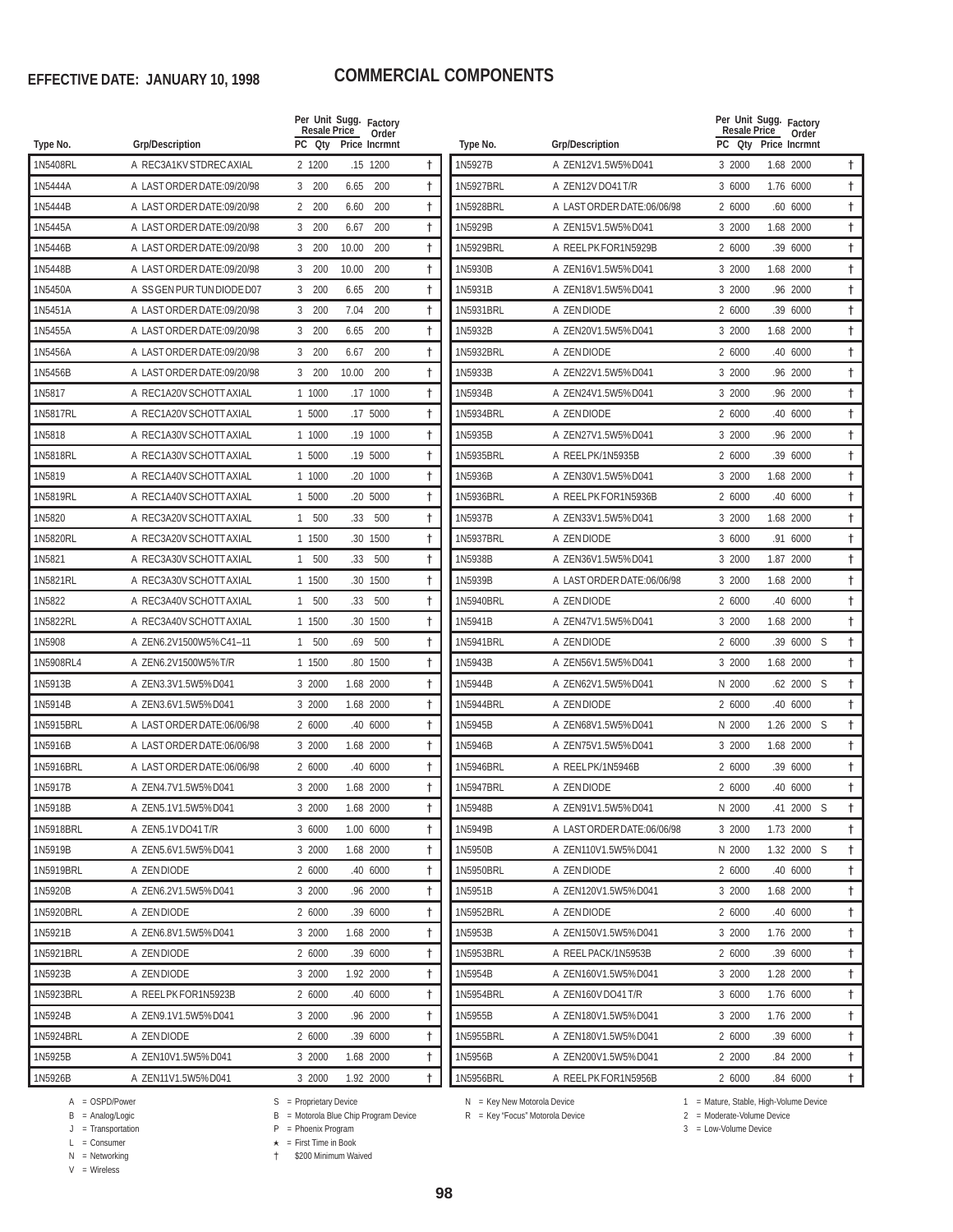**EFFECTIVE DATE: JANUARY 10, 1998**

# COMMERCIAL COMPONENTS

| Type No. | Grp/Description | PC | Per Unit Sugg. Resale Price Qty | Price | Factory Order Incrmnt | | |
|---|---|---|---|---|---|---|---|
| 1N5408RL | A REC3A1KV STDREC AXIAL | 2 | 1200 | .15 | 1200 | | † |
| 1N5444A | A LAST ORDER DATE:09/20/98 | 3 | 200 | 6.65 | 200 | | † |
| 1N5444B | A LAST ORDER DATE:09/20/98 | 2 | 200 | 6.60 | 200 | | † |
| 1N5445A | A LAST ORDER DATE:09/20/98 | 3 | 200 | 6.67 | 200 | | † |
| 1N5446B | A LAST ORDER DATE:09/20/98 | 3 | 200 | 10.00 | 200 | | † |
| 1N5448B | A LAST ORDER DATE:09/20/98 | 3 | 200 | 10.00 | 200 | | † |
| 1N5450A | A SS GEN PUR TUN DIODE D07 | 3 | 200 | 6.65 | 200 | | † |
| 1N5451A | A LAST ORDER DATE:09/20/98 | 3 | 200 | 7.04 | 200 | | † |
| 1N5455A | A LAST ORDER DATE:09/20/98 | 3 | 200 | 6.65 | 200 | | † |
| 1N5456A | A LAST ORDER DATE:09/20/98 | 3 | 200 | 6.67 | 200 | | † |
| 1N5456B | A LAST ORDER DATE:09/20/98 | 3 | 200 | 10.00 | 200 | | † |
| 1N5817 | A REC1A20V SCHOTT AXIAL | 1 | 1000 | .17 | 1000 | | † |
| 1N5817RL | A REC1A20V SCHOTT AXIAL | 1 | 5000 | .17 | 5000 | | † |
| 1N5818 | A REC1A30V SCHOTT AXIAL | 1 | 1000 | .19 | 1000 | | † |
| 1N5818RL | A REC1A30V SCHOTT AXIAL | 1 | 5000 | .19 | 5000 | | † |
| 1N5819 | A REC1A40V SCHOTT AXIAL | 1 | 1000 | .20 | 1000 | | † |
| 1N5819RL | A REC1A40V SCHOTT AXIAL | 1 | 5000 | .20 | 5000 | | † |
| 1N5820 | A REC3A20V SCHOTT AXIAL | 1 | 500 | .33 | 500 | | † |
| 1N5820RL | A REC3A20V SCHOTT AXIAL | 1 | 1500 | .30 | 1500 | | † |
| 1N5821 | A REC3A30V SCHOTT AXIAL | 1 | 500 | .33 | 500 | | † |
| 1N5821RL | A REC3A30V SCHOTT AXIAL | 1 | 1500 | .30 | 1500 | | † |
| 1N5822 | A REC3A40V SCHOTT AXIAL | 1 | 500 | .33 | 500 | | † |
| 1N5822RL | A REC3A40V SCHOTT AXIAL | 1 | 1500 | .30 | 1500 | | † |
| 1N5908 | A ZEN6.2V1500W5% C41–11 | 1 | 500 | .69 | 500 | | † |
| 1N5908RL4 | A ZEN6.2V1500W5% T/R | 1 | 1500 | .80 | 1500 | | † |
| 1N5913B | A ZEN3.3V1.5W5% D041 | 3 | 2000 | 1.68 | 2000 | | † |
| 1N5914B | A ZEN3.6V1.5W5% D041 | 3 | 2000 | 1.68 | 2000 | | † |
| 1N5915BRL | A LAST ORDER DATE:06/06/98 | 2 | 6000 | .40 | 6000 | | † |
| 1N5916B | A LAST ORDER DATE:06/06/98 | 3 | 2000 | 1.68 | 2000 | | † |
| 1N5916BRL | A LAST ORDER DATE:06/06/98 | 2 | 6000 | .40 | 6000 | | † |
| 1N5917B | A ZEN4.7V1.5W5% D041 | 3 | 2000 | 1.68 | 2000 | | † |
| 1N5918B | A ZEN5.1V1.5W5% D041 | 3 | 2000 | 1.68 | 2000 | | † |
| 1N5918BRL | A ZEN5.1V DO41 T/R | 3 | 6000 | 1.00 | 6000 | | † |
| 1N5919B | A ZEN5.6V1.5W5% D041 | 3 | 2000 | 1.68 | 2000 | | † |
| 1N5919BRL | A ZEN DIODE | 2 | 6000 | .40 | 6000 | | † |
| 1N5920B | A ZEN6.2V1.5W5% D041 | 3 | 2000 | .96 | 2000 | | † |
| 1N5920BRL | A ZEN DIODE | 2 | 6000 | .39 | 6000 | | † |
| 1N5921B | A ZEN6.8V1.5W5% D041 | 3 | 2000 | 1.68 | 2000 | | † |
| 1N5921BRL | A ZEN DIODE | 2 | 6000 | .39 | 6000 | | † |
| 1N5923B | A ZEN DIODE | 3 | 2000 | 1.92 | 2000 | | † |
| 1N5923BRL | A REEL PK FOR1N5923B | 2 | 6000 | .40 | 6000 | | † |
| 1N5924B | A ZEN9.1V1.5W5% D041 | 3 | 2000 | .96 | 2000 | | † |
| 1N5924BRL | A ZEN DIODE | 2 | 6000 | .39 | 6000 | | † |
| 1N5925B | A ZEN10V1.5W5% D041 | 3 | 2000 | 1.68 | 2000 | | † |
| 1N5926B | A ZEN11V1.5W5% D041 | 3 | 2000 | 1.92 | 2000 | | † |
| 1N5927B | A ZEN12V1.5W5% D041 | 3 | 2000 | 1.68 | 2000 | | † |
| 1N5927BRL | A ZEN12V DO41 T/R | 3 | 6000 | 1.76 | 6000 | | † |
| 1N5928BRL | A LAST ORDER DATE:06/06/98 | 2 | 6000 | .60 | 6000 | | † |
| 1N5929B | A ZEN15V1.5W5% D041 | 3 | 2000 | 1.68 | 2000 | | † |
| 1N5929BRL | A REEL PK FOR1N5929B | 2 | 6000 | .39 | 6000 | | † |
| 1N5930B | A ZEN16V1.5W5% D041 | 3 | 2000 | 1.68 | 2000 | | † |
| 1N5931B | A ZEN18V1.5W5% D041 | 3 | 2000 | .96 | 2000 | | † |
| 1N5931BRL | A ZEN DIODE | 2 | 6000 | .39 | 6000 | | † |
| 1N5932B | A ZEN20V1.5W5% D041 | 3 | 2000 | 1.68 | 2000 | | † |
| 1N5932BRL | A ZEN DIODE | 2 | 6000 | .40 | 6000 | | † |
| 1N5933B | A ZEN22V1.5W5% D041 | 3 | 2000 | .96 | 2000 | | † |
| 1N5934B | A ZEN24V1.5W5% D041 | 3 | 2000 | .96 | 2000 | | † |
| 1N5934BRL | A ZEN DIODE | 2 | 6000 | .40 | 6000 | | † |
| 1N5935B | A ZEN27V1.5W5% D041 | 3 | 2000 | .96 | 2000 | | † |
| 1N5935BRL | A REEL PK/1N5935B | 2 | 6000 | .39 | 6000 | | † |
| 1N5936B | A ZEN30V1.5W5% D041 | 3 | 2000 | 1.68 | 2000 | | † |
| 1N5936BRL | A REEL PK FOR1N5936B | 2 | 6000 | .40 | 6000 | | † |
| 1N5937B | A ZEN33V1.5W5% D041 | 3 | 2000 | 1.68 | 2000 | | † |
| 1N5937BRL | A ZEN DIODE | 3 | 6000 | .91 | 6000 | | † |
| 1N5938B | A ZEN36V1.5W5% D041 | 3 | 2000 | 1.87 | 2000 | | † |
| 1N5939B | A LAST ORDER DATE:06/06/98 | 3 | 2000 | 1.68 | 2000 | | † |
| 1N5940BRL | A ZEN DIODE | 2 | 6000 | .40 | 6000 | | † |
| 1N5941B | A ZEN47V1.5W5% D041 | 3 | 2000 | 1.68 | 2000 | | † |
| 1N5941BRL | A ZEN DIODE | 2 | 6000 | .39 | 6000 | S | † |
| 1N5943B | A ZEN56V1.5W5% D041 | 3 | 2000 | 1.68 | 2000 | | † |
| 1N5944B | A ZEN62V1.5W5% D041 | N | 2000 | .62 | 2000 | S | † |
| 1N5944BRL | A ZEN DIODE | 2 | 6000 | .40 | 6000 | | † |
| 1N5945B | A ZEN68V1.5W5% D041 | N | 2000 | 1.26 | 2000 | S | † |
| 1N5946B | A ZEN75V1.5W5% D041 | 3 | 2000 | 1.68 | 2000 | | † |
| 1N5946BRL | A REEL PK/1N5946B | 2 | 6000 | .39 | 6000 | | † |
| 1N5947BRL | A ZEN DIODE | 2 | 6000 | .40 | 6000 | | † |
| 1N5948B | A ZEN91V1.5W5% D041 | N | 2000 | .41 | 2000 | S | † |
| 1N5949B | A LAST ORDER DATE:06/06/98 | 3 | 2000 | 1.73 | 2000 | | † |
| 1N5950B | A ZEN110V1.5W5% D041 | N | 2000 | 1.32 | 2000 | S | † |
| 1N5950BRL | A ZEN DIODE | 2 | 6000 | .40 | 6000 | | † |
| 1N5951B | A ZEN120V1.5W5% D041 | 3 | 2000 | 1.68 | 2000 | | † |
| 1N5952BRL | A ZEN DIODE | 2 | 6000 | .40 | 6000 | | † |
| 1N5953B | A ZEN150V1.5W5% D041 | 3 | 2000 | 1.76 | 2000 | | † |
| 1N5953BRL | A REEL PACK/1N5953B | 2 | 6000 | .39 | 6000 | | † |
| 1N5954B | A ZEN160V1.5W5% D041 | 3 | 2000 | 1.28 | 2000 | | † |
| 1N5954BRL | A ZEN160V DO41 T/R | 3 | 6000 | 1.76 | 6000 | | † |
| 1N5955B | A ZEN180V1.5W5% D041 | 3 | 2000 | 1.76 | 2000 | | † |
| 1N5955BRL | A ZEN180V1.5W5% D041 | 2 | 6000 | .39 | 6000 | | † |
| 1N5956B | A ZEN200V1.5W5% D041 | 2 | 2000 | .84 | 2000 | | † |
| 1N5956BRL | A REEL PK FOR1N5956B | 2 | 6000 | .84 | 6000 | | † |

A = OSPD/Power
B = Analog/Logic
J = Transportation
L = Consumer
N = Networking
V = Wireless

S = Proprietary Device
B = Motorola Blue Chip Program Device
P = Phoenix Program
★ = First Time in Book
† $200 Minimum Waived

N = Key New Motorola Device
R = Key "Focus" Motorola Device

1 = Mature, Stable, High-Volume Device
2 = Moderate-Volume Device
3 = Low-Volume Device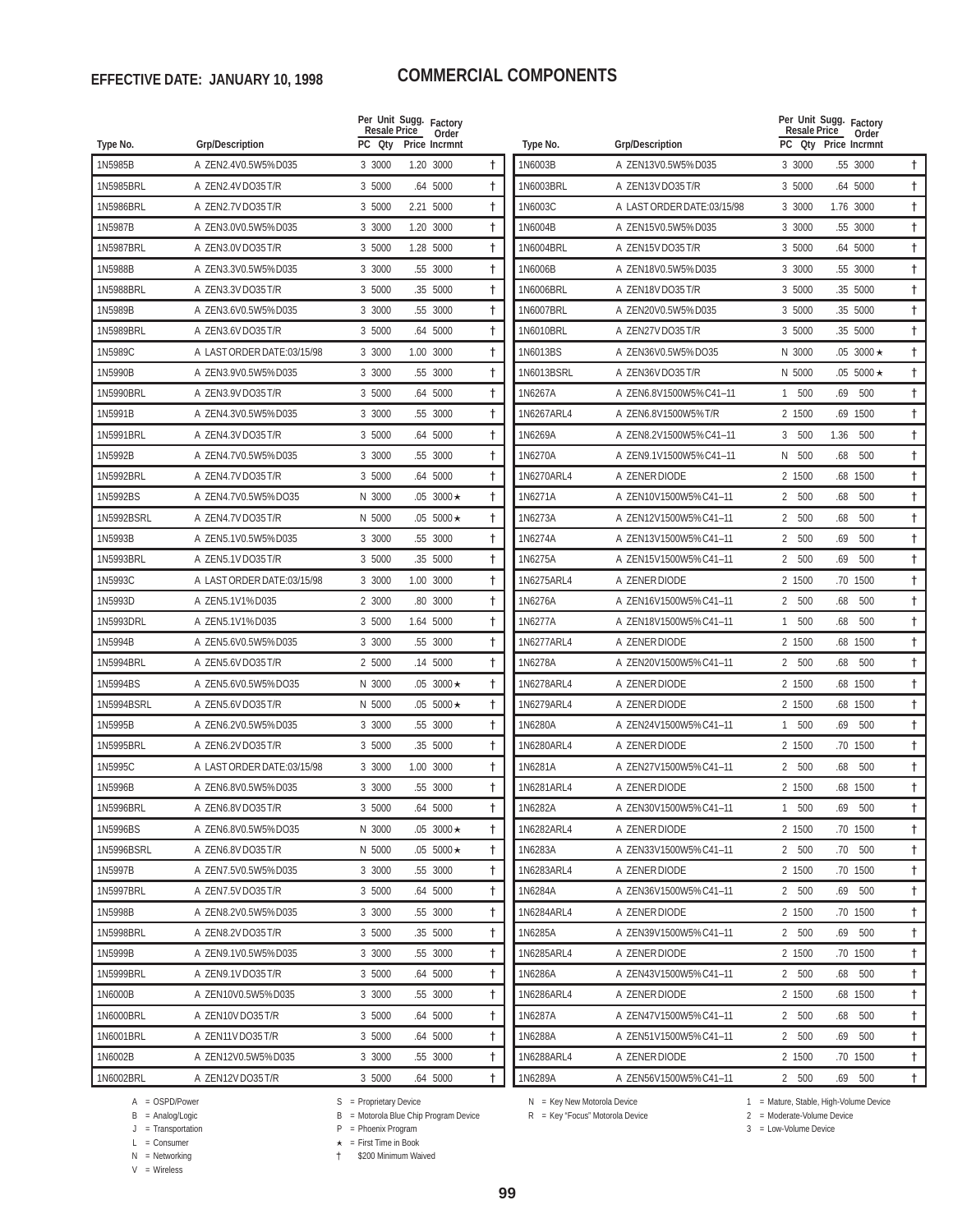**EFFECTIVE DATE: JANUARY 10, 1998**

# COMMERCIAL COMPONENTS

| Type No. | Grp/Description | PC | Qty | Per Unit Sugg. Resale Price | Factory Order Incrmnt | |
|---|---|---|---|---|---|---|
| 1N5985B | A ZEN2.4V0.5W5%D035 | 3 | 3000 | 1.20 | 3000 | † |
| 1N5985BRL | A ZEN2.4V DO35 T/R | 3 | 5000 | .64 | 5000 | † |
| 1N5986BRL | A ZEN2.7V DO35 T/R | 3 | 5000 | 2.21 | 5000 | † |
| 1N5987B | A ZEN3.0V0.5W5%D035 | 3 | 3000 | 1.20 | 3000 | † |
| 1N5987BRL | A ZEN3.0V DO35 T/R | 3 | 5000 | 1.28 | 5000 | † |
| 1N5988B | A ZEN3.3V0.5W5%D035 | 3 | 3000 | .55 | 3000 | † |
| 1N5988BRL | A ZEN3.3V DO35 T/R | 3 | 5000 | .35 | 5000 | † |
| 1N5989B | A ZEN3.6V0.5W5%D035 | 3 | 3000 | .55 | 3000 | † |
| 1N5989BRL | A ZEN3.6V DO35 T/R | 3 | 5000 | .64 | 5000 | † |
| 1N5989C | A LAST ORDER DATE:03/15/98 | 3 | 3000 | 1.00 | 3000 | † |
| 1N5990B | A ZEN3.9V0.5W5%D035 | 3 | 3000 | .55 | 3000 | † |
| 1N5990BRL | A ZEN3.9V DO35 T/R | 3 | 5000 | .64 | 5000 | † |
| 1N5991B | A ZEN4.3V0.5W5%D035 | 3 | 3000 | .55 | 3000 | † |
| 1N5991BRL | A ZEN4.3V DO35 T/R | 3 | 5000 | .64 | 5000 | † |
| 1N5992B | A ZEN4.7V0.5W5%D035 | 3 | 3000 | .55 | 3000 | † |
| 1N5992BRL | A ZEN4.7V DO35 T/R | 3 | 5000 | .64 | 5000 | † |
| 1N5992BS | A ZEN4.7V0.5W5%DO35 | N | 3000 | .05 | 3000★ | † |
| 1N5992BSRL | A ZEN4.7V DO35 T/R | N | 5000 | .05 | 5000★ | † |
| 1N5993B | A ZEN5.1V0.5W5%D035 | 3 | 3000 | .55 | 3000 | † |
| 1N5993BRL | A ZEN5.1V DO35 T/R | 3 | 5000 | .35 | 5000 | † |
| 1N5993C | A LAST ORDER DATE:03/15/98 | 3 | 3000 | 1.00 | 3000 | † |
| 1N5993D | A ZEN5.1V1%D035 | 2 | 3000 | .80 | 3000 | † |
| 1N5993DRL | A ZEN5.1V1%D035 | 3 | 5000 | 1.64 | 5000 | † |
| 1N5994B | A ZEN5.6V0.5W5%D035 | 3 | 3000 | .55 | 3000 | † |
| 1N5994BRL | A ZEN5.6V DO35 T/R | 2 | 5000 | .14 | 5000 | † |
| 1N5994BS | A ZEN5.6V0.5W5%DO35 | N | 3000 | .05 | 3000★ | † |
| 1N5994BSRL | A ZEN5.6V DO35 T/R | N | 5000 | .05 | 5000★ | † |
| 1N5995B | A ZEN6.2V0.5W5%D035 | 3 | 3000 | .55 | 3000 | † |
| 1N5995BRL | A ZEN6.2V DO35 T/R | 3 | 5000 | .35 | 5000 | † |
| 1N5995C | A LAST ORDER DATE:03/15/98 | 3 | 3000 | 1.00 | 3000 | † |
| 1N5996B | A ZEN6.8V0.5W5%D035 | 3 | 3000 | .55 | 3000 | † |
| 1N5996BRL | A ZEN6.8V DO35 T/R | 3 | 5000 | .64 | 5000 | † |
| 1N5996BS | A ZEN6.8V0.5W5%DO35 | N | 3000 | .05 | 3000★ | † |
| 1N5996BSRL | A ZEN6.8V DO35 T/R | N | 5000 | .05 | 5000★ | † |
| 1N5997B | A ZEN7.5V0.5W5%D035 | 3 | 3000 | .55 | 3000 | † |
| 1N5997BRL | A ZEN7.5V DO35 T/R | 3 | 5000 | .64 | 5000 | † |
| 1N5998B | A ZEN8.2V0.5W5%D035 | 3 | 3000 | .55 | 3000 | † |
| 1N5998BRL | A ZEN8.2V DO35 T/R | 3 | 5000 | .35 | 5000 | † |
| 1N5999B | A ZEN9.1V0.5W5%D035 | 3 | 3000 | .55 | 3000 | † |
| 1N5999BRL | A ZEN9.1V DO35 T/R | 3 | 5000 | .64 | 5000 | † |
| 1N6000B | A ZEN10V0.5W5%D035 | 3 | 3000 | .55 | 3000 | † |
| 1N6000BRL | A ZEN10V DO35 T/R | 3 | 5000 | .64 | 5000 | † |
| 1N6001BRL | A ZEN11V DO35 T/R | 3 | 5000 | .64 | 5000 | † |
| 1N6002B | A ZEN12V0.5W5%D035 | 3 | 3000 | .55 | 3000 | † |
| 1N6002BRL | A ZEN12V DO35 T/R | 3 | 5000 | .64 | 5000 | † |
| 1N6003B | A ZEN13V0.5W5%D035 | 3 | 3000 | .55 | 3000 | † |
| 1N6003BRL | A ZEN13V DO35 T/R | 3 | 5000 | .64 | 5000 | † |
| 1N6003C | A LAST ORDER DATE:03/15/98 | 3 | 3000 | 1.76 | 3000 | † |
| 1N6004B | A ZEN15V0.5W5%D035 | 3 | 3000 | .55 | 3000 | † |
| 1N6004BRL | A ZEN15V DO35 T/R | 3 | 5000 | .64 | 5000 | † |
| 1N6006B | A ZEN18V0.5W5%D035 | 3 | 3000 | .55 | 3000 | † |
| 1N6006BRL | A ZEN18V DO35 T/R | 3 | 5000 | .35 | 5000 | † |
| 1N6007BRL | A ZEN20V0.5W5%D035 | 3 | 5000 | .35 | 5000 | † |
| 1N6010BRL | A ZEN27V DO35 T/R | 3 | 5000 | .35 | 5000 | † |
| 1N6013BS | A ZEN36V0.5W5%DO35 | N | 3000 | .05 | 3000★ | † |
| 1N6013BSRL | A ZEN36V DO35 T/R | N | 5000 | .05 | 5000★ | † |
| 1N6267A | A ZEN6.8V1500W5%C41–11 | 1 | 500 | .69 | 500 | † |
| 1N6267ARL4 | A ZEN6.8V1500W5%T/R | 2 | 1500 | .69 | 1500 | † |
| 1N6269A | A ZEN8.2V1500W5%C41–11 | 3 | 500 | 1.36 | 500 | † |
| 1N6270A | A ZEN9.1V1500W5%C41–11 | N | 500 | .68 | 500 | † |
| 1N6270ARL4 | A ZENER DIODE | 2 | 1500 | .68 | 1500 | † |
| 1N6271A | A ZEN10V1500W5%C41–11 | 2 | 500 | .68 | 500 | † |
| 1N6273A | A ZEN12V1500W5%C41–11 | 2 | 500 | .68 | 500 | † |
| 1N6274A | A ZEN13V1500W5%C41–11 | 2 | 500 | .69 | 500 | † |
| 1N6275A | A ZEN15V1500W5%C41–11 | 2 | 500 | .69 | 500 | † |
| 1N6275ARL4 | A ZENER DIODE | 2 | 1500 | .70 | 1500 | † |
| 1N6276A | A ZEN16V1500W5%C41–11 | 2 | 500 | .68 | 500 | † |
| 1N6277A | A ZEN18V1500W5%C41–11 | 1 | 500 | .68 | 500 | † |
| 1N6277ARL4 | A ZENER DIODE | 2 | 1500 | .68 | 1500 | † |
| 1N6278A | A ZEN20V1500W5%C41–11 | 2 | 500 | .68 | 500 | † |
| 1N6278ARL4 | A ZENER DIODE | 2 | 1500 | .68 | 1500 | † |
| 1N6279ARL4 | A ZENER DIODE | 2 | 1500 | .68 | 1500 | † |
| 1N6280A | A ZEN24V1500W5%C41–11 | 1 | 500 | .69 | 500 | † |
| 1N6280ARL4 | A ZENER DIODE | 2 | 1500 | .70 | 1500 | † |
| 1N6281A | A ZEN27V1500W5%C41–11 | 2 | 500 | .68 | 500 | † |
| 1N6281ARL4 | A ZENER DIODE | 2 | 1500 | .68 | 1500 | † |
| 1N6282A | A ZEN30V1500W5%C41–11 | 1 | 500 | .69 | 500 | † |
| 1N6282ARL4 | A ZENER DIODE | 2 | 1500 | .70 | 1500 | † |
| 1N6283A | A ZEN33V1500W5%C41–11 | 2 | 500 | .70 | 500 | † |
| 1N6283ARL4 | A ZENER DIODE | 2 | 1500 | .70 | 1500 | † |
| 1N6284A | A ZEN36V1500W5%C41–11 | 2 | 500 | .69 | 500 | † |
| 1N6284ARL4 | A ZENER DIODE | 2 | 1500 | .70 | 1500 | † |
| 1N6285A | A ZEN39V1500W5%C41–11 | 2 | 500 | .69 | 500 | † |
| 1N6285ARL4 | A ZENER DIODE | 2 | 1500 | .70 | 1500 | † |
| 1N6286A | A ZEN43V1500W5%C41–11 | 2 | 500 | .68 | 500 | † |
| 1N6286ARL4 | A ZENER DIODE | 2 | 1500 | .68 | 1500 | † |
| 1N6287A | A ZEN47V1500W5%C41–11 | 2 | 500 | .68 | 500 | † |
| 1N6288A | A ZEN51V1500W5%C41–11 | 2 | 500 | .69 | 500 | † |
| 1N6288ARL4 | A ZENER DIODE | 2 | 1500 | .70 | 1500 | † |
| 1N6289A | A ZEN56V1500W5%C41–11 | 2 | 500 | .69 | 500 | † |

A = OSPD/Power
B = Analog/Logic
J = Transportation
L = Consumer
N = Networking
V = Wireless

S = Proprietary Device
B = Motorola Blue Chip Program Device
P = Phoenix Program
★ = First Time in Book
† $200 Minimum Waived

N = Key New Motorola Device
R = Key "Focus" Motorola Device

1 = Mature, Stable, High-Volume Device
2 = Moderate-Volume Device
3 = Low-Volume Device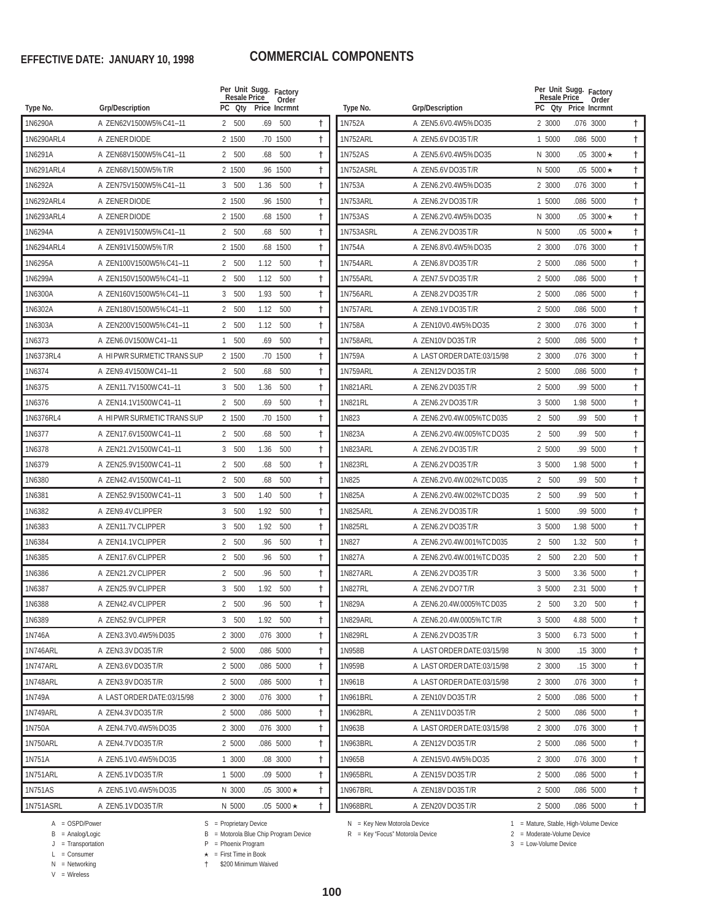# EFFECTIVE DATE: JANUARY 10, 1998

# COMMERCIAL COMPONENTS

| Type No. | Grp/Description | PC | Per Unit Resale Qty | Sugg. Resale Price | Factory Order Incrmnt | |
|---|---|---|---|---|---|---|
| 1N6290A | A ZEN62V1500W5% C41–11 | 2 | 500 | .69 | 500 | † |
| 1N6290ARL4 | A ZENER DIODE | 2 | 1500 | .70 | 1500 | † |
| 1N6291A | A ZEN68V1500W5% C41–11 | 2 | 500 | .68 | 500 | † |
| 1N6291ARL4 | A ZEN68V1500W5% T/R | 2 | 1500 | .96 | 1500 | † |
| 1N6292A | A ZEN75V1500W5% C41–11 | 3 | 500 | 1.36 | 500 | † |
| 1N6292ARL4 | A ZENER DIODE | 2 | 1500 | .96 | 1500 | † |
| 1N6293ARL4 | A ZENER DIODE | 2 | 1500 | .68 | 1500 | † |
| 1N6294A | A ZEN91V1500W5% C41–11 | 2 | 500 | .68 | 500 | † |
| 1N6294ARL4 | A ZEN91V1500W5% T/R | 2 | 1500 | .68 | 1500 | † |
| 1N6295A | A ZEN100V1500W5% C41–11 | 2 | 500 | 1.12 | 500 | † |
| 1N6299A | A ZEN150V1500W5% C41–11 | 2 | 500 | 1.12 | 500 | † |
| 1N6300A | A ZEN160V1500W5% C41–11 | 3 | 500 | 1.93 | 500 | † |
| 1N6302A | A ZEN180V1500W5% C41–11 | 2 | 500 | 1.12 | 500 | † |
| 1N6303A | A ZEN200V1500W5% C41–11 | 2 | 500 | 1.12 | 500 | † |
| 1N6373 | A ZEN6.0V1500W C41–11 | 1 | 500 | .69 | 500 | † |
| 1N6373RL4 | A HI PWR SURMETIC TRANS SUP | 2 | 1500 | .70 | 1500 | † |
| 1N6374 | A ZEN9.4V1500W C41–11 | 2 | 500 | .68 | 500 | † |
| 1N6375 | A ZEN11.7V1500W C41–11 | 3 | 500 | 1.36 | 500 | † |
| 1N6376 | A ZEN14.1V1500W C41–11 | 2 | 500 | .69 | 500 | † |
| 1N6376RL4 | A HI PWR SURMETIC TRANS SUP | 2 | 1500 | .70 | 1500 | † |
| 1N6377 | A ZEN17.6V1500W C41–11 | 2 | 500 | .68 | 500 | † |
| 1N6378 | A ZEN21.2V1500W C41–11 | 3 | 500 | 1.36 | 500 | † |
| 1N6379 | A ZEN25.9V1500W C41–11 | 2 | 500 | .68 | 500 | † |
| 1N6380 | A ZEN42.4V1500W C41–11 | 2 | 500 | .68 | 500 | † |
| 1N6381 | A ZEN52.9V1500W C41–11 | 3 | 500 | 1.40 | 500 | † |
| 1N6382 | A ZEN9.4V CLIPPER | 3 | 500 | 1.92 | 500 | † |
| 1N6383 | A ZEN11.7V CLIPPER | 3 | 500 | 1.92 | 500 | † |
| 1N6384 | A ZEN14.1V CLIPPER | 2 | 500 | .96 | 500 | † |
| 1N6385 | A ZEN17.6V CLIPPER | 2 | 500 | .96 | 500 | † |
| 1N6386 | A ZEN21.2V CLIPPER | 2 | 500 | .96 | 500 | † |
| 1N6387 | A ZEN25.9V CLIPPER | 3 | 500 | 1.92 | 500 | † |
| 1N6388 | A ZEN42.4V CLIPPER | 2 | 500 | .96 | 500 | † |
| 1N6389 | A ZEN52.9V CLIPPER | 3 | 500 | 1.92 | 500 | † |
| 1N746A | A ZEN3.3V0.4W5% D035 | 2 | 3000 | .076 | 3000 | † |
| 1N746ARL | A ZEN3.3V DO35 T/R | 2 | 5000 | .086 | 5000 | † |
| 1N747ARL | A ZEN3.6V DO35 T/R | 2 | 5000 | .086 | 5000 | † |
| 1N748ARL | A ZEN3.9V DO35 T/R | 2 | 5000 | .086 | 5000 | † |
| 1N749A | A LAST ORDER DATE:03/15/98 | 2 | 3000 | .076 | 3000 | † |
| 1N749ARL | A ZEN4.3V DO35 T/R | 2 | 5000 | .086 | 5000 | † |
| 1N750A | A ZEN4.7V0.4W5% DO35 | 2 | 3000 | .076 | 3000 | † |
| 1N750ARL | A ZEN4.7V DO35 T/R | 2 | 5000 | .086 | 5000 | † |
| 1N751A | A ZEN5.1V0.4W5% DO35 | 1 | 3000 | .08 | 3000 | † |
| 1N751ARL | A ZEN5.1V DO35 T/R | 1 | 5000 | .09 | 5000 | † |
| 1N751AS | A ZEN5.1V0.4W5% DO35 | N | 3000 | .05 | 3000 ★ | † |
| 1N751ASRL | A ZEN5.1V DO35 T/R | N | 5000 | .05 | 5000 ★ | † |
| 1N752A | A ZEN5.6V0.4W5% DO35 | 2 | 3000 | .076 | 3000 | † |
| 1N752ARL | A ZEN5.6V DO35 T/R | 1 | 5000 | .086 | 5000 | † |
| 1N752AS | A ZEN5.6V0.4W5% DO35 | N | 3000 | .05 | 3000 ★ | † |
| 1N752ASRL | A ZEN5.6V DO35 T/R | N | 5000 | .05 | 5000 ★ | † |
| 1N753A | A ZEN6.2V0.4W5% DO35 | 2 | 3000 | .076 | 3000 | † |
| 1N753ARL | A ZEN6.2V DO35 T/R | 1 | 5000 | .086 | 5000 | † |
| 1N753AS | A ZEN6.2V0.4W5% DO35 | N | 3000 | .05 | 3000 ★ | † |
| 1N753ASRL | A ZEN6.2V DO35 T/R | N | 5000 | .05 | 5000 ★ | † |
| 1N754A | A ZEN6.8V0.4W5% DO35 | 2 | 3000 | .076 | 3000 | † |
| 1N754ARL | A ZEN6.8V DO35 T/R | 2 | 5000 | .086 | 5000 | † |
| 1N755ARL | A ZEN7.5V DO35 T/R | 2 | 5000 | .086 | 5000 | † |
| 1N756ARL | A ZEN8.2V DO35 T/R | 2 | 5000 | .086 | 5000 | † |
| 1N757ARL | A ZEN9.1V DO35 T/R | 2 | 5000 | .086 | 5000 | † |
| 1N758A | A ZEN10V0.4W5% DO35 | 2 | 3000 | .076 | 3000 | † |
| 1N758ARL | A ZEN10V DO35 T/R | 2 | 5000 | .086 | 5000 | † |
| 1N759A | A LAST ORDER DATE:03/15/98 | 2 | 3000 | .076 | 3000 | † |
| 1N759ARL | A ZEN12V DO35 T/R | 2 | 5000 | .086 | 5000 | † |
| 1N821ARL | A ZEN6.2V D035 T/R | 2 | 5000 | .99 | 5000 | † |
| 1N821RL | A ZEN6.2V DO35 T/R | 3 | 5000 | 1.98 | 5000 | † |
| 1N823 | A ZEN6.2V0.4W.005% TC D035 | 2 | 500 | .99 | 500 | † |
| 1N823A | A ZEN6.2V0.4W.005% TC DO35 | 2 | 500 | .99 | 500 | † |
| 1N823ARL | A ZEN6.2V DO35 T/R | 2 | 5000 | .99 | 5000 | † |
| 1N823RL | A ZEN6.2V DO35 T/R | 3 | 5000 | 1.98 | 5000 | † |
| 1N825 | A ZEN6.2V0.4W.002% TC D035 | 2 | 500 | .99 | 500 | † |
| 1N825A | A ZEN6.2V0.4W.002% TC DO35 | 2 | 500 | .99 | 500 | † |
| 1N825ARL | A ZEN6.2V DO35 T/R | 1 | 5000 | .99 | 5000 | † |
| 1N825RL | A ZEN6.2V DO35 T/R | 3 | 5000 | 1.98 | 5000 | † |
| 1N827 | A ZEN6.2V0.4W.001% TC D035 | 2 | 500 | 1.32 | 500 | † |
| 1N827A | A ZEN6.2V0.4W.001% TC DO35 | 2 | 500 | 2.20 | 500 | † |
| 1N827ARL | A ZEN6.2V DO35 T/R | 3 | 5000 | 3.36 | 5000 | † |
| 1N827RL | A ZEN6.2V DO7 T/R | 3 | 5000 | 2.31 | 5000 | † |
| 1N829A | A ZEN6.20.4W.0005% TC D035 | 2 | 500 | 3.20 | 500 | † |
| 1N829ARL | A ZEN6.20.4W.0005% TC T/R | 3 | 5000 | 4.88 | 5000 | † |
| 1N829RL | A ZEN6.2V DO35 T/R | 3 | 5000 | 6.73 | 5000 | † |
| 1N958B | A LAST ORDER DATE:03/15/98 | N | 3000 | .15 | 3000 | † |
| 1N959B | A LAST ORDER DATE:03/15/98 | 2 | 3000 | .15 | 3000 | † |
| 1N961B | A LAST ORDER DATE:03/15/98 | 2 | 3000 | .076 | 3000 | † |
| 1N961BRL | A ZEN10V DO35 T/R | 2 | 5000 | .086 | 5000 | † |
| 1N962BRL | A ZEN11V DO35 T/R | 2 | 5000 | .086 | 5000 | † |
| 1N963B | A LAST ORDER DATE:03/15/98 | 2 | 3000 | .076 | 3000 | † |
| 1N963BRL | A ZEN12V DO35 T/R | 2 | 5000 | .086 | 5000 | † |
| 1N965B | A ZEN15V0.4W5% DO35 | 2 | 3000 | .076 | 3000 | † |
| 1N965BRL | A ZEN15V DO35 T/R | 2 | 5000 | .086 | 5000 | † |
| 1N967BRL | A ZEN18V DO35 T/R | 2 | 5000 | .086 | 5000 | † |
| 1N968BRL | A ZEN20V DO35 T/R | 2 | 5000 | .086 | 5000 | † |

A = OSPD/Power
B = Analog/Logic
J = Transportation
L = Consumer
N = Networking
V = Wireless

S = Proprietary Device
B = Motorola Blue Chip Program Device
P = Phoenix Program
★ = First Time in Book
† $200 Minimum Waived

N = Key New Motorola Device
R = Key "Focus" Motorola Device

1 = Mature, Stable, High-Volume Device
2 = Moderate-Volume Device
3 = Low-Volume Device